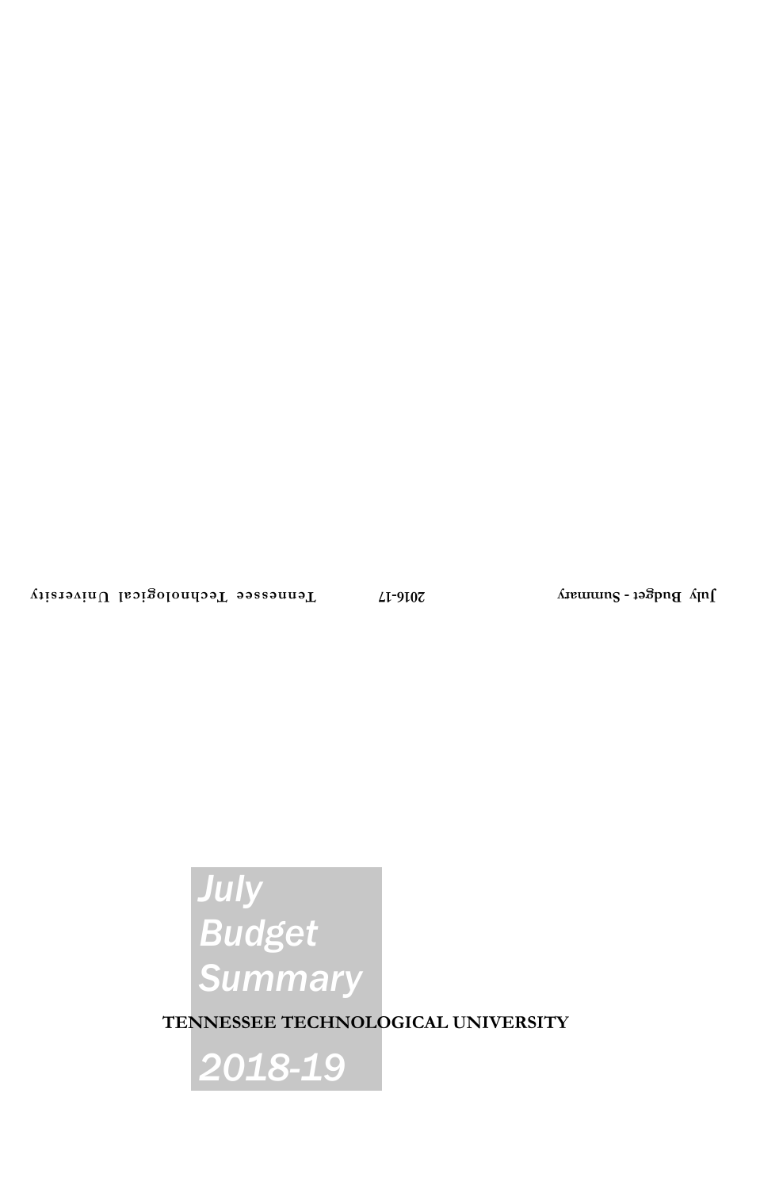# July Budget Summary

**TENNESSEE TECHNOLOGICAL UNIVERSITY**

# 2018-19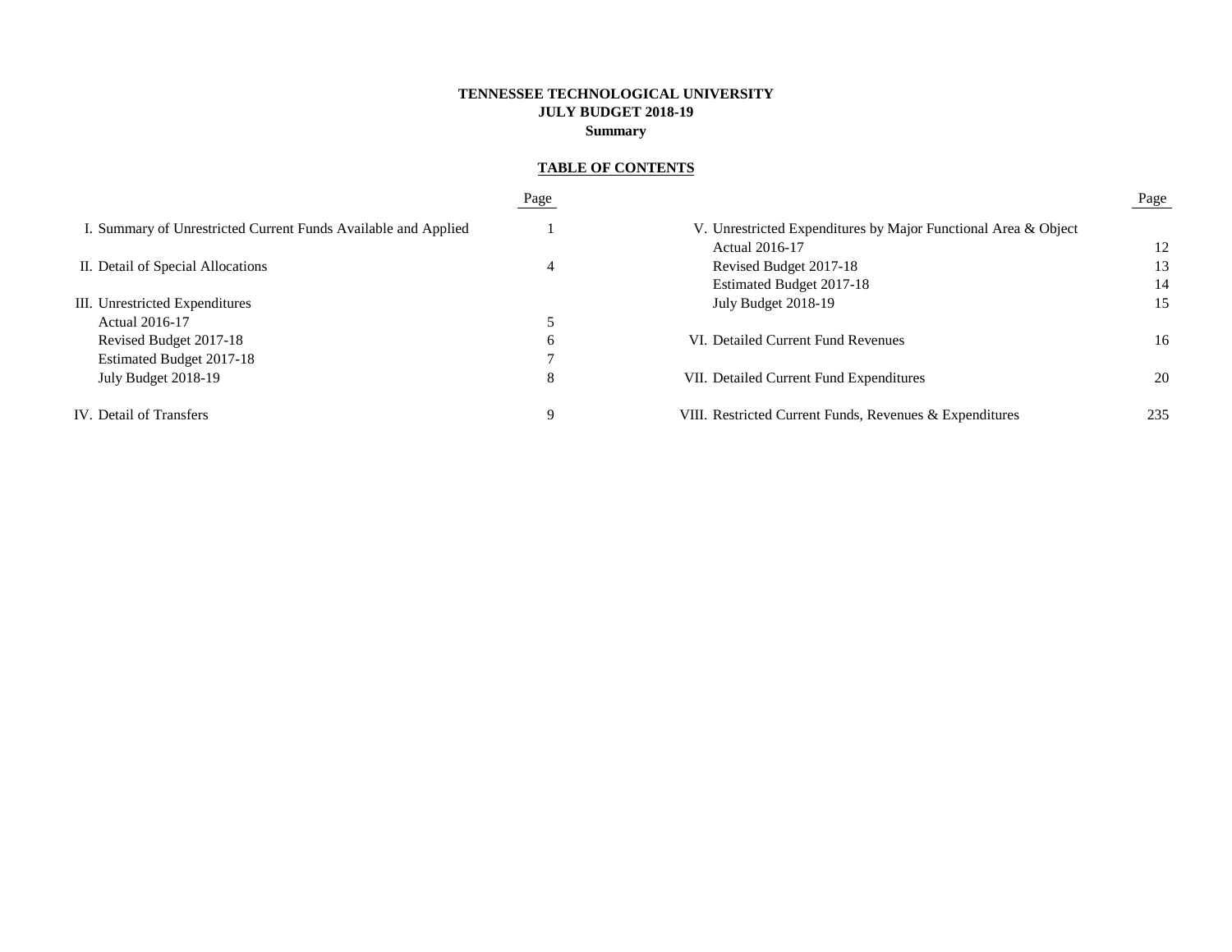**TENNESSEE TECHNOLOGICAL UNIVERSITY**
**JULY BUDGET 2018-19**
**Summary**

**TABLE OF CONTENTS**

| | Page |
|---|---|
| I. Summary of Unrestricted Current Funds Available and Applied | 1 |
| II. Detail of Special Allocations | 4 |
| III. Unrestricted Expenditures | |
| Actual 2016-17 | 5 |
| Revised Budget 2017-18 | 6 |
| Estimated Budget 2017-18 | 7 |
| July Budget 2018-19 | 8 |
| IV. Detail of Transfers | 9 |
| V. Unrestricted Expenditures by Major Functional Area & Object | |
| Actual 2016-17 | 12 |
| Revised Budget 2017-18 | 13 |
| Estimated Budget 2017-18 | 14 |
| July Budget 2018-19 | 15 |
| VI. Detailed Current Fund Revenues | 16 |
| VII. Detailed Current Fund Expenditures | 20 |
| VIII. Restricted Current Funds, Revenues & Expenditures | 235 |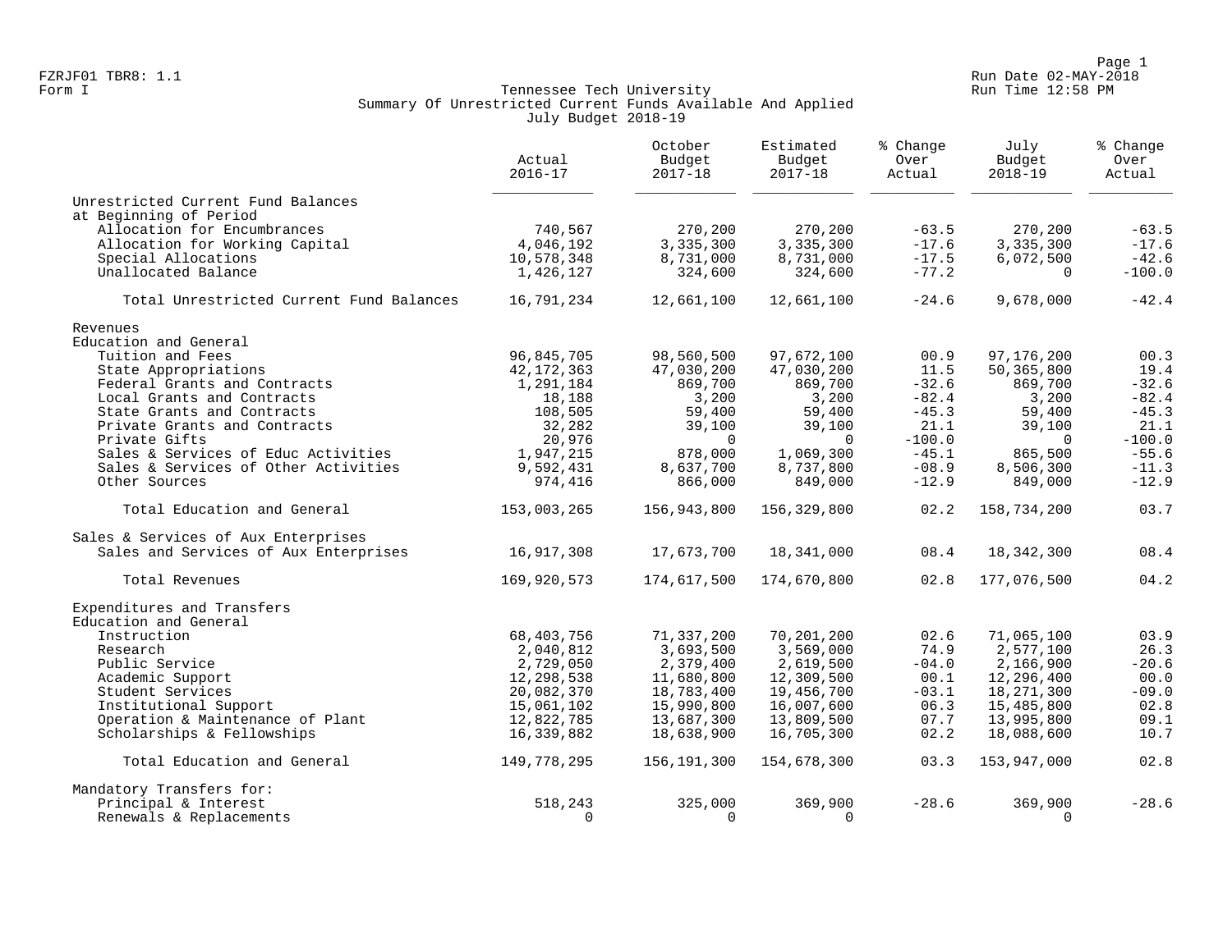FZRJF01 TBR8: 1.1
Form I

# Tennessee Tech University
## Summary Of Unrestricted Current Funds Available And Applied
### July Budget 2018-19

Run Date 02-MAY-2018
Run Time 12:58 PM

| | Actual 2016-17 | October Budget 2017-18 | Estimated Budget 2017-18 | % Change Over Actual | July Budget 2018-19 | % Change Over Actual |
|---|---|---|---|---|---|---|
| **Unrestricted Current Fund Balances at Beginning of Period** | | | | | | |
| Allocation for Encumbrances | 740,567 | 270,200 | 270,200 | -63.5 | 270,200 | -63.5 |
| Allocation for Working Capital | 4,046,192 | 3,335,300 | 3,335,300 | -17.6 | 3,335,300 | -17.6 |
| Special Allocations | 10,578,348 | 8,731,000 | 8,731,000 | -17.5 | 6,072,500 | -42.6 |
| Unallocated Balance | 1,426,127 | 324,600 | 324,600 | -77.2 | 0 | -100.0 |
| Total Unrestricted Current Fund Balances | 16,791,234 | 12,661,100 | 12,661,100 | -24.6 | 9,678,000 | -42.4 |
| **Revenues** | | | | | | |
| **Education and General** | | | | | | |
| Tuition and Fees | 96,845,705 | 98,560,500 | 97,672,100 | 00.9 | 97,176,200 | 00.3 |
| State Appropriations | 42,172,363 | 47,030,200 | 47,030,200 | 11.5 | 50,365,800 | 19.4 |
| Federal Grants and Contracts | 1,291,184 | 869,700 | 869,700 | -32.6 | 869,700 | -32.6 |
| Local Grants and Contracts | 18,188 | 3,200 | 3,200 | -82.4 | 3,200 | -82.4 |
| State Grants and Contracts | 108,505 | 59,400 | 59,400 | -45.3 | 59,400 | -45.3 |
| Private Grants and Contracts | 32,282 | 39,100 | 39,100 | 21.1 | 39,100 | 21.1 |
| Private Gifts | 20,976 | 0 | 0 | -100.0 | 0 | -100.0 |
| Sales & Services of Educ Activities | 1,947,215 | 878,000 | 1,069,300 | -45.1 | 865,500 | -55.6 |
| Sales & Services of Other Activities | 9,592,431 | 8,637,700 | 8,737,800 | -08.9 | 8,506,300 | -11.3 |
| Other Sources | 974,416 | 866,000 | 849,000 | -12.9 | 849,000 | -12.9 |
| Total Education and General | 153,003,265 | 156,943,800 | 156,329,800 | 02.2 | 158,734,200 | 03.7 |
| **Sales & Services of Aux Enterprises** | | | | | | |
| Sales and Services of Aux Enterprises | 16,917,308 | 17,673,700 | 18,341,000 | 08.4 | 18,342,300 | 08.4 |
| Total Revenues | 169,920,573 | 174,617,500 | 174,670,800 | 02.8 | 177,076,500 | 04.2 |
| **Expenditures and Transfers** | | | | | | |
| **Education and General** | | | | | | |
| Instruction | 68,403,756 | 71,337,200 | 70,201,200 | 02.6 | 71,065,100 | 03.9 |
| Research | 2,040,812 | 3,693,500 | 3,569,000 | 74.9 | 2,577,100 | 26.3 |
| Public Service | 2,729,050 | 2,379,400 | 2,619,500 | -04.0 | 2,166,900 | -20.6 |
| Academic Support | 12,298,538 | 11,680,800 | 12,309,500 | 00.1 | 12,296,400 | 00.0 |
| Student Services | 20,082,370 | 18,783,400 | 19,456,700 | -03.1 | 18,271,300 | -09.0 |
| Institutional Support | 15,061,102 | 15,990,800 | 16,007,600 | 06.3 | 15,485,800 | 02.8 |
| Operation & Maintenance of Plant | 12,822,785 | 13,687,300 | 13,809,500 | 07.7 | 13,995,800 | 09.1 |
| Scholarships & Fellowships | 16,339,882 | 18,638,900 | 16,705,300 | 02.2 | 18,088,600 | 10.7 |
| Total Education and General | 149,778,295 | 156,191,300 | 154,678,300 | 03.3 | 153,947,000 | 02.8 |
| **Mandatory Transfers for:** | | | | | | |
| Principal & Interest | 518,243 | 325,000 | 369,900 | -28.6 | 369,900 | -28.6 |
| Renewals & Replacements | 0 | 0 | 0 | | 0 | |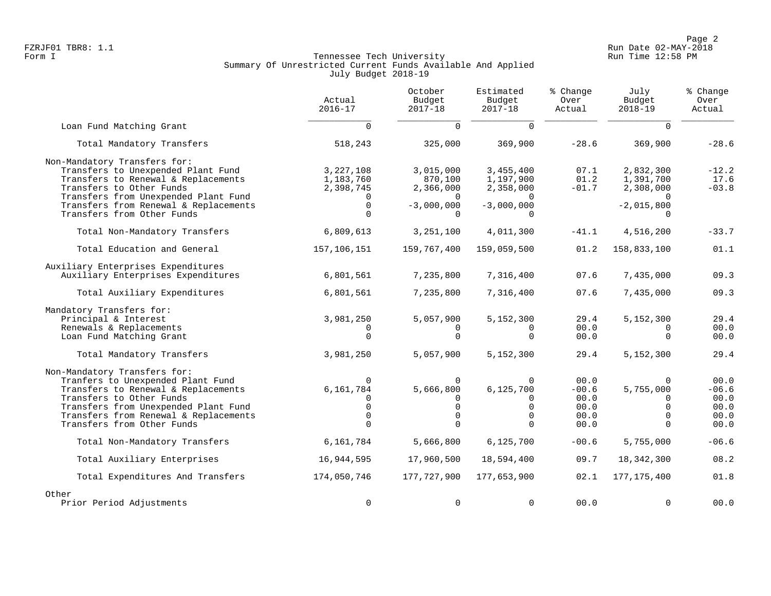FZRJF01 TBR8: 1.1
Form I

Tennessee Tech University
Summary Of Unrestricted Current Funds Available And Applied
July Budget 2018-19

Run Date 02-MAY-2018
Run Time 12:58 PM

| | Actual 2016-17 | October Budget 2017-18 | Estimated Budget 2017-18 | % Change Over Actual | July Budget 2018-19 | % Change Over Actual |
|---|---|---|---|---|---|---|
| Loan Fund Matching Grant | 0 | 0 | 0 | | 0 | |
| Total Mandatory Transfers | 518,243 | 325,000 | 369,900 | -28.6 | 369,900 | -28.6 |
| Non-Mandatory Transfers for: | | | | | | |
| Transfers to Unexpended Plant Fund | 3,227,108 | 3,015,000 | 3,455,400 | 07.1 | 2,832,300 | -12.2 |
| Transfers to Renewal & Replacements | 1,183,760 | 870,100 | 1,197,900 | 01.2 | 1,391,700 | 17.6 |
| Transfers to Other Funds | 2,398,745 | 2,366,000 | 2,358,000 | -01.7 | 2,308,000 | -03.8 |
| Transfers from Unexpended Plant Fund | 0 | 0 | 0 | | 0 | |
| Transfers from Renewal & Replacements | 0 | -3,000,000 | -3,000,000 | | -2,015,800 | |
| Transfers from Other Funds | 0 | 0 | 0 | | 0 | |
| Total Non-Mandatory Transfers | 6,809,613 | 3,251,100 | 4,011,300 | -41.1 | 4,516,200 | -33.7 |
| Total Education and General | 157,106,151 | 159,767,400 | 159,059,500 | 01.2 | 158,833,100 | 01.1 |
| Auxiliary Enterprises Expenditures | | | | | | |
| Auxiliary Enterprises Expenditures | 6,801,561 | 7,235,800 | 7,316,400 | 07.6 | 7,435,000 | 09.3 |
| Total Auxiliary Expenditures | 6,801,561 | 7,235,800 | 7,316,400 | 07.6 | 7,435,000 | 09.3 |
| Mandatory Transfers for: | | | | | | |
| Principal & Interest | 3,981,250 | 5,057,900 | 5,152,300 | 29.4 | 5,152,300 | 29.4 |
| Renewals & Replacements | 0 | 0 | 0 | 00.0 | 0 | 00.0 |
| Loan Fund Matching Grant | 0 | 0 | 0 | 00.0 | 0 | 00.0 |
| Total Mandatory Transfers | 3,981,250 | 5,057,900 | 5,152,300 | 29.4 | 5,152,300 | 29.4 |
| Non-Mandatory Transfers for: | | | | | | |
| Tranfers to Unexpended Plant Fund | 0 | 0 | 0 | 00.0 | 0 | 00.0 |
| Transfers to Renewal & Replacements | 6,161,784 | 5,666,800 | 6,125,700 | -00.6 | 5,755,000 | -06.6 |
| Transfers to Other Funds | 0 | 0 | 0 | 00.0 | 0 | 00.0 |
| Transfers from Unexpended Plant Fund | 0 | 0 | 0 | 00.0 | 0 | 00.0 |
| Transfers from Renewal & Replacements | 0 | 0 | 0 | 00.0 | 0 | 00.0 |
| Transfers from Other Funds | 0 | 0 | 0 | 00.0 | 0 | 00.0 |
| Total Non-Mandatory Transfers | 6,161,784 | 5,666,800 | 6,125,700 | -00.6 | 5,755,000 | -06.6 |
| Total Auxiliary Enterprises | 16,944,595 | 17,960,500 | 18,594,400 | 09.7 | 18,342,300 | 08.2 |
| Total Expenditures And Transfers | 174,050,746 | 177,727,900 | 177,653,900 | 02.1 | 177,175,400 | 01.8 |
| Other | | | | | | |
| Prior Period Adjustments | 0 | 0 | 0 | 00.0 | 0 | 00.0 |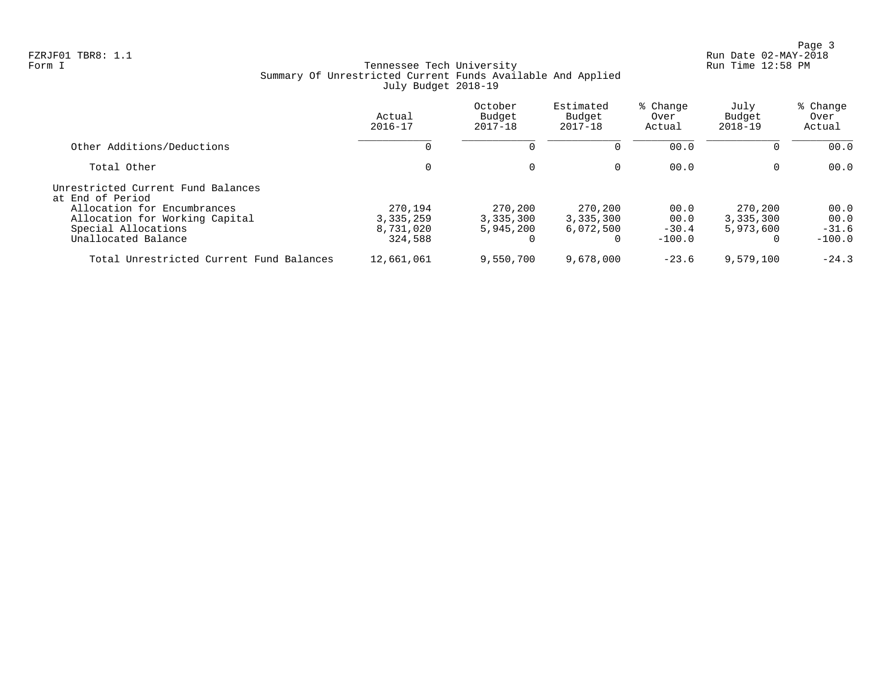FZRJF01 TBR8: 1.1
Form I

Tennessee Tech University
Summary Of Unrestricted Current Funds Available And Applied
July Budget 2018-19

Run Date 02-MAY-2018
Run Time 12:58 PM

| | Actual 2016-17 | October Budget 2017-18 | Estimated Budget 2017-18 | % Change Over Actual | July Budget 2018-19 | % Change Over Actual |
|---|---|---|---|---|---|---|
| Other Additions/Deductions | 0 | 0 | 0 | 00.0 | 0 | 00.0 |
| Total Other | 0 | 0 | 0 | 00.0 | 0 | 00.0 |
| Unrestricted Current Fund Balances at End of Period | | | | | | |
| Allocation for Encumbrances | 270,194 | 270,200 | 270,200 | 00.0 | 270,200 | 00.0 |
| Allocation for Working Capital | 3,335,259 | 3,335,300 | 3,335,300 | 00.0 | 3,335,300 | 00.0 |
| Special Allocations | 8,731,020 | 5,945,200 | 6,072,500 | -30.4 | 5,973,600 | -31.6 |
| Unallocated Balance | 324,588 | 0 | 0 | -100.0 | 0 | -100.0 |
| Total Unrestricted Current Fund Balances | 12,661,061 | 9,550,700 | 9,678,000 | -23.6 | 9,579,100 | -24.3 |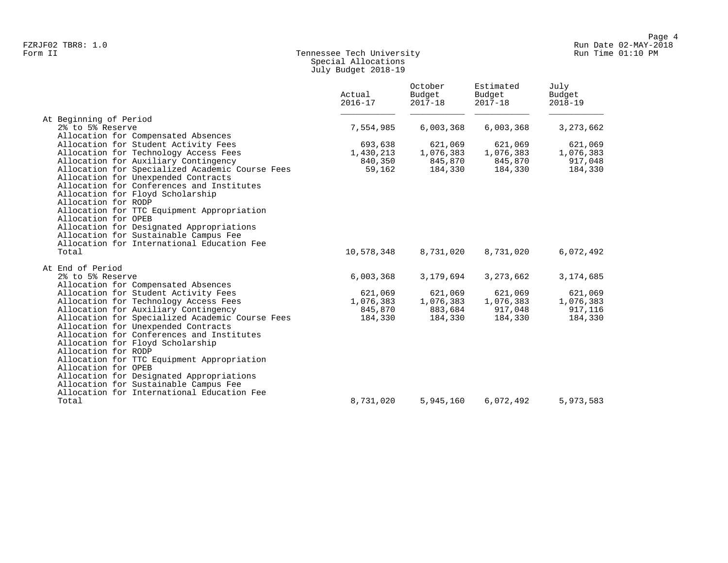FZRJF02 TBR8: 1.0
Form II

Run Date 02-MAY-2018
Run Time 01:10 PM

## Tennessee Tech University
### Special Allocations
### July Budget 2018-19

| | Actual 2016-17 | October Budget 2017-18 | Estimated Budget 2017-18 | July Budget 2018-19 |
|---|---|---|---|---|
| **At Beginning of Period** | | | | |
| 2% to 5% Reserve | 7,554,985 | 6,003,368 | 6,003,368 | 3,273,662 |
| Allocation for Compensated Absences | | | | |
| Allocation for Student Activity Fees | 693,638 | 621,069 | 621,069 | 621,069 |
| Allocation for Technology Access Fees | 1,430,213 | 1,076,383 | 1,076,383 | 1,076,383 |
| Allocation for Auxiliary Contingency | 840,350 | 845,870 | 845,870 | 917,048 |
| Allocation for Specialized Academic Course Fees | 59,162 | 184,330 | 184,330 | 184,330 |
| Allocation for Unexpended Contracts | | | | |
| Allocation for Conferences and Institutes | | | | |
| Allocation for Floyd Scholarship | | | | |
| Allocation for RODP | | | | |
| Allocation for TTC Equipment Appropriation | | | | |
| Allocation for OPEB | | | | |
| Allocation for Designated Appropriations | | | | |
| Allocation for Sustainable Campus Fee | | | | |
| Allocation for International Education Fee | | | | |
| Total | 10,578,348 | 8,731,020 | 8,731,020 | 6,072,492 |
| **At End of Period** | | | | |
| 2% to 5% Reserve | 6,003,368 | 3,179,694 | 3,273,662 | 3,174,685 |
| Allocation for Compensated Absences | | | | |
| Allocation for Student Activity Fees | 621,069 | 621,069 | 621,069 | 621,069 |
| Allocation for Technology Access Fees | 1,076,383 | 1,076,383 | 1,076,383 | 1,076,383 |
| Allocation for Auxiliary Contingency | 845,870 | 883,684 | 917,048 | 917,116 |
| Allocation for Specialized Academic Course Fees | 184,330 | 184,330 | 184,330 | 184,330 |
| Allocation for Unexpended Contracts | | | | |
| Allocation for Conferences and Institutes | | | | |
| Allocation for Floyd Scholarship | | | | |
| Allocation for RODP | | | | |
| Allocation for TTC Equipment Appropriation | | | | |
| Allocation for OPEB | | | | |
| Allocation for Designated Appropriations | | | | |
| Allocation for Sustainable Campus Fee | | | | |
| Allocation for International Education Fee | | | | |
| Total | 8,731,020 | 5,945,160 | 6,072,492 | 5,973,583 |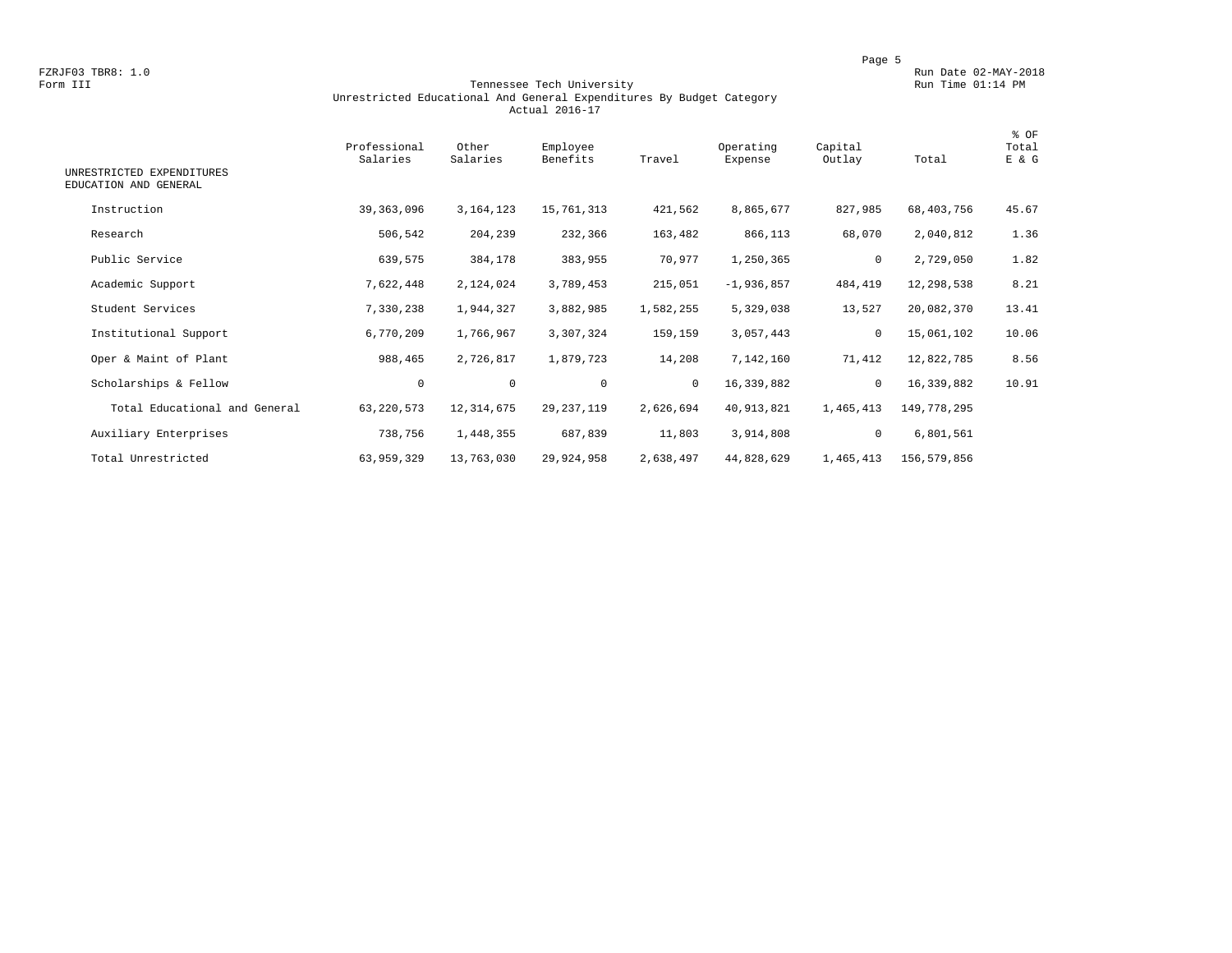FZRJF03 TBR8: 1.0

Form III

Run Date 02-MAY-2018

Run Time 01:14 PM

# Tennessee Tech University

## Unrestricted Educational And General Expenditures By Budget Category

### Actual 2016-17

| UNRESTRICTED EXPENDITURES EDUCATION AND GENERAL | Professional Salaries | Other Salaries | Employee Benefits | Travel | Operating Expense | Capital Outlay | Total | % OF Total E & G |
|---|---|---|---|---|---|---|---|---|
| Instruction | 39,363,096 | 3,164,123 | 15,761,313 | 421,562 | 8,865,677 | 827,985 | 68,403,756 | 45.67 |
| Research | 506,542 | 204,239 | 232,366 | 163,482 | 866,113 | 68,070 | 2,040,812 | 1.36 |
| Public Service | 639,575 | 384,178 | 383,955 | 70,977 | 1,250,365 | 0 | 2,729,050 | 1.82 |
| Academic Support | 7,622,448 | 2,124,024 | 3,789,453 | 215,051 | -1,936,857 | 484,419 | 12,298,538 | 8.21 |
| Student Services | 7,330,238 | 1,944,327 | 3,882,985 | 1,582,255 | 5,329,038 | 13,527 | 20,082,370 | 13.41 |
| Institutional Support | 6,770,209 | 1,766,967 | 3,307,324 | 159,159 | 3,057,443 | 0 | 15,061,102 | 10.06 |
| Oper & Maint of Plant | 988,465 | 2,726,817 | 1,879,723 | 14,208 | 7,142,160 | 71,412 | 12,822,785 | 8.56 |
| Scholarships & Fellow | 0 | 0 | 0 | 0 | 16,339,882 | 0 | 16,339,882 | 10.91 |
| Total Educational and General | 63,220,573 | 12,314,675 | 29,237,119 | 2,626,694 | 40,913,821 | 1,465,413 | 149,778,295 | |
| Auxiliary Enterprises | 738,756 | 1,448,355 | 687,839 | 11,803 | 3,914,808 | 0 | 6,801,561 | |
| Total Unrestricted | 63,959,329 | 13,763,030 | 29,924,958 | 2,638,497 | 44,828,629 | 1,465,413 | 156,579,856 | |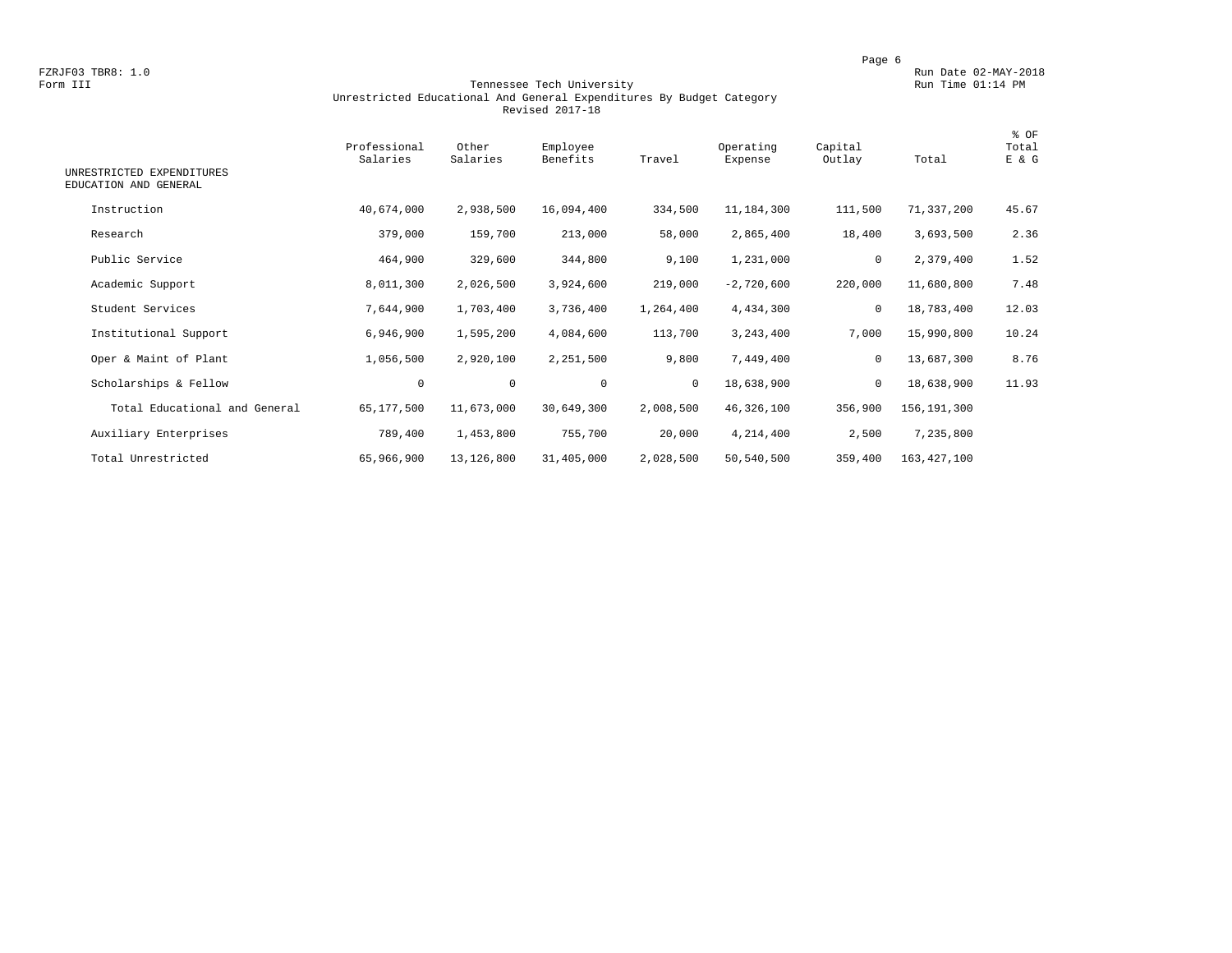FZRJF03 TBR8: 1.0
Form III

Run Date 02-MAY-2018
Run Time 01:14 PM

# Tennessee Tech University
## Unrestricted Educational And General Expenditures By Budget Category
### Revised 2017-18

| UNRESTRICTED EXPENDITURES EDUCATION AND GENERAL | Professional Salaries | Other Salaries | Employee Benefits | Travel | Operating Expense | Capital Outlay | Total | % OF Total E & G |
|---|---|---|---|---|---|---|---|---|
| Instruction | 40,674,000 | 2,938,500 | 16,094,400 | 334,500 | 11,184,300 | 111,500 | 71,337,200 | 45.67 |
| Research | 379,000 | 159,700 | 213,000 | 58,000 | 2,865,400 | 18,400 | 3,693,500 | 2.36 |
| Public Service | 464,900 | 329,600 | 344,800 | 9,100 | 1,231,000 | 0 | 2,379,400 | 1.52 |
| Academic Support | 8,011,300 | 2,026,500 | 3,924,600 | 219,000 | -2,720,600 | 220,000 | 11,680,800 | 7.48 |
| Student Services | 7,644,900 | 1,703,400 | 3,736,400 | 1,264,400 | 4,434,300 | 0 | 18,783,400 | 12.03 |
| Institutional Support | 6,946,900 | 1,595,200 | 4,084,600 | 113,700 | 3,243,400 | 7,000 | 15,990,800 | 10.24 |
| Oper & Maint of Plant | 1,056,500 | 2,920,100 | 2,251,500 | 9,800 | 7,449,400 | 0 | 13,687,300 | 8.76 |
| Scholarships & Fellow | 0 | 0 | 0 | 0 | 18,638,900 | 0 | 18,638,900 | 11.93 |
| Total Educational and General | 65,177,500 | 11,673,000 | 30,649,300 | 2,008,500 | 46,326,100 | 356,900 | 156,191,300 | |
| Auxiliary Enterprises | 789,400 | 1,453,800 | 755,700 | 20,000 | 4,214,400 | 2,500 | 7,235,800 | |
| Total Unrestricted | 65,966,900 | 13,126,800 | 31,405,000 | 2,028,500 | 50,540,500 | 359,400 | 163,427,100 | |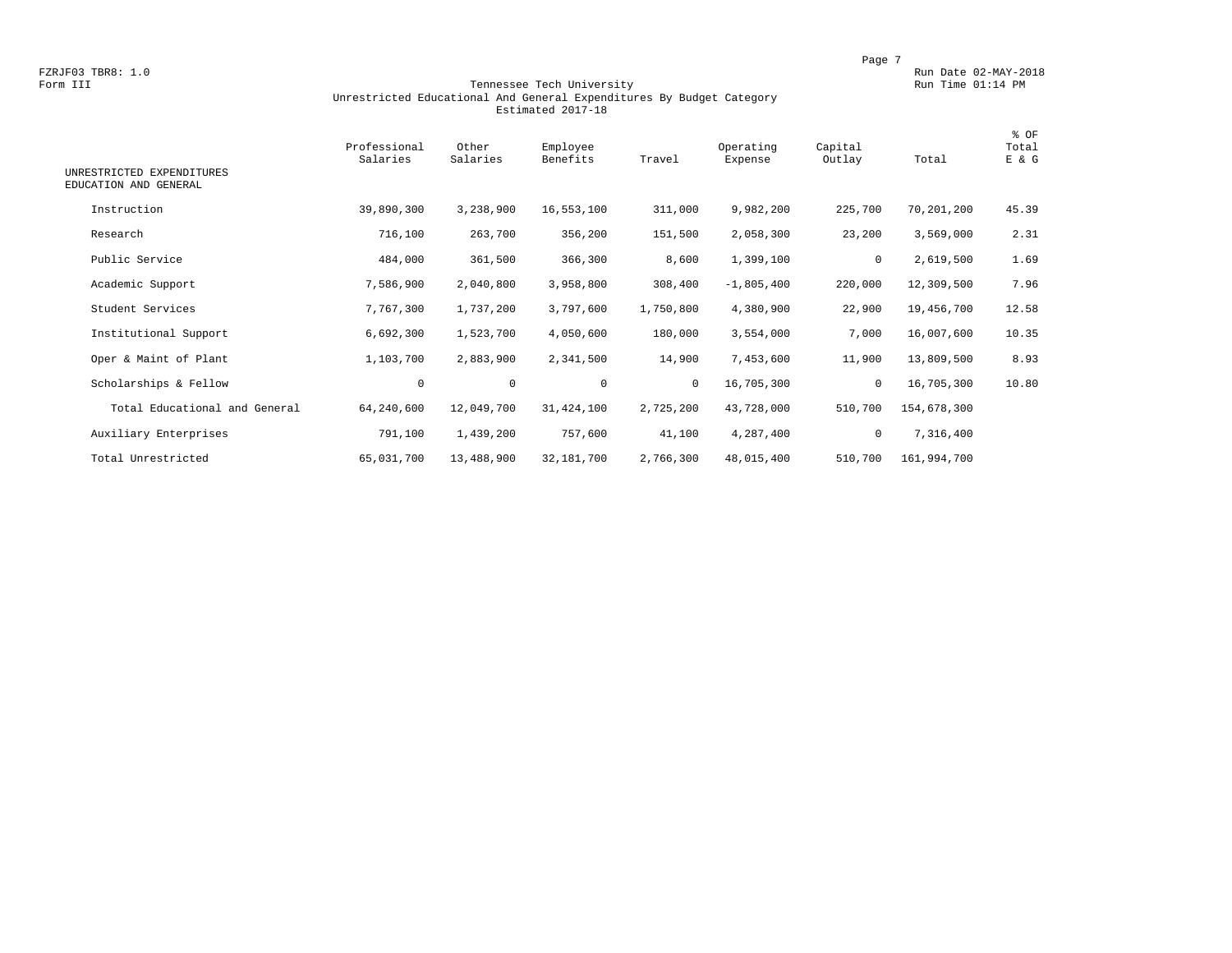FZRJF03 TBR8: 1.0
Form III

Run Date 02-MAY-2018
Run Time 01:14 PM

# Tennessee Tech University
## Unrestricted Educational And General Expenditures By Budget Category
### Estimated 2017-18

| UNRESTRICTED EXPENDITURES EDUCATION AND GENERAL | Professional Salaries | Other Salaries | Employee Benefits | Travel | Operating Expense | Capital Outlay | Total | % OF Total E & G |
|---|---|---|---|---|---|---|---|---|
| Instruction | 39,890,300 | 3,238,900 | 16,553,100 | 311,000 | 9,982,200 | 225,700 | 70,201,200 | 45.39 |
| Research | 716,100 | 263,700 | 356,200 | 151,500 | 2,058,300 | 23,200 | 3,569,000 | 2.31 |
| Public Service | 484,000 | 361,500 | 366,300 | 8,600 | 1,399,100 | 0 | 2,619,500 | 1.69 |
| Academic Support | 7,586,900 | 2,040,800 | 3,958,800 | 308,400 | -1,805,400 | 220,000 | 12,309,500 | 7.96 |
| Student Services | 7,767,300 | 1,737,200 | 3,797,600 | 1,750,800 | 4,380,900 | 22,900 | 19,456,700 | 12.58 |
| Institutional Support | 6,692,300 | 1,523,700 | 4,050,600 | 180,000 | 3,554,000 | 7,000 | 16,007,600 | 10.35 |
| Oper & Maint of Plant | 1,103,700 | 2,883,900 | 2,341,500 | 14,900 | 7,453,600 | 11,900 | 13,809,500 | 8.93 |
| Scholarships & Fellow | 0 | 0 | 0 | 0 | 16,705,300 | 0 | 16,705,300 | 10.80 |
| Total Educational and General | 64,240,600 | 12,049,700 | 31,424,100 | 2,725,200 | 43,728,000 | 510,700 | 154,678,300 | |
| Auxiliary Enterprises | 791,100 | 1,439,200 | 757,600 | 41,100 | 4,287,400 | 0 | 7,316,400 | |
| Total Unrestricted | 65,031,700 | 13,488,900 | 32,181,700 | 2,766,300 | 48,015,400 | 510,700 | 161,994,700 | |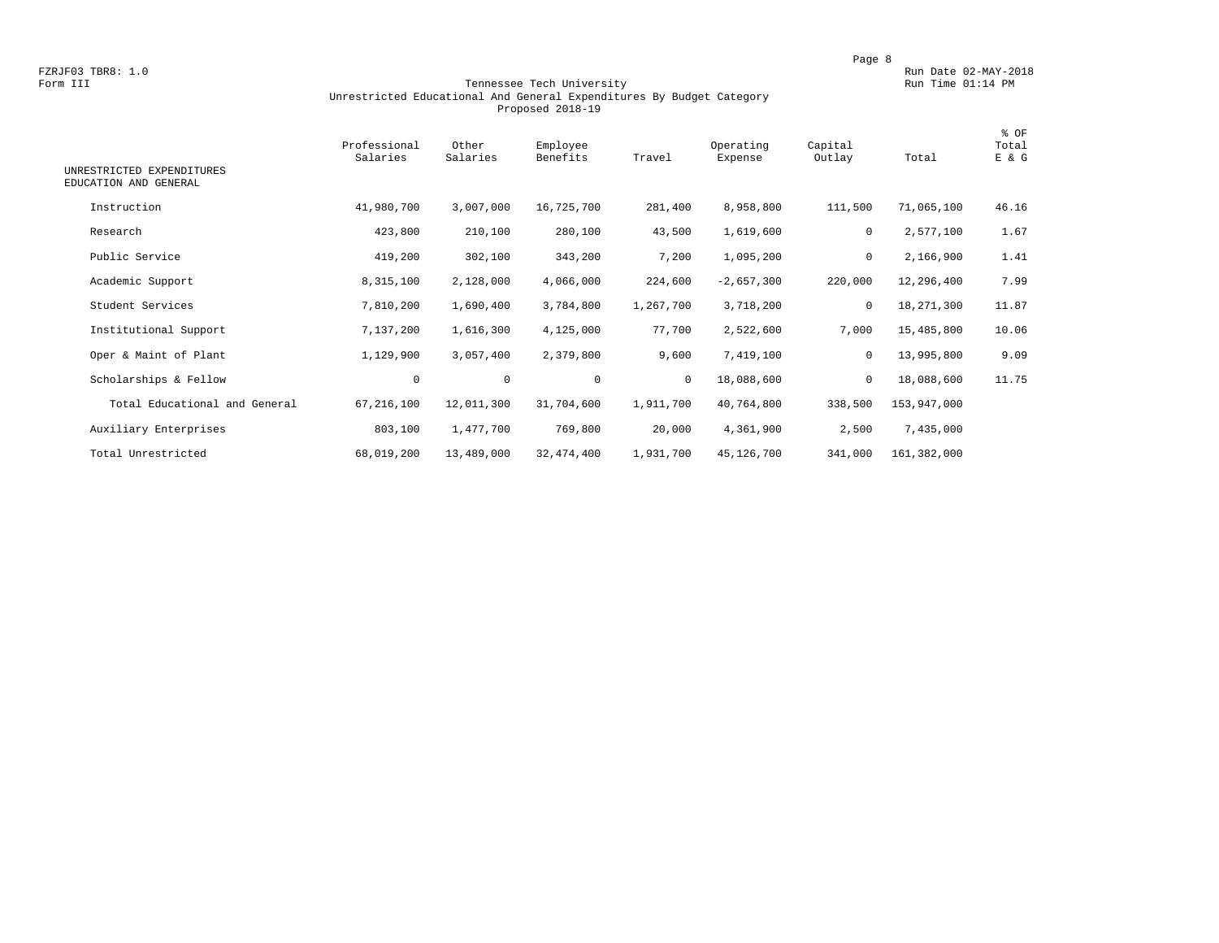FZRJF03 TBR8: 1.0
Form III

Run Date 02-MAY-2018
Run Time 01:14 PM

# Tennessee Tech University
## Unrestricted Educational And General Expenditures By Budget Category
### Proposed 2018-19

| UNRESTRICTED EXPENDITURES EDUCATION AND GENERAL | Professional Salaries | Other Salaries | Employee Benefits | Travel | Operating Expense | Capital Outlay | Total | % OF Total E & G |
|---|---|---|---|---|---|---|---|---|
| Instruction | 41,980,700 | 3,007,000 | 16,725,700 | 281,400 | 8,958,800 | 111,500 | 71,065,100 | 46.16 |
| Research | 423,800 | 210,100 | 280,100 | 43,500 | 1,619,600 | 0 | 2,577,100 | 1.67 |
| Public Service | 419,200 | 302,100 | 343,200 | 7,200 | 1,095,200 | 0 | 2,166,900 | 1.41 |
| Academic Support | 8,315,100 | 2,128,000 | 4,066,000 | 224,600 | -2,657,300 | 220,000 | 12,296,400 | 7.99 |
| Student Services | 7,810,200 | 1,690,400 | 3,784,800 | 1,267,700 | 3,718,200 | 0 | 18,271,300 | 11.87 |
| Institutional Support | 7,137,200 | 1,616,300 | 4,125,000 | 77,700 | 2,522,600 | 7,000 | 15,485,800 | 10.06 |
| Oper & Maint of Plant | 1,129,900 | 3,057,400 | 2,379,800 | 9,600 | 7,419,100 | 0 | 13,995,800 | 9.09 |
| Scholarships & Fellow | 0 | 0 | 0 | 0 | 18,088,600 | 0 | 18,088,600 | 11.75 |
| Total Educational and General | 67,216,100 | 12,011,300 | 31,704,600 | 1,911,700 | 40,764,800 | 338,500 | 153,947,000 | |
| Auxiliary Enterprises | 803,100 | 1,477,700 | 769,800 | 20,000 | 4,361,900 | 2,500 | 7,435,000 | |
| Total Unrestricted | 68,019,200 | 13,489,000 | 32,474,400 | 1,931,700 | 45,126,700 | 341,000 | 161,382,000 | |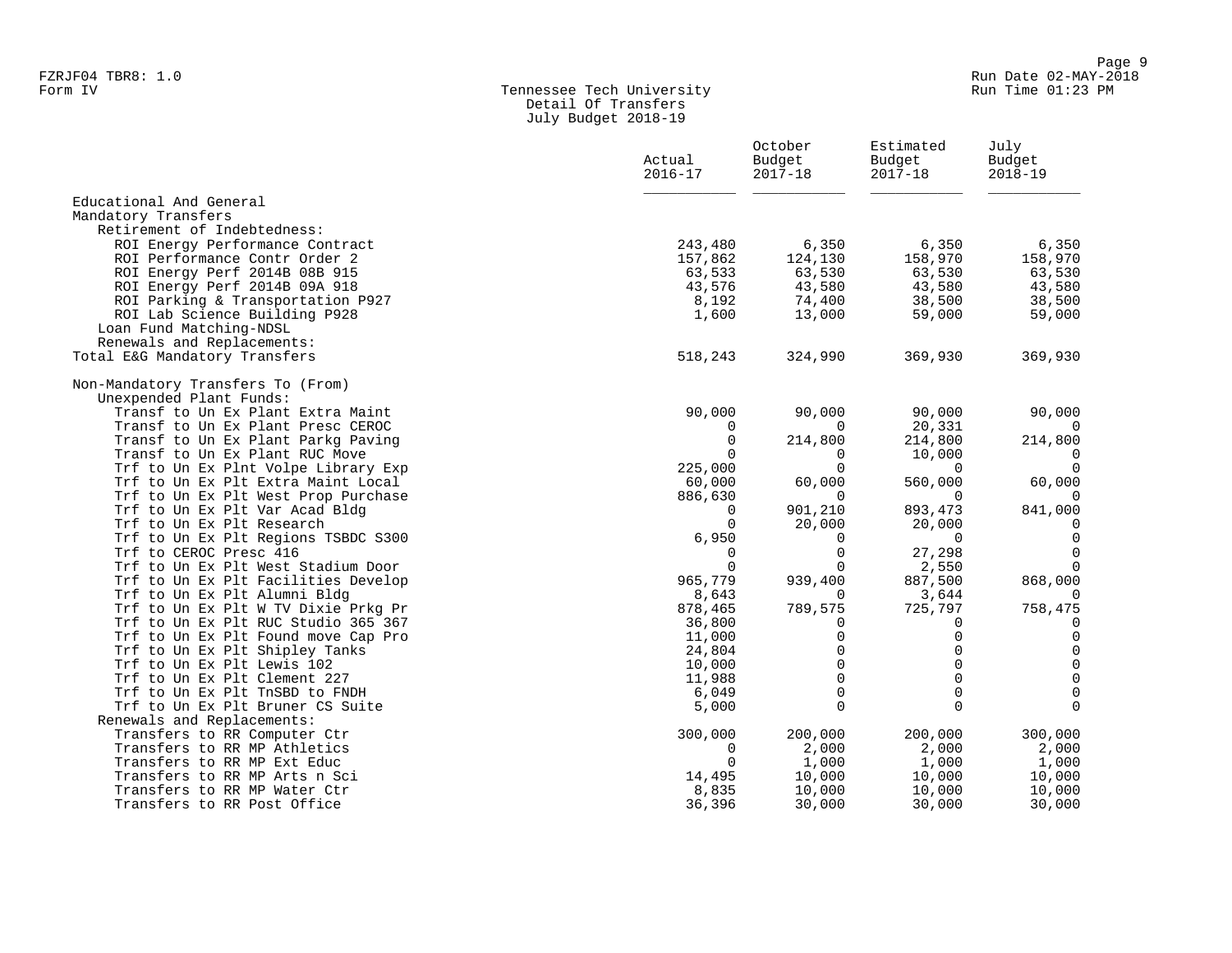FZRJF04 TBR8: 1.0
Form IV

Run Date 02-MAY-2018
Run Time 01:23 PM

# Tennessee Tech University
## Detail Of Transfers
## July Budget 2018-19

| | Actual 2016-17 | October Budget 2017-18 | Estimated Budget 2017-18 | July Budget 2018-19 |
|---|---|---|---|---|
| Educational And General | | | | |
| Mandatory Transfers | | | | |
| Retirement of Indebtedness: | | | | |
| ROI Energy Performance Contract | 243,480 | 6,350 | 6,350 | 6,350 |
| ROI Performance Contr Order 2 | 157,862 | 124,130 | 158,970 | 158,970 |
| ROI Energy Perf 2014B 08B 915 | 63,533 | 63,530 | 63,530 | 63,530 |
| ROI Energy Perf 2014B 09A 918 | 43,576 | 43,580 | 43,580 | 43,580 |
| ROI Parking & Transportation P927 | 8,192 | 74,400 | 38,500 | 38,500 |
| ROI Lab Science Building P928 | 1,600 | 13,000 | 59,000 | 59,000 |
| Loan Fund Matching-NDSL | | | | |
| Renewals and Replacements: | | | | |
| Total E&G Mandatory Transfers | 518,243 | 324,990 | 369,930 | 369,930 |
| | | | | |
| Non-Mandatory Transfers To (From) | | | | |
| Unexpended Plant Funds: | | | | |
| Transf to Un Ex Plant Extra Maint | 90,000 | 90,000 | 90,000 | 90,000 |
| Transf to Un Ex Plant Presc CEROC | 0 | 0 | 20,331 | 0 |
| Transf to Un Ex Plant Parkg Paving | 0 | 214,800 | 214,800 | 214,800 |
| Transf to Un Ex Plant RUC Move | 0 | 0 | 10,000 | 0 |
| Trf to Un Ex Plnt Volpe Library Exp | 225,000 | 0 | 0 | 0 |
| Trf to Un Ex Plt Extra Maint Local | 60,000 | 60,000 | 560,000 | 60,000 |
| Trf to Un Ex Plt West Prop Purchase | 886,630 | 0 | 0 | 0 |
| Trf to Un Ex Plt Var Acad Bldg | 0 | 901,210 | 893,473 | 841,000 |
| Trf to Un Ex Plt Research | 0 | 20,000 | 20,000 | 0 |
| Trf to Un Ex Plt Regions TSBDC S300 | 6,950 | 0 | 0 | 0 |
| Trf to CEROC Presc 416 | 0 | 0 | 27,298 | 0 |
| Trf to Un Ex Plt West Stadium Door | 0 | 0 | 2,550 | 0 |
| Trf to Un Ex Plt Facilities Develop | 965,779 | 939,400 | 887,500 | 868,000 |
| Trf to Un Ex Plt Alumni Bldg | 8,643 | 0 | 3,644 | 0 |
| Trf to Un Ex Plt W TV Dixie Prkg Pr | 878,465 | 789,575 | 725,797 | 758,475 |
| Trf to Un Ex Plt RUC Studio 365 367 | 36,800 | 0 | 0 | 0 |
| Trf to Un Ex Plt Found move Cap Pro | 11,000 | 0 | 0 | 0 |
| Trf to Un Ex Plt Shipley Tanks | 24,804 | 0 | 0 | 0 |
| Trf to Un Ex Plt Lewis 102 | 10,000 | 0 | 0 | 0 |
| Trf to Un Ex Plt Clement 227 | 11,988 | 0 | 0 | 0 |
| Trf to Un Ex Plt TnSBD to FNDH | 6,049 | 0 | 0 | 0 |
| Trf to Un Ex Plt Bruner CS Suite | 5,000 | 0 | 0 | 0 |
| Renewals and Replacements: | | | | |
| Transfers to RR Computer Ctr | 300,000 | 200,000 | 200,000 | 300,000 |
| Transfers to RR MP Athletics | 0 | 2,000 | 2,000 | 2,000 |
| Transfers to RR MP Ext Educ | 0 | 1,000 | 1,000 | 1,000 |
| Transfers to RR MP Arts n Sci | 14,495 | 10,000 | 10,000 | 10,000 |
| Transfers to RR MP Water Ctr | 8,835 | 10,000 | 10,000 | 10,000 |
| Transfers to RR Post Office | 36,396 | 30,000 | 30,000 | 30,000 |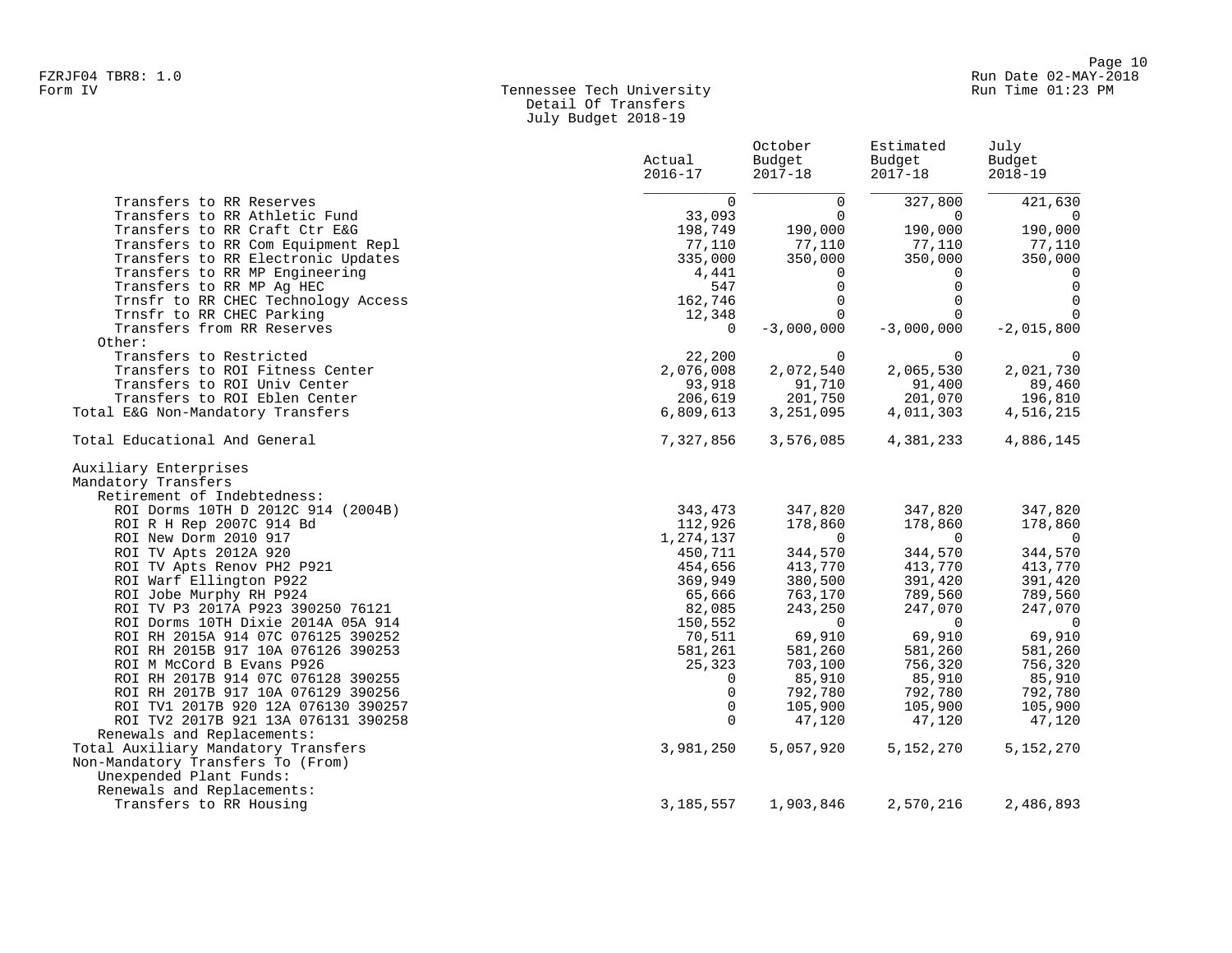# Tennessee Tech University
## Detail Of Transfers
### July Budget 2018-19

FZRJF04 TBR8: 1.0
Form IV

| | Actual 2016-17 | October Budget 2017-18 | Estimated Budget 2017-18 | July Budget 2018-19 |
|---|---|---|---|---|
| Transfers to RR Reserves | 0 | 0 | 327,800 | 421,630 |
| Transfers to RR Athletic Fund | 33,093 | 0 | 0 | 0 |
| Transfers to RR Craft Ctr E&G | 198,749 | 190,000 | 190,000 | 190,000 |
| Transfers to RR Com Equipment Repl | 77,110 | 77,110 | 77,110 | 77,110 |
| Transfers to RR Electronic Updates | 335,000 | 350,000 | 350,000 | 350,000 |
| Transfers to RR MP Engineering | 4,441 | 0 | 0 | 0 |
| Transfers to RR MP Ag HEC | 547 | 0 | 0 | 0 |
| Trnsfr to RR CHEC Technology Access | 162,746 | 0 | 0 | 0 |
| Trnsfr to RR CHEC Parking | 12,348 | 0 | 0 | 0 |
| Transfers from RR Reserves | 0 | -3,000,000 | -3,000,000 | -2,015,800 |
| Other: | | | | |
| Transfers to Restricted | 22,200 | 0 | 0 | 0 |
| Transfers to ROI Fitness Center | 2,076,008 | 2,072,540 | 2,065,530 | 2,021,730 |
| Transfers to ROI Univ Center | 93,918 | 91,710 | 91,400 | 89,460 |
| Transfers to ROI Eblen Center | 206,619 | 201,750 | 201,070 | 196,810 |
| Total E&G Non-Mandatory Transfers | 6,809,613 | 3,251,095 | 4,011,303 | 4,516,215 |
| | | | | |
| Total Educational And General | 7,327,856 | 3,576,085 | 4,381,233 | 4,886,145 |
| | | | | |
| Auxiliary Enterprises | | | | |
| Mandatory Transfers | | | | |
| Retirement of Indebtedness: | | | | |
| ROI Dorms 10TH D 2012C 914 (2004B) | 343,473 | 347,820 | 347,820 | 347,820 |
| ROI R H Rep 2007C 914 Bd | 112,926 | 178,860 | 178,860 | 178,860 |
| ROI New Dorm 2010 917 | 1,274,137 | 0 | 0 | 0 |
| ROI TV Apts 2012A 920 | 450,711 | 344,570 | 344,570 | 344,570 |
| ROI TV Apts Renov PH2 P921 | 454,656 | 413,770 | 413,770 | 413,770 |
| ROI Warf Ellington P922 | 369,949 | 380,500 | 391,420 | 391,420 |
| ROI Jobe Murphy RH P924 | 65,666 | 763,170 | 789,560 | 789,560 |
| ROI TV P3 2017A P923 390250 76121 | 82,085 | 243,250 | 247,070 | 247,070 |
| ROI Dorms 10TH Dixie 2014A 05A 914 | 150,552 | 0 | 0 | 0 |
| ROI RH 2015A 914 07C 076125 390252 | 70,511 | 69,910 | 69,910 | 69,910 |
| ROI RH 2015B 917 10A 076126 390253 | 581,261 | 581,260 | 581,260 | 581,260 |
| ROI M McCord B Evans P926 | 25,323 | 703,100 | 756,320 | 756,320 |
| ROI RH 2017B 914 07C 076128 390255 | 0 | 85,910 | 85,910 | 85,910 |
| ROI RH 2017B 917 10A 076129 390256 | 0 | 792,780 | 792,780 | 792,780 |
| ROI TV1 2017B 920 12A 076130 390257 | 0 | 105,900 | 105,900 | 105,900 |
| ROI TV2 2017B 921 13A 076131 390258 | 0 | 47,120 | 47,120 | 47,120 |
| Renewals and Replacements: | | | | |
| Total Auxiliary Mandatory Transfers | 3,981,250 | 5,057,920 | 5,152,270 | 5,152,270 |
| Non-Mandatory Transfers To (From) | | | | |
| Unexpended Plant Funds: | | | | |
| Renewals and Replacements: | | | | |
| Transfers to RR Housing | 3,185,557 | 1,903,846 | 2,570,216 | 2,486,893 |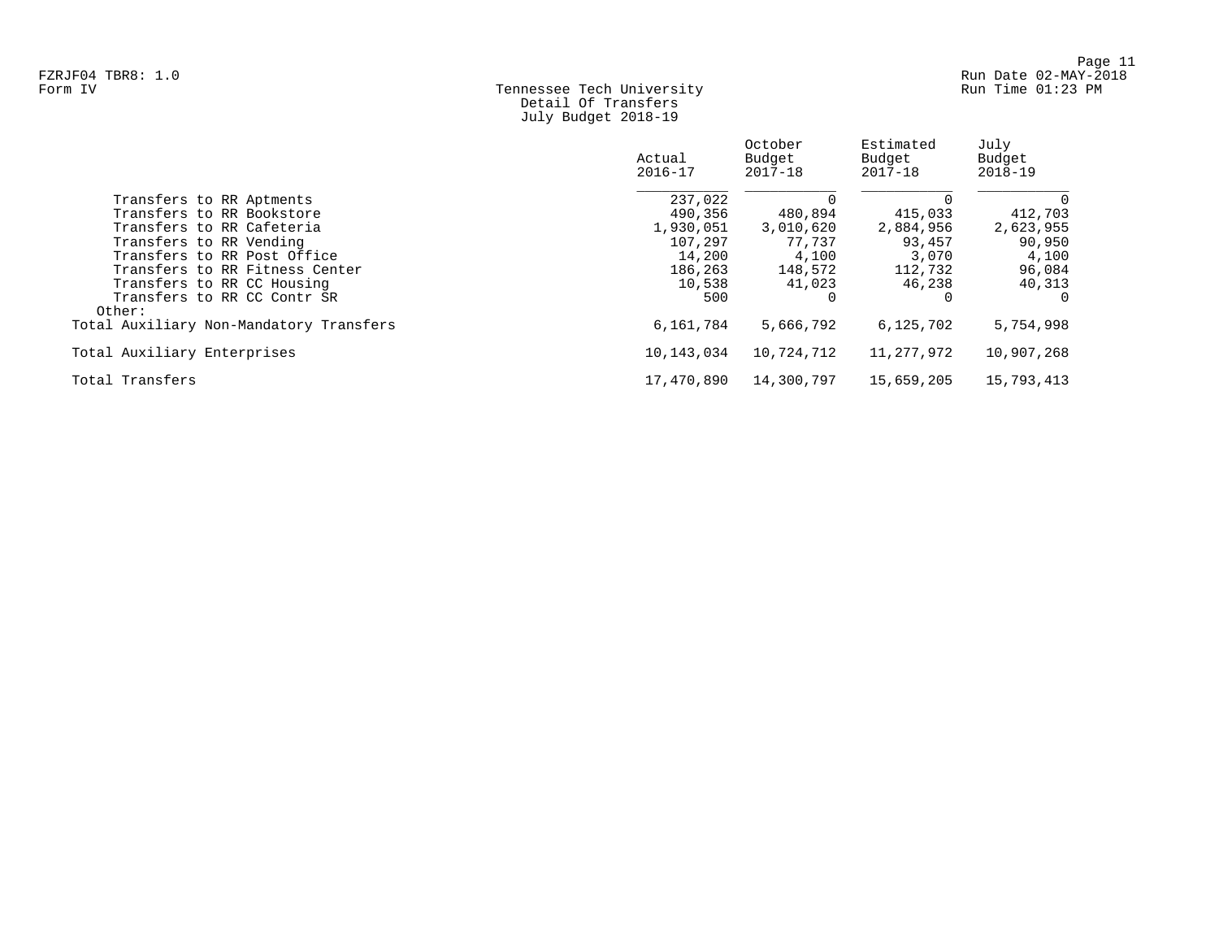Tennessee Tech University
Detail Of Transfers
July Budget 2018-19

| | Actual 2016-17 | October Budget 2017-18 | Estimated Budget 2017-18 | July Budget 2018-19 |
|---|---|---|---|---|
| Transfers to RR Aptments | 237,022 | 0 | 0 | 0 |
| Transfers to RR Bookstore | 490,356 | 480,894 | 415,033 | 412,703 |
| Transfers to RR Cafeteria | 1,930,051 | 3,010,620 | 2,884,956 | 2,623,955 |
| Transfers to RR Vending | 107,297 | 77,737 | 93,457 | 90,950 |
| Transfers to RR Post Office | 14,200 | 4,100 | 3,070 | 4,100 |
| Transfers to RR Fitness Center | 186,263 | 148,572 | 112,732 | 96,084 |
| Transfers to RR CC Housing | 10,538 | 41,023 | 46,238 | 40,313 |
| Transfers to RR CC Contr SR | 500 | 0 | 0 | 0 |
| Other: | | | | |
| Total Auxiliary Non-Mandatory Transfers | 6,161,784 | 5,666,792 | 6,125,702 | 5,754,998 |
| Total Auxiliary Enterprises | 10,143,034 | 10,724,712 | 11,277,972 | 10,907,268 |
| Total Transfers | 17,470,890 | 14,300,797 | 15,659,205 | 15,793,413 |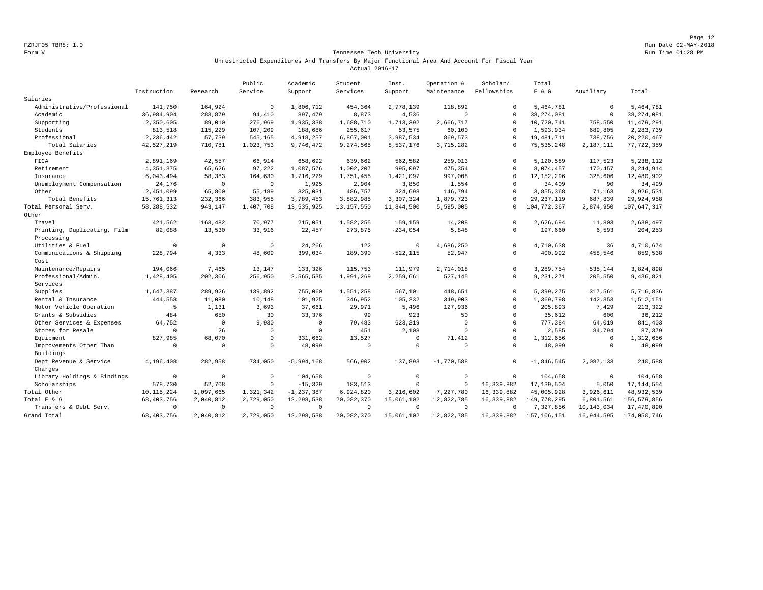FZRJF05 TBR8: 1.0

Form V

# Tennessee Tech University

## Unrestricted Expenditures And Transfers By Major Functional Area And Account For Fiscal Year

### Actual 2016-17

Run Date 02-MAY-2018
Run Time 01:28 PM

| | Instruction | Research | Public Service | Academic Support | Student Services | Inst. Support | Operation & Maintenance | Scholar/ Fellowships | Total E & G | Auxiliary | Total |
|---|---|---|---|---|---|---|---|---|---|---|---|
| Salaries | | | | | | | | | | | |
| Administrative/Professional | 141,750 | 164,924 | 0 | 1,806,712 | 454,364 | 2,778,139 | 118,892 | 0 | 5,464,781 | 0 | 5,464,781 |
| Academic | 36,984,904 | 283,879 | 94,410 | 897,479 | 8,873 | 4,536 | 0 | 0 | 38,274,081 | 0 | 38,274,081 |
| Supporting | 2,350,605 | 89,010 | 276,969 | 1,935,338 | 1,688,710 | 1,713,392 | 2,666,717 | 0 | 10,720,741 | 758,550 | 11,479,291 |
| Students | 813,518 | 115,229 | 107,209 | 188,686 | 255,617 | 53,575 | 60,100 | 0 | 1,593,934 | 689,805 | 2,283,739 |
| Professional | 2,236,442 | 57,739 | 545,165 | 4,918,257 | 6,867,001 | 3,987,534 | 869,573 | 0 | 19,481,711 | 738,756 | 20,220,467 |
| Total Salaries | 42,527,219 | 710,781 | 1,023,753 | 9,746,472 | 9,274,565 | 8,537,176 | 3,715,282 | 0 | 75,535,248 | 2,187,111 | 77,722,359 |
| Employee Benefits | | | | | | | | | | | |
| FICA | 2,891,169 | 42,557 | 66,914 | 658,692 | 639,662 | 562,582 | 259,013 | 0 | 5,120,589 | 117,523 | 5,238,112 |
| Retirement | 4,351,375 | 65,626 | 97,222 | 1,087,576 | 1,002,207 | 995,097 | 475,354 | 0 | 8,074,457 | 170,457 | 8,244,914 |
| Insurance | 6,043,494 | 58,383 | 164,630 | 1,716,229 | 1,751,455 | 1,421,097 | 997,008 | 0 | 12,152,296 | 328,606 | 12,480,902 |
| Unemployment Compensation | 24,176 | 0 | 0 | 1,925 | 2,904 | 3,850 | 1,554 | 0 | 34,409 | 90 | 34,499 |
| Other | 2,451,099 | 65,800 | 55,189 | 325,031 | 486,757 | 324,698 | 146,794 | 0 | 3,855,368 | 71,163 | 3,926,531 |
| Total Benefits | 15,761,313 | 232,366 | 383,955 | 3,789,453 | 3,882,985 | 3,307,324 | 1,879,723 | 0 | 29,237,119 | 687,839 | 29,924,958 |
| Total Personal Serv. | 58,288,532 | 943,147 | 1,407,708 | 13,535,925 | 13,157,550 | 11,844,500 | 5,595,005 | 0 | 104,772,367 | 2,874,950 | 107,647,317 |
| Other | | | | | | | | | | | |
| Travel | 421,562 | 163,482 | 70,977 | 215,051 | 1,582,255 | 159,159 | 14,208 | 0 | 2,626,694 | 11,803 | 2,638,497 |
| Printing, Duplicating, Film Processing | 82,088 | 13,530 | 33,916 | 22,457 | 273,875 | -234,054 | 5,848 | 0 | 197,660 | 6,593 | 204,253 |
| Utilities & Fuel | 0 | 0 | 0 | 24,266 | 122 | 0 | 4,686,250 | 0 | 4,710,638 | 36 | 4,710,674 |
| Communications & Shipping Cost | 228,794 | 4,333 | 48,609 | 399,034 | 189,390 | -522,115 | 52,947 | 0 | 400,992 | 458,546 | 859,538 |
| Maintenance/Repairs | 194,066 | 7,465 | 13,147 | 133,326 | 115,753 | 111,979 | 2,714,018 | 0 | 3,289,754 | 535,144 | 3,824,898 |
| Professional/Admin. Services | 1,428,405 | 202,306 | 256,950 | 2,565,535 | 1,991,269 | 2,259,661 | 527,145 | 0 | 9,231,271 | 205,550 | 9,436,821 |
| Supplies | 1,647,387 | 289,926 | 139,892 | 755,060 | 1,551,258 | 567,101 | 448,651 | 0 | 5,399,275 | 317,561 | 5,716,836 |
| Rental & Insurance | 444,558 | 11,080 | 10,148 | 101,925 | 346,952 | 105,232 | 349,903 | 0 | 1,369,798 | 142,353 | 1,512,151 |
| Motor Vehicle Operation | 5 | 1,131 | 3,693 | 37,661 | 29,971 | 5,496 | 127,936 | 0 | 205,893 | 7,429 | 213,322 |
| Grants & Subsidies | 484 | 650 | 30 | 33,376 | 99 | 923 | 50 | 0 | 35,612 | 600 | 36,212 |
| Other Services & Expenses | 64,752 | 0 | 9,930 | 0 | 79,483 | 623,219 | 0 | 0 | 777,384 | 64,019 | 841,403 |
| Stores for Resale | 0 | 26 | 0 | 0 | 451 | 2,108 | 0 | 0 | 2,585 | 84,794 | 87,379 |
| Equipment | 827,985 | 68,070 | 0 | 331,662 | 13,527 | 0 | 71,412 | 0 | 1,312,656 | 0 | 1,312,656 |
| Improvements Other Than Buildings | 0 | 0 | 0 | 48,099 | 0 | 0 | 0 | 0 | 48,099 | 0 | 48,099 |
| Dept Revenue & Service Charges | 4,196,408 | 282,958 | 734,050 | -5,994,168 | 566,902 | 137,893 | -1,770,588 | 0 | -1,846,545 | 2,087,133 | 240,588 |
| Library Holdings & Bindings | 0 | 0 | 0 | 104,658 | 0 | 0 | 0 | 0 | 104,658 | 0 | 104,658 |
| Scholarships | 578,730 | 52,708 | 0 | -15,329 | 183,513 | 0 | 0 | 16,339,882 | 17,139,504 | 5,050 | 17,144,554 |
| Total Other | 10,115,224 | 1,097,665 | 1,321,342 | -1,237,387 | 6,924,820 | 3,216,602 | 7,227,780 | 16,339,882 | 45,005,928 | 3,926,611 | 48,932,539 |
| Total E & G | 68,403,756 | 2,040,812 | 2,729,050 | 12,298,538 | 20,082,370 | 15,061,102 | 12,822,785 | 16,339,882 | 149,778,295 | 6,801,561 | 156,579,856 |
| Transfers & Debt Serv. | 0 | 0 | 0 | 0 | 0 | 0 | 0 | 0 | 7,327,856 | 10,143,034 | 17,470,890 |
| Grand Total | 68,403,756 | 2,040,812 | 2,729,050 | 12,298,538 | 20,082,370 | 15,061,102 | 12,822,785 | 16,339,882 | 157,106,151 | 16,944,595 | 174,050,746 |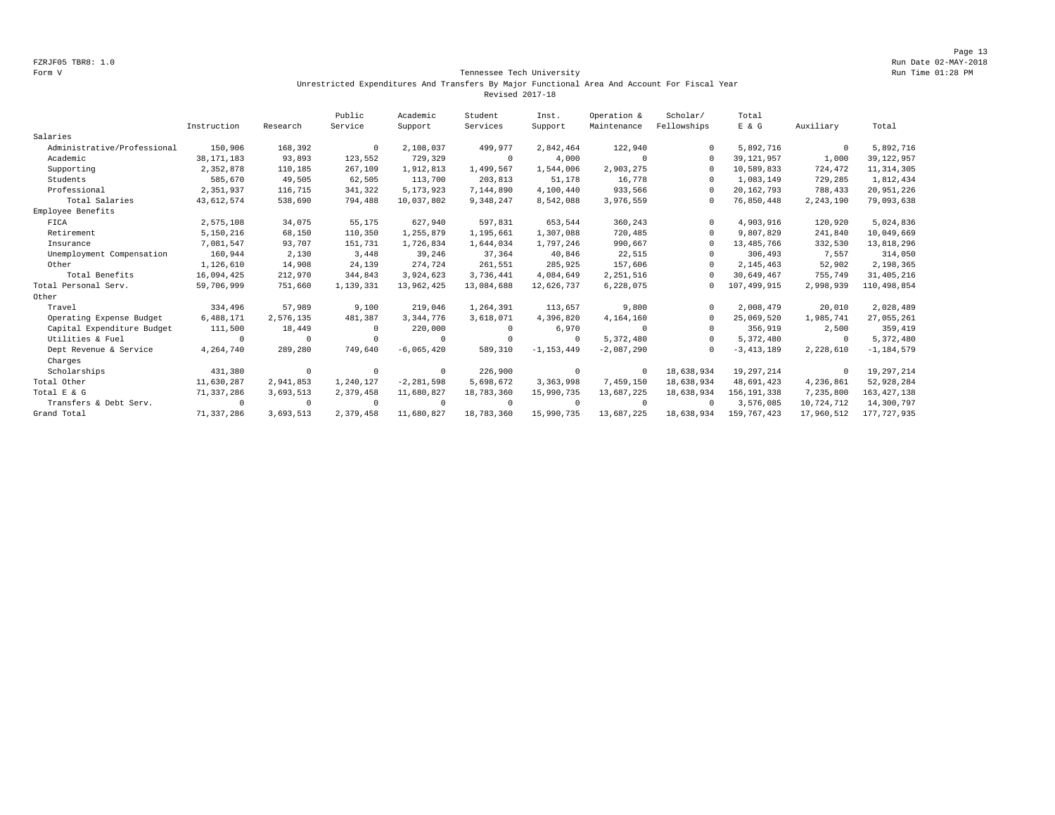FZRJF05 TBR8: 1.0
Form V

Run Date 02-MAY-2018
Run Time 01:28 PM

## Tennessee Tech University

### Unrestricted Expenditures And Transfers By Major Functional Area And Account For Fiscal Year

### Revised 2017-18

| | Instruction | Research | Public Service | Academic Support | Student Services | Inst. Support | Operation & Maintenance | Scholar/ Fellowships | Total E & G | Auxiliary | Total |
|---|---|---|---|---|---|---|---|---|---|---|---|
| Salaries | | | | | | | | | | | |
| Administrative/Professional | 150,906 | 168,392 | 0 | 2,108,037 | 499,977 | 2,842,464 | 122,940 | 0 | 5,892,716 | 0 | 5,892,716 |
| Academic | 38,171,183 | 93,893 | 123,552 | 729,329 | 0 | 4,000 | 0 | 0 | 39,121,957 | 1,000 | 39,122,957 |
| Supporting | 2,352,878 | 110,185 | 267,109 | 1,912,813 | 1,499,567 | 1,544,006 | 2,903,275 | 0 | 10,589,833 | 724,472 | 11,314,305 |
| Students | 585,670 | 49,505 | 62,505 | 113,700 | 203,813 | 51,178 | 16,778 | 0 | 1,083,149 | 729,285 | 1,812,434 |
| Professional | 2,351,937 | 116,715 | 341,322 | 5,173,923 | 7,144,890 | 4,100,440 | 933,566 | 0 | 20,162,793 | 788,433 | 20,951,226 |
| Total Salaries | 43,612,574 | 538,690 | 794,488 | 10,037,802 | 9,348,247 | 8,542,088 | 3,976,559 | 0 | 76,850,448 | 2,243,190 | 79,093,638 |
| Employee Benefits | | | | | | | | | | | |
| FICA | 2,575,108 | 34,075 | 55,175 | 627,940 | 597,831 | 653,544 | 360,243 | 0 | 4,903,916 | 120,920 | 5,024,836 |
| Retirement | 5,150,216 | 68,150 | 110,350 | 1,255,879 | 1,195,661 | 1,307,088 | 720,485 | 0 | 9,807,829 | 241,840 | 10,049,669 |
| Insurance | 7,081,547 | 93,707 | 151,731 | 1,726,834 | 1,644,034 | 1,797,246 | 990,667 | 0 | 13,485,766 | 332,530 | 13,818,296 |
| Unemployment Compensation | 160,944 | 2,130 | 3,448 | 39,246 | 37,364 | 40,846 | 22,515 | 0 | 306,493 | 7,557 | 314,050 |
| Other | 1,126,610 | 14,908 | 24,139 | 274,724 | 261,551 | 285,925 | 157,606 | 0 | 2,145,463 | 52,902 | 2,198,365 |
| Total Benefits | 16,094,425 | 212,970 | 344,843 | 3,924,623 | 3,736,441 | 4,084,649 | 2,251,516 | 0 | 30,649,467 | 755,749 | 31,405,216 |
| Total Personal Serv. | 59,706,999 | 751,660 | 1,139,331 | 13,962,425 | 13,084,688 | 12,626,737 | 6,228,075 | 0 | 107,499,915 | 2,998,939 | 110,498,854 |
| Other | | | | | | | | | | | |
| Travel | 334,496 | 57,989 | 9,100 | 219,046 | 1,264,391 | 113,657 | 9,800 | 0 | 2,008,479 | 20,010 | 2,028,489 |
| Operating Expense Budget | 6,488,171 | 2,576,135 | 481,387 | 3,344,776 | 3,618,071 | 4,396,820 | 4,164,160 | 0 | 25,069,520 | 1,985,741 | 27,055,261 |
| Capital Expenditure Budget | 111,500 | 18,449 | 0 | 220,000 | 0 | 6,970 | 0 | 0 | 356,919 | 2,500 | 359,419 |
| Utilities & Fuel | 0 | 0 | 0 | 0 | 0 | 0 | 5,372,480 | 0 | 5,372,480 | 0 | 5,372,480 |
| Dept Revenue & Service Charges | 4,264,740 | 289,280 | 749,640 | -6,065,420 | 589,310 | -1,153,449 | -2,087,290 | 0 | -3,413,189 | 2,228,610 | -1,184,579 |
| Scholarships | 431,380 | 0 | 0 | 0 | 226,900 | 0 | 0 | 18,638,934 | 19,297,214 | 0 | 19,297,214 |
| Total Other | 11,630,287 | 2,941,853 | 1,240,127 | -2,281,598 | 5,698,672 | 3,363,998 | 7,459,150 | 18,638,934 | 48,691,423 | 4,236,861 | 52,928,284 |
| Total E & G | 71,337,286 | 3,693,513 | 2,379,458 | 11,680,827 | 18,783,360 | 15,990,735 | 13,687,225 | 18,638,934 | 156,191,338 | 7,235,800 | 163,427,138 |
| Transfers & Debt Serv. | 0 | 0 | 0 | 0 | 0 | 0 | 0 | 0 | 3,576,085 | 10,724,712 | 14,300,797 |
| Grand Total | 71,337,286 | 3,693,513 | 2,379,458 | 11,680,827 | 18,783,360 | 15,990,735 | 13,687,225 | 18,638,934 | 159,767,423 | 17,960,512 | 177,727,935 |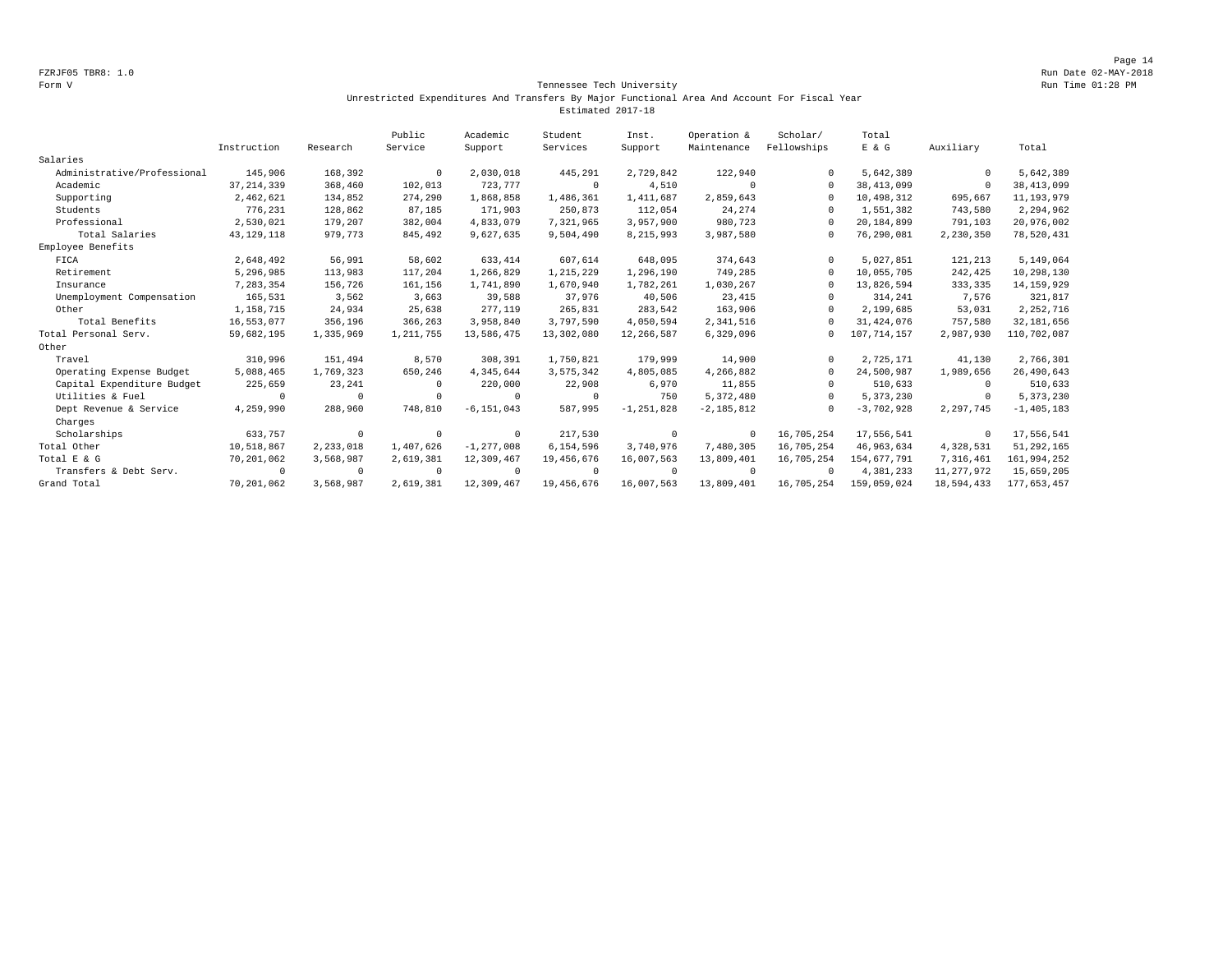FZRJF05 TBR8: 1.0

Form V

Run Date 02-MAY-2018

Run Time 01:28 PM

## Tennessee Tech University

### Unrestricted Expenditures And Transfers By Major Functional Area And Account For Fiscal Year

### Estimated 2017-18

| | Instruction | Research | Public Service | Academic Support | Student Services | Inst. Support | Operation & Maintenance | Scholar/ Fellowships | Total E & G | Auxiliary | Total |
|---|---|---|---|---|---|---|---|---|---|---|---|
| Salaries | | | | | | | | | | | |
| Administrative/Professional | 145,906 | 168,392 | 0 | 2,030,018 | 445,291 | 2,729,842 | 122,940 | 0 | 5,642,389 | 0 | 5,642,389 |
| Academic | 37,214,339 | 368,460 | 102,013 | 723,777 | 0 | 4,510 | 0 | 0 | 38,413,099 | 0 | 38,413,099 |
| Supporting | 2,462,621 | 134,852 | 274,290 | 1,868,858 | 1,486,361 | 1,411,687 | 2,859,643 | 0 | 10,498,312 | 695,667 | 11,193,979 |
| Students | 776,231 | 128,862 | 87,185 | 171,903 | 250,873 | 112,054 | 24,274 | 0 | 1,551,382 | 743,580 | 2,294,962 |
| Professional | 2,530,021 | 179,207 | 382,004 | 4,833,079 | 7,321,965 | 3,957,900 | 980,723 | 0 | 20,184,899 | 791,103 | 20,976,002 |
| Total Salaries | 43,129,118 | 979,773 | 845,492 | 9,627,635 | 9,504,490 | 8,215,993 | 3,987,580 | 0 | 76,290,081 | 2,230,350 | 78,520,431 |
| Employee Benefits | | | | | | | | | | | |
| FICA | 2,648,492 | 56,991 | 58,602 | 633,414 | 607,614 | 648,095 | 374,643 | 0 | 5,027,851 | 121,213 | 5,149,064 |
| Retirement | 5,296,985 | 113,983 | 117,204 | 1,266,829 | 1,215,229 | 1,296,190 | 749,285 | 0 | 10,055,705 | 242,425 | 10,298,130 |
| Insurance | 7,283,354 | 156,726 | 161,156 | 1,741,890 | 1,670,940 | 1,782,261 | 1,030,267 | 0 | 13,826,594 | 333,335 | 14,159,929 |
| Unemployment Compensation | 165,531 | 3,562 | 3,663 | 39,588 | 37,976 | 40,506 | 23,415 | 0 | 314,241 | 7,576 | 321,817 |
| Other | 1,158,715 | 24,934 | 25,638 | 277,119 | 265,831 | 283,542 | 163,906 | 0 | 2,199,685 | 53,031 | 2,252,716 |
| Total Benefits | 16,553,077 | 356,196 | 366,263 | 3,958,840 | 3,797,590 | 4,050,594 | 2,341,516 | 0 | 31,424,076 | 757,580 | 32,181,656 |
| Total Personal Serv. | 59,682,195 | 1,335,969 | 1,211,755 | 13,586,475 | 13,302,080 | 12,266,587 | 6,329,096 | 0 | 107,714,157 | 2,987,930 | 110,702,087 |
| Other | | | | | | | | | | | |
| Travel | 310,996 | 151,494 | 8,570 | 308,391 | 1,750,821 | 179,999 | 14,900 | 0 | 2,725,171 | 41,130 | 2,766,301 |
| Operating Expense Budget | 5,088,465 | 1,769,323 | 650,246 | 4,345,644 | 3,575,342 | 4,805,085 | 4,266,882 | 0 | 24,500,987 | 1,989,656 | 26,490,643 |
| Capital Expenditure Budget | 225,659 | 23,241 | 0 | 220,000 | 22,908 | 6,970 | 11,855 | 0 | 510,633 | 0 | 510,633 |
| Utilities & Fuel | 0 | 0 | 0 | 0 | 0 | 750 | 5,372,480 | 0 | 5,373,230 | 0 | 5,373,230 |
| Dept Revenue & Service Charges | 4,259,990 | 288,960 | 748,810 | -6,151,043 | 587,995 | -1,251,828 | -2,185,812 | 0 | -3,702,928 | 2,297,745 | -1,405,183 |
| Scholarships | 633,757 | 0 | 0 | 0 | 217,530 | 0 | 0 | 16,705,254 | 17,556,541 | 0 | 17,556,541 |
| Total Other | 10,518,867 | 2,233,018 | 1,407,626 | -1,277,008 | 6,154,596 | 3,740,976 | 7,480,305 | 16,705,254 | 46,963,634 | 4,328,531 | 51,292,165 |
| Total E & G | 70,201,062 | 3,568,987 | 2,619,381 | 12,309,467 | 19,456,676 | 16,007,563 | 13,809,401 | 16,705,254 | 154,677,791 | 7,316,461 | 161,994,252 |
| Transfers & Debt Serv. | 0 | 0 | 0 | 0 | 0 | 0 | 0 | 0 | 4,381,233 | 11,277,972 | 15,659,205 |
| Grand Total | 70,201,062 | 3,568,987 | 2,619,381 | 12,309,467 | 19,456,676 | 16,007,563 | 13,809,401 | 16,705,254 | 159,059,024 | 18,594,433 | 177,653,457 |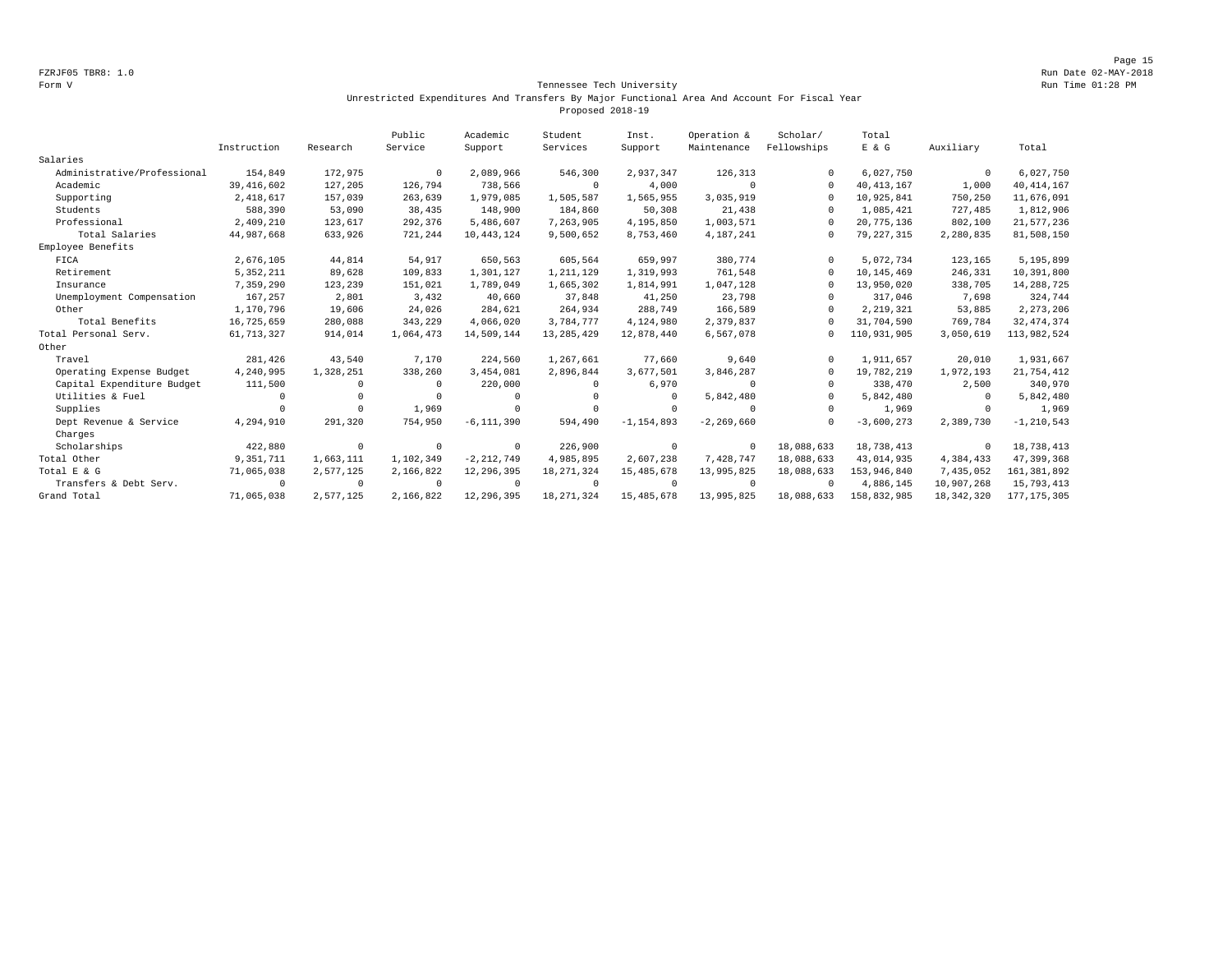FZRJF05 TBR8: 1.0

Form V

Run Date 02-MAY-2018

Run Time 01:28 PM

## Tennessee Tech University

### Unrestricted Expenditures And Transfers By Major Functional Area And Account For Fiscal Year

### Proposed 2018-19

| | Instruction | Research | Public Service | Academic Support | Student Services | Inst. Support | Operation & Maintenance | Scholar/ Fellowships | Total E & G | Auxiliary | Total |
|---|---|---|---|---|---|---|---|---|---|---|---|
| Salaries | | | | | | | | | | | |
| Administrative/Professional | 154,849 | 172,975 | 0 | 2,089,966 | 546,300 | 2,937,347 | 126,313 | 0 | 6,027,750 | 0 | 6,027,750 |
| Academic | 39,416,602 | 127,205 | 126,794 | 738,566 | 0 | 4,000 | 0 | 0 | 40,413,167 | 1,000 | 40,414,167 |
| Supporting | 2,418,617 | 157,039 | 263,639 | 1,979,085 | 1,505,587 | 1,565,955 | 3,035,919 | 0 | 10,925,841 | 750,250 | 11,676,091 |
| Students | 588,390 | 53,090 | 38,435 | 148,900 | 184,860 | 50,308 | 21,438 | 0 | 1,085,421 | 727,485 | 1,812,906 |
| Professional | 2,409,210 | 123,617 | 292,376 | 5,486,607 | 7,263,905 | 4,195,850 | 1,003,571 | 0 | 20,775,136 | 802,100 | 21,577,236 |
| Total Salaries | 44,987,668 | 633,926 | 721,244 | 10,443,124 | 9,500,652 | 8,753,460 | 4,187,241 | 0 | 79,227,315 | 2,280,835 | 81,508,150 |
| Employee Benefits | | | | | | | | | | | |
| FICA | 2,676,105 | 44,814 | 54,917 | 650,563 | 605,564 | 659,997 | 380,774 | 0 | 5,072,734 | 123,165 | 5,195,899 |
| Retirement | 5,352,211 | 89,628 | 109,833 | 1,301,127 | 1,211,129 | 1,319,993 | 761,548 | 0 | 10,145,469 | 246,331 | 10,391,800 |
| Insurance | 7,359,290 | 123,239 | 151,021 | 1,789,049 | 1,665,302 | 1,814,991 | 1,047,128 | 0 | 13,950,020 | 338,705 | 14,288,725 |
| Unemployment Compensation | 167,257 | 2,801 | 3,432 | 40,660 | 37,848 | 41,250 | 23,798 | 0 | 317,046 | 7,698 | 324,744 |
| Other | 1,170,796 | 19,606 | 24,026 | 284,621 | 264,934 | 288,749 | 166,589 | 0 | 2,219,321 | 53,885 | 2,273,206 |
| Total Benefits | 16,725,659 | 280,088 | 343,229 | 4,066,020 | 3,784,777 | 4,124,980 | 2,379,837 | 0 | 31,704,590 | 769,784 | 32,474,374 |
| Total Personal Serv. | 61,713,327 | 914,014 | 1,064,473 | 14,509,144 | 13,285,429 | 12,878,440 | 6,567,078 | 0 | 110,931,905 | 3,050,619 | 113,982,524 |
| Other | | | | | | | | | | | |
| Travel | 281,426 | 43,540 | 7,170 | 224,560 | 1,267,661 | 77,660 | 9,640 | 0 | 1,911,657 | 20,010 | 1,931,667 |
| Operating Expense Budget | 4,240,995 | 1,328,251 | 338,260 | 3,454,081 | 2,896,844 | 3,677,501 | 3,846,287 | 0 | 19,782,219 | 1,972,193 | 21,754,412 |
| Capital Expenditure Budget | 111,500 | 0 | 0 | 220,000 | 0 | 6,970 | 0 | 0 | 338,470 | 2,500 | 340,970 |
| Utilities & Fuel | 0 | 0 | 0 | 0 | 0 | 0 | 5,842,480 | 0 | 5,842,480 | 0 | 5,842,480 |
| Supplies | 0 | 0 | 1,969 | 0 | 0 | 0 | 0 | 0 | 1,969 | 0 | 1,969 |
| Dept Revenue & Service Charges | 4,294,910 | 291,320 | 754,950 | -6,111,390 | 594,490 | -1,154,893 | -2,269,660 | 0 | -3,600,273 | 2,389,730 | -1,210,543 |
| Scholarships | 422,880 | 0 | 0 | 0 | 226,900 | 0 | 0 | 18,088,633 | 18,738,413 | 0 | 18,738,413 |
| Total Other | 9,351,711 | 1,663,111 | 1,102,349 | -2,212,749 | 4,985,895 | 2,607,238 | 7,428,747 | 18,088,633 | 43,014,935 | 4,384,433 | 47,399,368 |
| Total E & G | 71,065,038 | 2,577,125 | 2,166,822 | 12,296,395 | 18,271,324 | 15,485,678 | 13,995,825 | 18,088,633 | 153,946,840 | 7,435,052 | 161,381,892 |
| Transfers & Debt Serv. | 0 | 0 | 0 | 0 | 0 | 0 | 0 | 0 | 4,886,145 | 10,907,268 | 15,793,413 |
| Grand Total | 71,065,038 | 2,577,125 | 2,166,822 | 12,296,395 | 18,271,324 | 15,485,678 | 13,995,825 | 18,088,633 | 158,832,985 | 18,342,320 | 177,175,305 |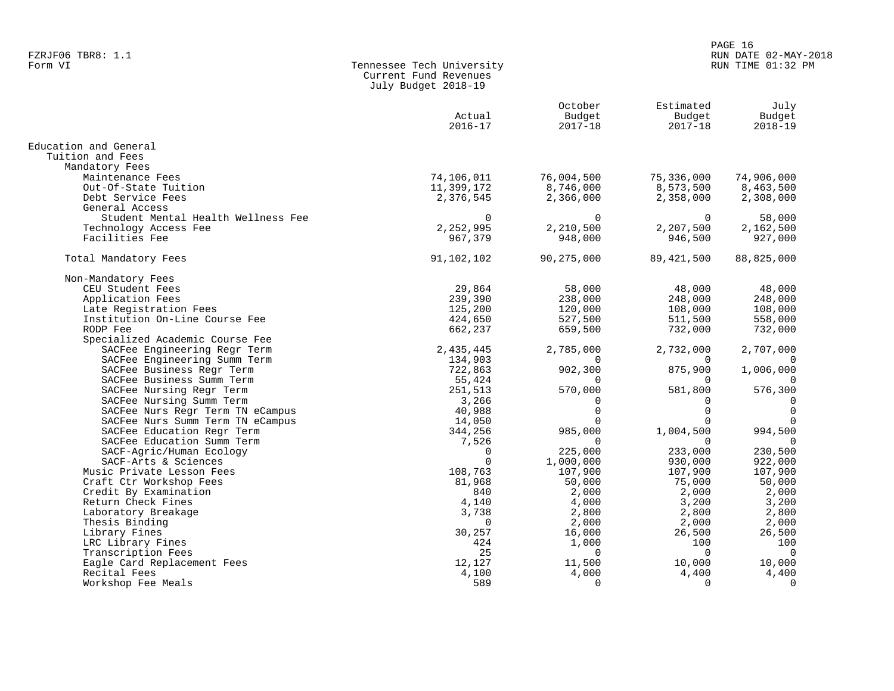FZRJF06 TBR8: 1.1
Form VI

## Tennessee Tech University
### Current Fund Revenues
### July Budget 2018-19

| | Actual 2016-17 | October Budget 2017-18 | Estimated Budget 2017-18 | July Budget 2018-19 |
|---|---|---|---|---|
| Education and General | | | | |
| Tuition and Fees | | | | |
| Mandatory Fees | | | | |
| Maintenance Fees | 74,106,011 | 76,004,500 | 75,336,000 | 74,906,000 |
| Out-Of-State Tuition | 11,399,172 | 8,746,000 | 8,573,500 | 8,463,500 |
| Debt Service Fees | 2,376,545 | 2,366,000 | 2,358,000 | 2,308,000 |
| General Access | | | | |
| Student Mental Health Wellness Fee | 0 | 0 | 0 | 58,000 |
| Technology Access Fee | 2,252,995 | 2,210,500 | 2,207,500 | 2,162,500 |
| Facilities Fee | 967,379 | 948,000 | 946,500 | 927,000 |
| Total Mandatory Fees | 91,102,102 | 90,275,000 | 89,421,500 | 88,825,000 |
| Non-Mandatory Fees | | | | |
| CEU Student Fees | 29,864 | 58,000 | 48,000 | 48,000 |
| Application Fees | 239,390 | 238,000 | 248,000 | 248,000 |
| Late Registration Fees | 125,200 | 120,000 | 108,000 | 108,000 |
| Institution On-Line Course Fee | 424,650 | 527,500 | 511,500 | 558,000 |
| RODP Fee | 662,237 | 659,500 | 732,000 | 732,000 |
| Specialized Academic Course Fee | | | | |
| SACFee Engineering Regr Term | 2,435,445 | 2,785,000 | 2,732,000 | 2,707,000 |
| SACFee Engineering Summ Term | 134,903 | 0 | 0 | 0 |
| SACFee Business Regr Term | 722,863 | 902,300 | 875,900 | 1,006,000 |
| SACFee Business Summ Term | 55,424 | 0 | 0 | 0 |
| SACFee Nursing Regr Term | 251,513 | 570,000 | 581,800 | 576,300 |
| SACFee Nursing Summ Term | 3,266 | 0 | 0 | 0 |
| SACFee Nurs Regr Term TN eCampus | 40,988 | 0 | 0 | 0 |
| SACFee Nurs Summ Term TN eCampus | 14,050 | 0 | 0 | 0 |
| SACFee Education Regr Term | 344,256 | 985,000 | 1,004,500 | 994,500 |
| SACFee Education Summ Term | 7,526 | 0 | 0 | 0 |
| SACF-Agric/Human Ecology | 0 | 225,000 | 233,000 | 230,500 |
| SACF-Arts & Sciences | 0 | 1,000,000 | 930,000 | 922,000 |
| Music Private Lesson Fees | 108,763 | 107,900 | 107,900 | 107,900 |
| Craft Ctr Workshop Fees | 81,968 | 50,000 | 75,000 | 50,000 |
| Credit By Examination | 840 | 2,000 | 2,000 | 2,000 |
| Return Check Fines | 4,140 | 4,000 | 3,200 | 3,200 |
| Laboratory Breakage | 3,738 | 2,800 | 2,800 | 2,800 |
| Thesis Binding | 0 | 2,000 | 2,000 | 2,000 |
| Library Fines | 30,257 | 16,000 | 26,500 | 26,500 |
| LRC Library Fines | 424 | 1,000 | 100 | 100 |
| Transcription Fees | 25 | 0 | 0 | 0 |
| Eagle Card Replacement Fees | 12,127 | 11,500 | 10,000 | 10,000 |
| Recital Fees | 4,100 | 4,000 | 4,400 | 4,400 |
| Workshop Fee Meals | 589 | 0 | 0 | 0 |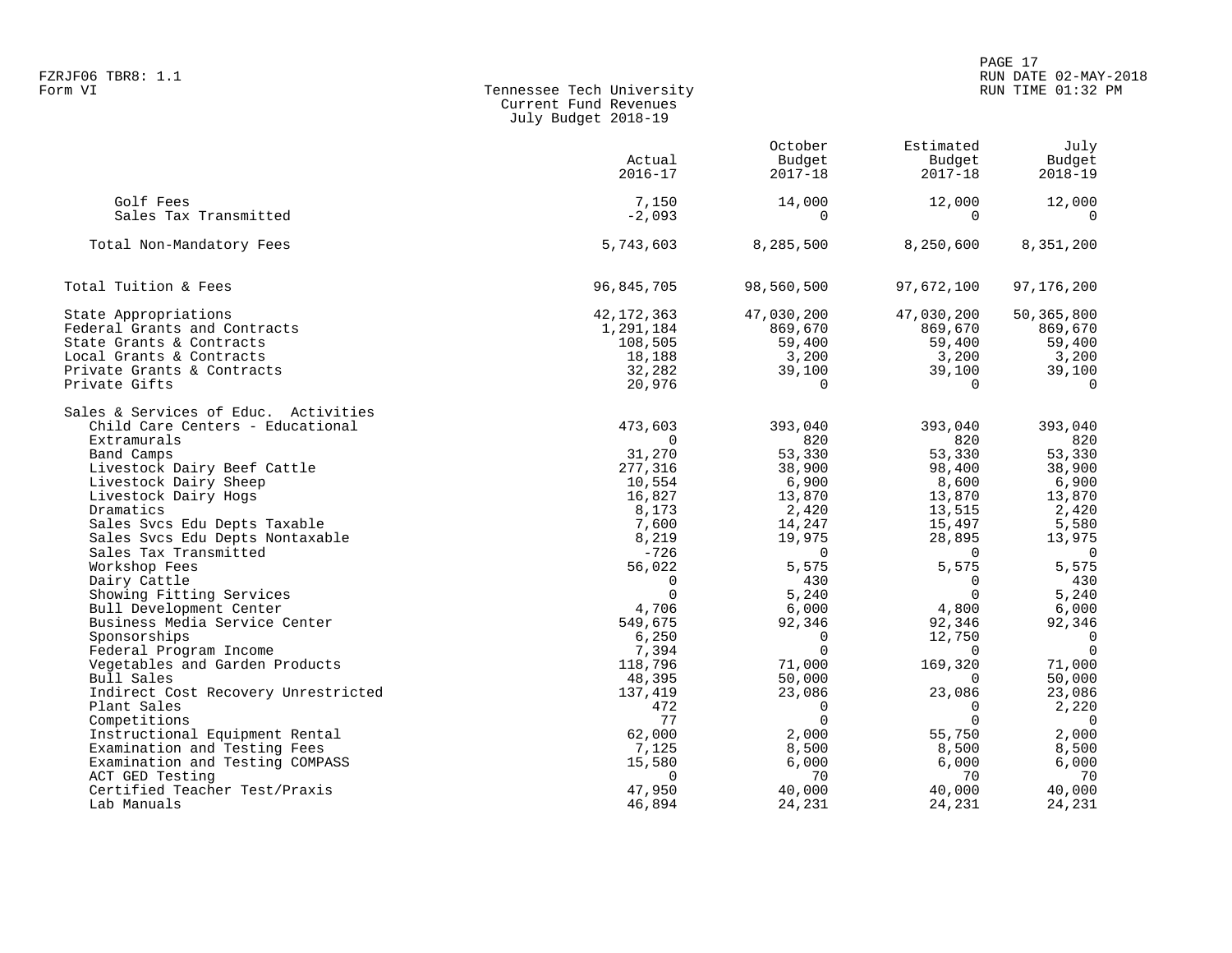FZRJF06 TBR8: 1.1
Form VI

Tennessee Tech University
Current Fund Revenues
July Budget 2018-19

|  | Actual 2016-17 | October Budget 2017-18 | Estimated Budget 2017-18 | July Budget 2018-19 |
|---|---|---|---|---|
| Golf Fees | 7,150 | 14,000 | 12,000 | 12,000 |
| Sales Tax Transmitted | -2,093 | 0 | 0 | 0 |
| Total Non-Mandatory Fees | 5,743,603 | 8,285,500 | 8,250,600 | 8,351,200 |
| Total Tuition & Fees | 96,845,705 | 98,560,500 | 97,672,100 | 97,176,200 |
| State Appropriations | 42,172,363 | 47,030,200 | 47,030,200 | 50,365,800 |
| Federal Grants and Contracts | 1,291,184 | 869,670 | 869,670 | 869,670 |
| State Grants & Contracts | 108,505 | 59,400 | 59,400 | 59,400 |
| Local Grants & Contracts | 18,188 | 3,200 | 3,200 | 3,200 |
| Private Grants & Contracts | 32,282 | 39,100 | 39,100 | 39,100 |
| Private Gifts | 20,976 | 0 | 0 | 0 |
| Sales & Services of Educ. Activities |  |  |  |  |
| Child Care Centers - Educational | 473,603 | 393,040 | 393,040 | 393,040 |
| Extramurals | 0 | 820 | 820 | 820 |
| Band Camps | 31,270 | 53,330 | 53,330 | 53,330 |
| Livestock Dairy Beef Cattle | 277,316 | 38,900 | 98,400 | 38,900 |
| Livestock Dairy Sheep | 10,554 | 6,900 | 8,600 | 6,900 |
| Livestock Dairy Hogs | 16,827 | 13,870 | 13,870 | 13,870 |
| Dramatics | 8,173 | 2,420 | 13,515 | 2,420 |
| Sales Svcs Edu Depts Taxable | 7,600 | 14,247 | 15,497 | 5,580 |
| Sales Svcs Edu Depts Nontaxable | 8,219 | 19,975 | 28,895 | 13,975 |
| Sales Tax Transmitted | -726 | 0 | 0 | 0 |
| Workshop Fees | 56,022 | 5,575 | 5,575 | 5,575 |
| Dairy Cattle | 0 | 430 | 0 | 430 |
| Showing Fitting Services | 0 | 5,240 | 0 | 5,240 |
| Bull Development Center | 4,706 | 6,000 | 4,800 | 6,000 |
| Business Media Service Center | 549,675 | 92,346 | 92,346 | 92,346 |
| Sponsorships | 6,250 | 0 | 12,750 | 0 |
| Federal Program Income | 7,394 | 0 | 0 | 0 |
| Vegetables and Garden Products | 118,796 | 71,000 | 169,320 | 71,000 |
| Bull Sales | 48,395 | 50,000 | 0 | 50,000 |
| Indirect Cost Recovery Unrestricted | 137,419 | 23,086 | 23,086 | 23,086 |
| Plant Sales | 472 | 0 | 0 | 2,220 |
| Competitions | 77 | 0 | 0 | 0 |
| Instructional Equipment Rental | 62,000 | 2,000 | 55,750 | 2,000 |
| Examination and Testing Fees | 7,125 | 8,500 | 8,500 | 8,500 |
| Examination and Testing COMPASS | 15,580 | 6,000 | 6,000 | 6,000 |
| ACT GED Testing | 0 | 70 | 70 | 70 |
| Certified Teacher Test/Praxis | 47,950 | 40,000 | 40,000 | 40,000 |
| Lab Manuals | 46,894 | 24,231 | 24,231 | 24,231 |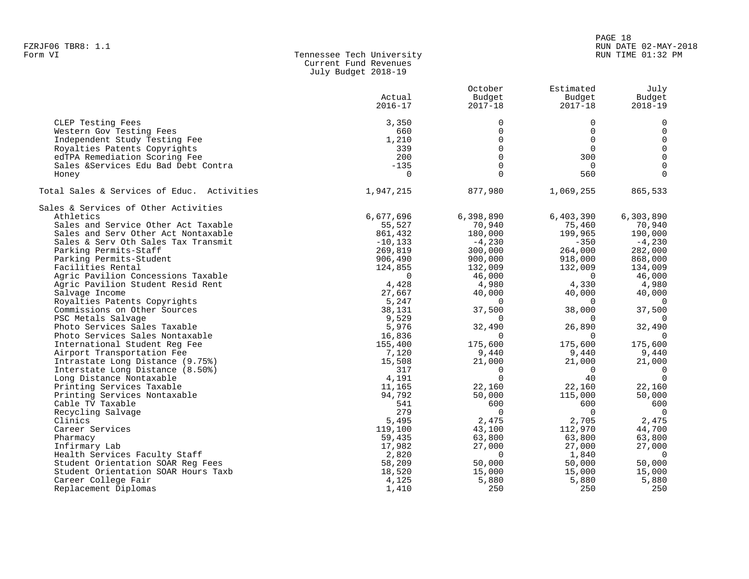FZRJF06 TBR8: 1.1
Form VI

# Tennessee Tech University
## Current Fund Revenues
### July Budget 2018-19

RUN DATE 02-MAY-2018
RUN TIME 01:32 PM

| | Actual 2016-17 | October Budget 2017-18 | Estimated Budget 2017-18 | July Budget 2018-19 |
|---|---|---|---|---|
| CLEP Testing Fees | 3,350 | 0 | 0 | 0 |
| Western Gov Testing Fees | 660 | 0 | 0 | 0 |
| Independent Study Testing Fee | 1,210 | 0 | 0 | 0 |
| Royalties Patents Copyrights | 339 | 0 | 0 | 0 |
| edTPA Remediation Scoring Fee | 200 | 0 | 300 | 0 |
| Sales &Services Edu Bad Debt Contra | -135 | 0 | 0 | 0 |
| Honey | 0 | 0 | 560 | 0 |
| Total Sales & Services of Educ. Activities | 1,947,215 | 877,980 | 1,069,255 | 865,533 |
| Sales & Services of Other Activities | | | | |
| Athletics | 6,677,696 | 6,398,890 | 6,403,390 | 6,303,890 |
| Sales and Service Other Act Taxable | 55,527 | 70,940 | 75,460 | 70,940 |
| Sales and Serv Other Act Nontaxable | 861,432 | 180,000 | 199,965 | 190,000 |
| Sales & Serv Oth Sales Tax Transmit | -10,133 | -4,230 | -350 | -4,230 |
| Parking Permits-Staff | 269,819 | 300,000 | 264,000 | 282,000 |
| Parking Permits-Student | 906,490 | 900,000 | 918,000 | 868,000 |
| Facilities Rental | 124,855 | 132,009 | 132,009 | 134,009 |
| Agric Pavilion Concessions Taxable | 0 | 46,000 | 0 | 46,000 |
| Agric Pavilion Student Resid Rent | 4,428 | 4,980 | 4,330 | 4,980 |
| Salvage Income | 27,667 | 40,000 | 40,000 | 40,000 |
| Royalties Patents Copyrights | 5,247 | 0 | 0 | 0 |
| Commissions on Other Sources | 38,131 | 37,500 | 38,000 | 37,500 |
| PSC Metals Salvage | 9,529 | 0 | 0 | 0 |
| Photo Services Sales Taxable | 5,976 | 32,490 | 26,890 | 32,490 |
| Photo Services Sales Nontaxable | 16,836 | 0 | 0 | 0 |
| International Student Reg Fee | 155,400 | 175,600 | 175,600 | 175,600 |
| Airport Transportation Fee | 7,120 | 9,440 | 9,440 | 9,440 |
| Intrastate Long Distance (9.75%) | 15,508 | 21,000 | 21,000 | 21,000 |
| Interstate Long Distance (8.50%) | 317 | 0 | 0 | 0 |
| Long Distance Nontaxable | 4,191 | 0 | 40 | 0 |
| Printing Services Taxable | 11,165 | 22,160 | 22,160 | 22,160 |
| Printing Services Nontaxable | 94,792 | 50,000 | 115,000 | 50,000 |
| Cable TV Taxable | 541 | 600 | 600 | 600 |
| Recycling Salvage | 279 | 0 | 0 | 0 |
| Clinics | 5,495 | 2,475 | 2,705 | 2,475 |
| Career Services | 119,100 | 43,100 | 112,970 | 44,700 |
| Pharmacy | 59,435 | 63,800 | 63,800 | 63,800 |
| Infirmary Lab | 17,982 | 27,000 | 27,000 | 27,000 |
| Health Services Faculty Staff | 2,820 | 0 | 1,840 | 0 |
| Student Orientation SOAR Reg Fees | 58,209 | 50,000 | 50,000 | 50,000 |
| Student Orientation SOAR Hours Taxb | 18,520 | 15,000 | 15,000 | 15,000 |
| Career College Fair | 4,125 | 5,880 | 5,880 | 5,880 |
| Replacement Diplomas | 1,410 | 250 | 250 | 250 |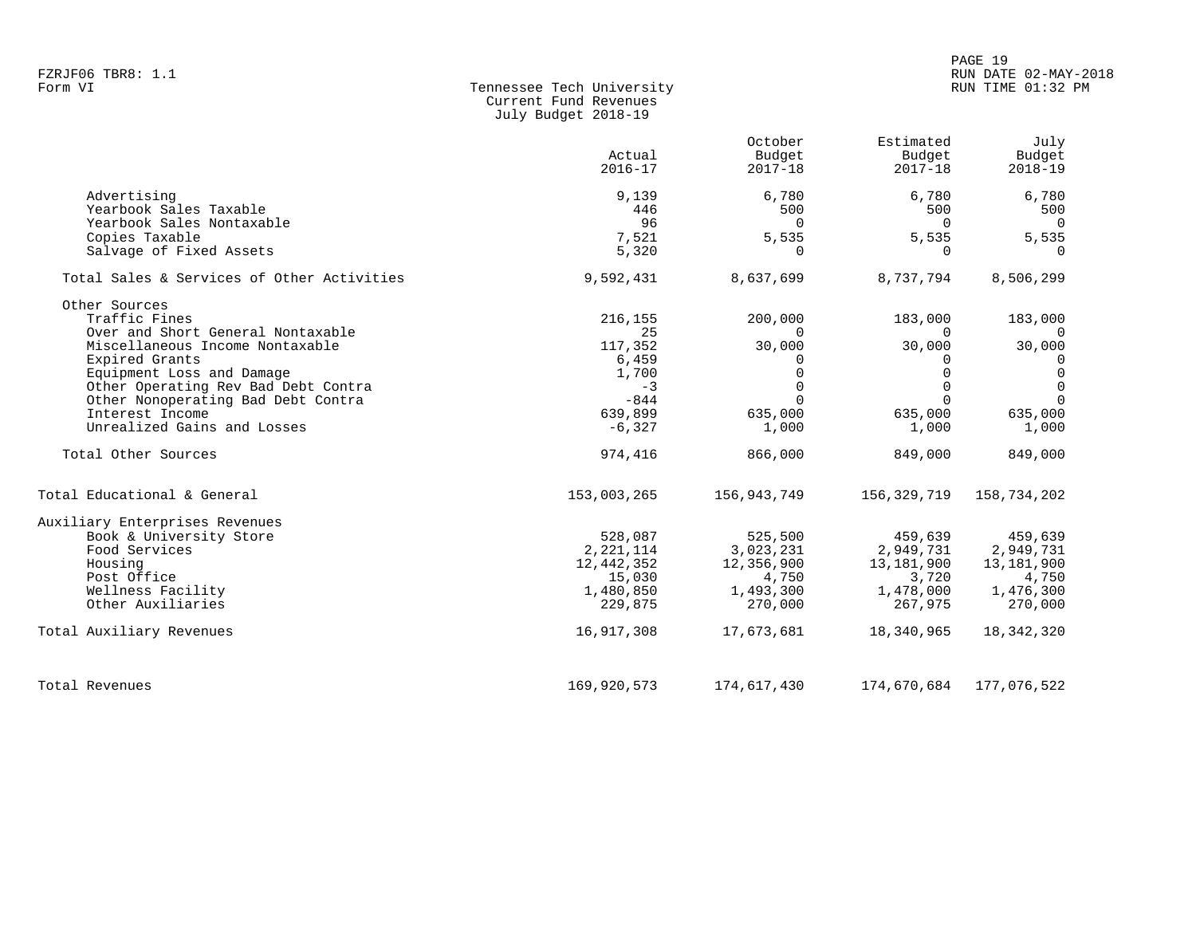FZRJF06 TBR8: 1.1
Form VI

Tennessee Tech University
Current Fund Revenues
July Budget 2018-19

RUN DATE 02-MAY-2018
RUN TIME 01:32 PM

| | Actual 2016-17 | October Budget 2017-18 | Estimated Budget 2017-18 | July Budget 2018-19 |
|---|---|---|---|---|
| Advertising | 9,139 | 6,780 | 6,780 | 6,780 |
| Yearbook Sales Taxable | 446 | 500 | 500 | 500 |
| Yearbook Sales Nontaxable | 96 | 0 | 0 | 0 |
| Copies Taxable | 7,521 | 5,535 | 5,535 | 5,535 |
| Salvage of Fixed Assets | 5,320 | 0 | 0 | 0 |
| Total Sales & Services of Other Activities | 9,592,431 | 8,637,699 | 8,737,794 | 8,506,299 |
| Other Sources | | | | |
| Traffic Fines | 216,155 | 200,000 | 183,000 | 183,000 |
| Over and Short General Nontaxable | 25 | 0 | 0 | 0 |
| Miscellaneous Income Nontaxable | 117,352 | 30,000 | 30,000 | 30,000 |
| Expired Grants | 6,459 | 0 | 0 | 0 |
| Equipment Loss and Damage | 1,700 | 0 | 0 | 0 |
| Other Operating Rev Bad Debt Contra | -3 | 0 | 0 | 0 |
| Other Nonoperating Bad Debt Contra | -844 | 0 | 0 | 0 |
| Interest Income | 639,899 | 635,000 | 635,000 | 635,000 |
| Unrealized Gains and Losses | -6,327 | 1,000 | 1,000 | 1,000 |
| Total Other Sources | 974,416 | 866,000 | 849,000 | 849,000 |
| Total Educational & General | 153,003,265 | 156,943,749 | 156,329,719 | 158,734,202 |
| Auxiliary Enterprises Revenues | | | | |
| Book & University Store | 528,087 | 525,500 | 459,639 | 459,639 |
| Food Services | 2,221,114 | 3,023,231 | 2,949,731 | 2,949,731 |
| Housing | 12,442,352 | 12,356,900 | 13,181,900 | 13,181,900 |
| Post Office | 15,030 | 4,750 | 3,720 | 4,750 |
| Wellness Facility | 1,480,850 | 1,493,300 | 1,478,000 | 1,476,300 |
| Other Auxiliaries | 229,875 | 270,000 | 267,975 | 270,000 |
| Total Auxiliary Revenues | 16,917,308 | 17,673,681 | 18,340,965 | 18,342,320 |
| Total Revenues | 169,920,573 | 174,617,430 | 174,670,684 | 177,076,522 |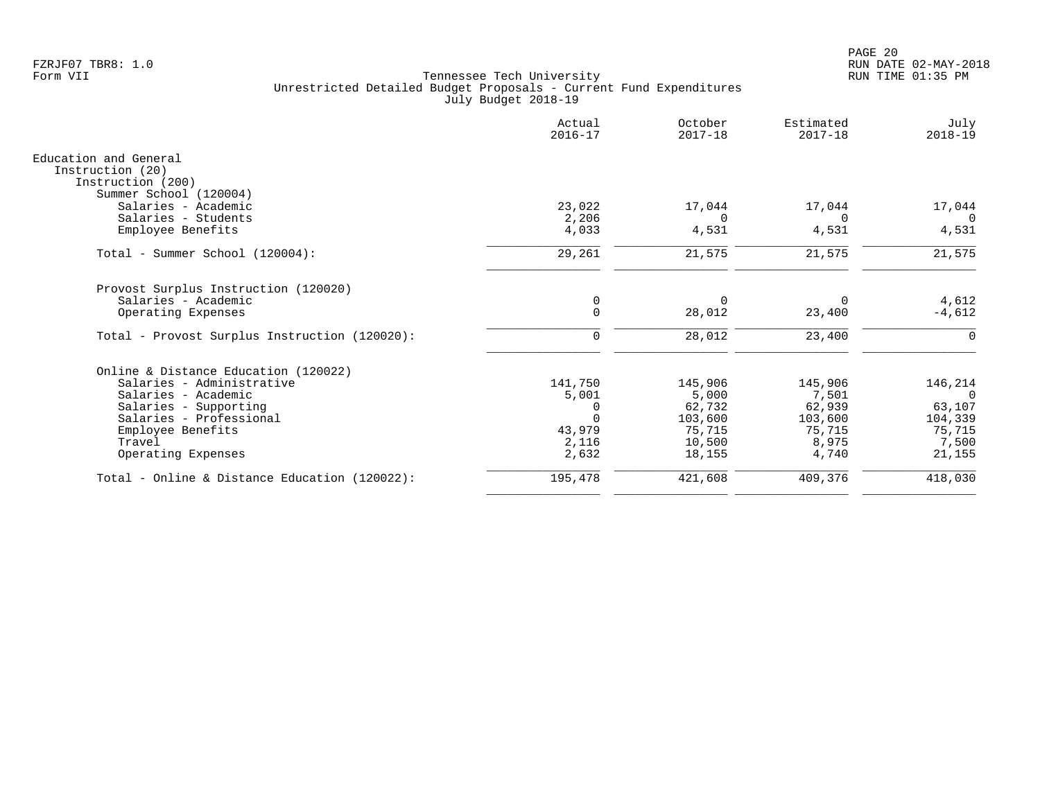FZRJF07 TBR8: 1.0
Form VII

Tennessee Tech University
Unrestricted Detailed Budget Proposals - Current Fund Expenditures
July Budget 2018-19

RUN DATE 02-MAY-2018
RUN TIME 01:35 PM

| | Actual 2016-17 | October 2017-18 | Estimated 2017-18 | July 2018-19 |
|---|---|---|---|---|
| Education and General | | | | |
| Instruction (20) | | | | |
| Instruction (200) | | | | |
| Summer School (120004) | | | | |
| Salaries - Academic | 23,022 | 17,044 | 17,044 | 17,044 |
| Salaries - Students | 2,206 | 0 | 0 | 0 |
| Employee Benefits | 4,033 | 4,531 | 4,531 | 4,531 |
| Total - Summer School (120004): | 29,261 | 21,575 | 21,575 | 21,575 |
| Provost Surplus Instruction (120020) | | | | |
| Salaries - Academic | 0 | 0 | 0 | 4,612 |
| Operating Expenses | 0 | 28,012 | 23,400 | -4,612 |
| Total - Provost Surplus Instruction (120020): | 0 | 28,012 | 23,400 | 0 |
| Online & Distance Education (120022) | | | | |
| Salaries - Administrative | 141,750 | 145,906 | 145,906 | 146,214 |
| Salaries - Academic | 5,001 | 5,000 | 7,501 | 0 |
| Salaries - Supporting | 0 | 62,732 | 62,939 | 63,107 |
| Salaries - Professional | 0 | 103,600 | 103,600 | 104,339 |
| Employee Benefits | 43,979 | 75,715 | 75,715 | 75,715 |
| Travel | 2,116 | 10,500 | 8,975 | 7,500 |
| Operating Expenses | 2,632 | 18,155 | 4,740 | 21,155 |
| Total - Online & Distance Education (120022): | 195,478 | 421,608 | 409,376 | 418,030 |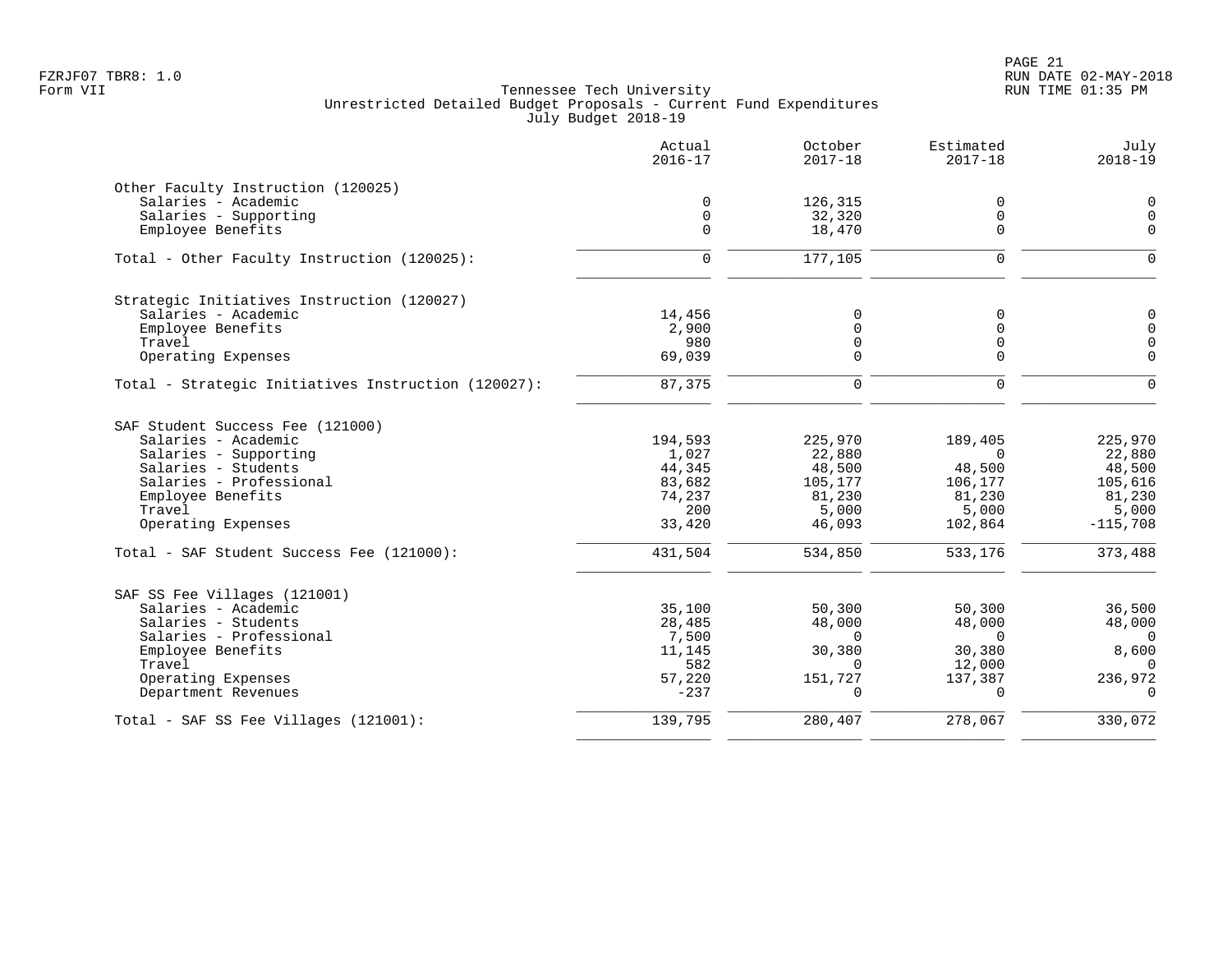Tennessee Tech University
Unrestricted Detailed Budget Proposals - Current Fund Expenditures
July Budget 2018-19

| | Actual 2016-17 | October 2017-18 | Estimated 2017-18 | July 2018-19 |
|---|---|---|---|---|
| **Other Faculty Instruction (120025)** | | | | |
| Salaries - Academic | 0 | 126,315 | 0 | 0 |
| Salaries - Supporting | 0 | 32,320 | 0 | 0 |
| Employee Benefits | 0 | 18,470 | 0 | 0 |
| Total - Other Faculty Instruction (120025): | 0 | 177,105 | 0 | 0 |
| **Strategic Initiatives Instruction (120027)** | | | | |
| Salaries - Academic | 14,456 | 0 | 0 | 0 |
| Employee Benefits | 2,900 | 0 | 0 | 0 |
| Travel | 980 | 0 | 0 | 0 |
| Operating Expenses | 69,039 | 0 | 0 | 0 |
| Total - Strategic Initiatives Instruction (120027): | 87,375 | 0 | 0 | 0 |
| **SAF Student Success Fee (121000)** | | | | |
| Salaries - Academic | 194,593 | 225,970 | 189,405 | 225,970 |
| Salaries - Supporting | 1,027 | 22,880 | 0 | 22,880 |
| Salaries - Students | 44,345 | 48,500 | 48,500 | 48,500 |
| Salaries - Professional | 83,682 | 105,177 | 106,177 | 105,616 |
| Employee Benefits | 74,237 | 81,230 | 81,230 | 81,230 |
| Travel | 200 | 5,000 | 5,000 | 5,000 |
| Operating Expenses | 33,420 | 46,093 | 102,864 | -115,708 |
| Total - SAF Student Success Fee (121000): | 431,504 | 534,850 | 533,176 | 373,488 |
| **SAF SS Fee Villages (121001)** | | | | |
| Salaries - Academic | 35,100 | 50,300 | 50,300 | 36,500 |
| Salaries - Students | 28,485 | 48,000 | 48,000 | 48,000 |
| Salaries - Professional | 7,500 | 0 | 0 | 0 |
| Employee Benefits | 11,145 | 30,380 | 30,380 | 8,600 |
| Travel | 582 | 0 | 12,000 | 0 |
| Operating Expenses | 57,220 | 151,727 | 137,387 | 236,972 |
| Department Revenues | -237 | 0 | 0 | 0 |
| Total - SAF SS Fee Villages (121001): | 139,795 | 280,407 | 278,067 | 330,072 |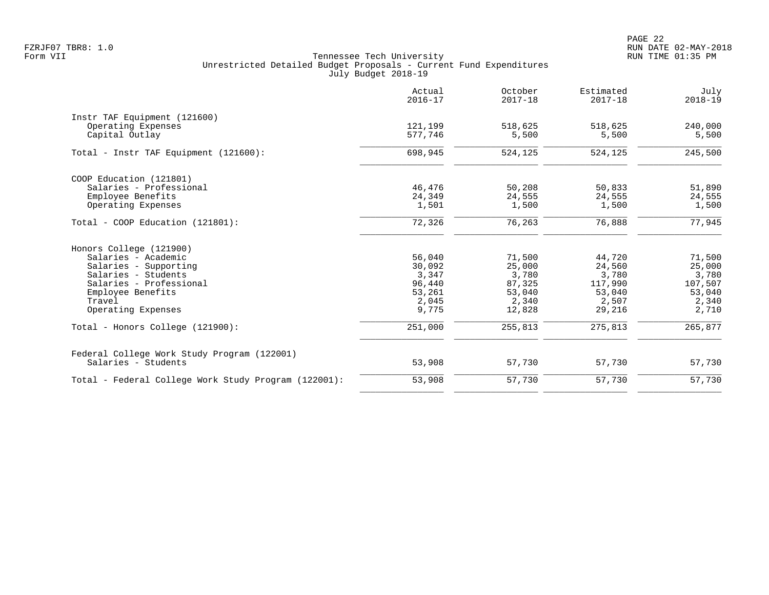Tennessee Tech University
Unrestricted Detailed Budget Proposals - Current Fund Expenditures
July Budget 2018-19

| | Actual 2016-17 | October 2017-18 | Estimated 2017-18 | July 2018-19 |
|---|---|---|---|---|
| **Instr TAF Equipment (121600)** | | | | |
| Operating Expenses | 121,199 | 518,625 | 518,625 | 240,000 |
| Capital Outlay | 577,746 | 5,500 | 5,500 | 5,500 |
| Total - Instr TAF Equipment (121600): | 698,945 | 524,125 | 524,125 | 245,500 |
| **COOP Education (121801)** | | | | |
| Salaries - Professional | 46,476 | 50,208 | 50,833 | 51,890 |
| Employee Benefits | 24,349 | 24,555 | 24,555 | 24,555 |
| Operating Expenses | 1,501 | 1,500 | 1,500 | 1,500 |
| Total - COOP Education (121801): | 72,326 | 76,263 | 76,888 | 77,945 |
| **Honors College (121900)** | | | | |
| Salaries - Academic | 56,040 | 71,500 | 44,720 | 71,500 |
| Salaries - Supporting | 30,092 | 25,000 | 24,560 | 25,000 |
| Salaries - Students | 3,347 | 3,780 | 3,780 | 3,780 |
| Salaries - Professional | 96,440 | 87,325 | 117,990 | 107,507 |
| Employee Benefits | 53,261 | 53,040 | 53,040 | 53,040 |
| Travel | 2,045 | 2,340 | 2,507 | 2,340 |
| Operating Expenses | 9,775 | 12,828 | 29,216 | 2,710 |
| Total - Honors College (121900): | 251,000 | 255,813 | 275,813 | 265,877 |
| **Federal College Work Study Program (122001)** | | | | |
| Salaries - Students | 53,908 | 57,730 | 57,730 | 57,730 |
| Total - Federal College Work Study Program (122001): | 53,908 | 57,730 | 57,730 | 57,730 |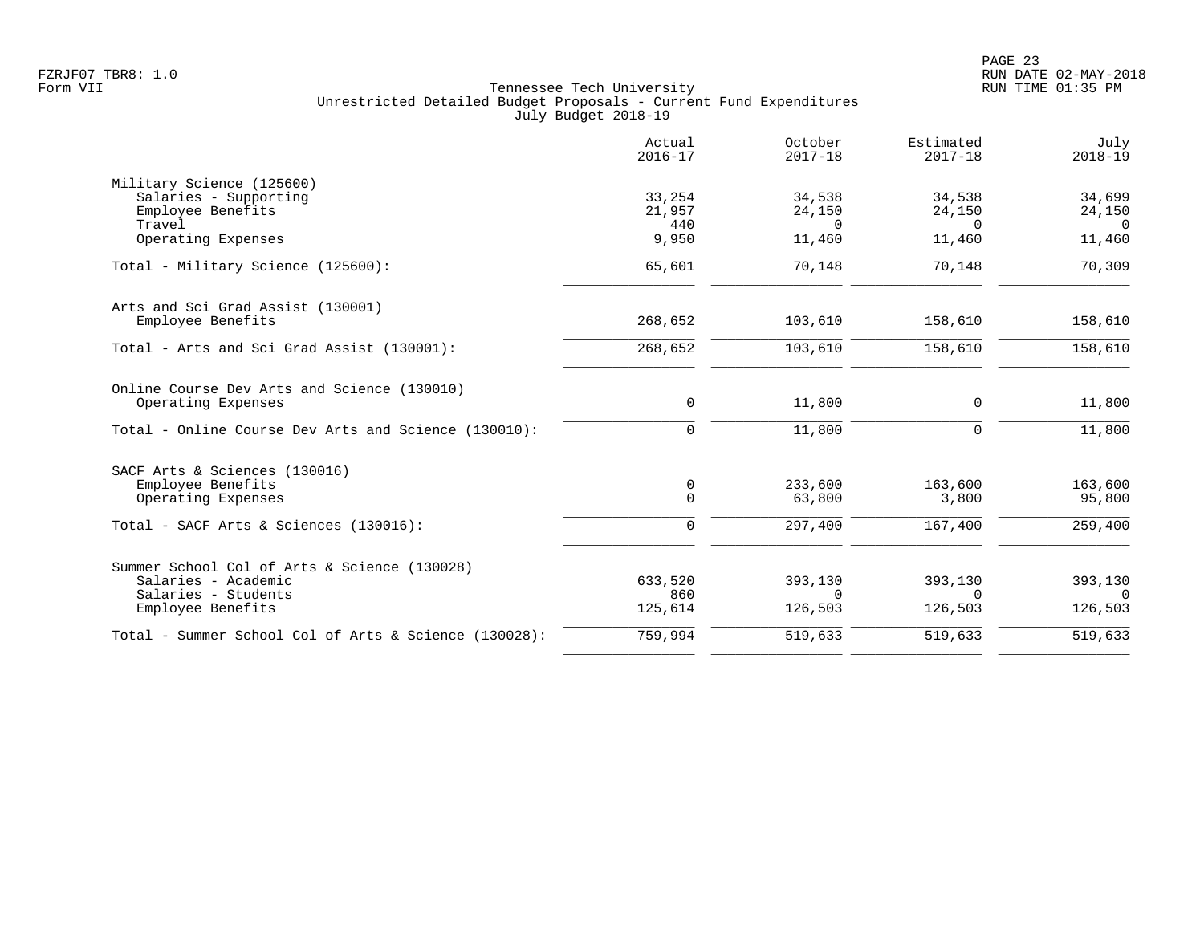Tennessee Tech University
Unrestricted Detailed Budget Proposals - Current Fund Expenditures
July Budget 2018-19

| | Actual 2016-17 | October 2017-18 | Estimated 2017-18 | July 2018-19 |
|---|---|---|---|---|
| **Military Science (125600)** | | | | |
| Salaries - Supporting | 33,254 | 34,538 | 34,538 | 34,699 |
| Employee Benefits | 21,957 | 24,150 | 24,150 | 24,150 |
| Travel | 440 | 0 | 0 | 0 |
| Operating Expenses | 9,950 | 11,460 | 11,460 | 11,460 |
| Total - Military Science (125600): | 65,601 | 70,148 | 70,148 | 70,309 |
| **Arts and Sci Grad Assist (130001)** | | | | |
| Employee Benefits | 268,652 | 103,610 | 158,610 | 158,610 |
| Total - Arts and Sci Grad Assist (130001): | 268,652 | 103,610 | 158,610 | 158,610 |
| **Online Course Dev Arts and Science (130010)** | | | | |
| Operating Expenses | 0 | 11,800 | 0 | 11,800 |
| Total - Online Course Dev Arts and Science (130010): | 0 | 11,800 | 0 | 11,800 |
| **SACF Arts & Sciences (130016)** | | | | |
| Employee Benefits | 0 | 233,600 | 163,600 | 163,600 |
| Operating Expenses | 0 | 63,800 | 3,800 | 95,800 |
| Total - SACF Arts & Sciences (130016): | 0 | 297,400 | 167,400 | 259,400 |
| **Summer School Col of Arts & Science (130028)** | | | | |
| Salaries - Academic | 633,520 | 393,130 | 393,130 | 393,130 |
| Salaries - Students | 860 | 0 | 0 | 0 |
| Employee Benefits | 125,614 | 126,503 | 126,503 | 126,503 |
| Total - Summer School Col of Arts & Science (130028): | 759,994 | 519,633 | 519,633 | 519,633 |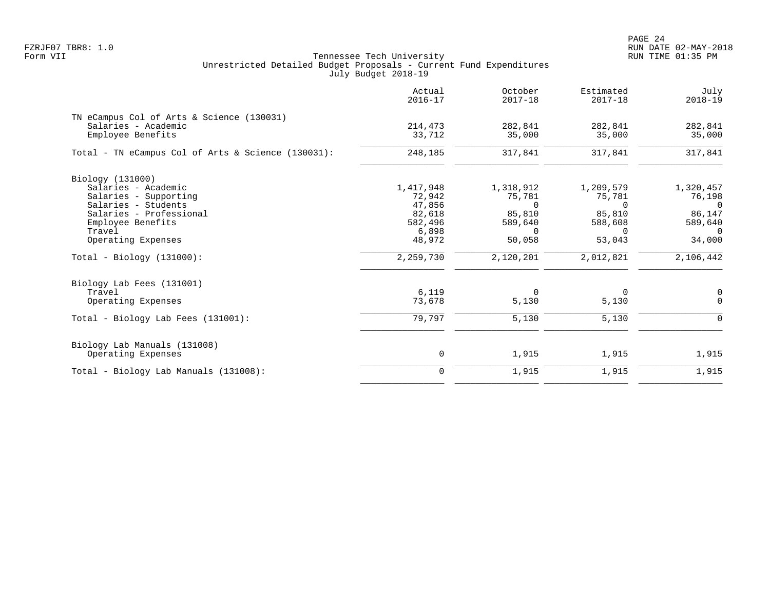FZRJF07 TBR8: 1.0
Form VII

Tennessee Tech University
Unrestricted Detailed Budget Proposals - Current Fund Expenditures
July Budget 2018-19

RUN DATE 02-MAY-2018
RUN TIME 01:35 PM

| | Actual 2016-17 | October 2017-18 | Estimated 2017-18 | July 2018-19 |
|---|---|---|---|---|
| **TN eCampus Col of Arts & Science (130031)** | | | | |
| Salaries - Academic | 214,473 | 282,841 | 282,841 | 282,841 |
| Employee Benefits | 33,712 | 35,000 | 35,000 | 35,000 |
| Total - TN eCampus Col of Arts & Science (130031): | 248,185 | 317,841 | 317,841 | 317,841 |
| **Biology (131000)** | | | | |
| Salaries - Academic | 1,417,948 | 1,318,912 | 1,209,579 | 1,320,457 |
| Salaries - Supporting | 72,942 | 75,781 | 75,781 | 76,198 |
| Salaries - Students | 47,856 | 0 | 0 | 0 |
| Salaries - Professional | 82,618 | 85,810 | 85,810 | 86,147 |
| Employee Benefits | 582,496 | 589,640 | 588,608 | 589,640 |
| Travel | 6,898 | 0 | 0 | 0 |
| Operating Expenses | 48,972 | 50,058 | 53,043 | 34,000 |
| Total - Biology (131000): | 2,259,730 | 2,120,201 | 2,012,821 | 2,106,442 |
| **Biology Lab Fees (131001)** | | | | |
| Travel | 6,119 | 0 | 0 | 0 |
| Operating Expenses | 73,678 | 5,130 | 5,130 | 0 |
| Total - Biology Lab Fees (131001): | 79,797 | 5,130 | 5,130 | 0 |
| **Biology Lab Manuals (131008)** | | | | |
| Operating Expenses | 0 | 1,915 | 1,915 | 1,915 |
| Total - Biology Lab Manuals (131008): | 0 | 1,915 | 1,915 | 1,915 |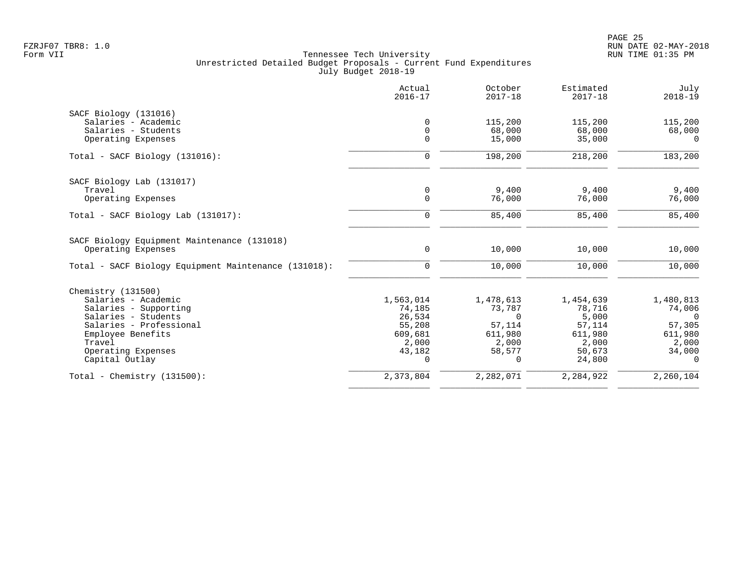Tennessee Tech University
Unrestricted Detailed Budget Proposals - Current Fund Expenditures
July Budget 2018-19

FZRJF07 TBR8: 1.0
Form VII

RUN DATE 02-MAY-2018
RUN TIME 01:35 PM

| | Actual 2016-17 | October 2017-18 | Estimated 2017-18 | July 2018-19 |
|---|---:|---:|---:|---:|
| **SACF Biology (131016)** | | | | |
| Salaries - Academic | 0 | 115,200 | 115,200 | 115,200 |
| Salaries - Students | 0 | 68,000 | 68,000 | 68,000 |
| Operating Expenses | 0 | 15,000 | 35,000 | 0 |
| Total - SACF Biology (131016): | 0 | 198,200 | 218,200 | 183,200 |
| **SACF Biology Lab (131017)** | | | | |
| Travel | 0 | 9,400 | 9,400 | 9,400 |
| Operating Expenses | 0 | 76,000 | 76,000 | 76,000 |
| Total - SACF Biology Lab (131017): | 0 | 85,400 | 85,400 | 85,400 |
| **SACF Biology Equipment Maintenance (131018)** | | | | |
| Operating Expenses | 0 | 10,000 | 10,000 | 10,000 |
| Total - SACF Biology Equipment Maintenance (131018): | 0 | 10,000 | 10,000 | 10,000 |
| **Chemistry (131500)** | | | | |
| Salaries - Academic | 1,563,014 | 1,478,613 | 1,454,639 | 1,480,813 |
| Salaries - Supporting | 74,185 | 73,787 | 78,716 | 74,006 |
| Salaries - Students | 26,534 | 0 | 5,000 | 0 |
| Salaries - Professional | 55,208 | 57,114 | 57,114 | 57,305 |
| Employee Benefits | 609,681 | 611,980 | 611,980 | 611,980 |
| Travel | 2,000 | 2,000 | 2,000 | 2,000 |
| Operating Expenses | 43,182 | 58,577 | 50,673 | 34,000 |
| Capital Outlay | 0 | 0 | 24,800 | 0 |
| Total - Chemistry (131500): | 2,373,804 | 2,282,071 | 2,284,922 | 2,260,104 |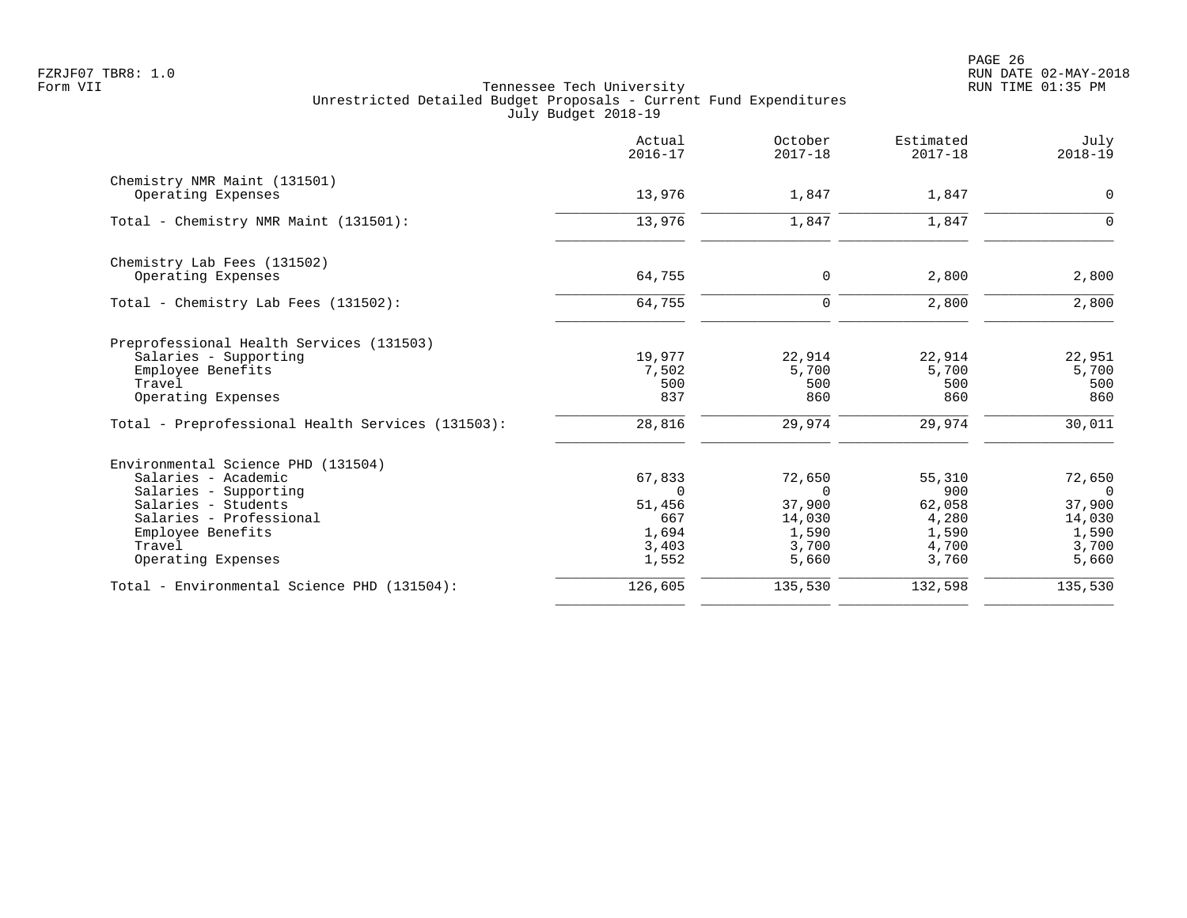Tennessee Tech University
Unrestricted Detailed Budget Proposals - Current Fund Expenditures
July Budget 2018-19

FZRJF07 TBR8: 1.0
Form VII

RUN DATE 02-MAY-2018
RUN TIME 01:35 PM

| | Actual 2016-17 | October 2017-18 | Estimated 2017-18 | July 2018-19 |
|---|---|---|---|---|
| **Chemistry NMR Maint (131501)** | | | | |
| Operating Expenses | 13,976 | 1,847 | 1,847 | 0 |
| Total - Chemistry NMR Maint (131501): | 13,976 | 1,847 | 1,847 | 0 |
| **Chemistry Lab Fees (131502)** | | | | |
| Operating Expenses | 64,755 | 0 | 2,800 | 2,800 |
| Total - Chemistry Lab Fees (131502): | 64,755 | 0 | 2,800 | 2,800 |
| **Preprofessional Health Services (131503)** | | | | |
| Salaries - Supporting | 19,977 | 22,914 | 22,914 | 22,951 |
| Employee Benefits | 7,502 | 5,700 | 5,700 | 5,700 |
| Travel | 500 | 500 | 500 | 500 |
| Operating Expenses | 837 | 860 | 860 | 860 |
| Total - Preprofessional Health Services (131503): | 28,816 | 29,974 | 29,974 | 30,011 |
| **Environmental Science PHD (131504)** | | | | |
| Salaries - Academic | 67,833 | 72,650 | 55,310 | 72,650 |
| Salaries - Supporting | 0 | 0 | 900 | 0 |
| Salaries - Students | 51,456 | 37,900 | 62,058 | 37,900 |
| Salaries - Professional | 667 | 14,030 | 4,280 | 14,030 |
| Employee Benefits | 1,694 | 1,590 | 1,590 | 1,590 |
| Travel | 3,403 | 3,700 | 4,700 | 3,700 |
| Operating Expenses | 1,552 | 5,660 | 3,760 | 5,660 |
| Total - Environmental Science PHD (131504): | 126,605 | 135,530 | 132,598 | 135,530 |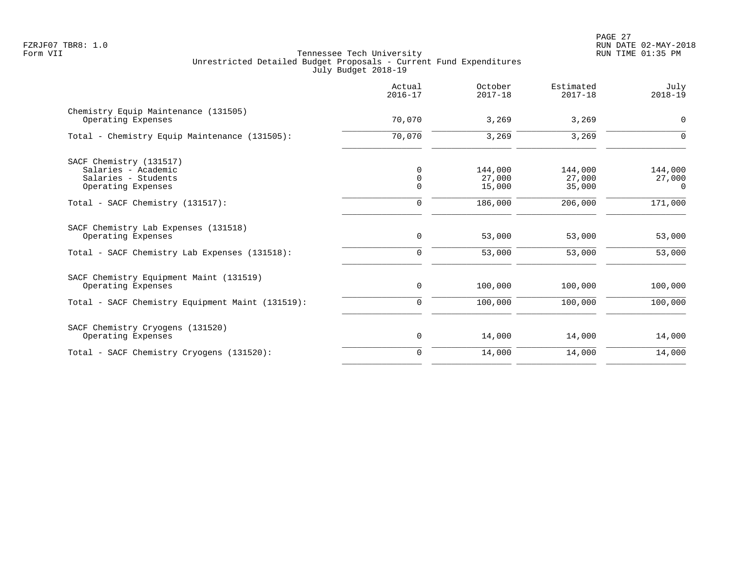FZRJF07 TBR8: 1.0
Form VII

Tennessee Tech University
Unrestricted Detailed Budget Proposals - Current Fund Expenditures
July Budget 2018-19

RUN DATE 02-MAY-2018
RUN TIME 01:35 PM

| | Actual 2016-17 | October 2017-18 | Estimated 2017-18 | July 2018-19 |
|---|---|---|---|---|
| Chemistry Equip Maintenance (131505) | | | | |
| Operating Expenses | 70,070 | 3,269 | 3,269 | 0 |
| Total - Chemistry Equip Maintenance (131505): | 70,070 | 3,269 | 3,269 | 0 |
| SACF Chemistry (131517) | | | | |
| Salaries - Academic | 0 | 144,000 | 144,000 | 144,000 |
| Salaries - Students | 0 | 27,000 | 27,000 | 27,000 |
| Operating Expenses | 0 | 15,000 | 35,000 | 0 |
| Total - SACF Chemistry (131517): | 0 | 186,000 | 206,000 | 171,000 |
| SACF Chemistry Lab Expenses (131518) | | | | |
| Operating Expenses | 0 | 53,000 | 53,000 | 53,000 |
| Total - SACF Chemistry Lab Expenses (131518): | 0 | 53,000 | 53,000 | 53,000 |
| SACF Chemistry Equipment Maint (131519) | | | | |
| Operating Expenses | 0 | 100,000 | 100,000 | 100,000 |
| Total - SACF Chemistry Equipment Maint (131519): | 0 | 100,000 | 100,000 | 100,000 |
| SACF Chemistry Cryogens (131520) | | | | |
| Operating Expenses | 0 | 14,000 | 14,000 | 14,000 |
| Total - SACF Chemistry Cryogens (131520): | 0 | 14,000 | 14,000 | 14,000 |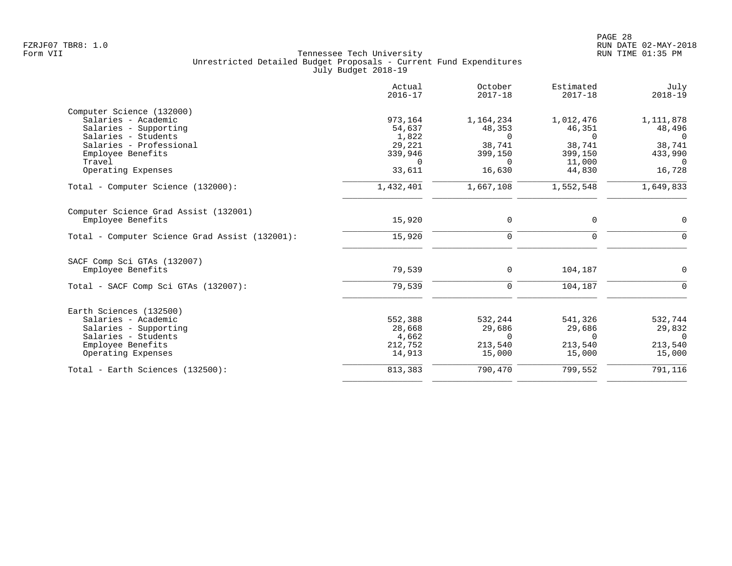Tennessee Tech University
Unrestricted Detailed Budget Proposals - Current Fund Expenditures
July Budget 2018-19

Form VII

| | Actual 2016-17 | October 2017-18 | Estimated 2017-18 | July 2018-19 |
|---|---|---|---|---|
| **Computer Science (132000)** | | | | |
| Salaries - Academic | 973,164 | 1,164,234 | 1,012,476 | 1,111,878 |
| Salaries - Supporting | 54,637 | 48,353 | 46,351 | 48,496 |
| Salaries - Students | 1,822 | 0 | 0 | 0 |
| Salaries - Professional | 29,221 | 38,741 | 38,741 | 38,741 |
| Employee Benefits | 339,946 | 399,150 | 399,150 | 433,990 |
| Travel | 0 | 0 | 11,000 | 0 |
| Operating Expenses | 33,611 | 16,630 | 44,830 | 16,728 |
| Total - Computer Science (132000): | 1,432,401 | 1,667,108 | 1,552,548 | 1,649,833 |
| **Computer Science Grad Assist (132001)** | | | | |
| Employee Benefits | 15,920 | 0 | 0 | 0 |
| Total - Computer Science Grad Assist (132001): | 15,920 | 0 | 0 | 0 |
| **SACF Comp Sci GTAs (132007)** | | | | |
| Employee Benefits | 79,539 | 0 | 104,187 | 0 |
| Total - SACF Comp Sci GTAs (132007): | 79,539 | 0 | 104,187 | 0 |
| **Earth Sciences (132500)** | | | | |
| Salaries - Academic | 552,388 | 532,244 | 541,326 | 532,744 |
| Salaries - Supporting | 28,668 | 29,686 | 29,686 | 29,832 |
| Salaries - Students | 4,662 | 0 | 0 | 0 |
| Employee Benefits | 212,752 | 213,540 | 213,540 | 213,540 |
| Operating Expenses | 14,913 | 15,000 | 15,000 | 15,000 |
| Total - Earth Sciences (132500): | 813,383 | 790,470 | 799,552 | 791,116 |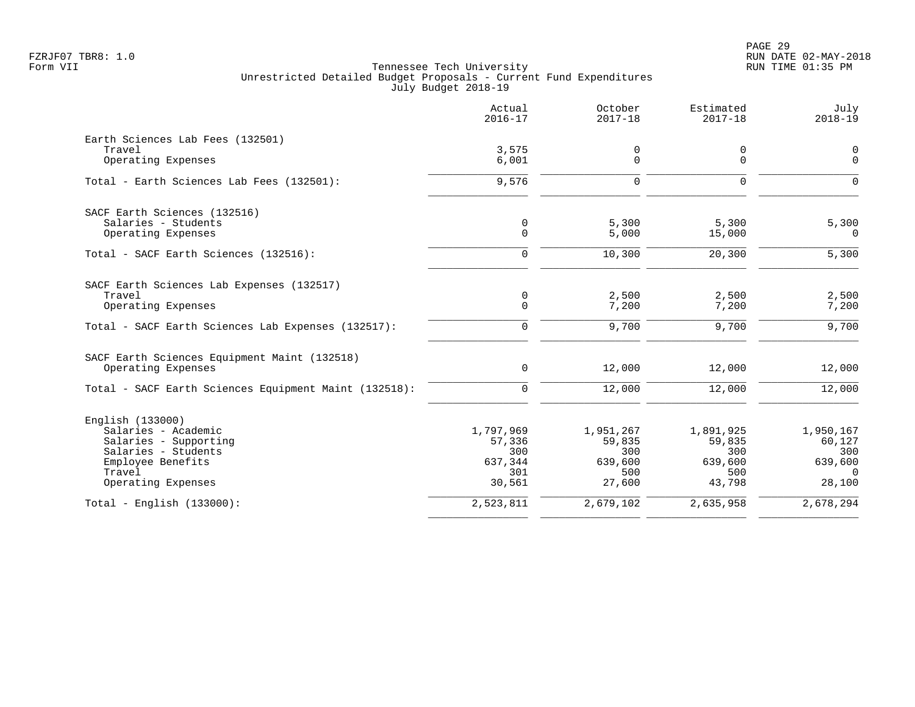Tennessee Tech University
Unrestricted Detailed Budget Proposals - Current Fund Expenditures
July Budget 2018-19

| | Actual 2016-17 | October 2017-18 | Estimated 2017-18 | July 2018-19 |
|---|---|---|---|---|
| **Earth Sciences Lab Fees (132501)** | | | | |
| Travel | 3,575 | 0 | 0 | 0 |
| Operating Expenses | 6,001 | 0 | 0 | 0 |
| Total - Earth Sciences Lab Fees (132501): | 9,576 | 0 | 0 | 0 |
| **SACF Earth Sciences (132516)** | | | | |
| Salaries - Students | 0 | 5,300 | 5,300 | 5,300 |
| Operating Expenses | 0 | 5,000 | 15,000 | 0 |
| Total - SACF Earth Sciences (132516): | 0 | 10,300 | 20,300 | 5,300 |
| **SACF Earth Sciences Lab Expenses (132517)** | | | | |
| Travel | 0 | 2,500 | 2,500 | 2,500 |
| Operating Expenses | 0 | 7,200 | 7,200 | 7,200 |
| Total - SACF Earth Sciences Lab Expenses (132517): | 0 | 9,700 | 9,700 | 9,700 |
| **SACF Earth Sciences Equipment Maint (132518)** | | | | |
| Operating Expenses | 0 | 12,000 | 12,000 | 12,000 |
| Total - SACF Earth Sciences Equipment Maint (132518): | 0 | 12,000 | 12,000 | 12,000 |
| **English (133000)** | | | | |
| Salaries - Academic | 1,797,969 | 1,951,267 | 1,891,925 | 1,950,167 |
| Salaries - Supporting | 57,336 | 59,835 | 59,835 | 60,127 |
| Salaries - Students | 300 | 300 | 300 | 300 |
| Employee Benefits | 637,344 | 639,600 | 639,600 | 639,600 |
| Travel | 301 | 500 | 500 | 0 |
| Operating Expenses | 30,561 | 27,600 | 43,798 | 28,100 |
| Total - English (133000): | 2,523,811 | 2,679,102 | 2,635,958 | 2,678,294 |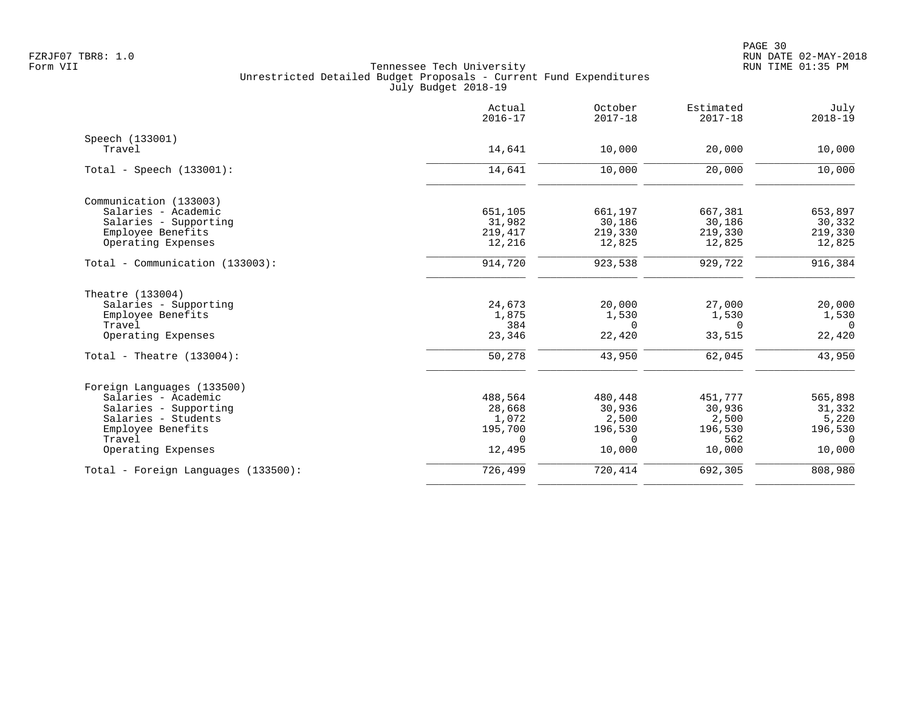Tennessee Tech University
Unrestricted Detailed Budget Proposals - Current Fund Expenditures
July Budget 2018-19

Form VII

| | Actual 2016-17 | October 2017-18 | Estimated 2017-18 | July 2018-19 |
|---|---|---|---|---|
| **Speech (133001)** | | | | |
| Travel | 14,641 | 10,000 | 20,000 | 10,000 |
| Total - Speech (133001): | 14,641 | 10,000 | 20,000 | 10,000 |
| **Communication (133003)** | | | | |
| Salaries - Academic | 651,105 | 661,197 | 667,381 | 653,897 |
| Salaries - Supporting | 31,982 | 30,186 | 30,186 | 30,332 |
| Employee Benefits | 219,417 | 219,330 | 219,330 | 219,330 |
| Operating Expenses | 12,216 | 12,825 | 12,825 | 12,825 |
| Total - Communication (133003): | 914,720 | 923,538 | 929,722 | 916,384 |
| **Theatre (133004)** | | | | |
| Salaries - Supporting | 24,673 | 20,000 | 27,000 | 20,000 |
| Employee Benefits | 1,875 | 1,530 | 1,530 | 1,530 |
| Travel | 384 | 0 | 0 | 0 |
| Operating Expenses | 23,346 | 22,420 | 33,515 | 22,420 |
| Total - Theatre (133004): | 50,278 | 43,950 | 62,045 | 43,950 |
| **Foreign Languages (133500)** | | | | |
| Salaries - Academic | 488,564 | 480,448 | 451,777 | 565,898 |
| Salaries - Supporting | 28,668 | 30,936 | 30,936 | 31,332 |
| Salaries - Students | 1,072 | 2,500 | 2,500 | 5,220 |
| Employee Benefits | 195,700 | 196,530 | 196,530 | 196,530 |
| Travel | 0 | 0 | 562 | 0 |
| Operating Expenses | 12,495 | 10,000 | 10,000 | 10,000 |
| Total - Foreign Languages (133500): | 726,499 | 720,414 | 692,305 | 808,980 |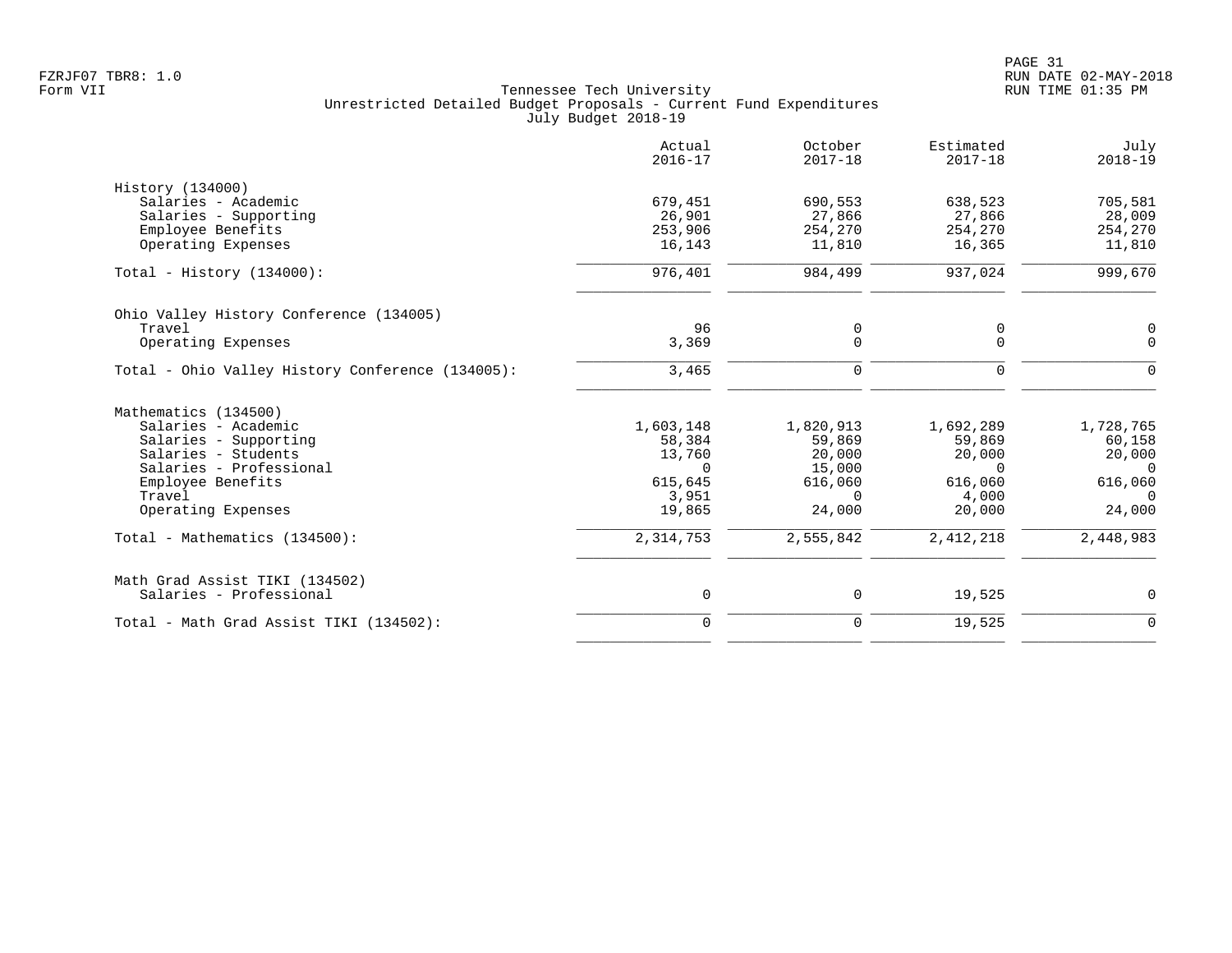Tennessee Tech University
Unrestricted Detailed Budget Proposals - Current Fund Expenditures
July Budget 2018-19

| | Actual 2016-17 | October 2017-18 | Estimated 2017-18 | July 2018-19 |
|---|---|---|---|---|
| **History (134000)** | | | | |
| Salaries - Academic | 679,451 | 690,553 | 638,523 | 705,581 |
| Salaries - Supporting | 26,901 | 27,866 | 27,866 | 28,009 |
| Employee Benefits | 253,906 | 254,270 | 254,270 | 254,270 |
| Operating Expenses | 16,143 | 11,810 | 16,365 | 11,810 |
| Total - History (134000): | 976,401 | 984,499 | 937,024 | 999,670 |
| **Ohio Valley History Conference (134005)** | | | | |
| Travel | 96 | 0 | 0 | 0 |
| Operating Expenses | 3,369 | 0 | 0 | 0 |
| Total - Ohio Valley History Conference (134005): | 3,465 | 0 | 0 | 0 |
| **Mathematics (134500)** | | | | |
| Salaries - Academic | 1,603,148 | 1,820,913 | 1,692,289 | 1,728,765 |
| Salaries - Supporting | 58,384 | 59,869 | 59,869 | 60,158 |
| Salaries - Students | 13,760 | 20,000 | 20,000 | 20,000 |
| Salaries - Professional | 0 | 15,000 | 0 | 0 |
| Employee Benefits | 615,645 | 616,060 | 616,060 | 616,060 |
| Travel | 3,951 | 0 | 4,000 | 0 |
| Operating Expenses | 19,865 | 24,000 | 20,000 | 24,000 |
| Total - Mathematics (134500): | 2,314,753 | 2,555,842 | 2,412,218 | 2,448,983 |
| **Math Grad Assist TIKI (134502)** | | | | |
| Salaries - Professional | 0 | 0 | 19,525 | 0 |
| Total - Math Grad Assist TIKI (134502): | 0 | 0 | 19,525 | 0 |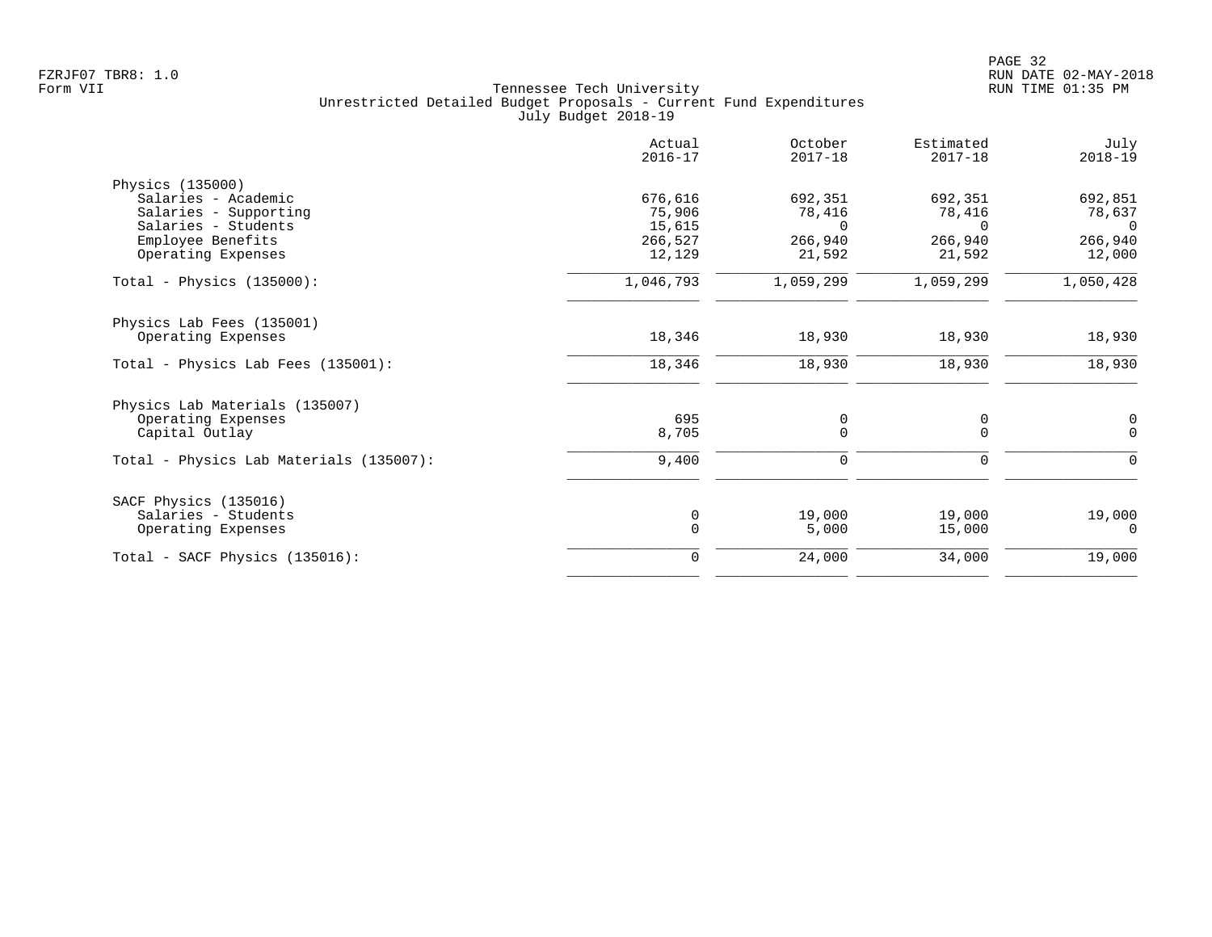FZRJF07 TBR8: 1.0
Form VII

Tennessee Tech University
Unrestricted Detailed Budget Proposals - Current Fund Expenditures
July Budget 2018-19

RUN DATE 02-MAY-2018
RUN TIME 01:35 PM

| | Actual 2016-17 | October 2017-18 | Estimated 2017-18 | July 2018-19 |
|---|---|---|---|---|
| **Physics (135000)** | | | | |
| Salaries - Academic | 676,616 | 692,351 | 692,351 | 692,851 |
| Salaries - Supporting | 75,906 | 78,416 | 78,416 | 78,637 |
| Salaries - Students | 15,615 | 0 | 0 | 0 |
| Employee Benefits | 266,527 | 266,940 | 266,940 | 266,940 |
| Operating Expenses | 12,129 | 21,592 | 21,592 | 12,000 |
| Total - Physics (135000): | 1,046,793 | 1,059,299 | 1,059,299 | 1,050,428 |
| **Physics Lab Fees (135001)** | | | | |
| Operating Expenses | 18,346 | 18,930 | 18,930 | 18,930 |
| Total - Physics Lab Fees (135001): | 18,346 | 18,930 | 18,930 | 18,930 |
| **Physics Lab Materials (135007)** | | | | |
| Operating Expenses | 695 | 0 | 0 | 0 |
| Capital Outlay | 8,705 | 0 | 0 | 0 |
| Total - Physics Lab Materials (135007): | 9,400 | 0 | 0 | 0 |
| **SACF Physics (135016)** | | | | |
| Salaries - Students | 0 | 19,000 | 19,000 | 19,000 |
| Operating Expenses | 0 | 5,000 | 15,000 | 0 |
| Total - SACF Physics (135016): | 0 | 24,000 | 34,000 | 19,000 |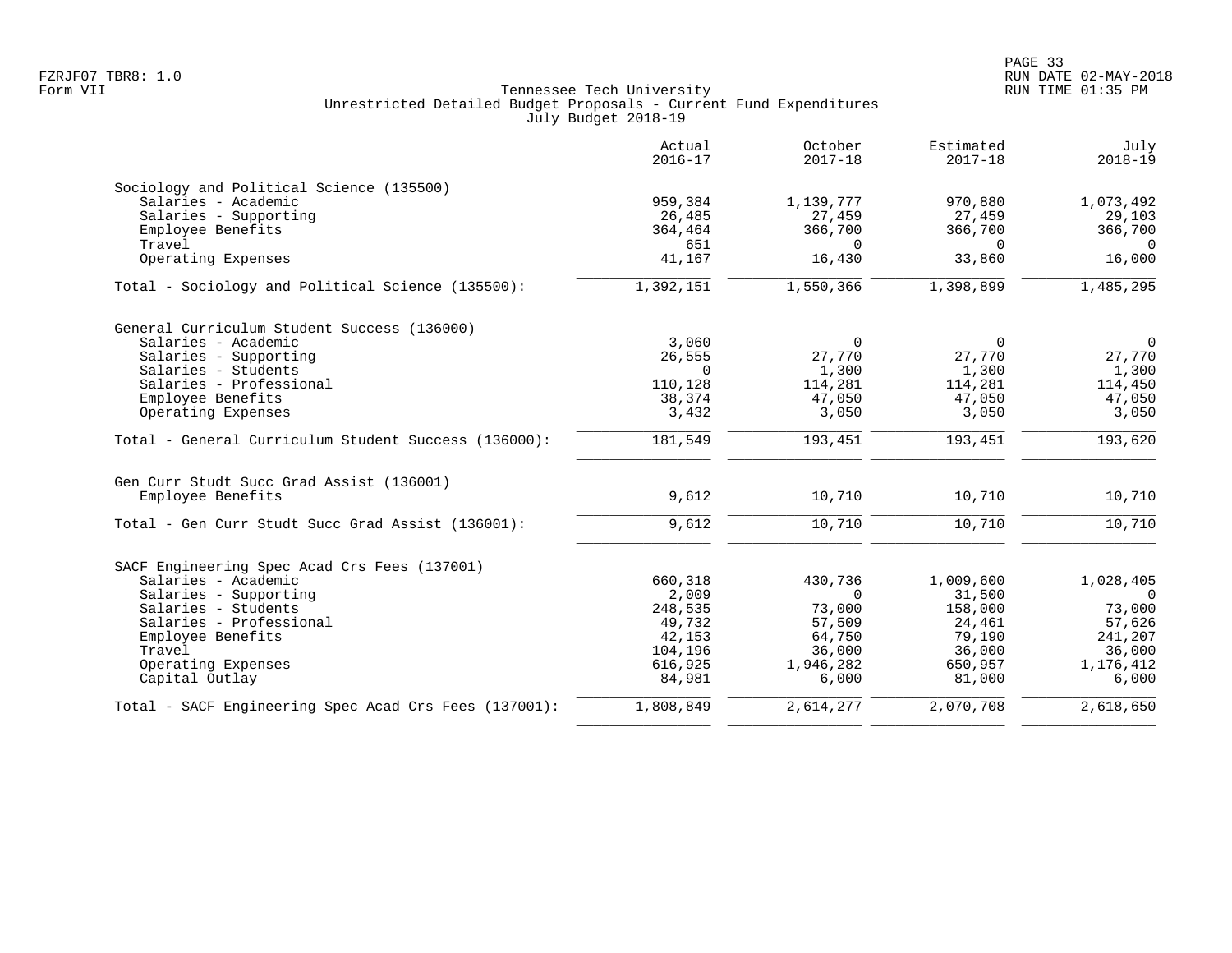Tennessee Tech University
Unrestricted Detailed Budget Proposals - Current Fund Expenditures
July Budget 2018-19

| | Actual 2016-17 | October 2017-18 | Estimated 2017-18 | July 2018-19 |
|---|---|---|---|---|
| **Sociology and Political Science (135500)** | | | | |
| Salaries - Academic | 959,384 | 1,139,777 | 970,880 | 1,073,492 |
| Salaries - Supporting | 26,485 | 27,459 | 27,459 | 29,103 |
| Employee Benefits | 364,464 | 366,700 | 366,700 | 366,700 |
| Travel | 651 | 0 | 0 | 0 |
| Operating Expenses | 41,167 | 16,430 | 33,860 | 16,000 |
| Total - Sociology and Political Science (135500): | 1,392,151 | 1,550,366 | 1,398,899 | 1,485,295 |
| **General Curriculum Student Success (136000)** | | | | |
| Salaries - Academic | 3,060 | 0 | 0 | 0 |
| Salaries - Supporting | 26,555 | 27,770 | 27,770 | 27,770 |
| Salaries - Students | 0 | 1,300 | 1,300 | 1,300 |
| Salaries - Professional | 110,128 | 114,281 | 114,281 | 114,450 |
| Employee Benefits | 38,374 | 47,050 | 47,050 | 47,050 |
| Operating Expenses | 3,432 | 3,050 | 3,050 | 3,050 |
| Total - General Curriculum Student Success (136000): | 181,549 | 193,451 | 193,451 | 193,620 |
| **Gen Curr Studt Succ Grad Assist (136001)** | | | | |
| Employee Benefits | 9,612 | 10,710 | 10,710 | 10,710 |
| Total - Gen Curr Studt Succ Grad Assist (136001): | 9,612 | 10,710 | 10,710 | 10,710 |
| **SACF Engineering Spec Acad Crs Fees (137001)** | | | | |
| Salaries - Academic | 660,318 | 430,736 | 1,009,600 | 1,028,405 |
| Salaries - Supporting | 2,009 | 0 | 31,500 | 0 |
| Salaries - Students | 248,535 | 73,000 | 158,000 | 73,000 |
| Salaries - Professional | 49,732 | 57,509 | 24,461 | 57,626 |
| Employee Benefits | 42,153 | 64,750 | 79,190 | 241,207 |
| Travel | 104,196 | 36,000 | 36,000 | 36,000 |
| Operating Expenses | 616,925 | 1,946,282 | 650,957 | 1,176,412 |
| Capital Outlay | 84,981 | 6,000 | 81,000 | 6,000 |
| Total - SACF Engineering Spec Acad Crs Fees (137001): | 1,808,849 | 2,614,277 | 2,070,708 | 2,618,650 |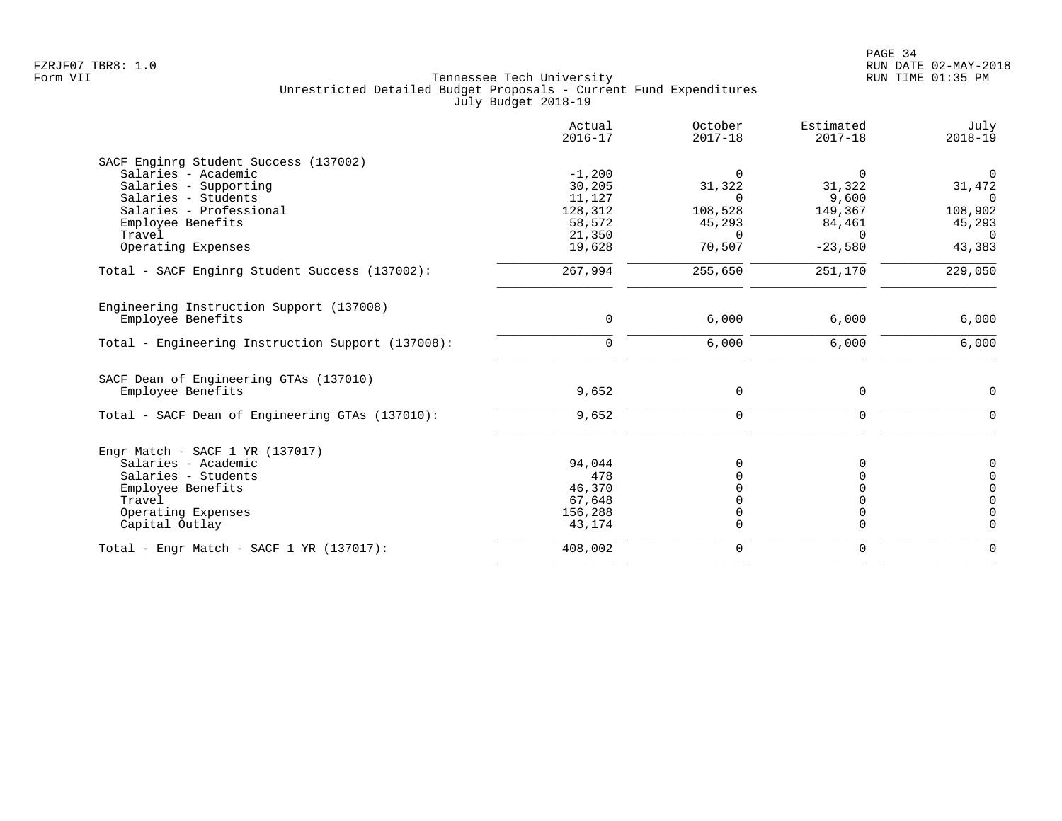Tennessee Tech University
Unrestricted Detailed Budget Proposals - Current Fund Expenditures
July Budget 2018-19

FZRJF07 TBR8: 1.0
Form VII

RUN DATE 02-MAY-2018
RUN TIME 01:35 PM

| | Actual 2016-17 | October 2017-18 | Estimated 2017-18 | July 2018-19 |
|---|---|---|---|---|
| **SACF Enginrg Student Success (137002)** | | | | |
| Salaries - Academic | -1,200 | 0 | 0 | 0 |
| Salaries - Supporting | 30,205 | 31,322 | 31,322 | 31,472 |
| Salaries - Students | 11,127 | 0 | 9,600 | 0 |
| Salaries - Professional | 128,312 | 108,528 | 149,367 | 108,902 |
| Employee Benefits | 58,572 | 45,293 | 84,461 | 45,293 |
| Travel | 21,350 | 0 | 0 | 0 |
| Operating Expenses | 19,628 | 70,507 | -23,580 | 43,383 |
| Total - SACF Enginrg Student Success (137002): | 267,994 | 255,650 | 251,170 | 229,050 |
| **Engineering Instruction Support (137008)** | | | | |
| Employee Benefits | 0 | 6,000 | 6,000 | 6,000 |
| Total - Engineering Instruction Support (137008): | 0 | 6,000 | 6,000 | 6,000 |
| **SACF Dean of Engineering GTAs (137010)** | | | | |
| Employee Benefits | 9,652 | 0 | 0 | 0 |
| Total - SACF Dean of Engineering GTAs (137010): | 9,652 | 0 | 0 | 0 |
| **Engr Match - SACF 1 YR (137017)** | | | | |
| Salaries - Academic | 94,044 | 0 | 0 | 0 |
| Salaries - Students | 478 | 0 | 0 | 0 |
| Employee Benefits | 46,370 | 0 | 0 | 0 |
| Travel | 67,648 | 0 | 0 | 0 |
| Operating Expenses | 156,288 | 0 | 0 | 0 |
| Capital Outlay | 43,174 | 0 | 0 | 0 |
| Total - Engr Match - SACF 1 YR (137017): | 408,002 | 0 | 0 | 0 |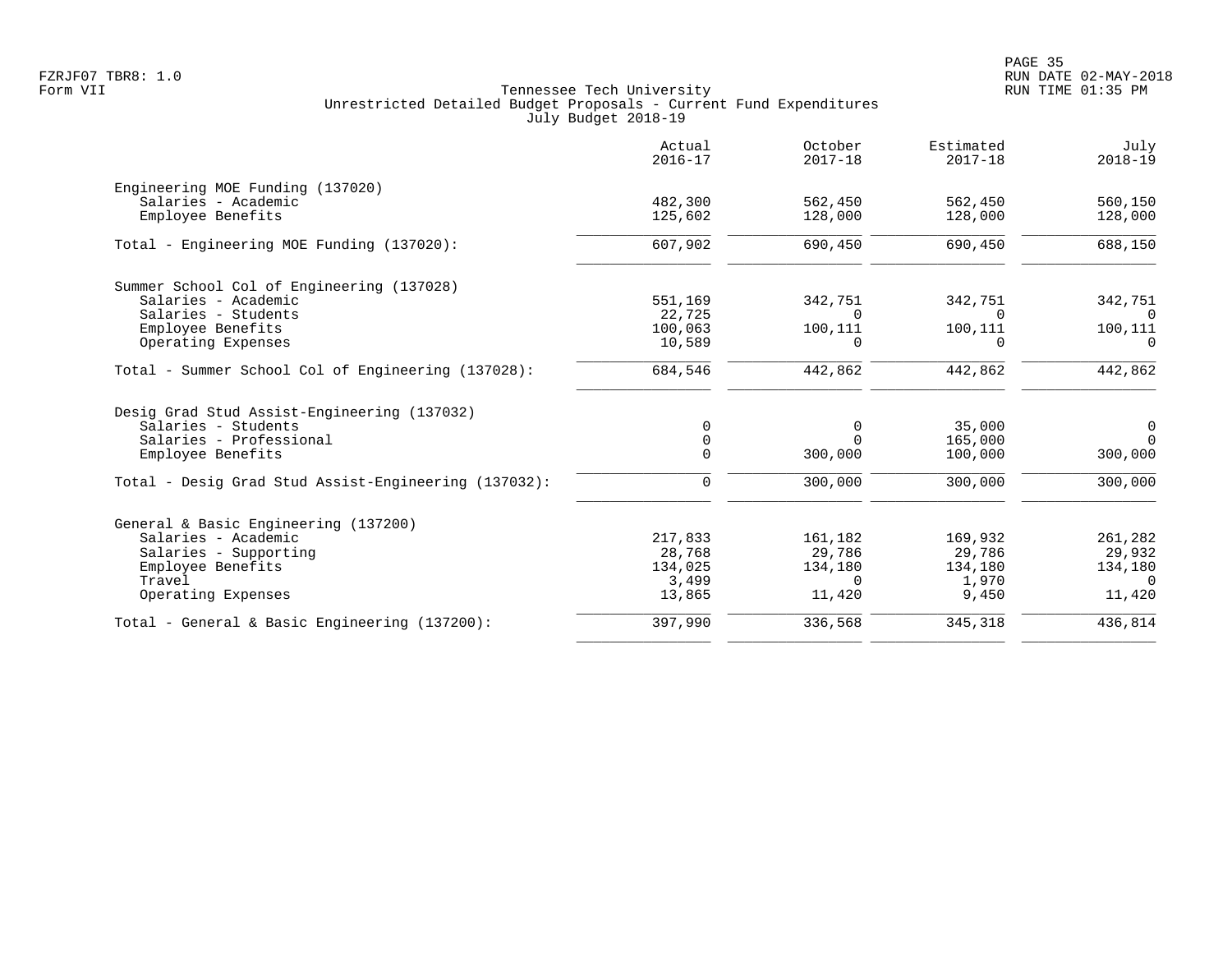Tennessee Tech University
Unrestricted Detailed Budget Proposals - Current Fund Expenditures
July Budget 2018-19

FZRJF07 TBR8: 1.0
Form VII

RUN DATE 02-MAY-2018
RUN TIME 01:35 PM

| | Actual 2016-17 | October 2017-18 | Estimated 2017-18 | July 2018-19 |
|---|---|---|---|---|
| **Engineering MOE Funding (137020)** | | | | |
| Salaries - Academic | 482,300 | 562,450 | 562,450 | 560,150 |
| Employee Benefits | 125,602 | 128,000 | 128,000 | 128,000 |
| Total - Engineering MOE Funding (137020): | 607,902 | 690,450 | 690,450 | 688,150 |
| **Summer School Col of Engineering (137028)** | | | | |
| Salaries - Academic | 551,169 | 342,751 | 342,751 | 342,751 |
| Salaries - Students | 22,725 | 0 | 0 | 0 |
| Employee Benefits | 100,063 | 100,111 | 100,111 | 100,111 |
| Operating Expenses | 10,589 | 0 | 0 | 0 |
| Total - Summer School Col of Engineering (137028): | 684,546 | 442,862 | 442,862 | 442,862 |
| **Desig Grad Stud Assist-Engineering (137032)** | | | | |
| Salaries - Students | 0 | 0 | 35,000 | 0 |
| Salaries - Professional | 0 | 0 | 165,000 | 0 |
| Employee Benefits | 0 | 300,000 | 100,000 | 300,000 |
| Total - Desig Grad Stud Assist-Engineering (137032): | 0 | 300,000 | 300,000 | 300,000 |
| **General & Basic Engineering (137200)** | | | | |
| Salaries - Academic | 217,833 | 161,182 | 169,932 | 261,282 |
| Salaries - Supporting | 28,768 | 29,786 | 29,786 | 29,932 |
| Employee Benefits | 134,025 | 134,180 | 134,180 | 134,180 |
| Travel | 3,499 | 0 | 1,970 | 0 |
| Operating Expenses | 13,865 | 11,420 | 9,450 | 11,420 |
| Total - General & Basic Engineering (137200): | 397,990 | 336,568 | 345,318 | 436,814 |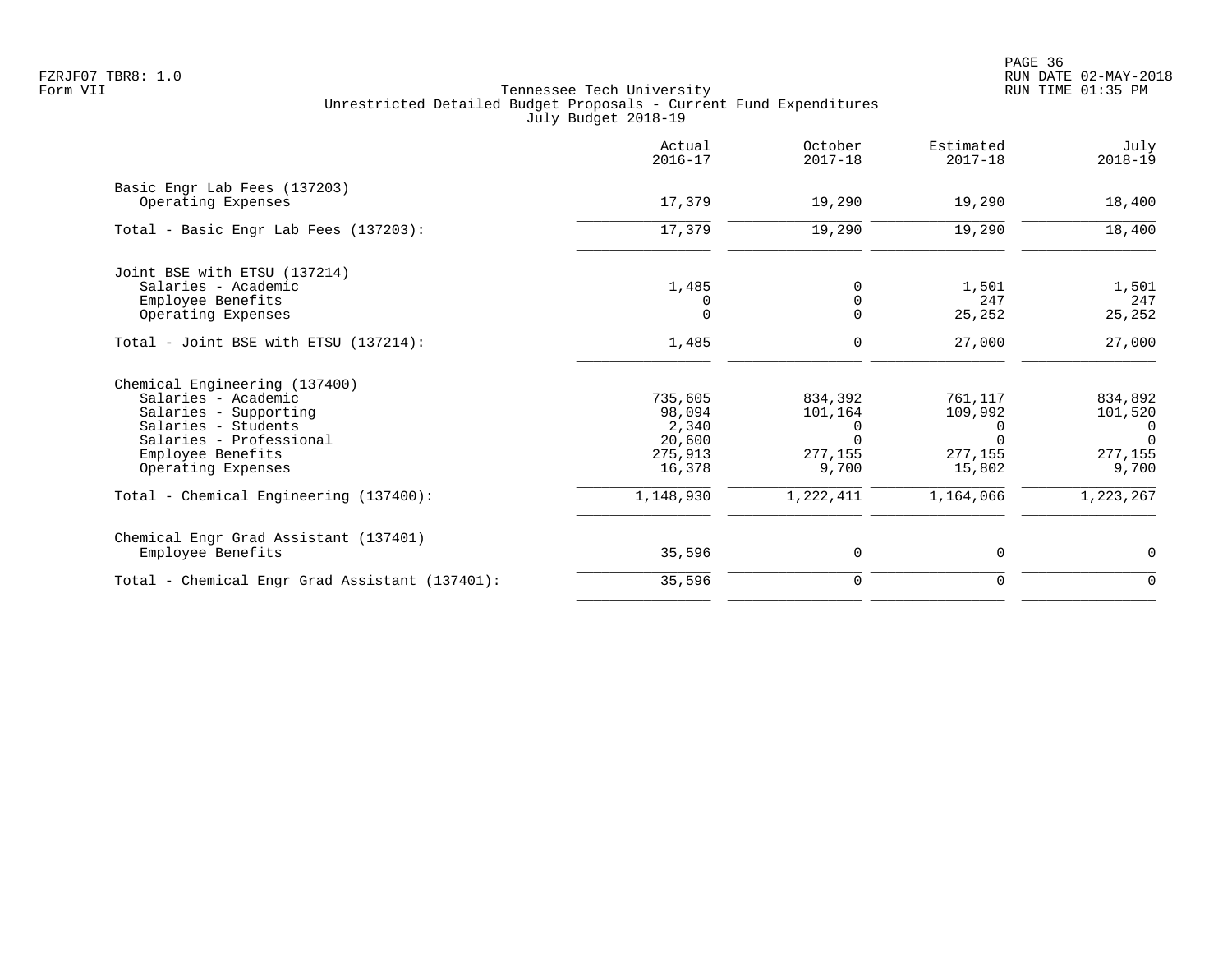Tennessee Tech University
Unrestricted Detailed Budget Proposals - Current Fund Expenditures
July Budget 2018-19

| | Actual 2016-17 | October 2017-18 | Estimated 2017-18 | July 2018-19 |
|---|---|---|---|---|
| **Basic Engr Lab Fees (137203)** | | | | |
| Operating Expenses | 17,379 | 19,290 | 19,290 | 18,400 |
| Total - Basic Engr Lab Fees (137203): | 17,379 | 19,290 | 19,290 | 18,400 |
| **Joint BSE with ETSU (137214)** | | | | |
| Salaries - Academic | 1,485 | 0 | 1,501 | 1,501 |
| Employee Benefits | 0 | 0 | 247 | 247 |
| Operating Expenses | 0 | 0 | 25,252 | 25,252 |
| Total - Joint BSE with ETSU (137214): | 1,485 | 0 | 27,000 | 27,000 |
| **Chemical Engineering (137400)** | | | | |
| Salaries - Academic | 735,605 | 834,392 | 761,117 | 834,892 |
| Salaries - Supporting | 98,094 | 101,164 | 109,992 | 101,520 |
| Salaries - Students | 2,340 | 0 | 0 | 0 |
| Salaries - Professional | 20,600 | 0 | 0 | 0 |
| Employee Benefits | 275,913 | 277,155 | 277,155 | 277,155 |
| Operating Expenses | 16,378 | 9,700 | 15,802 | 9,700 |
| Total - Chemical Engineering (137400): | 1,148,930 | 1,222,411 | 1,164,066 | 1,223,267 |
| **Chemical Engr Grad Assistant (137401)** | | | | |
| Employee Benefits | 35,596 | 0 | 0 | 0 |
| Total - Chemical Engr Grad Assistant (137401): | 35,596 | 0 | 0 | 0 |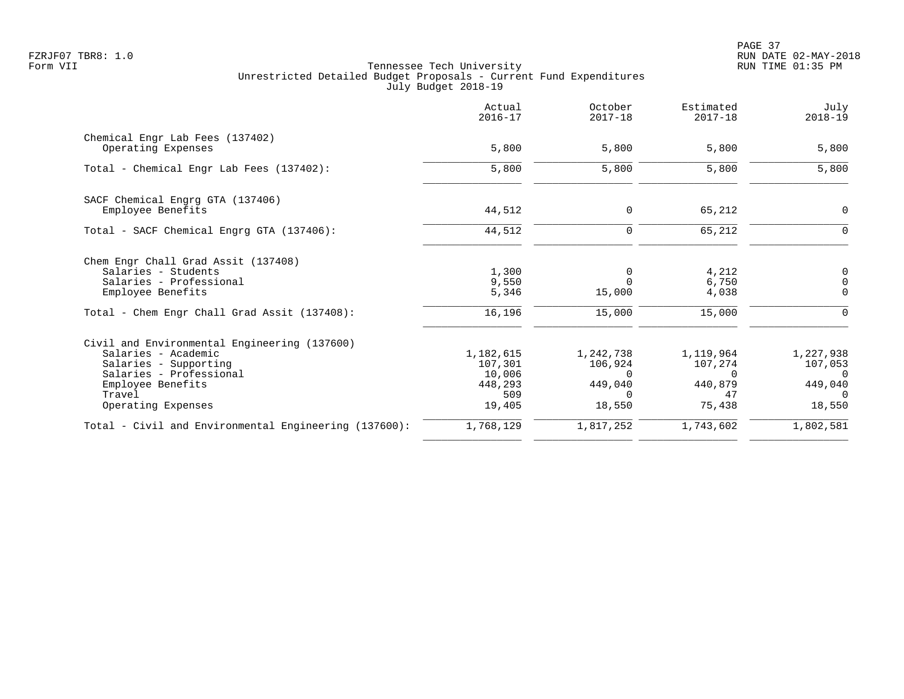Tennessee Tech University
Unrestricted Detailed Budget Proposals - Current Fund Expenditures
July Budget 2018-19

| | Actual 2016-17 | October 2017-18 | Estimated 2017-18 | July 2018-19 |
|---|---|---|---|---|
| **Chemical Engr Lab Fees (137402)** | | | | |
| Operating Expenses | 5,800 | 5,800 | 5,800 | 5,800 |
| Total - Chemical Engr Lab Fees (137402): | 5,800 | 5,800 | 5,800 | 5,800 |
| **SACF Chemical Engrg GTA (137406)** | | | | |
| Employee Benefits | 44,512 | 0 | 65,212 | 0 |
| Total - SACF Chemical Engrg GTA (137406): | 44,512 | 0 | 65,212 | 0 |
| **Chem Engr Chall Grad Assit (137408)** | | | | |
| Salaries - Students | 1,300 | 0 | 4,212 | 0 |
| Salaries - Professional | 9,550 | 0 | 6,750 | 0 |
| Employee Benefits | 5,346 | 15,000 | 4,038 | 0 |
| Total - Chem Engr Chall Grad Assit (137408): | 16,196 | 15,000 | 15,000 | 0 |
| **Civil and Environmental Engineering (137600)** | | | | |
| Salaries - Academic | 1,182,615 | 1,242,738 | 1,119,964 | 1,227,938 |
| Salaries - Supporting | 107,301 | 106,924 | 107,274 | 107,053 |
| Salaries - Professional | 10,006 | 0 | 0 | 0 |
| Employee Benefits | 448,293 | 449,040 | 440,879 | 449,040 |
| Travel | 509 | 0 | 47 | 0 |
| Operating Expenses | 19,405 | 18,550 | 75,438 | 18,550 |
| Total - Civil and Environmental Engineering (137600): | 1,768,129 | 1,817,252 | 1,743,602 | 1,802,581 |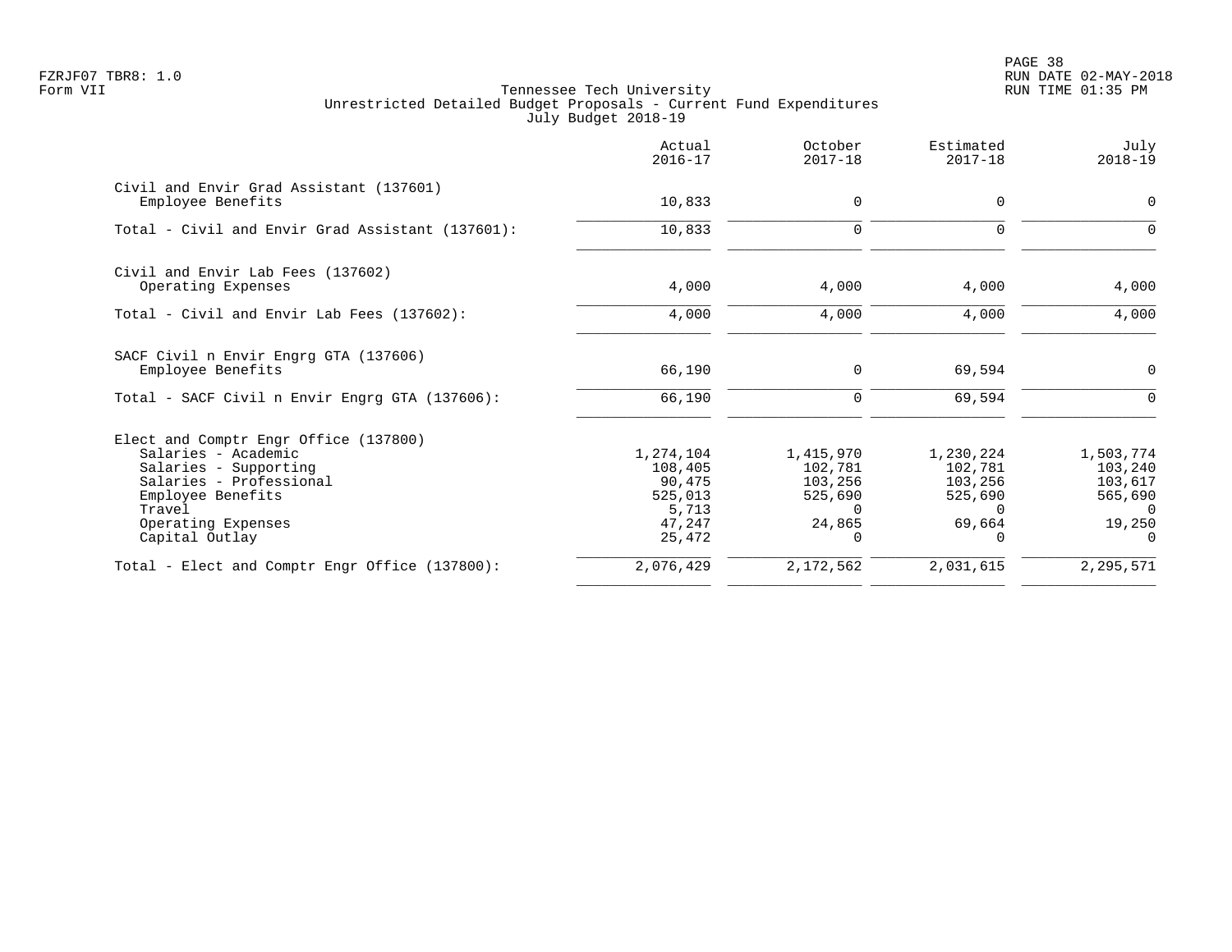Tennessee Tech University
Unrestricted Detailed Budget Proposals - Current Fund Expenditures
July Budget 2018-19

| | Actual 2016-17 | October 2017-18 | Estimated 2017-18 | July 2018-19 |
|---|---|---|---|---|
| **Civil and Envir Grad Assistant (137601)** | | | | |
| Employee Benefits | 10,833 | 0 | 0 | 0 |
| Total - Civil and Envir Grad Assistant (137601): | 10,833 | 0 | 0 | 0 |
| **Civil and Envir Lab Fees (137602)** | | | | |
| Operating Expenses | 4,000 | 4,000 | 4,000 | 4,000 |
| Total - Civil and Envir Lab Fees (137602): | 4,000 | 4,000 | 4,000 | 4,000 |
| **SACF Civil n Envir Engrg GTA (137606)** | | | | |
| Employee Benefits | 66,190 | 0 | 69,594 | 0 |
| Total - SACF Civil n Envir Engrg GTA (137606): | 66,190 | 0 | 69,594 | 0 |
| **Elect and Comptr Engr Office (137800)** | | | | |
| Salaries - Academic | 1,274,104 | 1,415,970 | 1,230,224 | 1,503,774 |
| Salaries - Supporting | 108,405 | 102,781 | 102,781 | 103,240 |
| Salaries - Professional | 90,475 | 103,256 | 103,256 | 103,617 |
| Employee Benefits | 525,013 | 525,690 | 525,690 | 565,690 |
| Travel | 5,713 | 0 | 0 | 0 |
| Operating Expenses | 47,247 | 24,865 | 69,664 | 19,250 |
| Capital Outlay | 25,472 | 0 | 0 | 0 |
| Total - Elect and Comptr Engr Office (137800): | 2,076,429 | 2,172,562 | 2,031,615 | 2,295,571 |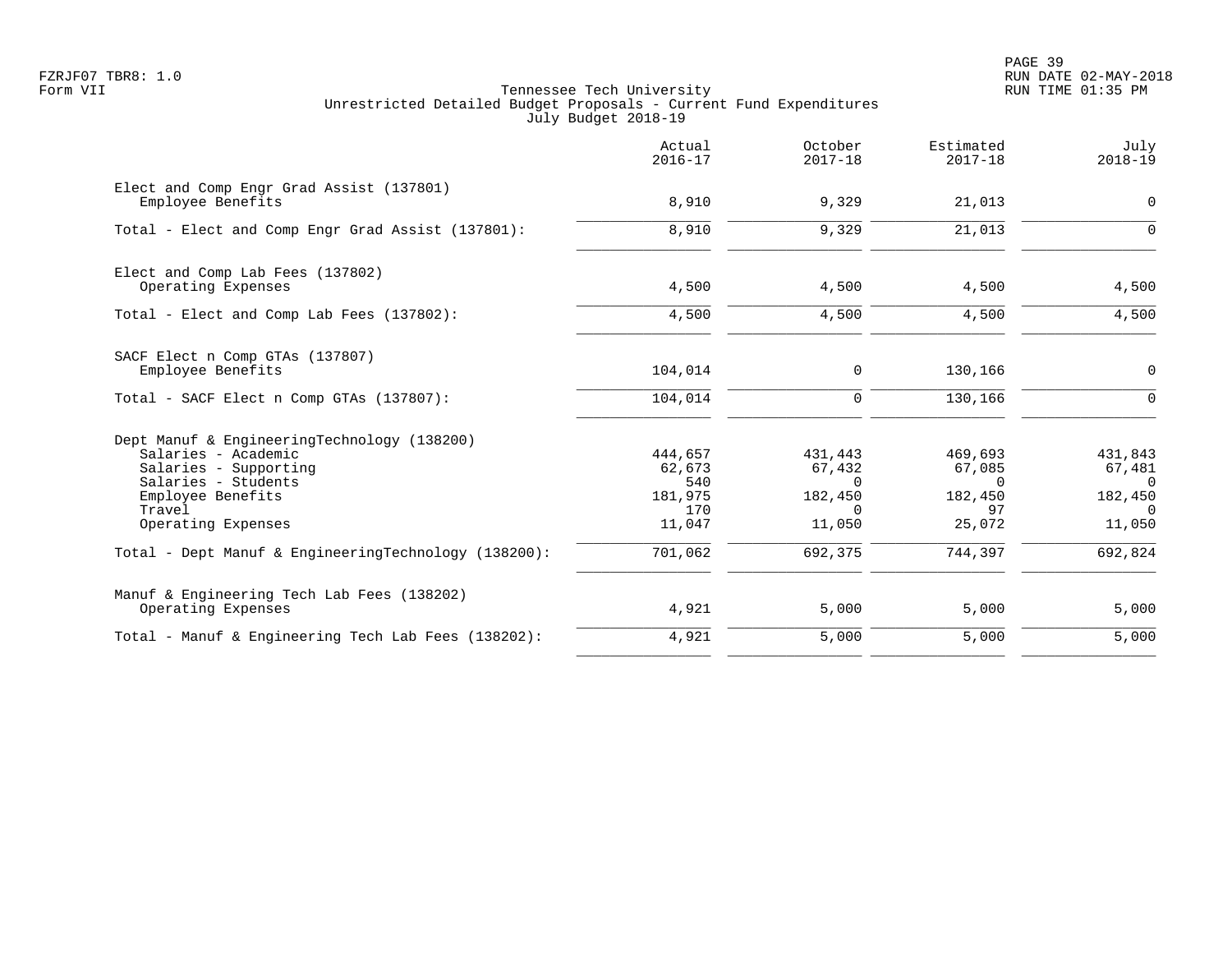Tennessee Tech University
Unrestricted Detailed Budget Proposals - Current Fund Expenditures
July Budget 2018-19

| | Actual 2016-17 | October 2017-18 | Estimated 2017-18 | July 2018-19 |
|---|---|---|---|---|
| **Elect and Comp Engr Grad Assist (137801)** | | | | |
| Employee Benefits | 8,910 | 9,329 | 21,013 | 0 |
| Total - Elect and Comp Engr Grad Assist (137801): | 8,910 | 9,329 | 21,013 | 0 |
| **Elect and Comp Lab Fees (137802)** | | | | |
| Operating Expenses | 4,500 | 4,500 | 4,500 | 4,500 |
| Total - Elect and Comp Lab Fees (137802): | 4,500 | 4,500 | 4,500 | 4,500 |
| **SACF Elect n Comp GTAs (137807)** | | | | |
| Employee Benefits | 104,014 | 0 | 130,166 | 0 |
| Total - SACF Elect n Comp GTAs (137807): | 104,014 | 0 | 130,166 | 0 |
| **Dept Manuf & EngineeringTechnology (138200)** | | | | |
| Salaries - Academic | 444,657 | 431,443 | 469,693 | 431,843 |
| Salaries - Supporting | 62,673 | 67,432 | 67,085 | 67,481 |
| Salaries - Students | 540 | 0 | 0 | 0 |
| Employee Benefits | 181,975 | 182,450 | 182,450 | 182,450 |
| Travel | 170 | 0 | 97 | 0 |
| Operating Expenses | 11,047 | 11,050 | 25,072 | 11,050 |
| Total - Dept Manuf & EngineeringTechnology (138200): | 701,062 | 692,375 | 744,397 | 692,824 |
| **Manuf & Engineering Tech Lab Fees (138202)** | | | | |
| Operating Expenses | 4,921 | 5,000 | 5,000 | 5,000 |
| Total - Manuf & Engineering Tech Lab Fees (138202): | 4,921 | 5,000 | 5,000 | 5,000 |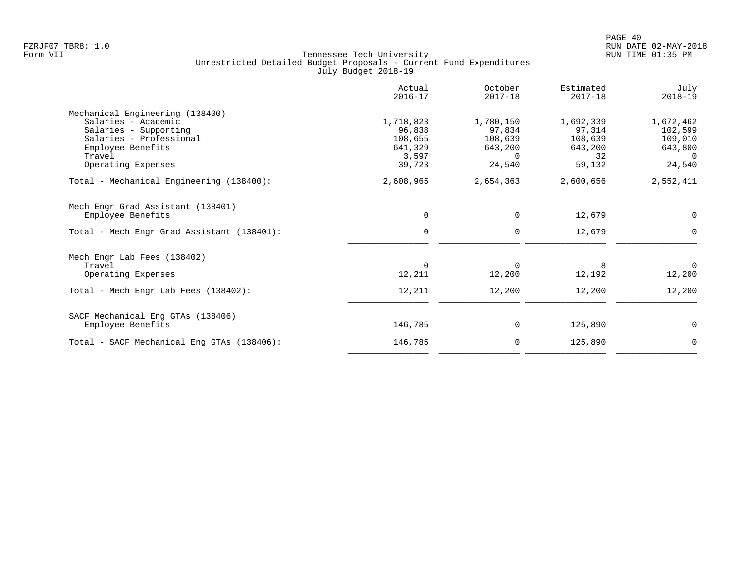Tennessee Tech University
Unrestricted Detailed Budget Proposals - Current Fund Expenditures
July Budget 2018-19

Form VII

| | Actual 2016-17 | October 2017-18 | Estimated 2017-18 | July 2018-19 |
|---|---|---|---|---|
| **Mechanical Engineering (138400)** | | | | |
| Salaries - Academic | 1,718,823 | 1,780,150 | 1,692,339 | 1,672,462 |
| Salaries - Supporting | 96,838 | 97,834 | 97,314 | 102,599 |
| Salaries - Professional | 108,655 | 108,639 | 108,639 | 109,010 |
| Employee Benefits | 641,329 | 643,200 | 643,200 | 643,800 |
| Travel | 3,597 | 0 | 32 | 0 |
| Operating Expenses | 39,723 | 24,540 | 59,132 | 24,540 |
| Total - Mechanical Engineering (138400): | 2,608,965 | 2,654,363 | 2,600,656 | 2,552,411 |
| **Mech Engr Grad Assistant (138401)** | | | | |
| Employee Benefits | 0 | 0 | 12,679 | 0 |
| Total - Mech Engr Grad Assistant (138401): | 0 | 0 | 12,679 | 0 |
| **Mech Engr Lab Fees (138402)** | | | | |
| Travel | 0 | 0 | 8 | 0 |
| Operating Expenses | 12,211 | 12,200 | 12,192 | 12,200 |
| Total - Mech Engr Lab Fees (138402): | 12,211 | 12,200 | 12,200 | 12,200 |
| **SACF Mechanical Eng GTAs (138406)** | | | | |
| Employee Benefits | 146,785 | 0 | 125,890 | 0 |
| Total - SACF Mechanical Eng GTAs (138406): | 146,785 | 0 | 125,890 | 0 |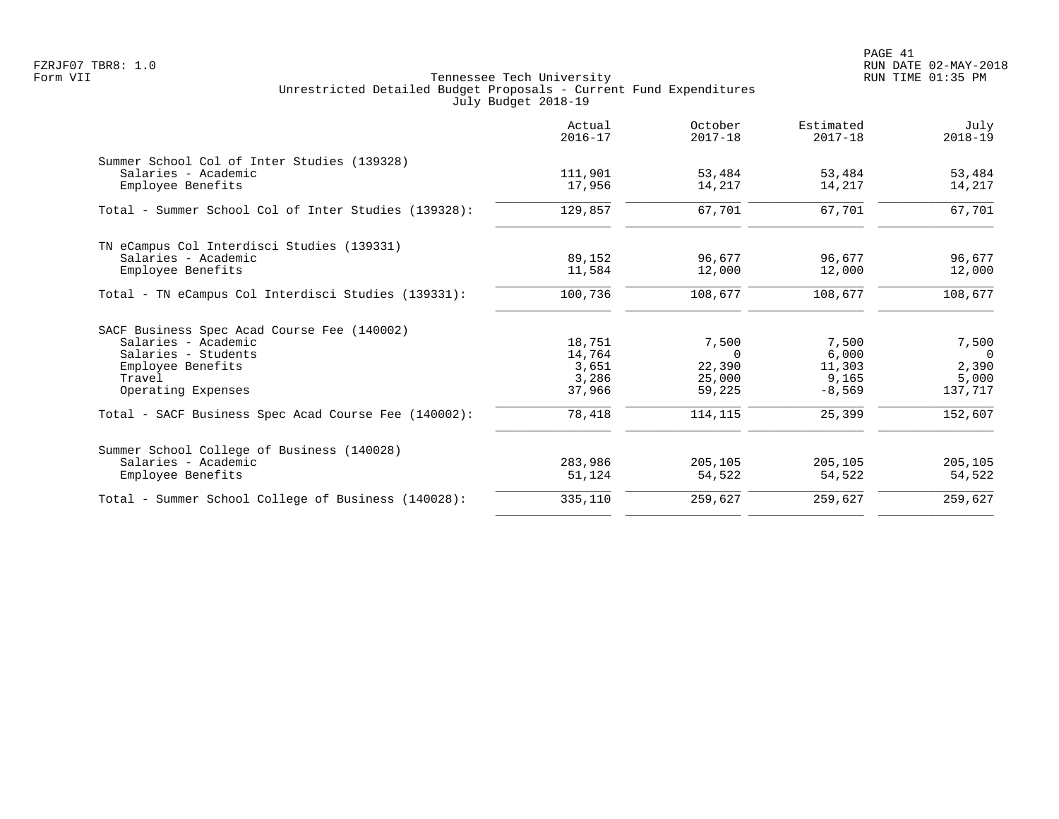FZRJF07 TBR8: 1.0
Form VII

Tennessee Tech University
Unrestricted Detailed Budget Proposals - Current Fund Expenditures
July Budget 2018-19

RUN DATE 02-MAY-2018
RUN TIME 01:35 PM

| | Actual 2016-17 | October 2017-18 | Estimated 2017-18 | July 2018-19 |
|---|---|---|---|---|
| **Summer School Col of Inter Studies (139328)** | | | | |
| Salaries - Academic | 111,901 | 53,484 | 53,484 | 53,484 |
| Employee Benefits | 17,956 | 14,217 | 14,217 | 14,217 |
| Total - Summer School Col of Inter Studies (139328): | 129,857 | 67,701 | 67,701 | 67,701 |
| **TN eCampus Col Interdisci Studies (139331)** | | | | |
| Salaries - Academic | 89,152 | 96,677 | 96,677 | 96,677 |
| Employee Benefits | 11,584 | 12,000 | 12,000 | 12,000 |
| Total - TN eCampus Col Interdisci Studies (139331): | 100,736 | 108,677 | 108,677 | 108,677 |
| **SACF Business Spec Acad Course Fee (140002)** | | | | |
| Salaries - Academic | 18,751 | 7,500 | 7,500 | 7,500 |
| Salaries - Students | 14,764 | 0 | 6,000 | 0 |
| Employee Benefits | 3,651 | 22,390 | 11,303 | 2,390 |
| Travel | 3,286 | 25,000 | 9,165 | 5,000 |
| Operating Expenses | 37,966 | 59,225 | -8,569 | 137,717 |
| Total - SACF Business Spec Acad Course Fee (140002): | 78,418 | 114,115 | 25,399 | 152,607 |
| **Summer School College of Business (140028)** | | | | |
| Salaries - Academic | 283,986 | 205,105 | 205,105 | 205,105 |
| Employee Benefits | 51,124 | 54,522 | 54,522 | 54,522 |
| Total - Summer School College of Business (140028): | 335,110 | 259,627 | 259,627 | 259,627 |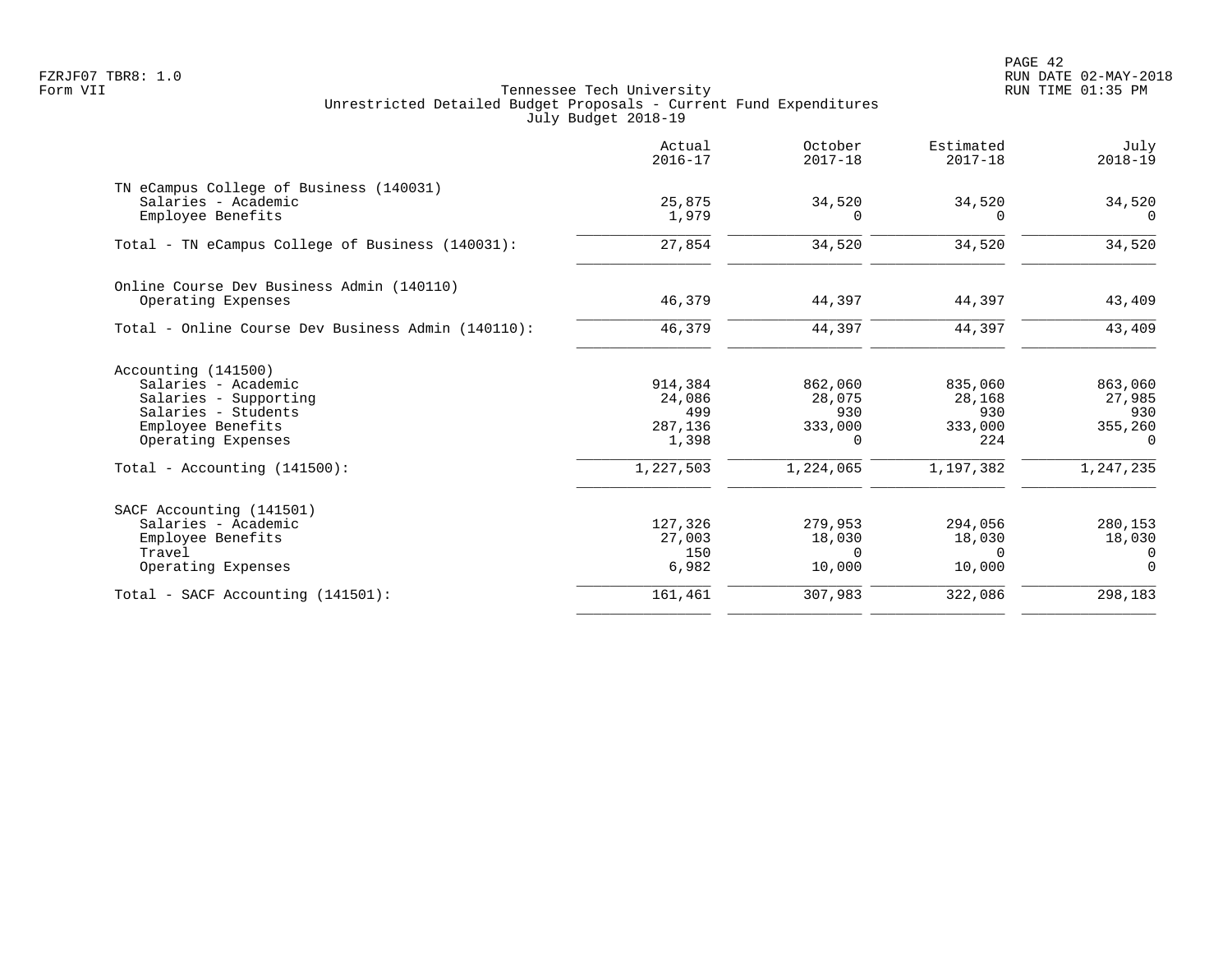Tennessee Tech University
Unrestricted Detailed Budget Proposals - Current Fund Expenditures
July Budget 2018-19

| | Actual 2016-17 | October 2017-18 | Estimated 2017-18 | July 2018-19 |
|---|---|---|---|---|
| **TN eCampus College of Business (140031)** | | | | |
| Salaries - Academic | 25,875 | 34,520 | 34,520 | 34,520 |
| Employee Benefits | 1,979 | 0 | 0 | 0 |
| Total - TN eCampus College of Business (140031): | 27,854 | 34,520 | 34,520 | 34,520 |
| **Online Course Dev Business Admin (140110)** | | | | |
| Operating Expenses | 46,379 | 44,397 | 44,397 | 43,409 |
| Total - Online Course Dev Business Admin (140110): | 46,379 | 44,397 | 44,397 | 43,409 |
| **Accounting (141500)** | | | | |
| Salaries - Academic | 914,384 | 862,060 | 835,060 | 863,060 |
| Salaries - Supporting | 24,086 | 28,075 | 28,168 | 27,985 |
| Salaries - Students | 499 | 930 | 930 | 930 |
| Employee Benefits | 287,136 | 333,000 | 333,000 | 355,260 |
| Operating Expenses | 1,398 | 0 | 224 | 0 |
| Total - Accounting (141500): | 1,227,503 | 1,224,065 | 1,197,382 | 1,247,235 |
| **SACF Accounting (141501)** | | | | |
| Salaries - Academic | 127,326 | 279,953 | 294,056 | 280,153 |
| Employee Benefits | 27,003 | 18,030 | 18,030 | 18,030 |
| Travel | 150 | 0 | 0 | 0 |
| Operating Expenses | 6,982 | 10,000 | 10,000 | 0 |
| Total - SACF Accounting (141501): | 161,461 | 307,983 | 322,086 | 298,183 |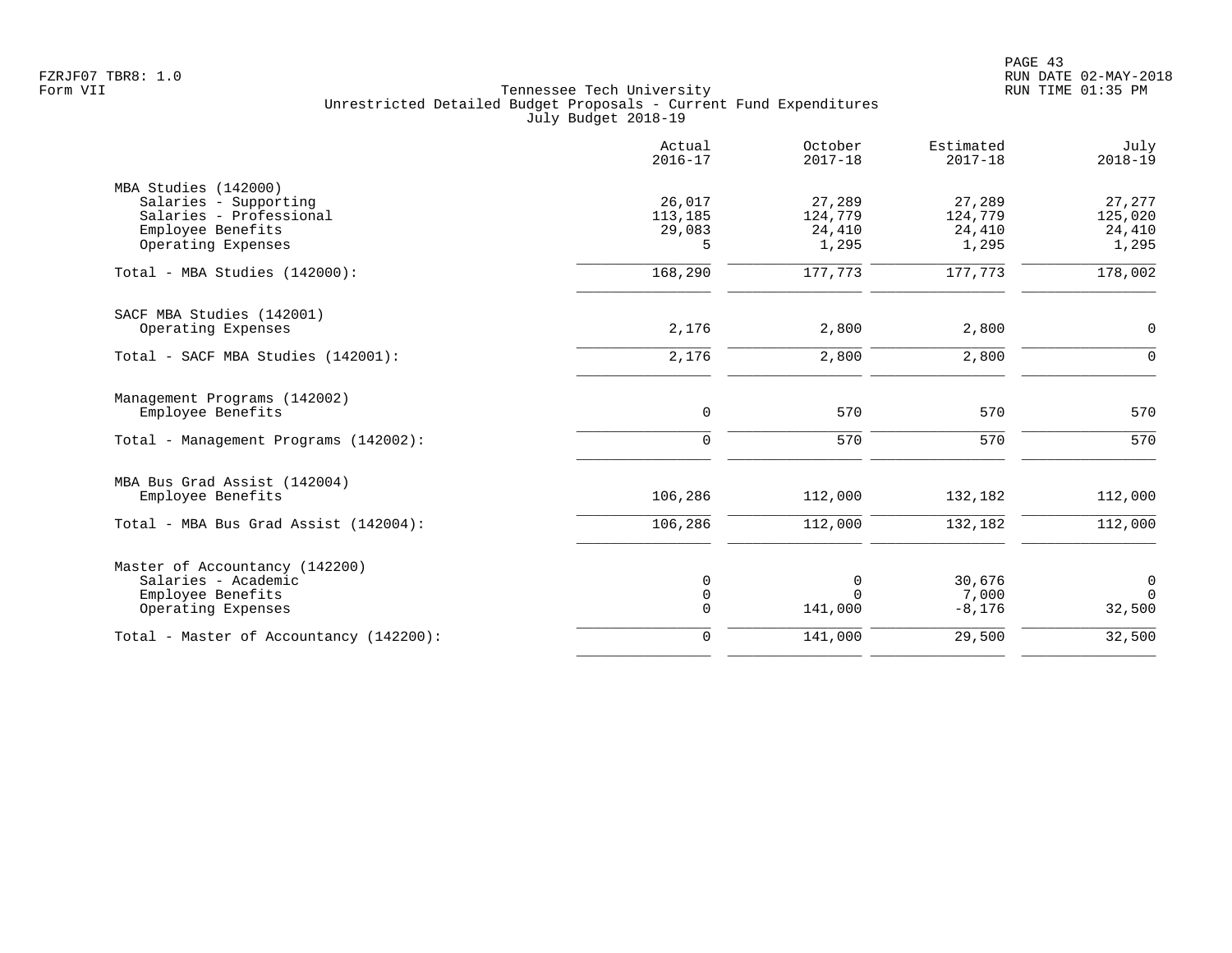Tennessee Tech University
Unrestricted Detailed Budget Proposals - Current Fund Expenditures
July Budget 2018-19

| | Actual 2016-17 | October 2017-18 | Estimated 2017-18 | July 2018-19 |
|---|---|---|---|---|
| **MBA Studies (142000)** | | | | |
| Salaries - Supporting | 26,017 | 27,289 | 27,289 | 27,277 |
| Salaries - Professional | 113,185 | 124,779 | 124,779 | 125,020 |
| Employee Benefits | 29,083 | 24,410 | 24,410 | 24,410 |
| Operating Expenses | 5 | 1,295 | 1,295 | 1,295 |
| Total - MBA Studies (142000): | 168,290 | 177,773 | 177,773 | 178,002 |
| **SACF MBA Studies (142001)** | | | | |
| Operating Expenses | 2,176 | 2,800 | 2,800 | 0 |
| Total - SACF MBA Studies (142001): | 2,176 | 2,800 | 2,800 | 0 |
| **Management Programs (142002)** | | | | |
| Employee Benefits | 0 | 570 | 570 | 570 |
| Total - Management Programs (142002): | 0 | 570 | 570 | 570 |
| **MBA Bus Grad Assist (142004)** | | | | |
| Employee Benefits | 106,286 | 112,000 | 132,182 | 112,000 |
| Total - MBA Bus Grad Assist (142004): | 106,286 | 112,000 | 132,182 | 112,000 |
| **Master of Accountancy (142200)** | | | | |
| Salaries - Academic | 0 | 0 | 30,676 | 0 |
| Employee Benefits | 0 | 0 | 7,000 | 0 |
| Operating Expenses | 0 | 141,000 | -8,176 | 32,500 |
| Total - Master of Accountancy (142200): | 0 | 141,000 | 29,500 | 32,500 |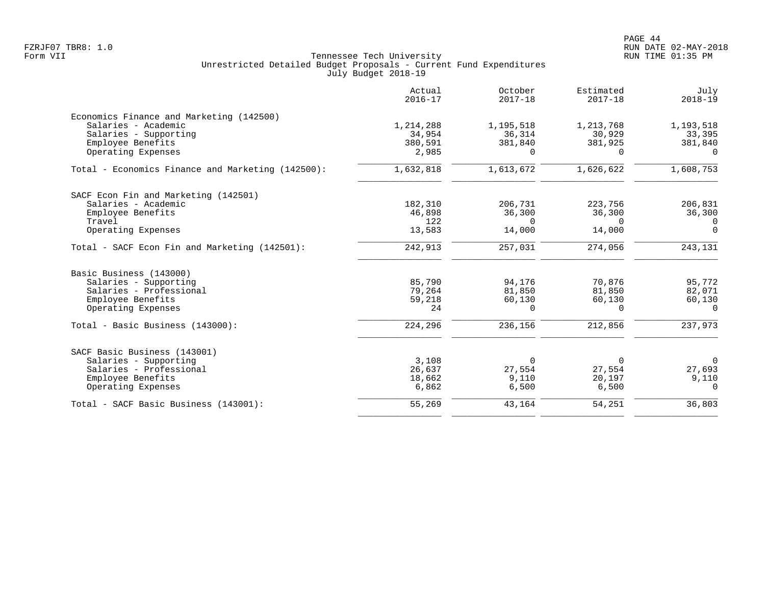Tennessee Tech University
Unrestricted Detailed Budget Proposals - Current Fund Expenditures
July Budget 2018-19

Form VII

| | Actual 2016-17 | October 2017-18 | Estimated 2017-18 | July 2018-19 |
|---|---|---|---|---|
| **Economics Finance and Marketing (142500)** | | | | |
| Salaries - Academic | 1,214,288 | 1,195,518 | 1,213,768 | 1,193,518 |
| Salaries - Supporting | 34,954 | 36,314 | 30,929 | 33,395 |
| Employee Benefits | 380,591 | 381,840 | 381,925 | 381,840 |
| Operating Expenses | 2,985 | 0 | 0 | 0 |
| Total - Economics Finance and Marketing (142500): | 1,632,818 | 1,613,672 | 1,626,622 | 1,608,753 |
| **SACF Econ Fin and Marketing (142501)** | | | | |
| Salaries - Academic | 182,310 | 206,731 | 223,756 | 206,831 |
| Employee Benefits | 46,898 | 36,300 | 36,300 | 36,300 |
| Travel | 122 | 0 | 0 | 0 |
| Operating Expenses | 13,583 | 14,000 | 14,000 | 0 |
| Total - SACF Econ Fin and Marketing (142501): | 242,913 | 257,031 | 274,056 | 243,131 |
| **Basic Business (143000)** | | | | |
| Salaries - Supporting | 85,790 | 94,176 | 70,876 | 95,772 |
| Salaries - Professional | 79,264 | 81,850 | 81,850 | 82,071 |
| Employee Benefits | 59,218 | 60,130 | 60,130 | 60,130 |
| Operating Expenses | 24 | 0 | 0 | 0 |
| Total - Basic Business (143000): | 224,296 | 236,156 | 212,856 | 237,973 |
| **SACF Basic Business (143001)** | | | | |
| Salaries - Supporting | 3,108 | 0 | 0 | 0 |
| Salaries - Professional | 26,637 | 27,554 | 27,554 | 27,693 |
| Employee Benefits | 18,662 | 9,110 | 20,197 | 9,110 |
| Operating Expenses | 6,862 | 6,500 | 6,500 | 0 |
| Total - SACF Basic Business (143001): | 55,269 | 43,164 | 54,251 | 36,803 |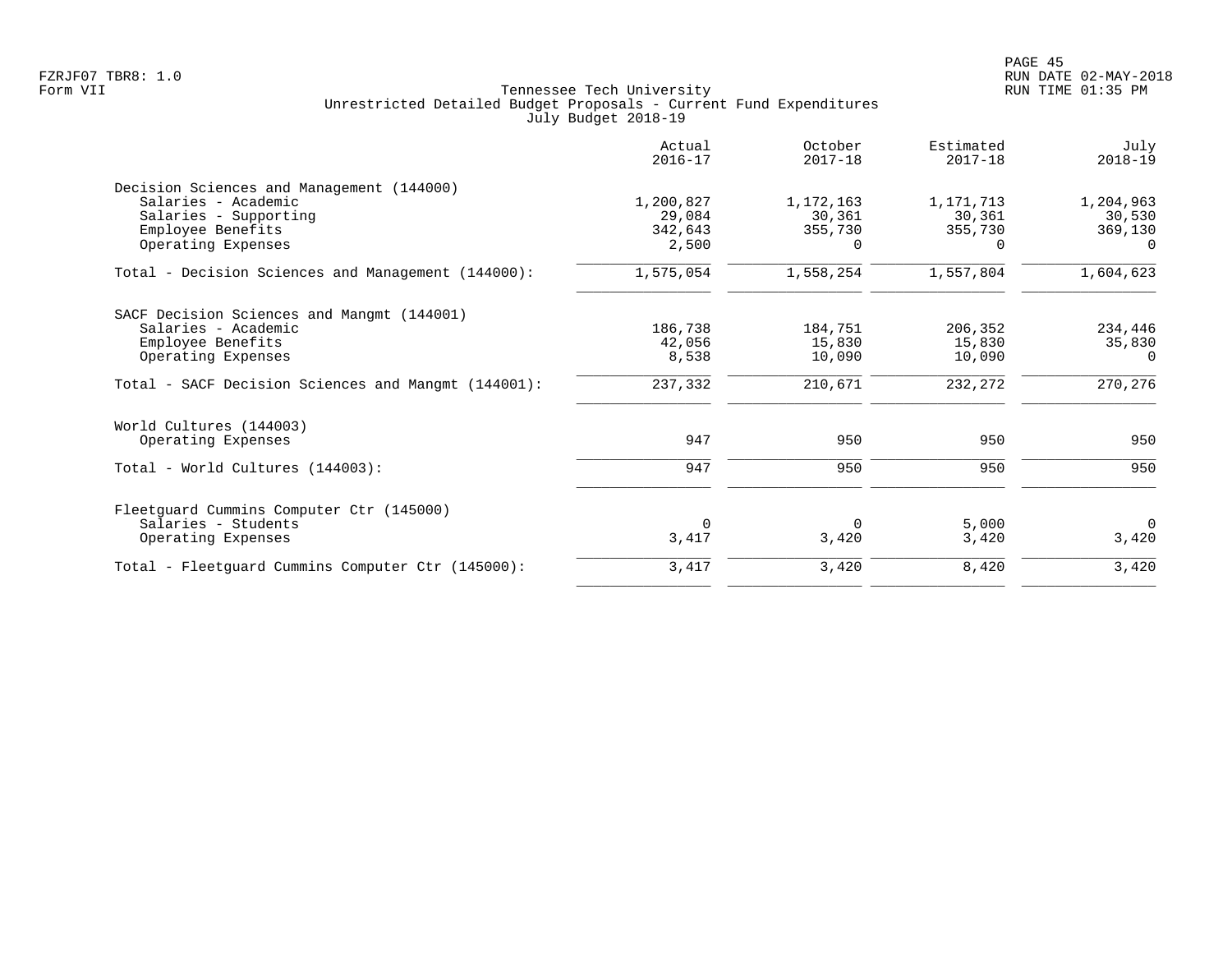Tennessee Tech University
Unrestricted Detailed Budget Proposals - Current Fund Expenditures
July Budget 2018-19

|  | Actual 2016-17 | October 2017-18 | Estimated 2017-18 | July 2018-19 |
|---|---|---|---|---|
| Decision Sciences and Management (144000) | | | | |
| Salaries - Academic | 1,200,827 | 1,172,163 | 1,171,713 | 1,204,963 |
| Salaries - Supporting | 29,084 | 30,361 | 30,361 | 30,530 |
| Employee Benefits | 342,643 | 355,730 | 355,730 | 369,130 |
| Operating Expenses | 2,500 | 0 | 0 | 0 |
| Total - Decision Sciences and Management (144000): | 1,575,054 | 1,558,254 | 1,557,804 | 1,604,623 |
| SACF Decision Sciences and Mangmt (144001) | | | | |
| Salaries - Academic | 186,738 | 184,751 | 206,352 | 234,446 |
| Employee Benefits | 42,056 | 15,830 | 15,830 | 35,830 |
| Operating Expenses | 8,538 | 10,090 | 10,090 | 0 |
| Total - SACF Decision Sciences and Mangmt (144001): | 237,332 | 210,671 | 232,272 | 270,276 |
| World Cultures (144003) | | | | |
| Operating Expenses | 947 | 950 | 950 | 950 |
| Total - World Cultures (144003): | 947 | 950 | 950 | 950 |
| Fleetguard Cummins Computer Ctr (145000) | | | | |
| Salaries - Students | 0 | 0 | 5,000 | 0 |
| Operating Expenses | 3,417 | 3,420 | 3,420 | 3,420 |
| Total - Fleetguard Cummins Computer Ctr (145000): | 3,417 | 3,420 | 8,420 | 3,420 |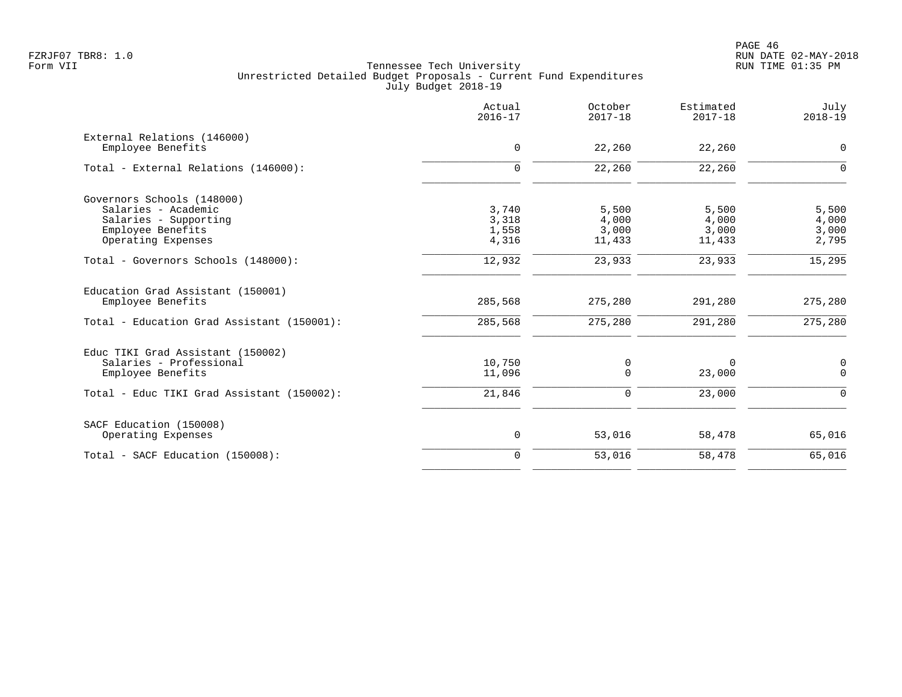Tennessee Tech University
Unrestricted Detailed Budget Proposals - Current Fund Expenditures
July Budget 2018-19

| | Actual 2016-17 | October 2017-18 | Estimated 2017-18 | July 2018-19 |
|---|---|---|---|---|
| External Relations (146000) | | | | |
| Employee Benefits | 0 | 22,260 | 22,260 | 0 |
| Total - External Relations (146000): | 0 | 22,260 | 22,260 | 0 |
| Governors Schools (148000) | | | | |
| Salaries - Academic | 3,740 | 5,500 | 5,500 | 5,500 |
| Salaries - Supporting | 3,318 | 4,000 | 4,000 | 4,000 |
| Employee Benefits | 1,558 | 3,000 | 3,000 | 3,000 |
| Operating Expenses | 4,316 | 11,433 | 11,433 | 2,795 |
| Total - Governors Schools (148000): | 12,932 | 23,933 | 23,933 | 15,295 |
| Education Grad Assistant (150001) | | | | |
| Employee Benefits | 285,568 | 275,280 | 291,280 | 275,280 |
| Total - Education Grad Assistant (150001): | 285,568 | 275,280 | 291,280 | 275,280 |
| Educ TIKI Grad Assistant (150002) | | | | |
| Salaries - Professional | 10,750 | 0 | 0 | 0 |
| Employee Benefits | 11,096 | 0 | 23,000 | 0 |
| Total - Educ TIKI Grad Assistant (150002): | 21,846 | 0 | 23,000 | 0 |
| SACF Education (150008) | | | | |
| Operating Expenses | 0 | 53,016 | 58,478 | 65,016 |
| Total - SACF Education (150008): | 0 | 53,016 | 58,478 | 65,016 |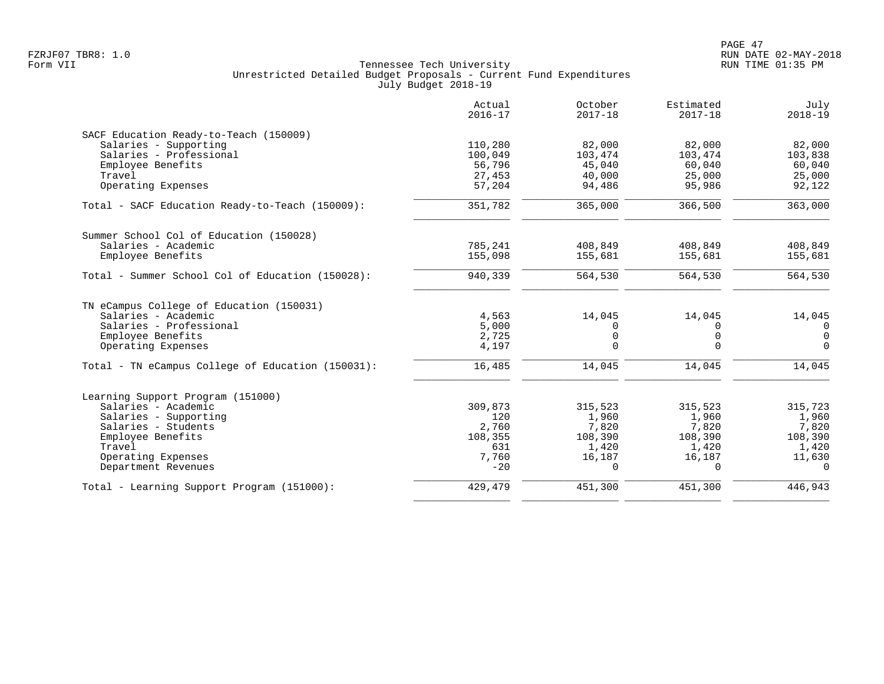Tennessee Tech University
Unrestricted Detailed Budget Proposals - Current Fund Expenditures
July Budget 2018-19

Form VII

| | Actual 2016-17 | October 2017-18 | Estimated 2017-18 | July 2018-19 |
|---|---|---|---|---|
| **SACF Education Ready-to-Teach (150009)** | | | | |
| Salaries - Supporting | 110,280 | 82,000 | 82,000 | 82,000 |
| Salaries - Professional | 100,049 | 103,474 | 103,474 | 103,838 |
| Employee Benefits | 56,796 | 45,040 | 60,040 | 60,040 |
| Travel | 27,453 | 40,000 | 25,000 | 25,000 |
| Operating Expenses | 57,204 | 94,486 | 95,986 | 92,122 |
| Total - SACF Education Ready-to-Teach (150009): | 351,782 | 365,000 | 366,500 | 363,000 |
| **Summer School Col of Education (150028)** | | | | |
| Salaries - Academic | 785,241 | 408,849 | 408,849 | 408,849 |
| Employee Benefits | 155,098 | 155,681 | 155,681 | 155,681 |
| Total - Summer School Col of Education (150028): | 940,339 | 564,530 | 564,530 | 564,530 |
| **TN eCampus College of Education (150031)** | | | | |
| Salaries - Academic | 4,563 | 14,045 | 14,045 | 14,045 |
| Salaries - Professional | 5,000 | 0 | 0 | 0 |
| Employee Benefits | 2,725 | 0 | 0 | 0 |
| Operating Expenses | 4,197 | 0 | 0 | 0 |
| Total - TN eCampus College of Education (150031): | 16,485 | 14,045 | 14,045 | 14,045 |
| **Learning Support Program (151000)** | | | | |
| Salaries - Academic | 309,873 | 315,523 | 315,523 | 315,723 |
| Salaries - Supporting | 120 | 1,960 | 1,960 | 1,960 |
| Salaries - Students | 2,760 | 7,820 | 7,820 | 7,820 |
| Employee Benefits | 108,355 | 108,390 | 108,390 | 108,390 |
| Travel | 631 | 1,420 | 1,420 | 1,420 |
| Operating Expenses | 7,760 | 16,187 | 16,187 | 11,630 |
| Department Revenues | -20 | 0 | 0 | 0 |
| Total - Learning Support Program (151000): | 429,479 | 451,300 | 451,300 | 446,943 |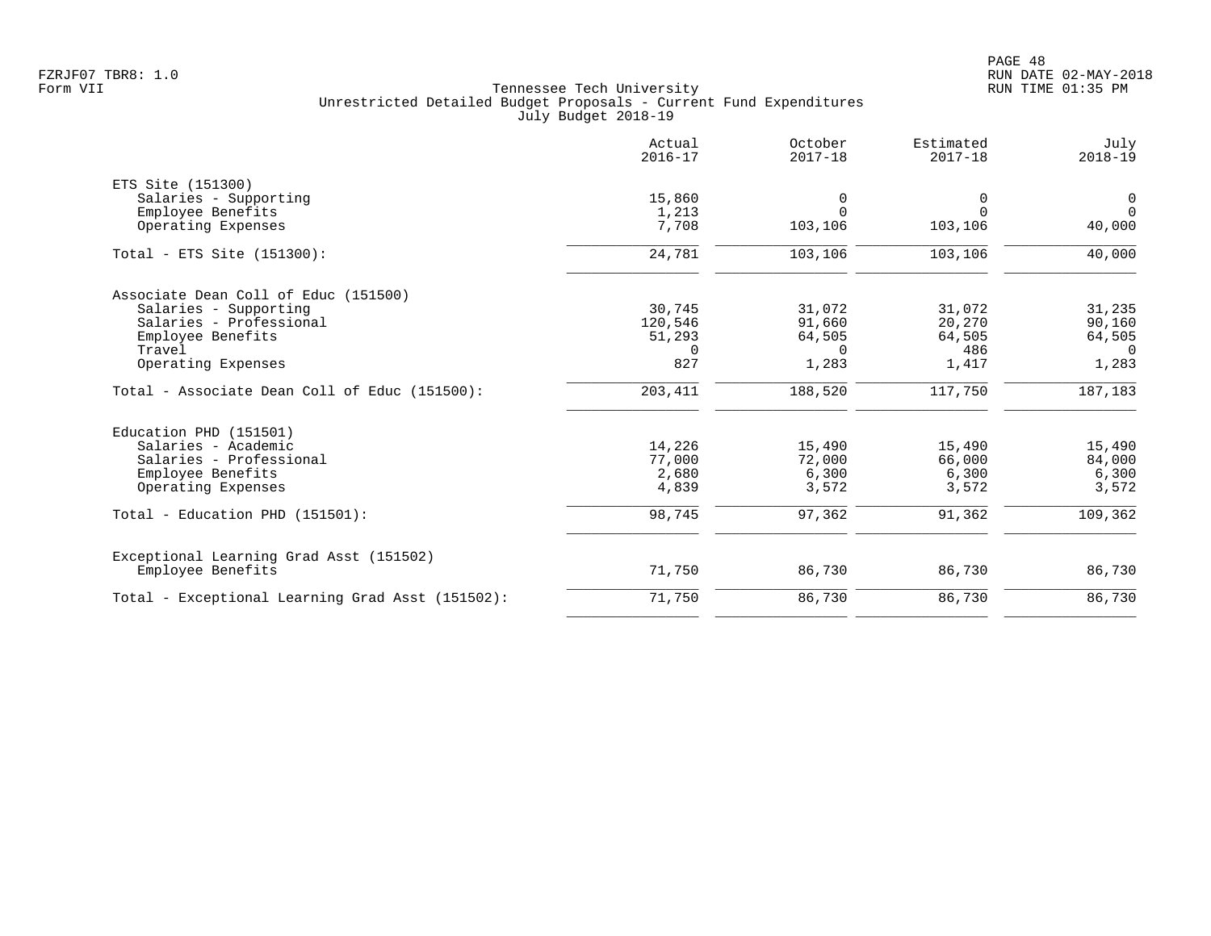Tennessee Tech University
Unrestricted Detailed Budget Proposals - Current Fund Expenditures
July Budget 2018-19

Form VII

| | Actual 2016-17 | October 2017-18 | Estimated 2017-18 | July 2018-19 |
|---|---|---|---|---|
| ETS Site (151300) | | | | |
| Salaries - Supporting | 15,860 | 0 | 0 | 0 |
| Employee Benefits | 1,213 | 0 | 0 | 0 |
| Operating Expenses | 7,708 | 103,106 | 103,106 | 40,000 |
| Total - ETS Site (151300): | 24,781 | 103,106 | 103,106 | 40,000 |
| Associate Dean Coll of Educ (151500) | | | | |
| Salaries - Supporting | 30,745 | 31,072 | 31,072 | 31,235 |
| Salaries - Professional | 120,546 | 91,660 | 20,270 | 90,160 |
| Employee Benefits | 51,293 | 64,505 | 64,505 | 64,505 |
| Travel | 0 | 0 | 486 | 0 |
| Operating Expenses | 827 | 1,283 | 1,417 | 1,283 |
| Total - Associate Dean Coll of Educ (151500): | 203,411 | 188,520 | 117,750 | 187,183 |
| Education PHD (151501) | | | | |
| Salaries - Academic | 14,226 | 15,490 | 15,490 | 15,490 |
| Salaries - Professional | 77,000 | 72,000 | 66,000 | 84,000 |
| Employee Benefits | 2,680 | 6,300 | 6,300 | 6,300 |
| Operating Expenses | 4,839 | 3,572 | 3,572 | 3,572 |
| Total - Education PHD (151501): | 98,745 | 97,362 | 91,362 | 109,362 |
| Exceptional Learning Grad Asst (151502) | | | | |
| Employee Benefits | 71,750 | 86,730 | 86,730 | 86,730 |
| Total - Exceptional Learning Grad Asst (151502): | 71,750 | 86,730 | 86,730 | 86,730 |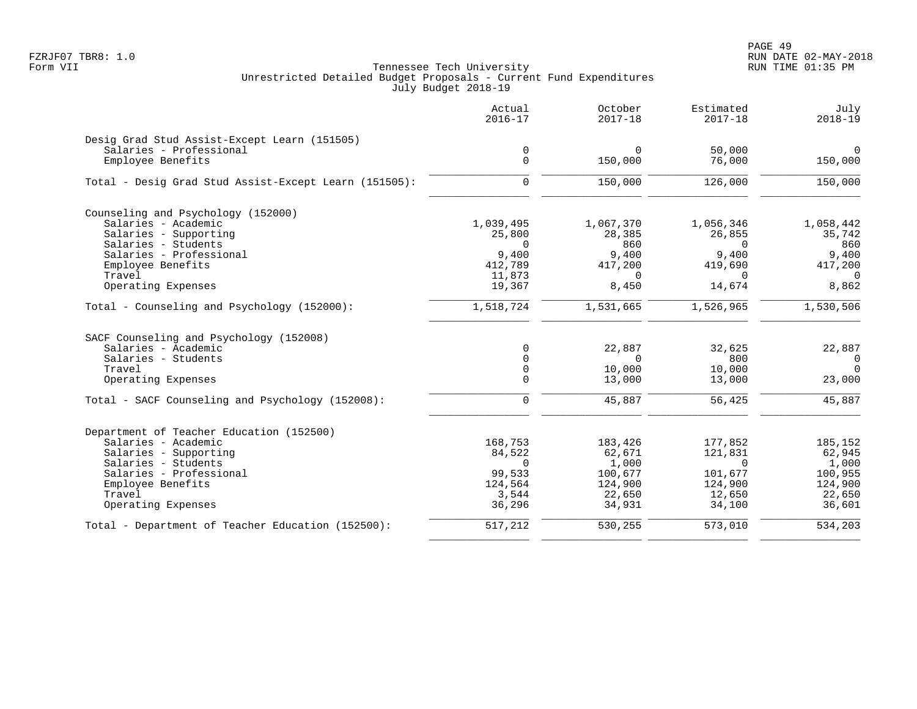Tennessee Tech University
Unrestricted Detailed Budget Proposals - Current Fund Expenditures
July Budget 2018-19

| | Actual 2016-17 | October 2017-18 | Estimated 2017-18 | July 2018-19 |
|---|---|---|---|---|
| **Desig Grad Stud Assist-Except Learn (151505)** | | | | |
| Salaries - Professional | 0 | 0 | 50,000 | 0 |
| Employee Benefits | 0 | 150,000 | 76,000 | 150,000 |
| Total - Desig Grad Stud Assist-Except Learn (151505): | 0 | 150,000 | 126,000 | 150,000 |
| **Counseling and Psychology (152000)** | | | | |
| Salaries - Academic | 1,039,495 | 1,067,370 | 1,056,346 | 1,058,442 |
| Salaries - Supporting | 25,800 | 28,385 | 26,855 | 35,742 |
| Salaries - Students | 0 | 860 | 0 | 860 |
| Salaries - Professional | 9,400 | 9,400 | 9,400 | 9,400 |
| Employee Benefits | 412,789 | 417,200 | 419,690 | 417,200 |
| Travel | 11,873 | 0 | 0 | 0 |
| Operating Expenses | 19,367 | 8,450 | 14,674 | 8,862 |
| Total - Counseling and Psychology (152000): | 1,518,724 | 1,531,665 | 1,526,965 | 1,530,506 |
| **SACF Counseling and Psychology (152008)** | | | | |
| Salaries - Academic | 0 | 22,887 | 32,625 | 22,887 |
| Salaries - Students | 0 | 0 | 800 | 0 |
| Travel | 0 | 10,000 | 10,000 | 0 |
| Operating Expenses | 0 | 13,000 | 13,000 | 23,000 |
| Total - SACF Counseling and Psychology (152008): | 0 | 45,887 | 56,425 | 45,887 |
| **Department of Teacher Education (152500)** | | | | |
| Salaries - Academic | 168,753 | 183,426 | 177,852 | 185,152 |
| Salaries - Supporting | 84,522 | 62,671 | 121,831 | 62,945 |
| Salaries - Students | 0 | 1,000 | 0 | 1,000 |
| Salaries - Professional | 99,533 | 100,677 | 101,677 | 100,955 |
| Employee Benefits | 124,564 | 124,900 | 124,900 | 124,900 |
| Travel | 3,544 | 22,650 | 12,650 | 22,650 |
| Operating Expenses | 36,296 | 34,931 | 34,100 | 36,601 |
| Total - Department of Teacher Education (152500): | 517,212 | 530,255 | 573,010 | 534,203 |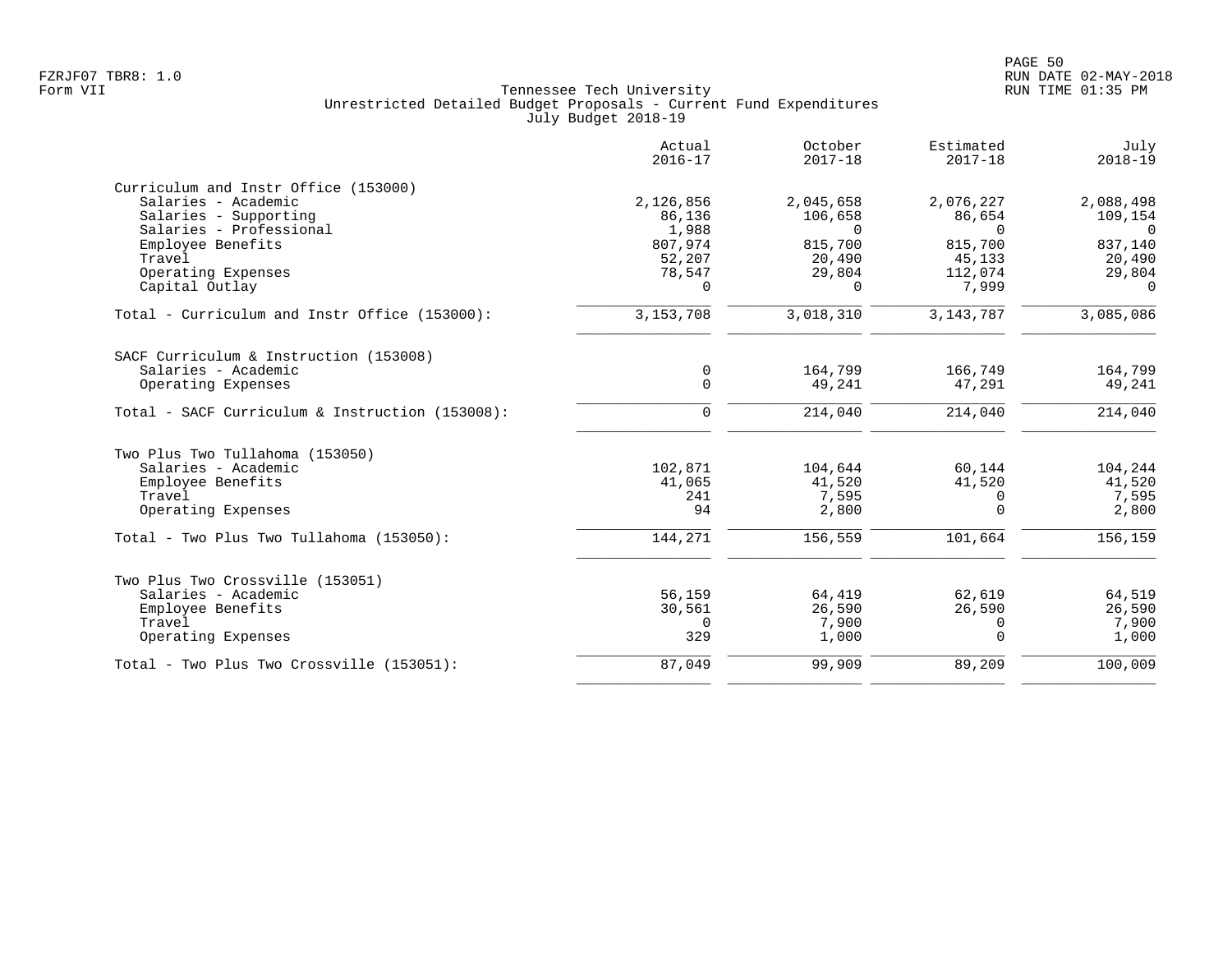Tennessee Tech University
Unrestricted Detailed Budget Proposals - Current Fund Expenditures
July Budget 2018-19

FZRJF07 TBR8: 1.0
Form VII

RUN DATE 02-MAY-2018
RUN TIME 01:35 PM

| | Actual 2016-17 | October 2017-18 | Estimated 2017-18 | July 2018-19 |
|---|---|---|---|---|
| **Curriculum and Instr Office (153000)** | | | | |
| Salaries - Academic | 2,126,856 | 2,045,658 | 2,076,227 | 2,088,498 |
| Salaries - Supporting | 86,136 | 106,658 | 86,654 | 109,154 |
| Salaries - Professional | 1,988 | 0 | 0 | 0 |
| Employee Benefits | 807,974 | 815,700 | 815,700 | 837,140 |
| Travel | 52,207 | 20,490 | 45,133 | 20,490 |
| Operating Expenses | 78,547 | 29,804 | 112,074 | 29,804 |
| Capital Outlay | 0 | 0 | 7,999 | 0 |
| Total - Curriculum and Instr Office (153000): | 3,153,708 | 3,018,310 | 3,143,787 | 3,085,086 |
| **SACF Curriculum & Instruction (153008)** | | | | |
| Salaries - Academic | 0 | 164,799 | 166,749 | 164,799 |
| Operating Expenses | 0 | 49,241 | 47,291 | 49,241 |
| Total - SACF Curriculum & Instruction (153008): | 0 | 214,040 | 214,040 | 214,040 |
| **Two Plus Two Tullahoma (153050)** | | | | |
| Salaries - Academic | 102,871 | 104,644 | 60,144 | 104,244 |
| Employee Benefits | 41,065 | 41,520 | 41,520 | 41,520 |
| Travel | 241 | 7,595 | 0 | 7,595 |
| Operating Expenses | 94 | 2,800 | 0 | 2,800 |
| Total - Two Plus Two Tullahoma (153050): | 144,271 | 156,559 | 101,664 | 156,159 |
| **Two Plus Two Crossville (153051)** | | | | |
| Salaries - Academic | 56,159 | 64,419 | 62,619 | 64,519 |
| Employee Benefits | 30,561 | 26,590 | 26,590 | 26,590 |
| Travel | 0 | 7,900 | 0 | 7,900 |
| Operating Expenses | 329 | 1,000 | 0 | 1,000 |
| Total - Two Plus Two Crossville (153051): | 87,049 | 99,909 | 89,209 | 100,009 |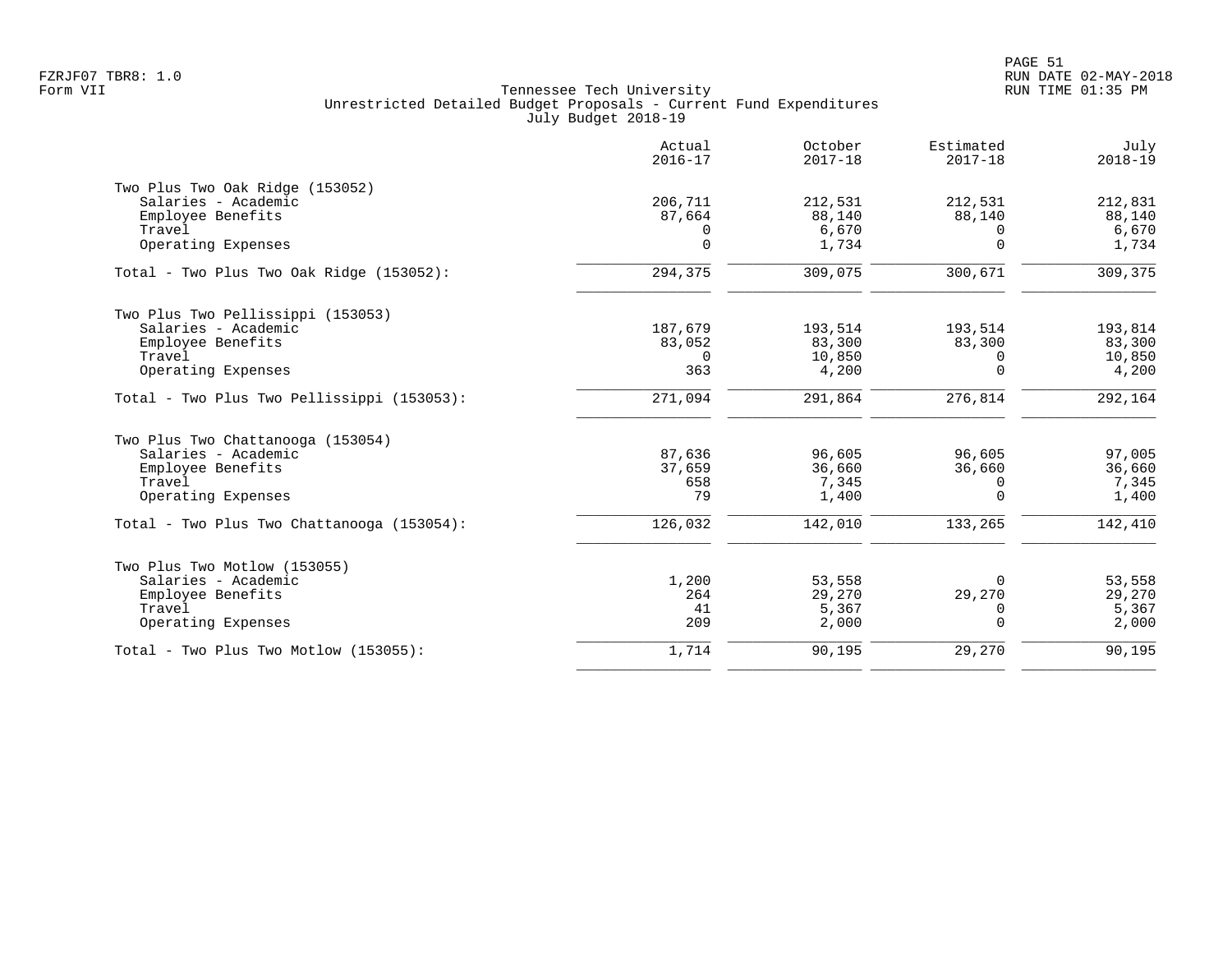Tennessee Tech University
Unrestricted Detailed Budget Proposals - Current Fund Expenditures
July Budget 2018-19

Form VII

| | Actual 2016-17 | October 2017-18 | Estimated 2017-18 | July 2018-19 |
|---|---|---|---|---|
| **Two Plus Two Oak Ridge (153052)** | | | | |
| Salaries - Academic | 206,711 | 212,531 | 212,531 | 212,831 |
| Employee Benefits | 87,664 | 88,140 | 88,140 | 88,140 |
| Travel | 0 | 6,670 | 0 | 6,670 |
| Operating Expenses | 0 | 1,734 | 0 | 1,734 |
| Total - Two Plus Two Oak Ridge (153052): | 294,375 | 309,075 | 300,671 | 309,375 |
| **Two Plus Two Pellissippi (153053)** | | | | |
| Salaries - Academic | 187,679 | 193,514 | 193,514 | 193,814 |
| Employee Benefits | 83,052 | 83,300 | 83,300 | 83,300 |
| Travel | 0 | 10,850 | 0 | 10,850 |
| Operating Expenses | 363 | 4,200 | 0 | 4,200 |
| Total - Two Plus Two Pellissippi (153053): | 271,094 | 291,864 | 276,814 | 292,164 |
| **Two Plus Two Chattanooga (153054)** | | | | |
| Salaries - Academic | 87,636 | 96,605 | 96,605 | 97,005 |
| Employee Benefits | 37,659 | 36,660 | 36,660 | 36,660 |
| Travel | 658 | 7,345 | 0 | 7,345 |
| Operating Expenses | 79 | 1,400 | 0 | 1,400 |
| Total - Two Plus Two Chattanooga (153054): | 126,032 | 142,010 | 133,265 | 142,410 |
| **Two Plus Two Motlow (153055)** | | | | |
| Salaries - Academic | 1,200 | 53,558 | 0 | 53,558 |
| Employee Benefits | 264 | 29,270 | 29,270 | 29,270 |
| Travel | 41 | 5,367 | 0 | 5,367 |
| Operating Expenses | 209 | 2,000 | 0 | 2,000 |
| Total - Two Plus Two Motlow (153055): | 1,714 | 90,195 | 29,270 | 90,195 |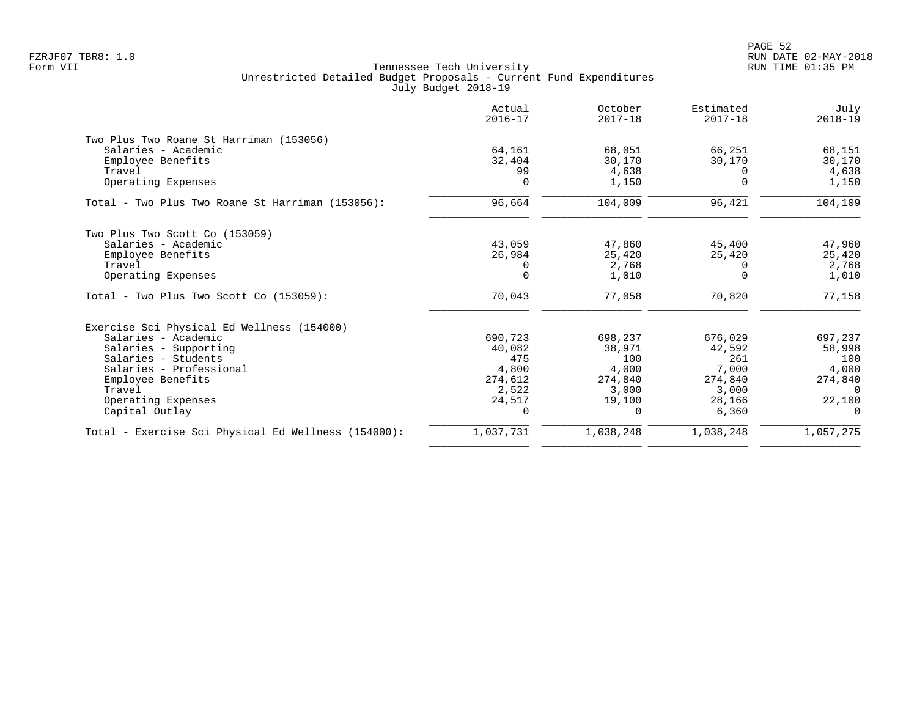Tennessee Tech University
Unrestricted Detailed Budget Proposals - Current Fund Expenditures
July Budget 2018-19

Form VII

| | Actual 2016-17 | October 2017-18 | Estimated 2017-18 | July 2018-19 |
|---|---|---|---|---|
| **Two Plus Two Roane St Harriman (153056)** | | | | |
| Salaries - Academic | 64,161 | 68,051 | 66,251 | 68,151 |
| Employee Benefits | 32,404 | 30,170 | 30,170 | 30,170 |
| Travel | 99 | 4,638 | 0 | 4,638 |
| Operating Expenses | 0 | 1,150 | 0 | 1,150 |
| Total - Two Plus Two Roane St Harriman (153056): | 96,664 | 104,009 | 96,421 | 104,109 |
| **Two Plus Two Scott Co (153059)** | | | | |
| Salaries - Academic | 43,059 | 47,860 | 45,400 | 47,960 |
| Employee Benefits | 26,984 | 25,420 | 25,420 | 25,420 |
| Travel | 0 | 2,768 | 0 | 2,768 |
| Operating Expenses | 0 | 1,010 | 0 | 1,010 |
| Total - Two Plus Two Scott Co (153059): | 70,043 | 77,058 | 70,820 | 77,158 |
| **Exercise Sci Physical Ed Wellness (154000)** | | | | |
| Salaries - Academic | 690,723 | 698,237 | 676,029 | 697,237 |
| Salaries - Supporting | 40,082 | 38,971 | 42,592 | 58,998 |
| Salaries - Students | 475 | 100 | 261 | 100 |
| Salaries - Professional | 4,800 | 4,000 | 7,000 | 4,000 |
| Employee Benefits | 274,612 | 274,840 | 274,840 | 274,840 |
| Travel | 2,522 | 3,000 | 3,000 | 0 |
| Operating Expenses | 24,517 | 19,100 | 28,166 | 22,100 |
| Capital Outlay | 0 | 0 | 6,360 | 0 |
| Total - Exercise Sci Physical Ed Wellness (154000): | 1,037,731 | 1,038,248 | 1,038,248 | 1,057,275 |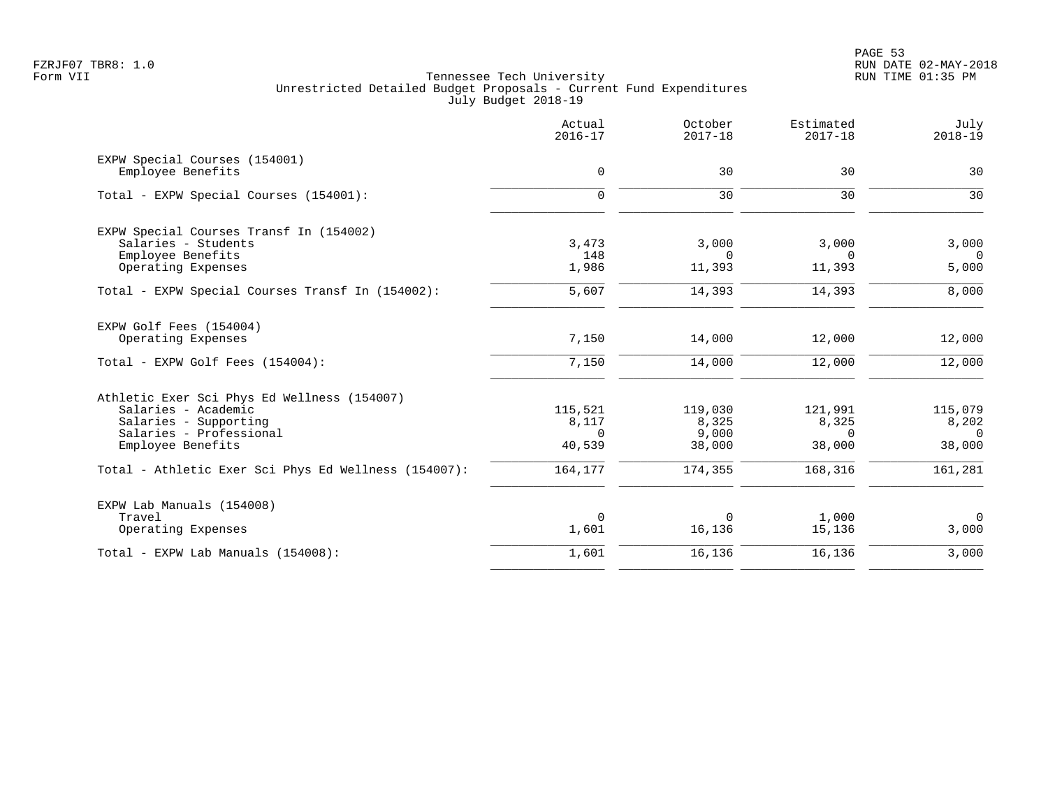Tennessee Tech University
Unrestricted Detailed Budget Proposals - Current Fund Expenditures
July Budget 2018-19

Form VII

| | Actual 2016-17 | October 2017-18 | Estimated 2017-18 | July 2018-19 |
|---|---|---|---|---|
| **EXPW Special Courses (154001)** | | | | |
| Employee Benefits | 0 | 30 | 30 | 30 |
| Total - EXPW Special Courses (154001): | 0 | 30 | 30 | 30 |
| **EXPW Special Courses Transf In (154002)** | | | | |
| Salaries - Students | 3,473 | 3,000 | 3,000 | 3,000 |
| Employee Benefits | 148 | 0 | 0 | 0 |
| Operating Expenses | 1,986 | 11,393 | 11,393 | 5,000 |
| Total - EXPW Special Courses Transf In (154002): | 5,607 | 14,393 | 14,393 | 8,000 |
| **EXPW Golf Fees (154004)** | | | | |
| Operating Expenses | 7,150 | 14,000 | 12,000 | 12,000 |
| Total - EXPW Golf Fees (154004): | 7,150 | 14,000 | 12,000 | 12,000 |
| **Athletic Exer Sci Phys Ed Wellness (154007)** | | | | |
| Salaries - Academic | 115,521 | 119,030 | 121,991 | 115,079 |
| Salaries - Supporting | 8,117 | 8,325 | 8,325 | 8,202 |
| Salaries - Professional | 0 | 9,000 | 0 | 0 |
| Employee Benefits | 40,539 | 38,000 | 38,000 | 38,000 |
| Total - Athletic Exer Sci Phys Ed Wellness (154007): | 164,177 | 174,355 | 168,316 | 161,281 |
| **EXPW Lab Manuals (154008)** | | | | |
| Travel | 0 | 0 | 1,000 | 0 |
| Operating Expenses | 1,601 | 16,136 | 15,136 | 3,000 |
| Total - EXPW Lab Manuals (154008): | 1,601 | 16,136 | 16,136 | 3,000 |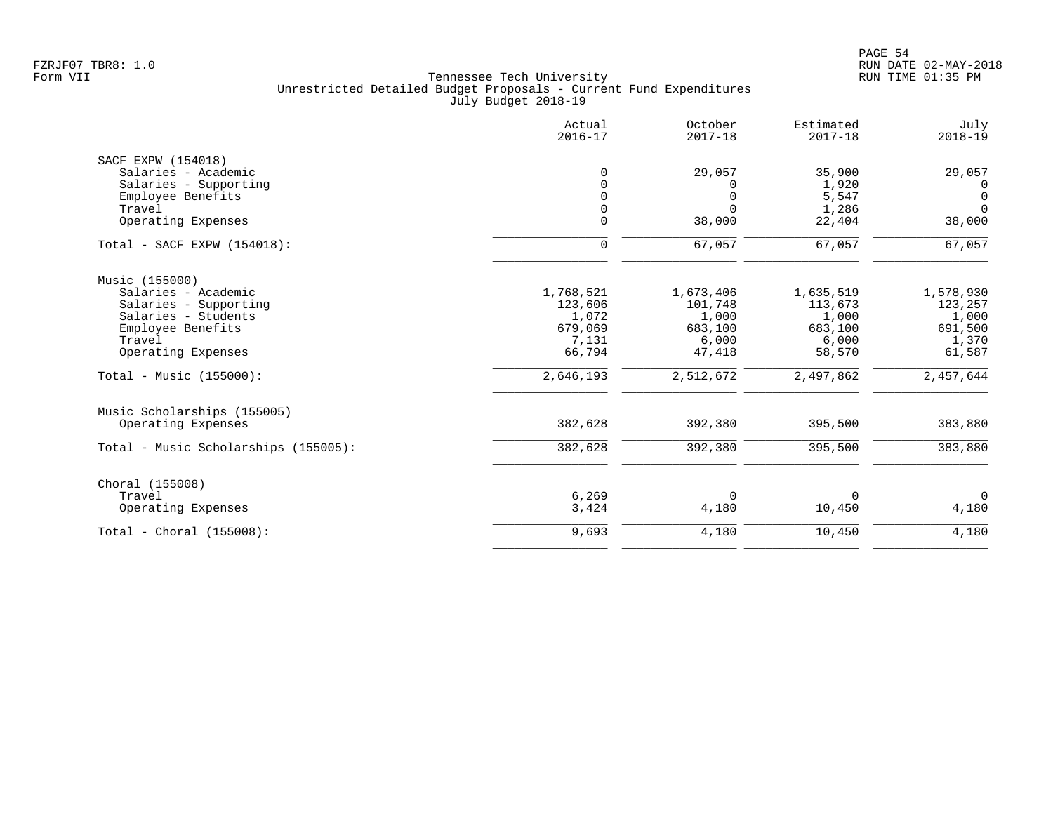Tennessee Tech University
Unrestricted Detailed Budget Proposals - Current Fund Expenditures
July Budget 2018-19

| | Actual 2016-17 | October 2017-18 | Estimated 2017-18 | July 2018-19 |
|---|---|---|---|---|
| **SACF EXPW (154018)** | | | | |
| Salaries - Academic | 0 | 29,057 | 35,900 | 29,057 |
| Salaries - Supporting | 0 | 0 | 1,920 | 0 |
| Employee Benefits | 0 | 0 | 5,547 | 0 |
| Travel | 0 | 0 | 1,286 | 0 |
| Operating Expenses | 0 | 38,000 | 22,404 | 38,000 |
| Total - SACF EXPW (154018): | 0 | 67,057 | 67,057 | 67,057 |
| **Music (155000)** | | | | |
| Salaries - Academic | 1,768,521 | 1,673,406 | 1,635,519 | 1,578,930 |
| Salaries - Supporting | 123,606 | 101,748 | 113,673 | 123,257 |
| Salaries - Students | 1,072 | 1,000 | 1,000 | 1,000 |
| Employee Benefits | 679,069 | 683,100 | 683,100 | 691,500 |
| Travel | 7,131 | 6,000 | 6,000 | 1,370 |
| Operating Expenses | 66,794 | 47,418 | 58,570 | 61,587 |
| Total - Music (155000): | 2,646,193 | 2,512,672 | 2,497,862 | 2,457,644 |
| **Music Scholarships (155005)** | | | | |
| Operating Expenses | 382,628 | 392,380 | 395,500 | 383,880 |
| Total - Music Scholarships (155005): | 382,628 | 392,380 | 395,500 | 383,880 |
| **Choral (155008)** | | | | |
| Travel | 6,269 | 0 | 0 | 0 |
| Operating Expenses | 3,424 | 4,180 | 10,450 | 4,180 |
| Total - Choral (155008): | 9,693 | 4,180 | 10,450 | 4,180 |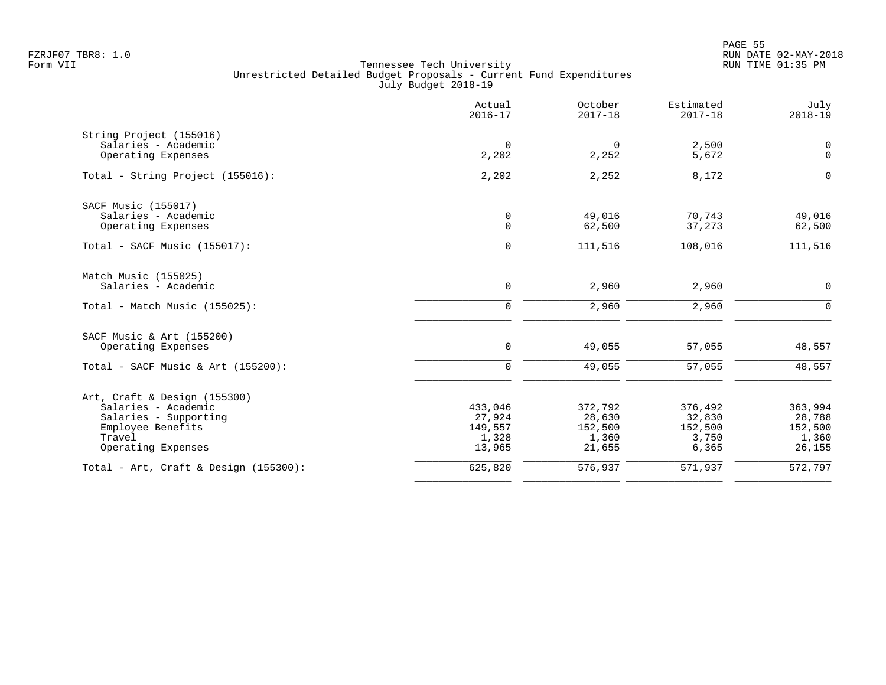Tennessee Tech University
Unrestricted Detailed Budget Proposals - Current Fund Expenditures
July Budget 2018-19

| | Actual 2016-17 | October 2017-18 | Estimated 2017-18 | July 2018-19 |
|---|---|---|---|---|
| **String Project (155016)** | | | | |
| Salaries - Academic | 0 | 0 | 2,500 | 0 |
| Operating Expenses | 2,202 | 2,252 | 5,672 | 0 |
| Total - String Project (155016): | 2,202 | 2,252 | 8,172 | 0 |
| **SACF Music (155017)** | | | | |
| Salaries - Academic | 0 | 49,016 | 70,743 | 49,016 |
| Operating Expenses | 0 | 62,500 | 37,273 | 62,500 |
| Total - SACF Music (155017): | 0 | 111,516 | 108,016 | 111,516 |
| **Match Music (155025)** | | | | |
| Salaries - Academic | 0 | 2,960 | 2,960 | 0 |
| Total - Match Music (155025): | 0 | 2,960 | 2,960 | 0 |
| **SACF Music & Art (155200)** | | | | |
| Operating Expenses | 0 | 49,055 | 57,055 | 48,557 |
| Total - SACF Music & Art (155200): | 0 | 49,055 | 57,055 | 48,557 |
| **Art, Craft & Design (155300)** | | | | |
| Salaries - Academic | 433,046 | 372,792 | 376,492 | 363,994 |
| Salaries - Supporting | 27,924 | 28,630 | 32,830 | 28,788 |
| Employee Benefits | 149,557 | 152,500 | 152,500 | 152,500 |
| Travel | 1,328 | 1,360 | 3,750 | 1,360 |
| Operating Expenses | 13,965 | 21,655 | 6,365 | 26,155 |
| Total - Art, Craft & Design (155300): | 625,820 | 576,937 | 571,937 | 572,797 |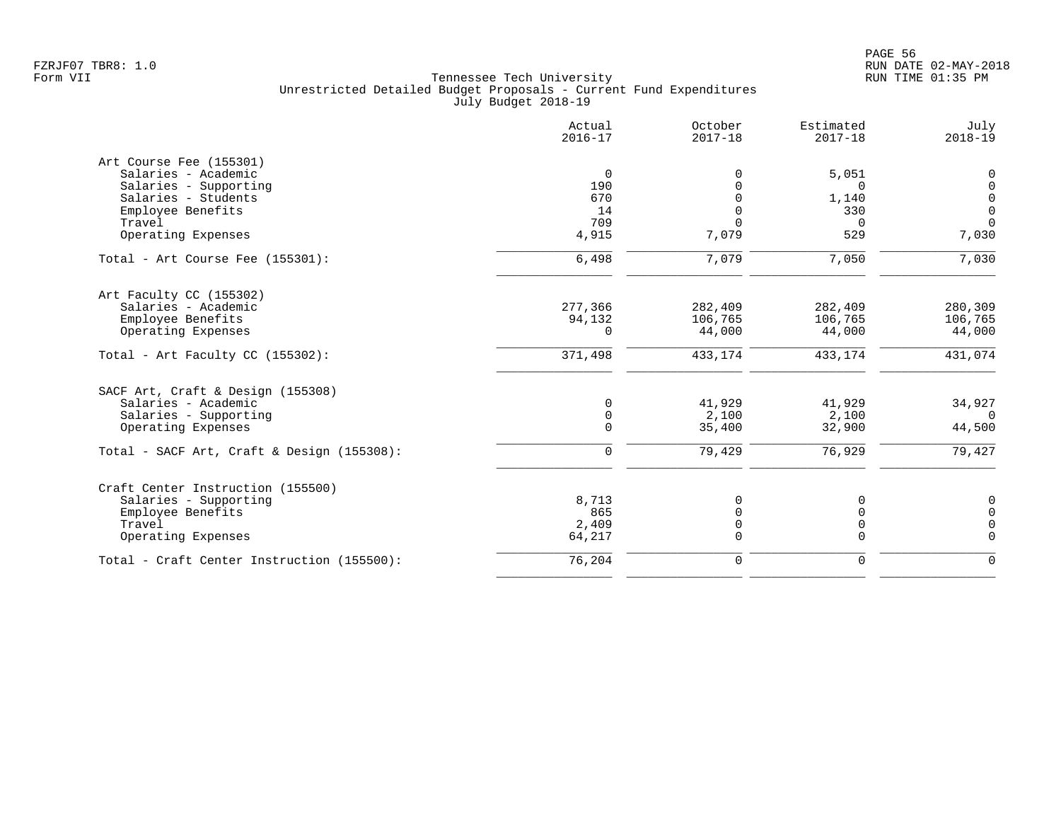Tennessee Tech University
Unrestricted Detailed Budget Proposals - Current Fund Expenditures
July Budget 2018-19

Form VII

| | Actual 2016-17 | October 2017-18 | Estimated 2017-18 | July 2018-19 |
|---|---|---|---|---|
| **Art Course Fee (155301)** | | | | |
| Salaries - Academic | 0 | 0 | 5,051 | 0 |
| Salaries - Supporting | 190 | 0 | 0 | 0 |
| Salaries - Students | 670 | 0 | 1,140 | 0 |
| Employee Benefits | 14 | 0 | 330 | 0 |
| Travel | 709 | 0 | 0 | 0 |
| Operating Expenses | 4,915 | 7,079 | 529 | 7,030 |
| Total - Art Course Fee (155301): | 6,498 | 7,079 | 7,050 | 7,030 |
| **Art Faculty CC (155302)** | | | | |
| Salaries - Academic | 277,366 | 282,409 | 282,409 | 280,309 |
| Employee Benefits | 94,132 | 106,765 | 106,765 | 106,765 |
| Operating Expenses | 0 | 44,000 | 44,000 | 44,000 |
| Total - Art Faculty CC (155302): | 371,498 | 433,174 | 433,174 | 431,074 |
| **SACF Art, Craft & Design (155308)** | | | | |
| Salaries - Academic | 0 | 41,929 | 41,929 | 34,927 |
| Salaries - Supporting | 0 | 2,100 | 2,100 | 0 |
| Operating Expenses | 0 | 35,400 | 32,900 | 44,500 |
| Total - SACF Art, Craft & Design (155308): | 0 | 79,429 | 76,929 | 79,427 |
| **Craft Center Instruction (155500)** | | | | |
| Salaries - Supporting | 8,713 | 0 | 0 | 0 |
| Employee Benefits | 865 | 0 | 0 | 0 |
| Travel | 2,409 | 0 | 0 | 0 |
| Operating Expenses | 64,217 | 0 | 0 | 0 |
| Total - Craft Center Instruction (155500): | 76,204 | 0 | 0 | 0 |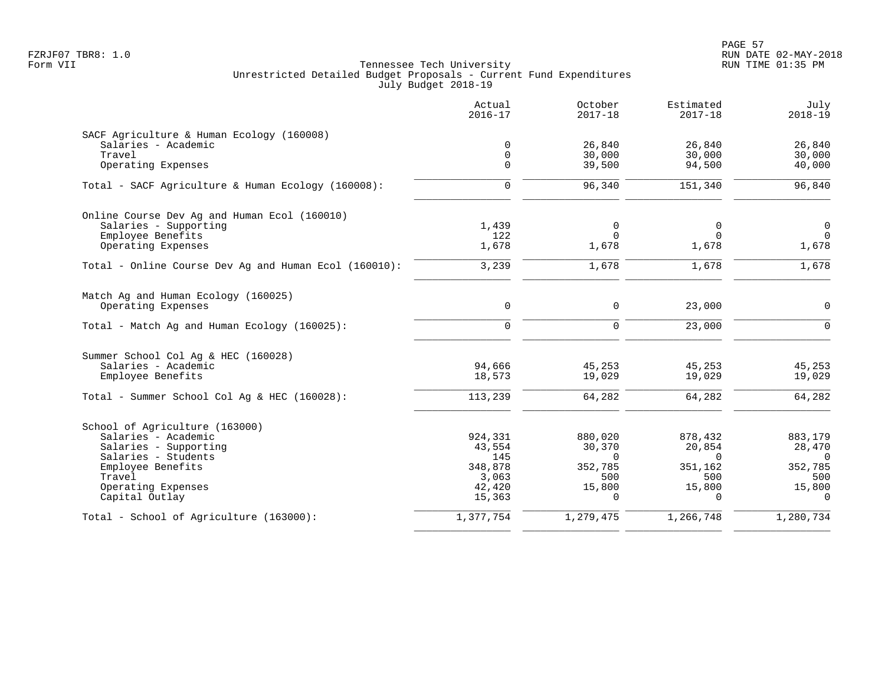Tennessee Tech University
Unrestricted Detailed Budget Proposals - Current Fund Expenditures
July Budget 2018-19

| | Actual 2016-17 | October 2017-18 | Estimated 2017-18 | July 2018-19 |
|---|---|---|---|---|
| **SACF Agriculture & Human Ecology (160008)** | | | | |
| Salaries - Academic | 0 | 26,840 | 26,840 | 26,840 |
| Travel | 0 | 30,000 | 30,000 | 30,000 |
| Operating Expenses | 0 | 39,500 | 94,500 | 40,000 |
| Total - SACF Agriculture & Human Ecology (160008): | 0 | 96,340 | 151,340 | 96,840 |
| **Online Course Dev Ag and Human Ecol (160010)** | | | | |
| Salaries - Supporting | 1,439 | 0 | 0 | 0 |
| Employee Benefits | 122 | 0 | 0 | 0 |
| Operating Expenses | 1,678 | 1,678 | 1,678 | 1,678 |
| Total - Online Course Dev Ag and Human Ecol (160010): | 3,239 | 1,678 | 1,678 | 1,678 |
| **Match Ag and Human Ecology (160025)** | | | | |
| Operating Expenses | 0 | 0 | 23,000 | 0 |
| Total - Match Ag and Human Ecology (160025): | 0 | 0 | 23,000 | 0 |
| **Summer School Col Ag & HEC (160028)** | | | | |
| Salaries - Academic | 94,666 | 45,253 | 45,253 | 45,253 |
| Employee Benefits | 18,573 | 19,029 | 19,029 | 19,029 |
| Total - Summer School Col Ag & HEC (160028): | 113,239 | 64,282 | 64,282 | 64,282 |
| **School of Agriculture (163000)** | | | | |
| Salaries - Academic | 924,331 | 880,020 | 878,432 | 883,179 |
| Salaries - Supporting | 43,554 | 30,370 | 20,854 | 28,470 |
| Salaries - Students | 145 | 0 | 0 | 0 |
| Employee Benefits | 348,878 | 352,785 | 351,162 | 352,785 |
| Travel | 3,063 | 500 | 500 | 500 |
| Operating Expenses | 42,420 | 15,800 | 15,800 | 15,800 |
| Capital Outlay | 15,363 | 0 | 0 | 0 |
| Total - School of Agriculture (163000): | 1,377,754 | 1,279,475 | 1,266,748 | 1,280,734 |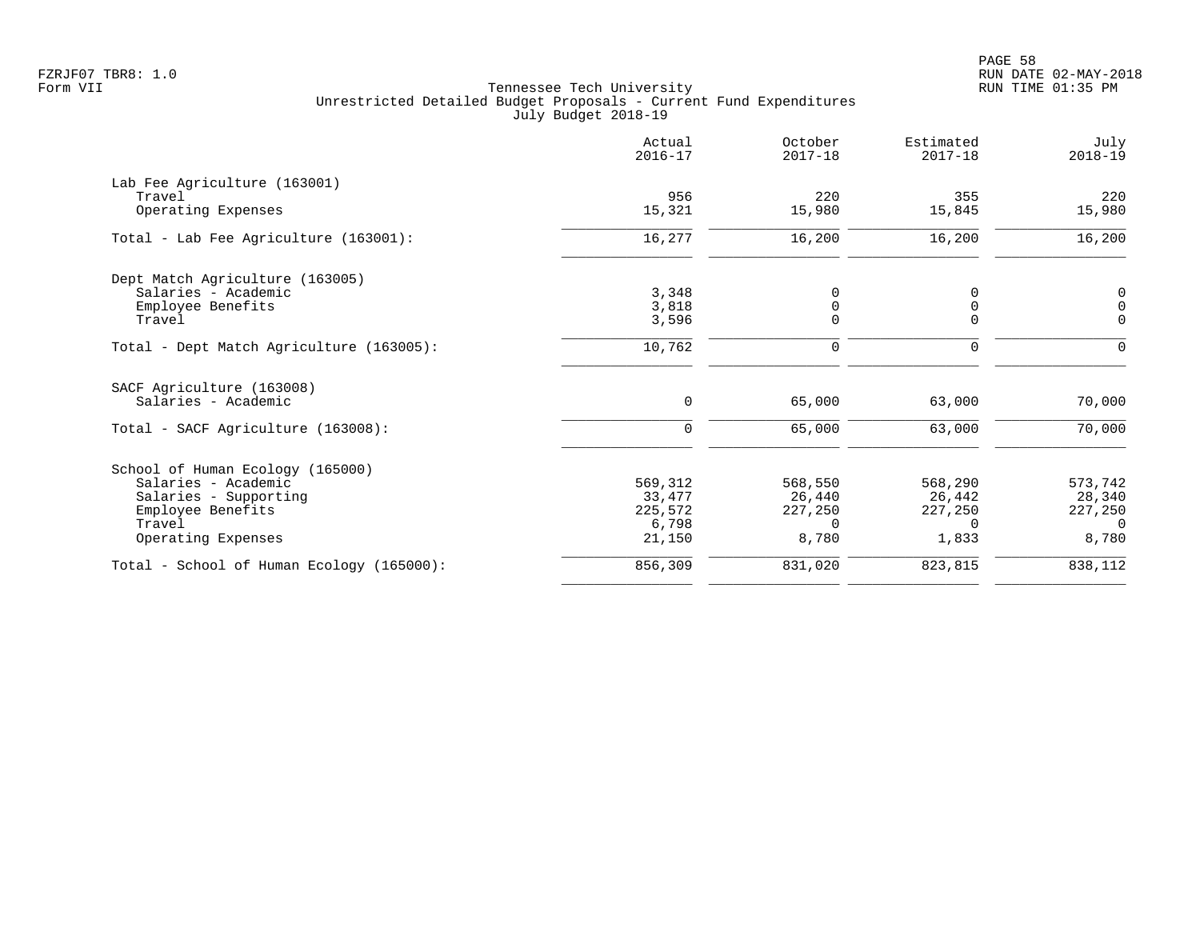Tennessee Tech University
Unrestricted Detailed Budget Proposals - Current Fund Expenditures
July Budget 2018-19

FZRJF07 TBR8: 1.0
Form VII

RUN DATE 02-MAY-2018
RUN TIME 01:35 PM

| | Actual 2016-17 | October 2017-18 | Estimated 2017-18 | July 2018-19 |
|---|---|---|---|---|
| **Lab Fee Agriculture (163001)** | | | | |
| Travel | 956 | 220 | 355 | 220 |
| Operating Expenses | 15,321 | 15,980 | 15,845 | 15,980 |
| Total - Lab Fee Agriculture (163001): | 16,277 | 16,200 | 16,200 | 16,200 |
| **Dept Match Agriculture (163005)** | | | | |
| Salaries - Academic | 3,348 | 0 | 0 | 0 |
| Employee Benefits | 3,818 | 0 | 0 | 0 |
| Travel | 3,596 | 0 | 0 | 0 |
| Total - Dept Match Agriculture (163005): | 10,762 | 0 | 0 | 0 |
| **SACF Agriculture (163008)** | | | | |
| Salaries - Academic | 0 | 65,000 | 63,000 | 70,000 |
| Total - SACF Agriculture (163008): | 0 | 65,000 | 63,000 | 70,000 |
| **School of Human Ecology (165000)** | | | | |
| Salaries - Academic | 569,312 | 568,550 | 568,290 | 573,742 |
| Salaries - Supporting | 33,477 | 26,440 | 26,442 | 28,340 |
| Employee Benefits | 225,572 | 227,250 | 227,250 | 227,250 |
| Travel | 6,798 | 0 | 0 | 0 |
| Operating Expenses | 21,150 | 8,780 | 1,833 | 8,780 |
| Total - School of Human Ecology (165000): | 856,309 | 831,020 | 823,815 | 838,112 |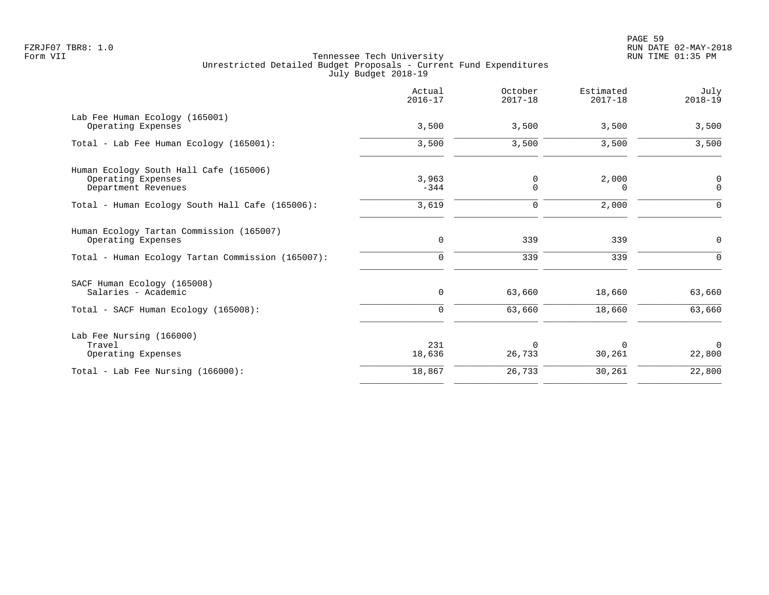Tennessee Tech University
Unrestricted Detailed Budget Proposals - Current Fund Expenditures
July Budget 2018-19

| | Actual 2016-17 | October 2017-18 | Estimated 2017-18 | July 2018-19 |
|---|---|---|---|---|
| Lab Fee Human Ecology (165001) | | | | |
| Operating Expenses | 3,500 | 3,500 | 3,500 | 3,500 |
| Total - Lab Fee Human Ecology (165001): | 3,500 | 3,500 | 3,500 | 3,500 |
| Human Ecology South Hall Cafe (165006) | | | | |
| Operating Expenses | 3,963 | 0 | 2,000 | 0 |
| Department Revenues | -344 | 0 | 0 | 0 |
| Total - Human Ecology South Hall Cafe (165006): | 3,619 | 0 | 2,000 | 0 |
| Human Ecology Tartan Commission (165007) | | | | |
| Operating Expenses | 0 | 339 | 339 | 0 |
| Total - Human Ecology Tartan Commission (165007): | 0 | 339 | 339 | 0 |
| SACF Human Ecology (165008) | | | | |
| Salaries - Academic | 0 | 63,660 | 18,660 | 63,660 |
| Total - SACF Human Ecology (165008): | 0 | 63,660 | 18,660 | 63,660 |
| Lab Fee Nursing (166000) | | | | |
| Travel | 231 | 0 | 0 | 0 |
| Operating Expenses | 18,636 | 26,733 | 30,261 | 22,800 |
| Total - Lab Fee Nursing (166000): | 18,867 | 26,733 | 30,261 | 22,800 |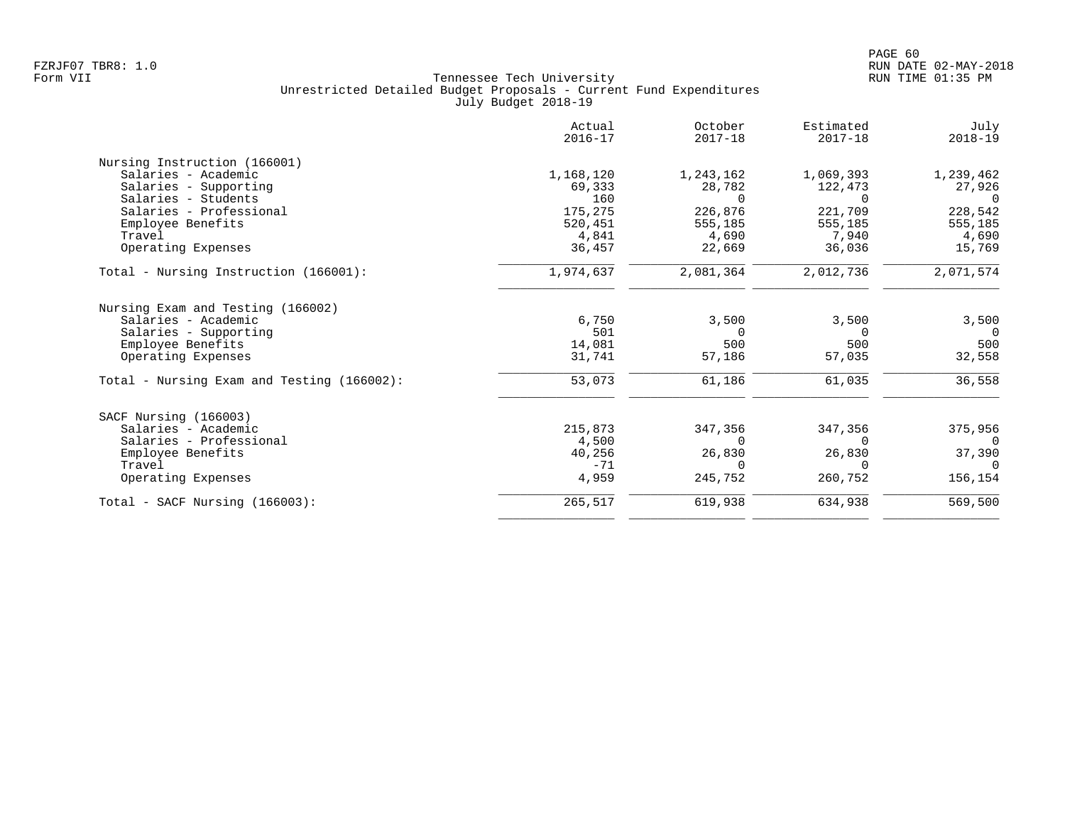Tennessee Tech University
Unrestricted Detailed Budget Proposals - Current Fund Expenditures
July Budget 2018-19

| | Actual 2016-17 | October 2017-18 | Estimated 2017-18 | July 2018-19 |
|---|---|---|---|---|
| **Nursing Instruction (166001)** | | | | |
| Salaries - Academic | 1,168,120 | 1,243,162 | 1,069,393 | 1,239,462 |
| Salaries - Supporting | 69,333 | 28,782 | 122,473 | 27,926 |
| Salaries - Students | 160 | 0 | 0 | 0 |
| Salaries - Professional | 175,275 | 226,876 | 221,709 | 228,542 |
| Employee Benefits | 520,451 | 555,185 | 555,185 | 555,185 |
| Travel | 4,841 | 4,690 | 7,940 | 4,690 |
| Operating Expenses | 36,457 | 22,669 | 36,036 | 15,769 |
| Total - Nursing Instruction (166001): | 1,974,637 | 2,081,364 | 2,012,736 | 2,071,574 |
| **Nursing Exam and Testing (166002)** | | | | |
| Salaries - Academic | 6,750 | 3,500 | 3,500 | 3,500 |
| Salaries - Supporting | 501 | 0 | 0 | 0 |
| Employee Benefits | 14,081 | 500 | 500 | 500 |
| Operating Expenses | 31,741 | 57,186 | 57,035 | 32,558 |
| Total - Nursing Exam and Testing (166002): | 53,073 | 61,186 | 61,035 | 36,558 |
| **SACF Nursing (166003)** | | | | |
| Salaries - Academic | 215,873 | 347,356 | 347,356 | 375,956 |
| Salaries - Professional | 4,500 | 0 | 0 | 0 |
| Employee Benefits | 40,256 | 26,830 | 26,830 | 37,390 |
| Travel | -71 | 0 | 0 | 0 |
| Operating Expenses | 4,959 | 245,752 | 260,752 | 156,154 |
| Total - SACF Nursing (166003): | 265,517 | 619,938 | 634,938 | 569,500 |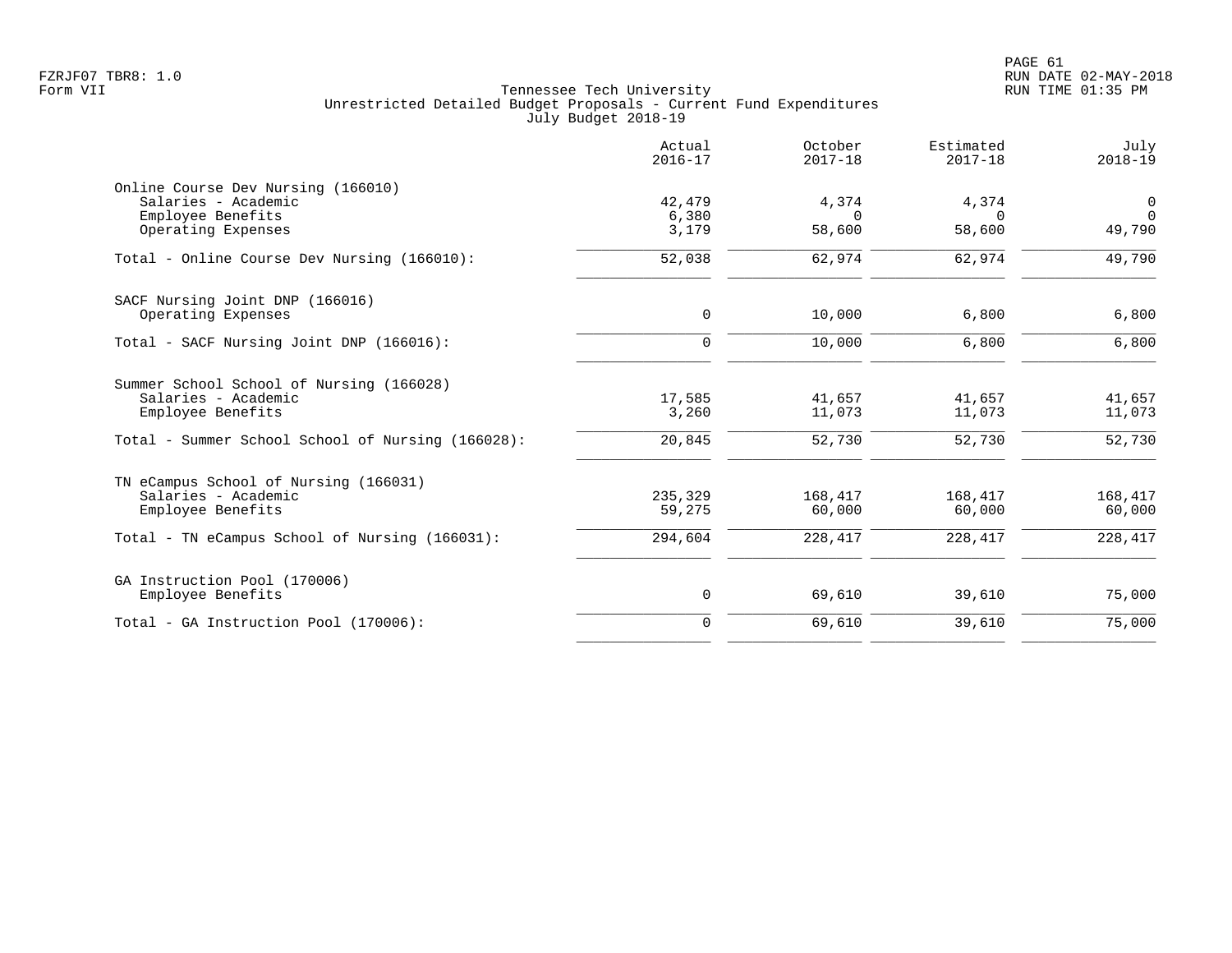Tennessee Tech University
Unrestricted Detailed Budget Proposals - Current Fund Expenditures
July Budget 2018-19

| | Actual 2016-17 | October 2017-18 | Estimated 2017-18 | July 2018-19 |
|---|---|---|---|---|
| **Online Course Dev Nursing (166010)** | | | | |
| Salaries - Academic | 42,479 | 4,374 | 4,374 | 0 |
| Employee Benefits | 6,380 | 0 | 0 | 0 |
| Operating Expenses | 3,179 | 58,600 | 58,600 | 49,790 |
| Total - Online Course Dev Nursing (166010): | 52,038 | 62,974 | 62,974 | 49,790 |
| **SACF Nursing Joint DNP (166016)** | | | | |
| Operating Expenses | 0 | 10,000 | 6,800 | 6,800 |
| Total - SACF Nursing Joint DNP (166016): | 0 | 10,000 | 6,800 | 6,800 |
| **Summer School School of Nursing (166028)** | | | | |
| Salaries - Academic | 17,585 | 41,657 | 41,657 | 41,657 |
| Employee Benefits | 3,260 | 11,073 | 11,073 | 11,073 |
| Total - Summer School School of Nursing (166028): | 20,845 | 52,730 | 52,730 | 52,730 |
| **TN eCampus School of Nursing (166031)** | | | | |
| Salaries - Academic | 235,329 | 168,417 | 168,417 | 168,417 |
| Employee Benefits | 59,275 | 60,000 | 60,000 | 60,000 |
| Total - TN eCampus School of Nursing (166031): | 294,604 | 228,417 | 228,417 | 228,417 |
| **GA Instruction Pool (170006)** | | | | |
| Employee Benefits | 0 | 69,610 | 39,610 | 75,000 |
| Total - GA Instruction Pool (170006): | 0 | 69,610 | 39,610 | 75,000 |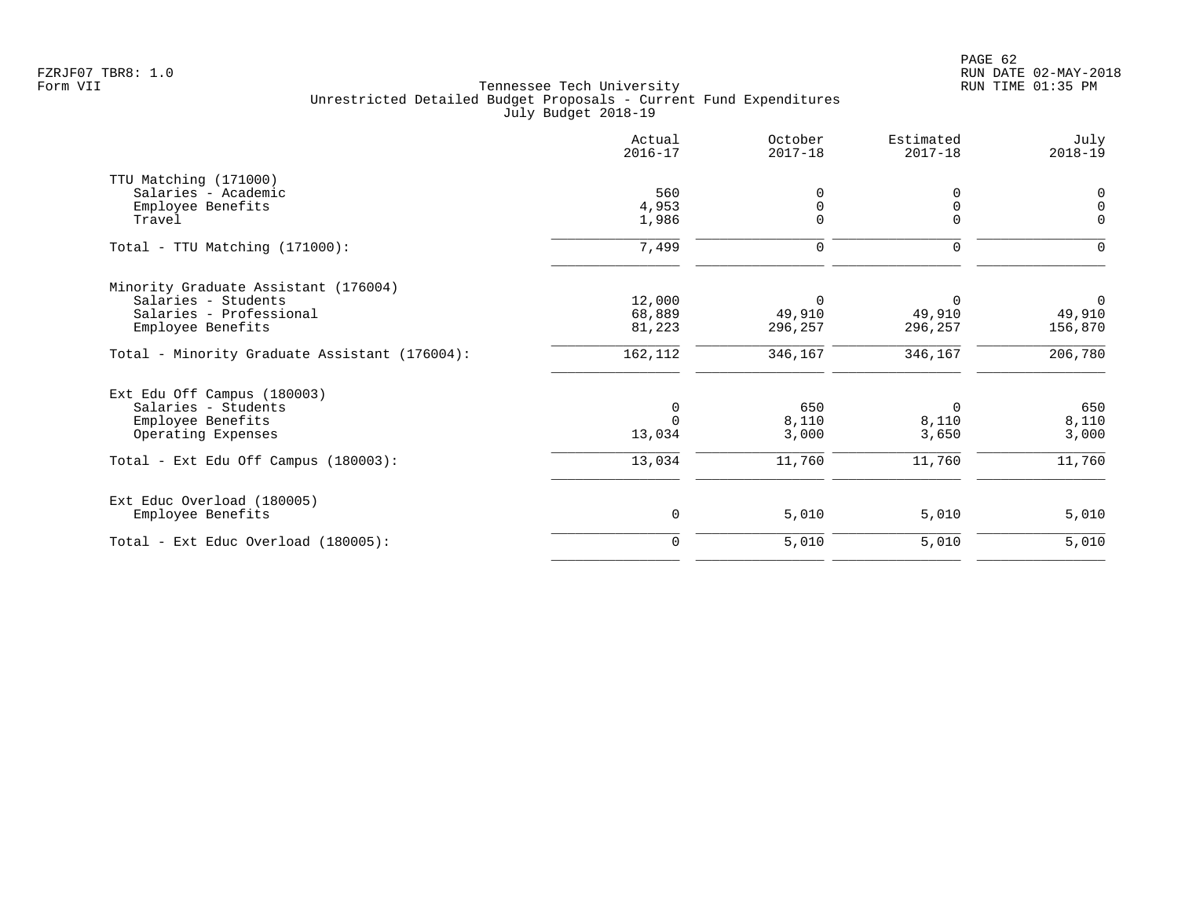FZRJF07 TBR8: 1.0
Form VII

Tennessee Tech University
Unrestricted Detailed Budget Proposals - Current Fund Expenditures
July Budget 2018-19

RUN DATE 02-MAY-2018
RUN TIME 01:35 PM

| | Actual 2016-17 | October 2017-18 | Estimated 2017-18 | July 2018-19 |
|---|---|---|---|---|
| **TTU Matching (171000)** | | | | |
| Salaries - Academic | 560 | 0 | 0 | 0 |
| Employee Benefits | 4,953 | 0 | 0 | 0 |
| Travel | 1,986 | 0 | 0 | 0 |
| Total - TTU Matching (171000): | 7,499 | 0 | 0 | 0 |
| **Minority Graduate Assistant (176004)** | | | | |
| Salaries - Students | 12,000 | 0 | 0 | 0 |
| Salaries - Professional | 68,889 | 49,910 | 49,910 | 49,910 |
| Employee Benefits | 81,223 | 296,257 | 296,257 | 156,870 |
| Total - Minority Graduate Assistant (176004): | 162,112 | 346,167 | 346,167 | 206,780 |
| **Ext Edu Off Campus (180003)** | | | | |
| Salaries - Students | 0 | 650 | 0 | 650 |
| Employee Benefits | 0 | 8,110 | 8,110 | 8,110 |
| Operating Expenses | 13,034 | 3,000 | 3,650 | 3,000 |
| Total - Ext Edu Off Campus (180003): | 13,034 | 11,760 | 11,760 | 11,760 |
| **Ext Educ Overload (180005)** | | | | |
| Employee Benefits | 0 | 5,010 | 5,010 | 5,010 |
| Total - Ext Educ Overload (180005): | 0 | 5,010 | 5,010 | 5,010 |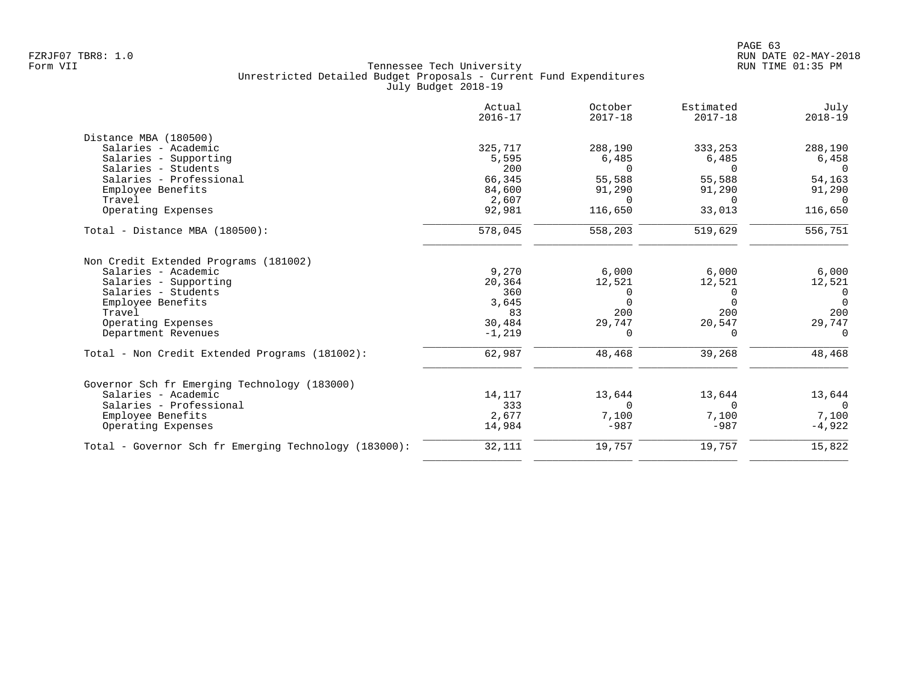Tennessee Tech University
Unrestricted Detailed Budget Proposals - Current Fund Expenditures
July Budget 2018-19

Form VII

| | Actual 2016-17 | October 2017-18 | Estimated 2017-18 | July 2018-19 |
|---|---|---|---|---|
| **Distance MBA (180500)** | | | | |
| Salaries - Academic | 325,717 | 288,190 | 333,253 | 288,190 |
| Salaries - Supporting | 5,595 | 6,485 | 6,485 | 6,458 |
| Salaries - Students | 200 | 0 | 0 | 0 |
| Salaries - Professional | 66,345 | 55,588 | 55,588 | 54,163 |
| Employee Benefits | 84,600 | 91,290 | 91,290 | 91,290 |
| Travel | 2,607 | 0 | 0 | 0 |
| Operating Expenses | 92,981 | 116,650 | 33,013 | 116,650 |
| Total - Distance MBA (180500): | 578,045 | 558,203 | 519,629 | 556,751 |
| **Non Credit Extended Programs (181002)** | | | | |
| Salaries - Academic | 9,270 | 6,000 | 6,000 | 6,000 |
| Salaries - Supporting | 20,364 | 12,521 | 12,521 | 12,521 |
| Salaries - Students | 360 | 0 | 0 | 0 |
| Employee Benefits | 3,645 | 0 | 0 | 0 |
| Travel | 83 | 200 | 200 | 200 |
| Operating Expenses | 30,484 | 29,747 | 20,547 | 29,747 |
| Department Revenues | -1,219 | 0 | 0 | 0 |
| Total - Non Credit Extended Programs (181002): | 62,987 | 48,468 | 39,268 | 48,468 |
| **Governor Sch fr Emerging Technology (183000)** | | | | |
| Salaries - Academic | 14,117 | 13,644 | 13,644 | 13,644 |
| Salaries - Professional | 333 | 0 | 0 | 0 |
| Employee Benefits | 2,677 | 7,100 | 7,100 | 7,100 |
| Operating Expenses | 14,984 | -987 | -987 | -4,922 |
| Total - Governor Sch fr Emerging Technology (183000): | 32,111 | 19,757 | 19,757 | 15,822 |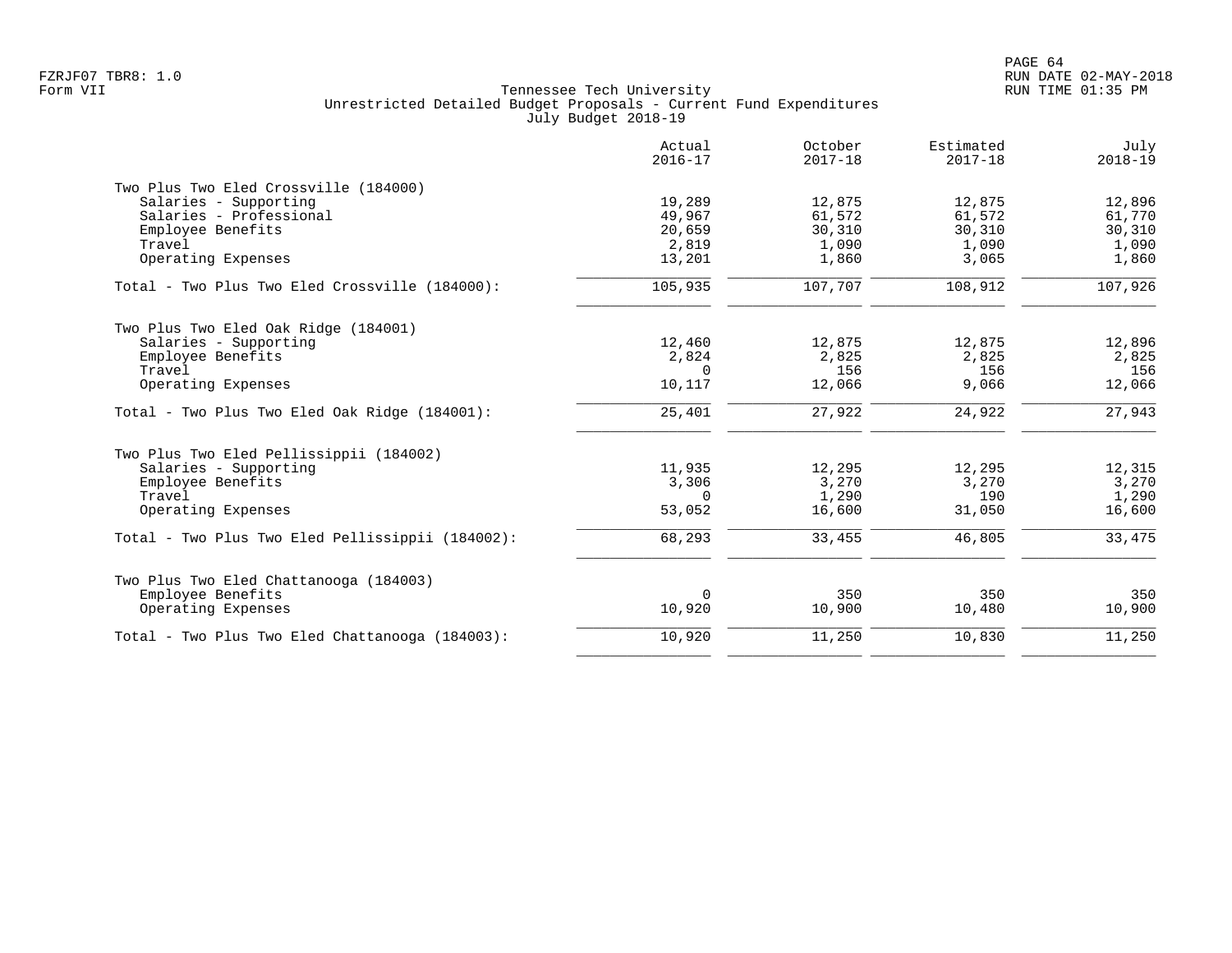Tennessee Tech University
Unrestricted Detailed Budget Proposals - Current Fund Expenditures
July Budget 2018-19

FZRJF07 TBR8: 1.0
Form VII

RUN DATE 02-MAY-2018
RUN TIME 01:35 PM

| | Actual 2016-17 | October 2017-18 | Estimated 2017-18 | July 2018-19 |
|---|---|---|---|---|
| **Two Plus Two Eled Crossville (184000)** | | | | |
| Salaries - Supporting | 19,289 | 12,875 | 12,875 | 12,896 |
| Salaries - Professional | 49,967 | 61,572 | 61,572 | 61,770 |
| Employee Benefits | 20,659 | 30,310 | 30,310 | 30,310 |
| Travel | 2,819 | 1,090 | 1,090 | 1,090 |
| Operating Expenses | 13,201 | 1,860 | 3,065 | 1,860 |
| Total - Two Plus Two Eled Crossville (184000): | 105,935 | 107,707 | 108,912 | 107,926 |
| **Two Plus Two Eled Oak Ridge (184001)** | | | | |
| Salaries - Supporting | 12,460 | 12,875 | 12,875 | 12,896 |
| Employee Benefits | 2,824 | 2,825 | 2,825 | 2,825 |
| Travel | 0 | 156 | 156 | 156 |
| Operating Expenses | 10,117 | 12,066 | 9,066 | 12,066 |
| Total - Two Plus Two Eled Oak Ridge (184001): | 25,401 | 27,922 | 24,922 | 27,943 |
| **Two Plus Two Eled Pellissippii (184002)** | | | | |
| Salaries - Supporting | 11,935 | 12,295 | 12,295 | 12,315 |
| Employee Benefits | 3,306 | 3,270 | 3,270 | 3,270 |
| Travel | 0 | 1,290 | 190 | 1,290 |
| Operating Expenses | 53,052 | 16,600 | 31,050 | 16,600 |
| Total - Two Plus Two Eled Pellissippii (184002): | 68,293 | 33,455 | 46,805 | 33,475 |
| **Two Plus Two Eled Chattanooga (184003)** | | | | |
| Employee Benefits | 0 | 350 | 350 | 350 |
| Operating Expenses | 10,920 | 10,900 | 10,480 | 10,900 |
| Total - Two Plus Two Eled Chattanooga (184003): | 10,920 | 11,250 | 10,830 | 11,250 |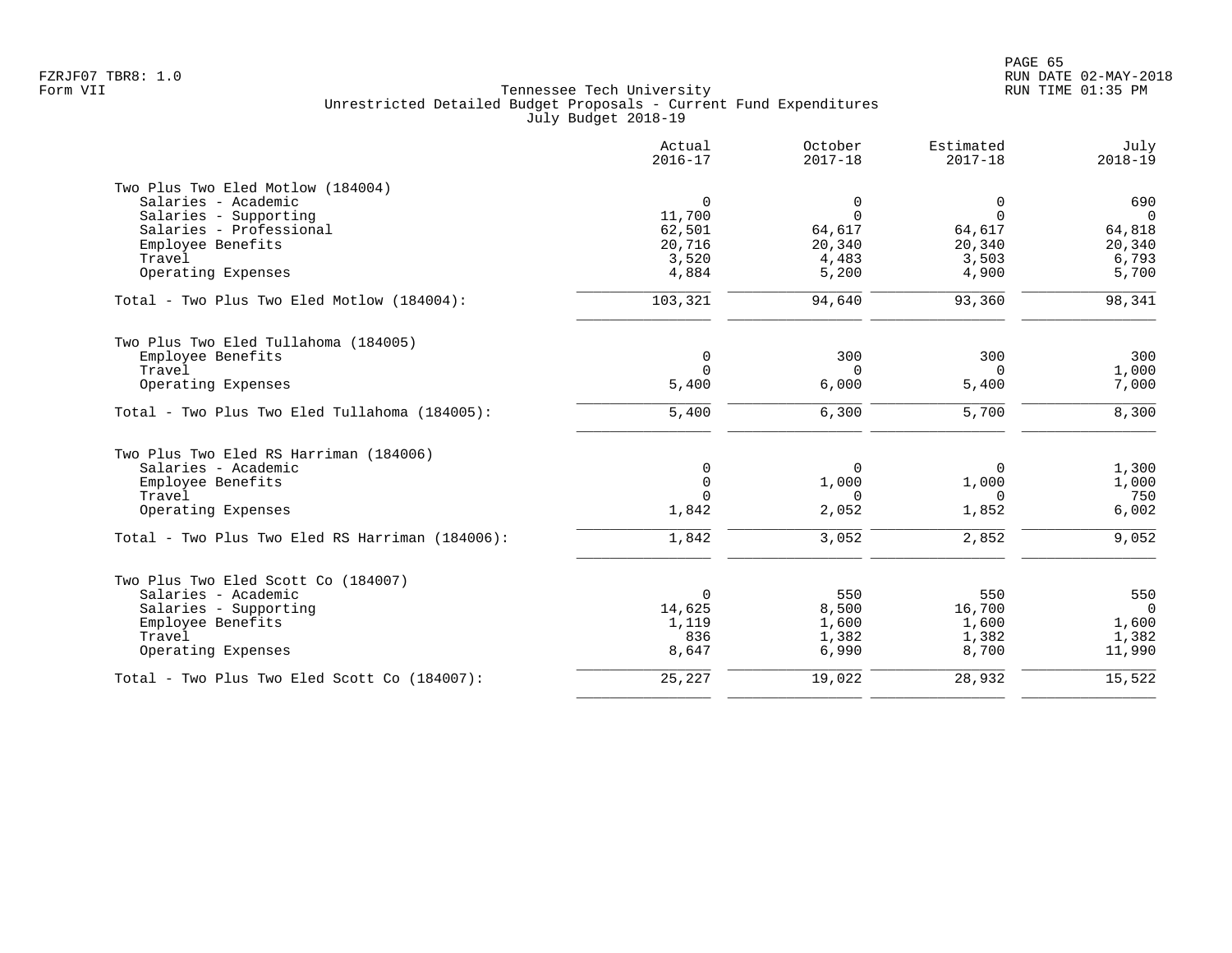Tennessee Tech University
Unrestricted Detailed Budget Proposals - Current Fund Expenditures
July Budget 2018-19

| | Actual 2016-17 | October 2017-18 | Estimated 2017-18 | July 2018-19 |
|---|---|---|---|---|
| **Two Plus Two Eled Motlow (184004)** | | | | |
| Salaries - Academic | 0 | 0 | 0 | 690 |
| Salaries - Supporting | 11,700 | 0 | 0 | 0 |
| Salaries - Professional | 62,501 | 64,617 | 64,617 | 64,818 |
| Employee Benefits | 20,716 | 20,340 | 20,340 | 20,340 |
| Travel | 3,520 | 4,483 | 3,503 | 6,793 |
| Operating Expenses | 4,884 | 5,200 | 4,900 | 5,700 |
| Total - Two Plus Two Eled Motlow (184004): | 103,321 | 94,640 | 93,360 | 98,341 |
| **Two Plus Two Eled Tullahoma (184005)** | | | | |
| Employee Benefits | 0 | 300 | 300 | 300 |
| Travel | 0 | 0 | 0 | 1,000 |
| Operating Expenses | 5,400 | 6,000 | 5,400 | 7,000 |
| Total - Two Plus Two Eled Tullahoma (184005): | 5,400 | 6,300 | 5,700 | 8,300 |
| **Two Plus Two Eled RS Harriman (184006)** | | | | |
| Salaries - Academic | 0 | 0 | 0 | 1,300 |
| Employee Benefits | 0 | 1,000 | 1,000 | 1,000 |
| Travel | 0 | 0 | 0 | 750 |
| Operating Expenses | 1,842 | 2,052 | 1,852 | 6,002 |
| Total - Two Plus Two Eled RS Harriman (184006): | 1,842 | 3,052 | 2,852 | 9,052 |
| **Two Plus Two Eled Scott Co (184007)** | | | | |
| Salaries - Academic | 0 | 550 | 550 | 550 |
| Salaries - Supporting | 14,625 | 8,500 | 16,700 | 0 |
| Employee Benefits | 1,119 | 1,600 | 1,600 | 1,600 |
| Travel | 836 | 1,382 | 1,382 | 1,382 |
| Operating Expenses | 8,647 | 6,990 | 8,700 | 11,990 |
| Total - Two Plus Two Eled Scott Co (184007): | 25,227 | 19,022 | 28,932 | 15,522 |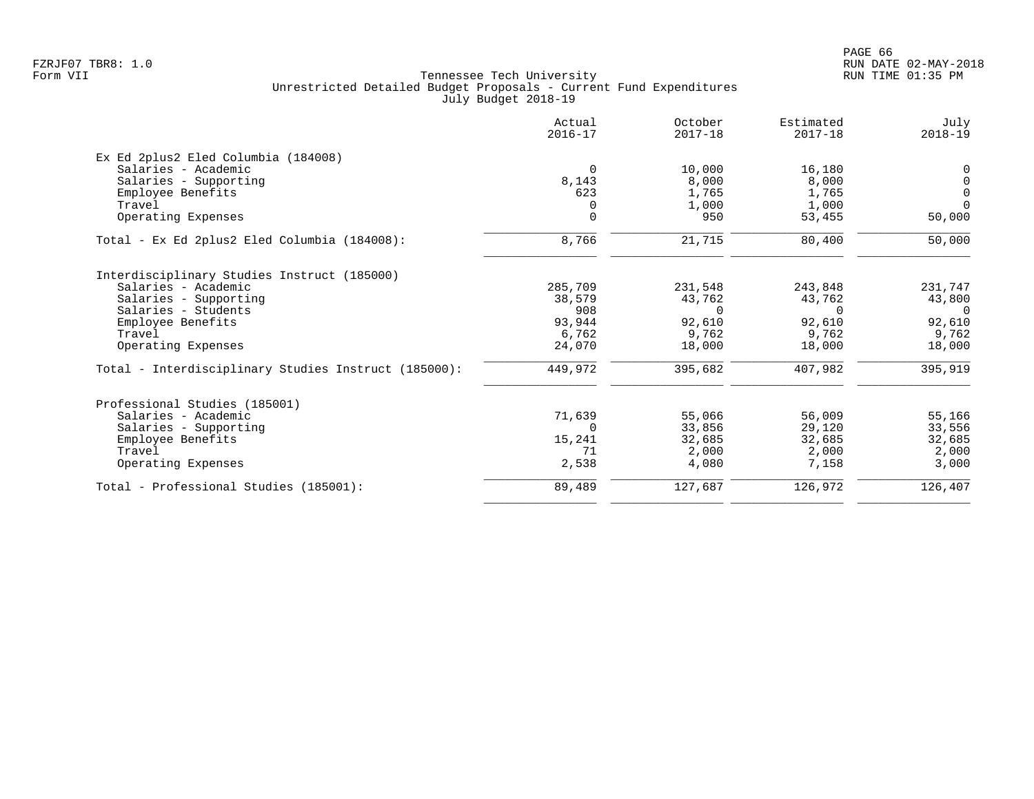Tennessee Tech University
Unrestricted Detailed Budget Proposals - Current Fund Expenditures
July Budget 2018-19

Form VII

| | Actual 2016-17 | October 2017-18 | Estimated 2017-18 | July 2018-19 |
|---|---|---|---|---|
| **Ex Ed 2plus2 Eled Columbia (184008)** | | | | |
| Salaries - Academic | 0 | 10,000 | 16,180 | 0 |
| Salaries - Supporting | 8,143 | 8,000 | 8,000 | 0 |
| Employee Benefits | 623 | 1,765 | 1,765 | 0 |
| Travel | 0 | 1,000 | 1,000 | 0 |
| Operating Expenses | 0 | 950 | 53,455 | 50,000 |
| Total - Ex Ed 2plus2 Eled Columbia (184008): | 8,766 | 21,715 | 80,400 | 50,000 |
| **Interdisciplinary Studies Instruct (185000)** | | | | |
| Salaries - Academic | 285,709 | 231,548 | 243,848 | 231,747 |
| Salaries - Supporting | 38,579 | 43,762 | 43,762 | 43,800 |
| Salaries - Students | 908 | 0 | 0 | 0 |
| Employee Benefits | 93,944 | 92,610 | 92,610 | 92,610 |
| Travel | 6,762 | 9,762 | 9,762 | 9,762 |
| Operating Expenses | 24,070 | 18,000 | 18,000 | 18,000 |
| Total - Interdisciplinary Studies Instruct (185000): | 449,972 | 395,682 | 407,982 | 395,919 |
| **Professional Studies (185001)** | | | | |
| Salaries - Academic | 71,639 | 55,066 | 56,009 | 55,166 |
| Salaries - Supporting | 0 | 33,856 | 29,120 | 33,556 |
| Employee Benefits | 15,241 | 32,685 | 32,685 | 32,685 |
| Travel | 71 | 2,000 | 2,000 | 2,000 |
| Operating Expenses | 2,538 | 4,080 | 7,158 | 3,000 |
| Total - Professional Studies (185001): | 89,489 | 127,687 | 126,972 | 126,407 |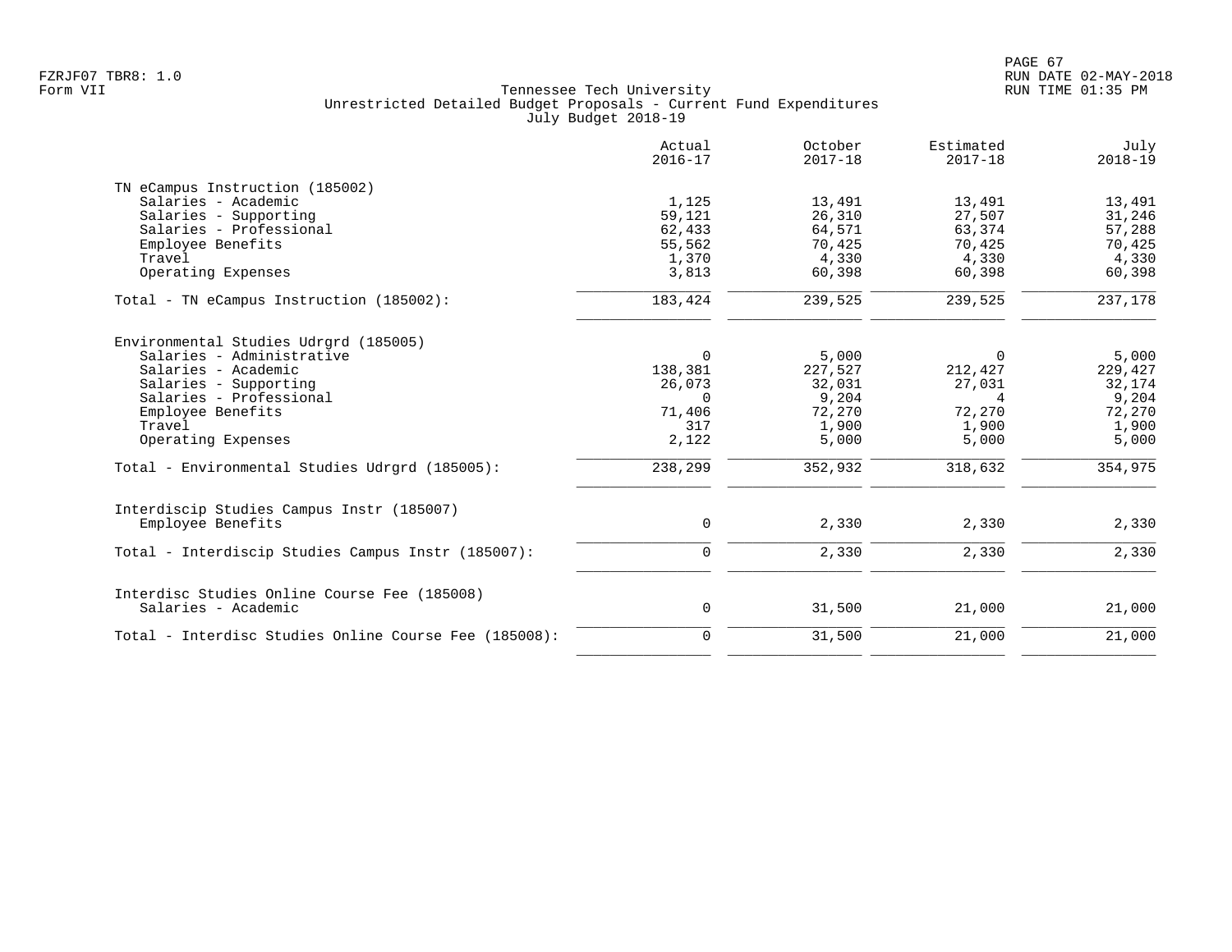Tennessee Tech University
Unrestricted Detailed Budget Proposals - Current Fund Expenditures
July Budget 2018-19

| | Actual 2016-17 | October 2017-18 | Estimated 2017-18 | July 2018-19 |
|---|---|---|---|---|
| **TN eCampus Instruction (185002)** | | | | |
| Salaries - Academic | 1,125 | 13,491 | 13,491 | 13,491 |
| Salaries - Supporting | 59,121 | 26,310 | 27,507 | 31,246 |
| Salaries - Professional | 62,433 | 64,571 | 63,374 | 57,288 |
| Employee Benefits | 55,562 | 70,425 | 70,425 | 70,425 |
| Travel | 1,370 | 4,330 | 4,330 | 4,330 |
| Operating Expenses | 3,813 | 60,398 | 60,398 | 60,398 |
| Total - TN eCampus Instruction (185002): | 183,424 | 239,525 | 239,525 | 237,178 |
| **Environmental Studies Udrgrd (185005)** | | | | |
| Salaries - Administrative | 0 | 5,000 | 0 | 5,000 |
| Salaries - Academic | 138,381 | 227,527 | 212,427 | 229,427 |
| Salaries - Supporting | 26,073 | 32,031 | 27,031 | 32,174 |
| Salaries - Professional | 0 | 9,204 | 4 | 9,204 |
| Employee Benefits | 71,406 | 72,270 | 72,270 | 72,270 |
| Travel | 317 | 1,900 | 1,900 | 1,900 |
| Operating Expenses | 2,122 | 5,000 | 5,000 | 5,000 |
| Total - Environmental Studies Udrgrd (185005): | 238,299 | 352,932 | 318,632 | 354,975 |
| **Interdiscip Studies Campus Instr (185007)** | | | | |
| Employee Benefits | 0 | 2,330 | 2,330 | 2,330 |
| Total - Interdiscip Studies Campus Instr (185007): | 0 | 2,330 | 2,330 | 2,330 |
| **Interdisc Studies Online Course Fee (185008)** | | | | |
| Salaries - Academic | 0 | 31,500 | 21,000 | 21,000 |
| Total - Interdisc Studies Online Course Fee (185008): | 0 | 31,500 | 21,000 | 21,000 |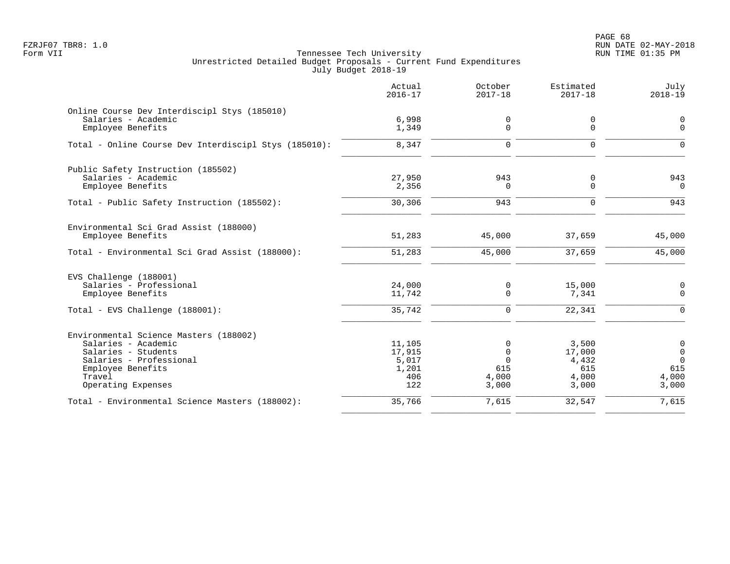Tennessee Tech University
Unrestricted Detailed Budget Proposals - Current Fund Expenditures
July Budget 2018-19

| | Actual 2016-17 | October 2017-18 | Estimated 2017-18 | July 2018-19 |
|---|---|---|---|---|
| **Online Course Dev Interdiscipl Stys (185010)** | | | | |
| Salaries - Academic | 6,998 | 0 | 0 | 0 |
| Employee Benefits | 1,349 | 0 | 0 | 0 |
| Total - Online Course Dev Interdiscipl Stys (185010): | 8,347 | 0 | 0 | 0 |
| **Public Safety Instruction (185502)** | | | | |
| Salaries - Academic | 27,950 | 943 | 0 | 943 |
| Employee Benefits | 2,356 | 0 | 0 | 0 |
| Total - Public Safety Instruction (185502): | 30,306 | 943 | 0 | 943 |
| **Environmental Sci Grad Assist (188000)** | | | | |
| Employee Benefits | 51,283 | 45,000 | 37,659 | 45,000 |
| Total - Environmental Sci Grad Assist (188000): | 51,283 | 45,000 | 37,659 | 45,000 |
| **EVS Challenge (188001)** | | | | |
| Salaries - Professional | 24,000 | 0 | 15,000 | 0 |
| Employee Benefits | 11,742 | 0 | 7,341 | 0 |
| Total - EVS Challenge (188001): | 35,742 | 0 | 22,341 | 0 |
| **Environmental Science Masters (188002)** | | | | |
| Salaries - Academic | 11,105 | 0 | 3,500 | 0 |
| Salaries - Students | 17,915 | 0 | 17,000 | 0 |
| Salaries - Professional | 5,017 | 0 | 4,432 | 0 |
| Employee Benefits | 1,201 | 615 | 615 | 615 |
| Travel | 406 | 4,000 | 4,000 | 4,000 |
| Operating Expenses | 122 | 3,000 | 3,000 | 3,000 |
| Total - Environmental Science Masters (188002): | 35,766 | 7,615 | 32,547 | 7,615 |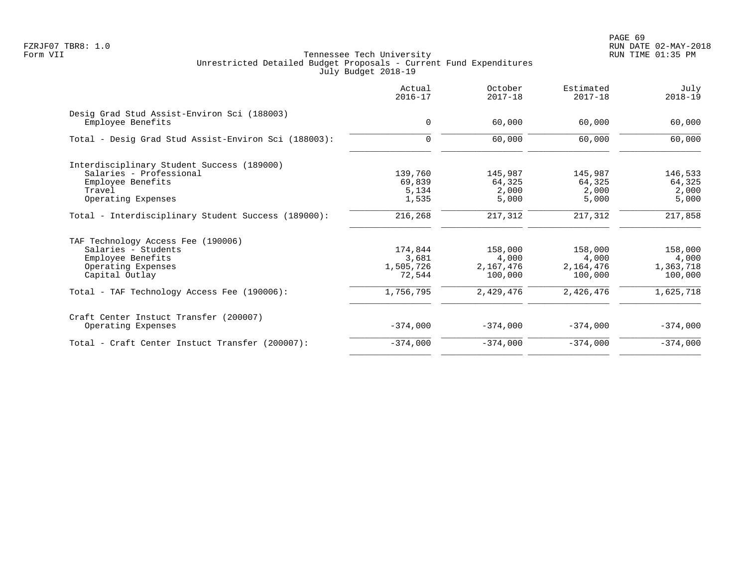Tennessee Tech University
Unrestricted Detailed Budget Proposals - Current Fund Expenditures
July Budget 2018-19

FZRJF07 TBR8: 1.0
Form VII

RUN DATE 02-MAY-2018
RUN TIME 01:35 PM

| | Actual 2016-17 | October 2017-18 | Estimated 2017-18 | July 2018-19 |
|---|---|---|---|---|
| Desig Grad Stud Assist-Environ Sci (188003) | | | | |
| Employee Benefits | 0 | 60,000 | 60,000 | 60,000 |
| Total - Desig Grad Stud Assist-Environ Sci (188003): | 0 | 60,000 | 60,000 | 60,000 |
| Interdisciplinary Student Success (189000) | | | | |
| Salaries - Professional | 139,760 | 145,987 | 145,987 | 146,533 |
| Employee Benefits | 69,839 | 64,325 | 64,325 | 64,325 |
| Travel | 5,134 | 2,000 | 2,000 | 2,000 |
| Operating Expenses | 1,535 | 5,000 | 5,000 | 5,000 |
| Total - Interdisciplinary Student Success (189000): | 216,268 | 217,312 | 217,312 | 217,858 |
| TAF Technology Access Fee (190006) | | | | |
| Salaries - Students | 174,844 | 158,000 | 158,000 | 158,000 |
| Employee Benefits | 3,681 | 4,000 | 4,000 | 4,000 |
| Operating Expenses | 1,505,726 | 2,167,476 | 2,164,476 | 1,363,718 |
| Capital Outlay | 72,544 | 100,000 | 100,000 | 100,000 |
| Total - TAF Technology Access Fee (190006): | 1,756,795 | 2,429,476 | 2,426,476 | 1,625,718 |
| Craft Center Instuct Transfer (200007) | | | | |
| Operating Expenses | -374,000 | -374,000 | -374,000 | -374,000 |
| Total - Craft Center Instuct Transfer (200007): | -374,000 | -374,000 | -374,000 | -374,000 |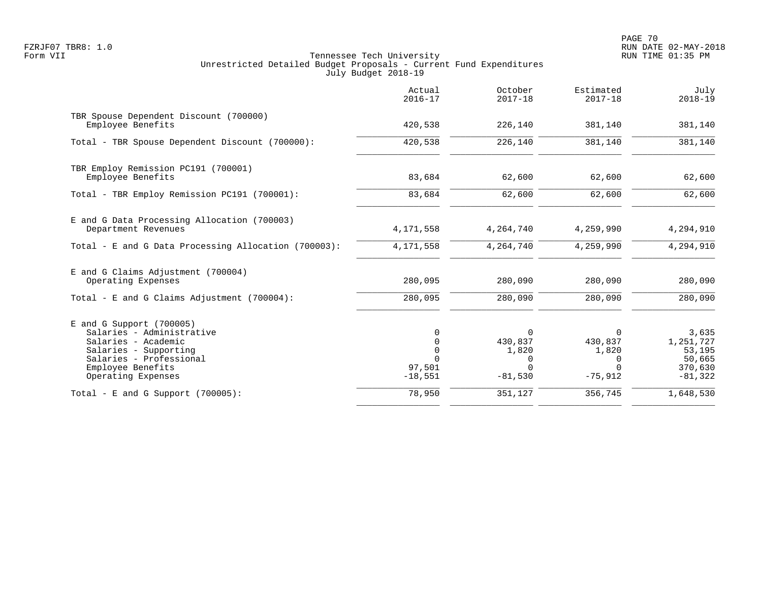Tennessee Tech University
Unrestricted Detailed Budget Proposals - Current Fund Expenditures
July Budget 2018-19

Form VII

| | Actual 2016-17 | October 2017-18 | Estimated 2017-18 | July 2018-19 |
|---|---|---|---|---|
| **TBR Spouse Dependent Discount (700000)** | | | | |
| Employee Benefits | 420,538 | 226,140 | 381,140 | 381,140 |
| Total - TBR Spouse Dependent Discount (700000): | 420,538 | 226,140 | 381,140 | 381,140 |
| **TBR Employ Remission PC191 (700001)** | | | | |
| Employee Benefits | 83,684 | 62,600 | 62,600 | 62,600 |
| Total - TBR Employ Remission PC191 (700001): | 83,684 | 62,600 | 62,600 | 62,600 |
| **E and G Data Processing Allocation (700003)** | | | | |
| Department Revenues | 4,171,558 | 4,264,740 | 4,259,990 | 4,294,910 |
| Total - E and G Data Processing Allocation (700003): | 4,171,558 | 4,264,740 | 4,259,990 | 4,294,910 |
| **E and G Claims Adjustment (700004)** | | | | |
| Operating Expenses | 280,095 | 280,090 | 280,090 | 280,090 |
| Total - E and G Claims Adjustment (700004): | 280,095 | 280,090 | 280,090 | 280,090 |
| **E and G Support (700005)** | | | | |
| Salaries - Administrative | 0 | 0 | 0 | 3,635 |
| Salaries - Academic | 0 | 430,837 | 430,837 | 1,251,727 |
| Salaries - Supporting | 0 | 1,820 | 1,820 | 53,195 |
| Salaries - Professional | 0 | 0 | 0 | 50,665 |
| Employee Benefits | 97,501 | 0 | 0 | 370,630 |
| Operating Expenses | -18,551 | -81,530 | -75,912 | -81,322 |
| Total - E and G Support (700005): | 78,950 | 351,127 | 356,745 | 1,648,530 |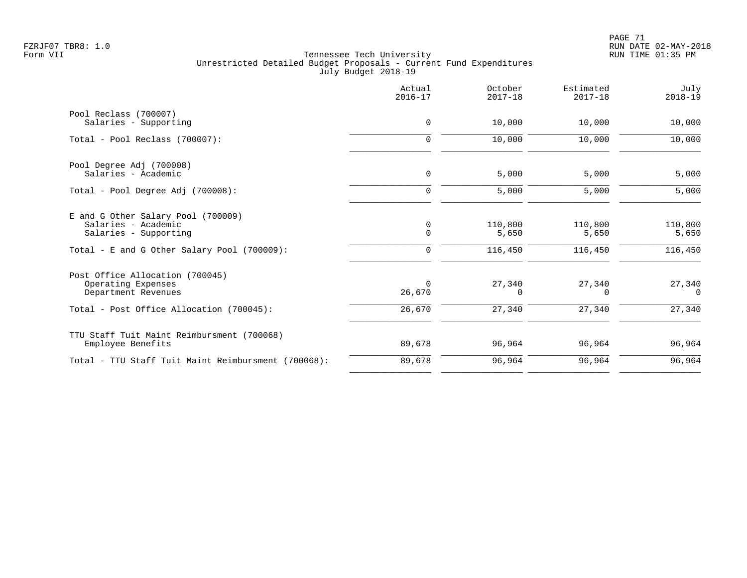Tennessee Tech University
Unrestricted Detailed Budget Proposals - Current Fund Expenditures
July Budget 2018-19

| | Actual 2016-17 | October 2017-18 | Estimated 2017-18 | July 2018-19 |
|---|---|---|---|---|
| Pool Reclass (700007) | | | | |
| Salaries - Supporting | 0 | 10,000 | 10,000 | 10,000 |
| Total - Pool Reclass (700007): | 0 | 10,000 | 10,000 | 10,000 |
| Pool Degree Adj (700008) | | | | |
| Salaries - Academic | 0 | 5,000 | 5,000 | 5,000 |
| Total - Pool Degree Adj (700008): | 0 | 5,000 | 5,000 | 5,000 |
| E and G Other Salary Pool (700009) | | | | |
| Salaries - Academic | 0 | 110,800 | 110,800 | 110,800 |
| Salaries - Supporting | 0 | 5,650 | 5,650 | 5,650 |
| Total - E and G Other Salary Pool (700009): | 0 | 116,450 | 116,450 | 116,450 |
| Post Office Allocation (700045) | | | | |
| Operating Expenses | 0 | 27,340 | 27,340 | 27,340 |
| Department Revenues | 26,670 | 0 | 0 | 0 |
| Total - Post Office Allocation (700045): | 26,670 | 27,340 | 27,340 | 27,340 |
| TTU Staff Tuit Maint Reimbursment (700068) | | | | |
| Employee Benefits | 89,678 | 96,964 | 96,964 | 96,964 |
| Total - TTU Staff Tuit Maint Reimbursment (700068): | 89,678 | 96,964 | 96,964 | 96,964 |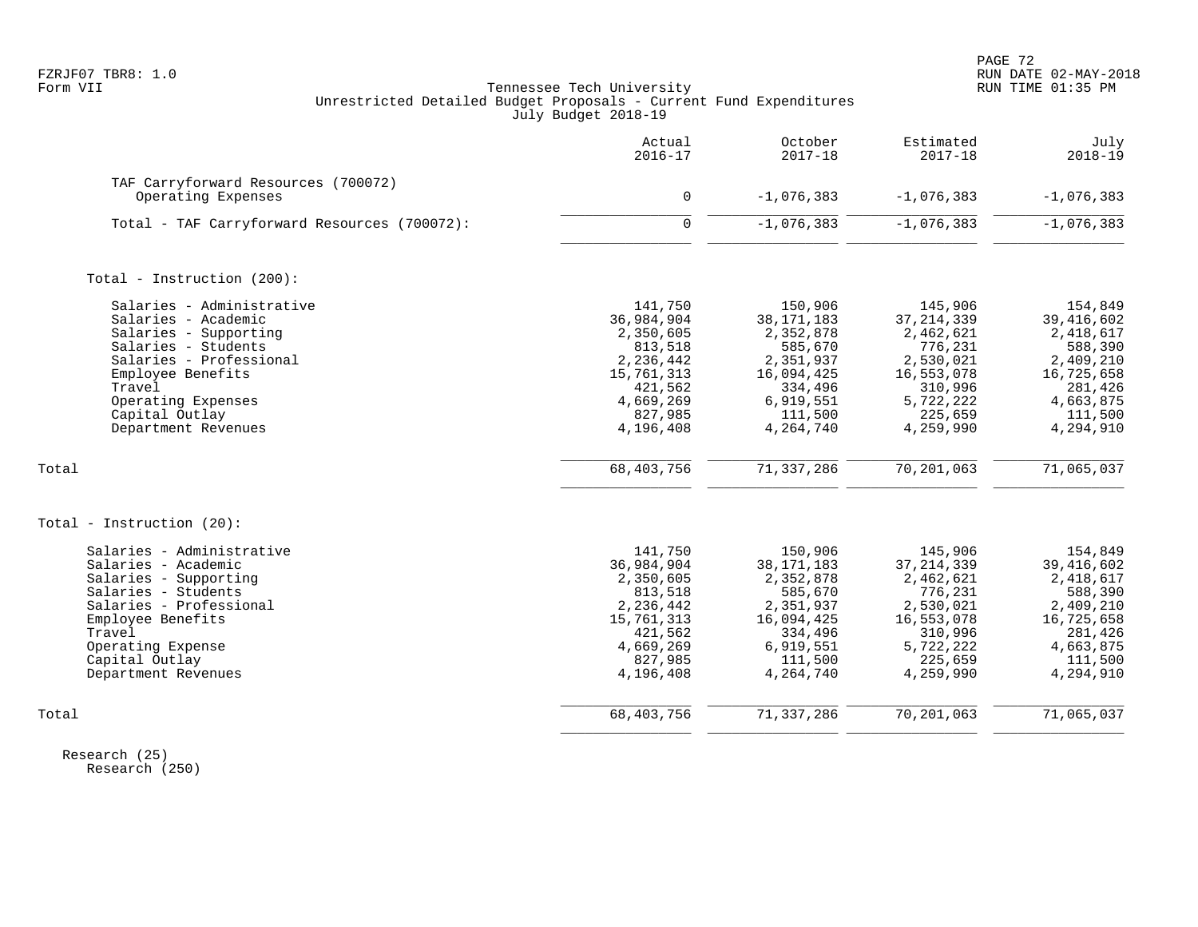Tennessee Tech University
Unrestricted Detailed Budget Proposals - Current Fund Expenditures
July Budget 2018-19

FZRJF07 TBR8: 1.0
Form VII

RUN DATE 02-MAY-2018
RUN TIME 01:35 PM

| | Actual 2016-17 | October 2017-18 | Estimated 2017-18 | July 2018-19 |
|---|---|---|---|---|
| TAF Carryforward Resources (700072) | | | | |
| Operating Expenses | 0 | -1,076,383 | -1,076,383 | -1,076,383 |
| Total - TAF Carryforward Resources (700072): | 0 | -1,076,383 | -1,076,383 | -1,076,383 |
| Total - Instruction (200): | | | | |
| Salaries - Administrative | 141,750 | 150,906 | 145,906 | 154,849 |
| Salaries - Academic | 36,984,904 | 38,171,183 | 37,214,339 | 39,416,602 |
| Salaries - Supporting | 2,350,605 | 2,352,878 | 2,462,621 | 2,418,617 |
| Salaries - Students | 813,518 | 585,670 | 776,231 | 588,390 |
| Salaries - Professional | 2,236,442 | 2,351,937 | 2,530,021 | 2,409,210 |
| Employee Benefits | 15,761,313 | 16,094,425 | 16,553,078 | 16,725,658 |
| Travel | 421,562 | 334,496 | 310,996 | 281,426 |
| Operating Expenses | 4,669,269 | 6,919,551 | 5,722,222 | 4,663,875 |
| Capital Outlay | 827,985 | 111,500 | 225,659 | 111,500 |
| Department Revenues | 4,196,408 | 4,264,740 | 4,259,990 | 4,294,910 |
| Total | 68,403,756 | 71,337,286 | 70,201,063 | 71,065,037 |
| Total - Instruction (20): | | | | |
| Salaries - Administrative | 141,750 | 150,906 | 145,906 | 154,849 |
| Salaries - Academic | 36,984,904 | 38,171,183 | 37,214,339 | 39,416,602 |
| Salaries - Supporting | 2,350,605 | 2,352,878 | 2,462,621 | 2,418,617 |
| Salaries - Students | 813,518 | 585,670 | 776,231 | 588,390 |
| Salaries - Professional | 2,236,442 | 2,351,937 | 2,530,021 | 2,409,210 |
| Employee Benefits | 15,761,313 | 16,094,425 | 16,553,078 | 16,725,658 |
| Travel | 421,562 | 334,496 | 310,996 | 281,426 |
| Operating Expense | 4,669,269 | 6,919,551 | 5,722,222 | 4,663,875 |
| Capital Outlay | 827,985 | 111,500 | 225,659 | 111,500 |
| Department Revenues | 4,196,408 | 4,264,740 | 4,259,990 | 4,294,910 |
| Total | 68,403,756 | 71,337,286 | 70,201,063 | 71,065,037 |

Research (25)
Research (250)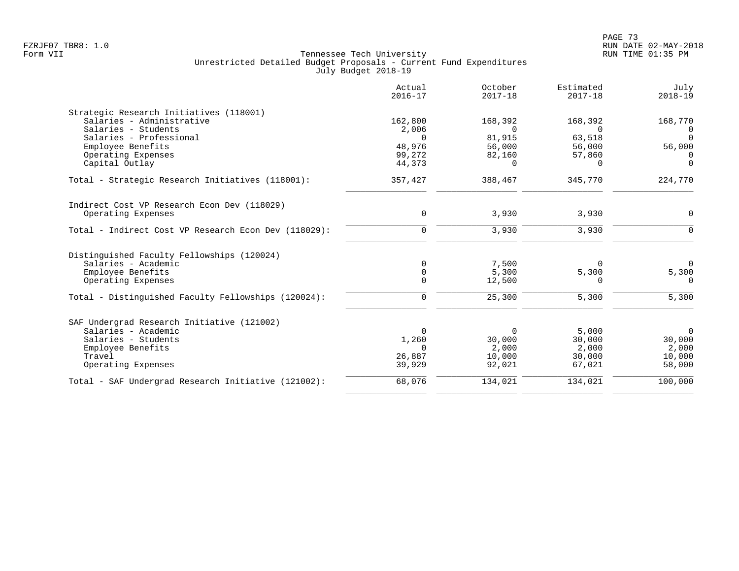Tennessee Tech University
Unrestricted Detailed Budget Proposals - Current Fund Expenditures
July Budget 2018-19

Form VII

| | Actual 2016-17 | October 2017-18 | Estimated 2017-18 | July 2018-19 |
|---|---|---|---|---|
| **Strategic Research Initiatives (118001)** | | | | |
| Salaries - Administrative | 162,800 | 168,392 | 168,392 | 168,770 |
| Salaries - Students | 2,006 | 0 | 0 | 0 |
| Salaries - Professional | 0 | 81,915 | 63,518 | 0 |
| Employee Benefits | 48,976 | 56,000 | 56,000 | 56,000 |
| Operating Expenses | 99,272 | 82,160 | 57,860 | 0 |
| Capital Outlay | 44,373 | 0 | 0 | 0 |
| Total - Strategic Research Initiatives (118001): | 357,427 | 388,467 | 345,770 | 224,770 |
| **Indirect Cost VP Research Econ Dev (118029)** | | | | |
| Operating Expenses | 0 | 3,930 | 3,930 | 0 |
| Total - Indirect Cost VP Research Econ Dev (118029): | 0 | 3,930 | 3,930 | 0 |
| **Distinguished Faculty Fellowships (120024)** | | | | |
| Salaries - Academic | 0 | 7,500 | 0 | 0 |
| Employee Benefits | 0 | 5,300 | 5,300 | 5,300 |
| Operating Expenses | 0 | 12,500 | 0 | 0 |
| Total - Distinguished Faculty Fellowships (120024): | 0 | 25,300 | 5,300 | 5,300 |
| **SAF Undergrad Research Initiative (121002)** | | | | |
| Salaries - Academic | 0 | 0 | 5,000 | 0 |
| Salaries - Students | 1,260 | 30,000 | 30,000 | 30,000 |
| Employee Benefits | 0 | 2,000 | 2,000 | 2,000 |
| Travel | 26,887 | 10,000 | 30,000 | 10,000 |
| Operating Expenses | 39,929 | 92,021 | 67,021 | 58,000 |
| Total - SAF Undergrad Research Initiative (121002): | 68,076 | 134,021 | 134,021 | 100,000 |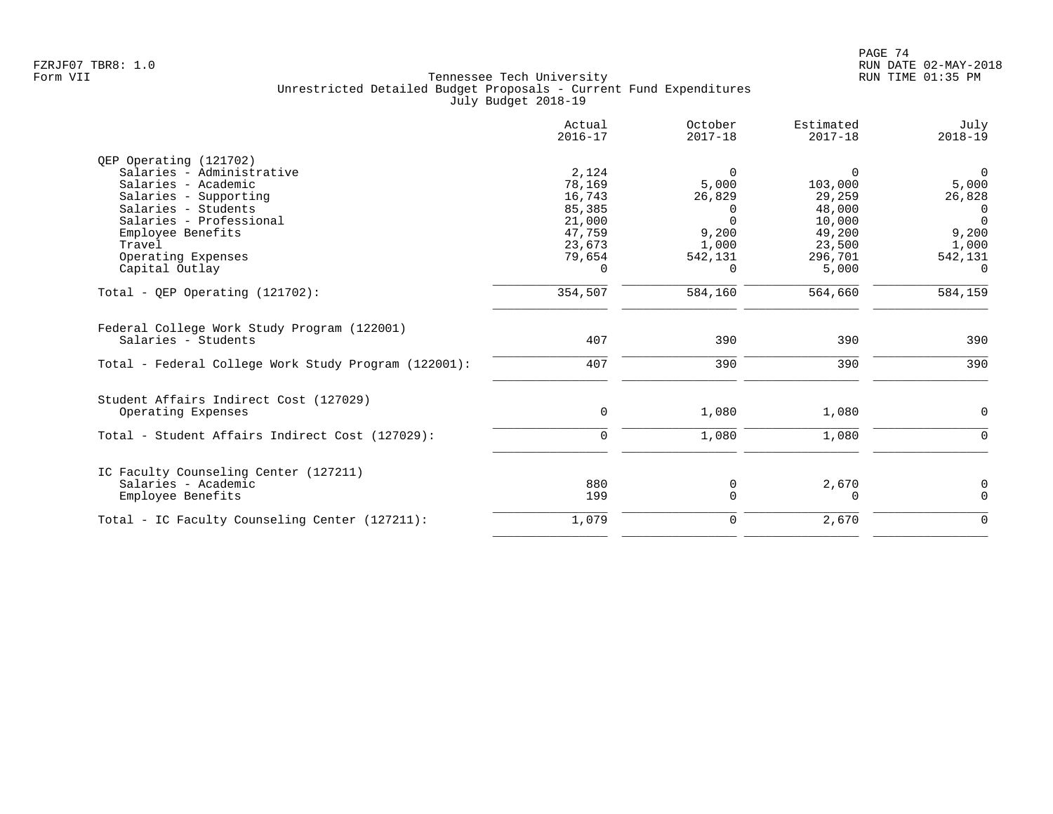Tennessee Tech University
Unrestricted Detailed Budget Proposals - Current Fund Expenditures
July Budget 2018-19

FZRJF07 TBR8: 1.0
Form VII

RUN DATE 02-MAY-2018
RUN TIME 01:35 PM

| | Actual 2016-17 | October 2017-18 | Estimated 2017-18 | July 2018-19 |
|---|---|---|---|---|
| **QEP Operating (121702)** | | | | |
| Salaries - Administrative | 2,124 | 0 | 0 | 0 |
| Salaries - Academic | 78,169 | 5,000 | 103,000 | 5,000 |
| Salaries - Supporting | 16,743 | 26,829 | 29,259 | 26,828 |
| Salaries - Students | 85,385 | 0 | 48,000 | 0 |
| Salaries - Professional | 21,000 | 0 | 10,000 | 0 |
| Employee Benefits | 47,759 | 9,200 | 49,200 | 9,200 |
| Travel | 23,673 | 1,000 | 23,500 | 1,000 |
| Operating Expenses | 79,654 | 542,131 | 296,701 | 542,131 |
| Capital Outlay | 0 | 0 | 5,000 | 0 |
| Total - QEP Operating (121702): | 354,507 | 584,160 | 564,660 | 584,159 |
| **Federal College Work Study Program (122001)** | | | | |
| Salaries - Students | 407 | 390 | 390 | 390 |
| Total - Federal College Work Study Program (122001): | 407 | 390 | 390 | 390 |
| **Student Affairs Indirect Cost (127029)** | | | | |
| Operating Expenses | 0 | 1,080 | 1,080 | 0 |
| Total - Student Affairs Indirect Cost (127029): | 0 | 1,080 | 1,080 | 0 |
| **IC Faculty Counseling Center (127211)** | | | | |
| Salaries - Academic | 880 | 0 | 2,670 | 0 |
| Employee Benefits | 199 | 0 | 0 | 0 |
| Total - IC Faculty Counseling Center (127211): | 1,079 | 0 | 2,670 | 0 |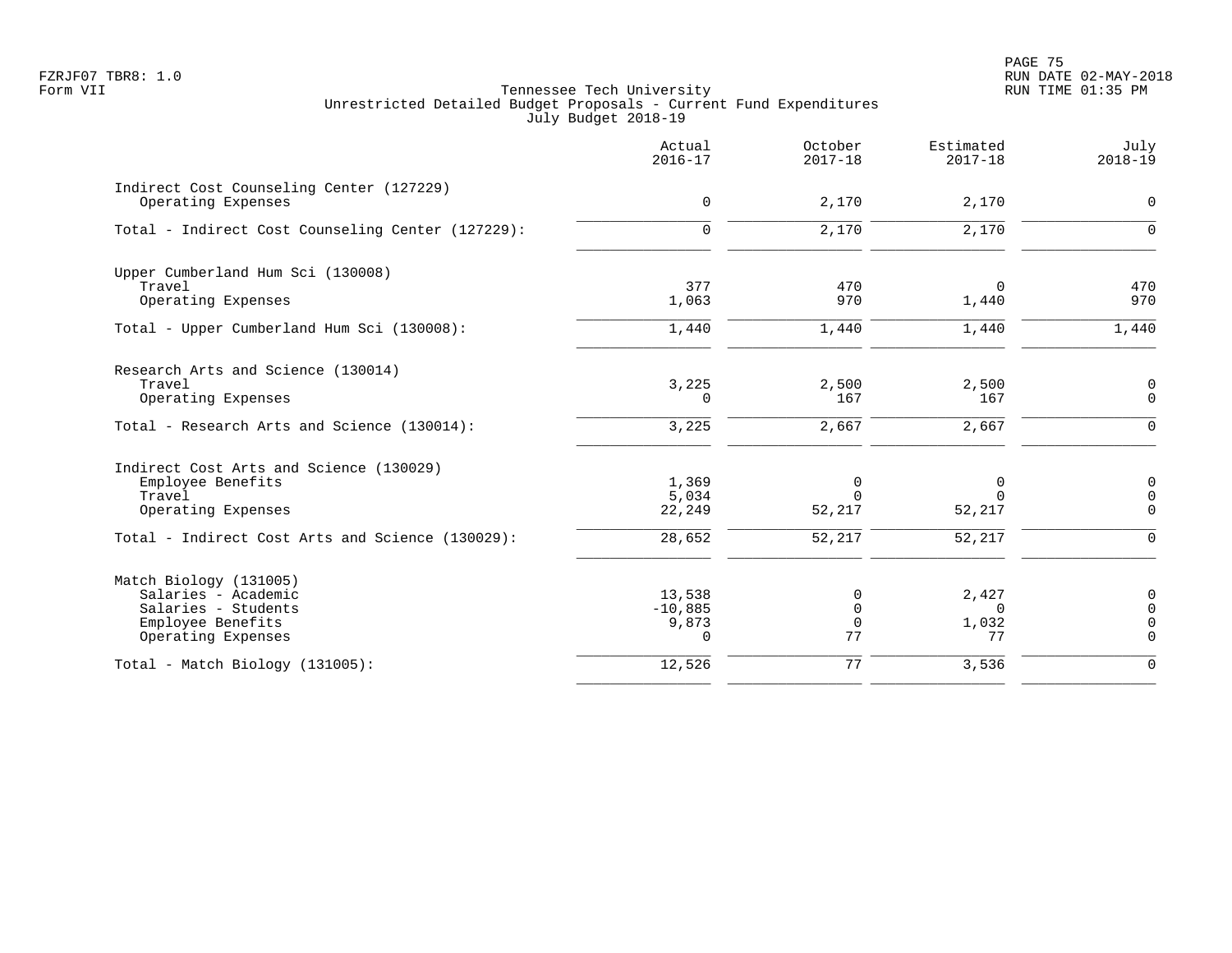Tennessee Tech University
Unrestricted Detailed Budget Proposals - Current Fund Expenditures
July Budget 2018-19

FZRJF07 TBR8: 1.0
Form VII

RUN DATE 02-MAY-2018
RUN TIME 01:35 PM

| | Actual 2016-17 | October 2017-18 | Estimated 2017-18 | July 2018-19 |
|---|---|---|---|---|
| **Indirect Cost Counseling Center (127229)** | | | | |
| Operating Expenses | 0 | 2,170 | 2,170 | 0 |
| Total - Indirect Cost Counseling Center (127229): | 0 | 2,170 | 2,170 | 0 |
| **Upper Cumberland Hum Sci (130008)** | | | | |
| Travel | 377 | 470 | 0 | 470 |
| Operating Expenses | 1,063 | 970 | 1,440 | 970 |
| Total - Upper Cumberland Hum Sci (130008): | 1,440 | 1,440 | 1,440 | 1,440 |
| **Research Arts and Science (130014)** | | | | |
| Travel | 3,225 | 2,500 | 2,500 | 0 |
| Operating Expenses | 0 | 167 | 167 | 0 |
| Total - Research Arts and Science (130014): | 3,225 | 2,667 | 2,667 | 0 |
| **Indirect Cost Arts and Science (130029)** | | | | |
| Employee Benefits | 1,369 | 0 | 0 | 0 |
| Travel | 5,034 | 0 | 0 | 0 |
| Operating Expenses | 22,249 | 52,217 | 52,217 | 0 |
| Total - Indirect Cost Arts and Science (130029): | 28,652 | 52,217 | 52,217 | 0 |
| **Match Biology (131005)** | | | | |
| Salaries - Academic | 13,538 | 0 | 2,427 | 0 |
| Salaries - Students | -10,885 | 0 | 0 | 0 |
| Employee Benefits | 9,873 | 0 | 1,032 | 0 |
| Operating Expenses | 0 | 77 | 77 | 0 |
| Total - Match Biology (131005): | 12,526 | 77 | 3,536 | 0 |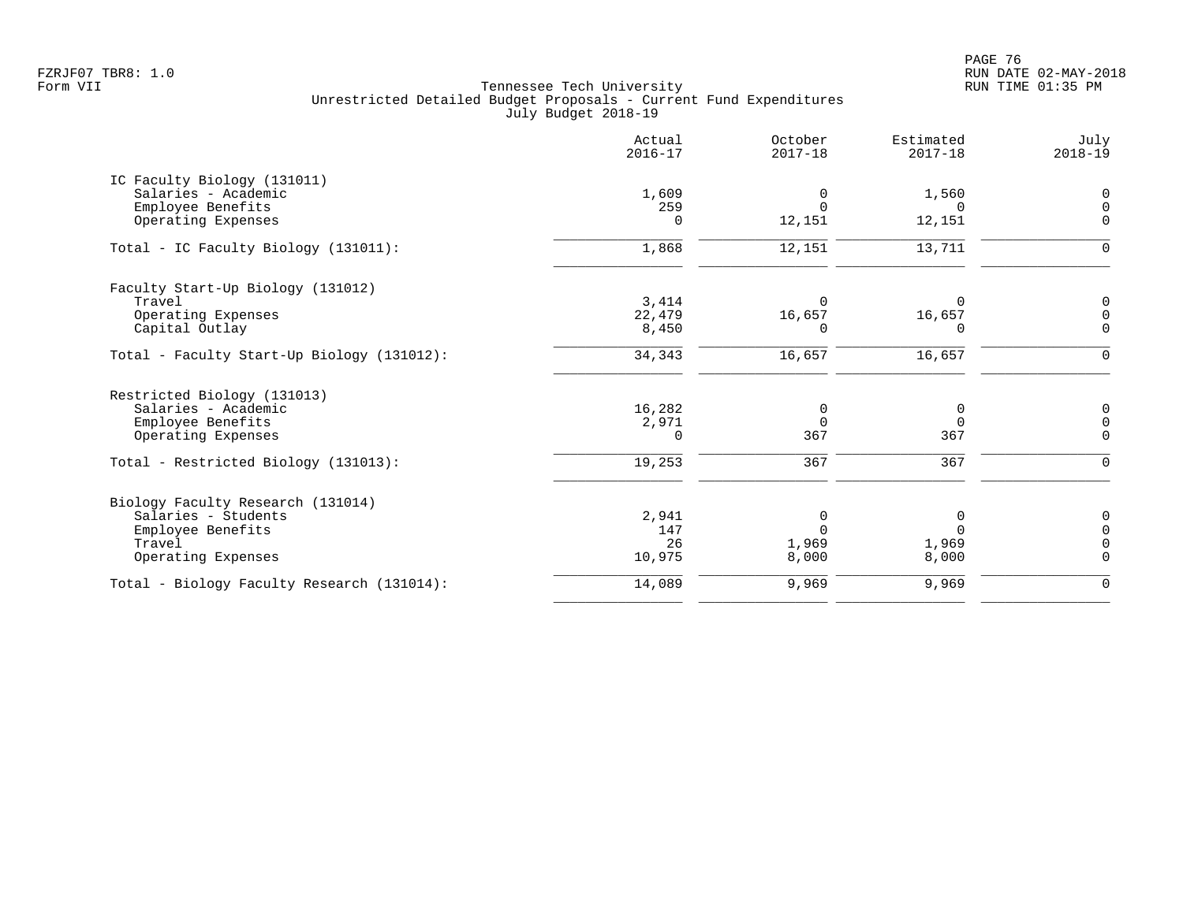Tennessee Tech University
Unrestricted Detailed Budget Proposals - Current Fund Expenditures
July Budget 2018-19

FZRJF07 TBR8: 1.0
Form VII

RUN DATE 02-MAY-2018
RUN TIME 01:35 PM

| | Actual 2016-17 | October 2017-18 | Estimated 2017-18 | July 2018-19 |
|---|---|---|---|---|
| **IC Faculty Biology (131011)** | | | | |
| Salaries - Academic | 1,609 | 0 | 1,560 | 0 |
| Employee Benefits | 259 | 0 | 0 | 0 |
| Operating Expenses | 0 | 12,151 | 12,151 | 0 |
| Total - IC Faculty Biology (131011): | 1,868 | 12,151 | 13,711 | 0 |
| **Faculty Start-Up Biology (131012)** | | | | |
| Travel | 3,414 | 0 | 0 | 0 |
| Operating Expenses | 22,479 | 16,657 | 16,657 | 0 |
| Capital Outlay | 8,450 | 0 | 0 | 0 |
| Total - Faculty Start-Up Biology (131012): | 34,343 | 16,657 | 16,657 | 0 |
| **Restricted Biology (131013)** | | | | |
| Salaries - Academic | 16,282 | 0 | 0 | 0 |
| Employee Benefits | 2,971 | 0 | 0 | 0 |
| Operating Expenses | 0 | 367 | 367 | 0 |
| Total - Restricted Biology (131013): | 19,253 | 367 | 367 | 0 |
| **Biology Faculty Research (131014)** | | | | |
| Salaries - Students | 2,941 | 0 | 0 | 0 |
| Employee Benefits | 147 | 0 | 0 | 0 |
| Travel | 26 | 1,969 | 1,969 | 0 |
| Operating Expenses | 10,975 | 8,000 | 8,000 | 0 |
| Total - Biology Faculty Research (131014): | 14,089 | 9,969 | 9,969 | 0 |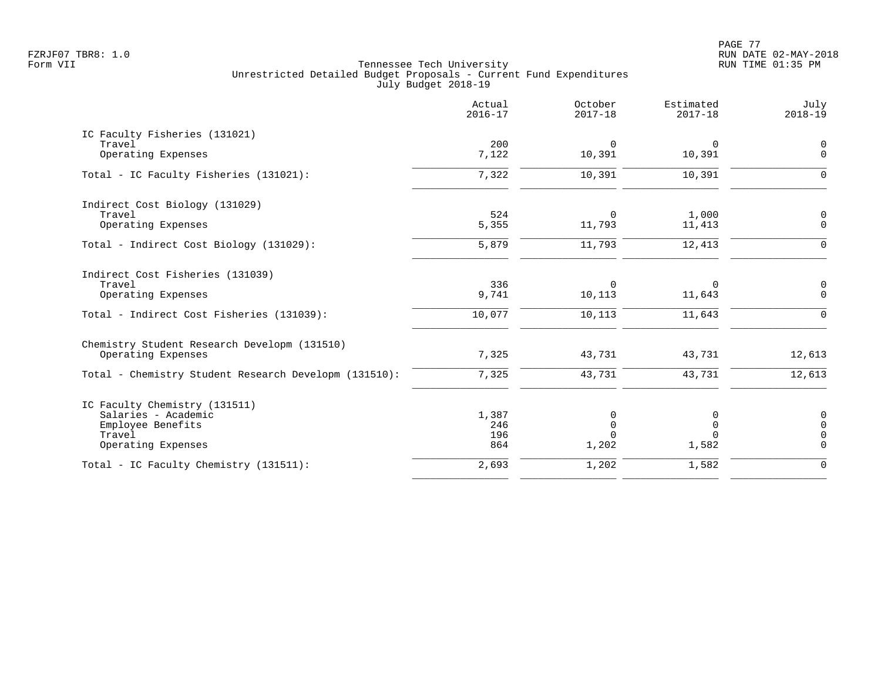Tennessee Tech University
Unrestricted Detailed Budget Proposals - Current Fund Expenditures
July Budget 2018-19

|  | Actual 2016-17 | October 2017-18 | Estimated 2017-18 | July 2018-19 |
|---|---|---|---|---|
| IC Faculty Fisheries (131021) | | | | |
| Travel | 200 | 0 | 0 | 0 |
| Operating Expenses | 7,122 | 10,391 | 10,391 | 0 |
| Total - IC Faculty Fisheries (131021): | 7,322 | 10,391 | 10,391 | 0 |
| Indirect Cost Biology (131029) | | | | |
| Travel | 524 | 0 | 1,000 | 0 |
| Operating Expenses | 5,355 | 11,793 | 11,413 | 0 |
| Total - Indirect Cost Biology (131029): | 5,879 | 11,793 | 12,413 | 0 |
| Indirect Cost Fisheries (131039) | | | | |
| Travel | 336 | 0 | 0 | 0 |
| Operating Expenses | 9,741 | 10,113 | 11,643 | 0 |
| Total - Indirect Cost Fisheries (131039): | 10,077 | 10,113 | 11,643 | 0 |
| Chemistry Student Research Developm (131510) | | | | |
| Operating Expenses | 7,325 | 43,731 | 43,731 | 12,613 |
| Total - Chemistry Student Research Developm (131510): | 7,325 | 43,731 | 43,731 | 12,613 |
| IC Faculty Chemistry (131511) | | | | |
| Salaries - Academic | 1,387 | 0 | 0 | 0 |
| Employee Benefits | 246 | 0 | 0 | 0 |
| Travel | 196 | 0 | 0 | 0 |
| Operating Expenses | 864 | 1,202 | 1,582 | 0 |
| Total - IC Faculty Chemistry (131511): | 2,693 | 1,202 | 1,582 | 0 |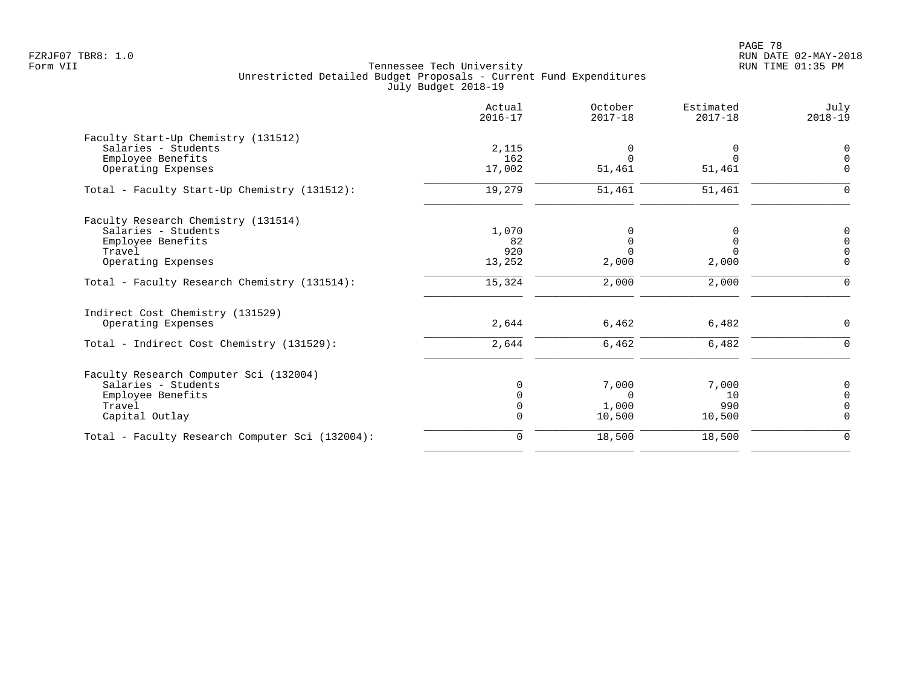Tennessee Tech University
Unrestricted Detailed Budget Proposals - Current Fund Expenditures
July Budget 2018-19

Form VII

| | Actual 2016-17 | October 2017-18 | Estimated 2017-18 | July 2018-19 |
|---|---|---|---|---|
| Faculty Start-Up Chemistry (131512) | | | | |
| Salaries - Students | 2,115 | 0 | 0 | 0 |
| Employee Benefits | 162 | 0 | 0 | 0 |
| Operating Expenses | 17,002 | 51,461 | 51,461 | 0 |
| Total - Faculty Start-Up Chemistry (131512): | 19,279 | 51,461 | 51,461 | 0 |
| Faculty Research Chemistry (131514) | | | | |
| Salaries - Students | 1,070 | 0 | 0 | 0 |
| Employee Benefits | 82 | 0 | 0 | 0 |
| Travel | 920 | 0 | 0 | 0 |
| Operating Expenses | 13,252 | 2,000 | 2,000 | 0 |
| Total - Faculty Research Chemistry (131514): | 15,324 | 2,000 | 2,000 | 0 |
| Indirect Cost Chemistry (131529) | | | | |
| Operating Expenses | 2,644 | 6,462 | 6,482 | 0 |
| Total - Indirect Cost Chemistry (131529): | 2,644 | 6,462 | 6,482 | 0 |
| Faculty Research Computer Sci (132004) | | | | |
| Salaries - Students | 0 | 7,000 | 7,000 | 0 |
| Employee Benefits | 0 | 0 | 10 | 0 |
| Travel | 0 | 1,000 | 990 | 0 |
| Capital Outlay | 0 | 10,500 | 10,500 | 0 |
| Total - Faculty Research Computer Sci (132004): | 0 | 18,500 | 18,500 | 0 |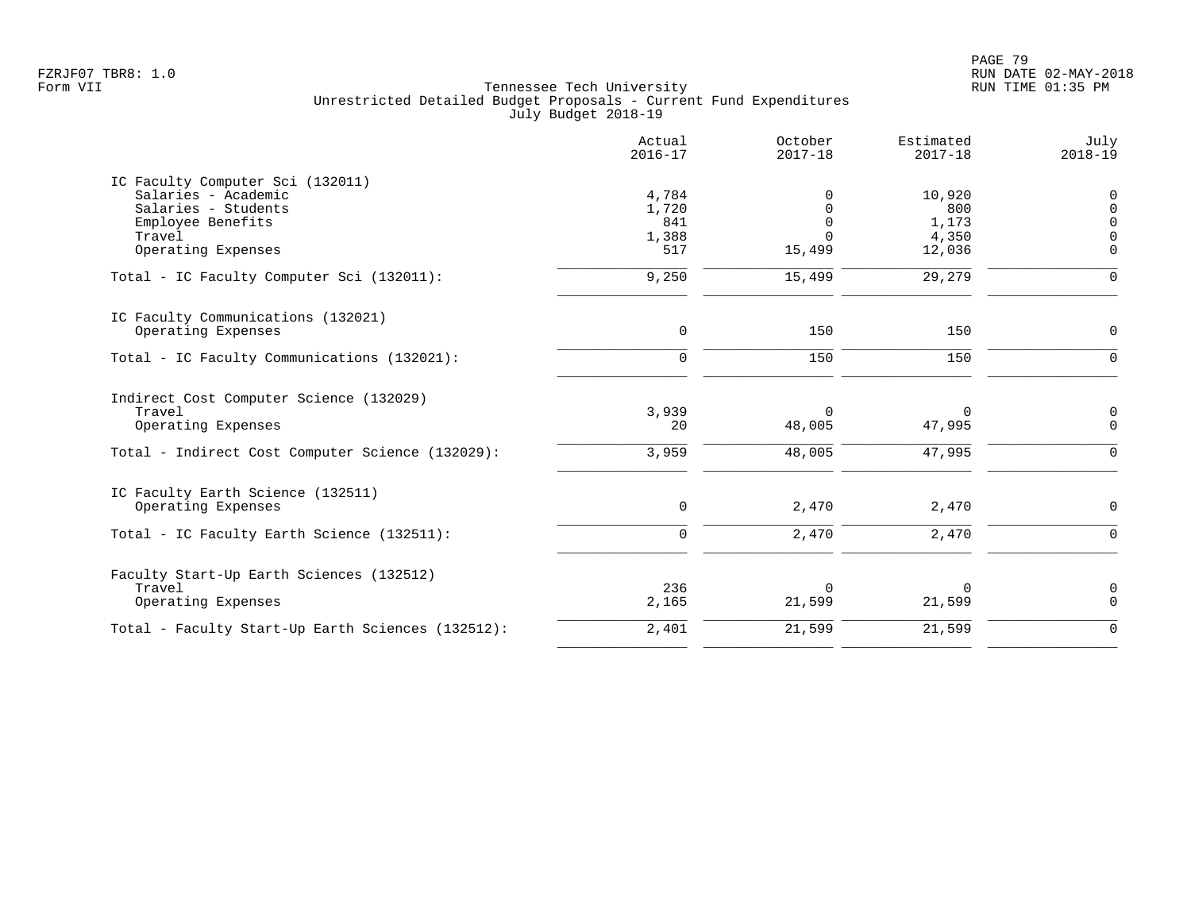Tennessee Tech University
Unrestricted Detailed Budget Proposals - Current Fund Expenditures
July Budget 2018-19

| | Actual 2016-17 | October 2017-18 | Estimated 2017-18 | July 2018-19 |
|---|---|---|---|---|
| **IC Faculty Computer Sci (132011)** | | | | |
| Salaries - Academic | 4,784 | 0 | 10,920 | 0 |
| Salaries - Students | 1,720 | 0 | 800 | 0 |
| Employee Benefits | 841 | 0 | 1,173 | 0 |
| Travel | 1,388 | 0 | 4,350 | 0 |
| Operating Expenses | 517 | 15,499 | 12,036 | 0 |
| Total - IC Faculty Computer Sci (132011): | 9,250 | 15,499 | 29,279 | 0 |
| **IC Faculty Communications (132021)** | | | | |
| Operating Expenses | 0 | 150 | 150 | 0 |
| Total - IC Faculty Communications (132021): | 0 | 150 | 150 | 0 |
| **Indirect Cost Computer Science (132029)** | | | | |
| Travel | 3,939 | 0 | 0 | 0 |
| Operating Expenses | 20 | 48,005 | 47,995 | 0 |
| Total - Indirect Cost Computer Science (132029): | 3,959 | 48,005 | 47,995 | 0 |
| **IC Faculty Earth Science (132511)** | | | | |
| Operating Expenses | 0 | 2,470 | 2,470 | 0 |
| Total - IC Faculty Earth Science (132511): | 0 | 2,470 | 2,470 | 0 |
| **Faculty Start-Up Earth Sciences (132512)** | | | | |
| Travel | 236 | 0 | 0 | 0 |
| Operating Expenses | 2,165 | 21,599 | 21,599 | 0 |
| Total - Faculty Start-Up Earth Sciences (132512): | 2,401 | 21,599 | 21,599 | 0 |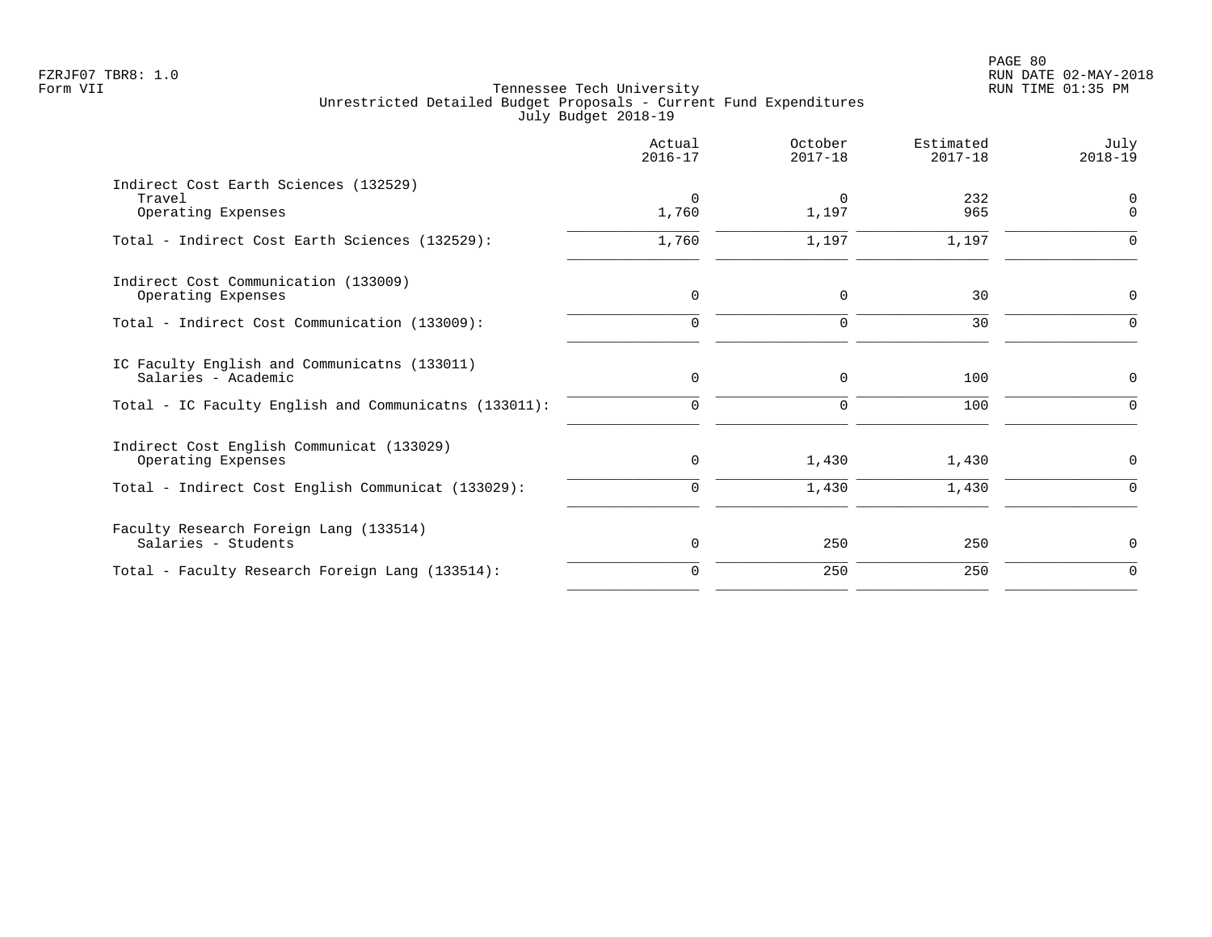Tennessee Tech University
Unrestricted Detailed Budget Proposals - Current Fund Expenditures
July Budget 2018-19

| | Actual 2016-17 | October 2017-18 | Estimated 2017-18 | July 2018-19 |
|---|---|---|---|---|
| Indirect Cost Earth Sciences (132529) | | | | |
| Travel | 0 | 0 | 232 | 0 |
| Operating Expenses | 1,760 | 1,197 | 965 | 0 |
| Total - Indirect Cost Earth Sciences (132529): | 1,760 | 1,197 | 1,197 | 0 |
| Indirect Cost Communication (133009) | | | | |
| Operating Expenses | 0 | 0 | 30 | 0 |
| Total - Indirect Cost Communication (133009): | 0 | 0 | 30 | 0 |
| IC Faculty English and Communicatns (133011) | | | | |
| Salaries - Academic | 0 | 0 | 100 | 0 |
| Total - IC Faculty English and Communicatns (133011): | 0 | 0 | 100 | 0 |
| Indirect Cost English Communicat (133029) | | | | |
| Operating Expenses | 0 | 1,430 | 1,430 | 0 |
| Total - Indirect Cost English Communicat (133029): | 0 | 1,430 | 1,430 | 0 |
| Faculty Research Foreign Lang (133514) | | | | |
| Salaries - Students | 0 | 250 | 250 | 0 |
| Total - Faculty Research Foreign Lang (133514): | 0 | 250 | 250 | 0 |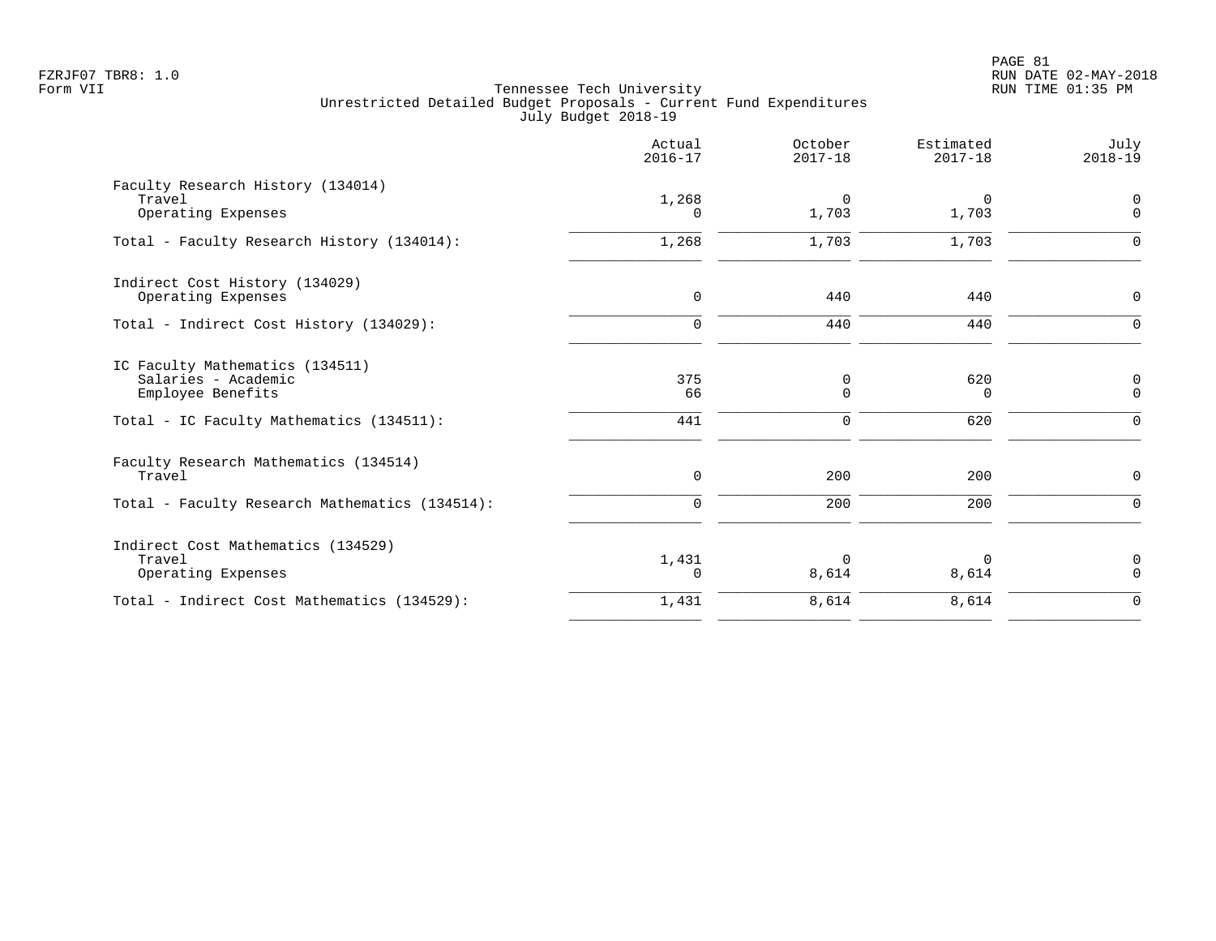Tennessee Tech University
Unrestricted Detailed Budget Proposals - Current Fund Expenditures
July Budget 2018-19

| | Actual 2016-17 | October 2017-18 | Estimated 2017-18 | July 2018-19 |
|---|---|---|---|---|
| Faculty Research History (134014) | | | | |
| Travel | 1,268 | 0 | 0 | 0 |
| Operating Expenses | 0 | 1,703 | 1,703 | 0 |
| Total - Faculty Research History (134014): | 1,268 | 1,703 | 1,703 | 0 |
| Indirect Cost History (134029) | | | | |
| Operating Expenses | 0 | 440 | 440 | 0 |
| Total - Indirect Cost History (134029): | 0 | 440 | 440 | 0 |
| IC Faculty Mathematics (134511) | | | | |
| Salaries - Academic | 375 | 0 | 620 | 0 |
| Employee Benefits | 66 | 0 | 0 | 0 |
| Total - IC Faculty Mathematics (134511): | 441 | 0 | 620 | 0 |
| Faculty Research Mathematics (134514) | | | | |
| Travel | 0 | 200 | 200 | 0 |
| Total - Faculty Research Mathematics (134514): | 0 | 200 | 200 | 0 |
| Indirect Cost Mathematics (134529) | | | | |
| Travel | 1,431 | 0 | 0 | 0 |
| Operating Expenses | 0 | 8,614 | 8,614 | 0 |
| Total - Indirect Cost Mathematics (134529): | 1,431 | 8,614 | 8,614 | 0 |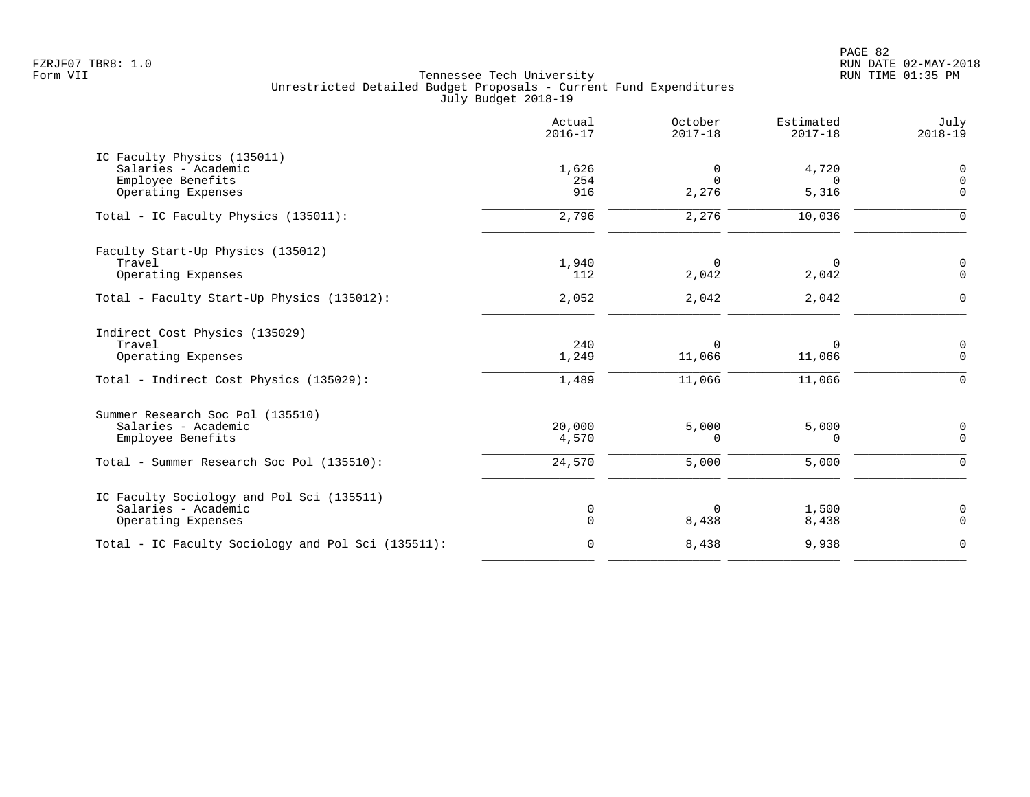FZRJF07 TBR8: 1.0
Form VII

Tennessee Tech University
Unrestricted Detailed Budget Proposals - Current Fund Expenditures
July Budget 2018-19

RUN DATE 02-MAY-2018
RUN TIME 01:35 PM

| | Actual 2016-17 | October 2017-18 | Estimated 2017-18 | July 2018-19 |
|---|---|---|---|---|
| **IC Faculty Physics (135011)** | | | | |
| Salaries - Academic | 1,626 | 0 | 4,720 | 0 |
| Employee Benefits | 254 | 0 | 0 | 0 |
| Operating Expenses | 916 | 2,276 | 5,316 | 0 |
| Total - IC Faculty Physics (135011): | 2,796 | 2,276 | 10,036 | 0 |
| **Faculty Start-Up Physics (135012)** | | | | |
| Travel | 1,940 | 0 | 0 | 0 |
| Operating Expenses | 112 | 2,042 | 2,042 | 0 |
| Total - Faculty Start-Up Physics (135012): | 2,052 | 2,042 | 2,042 | 0 |
| **Indirect Cost Physics (135029)** | | | | |
| Travel | 240 | 0 | 0 | 0 |
| Operating Expenses | 1,249 | 11,066 | 11,066 | 0 |
| Total - Indirect Cost Physics (135029): | 1,489 | 11,066 | 11,066 | 0 |
| **Summer Research Soc Pol (135510)** | | | | |
| Salaries - Academic | 20,000 | 5,000 | 5,000 | 0 |
| Employee Benefits | 4,570 | 0 | 0 | 0 |
| Total - Summer Research Soc Pol (135510): | 24,570 | 5,000 | 5,000 | 0 |
| **IC Faculty Sociology and Pol Sci (135511)** | | | | |
| Salaries - Academic | 0 | 0 | 1,500 | 0 |
| Operating Expenses | 0 | 8,438 | 8,438 | 0 |
| Total - IC Faculty Sociology and Pol Sci (135511): | 0 | 8,438 | 9,938 | 0 |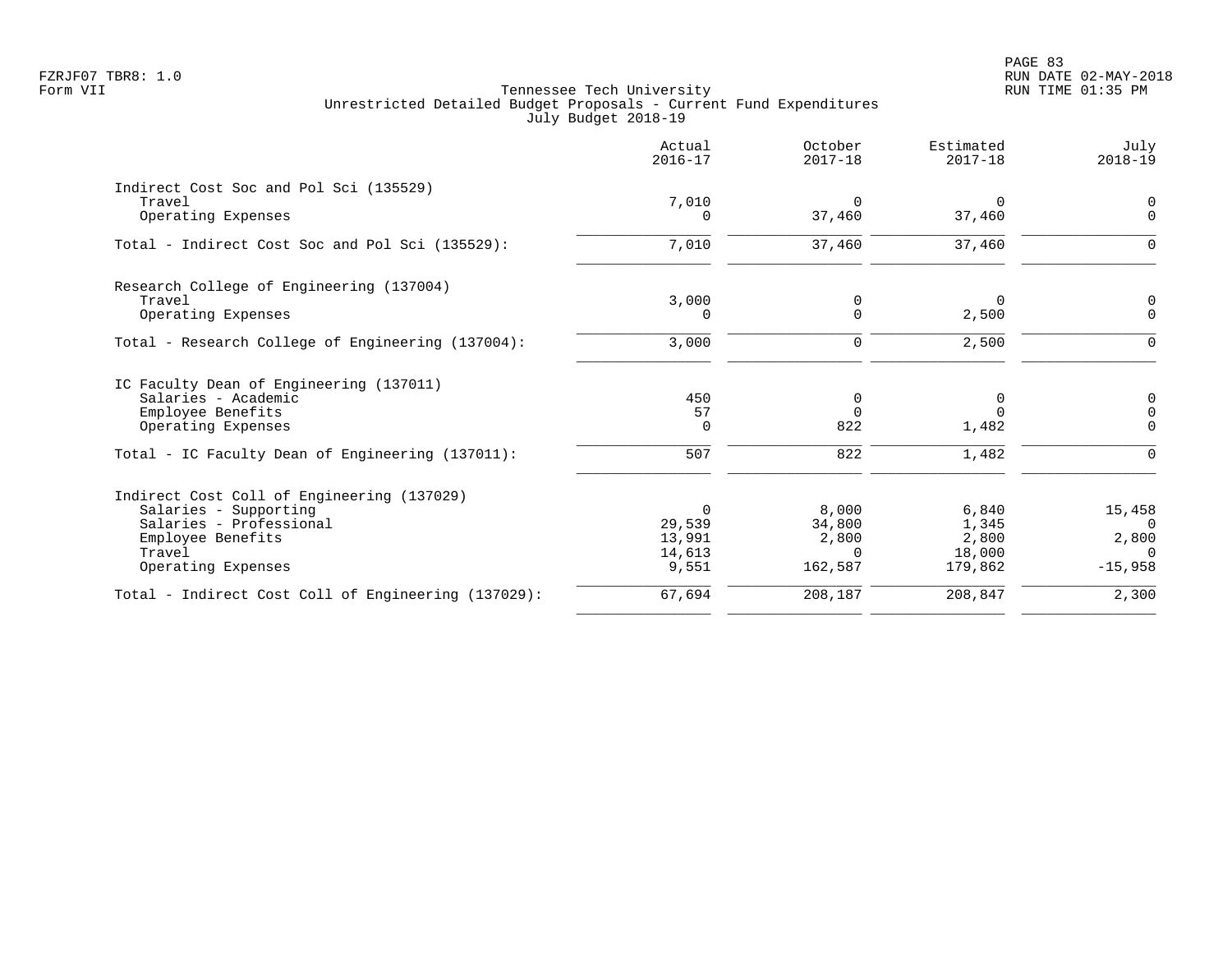FZRJF07 TBR8: 1.0
Form VII

Tennessee Tech University
Unrestricted Detailed Budget Proposals - Current Fund Expenditures
July Budget 2018-19

RUN DATE 02-MAY-2018
RUN TIME 01:35 PM

| | Actual 2016-17 | October 2017-18 | Estimated 2017-18 | July 2018-19 |
|---|---|---|---|---|
| **Indirect Cost Soc and Pol Sci (135529)** | | | | |
| Travel | 7,010 | 0 | 0 | 0 |
| Operating Expenses | 0 | 37,460 | 37,460 | 0 |
| Total - Indirect Cost Soc and Pol Sci (135529): | 7,010 | 37,460 | 37,460 | 0 |
| **Research College of Engineering (137004)** | | | | |
| Travel | 3,000 | 0 | 0 | 0 |
| Operating Expenses | 0 | 0 | 2,500 | 0 |
| Total - Research College of Engineering (137004): | 3,000 | 0 | 2,500 | 0 |
| **IC Faculty Dean of Engineering (137011)** | | | | |
| Salaries - Academic | 450 | 0 | 0 | 0 |
| Employee Benefits | 57 | 0 | 0 | 0 |
| Operating Expenses | 0 | 822 | 1,482 | 0 |
| Total - IC Faculty Dean of Engineering (137011): | 507 | 822 | 1,482 | 0 |
| **Indirect Cost Coll of Engineering (137029)** | | | | |
| Salaries - Supporting | 0 | 8,000 | 6,840 | 15,458 |
| Salaries - Professional | 29,539 | 34,800 | 1,345 | 0 |
| Employee Benefits | 13,991 | 2,800 | 2,800 | 2,800 |
| Travel | 14,613 | 0 | 18,000 | 0 |
| Operating Expenses | 9,551 | 162,587 | 179,862 | -15,958 |
| Total - Indirect Cost Coll of Engineering (137029): | 67,694 | 208,187 | 208,847 | 2,300 |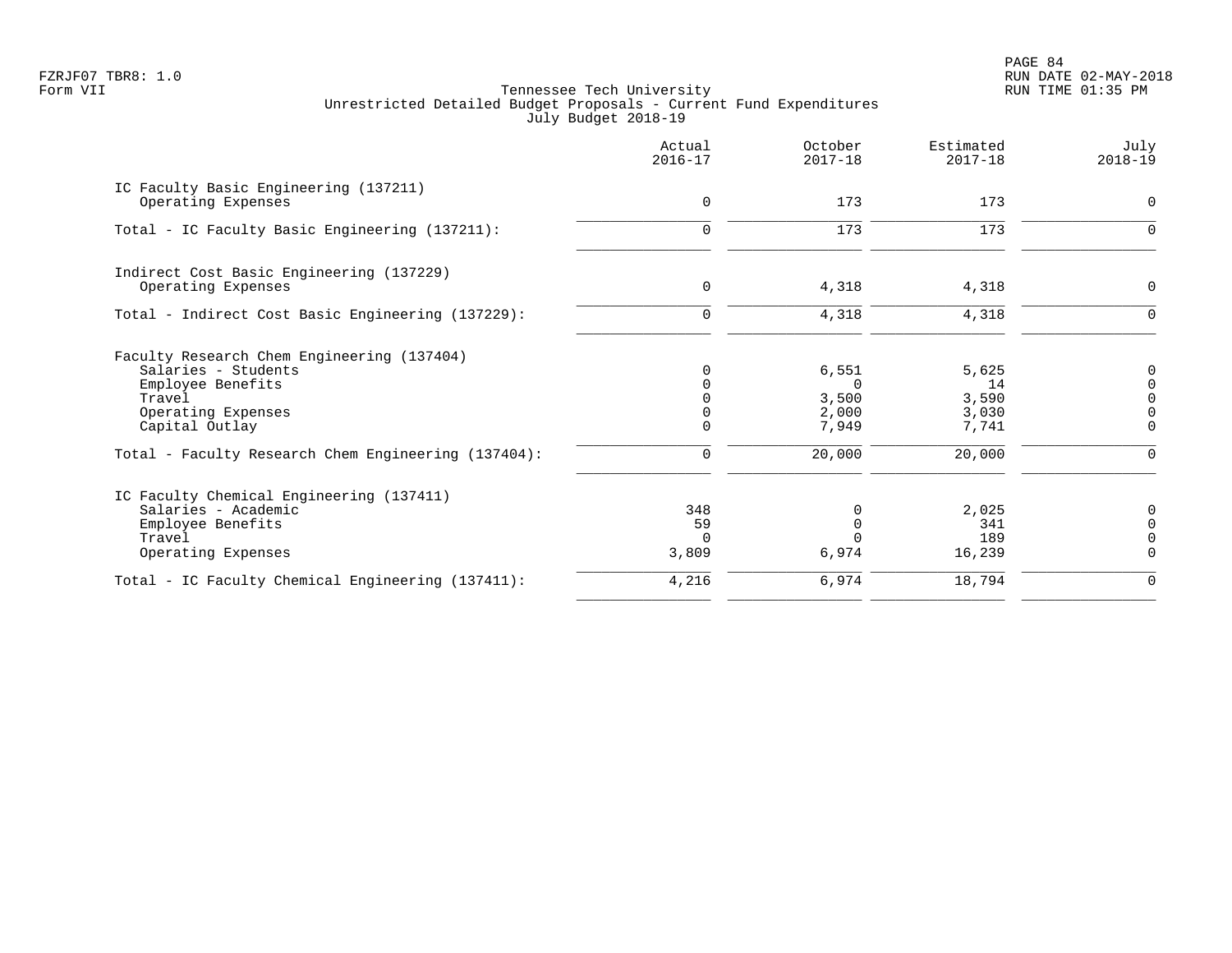Tennessee Tech University
Unrestricted Detailed Budget Proposals - Current Fund Expenditures
July Budget 2018-19

| | Actual 2016-17 | October 2017-18 | Estimated 2017-18 | July 2018-19 |
|---|---|---|---|---|
| **IC Faculty Basic Engineering (137211)** | | | | |
| Operating Expenses | 0 | 173 | 173 | 0 |
| Total - IC Faculty Basic Engineering (137211): | 0 | 173 | 173 | 0 |
| **Indirect Cost Basic Engineering (137229)** | | | | |
| Operating Expenses | 0 | 4,318 | 4,318 | 0 |
| Total - Indirect Cost Basic Engineering (137229): | 0 | 4,318 | 4,318 | 0 |
| **Faculty Research Chem Engineering (137404)** | | | | |
| Salaries - Students | 0 | 6,551 | 5,625 | 0 |
| Employee Benefits | 0 | 0 | 14 | 0 |
| Travel | 0 | 3,500 | 3,590 | 0 |
| Operating Expenses | 0 | 2,000 | 3,030 | 0 |
| Capital Outlay | 0 | 7,949 | 7,741 | 0 |
| Total - Faculty Research Chem Engineering (137404): | 0 | 20,000 | 20,000 | 0 |
| **IC Faculty Chemical Engineering (137411)** | | | | |
| Salaries - Academic | 348 | 0 | 2,025 | 0 |
| Employee Benefits | 59 | 0 | 341 | 0 |
| Travel | 0 | 0 | 189 | 0 |
| Operating Expenses | 3,809 | 6,974 | 16,239 | 0 |
| Total - IC Faculty Chemical Engineering (137411): | 4,216 | 6,974 | 18,794 | 0 |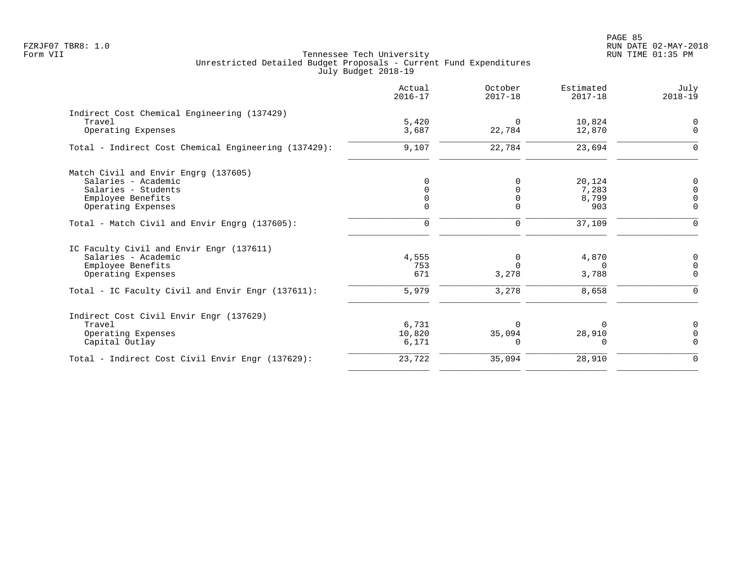Tennessee Tech University
Unrestricted Detailed Budget Proposals - Current Fund Expenditures
July Budget 2018-19

Form VII

| | Actual 2016-17 | October 2017-18 | Estimated 2017-18 | July 2018-19 |
|---|---|---|---|---|
| **Indirect Cost Chemical Engineering (137429)** | | | | |
| Travel | 5,420 | 0 | 10,824 | 0 |
| Operating Expenses | 3,687 | 22,784 | 12,870 | 0 |
| Total - Indirect Cost Chemical Engineering (137429): | 9,107 | 22,784 | 23,694 | 0 |
| **Match Civil and Envir Engrg (137605)** | | | | |
| Salaries - Academic | 0 | 0 | 20,124 | 0 |
| Salaries - Students | 0 | 0 | 7,283 | 0 |
| Employee Benefits | 0 | 0 | 8,799 | 0 |
| Operating Expenses | 0 | 0 | 903 | 0 |
| Total - Match Civil and Envir Engrg (137605): | 0 | 0 | 37,109 | 0 |
| **IC Faculty Civil and Envir Engr (137611)** | | | | |
| Salaries - Academic | 4,555 | 0 | 4,870 | 0 |
| Employee Benefits | 753 | 0 | 0 | 0 |
| Operating Expenses | 671 | 3,278 | 3,788 | 0 |
| Total - IC Faculty Civil and Envir Engr (137611): | 5,979 | 3,278 | 8,658 | 0 |
| **Indirect Cost Civil Envir Engr (137629)** | | | | |
| Travel | 6,731 | 0 | 0 | 0 |
| Operating Expenses | 10,820 | 35,094 | 28,910 | 0 |
| Capital Outlay | 6,171 | 0 | 0 | 0 |
| Total - Indirect Cost Civil Envir Engr (137629): | 23,722 | 35,094 | 28,910 | 0 |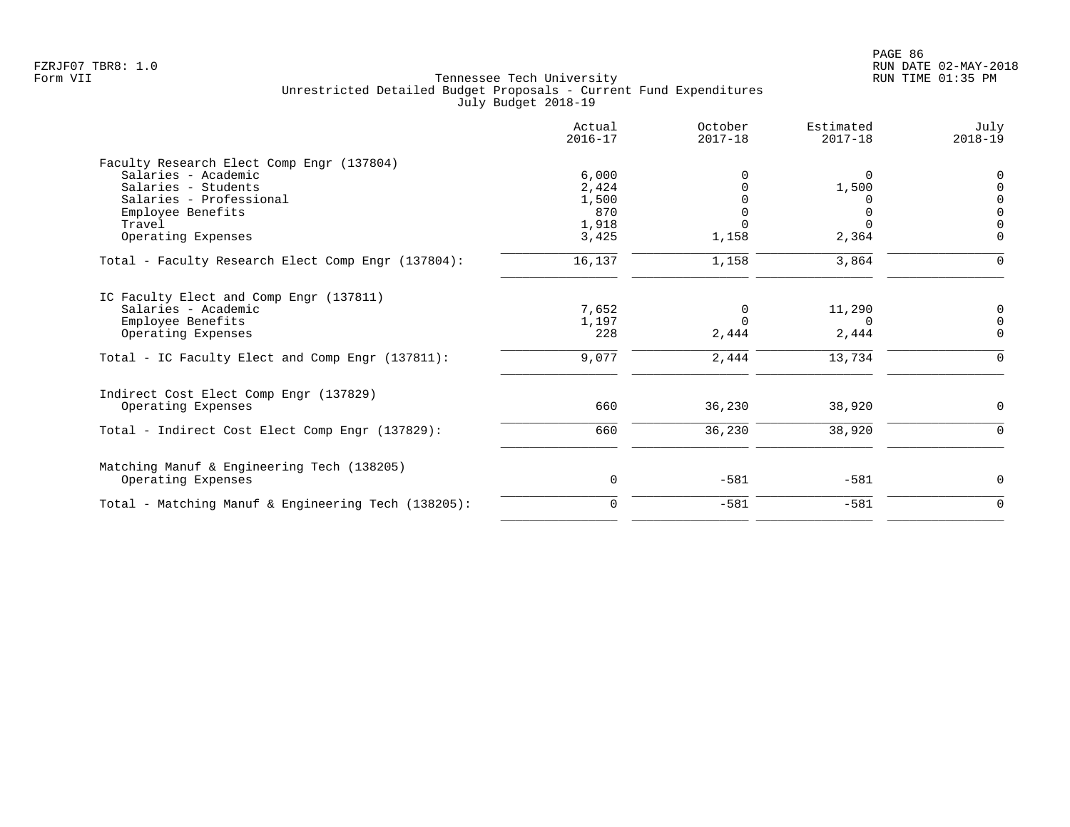Tennessee Tech University
Unrestricted Detailed Budget Proposals - Current Fund Expenditures
July Budget 2018-19

FZRJF07 TBR8: 1.0
Form VII

RUN DATE 02-MAY-2018
RUN TIME 01:35 PM

| | Actual 2016-17 | October 2017-18 | Estimated 2017-18 | July 2018-19 |
|---|---|---|---|---|
| **Faculty Research Elect Comp Engr (137804)** | | | | |
| Salaries - Academic | 6,000 | 0 | 0 | 0 |
| Salaries - Students | 2,424 | 0 | 1,500 | 0 |
| Salaries - Professional | 1,500 | 0 | 0 | 0 |
| Employee Benefits | 870 | 0 | 0 | 0 |
| Travel | 1,918 | 0 | 0 | 0 |
| Operating Expenses | 3,425 | 1,158 | 2,364 | 0 |
| Total - Faculty Research Elect Comp Engr (137804): | 16,137 | 1,158 | 3,864 | 0 |
| **IC Faculty Elect and Comp Engr (137811)** | | | | |
| Salaries - Academic | 7,652 | 0 | 11,290 | 0 |
| Employee Benefits | 1,197 | 0 | 0 | 0 |
| Operating Expenses | 228 | 2,444 | 2,444 | 0 |
| Total - IC Faculty Elect and Comp Engr (137811): | 9,077 | 2,444 | 13,734 | 0 |
| **Indirect Cost Elect Comp Engr (137829)** | | | | |
| Operating Expenses | 660 | 36,230 | 38,920 | 0 |
| Total - Indirect Cost Elect Comp Engr (137829): | 660 | 36,230 | 38,920 | 0 |
| **Matching Manuf & Engineering Tech (138205)** | | | | |
| Operating Expenses | 0 | -581 | -581 | 0 |
| Total - Matching Manuf & Engineering Tech (138205): | 0 | -581 | -581 | 0 |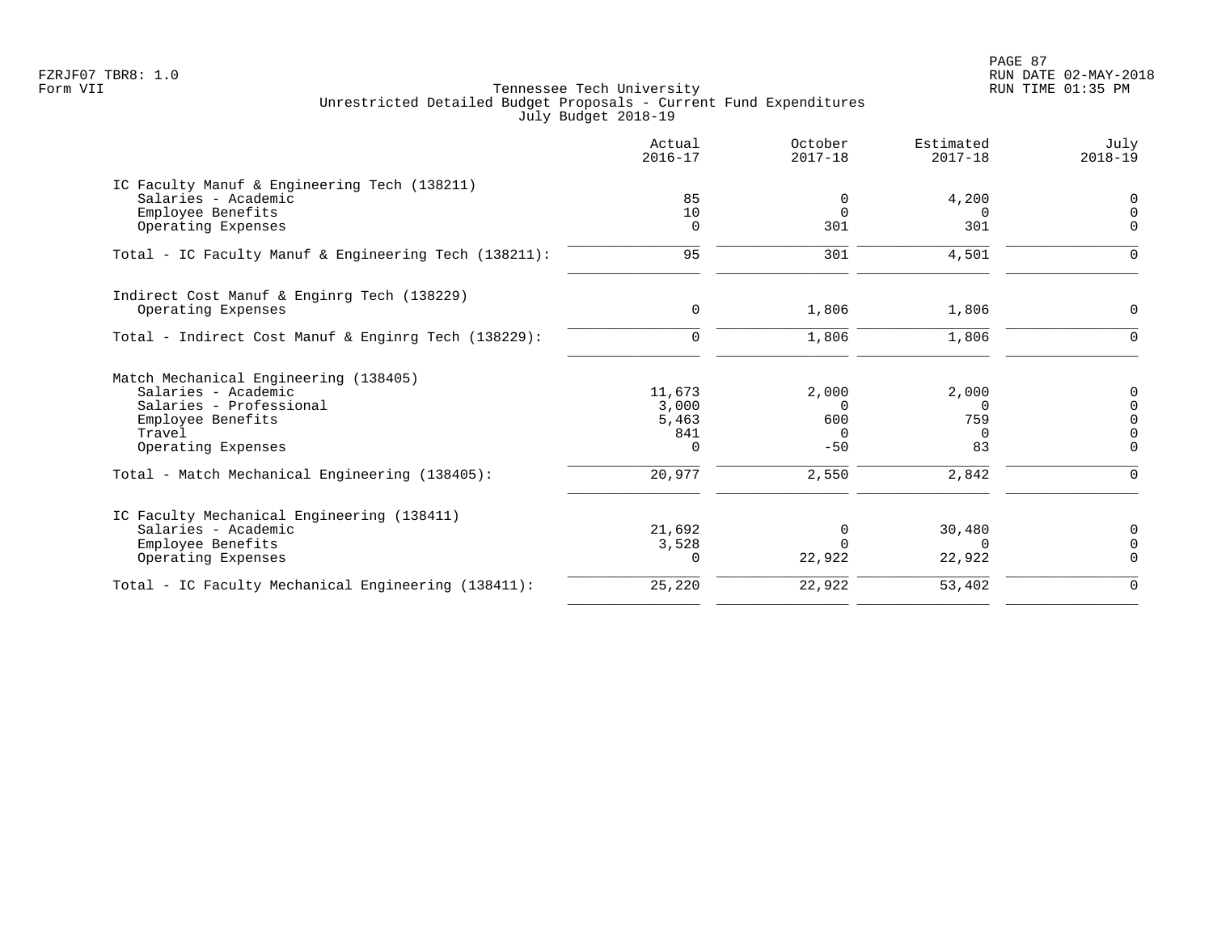Tennessee Tech University
Unrestricted Detailed Budget Proposals - Current Fund Expenditures
July Budget 2018-19

FZRJF07 TBR8: 1.0
Form VII

RUN DATE 02-MAY-2018
RUN TIME 01:35 PM

| | Actual 2016-17 | October 2017-18 | Estimated 2017-18 | July 2018-19 |
|---|---|---|---|---|
| **IC Faculty Manuf & Engineering Tech (138211)** | | | | |
| Salaries - Academic | 85 | 0 | 4,200 | 0 |
| Employee Benefits | 10 | 0 | 0 | 0 |
| Operating Expenses | 0 | 301 | 301 | 0 |
| Total - IC Faculty Manuf & Engineering Tech (138211): | 95 | 301 | 4,501 | 0 |
| **Indirect Cost Manuf & Enginrg Tech (138229)** | | | | |
| Operating Expenses | 0 | 1,806 | 1,806 | 0 |
| Total - Indirect Cost Manuf & Enginrg Tech (138229): | 0 | 1,806 | 1,806 | 0 |
| **Match Mechanical Engineering (138405)** | | | | |
| Salaries - Academic | 11,673 | 2,000 | 2,000 | 0 |
| Salaries - Professional | 3,000 | 0 | 0 | 0 |
| Employee Benefits | 5,463 | 600 | 759 | 0 |
| Travel | 841 | 0 | 0 | 0 |
| Operating Expenses | 0 | -50 | 83 | 0 |
| Total - Match Mechanical Engineering (138405): | 20,977 | 2,550 | 2,842 | 0 |
| **IC Faculty Mechanical Engineering (138411)** | | | | |
| Salaries - Academic | 21,692 | 0 | 30,480 | 0 |
| Employee Benefits | 3,528 | 0 | 0 | 0 |
| Operating Expenses | 0 | 22,922 | 22,922 | 0 |
| Total - IC Faculty Mechanical Engineering (138411): | 25,220 | 22,922 | 53,402 | 0 |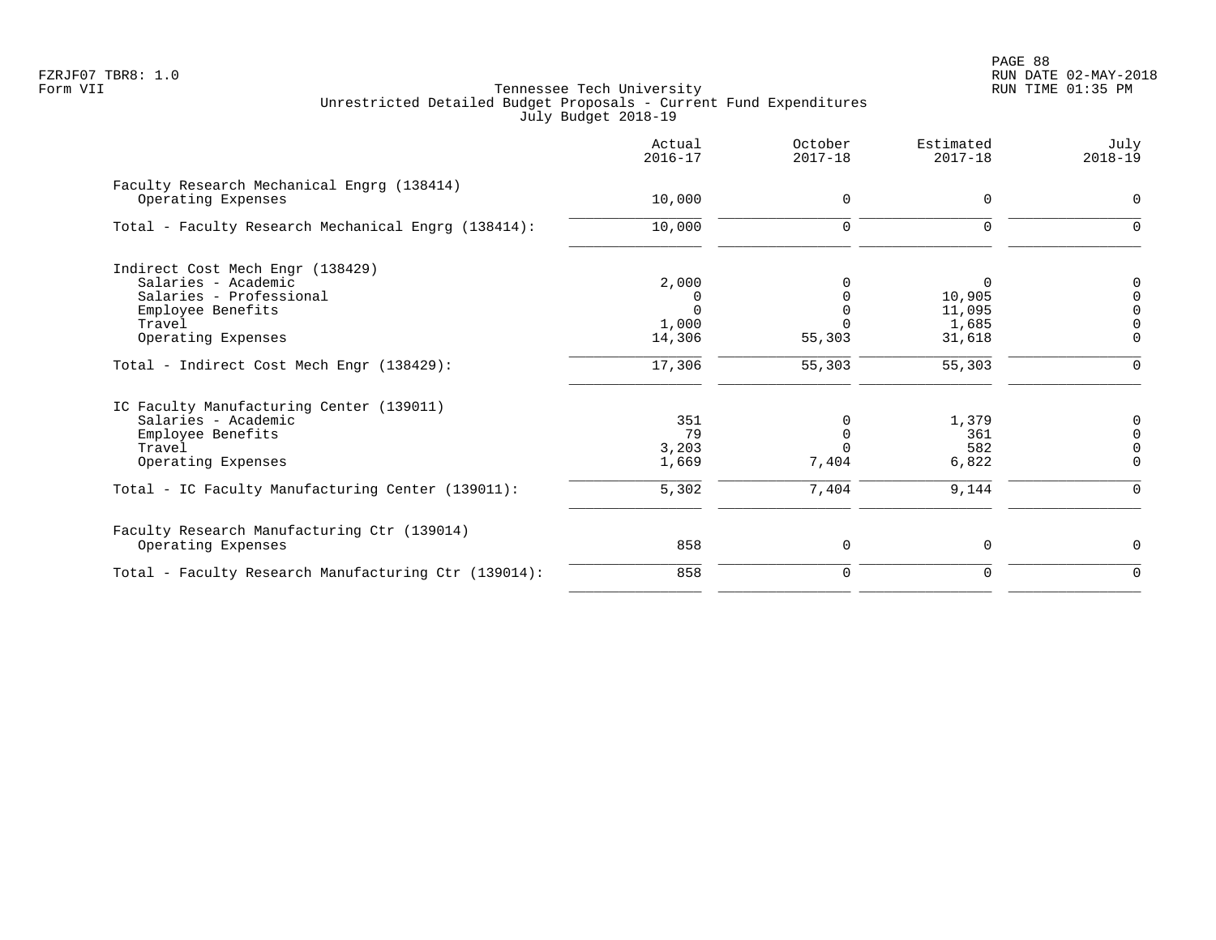FZRJF07 TBR8: 1.0
Form VII

Tennessee Tech University
Unrestricted Detailed Budget Proposals - Current Fund Expenditures
July Budget 2018-19

RUN DATE 02-MAY-2018
RUN TIME 01:35 PM

| | Actual 2016-17 | October 2017-18 | Estimated 2017-18 | July 2018-19 |
|---|---|---|---|---|
| Faculty Research Mechanical Engrg (138414) | | | | |
| Operating Expenses | 10,000 | 0 | 0 | 0 |
| Total - Faculty Research Mechanical Engrg (138414): | 10,000 | 0 | 0 | 0 |
| Indirect Cost Mech Engr (138429) | | | | |
| Salaries - Academic | 2,000 | 0 | 0 | 0 |
| Salaries - Professional | 0 | 0 | 10,905 | 0 |
| Employee Benefits | 0 | 0 | 11,095 | 0 |
| Travel | 1,000 | 0 | 1,685 | 0 |
| Operating Expenses | 14,306 | 55,303 | 31,618 | 0 |
| Total - Indirect Cost Mech Engr (138429): | 17,306 | 55,303 | 55,303 | 0 |
| IC Faculty Manufacturing Center (139011) | | | | |
| Salaries - Academic | 351 | 0 | 1,379 | 0 |
| Employee Benefits | 79 | 0 | 361 | 0 |
| Travel | 3,203 | 0 | 582 | 0 |
| Operating Expenses | 1,669 | 7,404 | 6,822 | 0 |
| Total - IC Faculty Manufacturing Center (139011): | 5,302 | 7,404 | 9,144 | 0 |
| Faculty Research Manufacturing Ctr (139014) | | | | |
| Operating Expenses | 858 | 0 | 0 | 0 |
| Total - Faculty Research Manufacturing Ctr (139014): | 858 | 0 | 0 | 0 |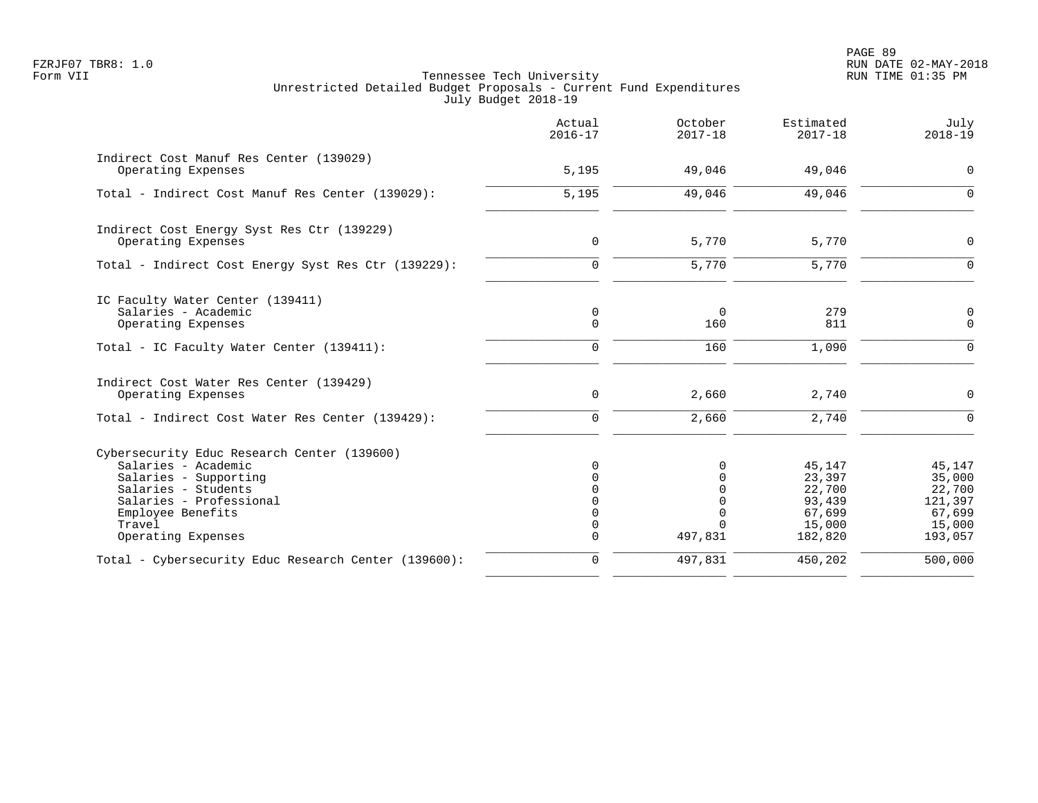Tennessee Tech University
Unrestricted Detailed Budget Proposals - Current Fund Expenditures
July Budget 2018-19

| | Actual 2016-17 | October 2017-18 | Estimated 2017-18 | July 2018-19 |
|---|---|---|---|---|
| **Indirect Cost Manuf Res Center (139029)** | | | | |
| Operating Expenses | 5,195 | 49,046 | 49,046 | 0 |
| Total - Indirect Cost Manuf Res Center (139029): | 5,195 | 49,046 | 49,046 | 0 |
| **Indirect Cost Energy Syst Res Ctr (139229)** | | | | |
| Operating Expenses | 0 | 5,770 | 5,770 | 0 |
| Total - Indirect Cost Energy Syst Res Ctr (139229): | 0 | 5,770 | 5,770 | 0 |
| **IC Faculty Water Center (139411)** | | | | |
| Salaries - Academic | 0 | 0 | 279 | 0 |
| Operating Expenses | 0 | 160 | 811 | 0 |
| Total - IC Faculty Water Center (139411): | 0 | 160 | 1,090 | 0 |
| **Indirect Cost Water Res Center (139429)** | | | | |
| Operating Expenses | 0 | 2,660 | 2,740 | 0 |
| Total - Indirect Cost Water Res Center (139429): | 0 | 2,660 | 2,740 | 0 |
| **Cybersecurity Educ Research Center (139600)** | | | | |
| Salaries - Academic | 0 | 0 | 45,147 | 45,147 |
| Salaries - Supporting | 0 | 0 | 23,397 | 35,000 |
| Salaries - Students | 0 | 0 | 22,700 | 22,700 |
| Salaries - Professional | 0 | 0 | 93,439 | 121,397 |
| Employee Benefits | 0 | 0 | 67,699 | 67,699 |
| Travel | 0 | 0 | 15,000 | 15,000 |
| Operating Expenses | 0 | 497,831 | 182,820 | 193,057 |
| Total - Cybersecurity Educ Research Center (139600): | 0 | 497,831 | 450,202 | 500,000 |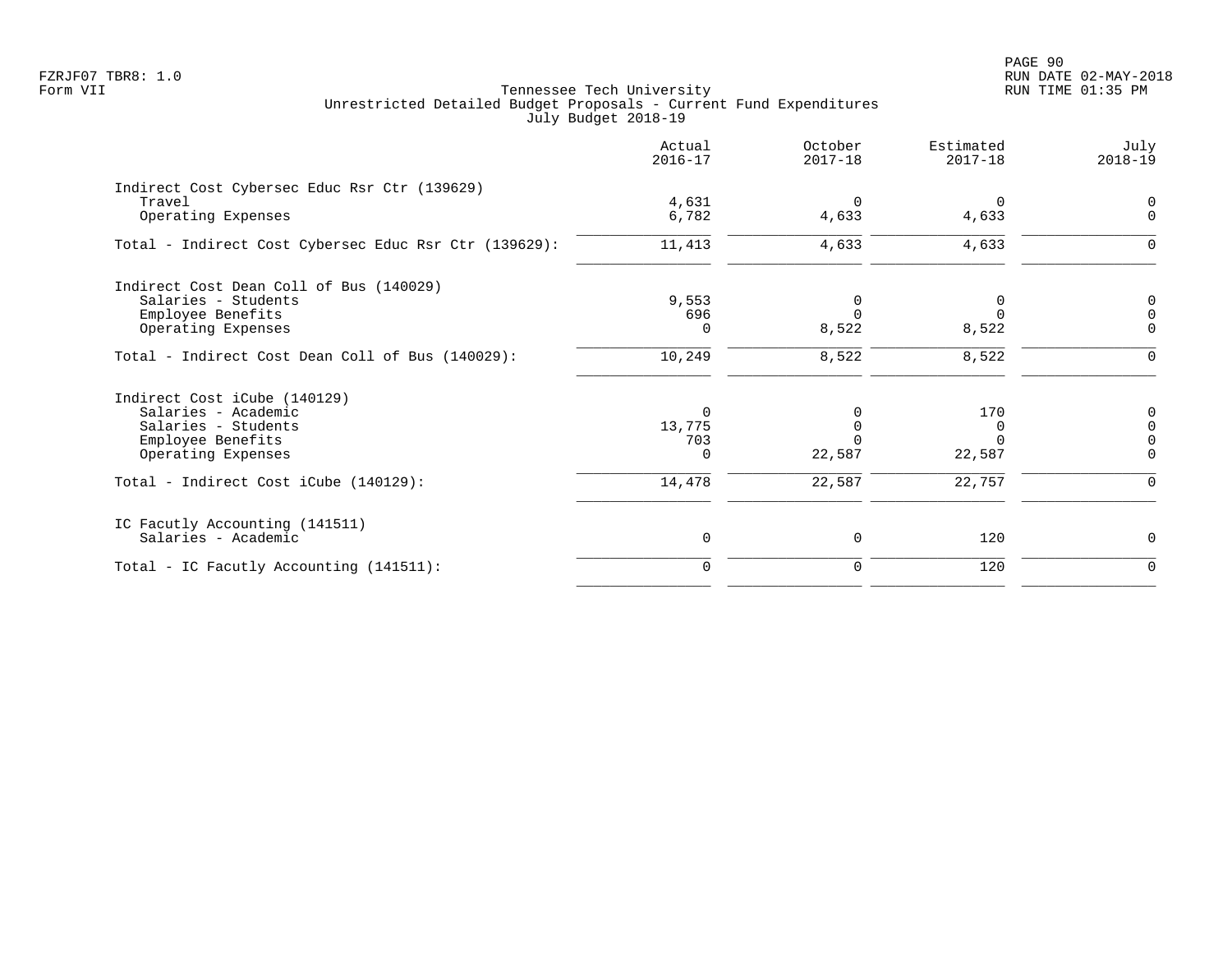Tennessee Tech University
Unrestricted Detailed Budget Proposals - Current Fund Expenditures
July Budget 2018-19

| | Actual 2016-17 | October 2017-18 | Estimated 2017-18 | July 2018-19 |
|---|---|---|---|---|
| **Indirect Cost Cybersec Educ Rsr Ctr (139629)** | | | | |
| Travel | 4,631 | 0 | 0 | 0 |
| Operating Expenses | 6,782 | 4,633 | 4,633 | 0 |
| Total - Indirect Cost Cybersec Educ Rsr Ctr (139629): | 11,413 | 4,633 | 4,633 | 0 |
| **Indirect Cost Dean Coll of Bus (140029)** | | | | |
| Salaries - Students | 9,553 | 0 | 0 | 0 |
| Employee Benefits | 696 | 0 | 0 | 0 |
| Operating Expenses | 0 | 8,522 | 8,522 | 0 |
| Total - Indirect Cost Dean Coll of Bus (140029): | 10,249 | 8,522 | 8,522 | 0 |
| **Indirect Cost iCube (140129)** | | | | |
| Salaries - Academic | 0 | 0 | 170 | 0 |
| Salaries - Students | 13,775 | 0 | 0 | 0 |
| Employee Benefits | 703 | 0 | 0 | 0 |
| Operating Expenses | 0 | 22,587 | 22,587 | 0 |
| Total - Indirect Cost iCube (140129): | 14,478 | 22,587 | 22,757 | 0 |
| **IC Facutly Accounting (141511)** | | | | |
| Salaries - Academic | 0 | 0 | 120 | 0 |
| Total - IC Facutly Accounting (141511): | 0 | 0 | 120 | 0 |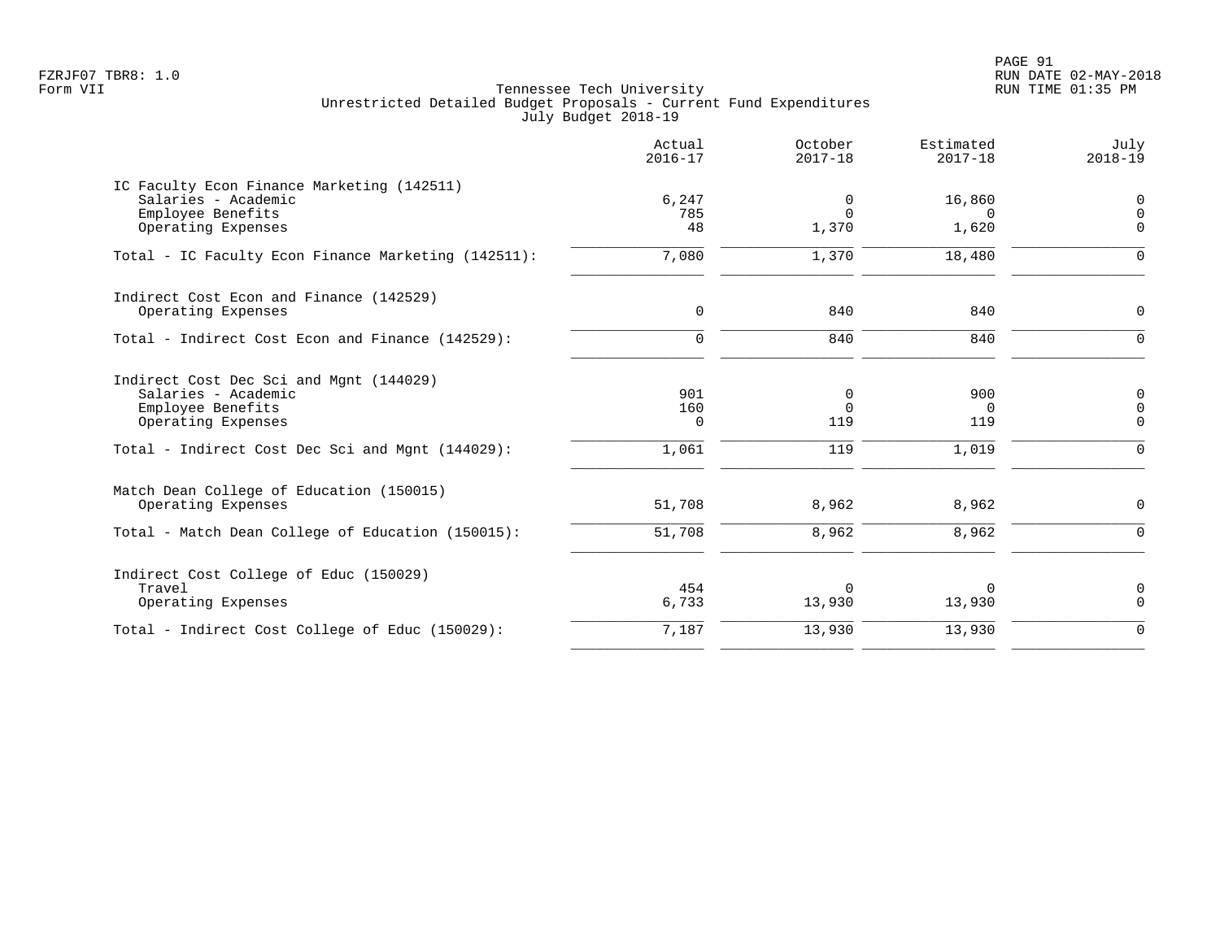Tennessee Tech University
Unrestricted Detailed Budget Proposals - Current Fund Expenditures
July Budget 2018-19

| | Actual 2016-17 | October 2017-18 | Estimated 2017-18 | July 2018-19 |
|---|---|---|---|---|
| **IC Faculty Econ Finance Marketing (142511)** | | | | |
| Salaries - Academic | 6,247 | 0 | 16,860 | 0 |
| Employee Benefits | 785 | 0 | 0 | 0 |
| Operating Expenses | 48 | 1,370 | 1,620 | 0 |
| Total - IC Faculty Econ Finance Marketing (142511): | 7,080 | 1,370 | 18,480 | 0 |
| **Indirect Cost Econ and Finance (142529)** | | | | |
| Operating Expenses | 0 | 840 | 840 | 0 |
| Total - Indirect Cost Econ and Finance (142529): | 0 | 840 | 840 | 0 |
| **Indirect Cost Dec Sci and Mgnt (144029)** | | | | |
| Salaries - Academic | 901 | 0 | 900 | 0 |
| Employee Benefits | 160 | 0 | 0 | 0 |
| Operating Expenses | 0 | 119 | 119 | 0 |
| Total - Indirect Cost Dec Sci and Mgnt (144029): | 1,061 | 119 | 1,019 | 0 |
| **Match Dean College of Education (150015)** | | | | |
| Operating Expenses | 51,708 | 8,962 | 8,962 | 0 |
| Total - Match Dean College of Education (150015): | 51,708 | 8,962 | 8,962 | 0 |
| **Indirect Cost College of Educ (150029)** | | | | |
| Travel | 454 | 0 | 0 | 0 |
| Operating Expenses | 6,733 | 13,930 | 13,930 | 0 |
| Total - Indirect Cost College of Educ (150029): | 7,187 | 13,930 | 13,930 | 0 |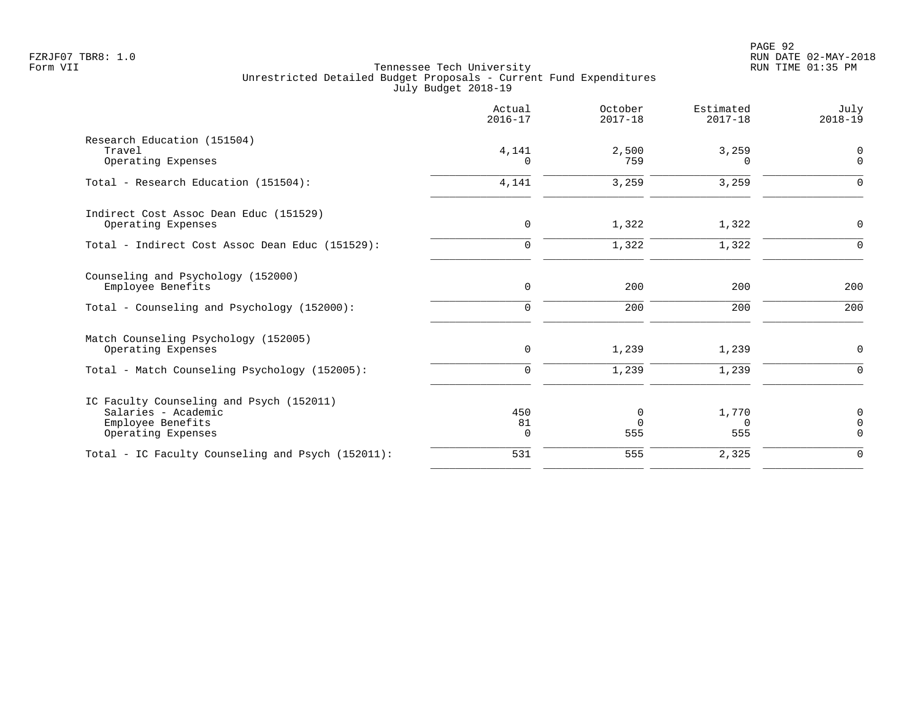Tennessee Tech University
Unrestricted Detailed Budget Proposals - Current Fund Expenditures
July Budget 2018-19

FZRJF07 TBR8: 1.0
Form VII

| | Actual 2016-17 | October 2017-18 | Estimated 2017-18 | July 2018-19 |
|---|---|---|---|---|
| Research Education (151504) | | | | |
| Travel | 4,141 | 2,500 | 3,259 | 0 |
| Operating Expenses | 0 | 759 | 0 | 0 |
| Total - Research Education (151504): | 4,141 | 3,259 | 3,259 | 0 |
| Indirect Cost Assoc Dean Educ (151529) | | | | |
| Operating Expenses | 0 | 1,322 | 1,322 | 0 |
| Total - Indirect Cost Assoc Dean Educ (151529): | 0 | 1,322 | 1,322 | 0 |
| Counseling and Psychology (152000) | | | | |
| Employee Benefits | 0 | 200 | 200 | 200 |
| Total - Counseling and Psychology (152000): | 0 | 200 | 200 | 200 |
| Match Counseling Psychology (152005) | | | | |
| Operating Expenses | 0 | 1,239 | 1,239 | 0 |
| Total - Match Counseling Psychology (152005): | 0 | 1,239 | 1,239 | 0 |
| IC Faculty Counseling and Psych (152011) | | | | |
| Salaries - Academic | 450 | 0 | 1,770 | 0 |
| Employee Benefits | 81 | 0 | 0 | 0 |
| Operating Expenses | 0 | 555 | 555 | 0 |
| Total - IC Faculty Counseling and Psych (152011): | 531 | 555 | 2,325 | 0 |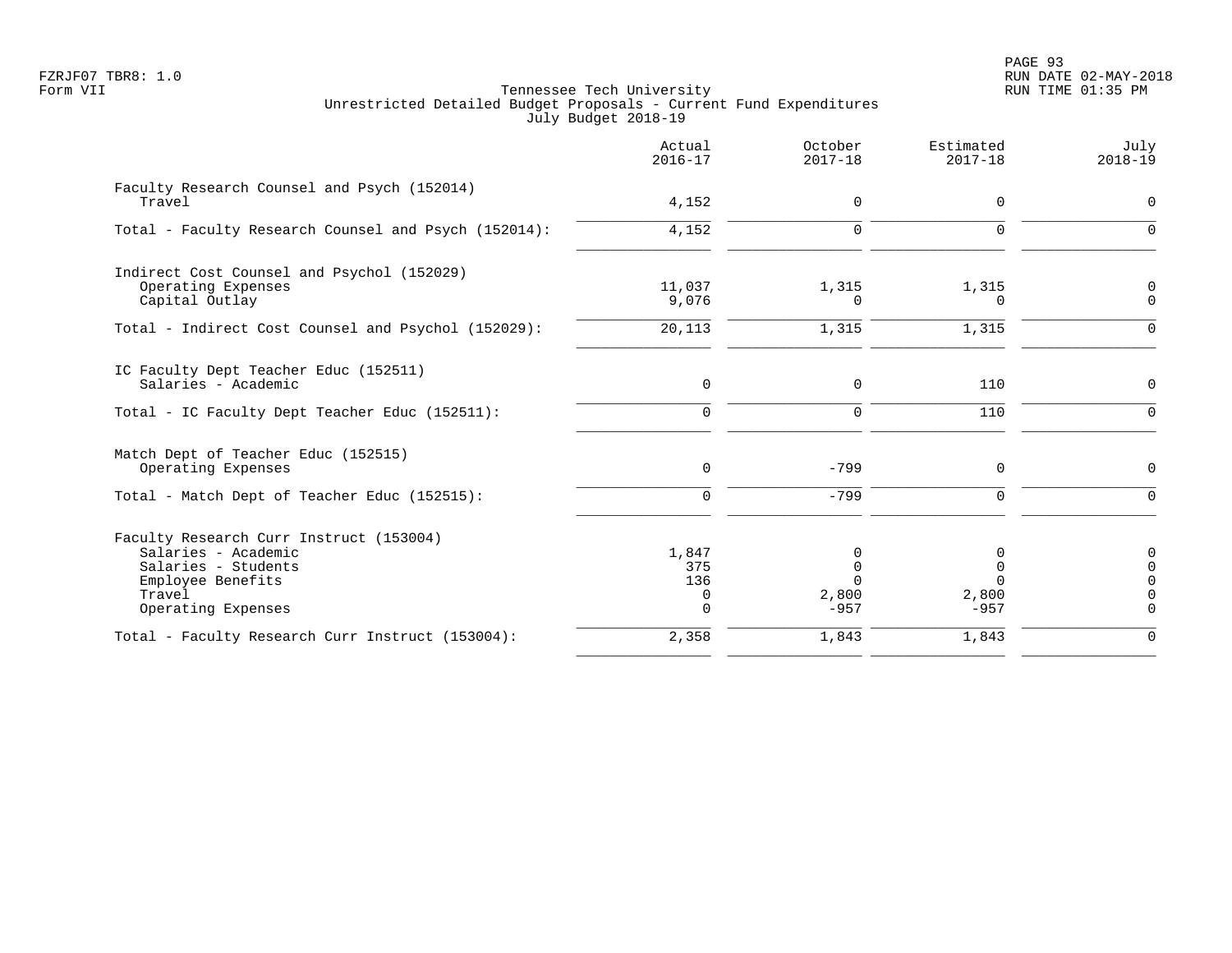Tennessee Tech University
Unrestricted Detailed Budget Proposals - Current Fund Expenditures
July Budget 2018-19

Form VII

| | Actual 2016-17 | October 2017-18 | Estimated 2017-18 | July 2018-19 |
|---|---|---|---|---|
| **Faculty Research Counsel and Psych (152014)** | | | | |
| Travel | 4,152 | 0 | 0 | 0 |
| Total - Faculty Research Counsel and Psych (152014): | 4,152 | 0 | 0 | 0 |
| **Indirect Cost Counsel and Psychol (152029)** | | | | |
| Operating Expenses | 11,037 | 1,315 | 1,315 | 0 |
| Capital Outlay | 9,076 | 0 | 0 | 0 |
| Total - Indirect Cost Counsel and Psychol (152029): | 20,113 | 1,315 | 1,315 | 0 |
| **IC Faculty Dept Teacher Educ (152511)** | | | | |
| Salaries - Academic | 0 | 0 | 110 | 0 |
| Total - IC Faculty Dept Teacher Educ (152511): | 0 | 0 | 110 | 0 |
| **Match Dept of Teacher Educ (152515)** | | | | |
| Operating Expenses | 0 | -799 | 0 | 0 |
| Total - Match Dept of Teacher Educ (152515): | 0 | -799 | 0 | 0 |
| **Faculty Research Curr Instruct (153004)** | | | | |
| Salaries - Academic | 1,847 | 0 | 0 | 0 |
| Salaries - Students | 375 | 0 | 0 | 0 |
| Employee Benefits | 136 | 0 | 0 | 0 |
| Travel | 0 | 2,800 | 2,800 | 0 |
| Operating Expenses | 0 | -957 | -957 | 0 |
| Total - Faculty Research Curr Instruct (153004): | 2,358 | 1,843 | 1,843 | 0 |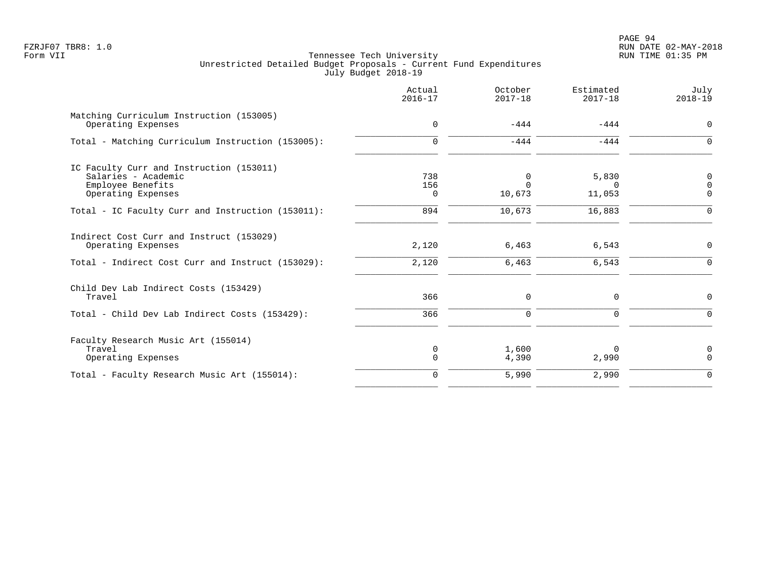Tennessee Tech University
Unrestricted Detailed Budget Proposals - Current Fund Expenditures
July Budget 2018-19

| | Actual 2016-17 | October 2017-18 | Estimated 2017-18 | July 2018-19 |
|---|---|---|---|---|
| Matching Curriculum Instruction (153005) | | | | |
| Operating Expenses | 0 | -444 | -444 | 0 |
| Total - Matching Curriculum Instruction (153005): | 0 | -444 | -444 | 0 |
| IC Faculty Curr and Instruction (153011) | | | | |
| Salaries - Academic | 738 | 0 | 5,830 | 0 |
| Employee Benefits | 156 | 0 | 0 | 0 |
| Operating Expenses | 0 | 10,673 | 11,053 | 0 |
| Total - IC Faculty Curr and Instruction (153011): | 894 | 10,673 | 16,883 | 0 |
| Indirect Cost Curr and Instruct (153029) | | | | |
| Operating Expenses | 2,120 | 6,463 | 6,543 | 0 |
| Total - Indirect Cost Curr and Instruct (153029): | 2,120 | 6,463 | 6,543 | 0 |
| Child Dev Lab Indirect Costs (153429) | | | | |
| Travel | 366 | 0 | 0 | 0 |
| Total - Child Dev Lab Indirect Costs (153429): | 366 | 0 | 0 | 0 |
| Faculty Research Music Art (155014) | | | | |
| Travel | 0 | 1,600 | 0 | 0 |
| Operating Expenses | 0 | 4,390 | 2,990 | 0 |
| Total - Faculty Research Music Art (155014): | 0 | 5,990 | 2,990 | 0 |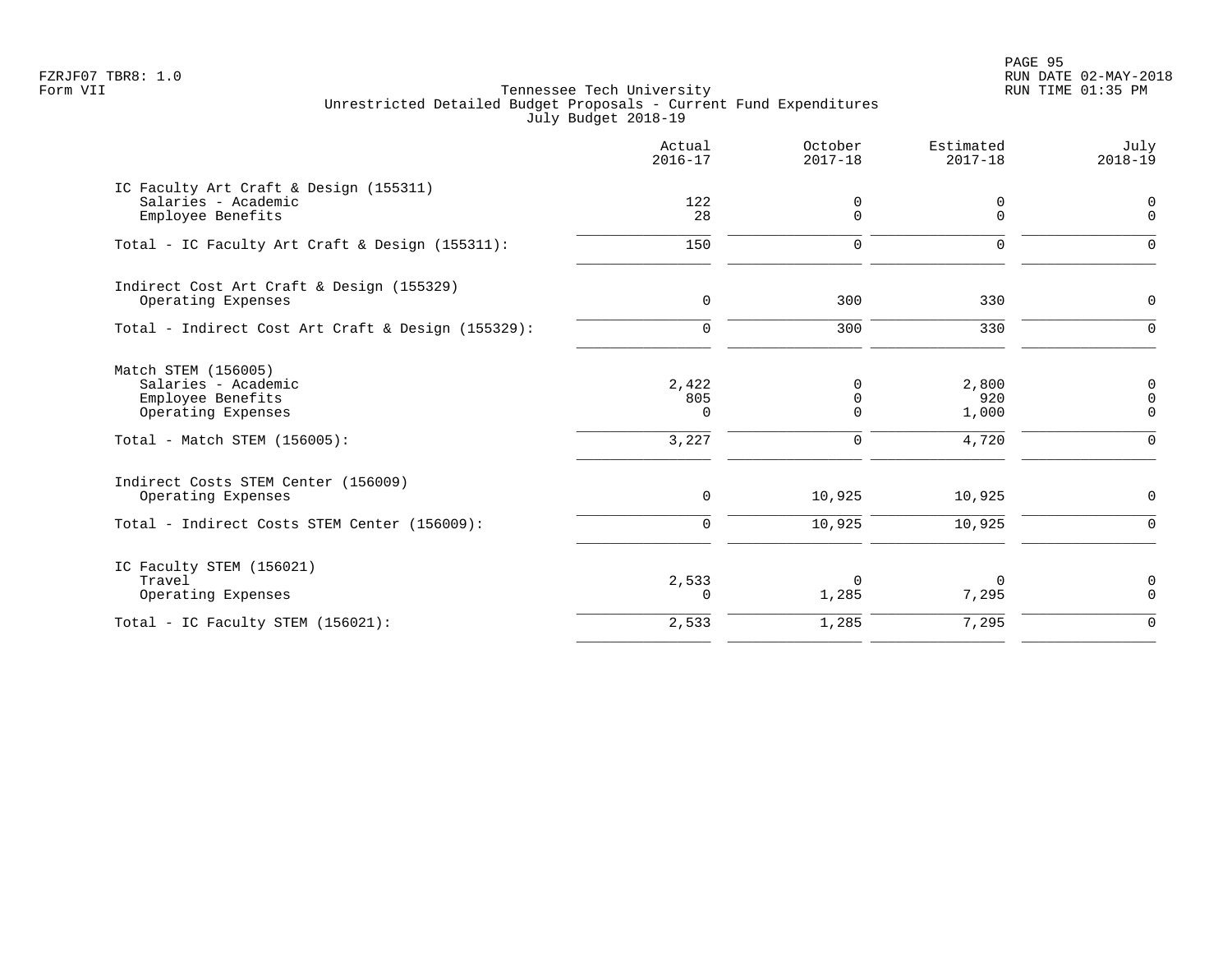FZRJF07 TBR8: 1.0
Form VII

Tennessee Tech University
Unrestricted Detailed Budget Proposals - Current Fund Expenditures
July Budget 2018-19

RUN DATE 02-MAY-2018
RUN TIME 01:35 PM

| | Actual 2016-17 | October 2017-18 | Estimated 2017-18 | July 2018-19 |
|---|---|---|---|---|
| IC Faculty Art Craft & Design (155311) | | | | |
| Salaries - Academic | 122 | 0 | 0 | 0 |
| Employee Benefits | 28 | 0 | 0 | 0 |
| Total - IC Faculty Art Craft & Design (155311): | 150 | 0 | 0 | 0 |
| Indirect Cost Art Craft & Design (155329) | | | | |
| Operating Expenses | 0 | 300 | 330 | 0 |
| Total - Indirect Cost Art Craft & Design (155329): | 0 | 300 | 330 | 0 |
| Match STEM (156005) | | | | |
| Salaries - Academic | 2,422 | 0 | 2,800 | 0 |
| Employee Benefits | 805 | 0 | 920 | 0 |
| Operating Expenses | 0 | 0 | 1,000 | 0 |
| Total - Match STEM (156005): | 3,227 | 0 | 4,720 | 0 |
| Indirect Costs STEM Center (156009) | | | | |
| Operating Expenses | 0 | 10,925 | 10,925 | 0 |
| Total - Indirect Costs STEM Center (156009): | 0 | 10,925 | 10,925 | 0 |
| IC Faculty STEM (156021) | | | | |
| Travel | 2,533 | 0 | 0 | 0 |
| Operating Expenses | 0 | 1,285 | 7,295 | 0 |
| Total - IC Faculty STEM (156021): | 2,533 | 1,285 | 7,295 | 0 |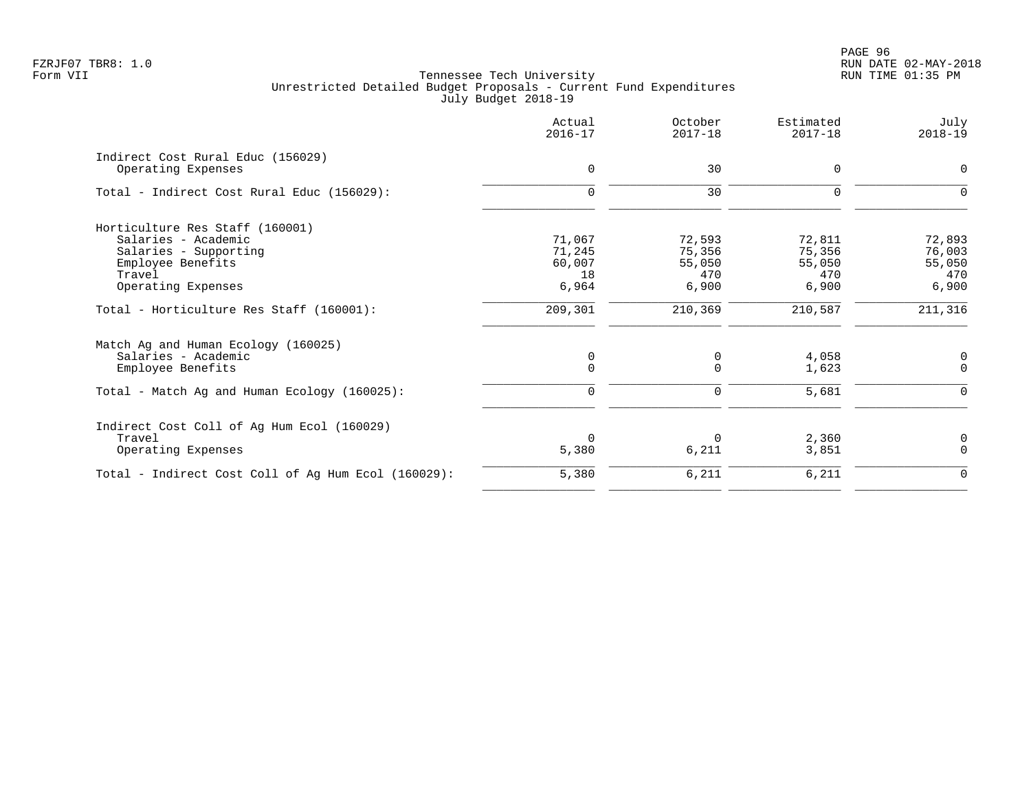Tennessee Tech University
Unrestricted Detailed Budget Proposals - Current Fund Expenditures
July Budget 2018-19

| | Actual 2016-17 | October 2017-18 | Estimated 2017-18 | July 2018-19 |
|---|---|---|---|---|
| **Indirect Cost Rural Educ (156029)** | | | | |
| Operating Expenses | 0 | 30 | 0 | 0 |
| Total - Indirect Cost Rural Educ (156029): | 0 | 30 | 0 | 0 |
| **Horticulture Res Staff (160001)** | | | | |
| Salaries - Academic | 71,067 | 72,593 | 72,811 | 72,893 |
| Salaries - Supporting | 71,245 | 75,356 | 75,356 | 76,003 |
| Employee Benefits | 60,007 | 55,050 | 55,050 | 55,050 |
| Travel | 18 | 470 | 470 | 470 |
| Operating Expenses | 6,964 | 6,900 | 6,900 | 6,900 |
| Total - Horticulture Res Staff (160001): | 209,301 | 210,369 | 210,587 | 211,316 |
| **Match Ag and Human Ecology (160025)** | | | | |
| Salaries - Academic | 0 | 0 | 4,058 | 0 |
| Employee Benefits | 0 | 0 | 1,623 | 0 |
| Total - Match Ag and Human Ecology (160025): | 0 | 0 | 5,681 | 0 |
| **Indirect Cost Coll of Ag Hum Ecol (160029)** | | | | |
| Travel | 0 | 0 | 2,360 | 0 |
| Operating Expenses | 5,380 | 6,211 | 3,851 | 0 |
| Total - Indirect Cost Coll of Ag Hum Ecol (160029): | 5,380 | 6,211 | 6,211 | 0 |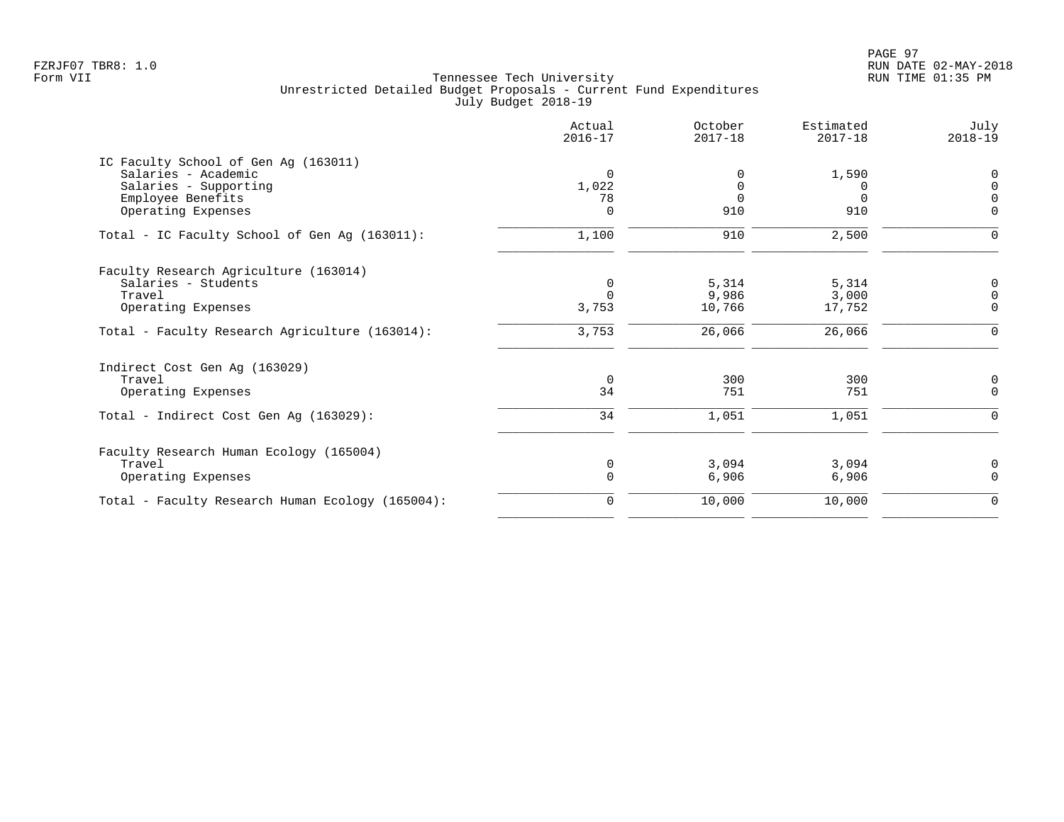Tennessee Tech University
Unrestricted Detailed Budget Proposals - Current Fund Expenditures
July Budget 2018-19

FZRJF07 TBR8: 1.0
Form VII

RUN DATE 02-MAY-2018
RUN TIME 01:35 PM

| | Actual 2016-17 | October 2017-18 | Estimated 2017-18 | July 2018-19 |
|---|---|---|---|---|
| **IC Faculty School of Gen Ag (163011)** | | | | |
| Salaries - Academic | 0 | 0 | 1,590 | 0 |
| Salaries - Supporting | 1,022 | 0 | 0 | 0 |
| Employee Benefits | 78 | 0 | 0 | 0 |
| Operating Expenses | 0 | 910 | 910 | 0 |
| Total - IC Faculty School of Gen Ag (163011): | 1,100 | 910 | 2,500 | 0 |
| **Faculty Research Agriculture (163014)** | | | | |
| Salaries - Students | 0 | 5,314 | 5,314 | 0 |
| Travel | 0 | 9,986 | 3,000 | 0 |
| Operating Expenses | 3,753 | 10,766 | 17,752 | 0 |
| Total - Faculty Research Agriculture (163014): | 3,753 | 26,066 | 26,066 | 0 |
| **Indirect Cost Gen Ag (163029)** | | | | |
| Travel | 0 | 300 | 300 | 0 |
| Operating Expenses | 34 | 751 | 751 | 0 |
| Total - Indirect Cost Gen Ag (163029): | 34 | 1,051 | 1,051 | 0 |
| **Faculty Research Human Ecology (165004)** | | | | |
| Travel | 0 | 3,094 | 3,094 | 0 |
| Operating Expenses | 0 | 6,906 | 6,906 | 0 |
| Total - Faculty Research Human Ecology (165004): | 0 | 10,000 | 10,000 | 0 |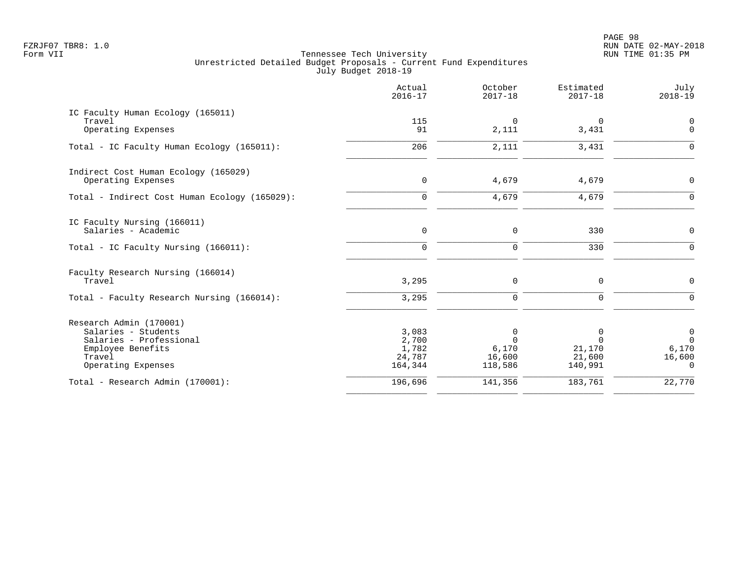Tennessee Tech University
Unrestricted Detailed Budget Proposals - Current Fund Expenditures
July Budget 2018-19

FZRJF07 TBR8: 1.0
Form VII

RUN DATE 02-MAY-2018
RUN TIME 01:35 PM

| | Actual 2016-17 | October 2017-18 | Estimated 2017-18 | July 2018-19 |
|---|---|---|---|---|
| **IC Faculty Human Ecology (165011)** | | | | |
| Travel | 115 | 0 | 0 | 0 |
| Operating Expenses | 91 | 2,111 | 3,431 | 0 |
| Total - IC Faculty Human Ecology (165011): | 206 | 2,111 | 3,431 | 0 |
| **Indirect Cost Human Ecology (165029)** | | | | |
| Operating Expenses | 0 | 4,679 | 4,679 | 0 |
| Total - Indirect Cost Human Ecology (165029): | 0 | 4,679 | 4,679 | 0 |
| **IC Faculty Nursing (166011)** | | | | |
| Salaries - Academic | 0 | 0 | 330 | 0 |
| Total - IC Faculty Nursing (166011): | 0 | 0 | 330 | 0 |
| **Faculty Research Nursing (166014)** | | | | |
| Travel | 3,295 | 0 | 0 | 0 |
| Total - Faculty Research Nursing (166014): | 3,295 | 0 | 0 | 0 |
| **Research Admin (170001)** | | | | |
| Salaries - Students | 3,083 | 0 | 0 | 0 |
| Salaries - Professional | 2,700 | 0 | 0 | 0 |
| Employee Benefits | 1,782 | 6,170 | 21,170 | 6,170 |
| Travel | 24,787 | 16,600 | 21,600 | 16,600 |
| Operating Expenses | 164,344 | 118,586 | 140,991 | 0 |
| Total - Research Admin (170001): | 196,696 | 141,356 | 183,761 | 22,770 |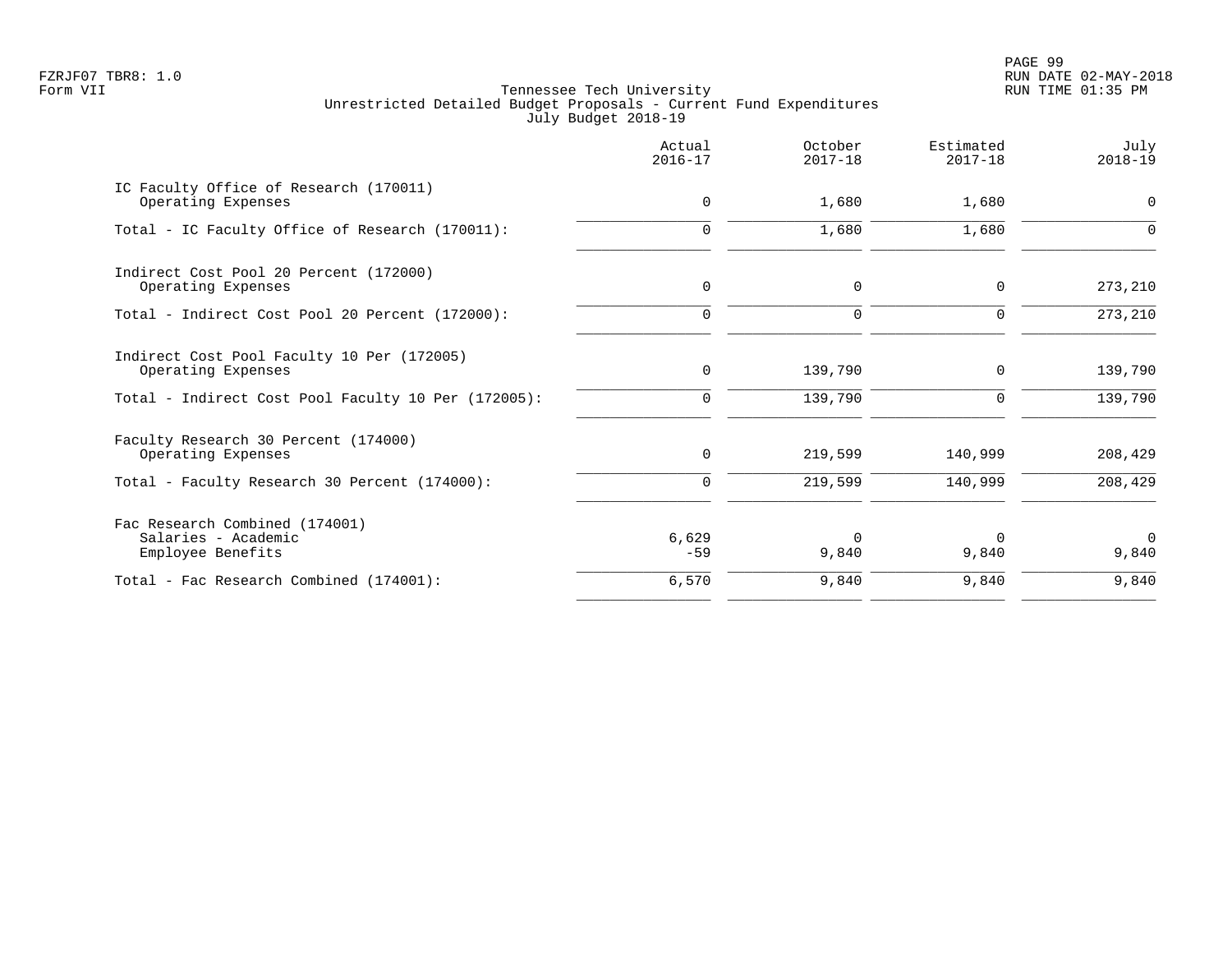FZRJF07 TBR8: 1.0
Form VII

Tennessee Tech University
Unrestricted Detailed Budget Proposals - Current Fund Expenditures
July Budget 2018-19

RUN DATE 02-MAY-2018
RUN TIME 01:35 PM

| | Actual 2016-17 | October 2017-18 | Estimated 2017-18 | July 2018-19 |
|---|---|---|---|---|
| IC Faculty Office of Research (170011) | | | | |
| Operating Expenses | 0 | 1,680 | 1,680 | 0 |
| Total - IC Faculty Office of Research (170011): | 0 | 1,680 | 1,680 | 0 |
| Indirect Cost Pool 20 Percent (172000) | | | | |
| Operating Expenses | 0 | 0 | 0 | 273,210 |
| Total - Indirect Cost Pool 20 Percent (172000): | 0 | 0 | 0 | 273,210 |
| Indirect Cost Pool Faculty 10 Per (172005) | | | | |
| Operating Expenses | 0 | 139,790 | 0 | 139,790 |
| Total - Indirect Cost Pool Faculty 10 Per (172005): | 0 | 139,790 | 0 | 139,790 |
| Faculty Research 30 Percent (174000) | | | | |
| Operating Expenses | 0 | 219,599 | 140,999 | 208,429 |
| Total - Faculty Research 30 Percent (174000): | 0 | 219,599 | 140,999 | 208,429 |
| Fac Research Combined (174001) | | | | |
| Salaries - Academic | 6,629 | 0 | 0 | 0 |
| Employee Benefits | -59 | 9,840 | 9,840 | 9,840 |
| Total - Fac Research Combined (174001): | 6,570 | 9,840 | 9,840 | 9,840 |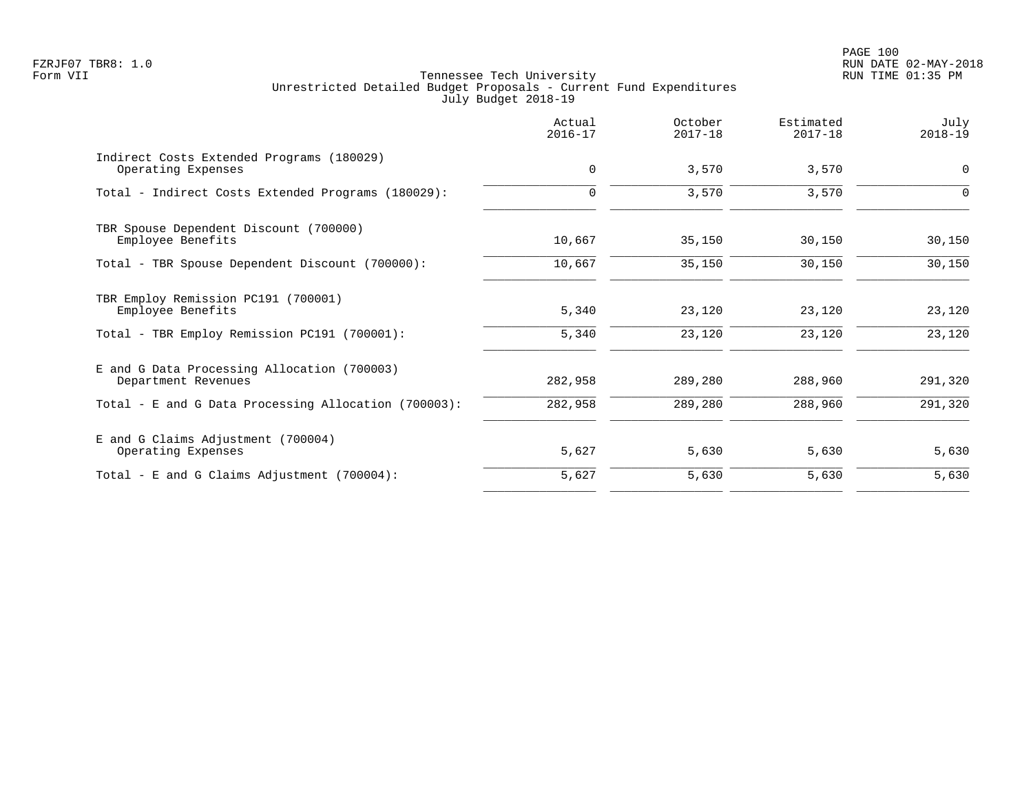Tennessee Tech University
Unrestricted Detailed Budget Proposals - Current Fund Expenditures
July Budget 2018-19

| | Actual 2016-17 | October 2017-18 | Estimated 2017-18 | July 2018-19 |
|---|---|---|---|---|
| Indirect Costs Extended Programs (180029) | | | | |
| Operating Expenses | 0 | 3,570 | 3,570 | 0 |
| Total - Indirect Costs Extended Programs (180029): | 0 | 3,570 | 3,570 | 0 |
| TBR Spouse Dependent Discount (700000) | | | | |
| Employee Benefits | 10,667 | 35,150 | 30,150 | 30,150 |
| Total - TBR Spouse Dependent Discount (700000): | 10,667 | 35,150 | 30,150 | 30,150 |
| TBR Employ Remission PC191 (700001) | | | | |
| Employee Benefits | 5,340 | 23,120 | 23,120 | 23,120 |
| Total - TBR Employ Remission PC191 (700001): | 5,340 | 23,120 | 23,120 | 23,120 |
| E and G Data Processing Allocation (700003) | | | | |
| Department Revenues | 282,958 | 289,280 | 288,960 | 291,320 |
| Total - E and G Data Processing Allocation (700003): | 282,958 | 289,280 | 288,960 | 291,320 |
| E and G Claims Adjustment (700004) | | | | |
| Operating Expenses | 5,627 | 5,630 | 5,630 | 5,630 |
| Total - E and G Claims Adjustment (700004): | 5,627 | 5,630 | 5,630 | 5,630 |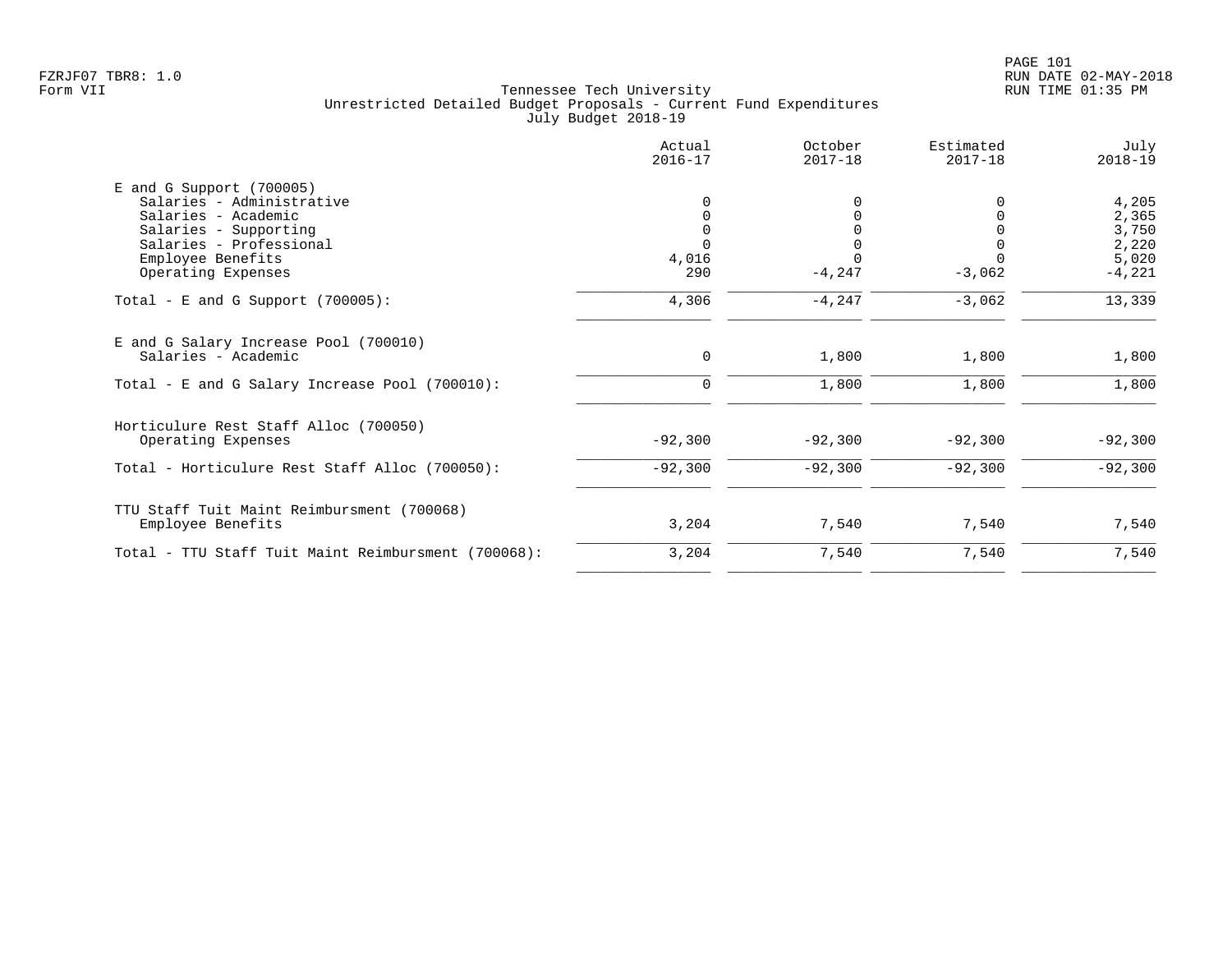Tennessee Tech University
Unrestricted Detailed Budget Proposals - Current Fund Expenditures
July Budget 2018-19

FZRJF07 TBR8: 1.0
Form VII

RUN DATE 02-MAY-2018
RUN TIME 01:35 PM

| | Actual 2016-17 | October 2017-18 | Estimated 2017-18 | July 2018-19 |
|---|---|---|---|---|
| **E and G Support (700005)** | | | | |
| Salaries - Administrative | 0 | 0 | 0 | 4,205 |
| Salaries - Academic | 0 | 0 | 0 | 2,365 |
| Salaries - Supporting | 0 | 0 | 0 | 3,750 |
| Salaries - Professional | 0 | 0 | 0 | 2,220 |
| Employee Benefits | 4,016 | 0 | 0 | 5,020 |
| Operating Expenses | 290 | -4,247 | -3,062 | -4,221 |
| Total - E and G Support (700005): | 4,306 | -4,247 | -3,062 | 13,339 |
| **E and G Salary Increase Pool (700010)** | | | | |
| Salaries - Academic | 0 | 1,800 | 1,800 | 1,800 |
| Total - E and G Salary Increase Pool (700010): | 0 | 1,800 | 1,800 | 1,800 |
| **Horticulure Rest Staff Alloc (700050)** | | | | |
| Operating Expenses | -92,300 | -92,300 | -92,300 | -92,300 |
| Total - Horticulure Rest Staff Alloc (700050): | -92,300 | -92,300 | -92,300 | -92,300 |
| **TTU Staff Tuit Maint Reimbursment (700068)** | | | | |
| Employee Benefits | 3,204 | 7,540 | 7,540 | 7,540 |
| Total - TTU Staff Tuit Maint Reimbursment (700068): | 3,204 | 7,540 | 7,540 | 7,540 |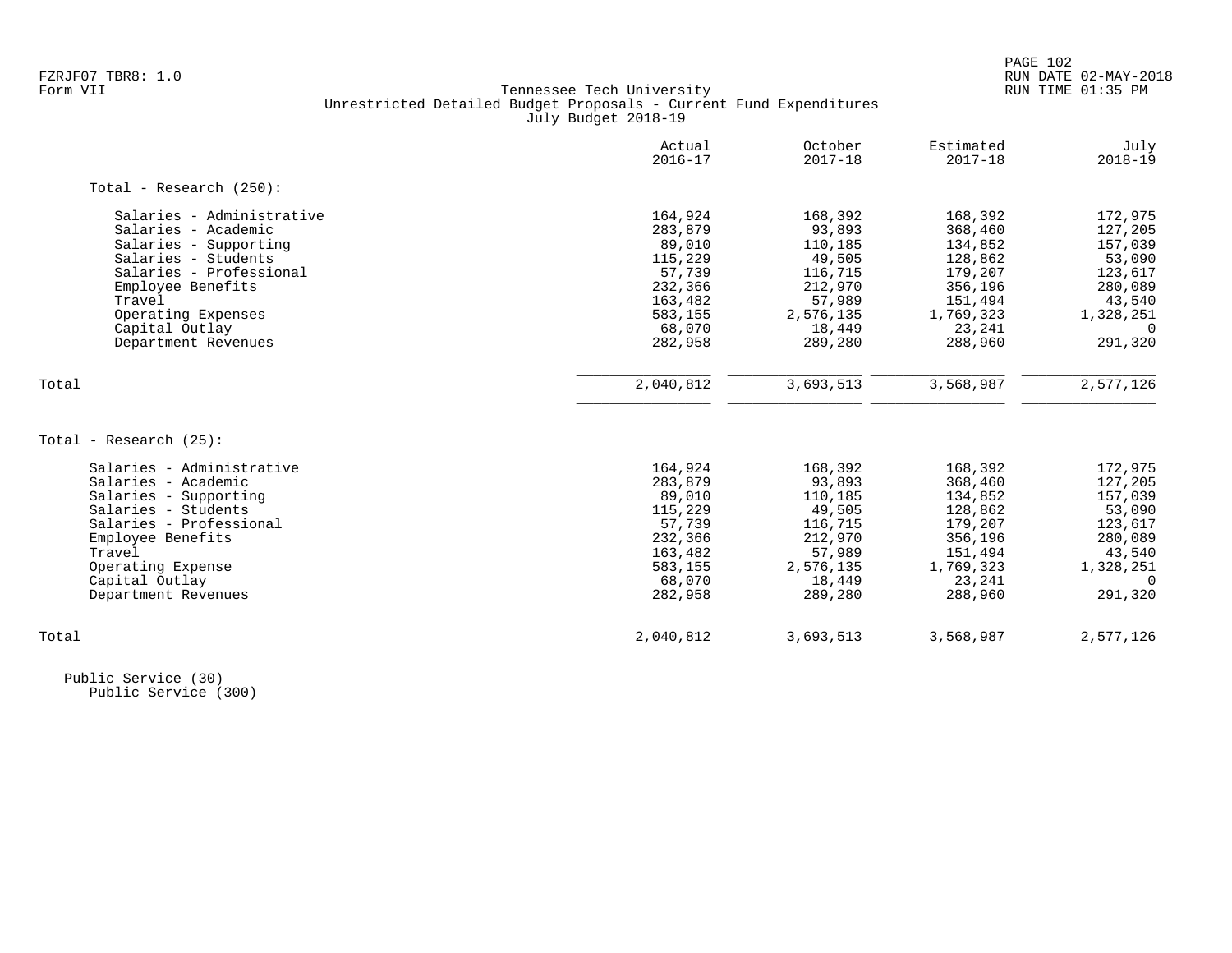Tennessee Tech University
Unrestricted Detailed Budget Proposals - Current Fund Expenditures
July Budget 2018-19

| | Actual 2016-17 | October 2017-18 | Estimated 2017-18 | July 2018-19 |
|---|---|---|---|---|
| **Total - Research (250):** | | | | |
| Salaries - Administrative | 164,924 | 168,392 | 168,392 | 172,975 |
| Salaries - Academic | 283,879 | 93,893 | 368,460 | 127,205 |
| Salaries - Supporting | 89,010 | 110,185 | 134,852 | 157,039 |
| Salaries - Students | 115,229 | 49,505 | 128,862 | 53,090 |
| Salaries - Professional | 57,739 | 116,715 | 179,207 | 123,617 |
| Employee Benefits | 232,366 | 212,970 | 356,196 | 280,089 |
| Travel | 163,482 | 57,989 | 151,494 | 43,540 |
| Operating Expenses | 583,155 | 2,576,135 | 1,769,323 | 1,328,251 |
| Capital Outlay | 68,070 | 18,449 | 23,241 | 0 |
| Department Revenues | 282,958 | 289,280 | 288,960 | 291,320 |
| Total | 2,040,812 | 3,693,513 | 3,568,987 | 2,577,126 |
| **Total - Research (25):** | | | | |
| Salaries - Administrative | 164,924 | 168,392 | 168,392 | 172,975 |
| Salaries - Academic | 283,879 | 93,893 | 368,460 | 127,205 |
| Salaries - Supporting | 89,010 | 110,185 | 134,852 | 157,039 |
| Salaries - Students | 115,229 | 49,505 | 128,862 | 53,090 |
| Salaries - Professional | 57,739 | 116,715 | 179,207 | 123,617 |
| Employee Benefits | 232,366 | 212,970 | 356,196 | 280,089 |
| Travel | 163,482 | 57,989 | 151,494 | 43,540 |
| Operating Expense | 583,155 | 2,576,135 | 1,769,323 | 1,328,251 |
| Capital Outlay | 68,070 | 18,449 | 23,241 | 0 |
| Department Revenues | 282,958 | 289,280 | 288,960 | 291,320 |
| Total | 2,040,812 | 3,693,513 | 3,568,987 | 2,577,126 |

Public Service (30)
Public Service (300)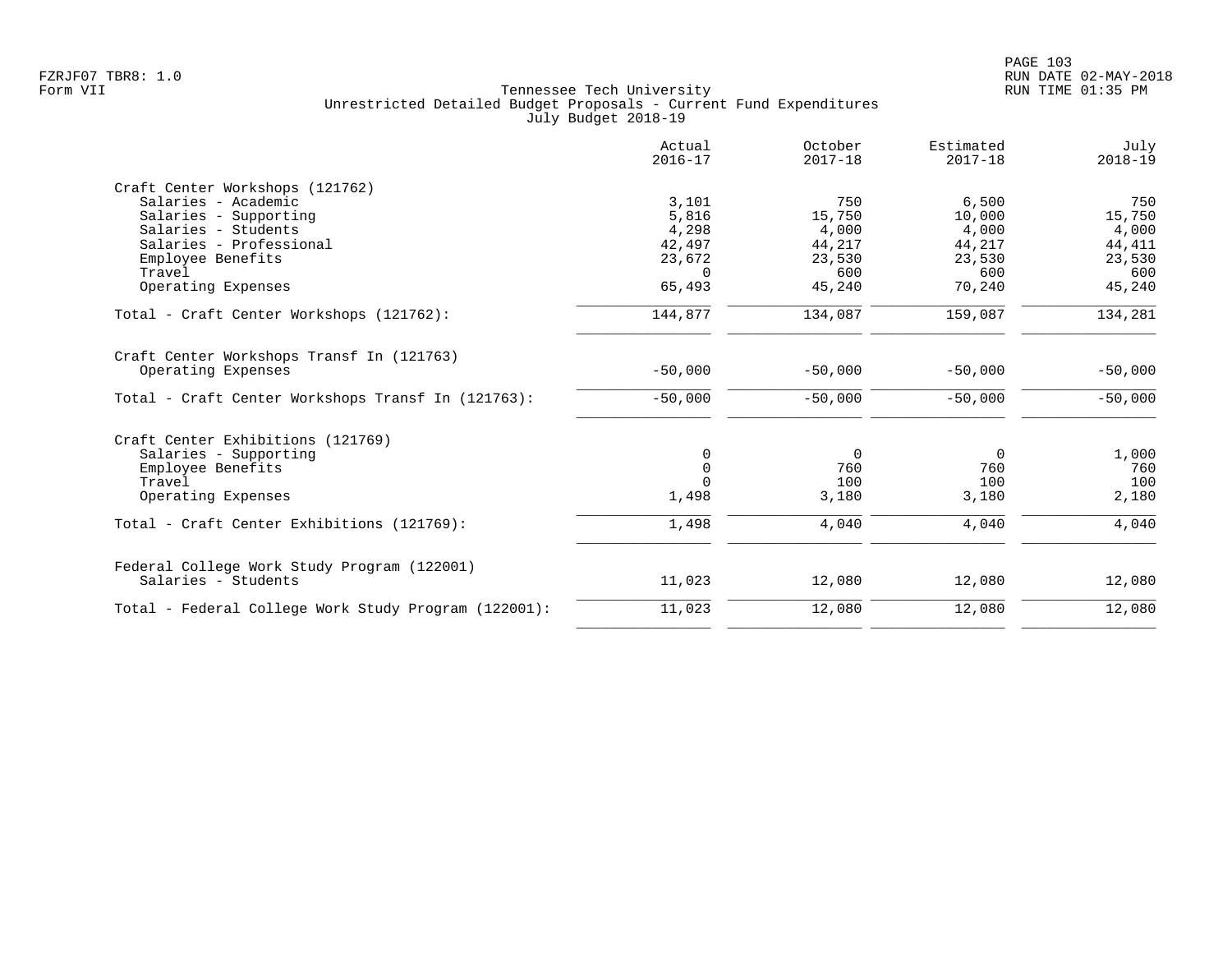Tennessee Tech University
Unrestricted Detailed Budget Proposals - Current Fund Expenditures
July Budget 2018-19

| | Actual 2016-17 | October 2017-18 | Estimated 2017-18 | July 2018-19 |
|---|---|---|---|---|
| **Craft Center Workshops (121762)** | | | | |
| Salaries - Academic | 3,101 | 750 | 6,500 | 750 |
| Salaries - Supporting | 5,816 | 15,750 | 10,000 | 15,750 |
| Salaries - Students | 4,298 | 4,000 | 4,000 | 4,000 |
| Salaries - Professional | 42,497 | 44,217 | 44,217 | 44,411 |
| Employee Benefits | 23,672 | 23,530 | 23,530 | 23,530 |
| Travel | 0 | 600 | 600 | 600 |
| Operating Expenses | 65,493 | 45,240 | 70,240 | 45,240 |
| Total - Craft Center Workshops (121762): | 144,877 | 134,087 | 159,087 | 134,281 |
| **Craft Center Workshops Transf In (121763)** | | | | |
| Operating Expenses | -50,000 | -50,000 | -50,000 | -50,000 |
| Total - Craft Center Workshops Transf In (121763): | -50,000 | -50,000 | -50,000 | -50,000 |
| **Craft Center Exhibitions (121769)** | | | | |
| Salaries - Supporting | 0 | 0 | 0 | 1,000 |
| Employee Benefits | 0 | 760 | 760 | 760 |
| Travel | 0 | 100 | 100 | 100 |
| Operating Expenses | 1,498 | 3,180 | 3,180 | 2,180 |
| Total - Craft Center Exhibitions (121769): | 1,498 | 4,040 | 4,040 | 4,040 |
| **Federal College Work Study Program (122001)** | | | | |
| Salaries - Students | 11,023 | 12,080 | 12,080 | 12,080 |
| Total - Federal College Work Study Program (122001): | 11,023 | 12,080 | 12,080 | 12,080 |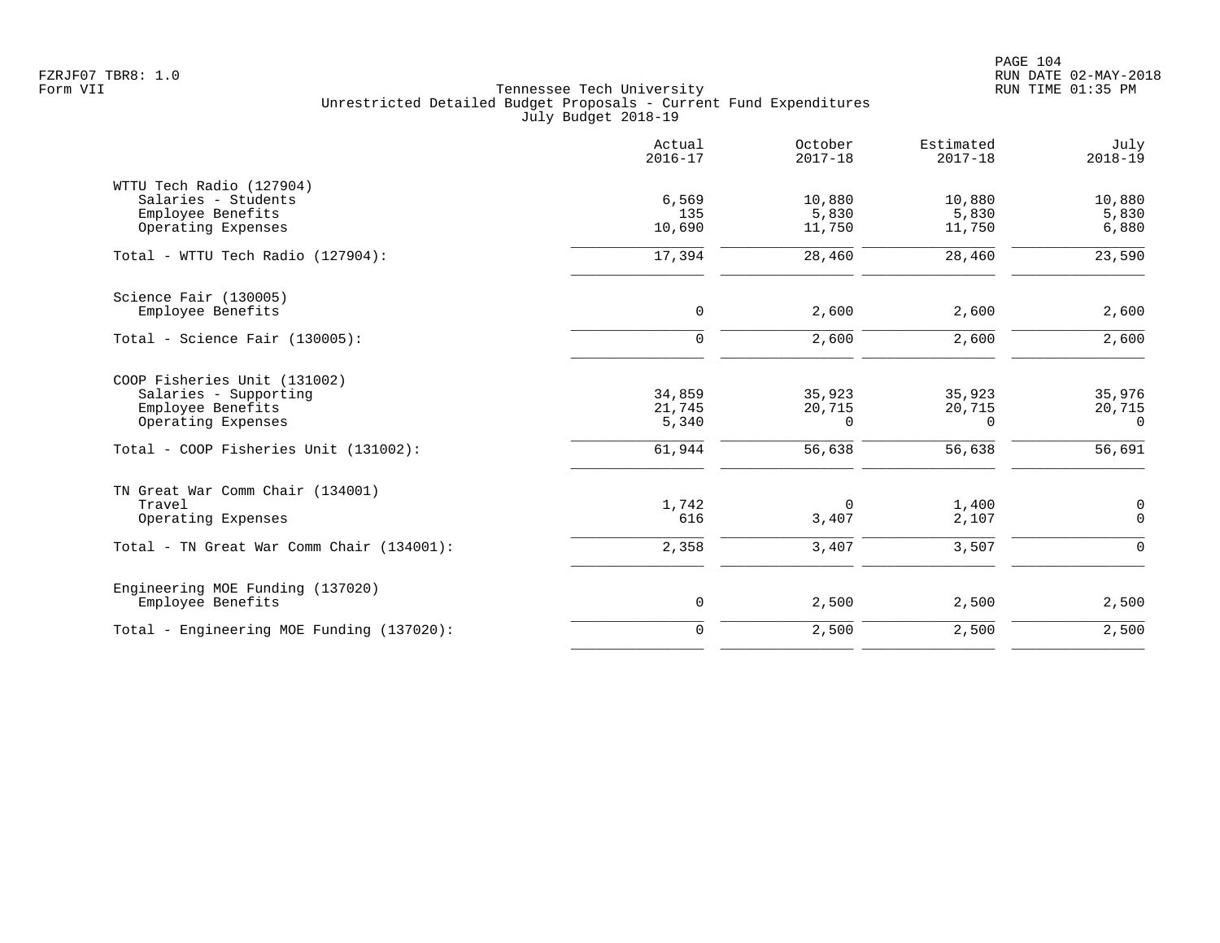Tennessee Tech University
Unrestricted Detailed Budget Proposals - Current Fund Expenditures
July Budget 2018-19

| | Actual 2016-17 | October 2017-18 | Estimated 2017-18 | July 2018-19 |
|---|---|---|---|---|
| WTTU Tech Radio (127904) | | | | |
| Salaries - Students | 6,569 | 10,880 | 10,880 | 10,880 |
| Employee Benefits | 135 | 5,830 | 5,830 | 5,830 |
| Operating Expenses | 10,690 | 11,750 | 11,750 | 6,880 |
| Total - WTTU Tech Radio (127904): | 17,394 | 28,460 | 28,460 | 23,590 |
| Science Fair (130005) | | | | |
| Employee Benefits | 0 | 2,600 | 2,600 | 2,600 |
| Total - Science Fair (130005): | 0 | 2,600 | 2,600 | 2,600 |
| COOP Fisheries Unit (131002) | | | | |
| Salaries - Supporting | 34,859 | 35,923 | 35,923 | 35,976 |
| Employee Benefits | 21,745 | 20,715 | 20,715 | 20,715 |
| Operating Expenses | 5,340 | 0 | 0 | 0 |
| Total - COOP Fisheries Unit (131002): | 61,944 | 56,638 | 56,638 | 56,691 |
| TN Great War Comm Chair (134001) | | | | |
| Travel | 1,742 | 0 | 1,400 | 0 |
| Operating Expenses | 616 | 3,407 | 2,107 | 0 |
| Total - TN Great War Comm Chair (134001): | 2,358 | 3,407 | 3,507 | 0 |
| Engineering MOE Funding (137020) | | | | |
| Employee Benefits | 0 | 2,500 | 2,500 | 2,500 |
| Total - Engineering MOE Funding (137020): | 0 | 2,500 | 2,500 | 2,500 |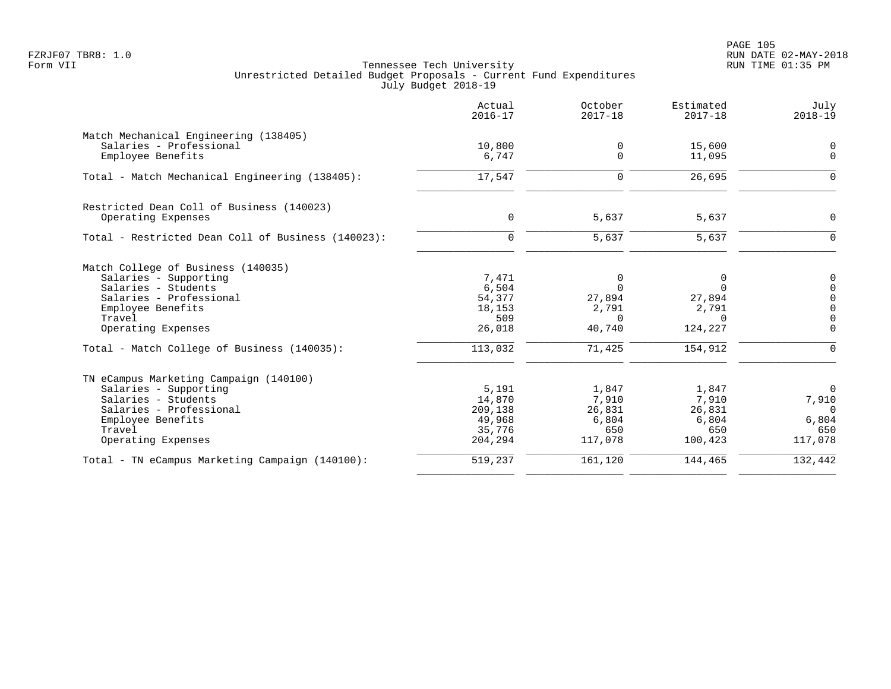Tennessee Tech University
Unrestricted Detailed Budget Proposals - Current Fund Expenditures
July Budget 2018-19

| | Actual 2016-17 | October 2017-18 | Estimated 2017-18 | July 2018-19 |
|---|---|---|---|---|
| **Match Mechanical Engineering (138405)** | | | | |
| Salaries - Professional | 10,800 | 0 | 15,600 | 0 |
| Employee Benefits | 6,747 | 0 | 11,095 | 0 |
| Total - Match Mechanical Engineering (138405): | 17,547 | 0 | 26,695 | 0 |
| **Restricted Dean Coll of Business (140023)** | | | | |
| Operating Expenses | 0 | 5,637 | 5,637 | 0 |
| Total - Restricted Dean Coll of Business (140023): | 0 | 5,637 | 5,637 | 0 |
| **Match College of Business (140035)** | | | | |
| Salaries - Supporting | 7,471 | 0 | 0 | 0 |
| Salaries - Students | 6,504 | 0 | 0 | 0 |
| Salaries - Professional | 54,377 | 27,894 | 27,894 | 0 |
| Employee Benefits | 18,153 | 2,791 | 2,791 | 0 |
| Travel | 509 | 0 | 0 | 0 |
| Operating Expenses | 26,018 | 40,740 | 124,227 | 0 |
| Total - Match College of Business (140035): | 113,032 | 71,425 | 154,912 | 0 |
| **TN eCampus Marketing Campaign (140100)** | | | | |
| Salaries - Supporting | 5,191 | 1,847 | 1,847 | 0 |
| Salaries - Students | 14,870 | 7,910 | 7,910 | 7,910 |
| Salaries - Professional | 209,138 | 26,831 | 26,831 | 0 |
| Employee Benefits | 49,968 | 6,804 | 6,804 | 6,804 |
| Travel | 35,776 | 650 | 650 | 650 |
| Operating Expenses | 204,294 | 117,078 | 100,423 | 117,078 |
| Total - TN eCampus Marketing Campaign (140100): | 519,237 | 161,120 | 144,465 | 132,442 |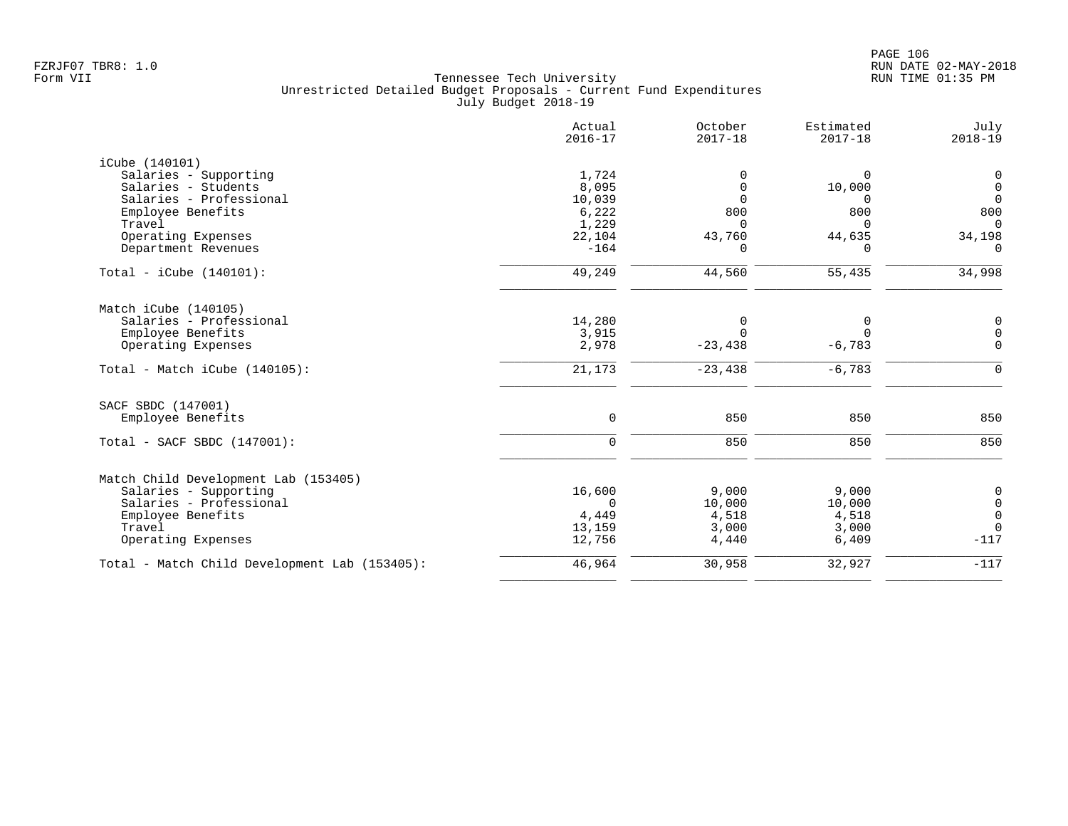Tennessee Tech University
Unrestricted Detailed Budget Proposals - Current Fund Expenditures
July Budget 2018-19

| | Actual 2016-17 | October 2017-18 | Estimated 2017-18 | July 2018-19 |
|---|---|---|---|---|
| **iCube (140101)** | | | | |
| Salaries - Supporting | 1,724 | 0 | 0 | 0 |
| Salaries - Students | 8,095 | 0 | 10,000 | 0 |
| Salaries - Professional | 10,039 | 0 | 0 | 0 |
| Employee Benefits | 6,222 | 800 | 800 | 800 |
| Travel | 1,229 | 0 | 0 | 0 |
| Operating Expenses | 22,104 | 43,760 | 44,635 | 34,198 |
| Department Revenues | -164 | 0 | 0 | 0 |
| Total - iCube (140101): | 49,249 | 44,560 | 55,435 | 34,998 |
| **Match iCube (140105)** | | | | |
| Salaries - Professional | 14,280 | 0 | 0 | 0 |
| Employee Benefits | 3,915 | 0 | 0 | 0 |
| Operating Expenses | 2,978 | -23,438 | -6,783 | 0 |
| Total - Match iCube (140105): | 21,173 | -23,438 | -6,783 | 0 |
| **SACF SBDC (147001)** | | | | |
| Employee Benefits | 0 | 850 | 850 | 850 |
| Total - SACF SBDC (147001): | 0 | 850 | 850 | 850 |
| **Match Child Development Lab (153405)** | | | | |
| Salaries - Supporting | 16,600 | 9,000 | 9,000 | 0 |
| Salaries - Professional | 0 | 10,000 | 10,000 | 0 |
| Employee Benefits | 4,449 | 4,518 | 4,518 | 0 |
| Travel | 13,159 | 3,000 | 3,000 | 0 |
| Operating Expenses | 12,756 | 4,440 | 6,409 | -117 |
| Total - Match Child Development Lab (153405): | 46,964 | 30,958 | 32,927 | -117 |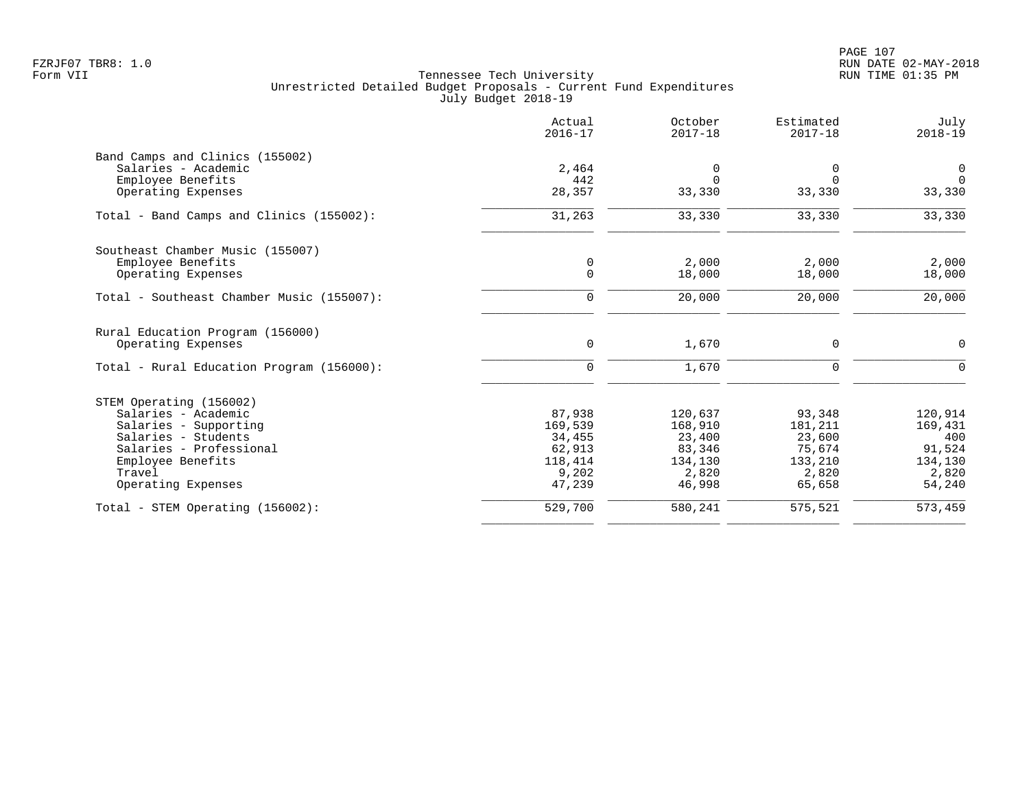FZRJF07 TBR8: 1.0
Form VII

Tennessee Tech University
Unrestricted Detailed Budget Proposals - Current Fund Expenditures
July Budget 2018-19

RUN DATE 02-MAY-2018
RUN TIME 01:35 PM

| | Actual 2016-17 | October 2017-18 | Estimated 2017-18 | July 2018-19 |
|---|---|---|---|---|
| **Band Camps and Clinics (155002)** | | | | |
| Salaries - Academic | 2,464 | 0 | 0 | 0 |
| Employee Benefits | 442 | 0 | 0 | 0 |
| Operating Expenses | 28,357 | 33,330 | 33,330 | 33,330 |
| Total - Band Camps and Clinics (155002): | 31,263 | 33,330 | 33,330 | 33,330 |
| **Southeast Chamber Music (155007)** | | | | |
| Employee Benefits | 0 | 2,000 | 2,000 | 2,000 |
| Operating Expenses | 0 | 18,000 | 18,000 | 18,000 |
| Total - Southeast Chamber Music (155007): | 0 | 20,000 | 20,000 | 20,000 |
| **Rural Education Program (156000)** | | | | |
| Operating Expenses | 0 | 1,670 | 0 | 0 |
| Total - Rural Education Program (156000): | 0 | 1,670 | 0 | 0 |
| **STEM Operating (156002)** | | | | |
| Salaries - Academic | 87,938 | 120,637 | 93,348 | 120,914 |
| Salaries - Supporting | 169,539 | 168,910 | 181,211 | 169,431 |
| Salaries - Students | 34,455 | 23,400 | 23,600 | 400 |
| Salaries - Professional | 62,913 | 83,346 | 75,674 | 91,524 |
| Employee Benefits | 118,414 | 134,130 | 133,210 | 134,130 |
| Travel | 9,202 | 2,820 | 2,820 | 2,820 |
| Operating Expenses | 47,239 | 46,998 | 65,658 | 54,240 |
| Total - STEM Operating (156002): | 529,700 | 580,241 | 575,521 | 573,459 |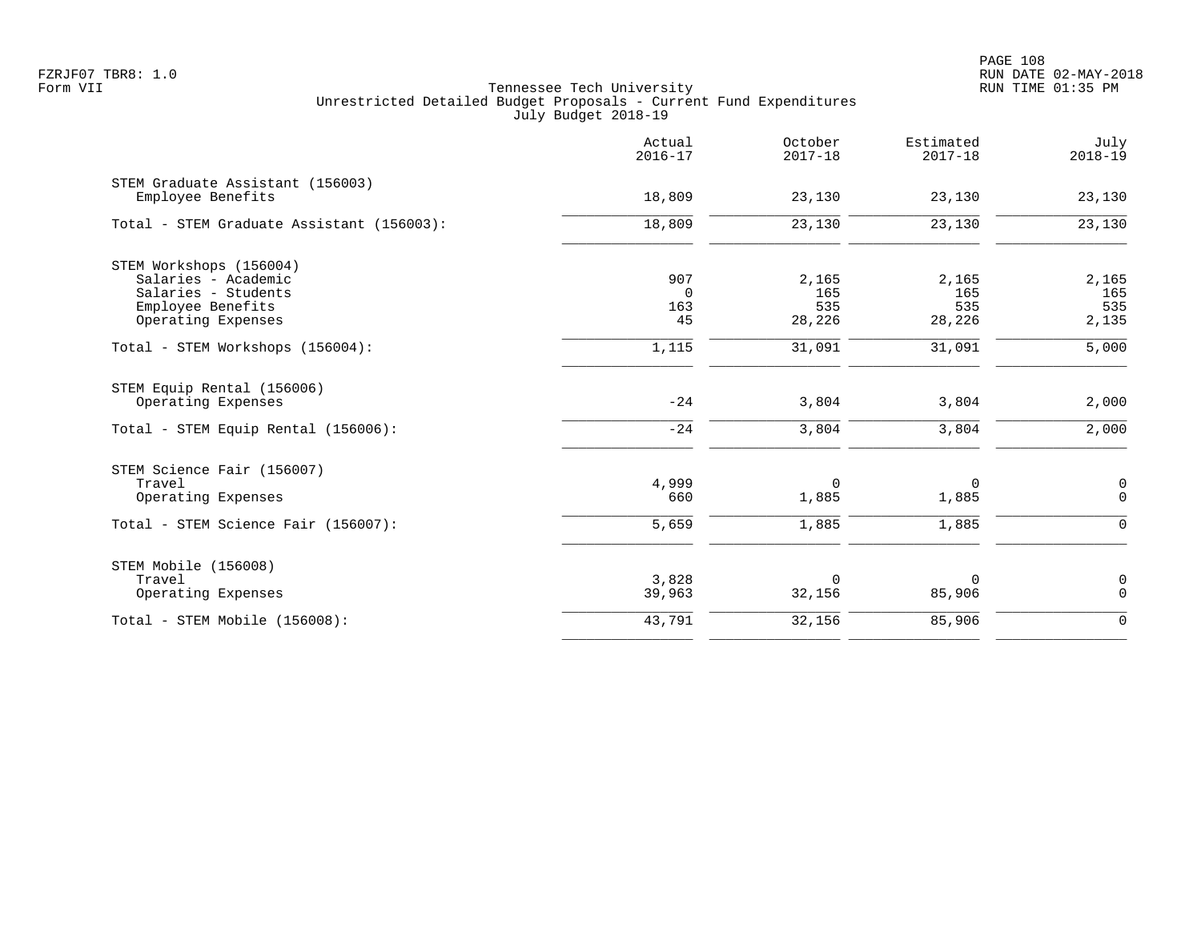Tennessee Tech University
Unrestricted Detailed Budget Proposals - Current Fund Expenditures
July Budget 2018-19

| | Actual 2016-17 | October 2017-18 | Estimated 2017-18 | July 2018-19 |
|---|---|---|---|---|
| **STEM Graduate Assistant (156003)** | | | | |
| Employee Benefits | 18,809 | 23,130 | 23,130 | 23,130 |
| Total - STEM Graduate Assistant (156003): | 18,809 | 23,130 | 23,130 | 23,130 |
| **STEM Workshops (156004)** | | | | |
| Salaries - Academic | 907 | 2,165 | 2,165 | 2,165 |
| Salaries - Students | 0 | 165 | 165 | 165 |
| Employee Benefits | 163 | 535 | 535 | 535 |
| Operating Expenses | 45 | 28,226 | 28,226 | 2,135 |
| Total - STEM Workshops (156004): | 1,115 | 31,091 | 31,091 | 5,000 |
| **STEM Equip Rental (156006)** | | | | |
| Operating Expenses | -24 | 3,804 | 3,804 | 2,000 |
| Total - STEM Equip Rental (156006): | -24 | 3,804 | 3,804 | 2,000 |
| **STEM Science Fair (156007)** | | | | |
| Travel | 4,999 | 0 | 0 | 0 |
| Operating Expenses | 660 | 1,885 | 1,885 | 0 |
| Total - STEM Science Fair (156007): | 5,659 | 1,885 | 1,885 | 0 |
| **STEM Mobile (156008)** | | | | |
| Travel | 3,828 | 0 | 0 | 0 |
| Operating Expenses | 39,963 | 32,156 | 85,906 | 0 |
| Total - STEM Mobile (156008): | 43,791 | 32,156 | 85,906 | 0 |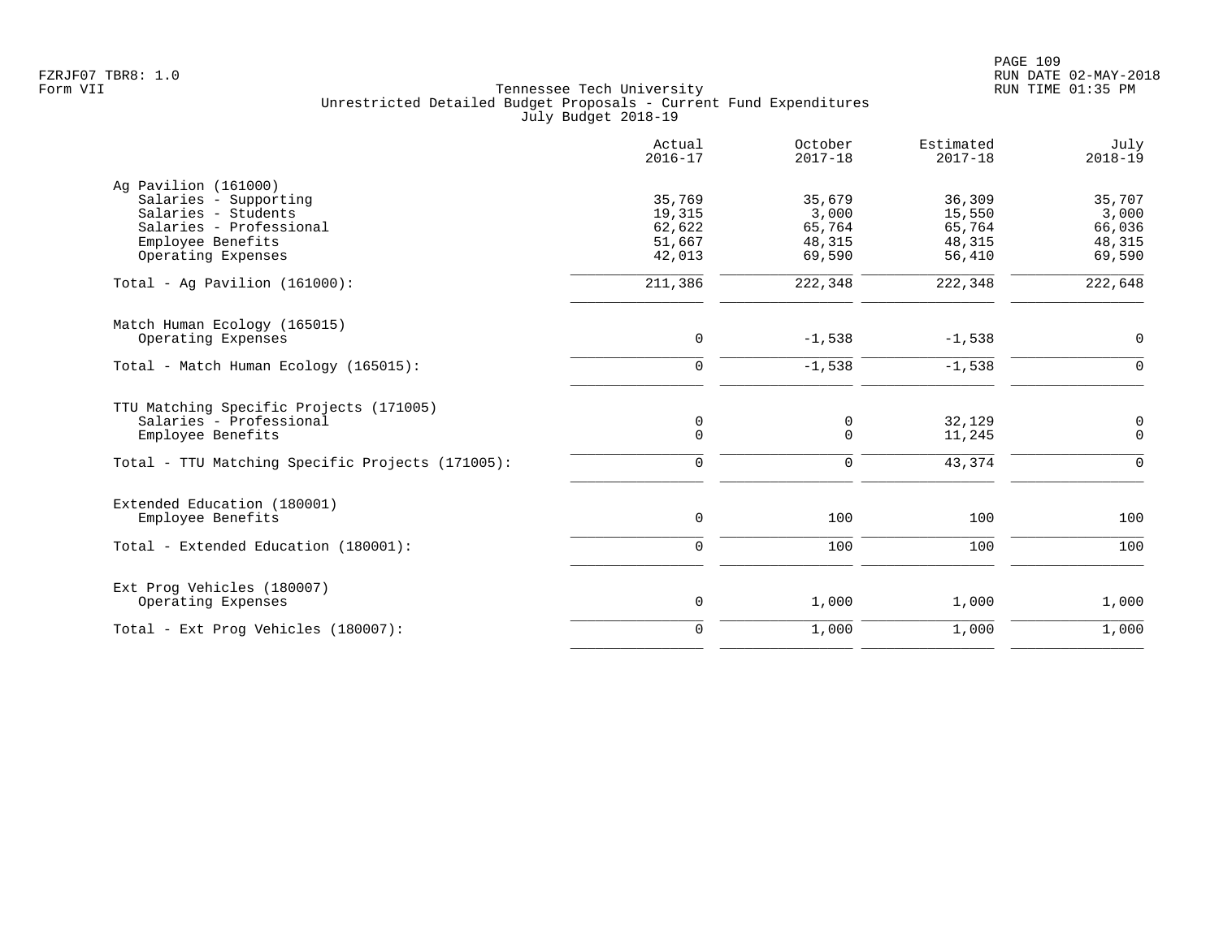FZRJF07 TBR8: 1.0
Form VII

Tennessee Tech University
Unrestricted Detailed Budget Proposals - Current Fund Expenditures
July Budget 2018-19

RUN DATE 02-MAY-2018
RUN TIME 01:35 PM

| | Actual 2016-17 | October 2017-18 | Estimated 2017-18 | July 2018-19 |
|---|---|---|---|---|
| **Ag Pavilion (161000)** | | | | |
| Salaries - Supporting | 35,769 | 35,679 | 36,309 | 35,707 |
| Salaries - Students | 19,315 | 3,000 | 15,550 | 3,000 |
| Salaries - Professional | 62,622 | 65,764 | 65,764 | 66,036 |
| Employee Benefits | 51,667 | 48,315 | 48,315 | 48,315 |
| Operating Expenses | 42,013 | 69,590 | 56,410 | 69,590 |
| Total - Ag Pavilion (161000): | 211,386 | 222,348 | 222,348 | 222,648 |
| **Match Human Ecology (165015)** | | | | |
| Operating Expenses | 0 | -1,538 | -1,538 | 0 |
| Total - Match Human Ecology (165015): | 0 | -1,538 | -1,538 | 0 |
| **TTU Matching Specific Projects (171005)** | | | | |
| Salaries - Professional | 0 | 0 | 32,129 | 0 |
| Employee Benefits | 0 | 0 | 11,245 | 0 |
| Total - TTU Matching Specific Projects (171005): | 0 | 0 | 43,374 | 0 |
| **Extended Education (180001)** | | | | |
| Employee Benefits | 0 | 100 | 100 | 100 |
| Total - Extended Education (180001): | 0 | 100 | 100 | 100 |
| **Ext Prog Vehicles (180007)** | | | | |
| Operating Expenses | 0 | 1,000 | 1,000 | 1,000 |
| Total - Ext Prog Vehicles (180007): | 0 | 1,000 | 1,000 | 1,000 |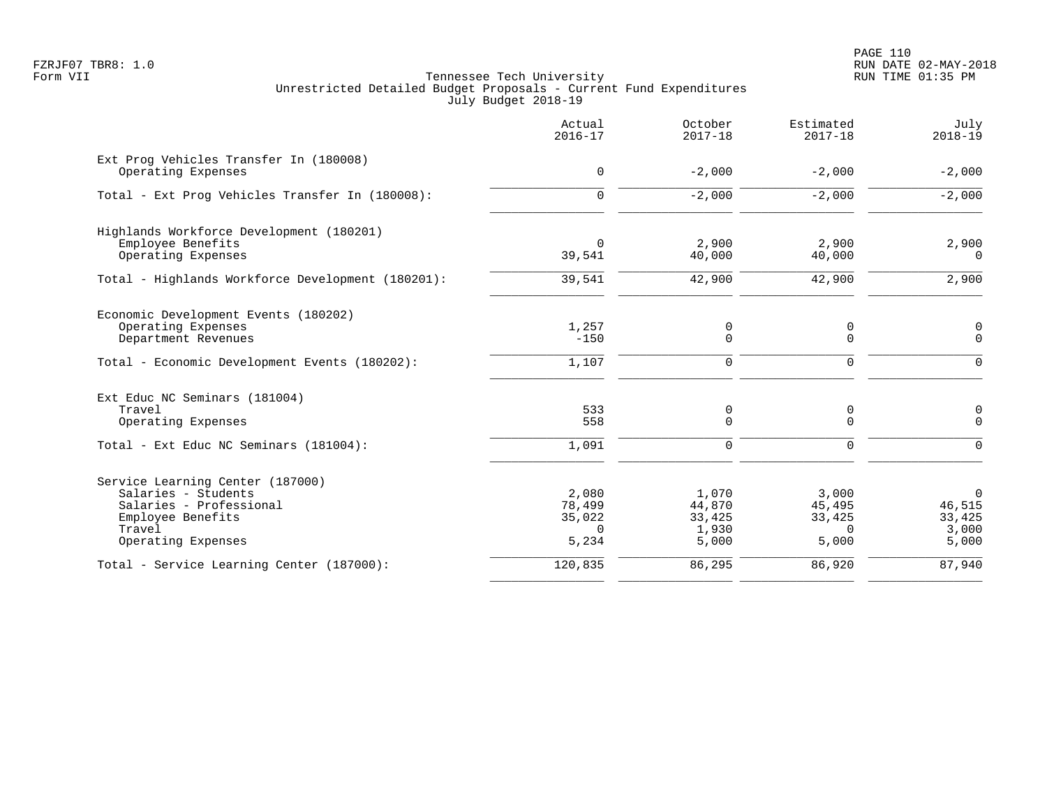Tennessee Tech University
Unrestricted Detailed Budget Proposals - Current Fund Expenditures
July Budget 2018-19

| | Actual 2016-17 | October 2017-18 | Estimated 2017-18 | July 2018-19 |
|---|---|---|---|---|
| **Ext Prog Vehicles Transfer In (180008)** | | | | |
| Operating Expenses | 0 | -2,000 | -2,000 | -2,000 |
| Total - Ext Prog Vehicles Transfer In (180008): | 0 | -2,000 | -2,000 | -2,000 |
| **Highlands Workforce Development (180201)** | | | | |
| Employee Benefits | 0 | 2,900 | 2,900 | 2,900 |
| Operating Expenses | 39,541 | 40,000 | 40,000 | 0 |
| Total - Highlands Workforce Development (180201): | 39,541 | 42,900 | 42,900 | 2,900 |
| **Economic Development Events (180202)** | | | | |
| Operating Expenses | 1,257 | 0 | 0 | 0 |
| Department Revenues | -150 | 0 | 0 | 0 |
| Total - Economic Development Events (180202): | 1,107 | 0 | 0 | 0 |
| **Ext Educ NC Seminars (181004)** | | | | |
| Travel | 533 | 0 | 0 | 0 |
| Operating Expenses | 558 | 0 | 0 | 0 |
| Total - Ext Educ NC Seminars (181004): | 1,091 | 0 | 0 | 0 |
| **Service Learning Center (187000)** | | | | |
| Salaries - Students | 2,080 | 1,070 | 3,000 | 0 |
| Salaries - Professional | 78,499 | 44,870 | 45,495 | 46,515 |
| Employee Benefits | 35,022 | 33,425 | 33,425 | 33,425 |
| Travel | 0 | 1,930 | 0 | 3,000 |
| Operating Expenses | 5,234 | 5,000 | 5,000 | 5,000 |
| Total - Service Learning Center (187000): | 120,835 | 86,295 | 86,920 | 87,940 |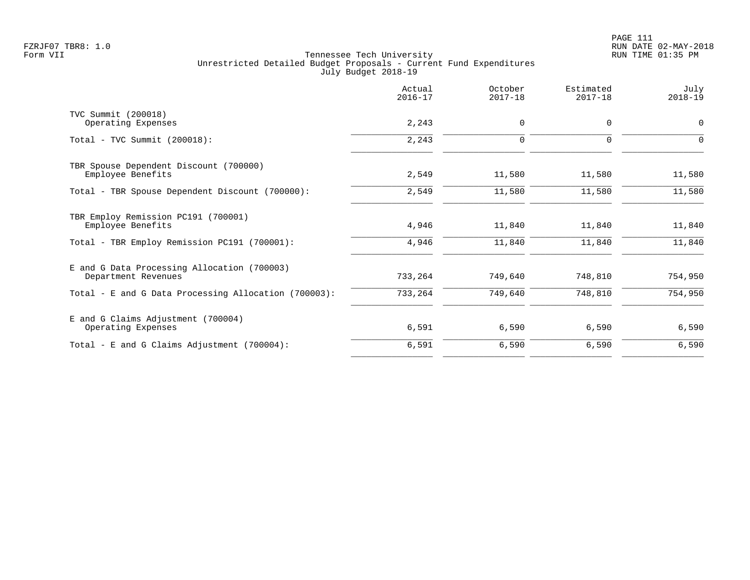Tennessee Tech University
Unrestricted Detailed Budget Proposals - Current Fund Expenditures
July Budget 2018-19

| | Actual 2016-17 | October 2017-18 | Estimated 2017-18 | July 2018-19 |
|---|---|---|---|---|
| TVC Summit (200018) | | | | |
| Operating Expenses | 2,243 | 0 | 0 | 0 |
| Total - TVC Summit (200018): | 2,243 | 0 | 0 | 0 |
| TBR Spouse Dependent Discount (700000) | | | | |
| Employee Benefits | 2,549 | 11,580 | 11,580 | 11,580 |
| Total - TBR Spouse Dependent Discount (700000): | 2,549 | 11,580 | 11,580 | 11,580 |
| TBR Employ Remission PC191 (700001) | | | | |
| Employee Benefits | 4,946 | 11,840 | 11,840 | 11,840 |
| Total - TBR Employ Remission PC191 (700001): | 4,946 | 11,840 | 11,840 | 11,840 |
| E and G Data Processing Allocation (700003) | | | | |
| Department Revenues | 733,264 | 749,640 | 748,810 | 754,950 |
| Total - E and G Data Processing Allocation (700003): | 733,264 | 749,640 | 748,810 | 754,950 |
| E and G Claims Adjustment (700004) | | | | |
| Operating Expenses | 6,591 | 6,590 | 6,590 | 6,590 |
| Total - E and G Claims Adjustment (700004): | 6,591 | 6,590 | 6,590 | 6,590 |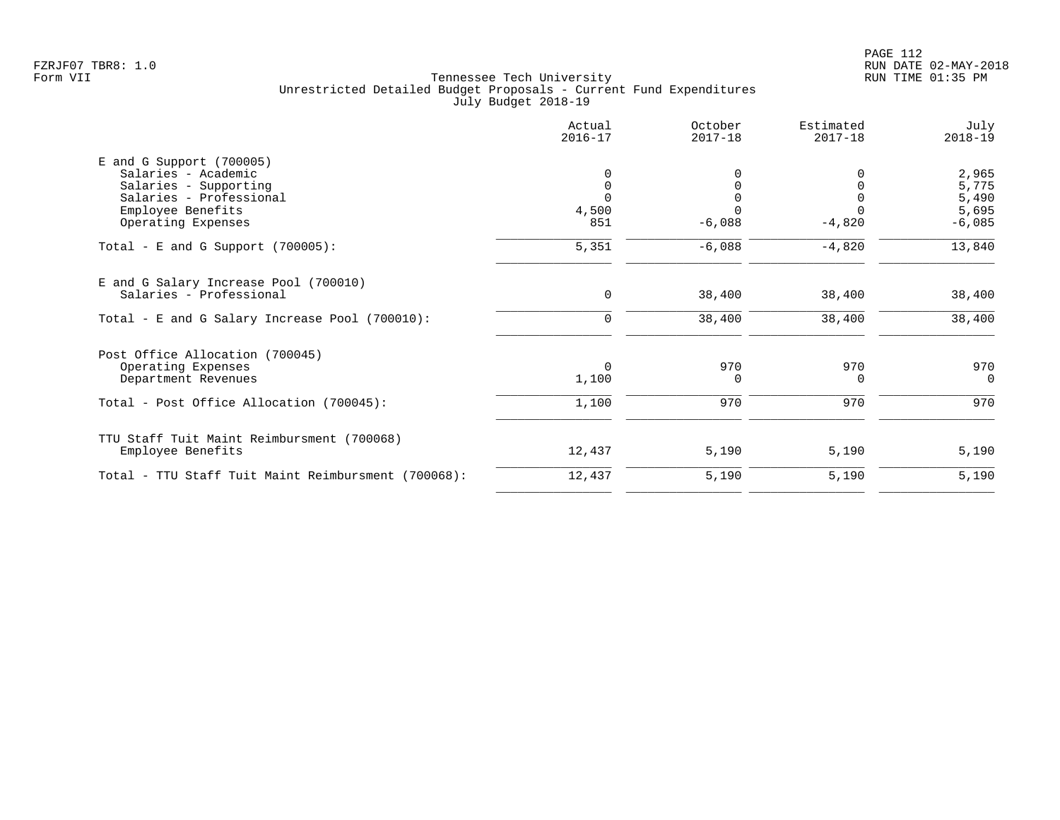Tennessee Tech University
Unrestricted Detailed Budget Proposals - Current Fund Expenditures
July Budget 2018-19

| | Actual 2016-17 | October 2017-18 | Estimated 2017-18 | July 2018-19 |
|---|---|---|---|---|
| **E and G Support (700005)** | | | | |
| Salaries - Academic | 0 | 0 | 0 | 2,965 |
| Salaries - Supporting | 0 | 0 | 0 | 5,775 |
| Salaries - Professional | 0 | 0 | 0 | 5,490 |
| Employee Benefits | 4,500 | 0 | 0 | 5,695 |
| Operating Expenses | 851 | -6,088 | -4,820 | -6,085 |
| Total - E and G Support (700005): | 5,351 | -6,088 | -4,820 | 13,840 |
| **E and G Salary Increase Pool (700010)** | | | | |
| Salaries - Professional | 0 | 38,400 | 38,400 | 38,400 |
| Total - E and G Salary Increase Pool (700010): | 0 | 38,400 | 38,400 | 38,400 |
| **Post Office Allocation (700045)** | | | | |
| Operating Expenses | 0 | 970 | 970 | 970 |
| Department Revenues | 1,100 | 0 | 0 | 0 |
| Total - Post Office Allocation (700045): | 1,100 | 970 | 970 | 970 |
| **TTU Staff Tuit Maint Reimbursment (700068)** | | | | |
| Employee Benefits | 12,437 | 5,190 | 5,190 | 5,190 |
| Total - TTU Staff Tuit Maint Reimbursment (700068): | 12,437 | 5,190 | 5,190 | 5,190 |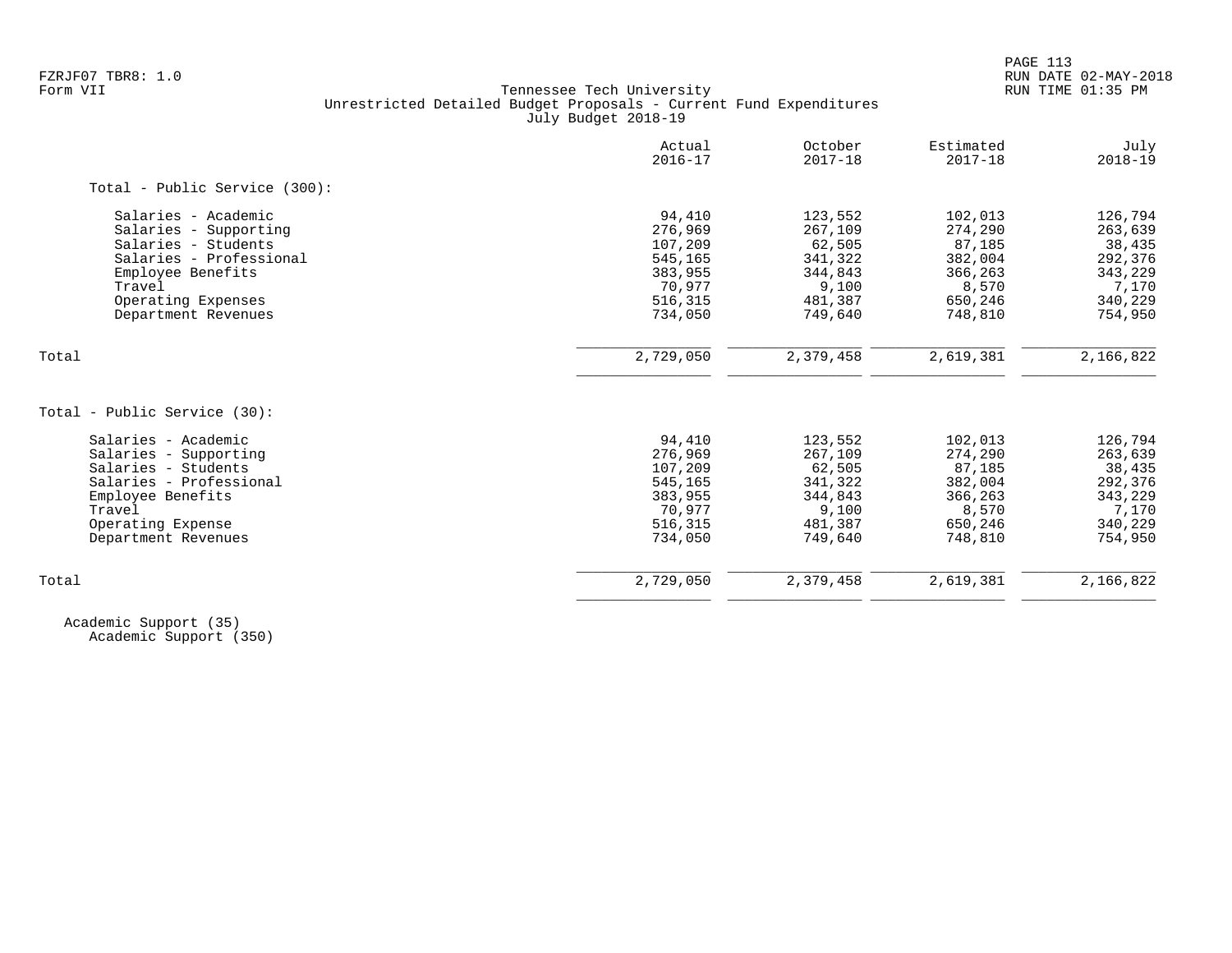| | Actual 2016-17 | October 2017-18 | Estimated 2017-18 | July 2018-19 |
|---|---|---|---|---|
| **Total - Public Service (300):** | | | | |
| Salaries - Academic | 94,410 | 123,552 | 102,013 | 126,794 |
| Salaries - Supporting | 276,969 | 267,109 | 274,290 | 263,639 |
| Salaries - Students | 107,209 | 62,505 | 87,185 | 38,435 |
| Salaries - Professional | 545,165 | 341,322 | 382,004 | 292,376 |
| Employee Benefits | 383,955 | 344,843 | 366,263 | 343,229 |
| Travel | 70,977 | 9,100 | 8,570 | 7,170 |
| Operating Expenses | 516,315 | 481,387 | 650,246 | 340,229 |
| Department Revenues | 734,050 | 749,640 | 748,810 | 754,950 |
| Total | 2,729,050 | 2,379,458 | 2,619,381 | 2,166,822 |
| **Total - Public Service (30):** | | | | |
| Salaries - Academic | 94,410 | 123,552 | 102,013 | 126,794 |
| Salaries - Supporting | 276,969 | 267,109 | 274,290 | 263,639 |
| Salaries - Students | 107,209 | 62,505 | 87,185 | 38,435 |
| Salaries - Professional | 545,165 | 341,322 | 382,004 | 292,376 |
| Employee Benefits | 383,955 | 344,843 | 366,263 | 343,229 |
| Travel | 70,977 | 9,100 | 8,570 | 7,170 |
| Operating Expense | 516,315 | 481,387 | 650,246 | 340,229 |
| Department Revenues | 734,050 | 749,640 | 748,810 | 754,950 |
| Total | 2,729,050 | 2,379,458 | 2,619,381 | 2,166,822 |

Academic Support (35)

Academic Support (350)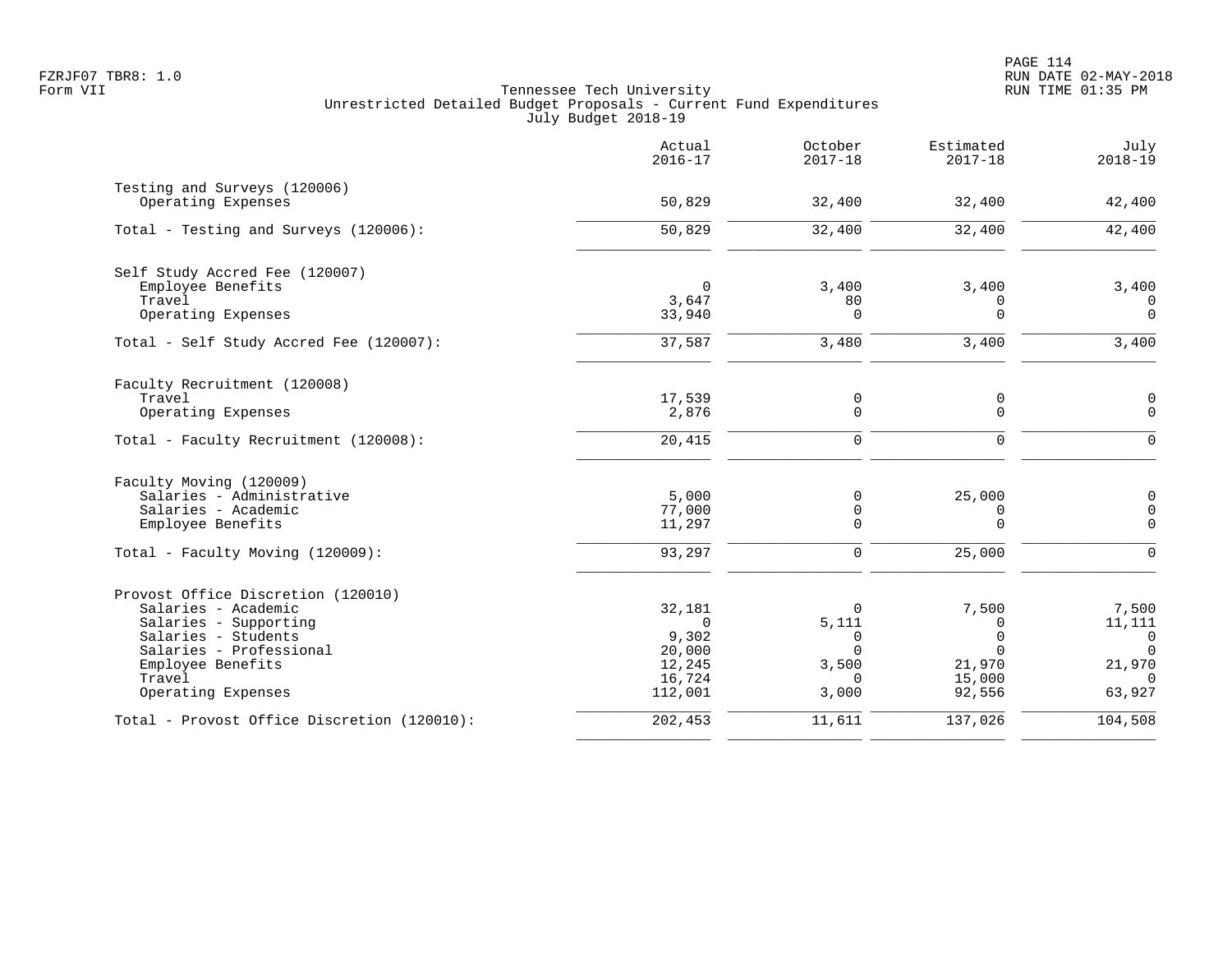Tennessee Tech University
Unrestricted Detailed Budget Proposals - Current Fund Expenditures
July Budget 2018-19

| | Actual 2016-17 | October 2017-18 | Estimated 2017-18 | July 2018-19 |
|---|---|---|---|---|
| **Testing and Surveys (120006)** | | | | |
| Operating Expenses | 50,829 | 32,400 | 32,400 | 42,400 |
| Total - Testing and Surveys (120006): | 50,829 | 32,400 | 32,400 | 42,400 |
| **Self Study Accred Fee (120007)** | | | | |
| Employee Benefits | 0 | 3,400 | 3,400 | 3,400 |
| Travel | 3,647 | 80 | 0 | 0 |
| Operating Expenses | 33,940 | 0 | 0 | 0 |
| Total - Self Study Accred Fee (120007): | 37,587 | 3,480 | 3,400 | 3,400 |
| **Faculty Recruitment (120008)** | | | | |
| Travel | 17,539 | 0 | 0 | 0 |
| Operating Expenses | 2,876 | 0 | 0 | 0 |
| Total - Faculty Recruitment (120008): | 20,415 | 0 | 0 | 0 |
| **Faculty Moving (120009)** | | | | |
| Salaries - Administrative | 5,000 | 0 | 25,000 | 0 |
| Salaries - Academic | 77,000 | 0 | 0 | 0 |
| Employee Benefits | 11,297 | 0 | 0 | 0 |
| Total - Faculty Moving (120009): | 93,297 | 0 | 25,000 | 0 |
| **Provost Office Discretion (120010)** | | | | |
| Salaries - Academic | 32,181 | 0 | 7,500 | 7,500 |
| Salaries - Supporting | 0 | 5,111 | 0 | 11,111 |
| Salaries - Students | 9,302 | 0 | 0 | 0 |
| Salaries - Professional | 20,000 | 0 | 0 | 0 |
| Employee Benefits | 12,245 | 3,500 | 21,970 | 21,970 |
| Travel | 16,724 | 0 | 15,000 | 0 |
| Operating Expenses | 112,001 | 3,000 | 92,556 | 63,927 |
| Total - Provost Office Discretion (120010): | 202,453 | 11,611 | 137,026 | 104,508 |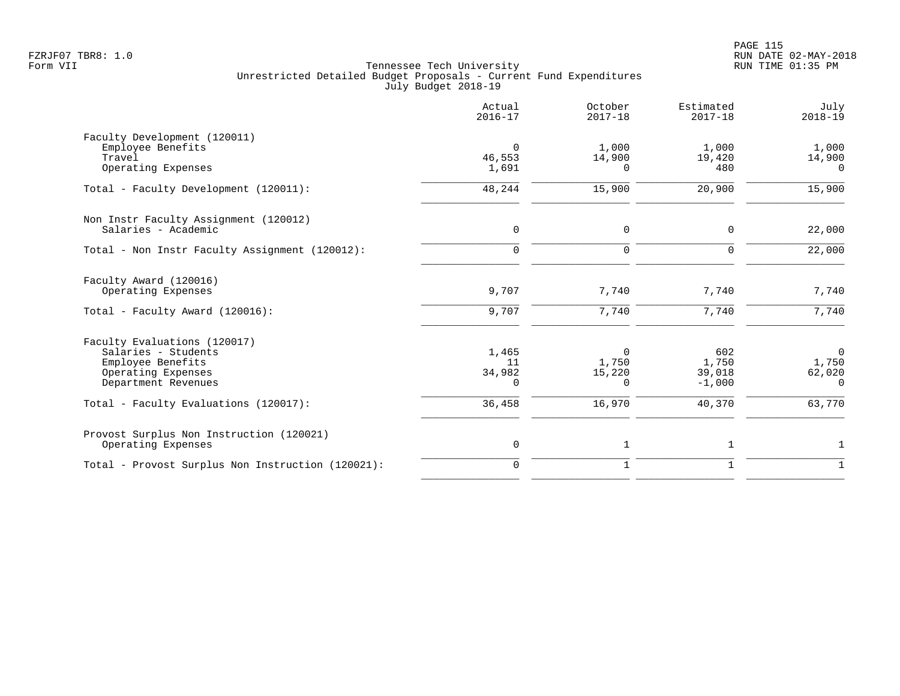Tennessee Tech University
Unrestricted Detailed Budget Proposals - Current Fund Expenditures
July Budget 2018-19

| | Actual 2016-17 | October 2017-18 | Estimated 2017-18 | July 2018-19 |
|---|---|---|---|---|
| **Faculty Development (120011)** | | | | |
| Employee Benefits | 0 | 1,000 | 1,000 | 1,000 |
| Travel | 46,553 | 14,900 | 19,420 | 14,900 |
| Operating Expenses | 1,691 | 0 | 480 | 0 |
| Total - Faculty Development (120011): | 48,244 | 15,900 | 20,900 | 15,900 |
| **Non Instr Faculty Assignment (120012)** | | | | |
| Salaries - Academic | 0 | 0 | 0 | 22,000 |
| Total - Non Instr Faculty Assignment (120012): | 0 | 0 | 0 | 22,000 |
| **Faculty Award (120016)** | | | | |
| Operating Expenses | 9,707 | 7,740 | 7,740 | 7,740 |
| Total - Faculty Award (120016): | 9,707 | 7,740 | 7,740 | 7,740 |
| **Faculty Evaluations (120017)** | | | | |
| Salaries - Students | 1,465 | 0 | 602 | 0 |
| Employee Benefits | 11 | 1,750 | 1,750 | 1,750 |
| Operating Expenses | 34,982 | 15,220 | 39,018 | 62,020 |
| Department Revenues | 0 | 0 | -1,000 | 0 |
| Total - Faculty Evaluations (120017): | 36,458 | 16,970 | 40,370 | 63,770 |
| **Provost Surplus Non Instruction (120021)** | | | | |
| Operating Expenses | 0 | 1 | 1 | 1 |
| Total - Provost Surplus Non Instruction (120021): | 0 | 1 | 1 | 1 |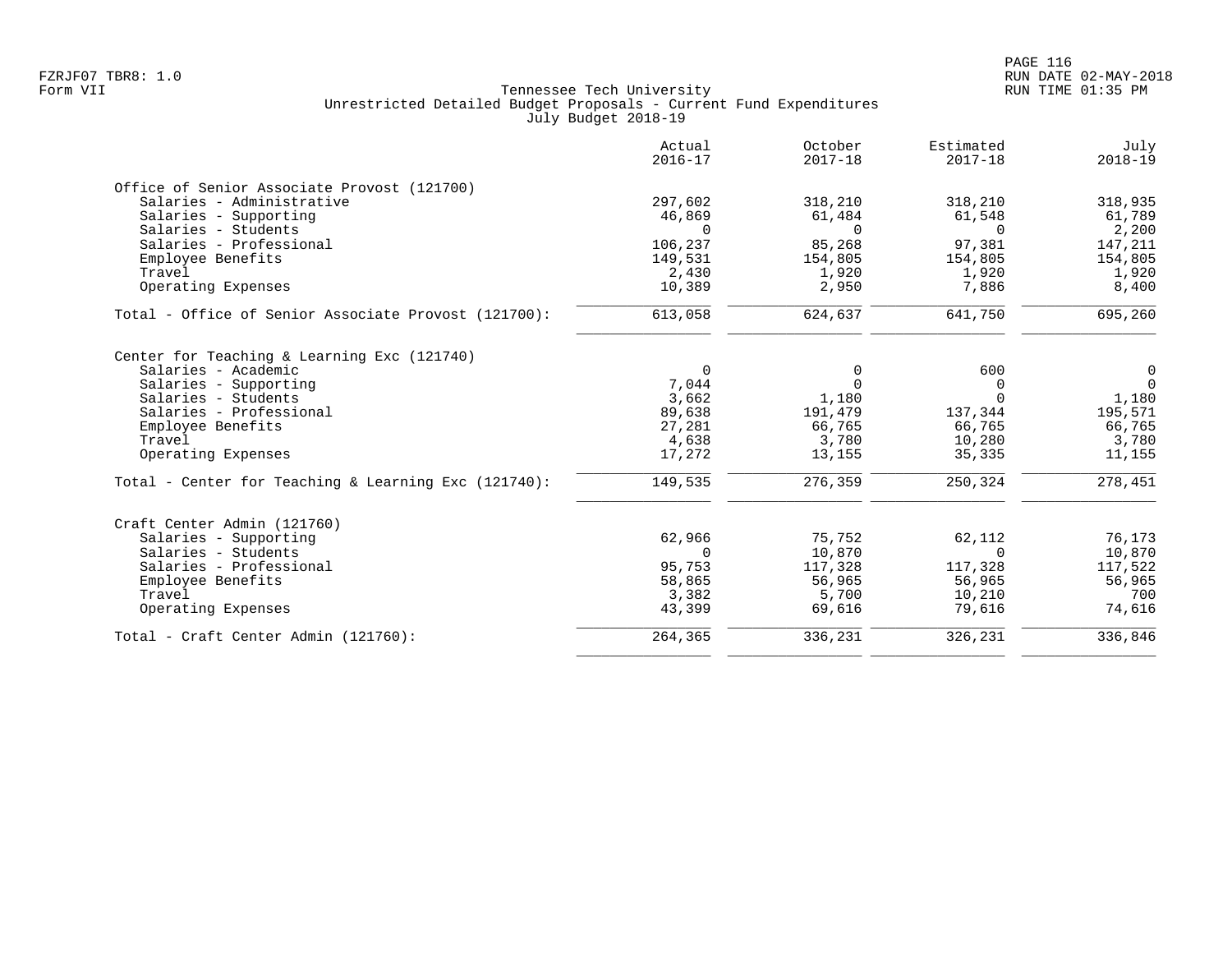Tennessee Tech University
Unrestricted Detailed Budget Proposals - Current Fund Expenditures
July Budget 2018-19

Form VII

| | Actual 2016-17 | October 2017-18 | Estimated 2017-18 | July 2018-19 |
|---|---|---|---|---|
| **Office of Senior Associate Provost (121700)** | | | | |
| Salaries - Administrative | 297,602 | 318,210 | 318,210 | 318,935 |
| Salaries - Supporting | 46,869 | 61,484 | 61,548 | 61,789 |
| Salaries - Students | 0 | 0 | 0 | 2,200 |
| Salaries - Professional | 106,237 | 85,268 | 97,381 | 147,211 |
| Employee Benefits | 149,531 | 154,805 | 154,805 | 154,805 |
| Travel | 2,430 | 1,920 | 1,920 | 1,920 |
| Operating Expenses | 10,389 | 2,950 | 7,886 | 8,400 |
| Total - Office of Senior Associate Provost (121700): | 613,058 | 624,637 | 641,750 | 695,260 |
| **Center for Teaching & Learning Exc (121740)** | | | | |
| Salaries - Academic | 0 | 0 | 600 | 0 |
| Salaries - Supporting | 7,044 | 0 | 0 | 0 |
| Salaries - Students | 3,662 | 1,180 | 0 | 1,180 |
| Salaries - Professional | 89,638 | 191,479 | 137,344 | 195,571 |
| Employee Benefits | 27,281 | 66,765 | 66,765 | 66,765 |
| Travel | 4,638 | 3,780 | 10,280 | 3,780 |
| Operating Expenses | 17,272 | 13,155 | 35,335 | 11,155 |
| Total - Center for Teaching & Learning Exc (121740): | 149,535 | 276,359 | 250,324 | 278,451 |
| **Craft Center Admin (121760)** | | | | |
| Salaries - Supporting | 62,966 | 75,752 | 62,112 | 76,173 |
| Salaries - Students | 0 | 10,870 | 0 | 10,870 |
| Salaries - Professional | 95,753 | 117,328 | 117,328 | 117,522 |
| Employee Benefits | 58,865 | 56,965 | 56,965 | 56,965 |
| Travel | 3,382 | 5,700 | 10,210 | 700 |
| Operating Expenses | 43,399 | 69,616 | 79,616 | 74,616 |
| Total - Craft Center Admin (121760): | 264,365 | 336,231 | 326,231 | 336,846 |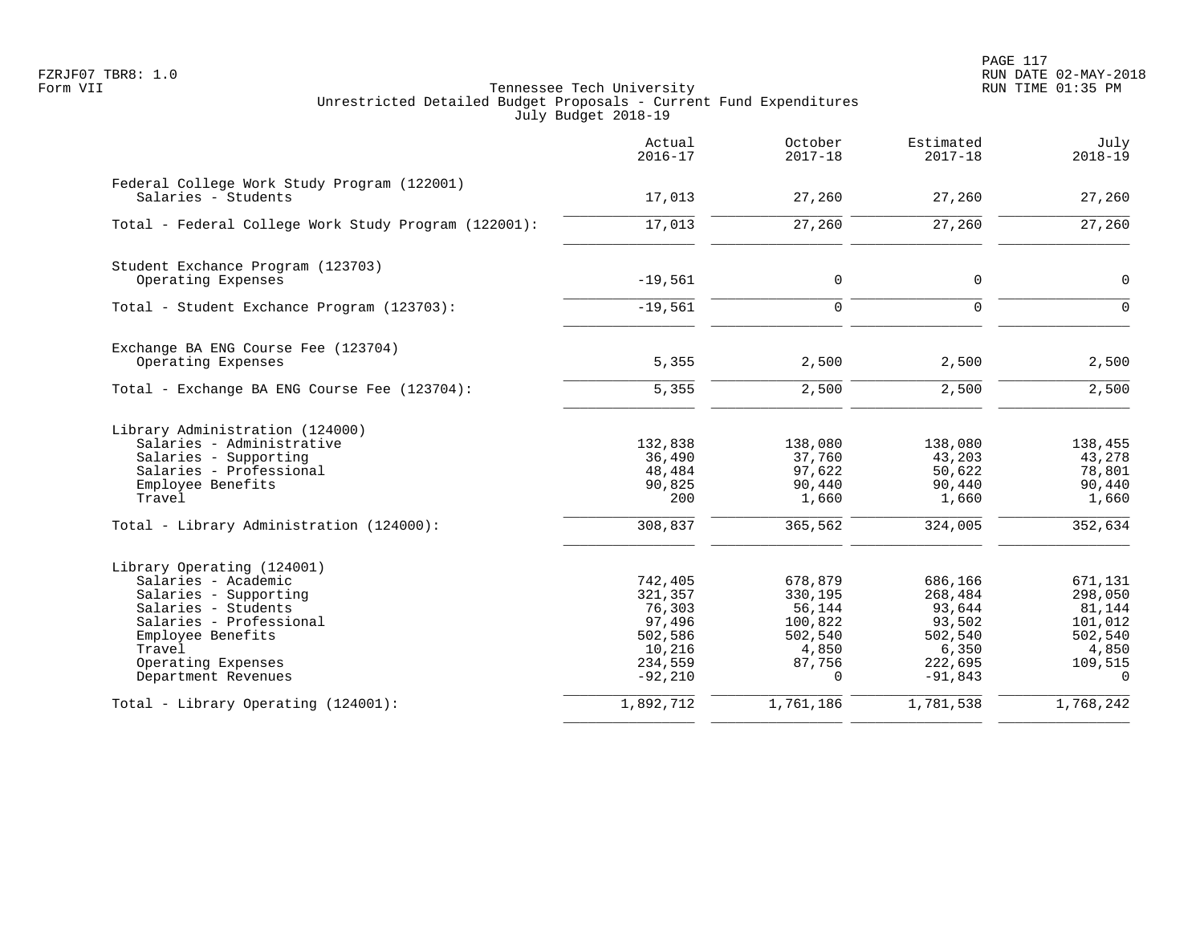Tennessee Tech University
Unrestricted Detailed Budget Proposals - Current Fund Expenditures
July Budget 2018-19

| | Actual 2016-17 | October 2017-18 | Estimated 2017-18 | July 2018-19 |
|---|---|---|---|---|
| **Federal College Work Study Program (122001)** | | | | |
| Salaries - Students | 17,013 | 27,260 | 27,260 | 27,260 |
| Total - Federal College Work Study Program (122001): | 17,013 | 27,260 | 27,260 | 27,260 |
| **Student Exchance Program (123703)** | | | | |
| Operating Expenses | -19,561 | 0 | 0 | 0 |
| Total - Student Exchance Program (123703): | -19,561 | 0 | 0 | 0 |
| **Exchange BA ENG Course Fee (123704)** | | | | |
| Operating Expenses | 5,355 | 2,500 | 2,500 | 2,500 |
| Total - Exchange BA ENG Course Fee (123704): | 5,355 | 2,500 | 2,500 | 2,500 |
| **Library Administration (124000)** | | | | |
| Salaries - Administrative | 132,838 | 138,080 | 138,080 | 138,455 |
| Salaries - Supporting | 36,490 | 37,760 | 43,203 | 43,278 |
| Salaries - Professional | 48,484 | 97,622 | 50,622 | 78,801 |
| Employee Benefits | 90,825 | 90,440 | 90,440 | 90,440 |
| Travel | 200 | 1,660 | 1,660 | 1,660 |
| Total - Library Administration (124000): | 308,837 | 365,562 | 324,005 | 352,634 |
| **Library Operating (124001)** | | | | |
| Salaries - Academic | 742,405 | 678,879 | 686,166 | 671,131 |
| Salaries - Supporting | 321,357 | 330,195 | 268,484 | 298,050 |
| Salaries - Students | 76,303 | 56,144 | 93,644 | 81,144 |
| Salaries - Professional | 97,496 | 100,822 | 93,502 | 101,012 |
| Employee Benefits | 502,586 | 502,540 | 502,540 | 502,540 |
| Travel | 10,216 | 4,850 | 6,350 | 4,850 |
| Operating Expenses | 234,559 | 87,756 | 222,695 | 109,515 |
| Department Revenues | -92,210 | 0 | -91,843 | 0 |
| Total - Library Operating (124001): | 1,892,712 | 1,761,186 | 1,781,538 | 1,768,242 |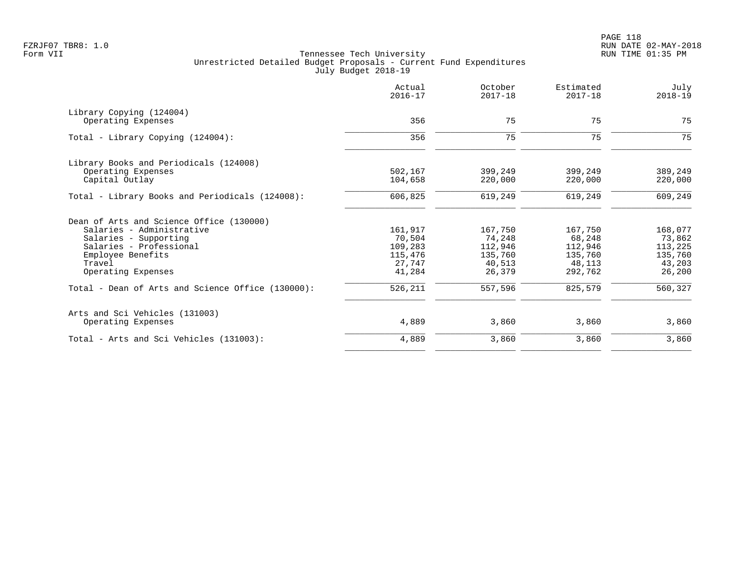FZRJF07 TBR8: 1.0
Form VII

Tennessee Tech University
Unrestricted Detailed Budget Proposals - Current Fund Expenditures
July Budget 2018-19

RUN DATE 02-MAY-2018
RUN TIME 01:35 PM

| | Actual 2016-17 | October 2017-18 | Estimated 2017-18 | July 2018-19 |
|---|---|---|---|---|
| **Library Copying (124004)** | | | | |
| Operating Expenses | 356 | 75 | 75 | 75 |
| Total - Library Copying (124004): | 356 | 75 | 75 | 75 |
| **Library Books and Periodicals (124008)** | | | | |
| Operating Expenses | 502,167 | 399,249 | 399,249 | 389,249 |
| Capital Outlay | 104,658 | 220,000 | 220,000 | 220,000 |
| Total - Library Books and Periodicals (124008): | 606,825 | 619,249 | 619,249 | 609,249 |
| **Dean of Arts and Science Office (130000)** | | | | |
| Salaries - Administrative | 161,917 | 167,750 | 167,750 | 168,077 |
| Salaries - Supporting | 70,504 | 74,248 | 68,248 | 73,862 |
| Salaries - Professional | 109,283 | 112,946 | 112,946 | 113,225 |
| Employee Benefits | 115,476 | 135,760 | 135,760 | 135,760 |
| Travel | 27,747 | 40,513 | 48,113 | 43,203 |
| Operating Expenses | 41,284 | 26,379 | 292,762 | 26,200 |
| Total - Dean of Arts and Science Office (130000): | 526,211 | 557,596 | 825,579 | 560,327 |
| **Arts and Sci Vehicles (131003)** | | | | |
| Operating Expenses | 4,889 | 3,860 | 3,860 | 3,860 |
| Total - Arts and Sci Vehicles (131003): | 4,889 | 3,860 | 3,860 | 3,860 |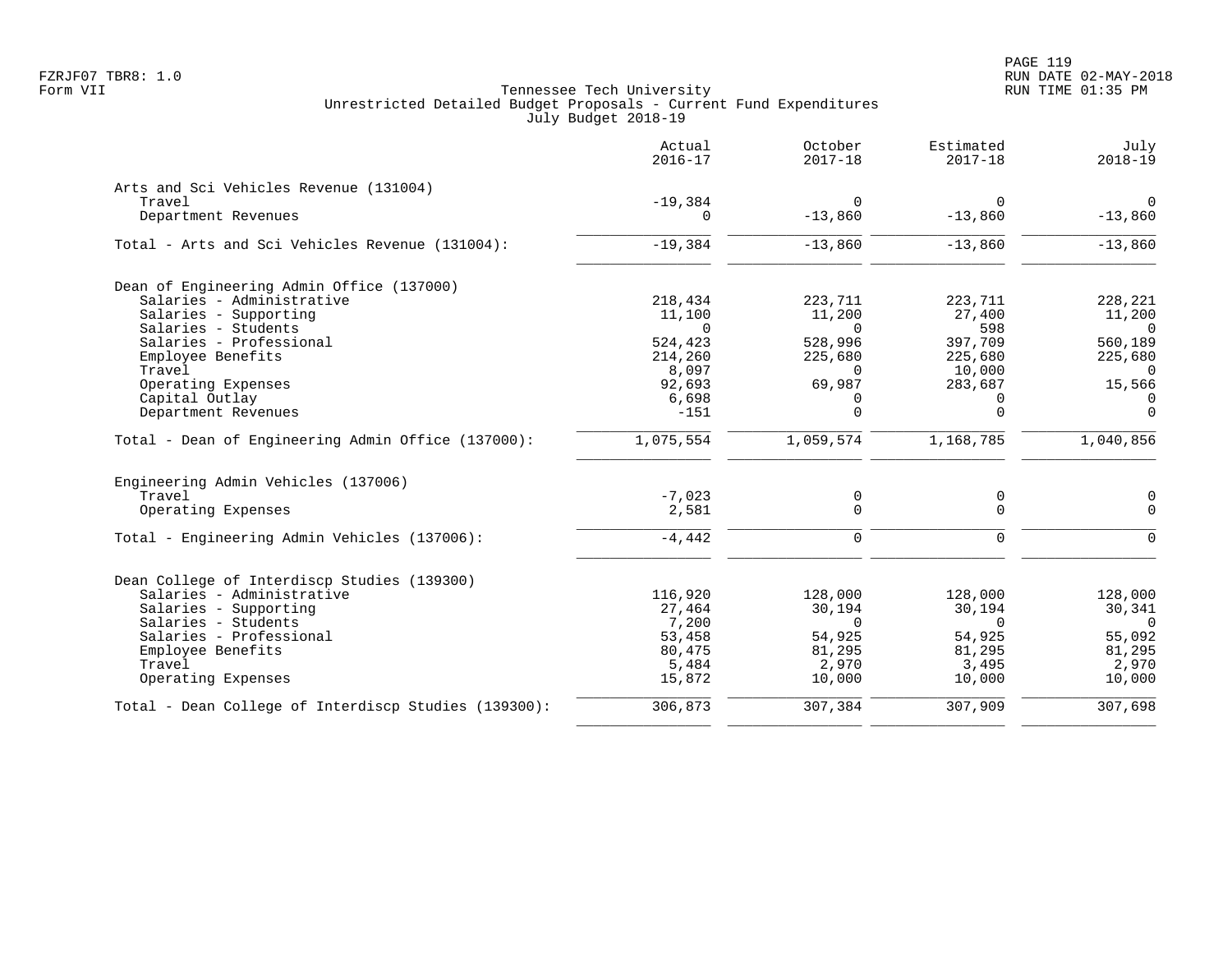FZRJF07 TBR8: 1.0
Form VII

Tennessee Tech University
Unrestricted Detailed Budget Proposals - Current Fund Expenditures
July Budget 2018-19

RUN DATE 02-MAY-2018
RUN TIME 01:35 PM

| | Actual 2016-17 | October 2017-18 | Estimated 2017-18 | July 2018-19 |
|---|---|---|---|---|
| **Arts and Sci Vehicles Revenue (131004)** | | | | |
| Travel | -19,384 | 0 | 0 | 0 |
| Department Revenues | 0 | -13,860 | -13,860 | -13,860 |
| Total - Arts and Sci Vehicles Revenue (131004): | -19,384 | -13,860 | -13,860 | -13,860 |
| **Dean of Engineering Admin Office (137000)** | | | | |
| Salaries - Administrative | 218,434 | 223,711 | 223,711 | 228,221 |
| Salaries - Supporting | 11,100 | 11,200 | 27,400 | 11,200 |
| Salaries - Students | 0 | 0 | 598 | 0 |
| Salaries - Professional | 524,423 | 528,996 | 397,709 | 560,189 |
| Employee Benefits | 214,260 | 225,680 | 225,680 | 225,680 |
| Travel | 8,097 | 0 | 10,000 | 0 |
| Operating Expenses | 92,693 | 69,987 | 283,687 | 15,566 |
| Capital Outlay | 6,698 | 0 | 0 | 0 |
| Department Revenues | -151 | 0 | 0 | 0 |
| Total - Dean of Engineering Admin Office (137000): | 1,075,554 | 1,059,574 | 1,168,785 | 1,040,856 |
| **Engineering Admin Vehicles (137006)** | | | | |
| Travel | -7,023 | 0 | 0 | 0 |
| Operating Expenses | 2,581 | 0 | 0 | 0 |
| Total - Engineering Admin Vehicles (137006): | -4,442 | 0 | 0 | 0 |
| **Dean College of Interdiscp Studies (139300)** | | | | |
| Salaries - Administrative | 116,920 | 128,000 | 128,000 | 128,000 |
| Salaries - Supporting | 27,464 | 30,194 | 30,194 | 30,341 |
| Salaries - Students | 7,200 | 0 | 0 | 0 |
| Salaries - Professional | 53,458 | 54,925 | 54,925 | 55,092 |
| Employee Benefits | 80,475 | 81,295 | 81,295 | 81,295 |
| Travel | 5,484 | 2,970 | 3,495 | 2,970 |
| Operating Expenses | 15,872 | 10,000 | 10,000 | 10,000 |
| Total - Dean College of Interdiscp Studies (139300): | 306,873 | 307,384 | 307,909 | 307,698 |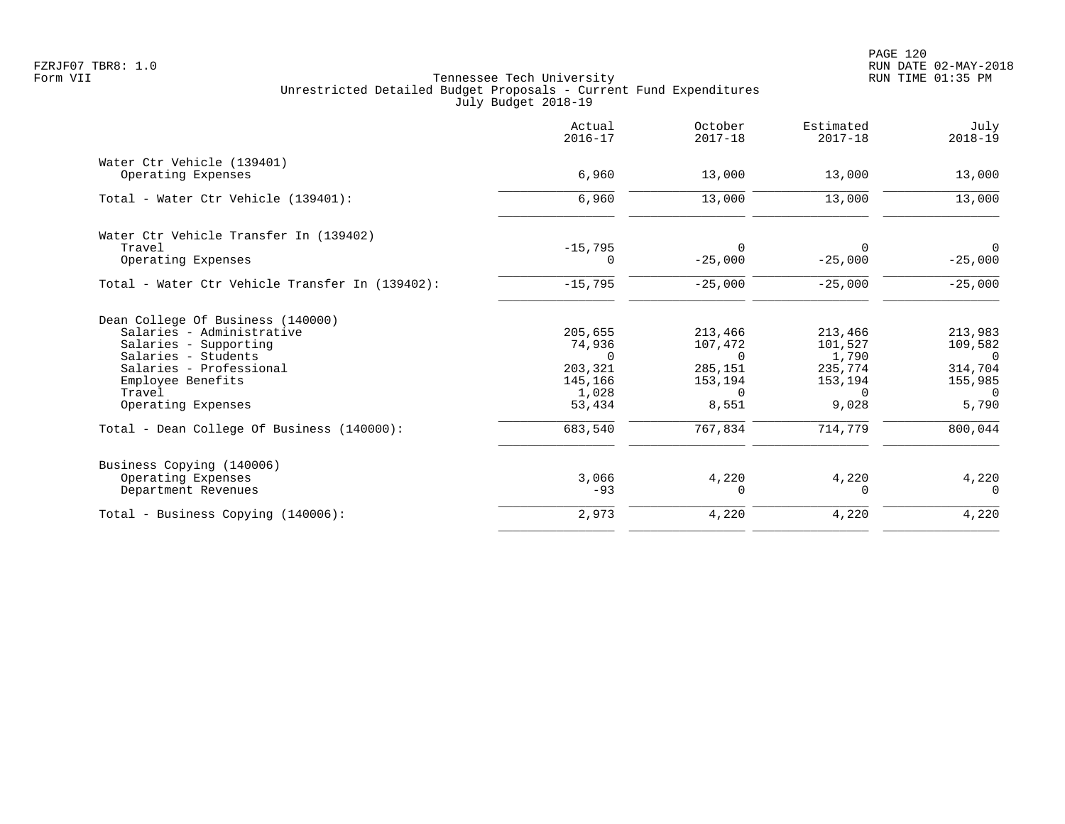Tennessee Tech University
Unrestricted Detailed Budget Proposals - Current Fund Expenditures
July Budget 2018-19

FZRJF07 TBR8: 1.0
Form VII

RUN DATE 02-MAY-2018
RUN TIME 01:35 PM

| | Actual 2016-17 | October 2017-18 | Estimated 2017-18 | July 2018-19 |
|---|---|---|---|---|
| **Water Ctr Vehicle (139401)** | | | | |
| Operating Expenses | 6,960 | 13,000 | 13,000 | 13,000 |
| Total - Water Ctr Vehicle (139401): | 6,960 | 13,000 | 13,000 | 13,000 |
| **Water Ctr Vehicle Transfer In (139402)** | | | | |
| Travel | -15,795 | 0 | 0 | 0 |
| Operating Expenses | 0 | -25,000 | -25,000 | -25,000 |
| Total - Water Ctr Vehicle Transfer In (139402): | -15,795 | -25,000 | -25,000 | -25,000 |
| **Dean College Of Business (140000)** | | | | |
| Salaries - Administrative | 205,655 | 213,466 | 213,466 | 213,983 |
| Salaries - Supporting | 74,936 | 107,472 | 101,527 | 109,582 |
| Salaries - Students | 0 | 0 | 1,790 | 0 |
| Salaries - Professional | 203,321 | 285,151 | 235,774 | 314,704 |
| Employee Benefits | 145,166 | 153,194 | 153,194 | 155,985 |
| Travel | 1,028 | 0 | 0 | 0 |
| Operating Expenses | 53,434 | 8,551 | 9,028 | 5,790 |
| Total - Dean College Of Business (140000): | 683,540 | 767,834 | 714,779 | 800,044 |
| **Business Copying (140006)** | | | | |
| Operating Expenses | 3,066 | 4,220 | 4,220 | 4,220 |
| Department Revenues | -93 | 0 | 0 | 0 |
| Total - Business Copying (140006): | 2,973 | 4,220 | 4,220 | 4,220 |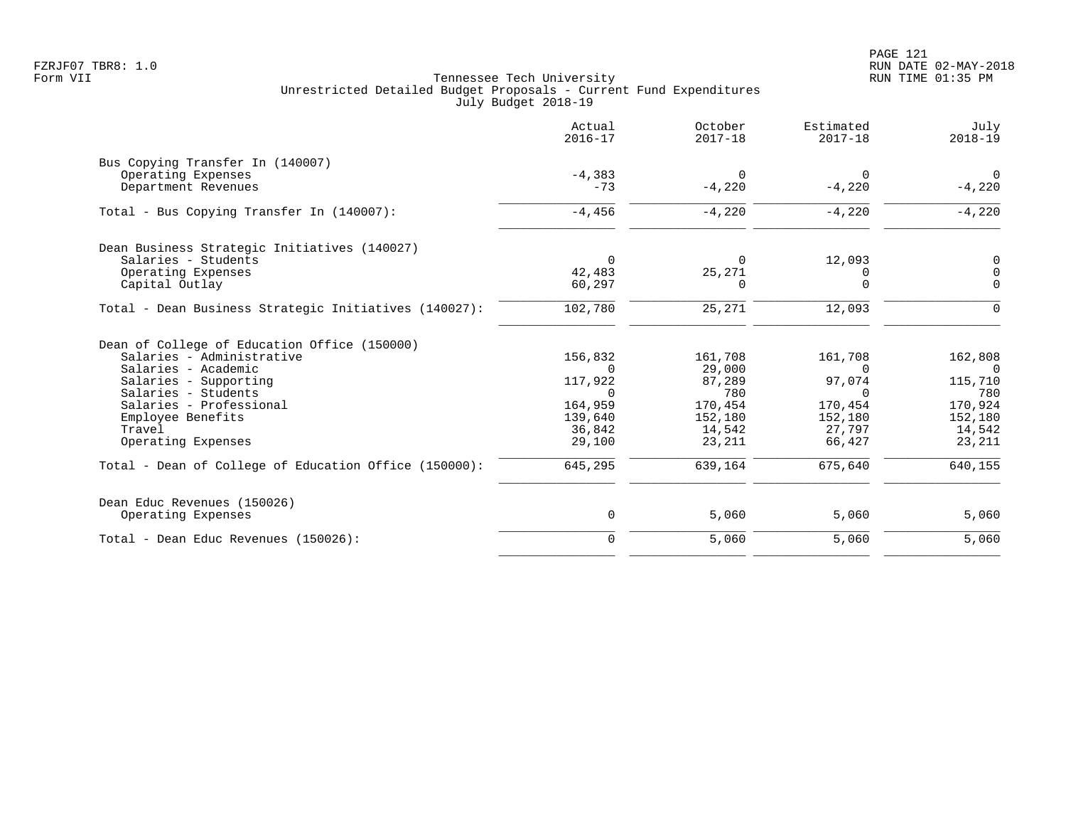Tennessee Tech University
Unrestricted Detailed Budget Proposals - Current Fund Expenditures
July Budget 2018-19

FZRJF07 TBR8: 1.0
Form VII

RUN DATE 02-MAY-2018
RUN TIME 01:35 PM

| | Actual 2016-17 | October 2017-18 | Estimated 2017-18 | July 2018-19 |
|---|---|---|---|---|
| **Bus Copying Transfer In (140007)** | | | | |
| Operating Expenses | -4,383 | 0 | 0 | 0 |
| Department Revenues | -73 | -4,220 | -4,220 | -4,220 |
| Total - Bus Copying Transfer In (140007): | -4,456 | -4,220 | -4,220 | -4,220 |
| **Dean Business Strategic Initiatives (140027)** | | | | |
| Salaries - Students | 0 | 0 | 12,093 | 0 |
| Operating Expenses | 42,483 | 25,271 | 0 | 0 |
| Capital Outlay | 60,297 | 0 | 0 | 0 |
| Total - Dean Business Strategic Initiatives (140027): | 102,780 | 25,271 | 12,093 | 0 |
| **Dean of College of Education Office (150000)** | | | | |
| Salaries - Administrative | 156,832 | 161,708 | 161,708 | 162,808 |
| Salaries - Academic | 0 | 29,000 | 0 | 0 |
| Salaries - Supporting | 117,922 | 87,289 | 97,074 | 115,710 |
| Salaries - Students | 0 | 780 | 0 | 780 |
| Salaries - Professional | 164,959 | 170,454 | 170,454 | 170,924 |
| Employee Benefits | 139,640 | 152,180 | 152,180 | 152,180 |
| Travel | 36,842 | 14,542 | 27,797 | 14,542 |
| Operating Expenses | 29,100 | 23,211 | 66,427 | 23,211 |
| Total - Dean of College of Education Office (150000): | 645,295 | 639,164 | 675,640 | 640,155 |
| **Dean Educ Revenues (150026)** | | | | |
| Operating Expenses | 0 | 5,060 | 5,060 | 5,060 |
| Total - Dean Educ Revenues (150026): | 0 | 5,060 | 5,060 | 5,060 |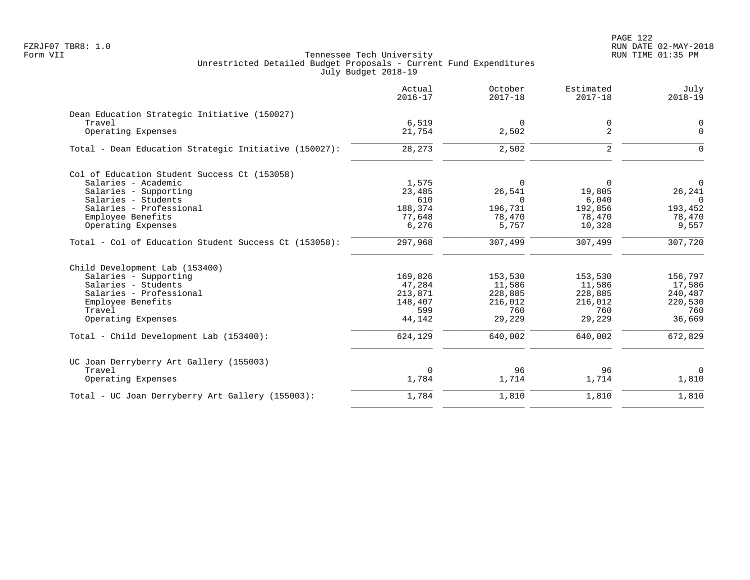Tennessee Tech University
Unrestricted Detailed Budget Proposals - Current Fund Expenditures
July Budget 2018-19

| | Actual 2016-17 | October 2017-18 | Estimated 2017-18 | July 2018-19 |
|---|---|---|---|---|
| **Dean Education Strategic Initiative (150027)** | | | | |
| Travel | 6,519 | 0 | 0 | 0 |
| Operating Expenses | 21,754 | 2,502 | 2 | 0 |
| Total - Dean Education Strategic Initiative (150027): | 28,273 | 2,502 | 2 | 0 |
| **Col of Education Student Success Ct (153058)** | | | | |
| Salaries - Academic | 1,575 | 0 | 0 | 0 |
| Salaries - Supporting | 23,485 | 26,541 | 19,805 | 26,241 |
| Salaries - Students | 610 | 0 | 6,040 | 0 |
| Salaries - Professional | 188,374 | 196,731 | 192,856 | 193,452 |
| Employee Benefits | 77,648 | 78,470 | 78,470 | 78,470 |
| Operating Expenses | 6,276 | 5,757 | 10,328 | 9,557 |
| Total - Col of Education Student Success Ct (153058): | 297,968 | 307,499 | 307,499 | 307,720 |
| **Child Development Lab (153400)** | | | | |
| Salaries - Supporting | 169,826 | 153,530 | 153,530 | 156,797 |
| Salaries - Students | 47,284 | 11,586 | 11,586 | 17,586 |
| Salaries - Professional | 213,871 | 228,885 | 228,885 | 240,487 |
| Employee Benefits | 148,407 | 216,012 | 216,012 | 220,530 |
| Travel | 599 | 760 | 760 | 760 |
| Operating Expenses | 44,142 | 29,229 | 29,229 | 36,669 |
| Total - Child Development Lab (153400): | 624,129 | 640,002 | 640,002 | 672,829 |
| **UC Joan Derryberry Art Gallery (155003)** | | | | |
| Travel | 0 | 96 | 96 | 0 |
| Operating Expenses | 1,784 | 1,714 | 1,714 | 1,810 |
| Total - UC Joan Derryberry Art Gallery (155003): | 1,784 | 1,810 | 1,810 | 1,810 |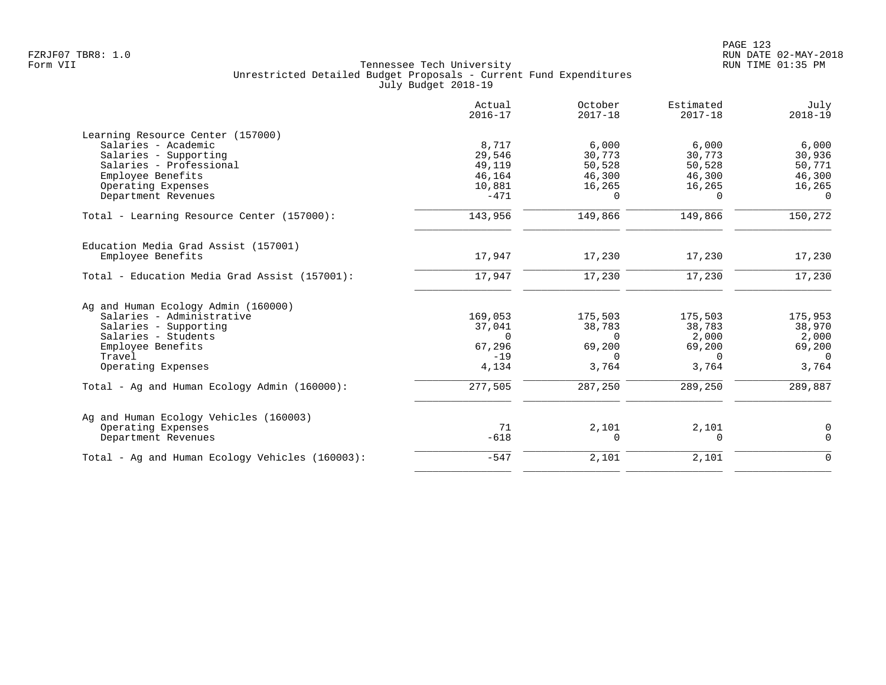Tennessee Tech University
Unrestricted Detailed Budget Proposals - Current Fund Expenditures
July Budget 2018-19

| | Actual 2016-17 | October 2017-18 | Estimated 2017-18 | July 2018-19 |
|---|---:|---:|---:|---:|
| **Learning Resource Center (157000)** | | | | |
| Salaries - Academic | 8,717 | 6,000 | 6,000 | 6,000 |
| Salaries - Supporting | 29,546 | 30,773 | 30,773 | 30,936 |
| Salaries - Professional | 49,119 | 50,528 | 50,528 | 50,771 |
| Employee Benefits | 46,164 | 46,300 | 46,300 | 46,300 |
| Operating Expenses | 10,881 | 16,265 | 16,265 | 16,265 |
| Department Revenues | -471 | 0 | 0 | 0 |
| Total - Learning Resource Center (157000): | 143,956 | 149,866 | 149,866 | 150,272 |
| **Education Media Grad Assist (157001)** | | | | |
| Employee Benefits | 17,947 | 17,230 | 17,230 | 17,230 |
| Total - Education Media Grad Assist (157001): | 17,947 | 17,230 | 17,230 | 17,230 |
| **Ag and Human Ecology Admin (160000)** | | | | |
| Salaries - Administrative | 169,053 | 175,503 | 175,503 | 175,953 |
| Salaries - Supporting | 37,041 | 38,783 | 38,783 | 38,970 |
| Salaries - Students | 0 | 0 | 2,000 | 2,000 |
| Employee Benefits | 67,296 | 69,200 | 69,200 | 69,200 |
| Travel | -19 | 0 | 0 | 0 |
| Operating Expenses | 4,134 | 3,764 | 3,764 | 3,764 |
| Total - Ag and Human Ecology Admin (160000): | 277,505 | 287,250 | 289,250 | 289,887 |
| **Ag and Human Ecology Vehicles (160003)** | | | | |
| Operating Expenses | 71 | 2,101 | 2,101 | 0 |
| Department Revenues | -618 | 0 | 0 | 0 |
| Total - Ag and Human Ecology Vehicles (160003): | -547 | 2,101 | 2,101 | 0 |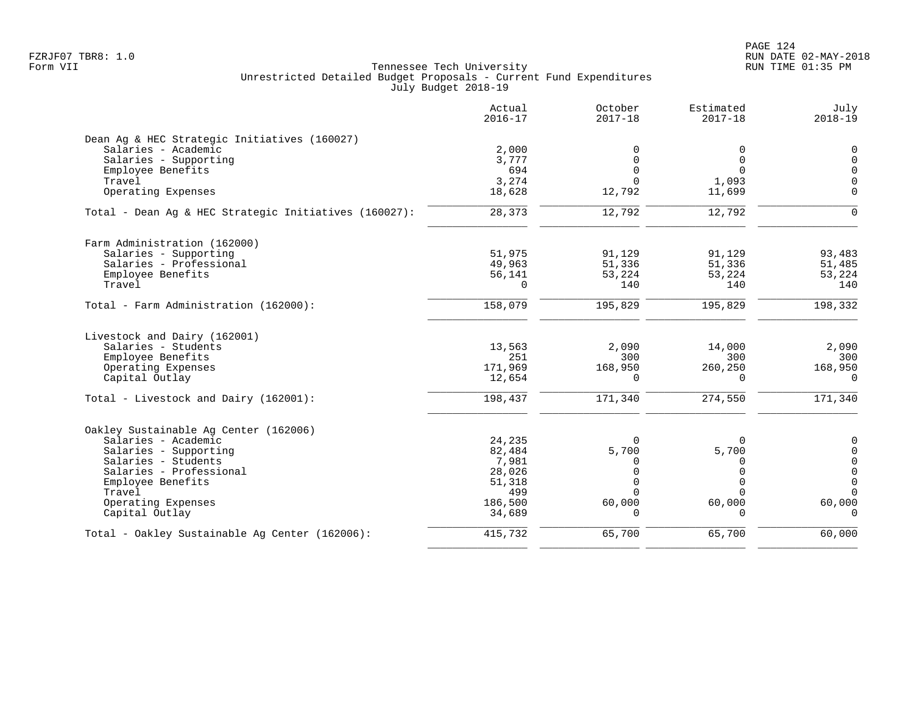Tennessee Tech University
Unrestricted Detailed Budget Proposals - Current Fund Expenditures
July Budget 2018-19

FZRJF07 TBR8: 1.0
Form VII

RUN DATE 02-MAY-2018
RUN TIME 01:35 PM

| | Actual 2016-17 | October 2017-18 | Estimated 2017-18 | July 2018-19 |
|---|---|---|---|---|
| **Dean Ag & HEC Strategic Initiatives (160027)** | | | | |
| Salaries - Academic | 2,000 | 0 | 0 | 0 |
| Salaries - Supporting | 3,777 | 0 | 0 | 0 |
| Employee Benefits | 694 | 0 | 0 | 0 |
| Travel | 3,274 | 0 | 1,093 | 0 |
| Operating Expenses | 18,628 | 12,792 | 11,699 | 0 |
| Total - Dean Ag & HEC Strategic Initiatives (160027): | 28,373 | 12,792 | 12,792 | 0 |
| **Farm Administration (162000)** | | | | |
| Salaries - Supporting | 51,975 | 91,129 | 91,129 | 93,483 |
| Salaries - Professional | 49,963 | 51,336 | 51,336 | 51,485 |
| Employee Benefits | 56,141 | 53,224 | 53,224 | 53,224 |
| Travel | 0 | 140 | 140 | 140 |
| Total - Farm Administration (162000): | 158,079 | 195,829 | 195,829 | 198,332 |
| **Livestock and Dairy (162001)** | | | | |
| Salaries - Students | 13,563 | 2,090 | 14,000 | 2,090 |
| Employee Benefits | 251 | 300 | 300 | 300 |
| Operating Expenses | 171,969 | 168,950 | 260,250 | 168,950 |
| Capital Outlay | 12,654 | 0 | 0 | 0 |
| Total - Livestock and Dairy (162001): | 198,437 | 171,340 | 274,550 | 171,340 |
| **Oakley Sustainable Ag Center (162006)** | | | | |
| Salaries - Academic | 24,235 | 0 | 0 | 0 |
| Salaries - Supporting | 82,484 | 5,700 | 5,700 | 0 |
| Salaries - Students | 7,981 | 0 | 0 | 0 |
| Salaries - Professional | 28,026 | 0 | 0 | 0 |
| Employee Benefits | 51,318 | 0 | 0 | 0 |
| Travel | 499 | 0 | 0 | 0 |
| Operating Expenses | 186,500 | 60,000 | 60,000 | 60,000 |
| Capital Outlay | 34,689 | 0 | 0 | 0 |
| Total - Oakley Sustainable Ag Center (162006): | 415,732 | 65,700 | 65,700 | 60,000 |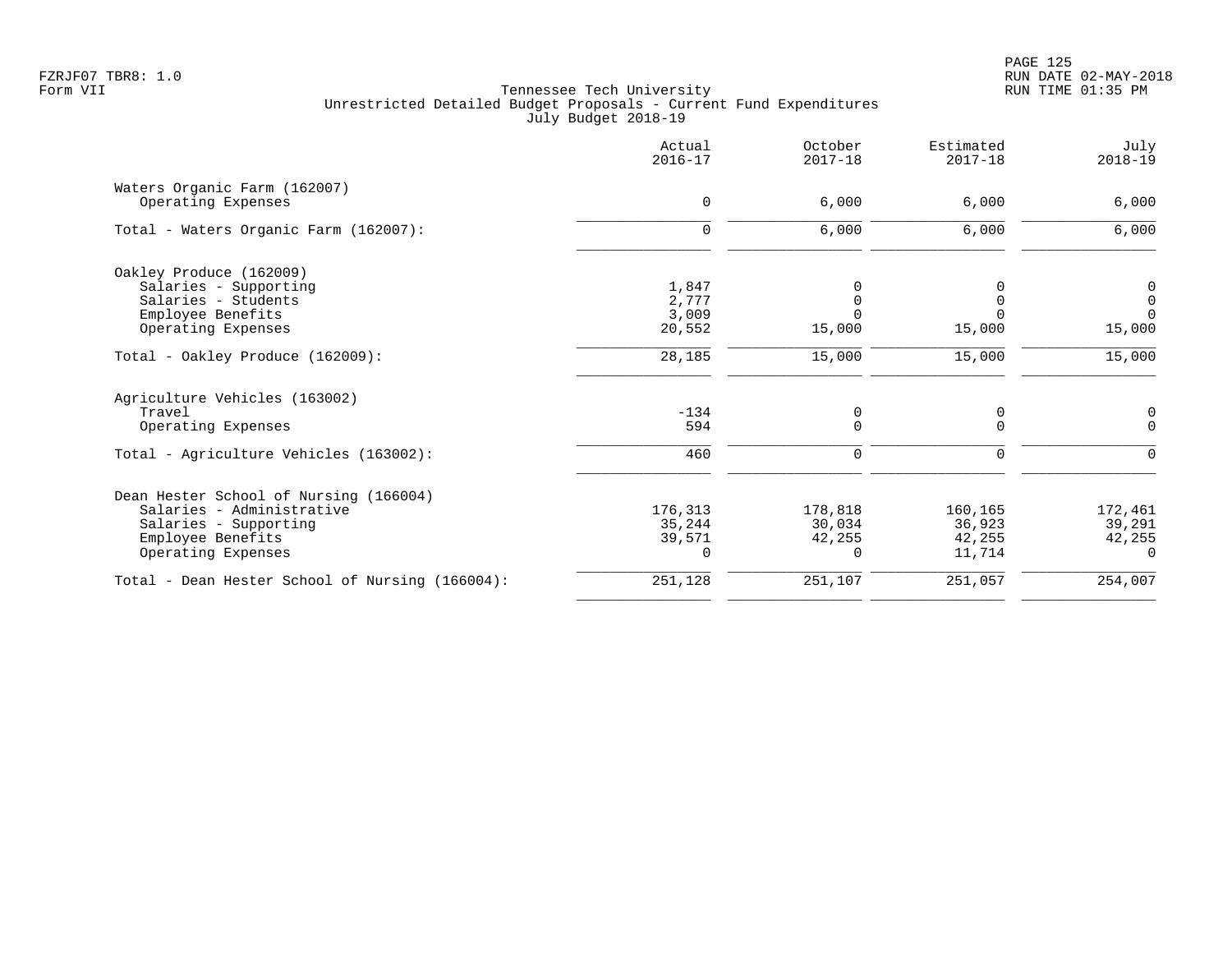Tennessee Tech University
Unrestricted Detailed Budget Proposals - Current Fund Expenditures
July Budget 2018-19

| | Actual 2016-17 | October 2017-18 | Estimated 2017-18 | July 2018-19 |
|---|---|---|---|---|
| **Waters Organic Farm (162007)** | | | | |
| Operating Expenses | 0 | 6,000 | 6,000 | 6,000 |
| Total - Waters Organic Farm (162007): | 0 | 6,000 | 6,000 | 6,000 |
| **Oakley Produce (162009)** | | | | |
| Salaries - Supporting | 1,847 | 0 | 0 | 0 |
| Salaries - Students | 2,777 | 0 | 0 | 0 |
| Employee Benefits | 3,009 | 0 | 0 | 0 |
| Operating Expenses | 20,552 | 15,000 | 15,000 | 15,000 |
| Total - Oakley Produce (162009): | 28,185 | 15,000 | 15,000 | 15,000 |
| **Agriculture Vehicles (163002)** | | | | |
| Travel | -134 | 0 | 0 | 0 |
| Operating Expenses | 594 | 0 | 0 | 0 |
| Total - Agriculture Vehicles (163002): | 460 | 0 | 0 | 0 |
| **Dean Hester School of Nursing (166004)** | | | | |
| Salaries - Administrative | 176,313 | 178,818 | 160,165 | 172,461 |
| Salaries - Supporting | 35,244 | 30,034 | 36,923 | 39,291 |
| Employee Benefits | 39,571 | 42,255 | 42,255 | 42,255 |
| Operating Expenses | 0 | 0 | 11,714 | 0 |
| Total - Dean Hester School of Nursing (166004): | 251,128 | 251,107 | 251,057 | 254,007 |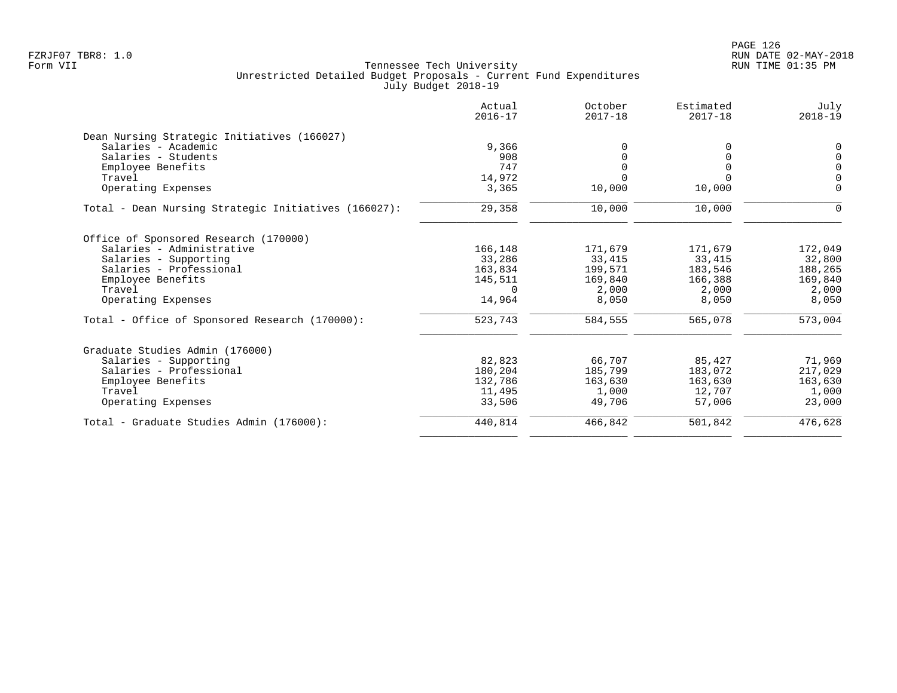Tennessee Tech University
Unrestricted Detailed Budget Proposals - Current Fund Expenditures
July Budget 2018-19

FZRJF07 TBR8: 1.0
Form VII

RUN DATE 02-MAY-2018
RUN TIME 01:35 PM

| | Actual 2016-17 | October 2017-18 | Estimated 2017-18 | July 2018-19 |
|---|---|---|---|---|
| **Dean Nursing Strategic Initiatives (166027)** | | | | |
| Salaries - Academic | 9,366 | 0 | 0 | 0 |
| Salaries - Students | 908 | 0 | 0 | 0 |
| Employee Benefits | 747 | 0 | 0 | 0 |
| Travel | 14,972 | 0 | 0 | 0 |
| Operating Expenses | 3,365 | 10,000 | 10,000 | 0 |
| Total - Dean Nursing Strategic Initiatives (166027): | 29,358 | 10,000 | 10,000 | 0 |
| **Office of Sponsored Research (170000)** | | | | |
| Salaries - Administrative | 166,148 | 171,679 | 171,679 | 172,049 |
| Salaries - Supporting | 33,286 | 33,415 | 33,415 | 32,800 |
| Salaries - Professional | 163,834 | 199,571 | 183,546 | 188,265 |
| Employee Benefits | 145,511 | 169,840 | 166,388 | 169,840 |
| Travel | 0 | 2,000 | 2,000 | 2,000 |
| Operating Expenses | 14,964 | 8,050 | 8,050 | 8,050 |
| Total - Office of Sponsored Research (170000): | 523,743 | 584,555 | 565,078 | 573,004 |
| **Graduate Studies Admin (176000)** | | | | |
| Salaries - Supporting | 82,823 | 66,707 | 85,427 | 71,969 |
| Salaries - Professional | 180,204 | 185,799 | 183,072 | 217,029 |
| Employee Benefits | 132,786 | 163,630 | 163,630 | 163,630 |
| Travel | 11,495 | 1,000 | 12,707 | 1,000 |
| Operating Expenses | 33,506 | 49,706 | 57,006 | 23,000 |
| Total - Graduate Studies Admin (176000): | 440,814 | 466,842 | 501,842 | 476,628 |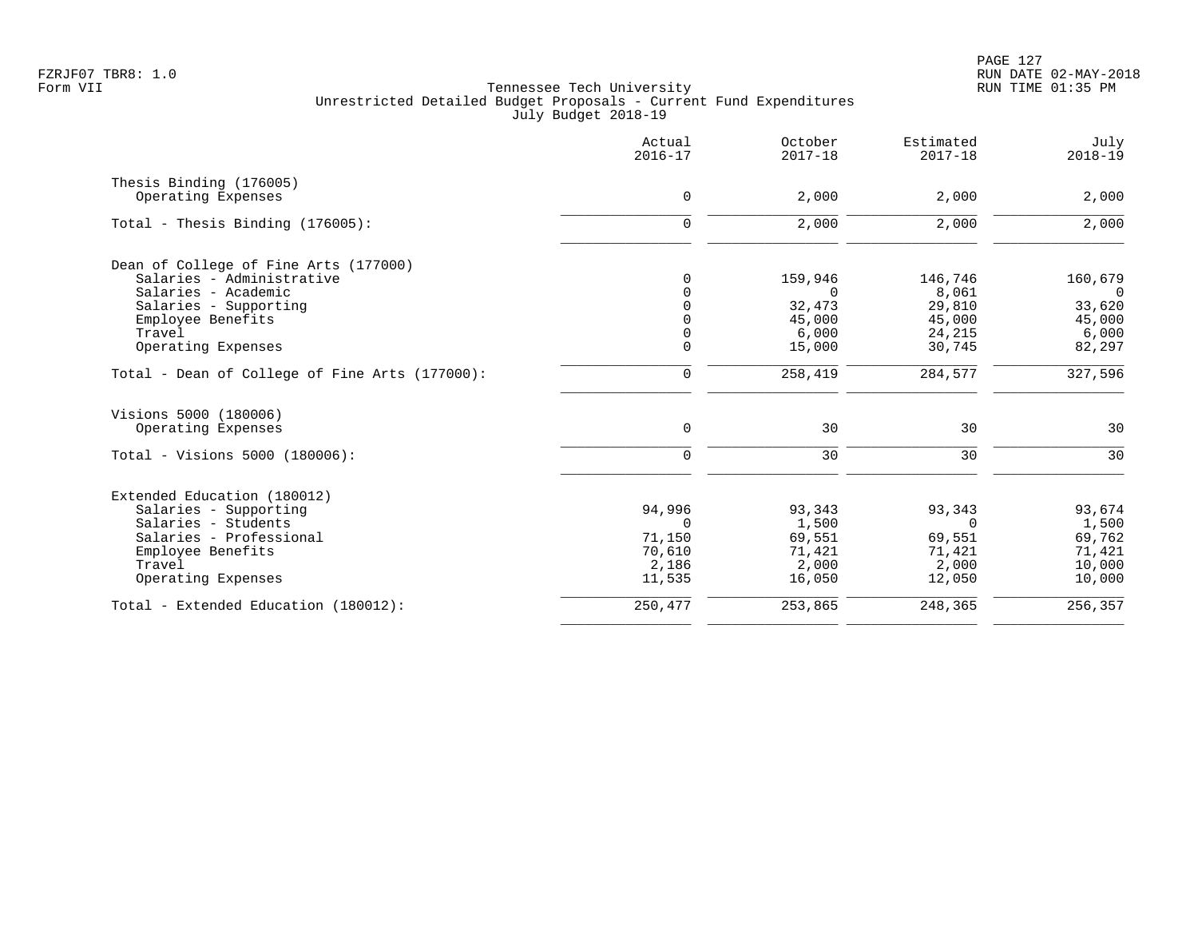Tennessee Tech University
Unrestricted Detailed Budget Proposals - Current Fund Expenditures
July Budget 2018-19

| | Actual 2016-17 | October 2017-18 | Estimated 2017-18 | July 2018-19 |
|---|---|---|---|---|
| **Thesis Binding (176005)** | | | | |
| Operating Expenses | 0 | 2,000 | 2,000 | 2,000 |
| Total - Thesis Binding (176005): | 0 | 2,000 | 2,000 | 2,000 |
| **Dean of College of Fine Arts (177000)** | | | | |
| Salaries - Administrative | 0 | 159,946 | 146,746 | 160,679 |
| Salaries - Academic | 0 | 0 | 8,061 | 0 |
| Salaries - Supporting | 0 | 32,473 | 29,810 | 33,620 |
| Employee Benefits | 0 | 45,000 | 45,000 | 45,000 |
| Travel | 0 | 6,000 | 24,215 | 6,000 |
| Operating Expenses | 0 | 15,000 | 30,745 | 82,297 |
| Total - Dean of College of Fine Arts (177000): | 0 | 258,419 | 284,577 | 327,596 |
| **Visions 5000 (180006)** | | | | |
| Operating Expenses | 0 | 30 | 30 | 30 |
| Total - Visions 5000 (180006): | 0 | 30 | 30 | 30 |
| **Extended Education (180012)** | | | | |
| Salaries - Supporting | 94,996 | 93,343 | 93,343 | 93,674 |
| Salaries - Students | 0 | 1,500 | 0 | 1,500 |
| Salaries - Professional | 71,150 | 69,551 | 69,551 | 69,762 |
| Employee Benefits | 70,610 | 71,421 | 71,421 | 71,421 |
| Travel | 2,186 | 2,000 | 2,000 | 10,000 |
| Operating Expenses | 11,535 | 16,050 | 12,050 | 10,000 |
| Total - Extended Education (180012): | 250,477 | 253,865 | 248,365 | 256,357 |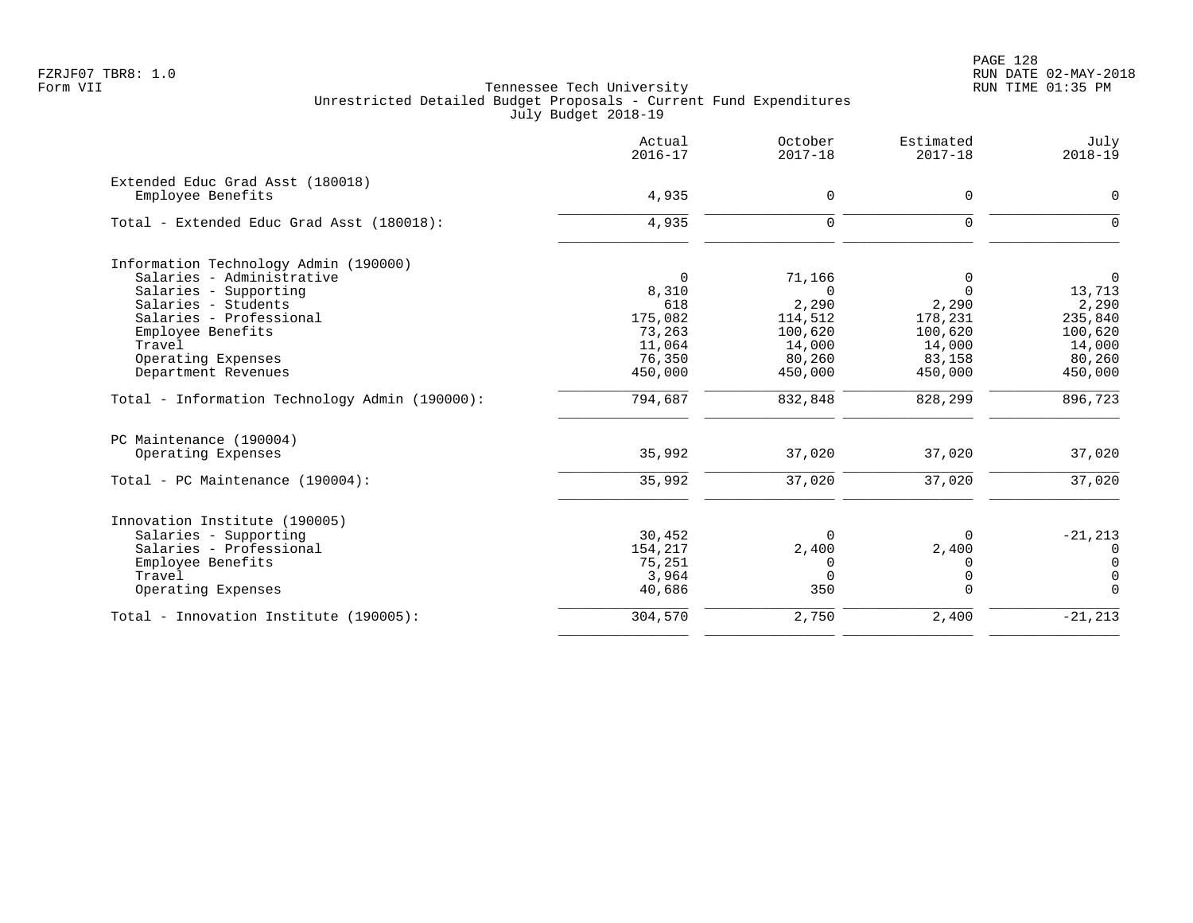FZRJF07 TBR8: 1.0
Form VII

Tennessee Tech University
Unrestricted Detailed Budget Proposals - Current Fund Expenditures
July Budget 2018-19

RUN DATE 02-MAY-2018
RUN TIME 01:35 PM

| | Actual 2016-17 | October 2017-18 | Estimated 2017-18 | July 2018-19 |
|---|---:|---:|---:|---:|
| **Extended Educ Grad Asst (180018)** | | | | |
| Employee Benefits | 4,935 | 0 | 0 | 0 |
| Total - Extended Educ Grad Asst (180018): | 4,935 | 0 | 0 | 0 |
| **Information Technology Admin (190000)** | | | | |
| Salaries - Administrative | 0 | 71,166 | 0 | 0 |
| Salaries - Supporting | 8,310 | 0 | 0 | 13,713 |
| Salaries - Students | 618 | 2,290 | 2,290 | 2,290 |
| Salaries - Professional | 175,082 | 114,512 | 178,231 | 235,840 |
| Employee Benefits | 73,263 | 100,620 | 100,620 | 100,620 |
| Travel | 11,064 | 14,000 | 14,000 | 14,000 |
| Operating Expenses | 76,350 | 80,260 | 83,158 | 80,260 |
| Department Revenues | 450,000 | 450,000 | 450,000 | 450,000 |
| Total - Information Technology Admin (190000): | 794,687 | 832,848 | 828,299 | 896,723 |
| **PC Maintenance (190004)** | | | | |
| Operating Expenses | 35,992 | 37,020 | 37,020 | 37,020 |
| Total - PC Maintenance (190004): | 35,992 | 37,020 | 37,020 | 37,020 |
| **Innovation Institute (190005)** | | | | |
| Salaries - Supporting | 30,452 | 0 | 0 | -21,213 |
| Salaries - Professional | 154,217 | 2,400 | 2,400 | 0 |
| Employee Benefits | 75,251 | 0 | 0 | 0 |
| Travel | 3,964 | 0 | 0 | 0 |
| Operating Expenses | 40,686 | 350 | 0 | 0 |
| Total - Innovation Institute (190005): | 304,570 | 2,750 | 2,400 | -21,213 |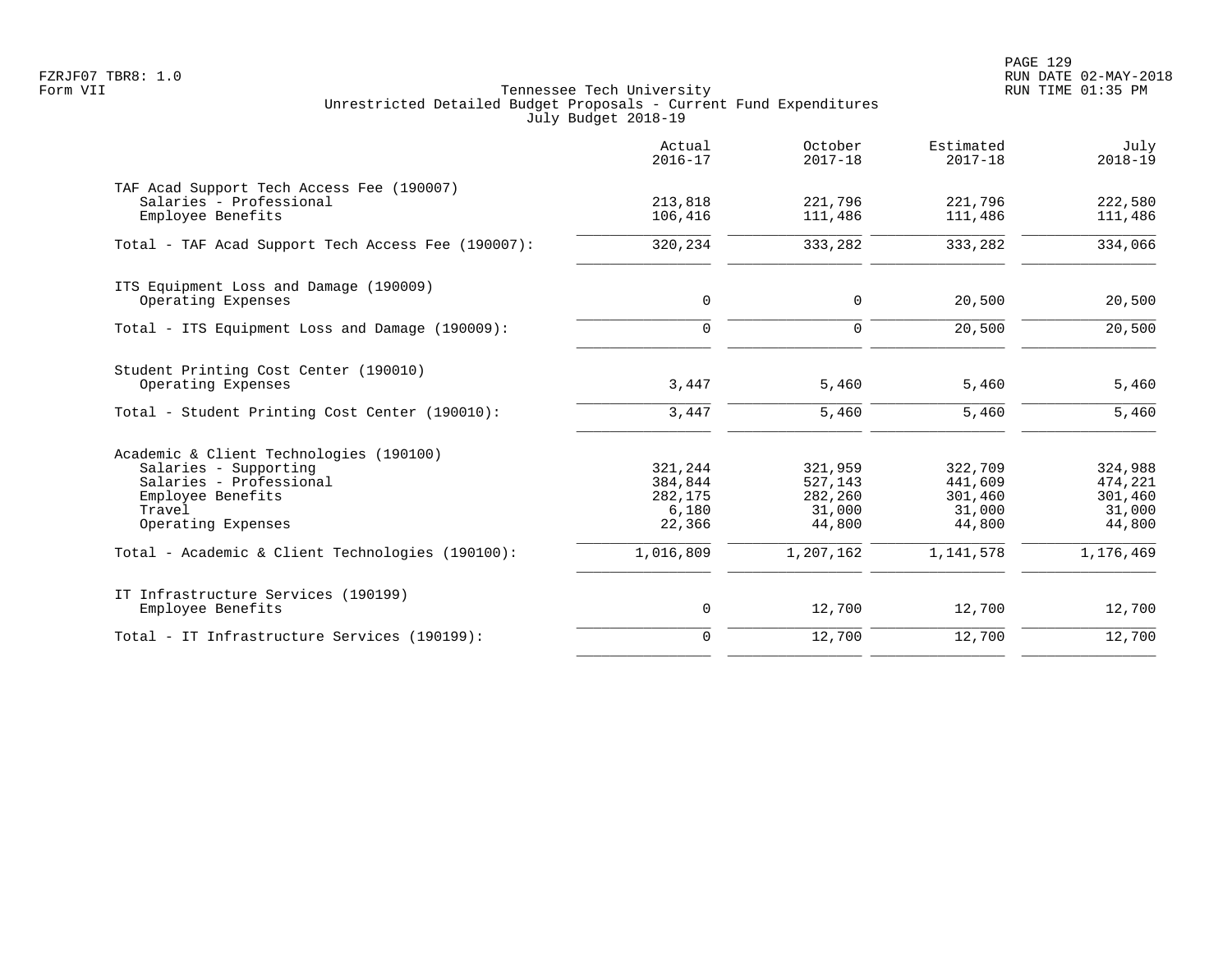Tennessee Tech University
Unrestricted Detailed Budget Proposals - Current Fund Expenditures
July Budget 2018-19

| | Actual 2016-17 | October 2017-18 | Estimated 2017-18 | July 2018-19 |
|---|---|---|---|---|
| **TAF Acad Support Tech Access Fee (190007)** | | | | |
| Salaries - Professional | 213,818 | 221,796 | 221,796 | 222,580 |
| Employee Benefits | 106,416 | 111,486 | 111,486 | 111,486 |
| Total - TAF Acad Support Tech Access Fee (190007): | 320,234 | 333,282 | 333,282 | 334,066 |
| **ITS Equipment Loss and Damage (190009)** | | | | |
| Operating Expenses | 0 | 0 | 20,500 | 20,500 |
| Total - ITS Equipment Loss and Damage (190009): | 0 | 0 | 20,500 | 20,500 |
| **Student Printing Cost Center (190010)** | | | | |
| Operating Expenses | 3,447 | 5,460 | 5,460 | 5,460 |
| Total - Student Printing Cost Center (190010): | 3,447 | 5,460 | 5,460 | 5,460 |
| **Academic & Client Technologies (190100)** | | | | |
| Salaries - Supporting | 321,244 | 321,959 | 322,709 | 324,988 |
| Salaries - Professional | 384,844 | 527,143 | 441,609 | 474,221 |
| Employee Benefits | 282,175 | 282,260 | 301,460 | 301,460 |
| Travel | 6,180 | 31,000 | 31,000 | 31,000 |
| Operating Expenses | 22,366 | 44,800 | 44,800 | 44,800 |
| Total - Academic & Client Technologies (190100): | 1,016,809 | 1,207,162 | 1,141,578 | 1,176,469 |
| **IT Infrastructure Services (190199)** | | | | |
| Employee Benefits | 0 | 12,700 | 12,700 | 12,700 |
| Total - IT Infrastructure Services (190199): | 0 | 12,700 | 12,700 | 12,700 |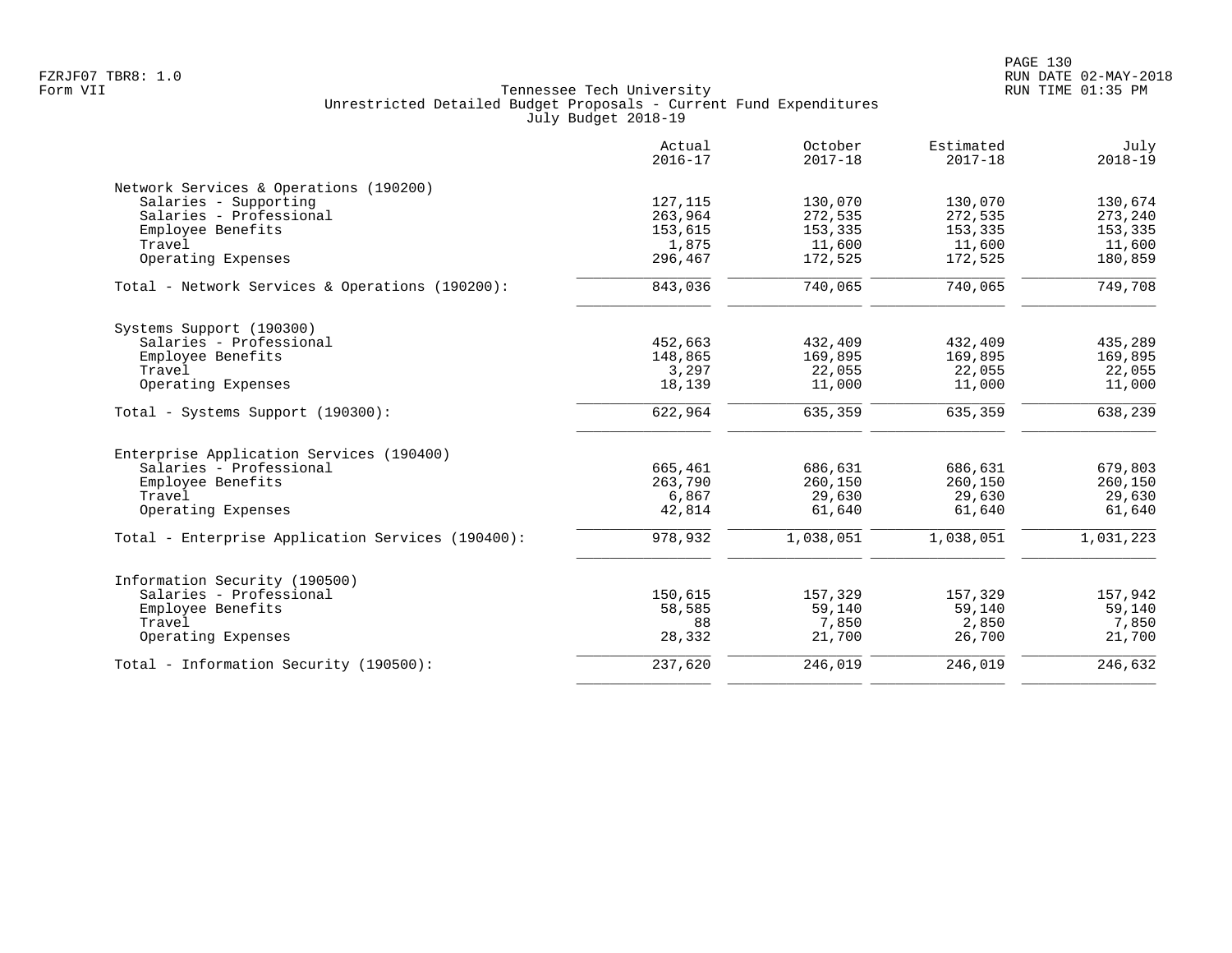Tennessee Tech University
Unrestricted Detailed Budget Proposals - Current Fund Expenditures
July Budget 2018-19

| | Actual 2016-17 | October 2017-18 | Estimated 2017-18 | July 2018-19 |
|---|---:|---:|---:|---:|
| **Network Services & Operations (190200)** | | | | |
| Salaries - Supporting | 127,115 | 130,070 | 130,070 | 130,674 |
| Salaries - Professional | 263,964 | 272,535 | 272,535 | 273,240 |
| Employee Benefits | 153,615 | 153,335 | 153,335 | 153,335 |
| Travel | 1,875 | 11,600 | 11,600 | 11,600 |
| Operating Expenses | 296,467 | 172,525 | 172,525 | 180,859 |
| Total - Network Services & Operations (190200): | 843,036 | 740,065 | 740,065 | 749,708 |
| **Systems Support (190300)** | | | | |
| Salaries - Professional | 452,663 | 432,409 | 432,409 | 435,289 |
| Employee Benefits | 148,865 | 169,895 | 169,895 | 169,895 |
| Travel | 3,297 | 22,055 | 22,055 | 22,055 |
| Operating Expenses | 18,139 | 11,000 | 11,000 | 11,000 |
| Total - Systems Support (190300): | 622,964 | 635,359 | 635,359 | 638,239 |
| **Enterprise Application Services (190400)** | | | | |
| Salaries - Professional | 665,461 | 686,631 | 686,631 | 679,803 |
| Employee Benefits | 263,790 | 260,150 | 260,150 | 260,150 |
| Travel | 6,867 | 29,630 | 29,630 | 29,630 |
| Operating Expenses | 42,814 | 61,640 | 61,640 | 61,640 |
| Total - Enterprise Application Services (190400): | 978,932 | 1,038,051 | 1,038,051 | 1,031,223 |
| **Information Security (190500)** | | | | |
| Salaries - Professional | 150,615 | 157,329 | 157,329 | 157,942 |
| Employee Benefits | 58,585 | 59,140 | 59,140 | 59,140 |
| Travel | 88 | 7,850 | 2,850 | 7,850 |
| Operating Expenses | 28,332 | 21,700 | 26,700 | 21,700 |
| Total - Information Security (190500): | 237,620 | 246,019 | 246,019 | 246,632 |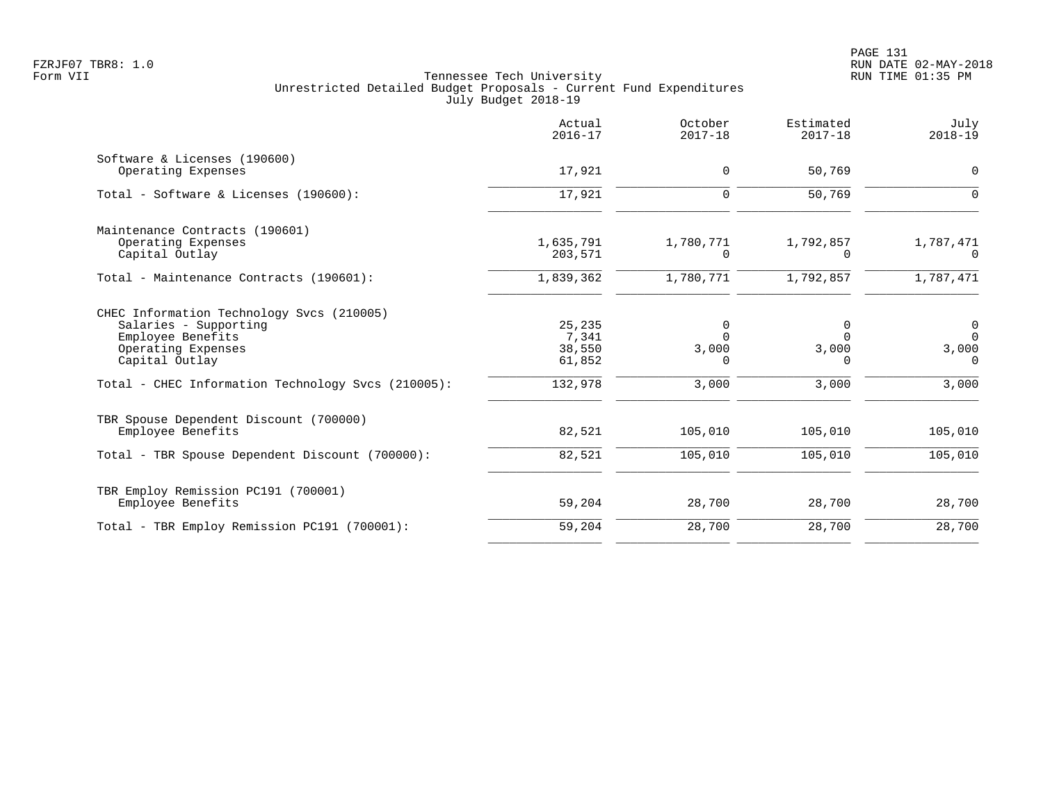Tennessee Tech University
Unrestricted Detailed Budget Proposals - Current Fund Expenditures
July Budget 2018-19

FZRJF07 TBR8: 1.0
Form VII

RUN DATE 02-MAY-2018
RUN TIME 01:35 PM

| | Actual 2016-17 | October 2017-18 | Estimated 2017-18 | July 2018-19 |
|---|---|---|---|---|
| Software & Licenses (190600) | | | | |
| Operating Expenses | 17,921 | 0 | 50,769 | 0 |
| Total - Software & Licenses (190600): | 17,921 | 0 | 50,769 | 0 |
| Maintenance Contracts (190601) | | | | |
| Operating Expenses | 1,635,791 | 1,780,771 | 1,792,857 | 1,787,471 |
| Capital Outlay | 203,571 | 0 | 0 | 0 |
| Total - Maintenance Contracts (190601): | 1,839,362 | 1,780,771 | 1,792,857 | 1,787,471 |
| CHEC Information Technology Svcs (210005) | | | | |
| Salaries - Supporting | 25,235 | 0 | 0 | 0 |
| Employee Benefits | 7,341 | 0 | 0 | 0 |
| Operating Expenses | 38,550 | 3,000 | 3,000 | 3,000 |
| Capital Outlay | 61,852 | 0 | 0 | 0 |
| Total - CHEC Information Technology Svcs (210005): | 132,978 | 3,000 | 3,000 | 3,000 |
| TBR Spouse Dependent Discount (700000) | | | | |
| Employee Benefits | 82,521 | 105,010 | 105,010 | 105,010 |
| Total - TBR Spouse Dependent Discount (700000): | 82,521 | 105,010 | 105,010 | 105,010 |
| TBR Employ Remission PC191 (700001) | | | | |
| Employee Benefits | 59,204 | 28,700 | 28,700 | 28,700 |
| Total - TBR Employ Remission PC191 (700001): | 59,204 | 28,700 | 28,700 | 28,700 |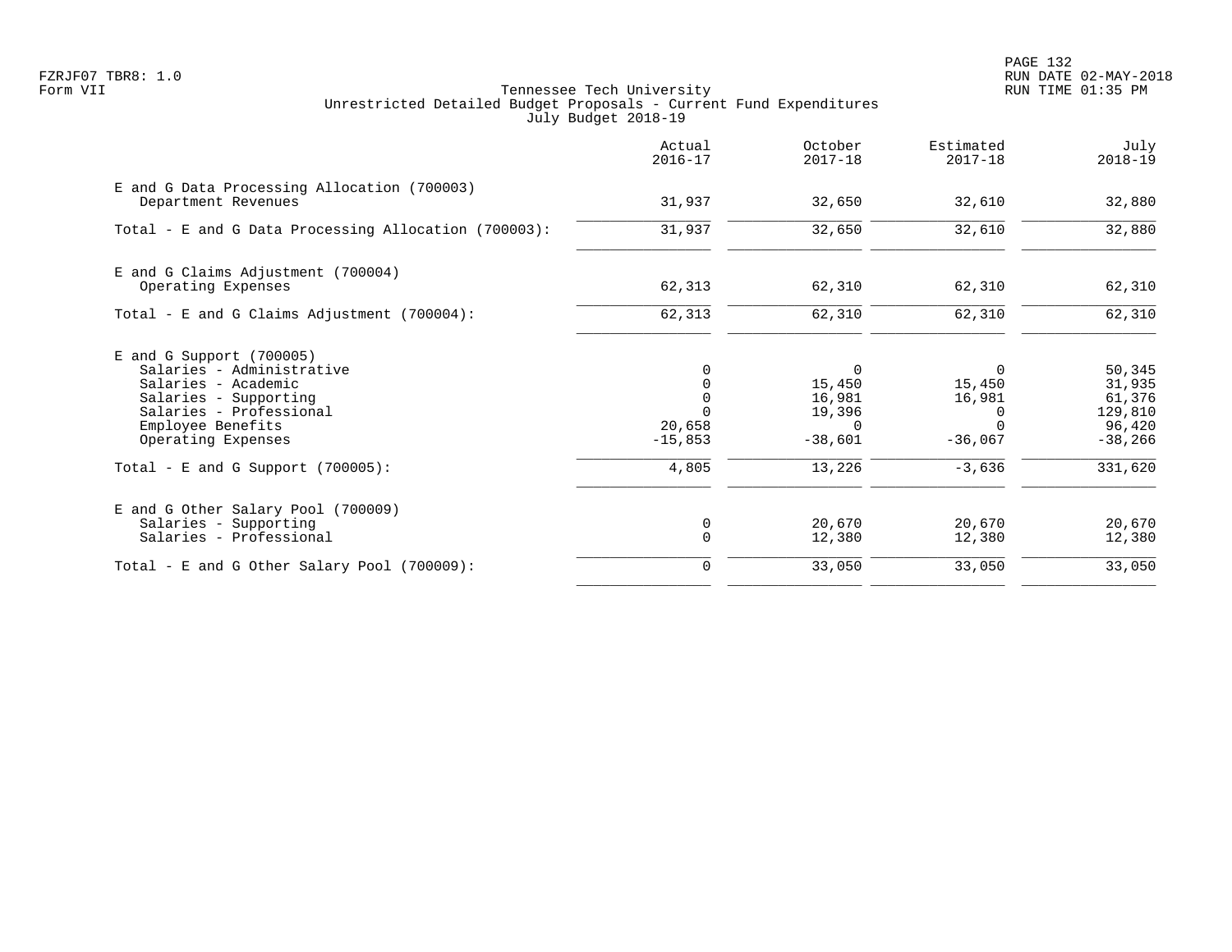Tennessee Tech University
Unrestricted Detailed Budget Proposals - Current Fund Expenditures
July Budget 2018-19

Form VII

| | Actual 2016-17 | October 2017-18 | Estimated 2017-18 | July 2018-19 |
|---|---|---|---|---|
| **E and G Data Processing Allocation (700003)** | | | | |
| Department Revenues | 31,937 | 32,650 | 32,610 | 32,880 |
| Total - E and G Data Processing Allocation (700003): | 31,937 | 32,650 | 32,610 | 32,880 |
| **E and G Claims Adjustment (700004)** | | | | |
| Operating Expenses | 62,313 | 62,310 | 62,310 | 62,310 |
| Total - E and G Claims Adjustment (700004): | 62,313 | 62,310 | 62,310 | 62,310 |
| **E and G Support (700005)** | | | | |
| Salaries - Administrative | 0 | 0 | 0 | 50,345 |
| Salaries - Academic | 0 | 15,450 | 15,450 | 31,935 |
| Salaries - Supporting | 0 | 16,981 | 16,981 | 61,376 |
| Salaries - Professional | 0 | 19,396 | 0 | 129,810 |
| Employee Benefits | 20,658 | 0 | 0 | 96,420 |
| Operating Expenses | -15,853 | -38,601 | -36,067 | -38,266 |
| Total - E and G Support (700005): | 4,805 | 13,226 | -3,636 | 331,620 |
| **E and G Other Salary Pool (700009)** | | | | |
| Salaries - Supporting | 0 | 20,670 | 20,670 | 20,670 |
| Salaries - Professional | 0 | 12,380 | 12,380 | 12,380 |
| Total - E and G Other Salary Pool (700009): | 0 | 33,050 | 33,050 | 33,050 |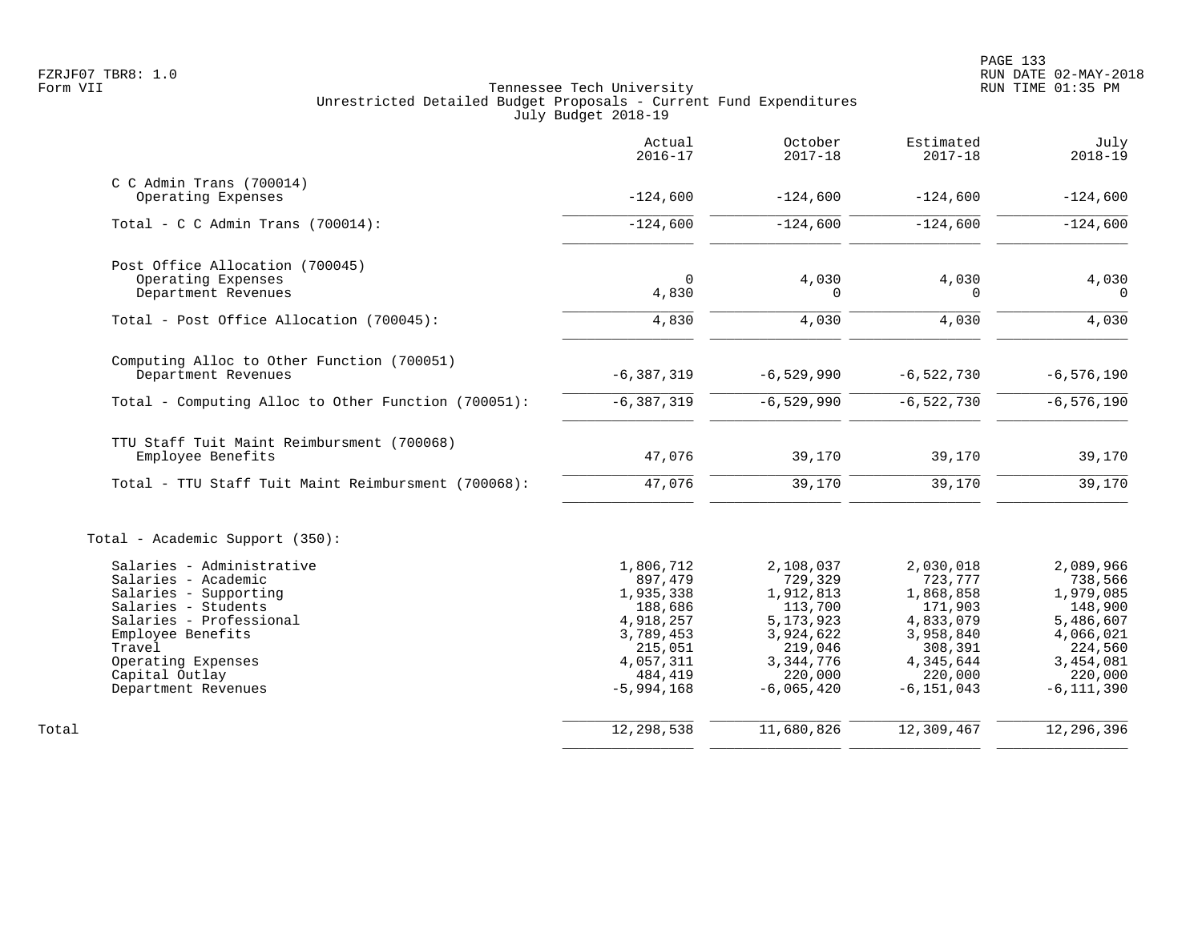FZRJF07 TBR8: 1.0
Form VII

Tennessee Tech University
Unrestricted Detailed Budget Proposals - Current Fund Expenditures
July Budget 2018-19

| | Actual 2016-17 | October 2017-18 | Estimated 2017-18 | July 2018-19 |
|---|---|---|---|---|
| C C Admin Trans (700014) | | | | |
| Operating Expenses | -124,600 | -124,600 | -124,600 | -124,600 |
| Total - C C Admin Trans (700014): | -124,600 | -124,600 | -124,600 | -124,600 |
| Post Office Allocation (700045) | | | | |
| Operating Expenses | 0 | 4,030 | 4,030 | 4,030 |
| Department Revenues | 4,830 | 0 | 0 | 0 |
| Total - Post Office Allocation (700045): | 4,830 | 4,030 | 4,030 | 4,030 |
| Computing Alloc to Other Function (700051) | | | | |
| Department Revenues | -6,387,319 | -6,529,990 | -6,522,730 | -6,576,190 |
| Total - Computing Alloc to Other Function (700051): | -6,387,319 | -6,529,990 | -6,522,730 | -6,576,190 |
| TTU Staff Tuit Maint Reimbursment (700068) | | | | |
| Employee Benefits | 47,076 | 39,170 | 39,170 | 39,170 |
| Total - TTU Staff Tuit Maint Reimbursment (700068): | 47,076 | 39,170 | 39,170 | 39,170 |
| Total - Academic Support (350): | | | | |
| Salaries - Administrative | 1,806,712 | 2,108,037 | 2,030,018 | 2,089,966 |
| Salaries - Academic | 897,479 | 729,329 | 723,777 | 738,566 |
| Salaries - Supporting | 1,935,338 | 1,912,813 | 1,868,858 | 1,979,085 |
| Salaries - Students | 188,686 | 113,700 | 171,903 | 148,900 |
| Salaries - Professional | 4,918,257 | 5,173,923 | 4,833,079 | 5,486,607 |
| Employee Benefits | 3,789,453 | 3,924,622 | 3,958,840 | 4,066,021 |
| Travel | 215,051 | 219,046 | 308,391 | 224,560 |
| Operating Expenses | 4,057,311 | 3,344,776 | 4,345,644 | 3,454,081 |
| Capital Outlay | 484,419 | 220,000 | 220,000 | 220,000 |
| Department Revenues | -5,994,168 | -6,065,420 | -6,151,043 | -6,111,390 |
| Total | 12,298,538 | 11,680,826 | 12,309,467 | 12,296,396 |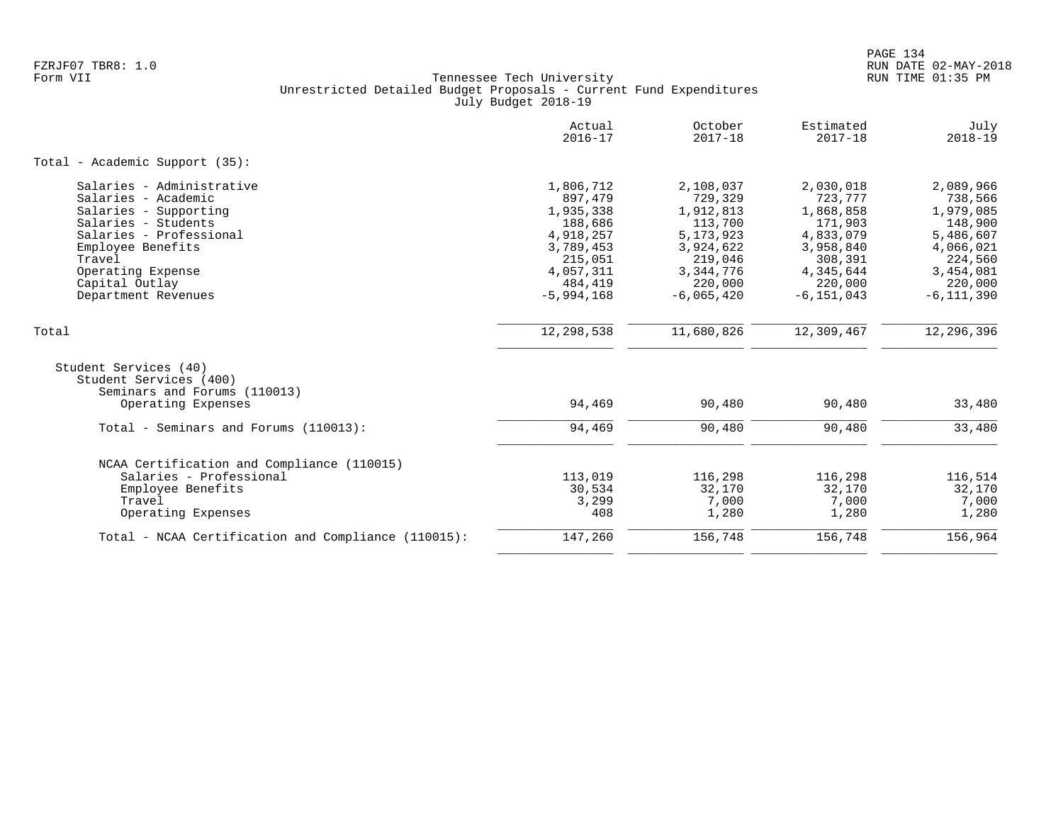Tennessee Tech University
Unrestricted Detailed Budget Proposals - Current Fund Expenditures
July Budget 2018-19

| | Actual 2016-17 | October 2017-18 | Estimated 2017-18 | July 2018-19 |
|---|---|---|---|---|
| **Total - Academic Support (35):** | | | | |
| Salaries - Administrative | 1,806,712 | 2,108,037 | 2,030,018 | 2,089,966 |
| Salaries - Academic | 897,479 | 729,329 | 723,777 | 738,566 |
| Salaries - Supporting | 1,935,338 | 1,912,813 | 1,868,858 | 1,979,085 |
| Salaries - Students | 188,686 | 113,700 | 171,903 | 148,900 |
| Salaries - Professional | 4,918,257 | 5,173,923 | 4,833,079 | 5,486,607 |
| Employee Benefits | 3,789,453 | 3,924,622 | 3,958,840 | 4,066,021 |
| Travel | 215,051 | 219,046 | 308,391 | 224,560 |
| Operating Expense | 4,057,311 | 3,344,776 | 4,345,644 | 3,454,081 |
| Capital Outlay | 484,419 | 220,000 | 220,000 | 220,000 |
| Department Revenues | -5,994,168 | -6,065,420 | -6,151,043 | -6,111,390 |
| **Total** | 12,298,538 | 11,680,826 | 12,309,467 | 12,296,396 |
| Student Services (40) | | | | |
| Student Services (400) | | | | |
| Seminars and Forums (110013) | | | | |
| Operating Expenses | 94,469 | 90,480 | 90,480 | 33,480 |
| **Total - Seminars and Forums (110013):** | 94,469 | 90,480 | 90,480 | 33,480 |
| NCAA Certification and Compliance (110015) | | | | |
| Salaries - Professional | 113,019 | 116,298 | 116,298 | 116,514 |
| Employee Benefits | 30,534 | 32,170 | 32,170 | 32,170 |
| Travel | 3,299 | 7,000 | 7,000 | 7,000 |
| Operating Expenses | 408 | 1,280 | 1,280 | 1,280 |
| **Total - NCAA Certification and Compliance (110015):** | 147,260 | 156,748 | 156,748 | 156,964 |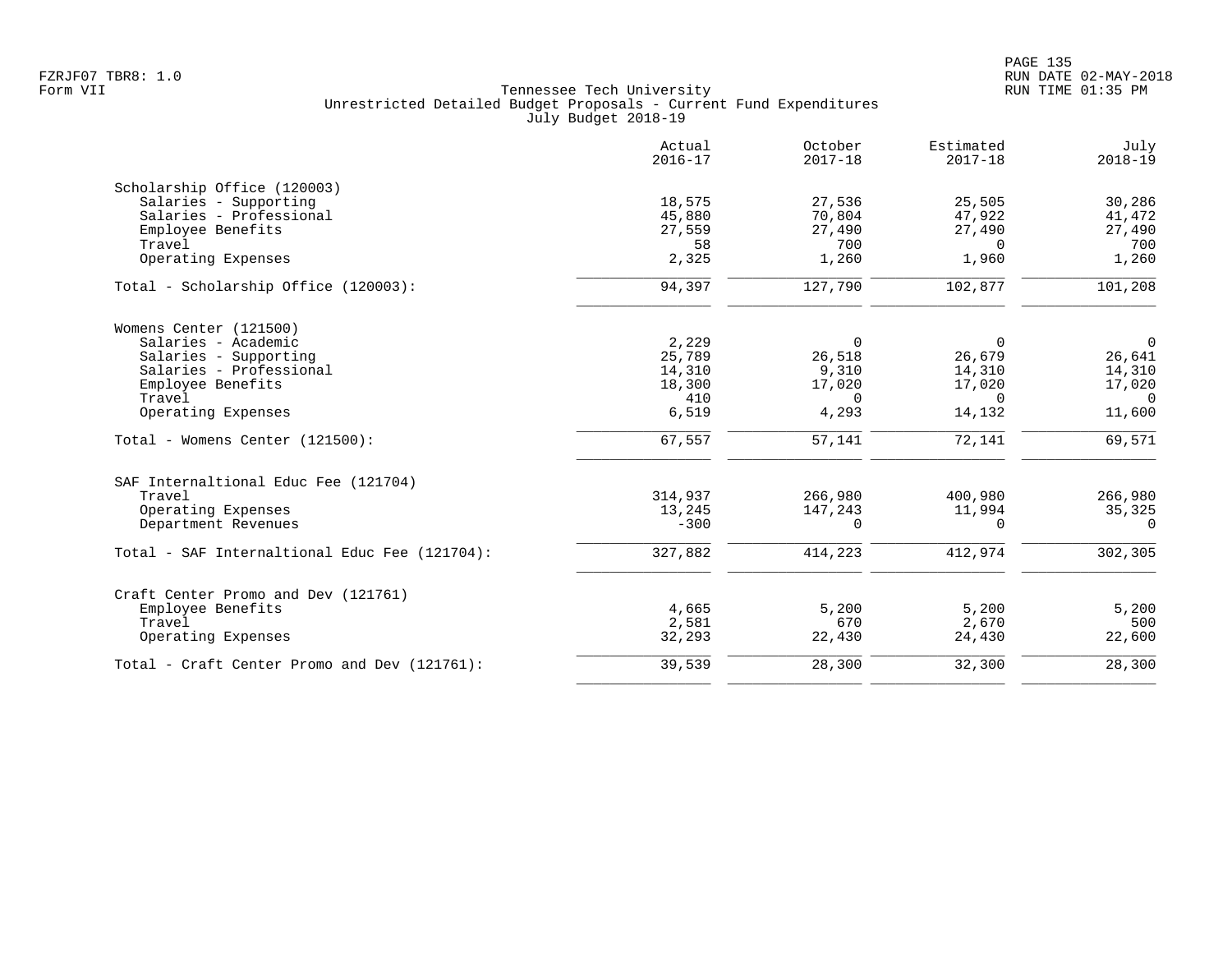Tennessee Tech University
Unrestricted Detailed Budget Proposals - Current Fund Expenditures
July Budget 2018-19

| | Actual 2016-17 | October 2017-18 | Estimated 2017-18 | July 2018-19 |
|---|---|---|---|---|
| **Scholarship Office (120003)** | | | | |
| Salaries - Supporting | 18,575 | 27,536 | 25,505 | 30,286 |
| Salaries - Professional | 45,880 | 70,804 | 47,922 | 41,472 |
| Employee Benefits | 27,559 | 27,490 | 27,490 | 27,490 |
| Travel | 58 | 700 | 0 | 700 |
| Operating Expenses | 2,325 | 1,260 | 1,960 | 1,260 |
| Total - Scholarship Office (120003): | 94,397 | 127,790 | 102,877 | 101,208 |
| **Womens Center (121500)** | | | | |
| Salaries - Academic | 2,229 | 0 | 0 | 0 |
| Salaries - Supporting | 25,789 | 26,518 | 26,679 | 26,641 |
| Salaries - Professional | 14,310 | 9,310 | 14,310 | 14,310 |
| Employee Benefits | 18,300 | 17,020 | 17,020 | 17,020 |
| Travel | 410 | 0 | 0 | 0 |
| Operating Expenses | 6,519 | 4,293 | 14,132 | 11,600 |
| Total - Womens Center (121500): | 67,557 | 57,141 | 72,141 | 69,571 |
| **SAF Internaltional Educ Fee (121704)** | | | | |
| Travel | 314,937 | 266,980 | 400,980 | 266,980 |
| Operating Expenses | 13,245 | 147,243 | 11,994 | 35,325 |
| Department Revenues | -300 | 0 | 0 | 0 |
| Total - SAF Internaltional Educ Fee (121704): | 327,882 | 414,223 | 412,974 | 302,305 |
| **Craft Center Promo and Dev (121761)** | | | | |
| Employee Benefits | 4,665 | 5,200 | 5,200 | 5,200 |
| Travel | 2,581 | 670 | 2,670 | 500 |
| Operating Expenses | 32,293 | 22,430 | 24,430 | 22,600 |
| Total - Craft Center Promo and Dev (121761): | 39,539 | 28,300 | 32,300 | 28,300 |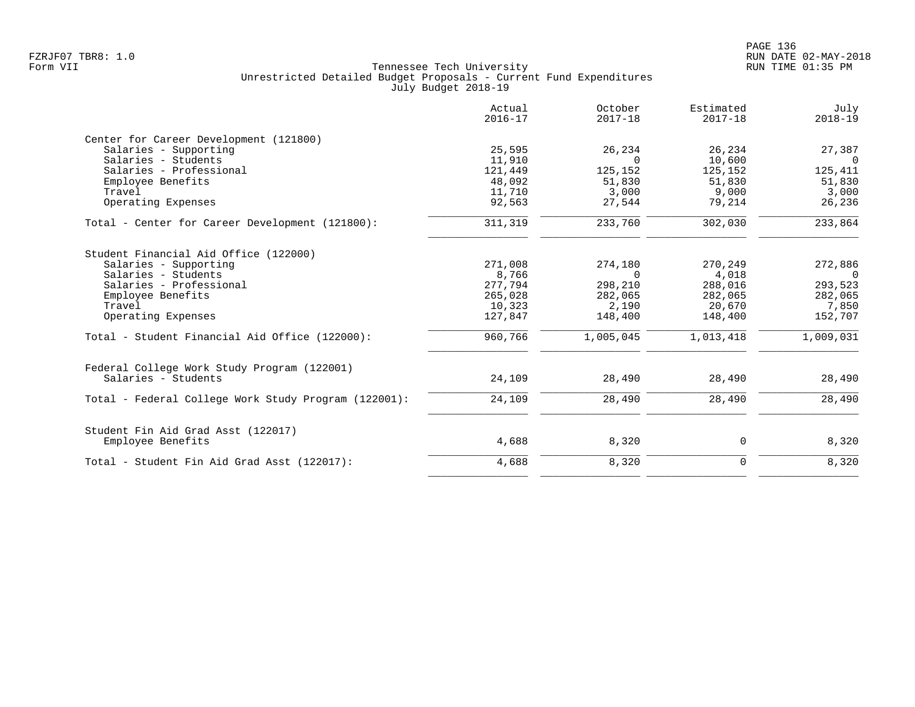Tennessee Tech University
Unrestricted Detailed Budget Proposals - Current Fund Expenditures
July Budget 2018-19

Form VII

| | Actual 2016-17 | October 2017-18 | Estimated 2017-18 | July 2018-19 |
|---|---|---|---|---|
| **Center for Career Development (121800)** | | | | |
| Salaries - Supporting | 25,595 | 26,234 | 26,234 | 27,387 |
| Salaries - Students | 11,910 | 0 | 10,600 | 0 |
| Salaries - Professional | 121,449 | 125,152 | 125,152 | 125,411 |
| Employee Benefits | 48,092 | 51,830 | 51,830 | 51,830 |
| Travel | 11,710 | 3,000 | 9,000 | 3,000 |
| Operating Expenses | 92,563 | 27,544 | 79,214 | 26,236 |
| Total - Center for Career Development (121800): | 311,319 | 233,760 | 302,030 | 233,864 |
| **Student Financial Aid Office (122000)** | | | | |
| Salaries - Supporting | 271,008 | 274,180 | 270,249 | 272,886 |
| Salaries - Students | 8,766 | 0 | 4,018 | 0 |
| Salaries - Professional | 277,794 | 298,210 | 288,016 | 293,523 |
| Employee Benefits | 265,028 | 282,065 | 282,065 | 282,065 |
| Travel | 10,323 | 2,190 | 20,670 | 7,850 |
| Operating Expenses | 127,847 | 148,400 | 148,400 | 152,707 |
| Total - Student Financial Aid Office (122000): | 960,766 | 1,005,045 | 1,013,418 | 1,009,031 |
| **Federal College Work Study Program (122001)** | | | | |
| Salaries - Students | 24,109 | 28,490 | 28,490 | 28,490 |
| Total - Federal College Work Study Program (122001): | 24,109 | 28,490 | 28,490 | 28,490 |
| **Student Fin Aid Grad Asst (122017)** | | | | |
| Employee Benefits | 4,688 | 8,320 | 0 | 8,320 |
| Total - Student Fin Aid Grad Asst (122017): | 4,688 | 8,320 | 0 | 8,320 |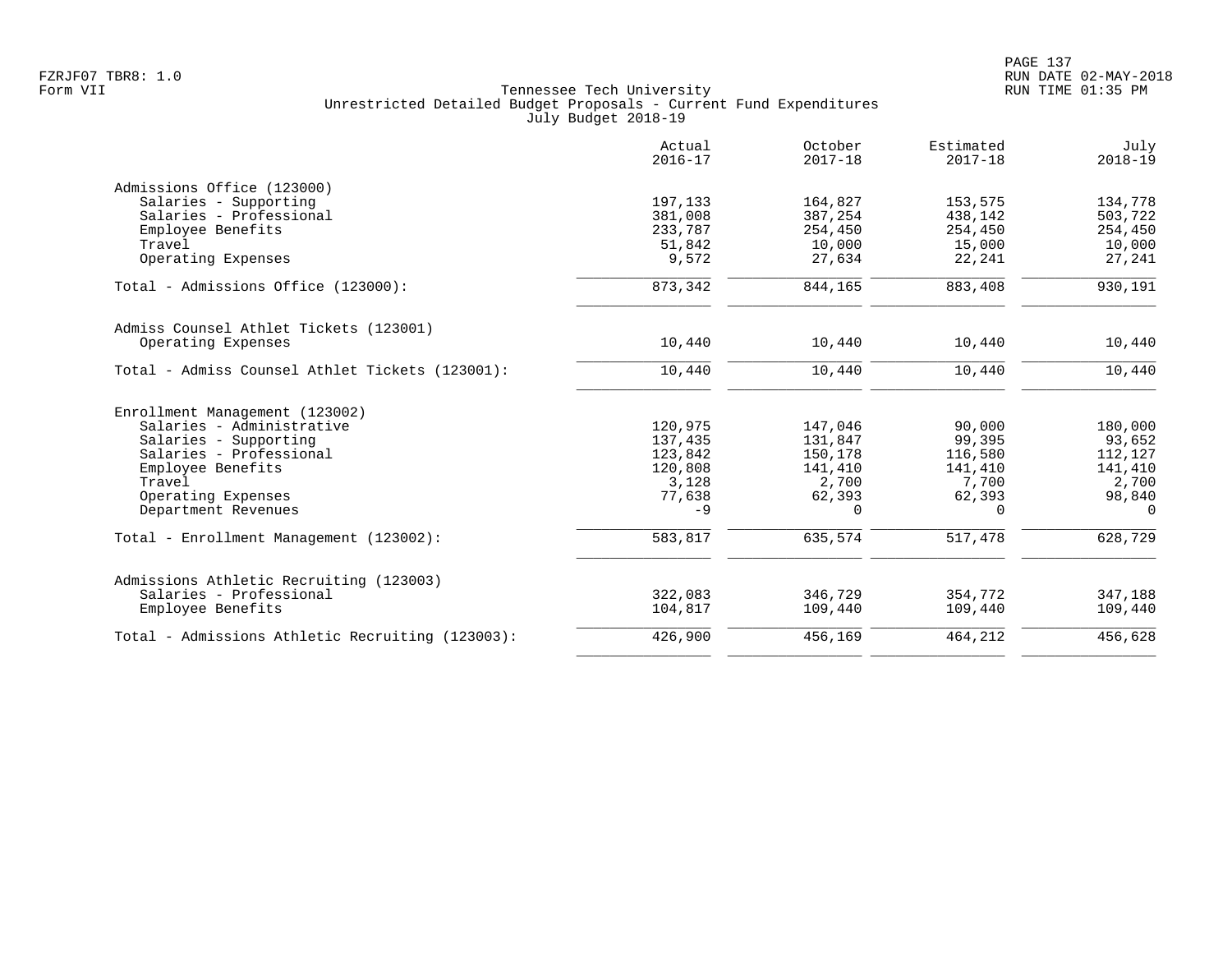Tennessee Tech University
Unrestricted Detailed Budget Proposals - Current Fund Expenditures
July Budget 2018-19

| | Actual 2016-17 | October 2017-18 | Estimated 2017-18 | July 2018-19 |
|---|---|---|---|---|
| **Admissions Office (123000)** | | | | |
| Salaries - Supporting | 197,133 | 164,827 | 153,575 | 134,778 |
| Salaries - Professional | 381,008 | 387,254 | 438,142 | 503,722 |
| Employee Benefits | 233,787 | 254,450 | 254,450 | 254,450 |
| Travel | 51,842 | 10,000 | 15,000 | 10,000 |
| Operating Expenses | 9,572 | 27,634 | 22,241 | 27,241 |
| Total - Admissions Office (123000): | 873,342 | 844,165 | 883,408 | 930,191 |
| **Admiss Counsel Athlet Tickets (123001)** | | | | |
| Operating Expenses | 10,440 | 10,440 | 10,440 | 10,440 |
| Total - Admiss Counsel Athlet Tickets (123001): | 10,440 | 10,440 | 10,440 | 10,440 |
| **Enrollment Management (123002)** | | | | |
| Salaries - Administrative | 120,975 | 147,046 | 90,000 | 180,000 |
| Salaries - Supporting | 137,435 | 131,847 | 99,395 | 93,652 |
| Salaries - Professional | 123,842 | 150,178 | 116,580 | 112,127 |
| Employee Benefits | 120,808 | 141,410 | 141,410 | 141,410 |
| Travel | 3,128 | 2,700 | 7,700 | 2,700 |
| Operating Expenses | 77,638 | 62,393 | 62,393 | 98,840 |
| Department Revenues | -9 | 0 | 0 | 0 |
| Total - Enrollment Management (123002): | 583,817 | 635,574 | 517,478 | 628,729 |
| **Admissions Athletic Recruiting (123003)** | | | | |
| Salaries - Professional | 322,083 | 346,729 | 354,772 | 347,188 |
| Employee Benefits | 104,817 | 109,440 | 109,440 | 109,440 |
| Total - Admissions Athletic Recruiting (123003): | 426,900 | 456,169 | 464,212 | 456,628 |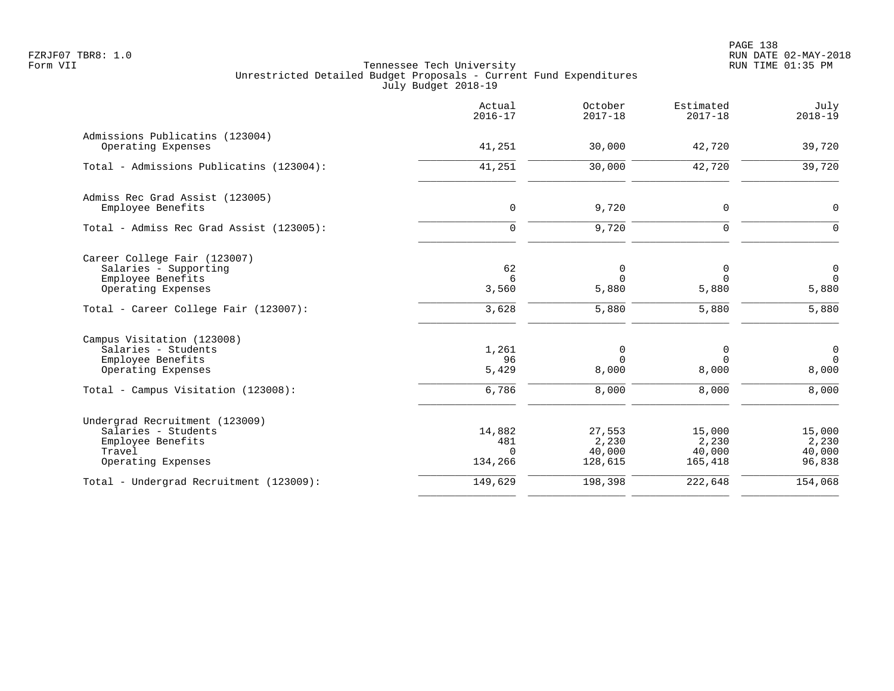Tennessee Tech University
Unrestricted Detailed Budget Proposals - Current Fund Expenditures
July Budget 2018-19

| | Actual 2016-17 | October 2017-18 | Estimated 2017-18 | July 2018-19 |
|---|---|---|---|---|
| **Admissions Publicatins (123004)** | | | | |
| Operating Expenses | 41,251 | 30,000 | 42,720 | 39,720 |
| Total - Admissions Publicatins (123004): | 41,251 | 30,000 | 42,720 | 39,720 |
| **Admiss Rec Grad Assist (123005)** | | | | |
| Employee Benefits | 0 | 9,720 | 0 | 0 |
| Total - Admiss Rec Grad Assist (123005): | 0 | 9,720 | 0 | 0 |
| **Career College Fair (123007)** | | | | |
| Salaries - Supporting | 62 | 0 | 0 | 0 |
| Employee Benefits | 6 | 0 | 0 | 0 |
| Operating Expenses | 3,560 | 5,880 | 5,880 | 5,880 |
| Total - Career College Fair (123007): | 3,628 | 5,880 | 5,880 | 5,880 |
| **Campus Visitation (123008)** | | | | |
| Salaries - Students | 1,261 | 0 | 0 | 0 |
| Employee Benefits | 96 | 0 | 0 | 0 |
| Operating Expenses | 5,429 | 8,000 | 8,000 | 8,000 |
| Total - Campus Visitation (123008): | 6,786 | 8,000 | 8,000 | 8,000 |
| **Undergrad Recruitment (123009)** | | | | |
| Salaries - Students | 14,882 | 27,553 | 15,000 | 15,000 |
| Employee Benefits | 481 | 2,230 | 2,230 | 2,230 |
| Travel | 0 | 40,000 | 40,000 | 40,000 |
| Operating Expenses | 134,266 | 128,615 | 165,418 | 96,838 |
| Total - Undergrad Recruitment (123009): | 149,629 | 198,398 | 222,648 | 154,068 |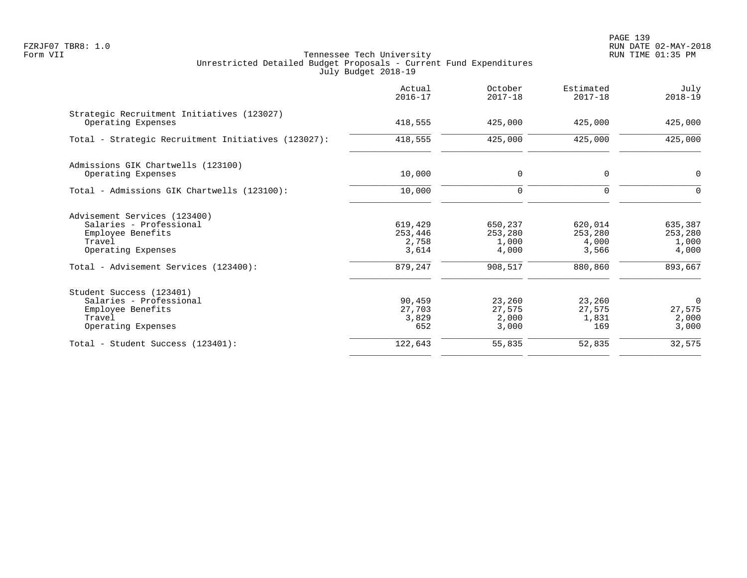Tennessee Tech University
Unrestricted Detailed Budget Proposals - Current Fund Expenditures
July Budget 2018-19

| | Actual 2016-17 | October 2017-18 | Estimated 2017-18 | July 2018-19 |
|---|---|---|---|---|
| **Strategic Recruitment Initiatives (123027)** | | | | |
| Operating Expenses | 418,555 | 425,000 | 425,000 | 425,000 |
| Total - Strategic Recruitment Initiatives (123027): | 418,555 | 425,000 | 425,000 | 425,000 |
| **Admissions GIK Chartwells (123100)** | | | | |
| Operating Expenses | 10,000 | 0 | 0 | 0 |
| Total - Admissions GIK Chartwells (123100): | 10,000 | 0 | 0 | 0 |
| **Advisement Services (123400)** | | | | |
| Salaries - Professional | 619,429 | 650,237 | 620,014 | 635,387 |
| Employee Benefits | 253,446 | 253,280 | 253,280 | 253,280 |
| Travel | 2,758 | 1,000 | 4,000 | 1,000 |
| Operating Expenses | 3,614 | 4,000 | 3,566 | 4,000 |
| Total - Advisement Services (123400): | 879,247 | 908,517 | 880,860 | 893,667 |
| **Student Success (123401)** | | | | |
| Salaries - Professional | 90,459 | 23,260 | 23,260 | 0 |
| Employee Benefits | 27,703 | 27,575 | 27,575 | 27,575 |
| Travel | 3,829 | 2,000 | 1,831 | 2,000 |
| Operating Expenses | 652 | 3,000 | 169 | 3,000 |
| Total - Student Success (123401): | 122,643 | 55,835 | 52,835 | 32,575 |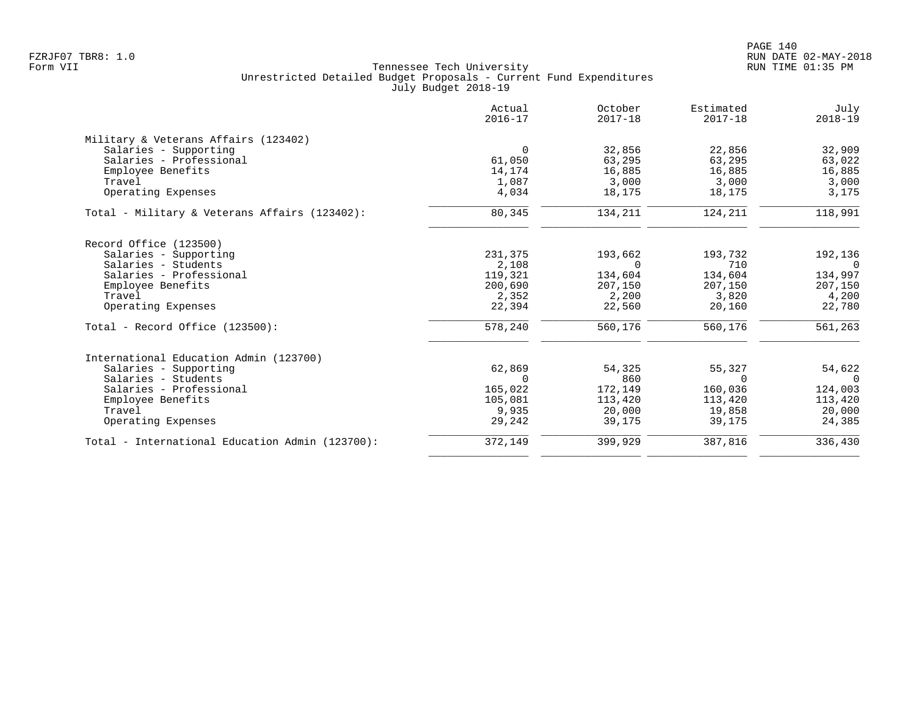Tennessee Tech University
Unrestricted Detailed Budget Proposals - Current Fund Expenditures
July Budget 2018-19

| | Actual 2016-17 | October 2017-18 | Estimated 2017-18 | July 2018-19 |
|---|---|---|---|---|
| **Military & Veterans Affairs (123402)** | | | | |
| Salaries - Supporting | 0 | 32,856 | 22,856 | 32,909 |
| Salaries - Professional | 61,050 | 63,295 | 63,295 | 63,022 |
| Employee Benefits | 14,174 | 16,885 | 16,885 | 16,885 |
| Travel | 1,087 | 3,000 | 3,000 | 3,000 |
| Operating Expenses | 4,034 | 18,175 | 18,175 | 3,175 |
| Total - Military & Veterans Affairs (123402): | 80,345 | 134,211 | 124,211 | 118,991 |
| **Record Office (123500)** | | | | |
| Salaries - Supporting | 231,375 | 193,662 | 193,732 | 192,136 |
| Salaries - Students | 2,108 | 0 | 710 | 0 |
| Salaries - Professional | 119,321 | 134,604 | 134,604 | 134,997 |
| Employee Benefits | 200,690 | 207,150 | 207,150 | 207,150 |
| Travel | 2,352 | 2,200 | 3,820 | 4,200 |
| Operating Expenses | 22,394 | 22,560 | 20,160 | 22,780 |
| Total - Record Office (123500): | 578,240 | 560,176 | 560,176 | 561,263 |
| **International Education Admin (123700)** | | | | |
| Salaries - Supporting | 62,869 | 54,325 | 55,327 | 54,622 |
| Salaries - Students | 0 | 860 | 0 | 0 |
| Salaries - Professional | 165,022 | 172,149 | 160,036 | 124,003 |
| Employee Benefits | 105,081 | 113,420 | 113,420 | 113,420 |
| Travel | 9,935 | 20,000 | 19,858 | 20,000 |
| Operating Expenses | 29,242 | 39,175 | 39,175 | 24,385 |
| Total - International Education Admin (123700): | 372,149 | 399,929 | 387,816 | 336,430 |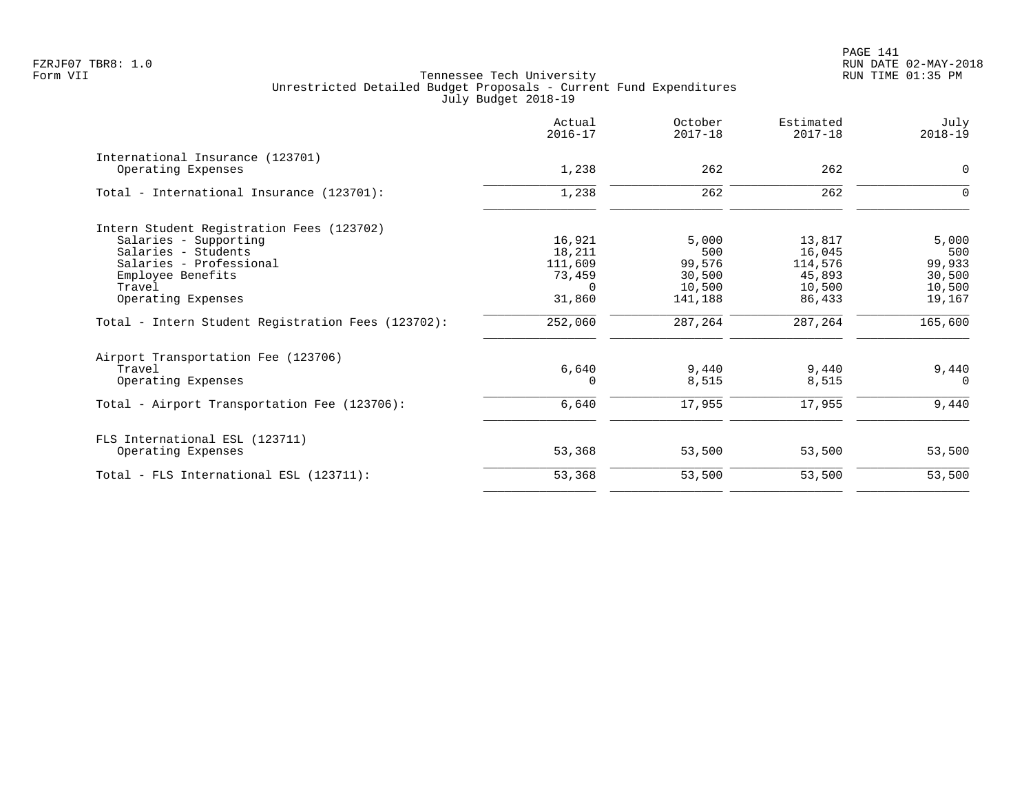Tennessee Tech University
Unrestricted Detailed Budget Proposals - Current Fund Expenditures
July Budget 2018-19

FZRJF07 TBR8: 1.0
Form VII

RUN DATE 02-MAY-2018
RUN TIME 01:35 PM

| | Actual 2016-17 | October 2017-18 | Estimated 2017-18 | July 2018-19 |
|---|---|---|---|---|
| International Insurance (123701) | | | | |
| Operating Expenses | 1,238 | 262 | 262 | 0 |
| Total - International Insurance (123701): | 1,238 | 262 | 262 | 0 |
| Intern Student Registration Fees (123702) | | | | |
| Salaries - Supporting | 16,921 | 5,000 | 13,817 | 5,000 |
| Salaries - Students | 18,211 | 500 | 16,045 | 500 |
| Salaries - Professional | 111,609 | 99,576 | 114,576 | 99,933 |
| Employee Benefits | 73,459 | 30,500 | 45,893 | 30,500 |
| Travel | 0 | 10,500 | 10,500 | 10,500 |
| Operating Expenses | 31,860 | 141,188 | 86,433 | 19,167 |
| Total - Intern Student Registration Fees (123702): | 252,060 | 287,264 | 287,264 | 165,600 |
| Airport Transportation Fee (123706) | | | | |
| Travel | 6,640 | 9,440 | 9,440 | 9,440 |
| Operating Expenses | 0 | 8,515 | 8,515 | 0 |
| Total - Airport Transportation Fee (123706): | 6,640 | 17,955 | 17,955 | 9,440 |
| FLS International ESL (123711) | | | | |
| Operating Expenses | 53,368 | 53,500 | 53,500 | 53,500 |
| Total - FLS International ESL (123711): | 53,368 | 53,500 | 53,500 | 53,500 |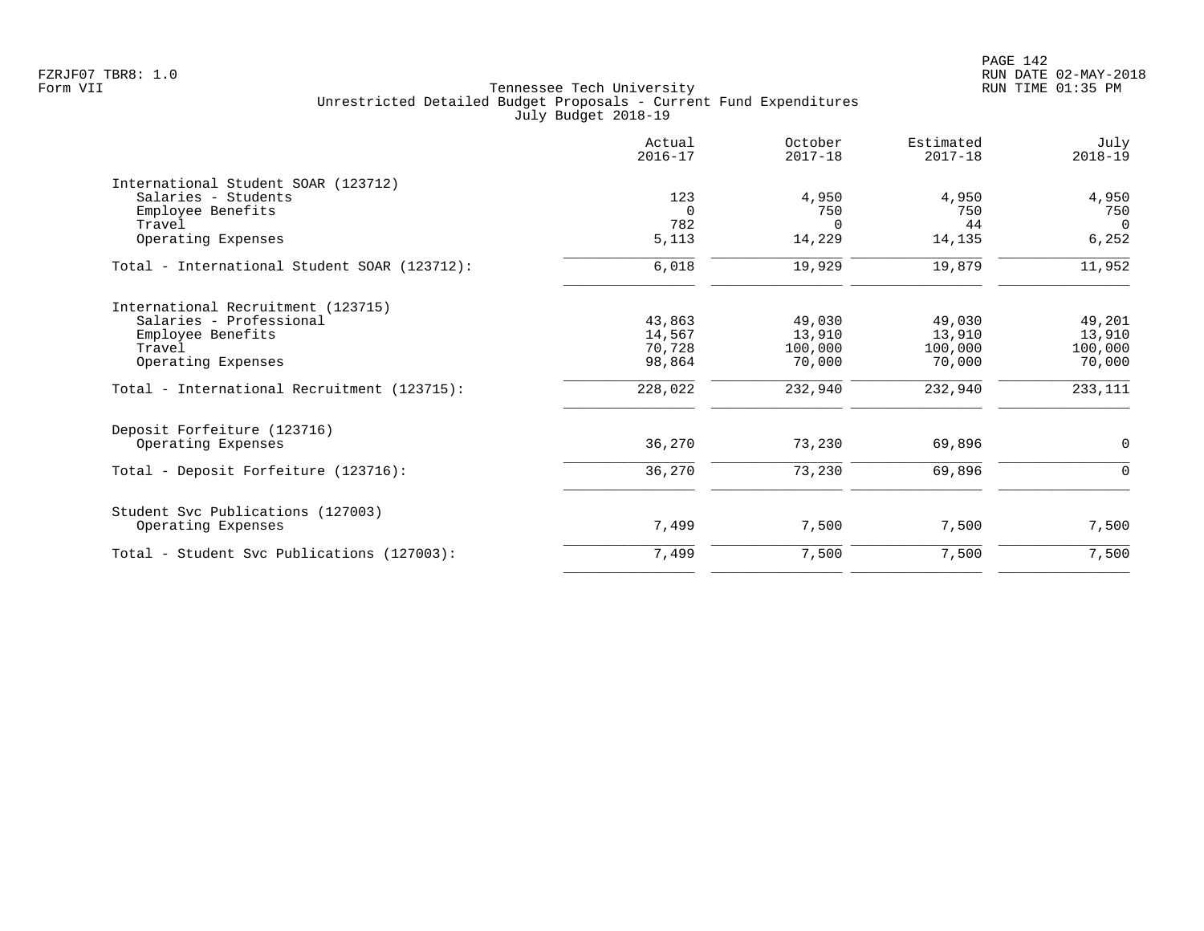FZRJF07 TBR8: 1.0
Form VII

Tennessee Tech University
Unrestricted Detailed Budget Proposals - Current Fund Expenditures
July Budget 2018-19

| | Actual 2016-17 | October 2017-18 | Estimated 2017-18 | July 2018-19 |
|---|---|---|---|---|
| International Student SOAR (123712) | | | | |
| Salaries - Students | 123 | 4,950 | 4,950 | 4,950 |
| Employee Benefits | 0 | 750 | 750 | 750 |
| Travel | 782 | 0 | 44 | 0 |
| Operating Expenses | 5,113 | 14,229 | 14,135 | 6,252 |
| Total - International Student SOAR (123712): | 6,018 | 19,929 | 19,879 | 11,952 |
| International Recruitment (123715) | | | | |
| Salaries - Professional | 43,863 | 49,030 | 49,030 | 49,201 |
| Employee Benefits | 14,567 | 13,910 | 13,910 | 13,910 |
| Travel | 70,728 | 100,000 | 100,000 | 100,000 |
| Operating Expenses | 98,864 | 70,000 | 70,000 | 70,000 |
| Total - International Recruitment (123715): | 228,022 | 232,940 | 232,940 | 233,111 |
| Deposit Forfeiture (123716) | | | | |
| Operating Expenses | 36,270 | 73,230 | 69,896 | 0 |
| Total - Deposit Forfeiture (123716): | 36,270 | 73,230 | 69,896 | 0 |
| Student Svc Publications (127003) | | | | |
| Operating Expenses | 7,499 | 7,500 | 7,500 | 7,500 |
| Total - Student Svc Publications (127003): | 7,499 | 7,500 | 7,500 | 7,500 |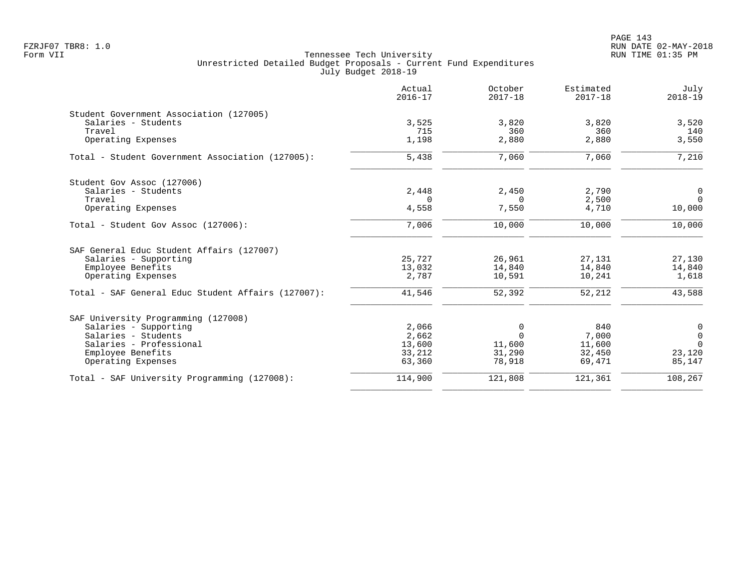Tennessee Tech University
Unrestricted Detailed Budget Proposals - Current Fund Expenditures
July Budget 2018-19

| | Actual 2016-17 | October 2017-18 | Estimated 2017-18 | July 2018-19 |
|---|---|---|---|---|
| **Student Government Association (127005)** | | | | |
| Salaries - Students | 3,525 | 3,820 | 3,820 | 3,520 |
| Travel | 715 | 360 | 360 | 140 |
| Operating Expenses | 1,198 | 2,880 | 2,880 | 3,550 |
| Total - Student Government Association (127005): | 5,438 | 7,060 | 7,060 | 7,210 |
| **Student Gov Assoc (127006)** | | | | |
| Salaries - Students | 2,448 | 2,450 | 2,790 | 0 |
| Travel | 0 | 0 | 2,500 | 0 |
| Operating Expenses | 4,558 | 7,550 | 4,710 | 10,000 |
| Total - Student Gov Assoc (127006): | 7,006 | 10,000 | 10,000 | 10,000 |
| **SAF General Educ Student Affairs (127007)** | | | | |
| Salaries - Supporting | 25,727 | 26,961 | 27,131 | 27,130 |
| Employee Benefits | 13,032 | 14,840 | 14,840 | 14,840 |
| Operating Expenses | 2,787 | 10,591 | 10,241 | 1,618 |
| Total - SAF General Educ Student Affairs (127007): | 41,546 | 52,392 | 52,212 | 43,588 |
| **SAF University Programming (127008)** | | | | |
| Salaries - Supporting | 2,066 | 0 | 840 | 0 |
| Salaries - Students | 2,662 | 0 | 7,000 | 0 |
| Salaries - Professional | 13,600 | 11,600 | 11,600 | 0 |
| Employee Benefits | 33,212 | 31,290 | 32,450 | 23,120 |
| Operating Expenses | 63,360 | 78,918 | 69,471 | 85,147 |
| Total - SAF University Programming (127008): | 114,900 | 121,808 | 121,361 | 108,267 |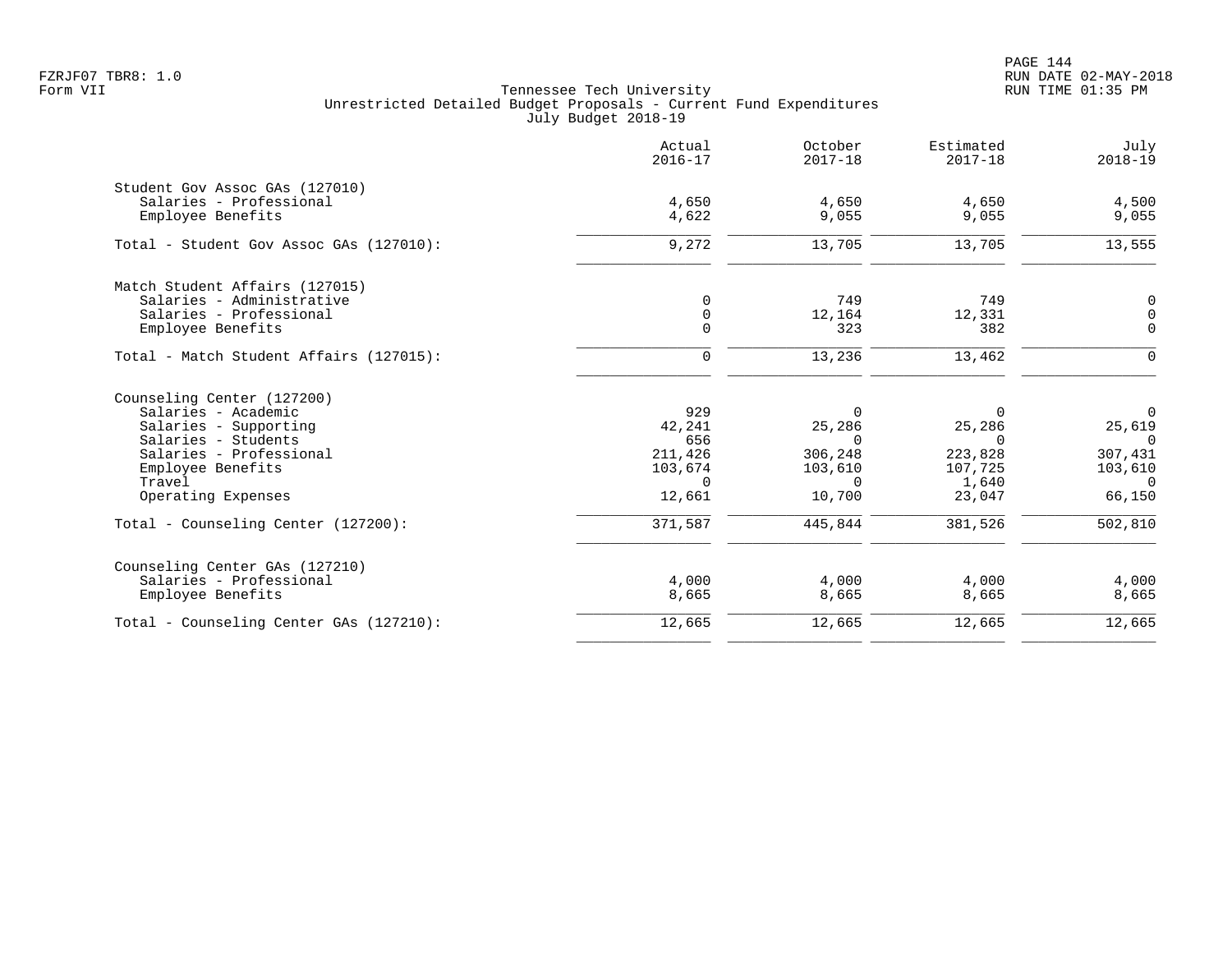FZRJF07 TBR8: 1.0
Form VII

Tennessee Tech University
Unrestricted Detailed Budget Proposals - Current Fund Expenditures
July Budget 2018-19

RUN DATE 02-MAY-2018
RUN TIME 01:35 PM

| | Actual 2016-17 | October 2017-18 | Estimated 2017-18 | July 2018-19 |
|---|---|---|---|---|
| **Student Gov Assoc GAs (127010)** | | | | |
| Salaries - Professional | 4,650 | 4,650 | 4,650 | 4,500 |
| Employee Benefits | 4,622 | 9,055 | 9,055 | 9,055 |
| Total - Student Gov Assoc GAs (127010): | 9,272 | 13,705 | 13,705 | 13,555 |
| **Match Student Affairs (127015)** | | | | |
| Salaries - Administrative | 0 | 749 | 749 | 0 |
| Salaries - Professional | 0 | 12,164 | 12,331 | 0 |
| Employee Benefits | 0 | 323 | 382 | 0 |
| Total - Match Student Affairs (127015): | 0 | 13,236 | 13,462 | 0 |
| **Counseling Center (127200)** | | | | |
| Salaries - Academic | 929 | 0 | 0 | 0 |
| Salaries - Supporting | 42,241 | 25,286 | 25,286 | 25,619 |
| Salaries - Students | 656 | 0 | 0 | 0 |
| Salaries - Professional | 211,426 | 306,248 | 223,828 | 307,431 |
| Employee Benefits | 103,674 | 103,610 | 107,725 | 103,610 |
| Travel | 0 | 0 | 1,640 | 0 |
| Operating Expenses | 12,661 | 10,700 | 23,047 | 66,150 |
| Total - Counseling Center (127200): | 371,587 | 445,844 | 381,526 | 502,810 |
| **Counseling Center GAs (127210)** | | | | |
| Salaries - Professional | 4,000 | 4,000 | 4,000 | 4,000 |
| Employee Benefits | 8,665 | 8,665 | 8,665 | 8,665 |
| Total - Counseling Center GAs (127210): | 12,665 | 12,665 | 12,665 | 12,665 |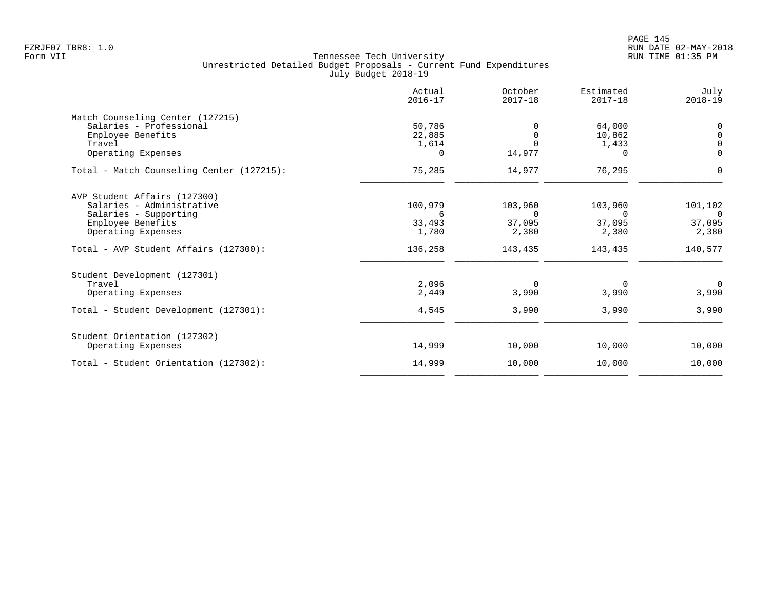Tennessee Tech University
Unrestricted Detailed Budget Proposals - Current Fund Expenditures
July Budget 2018-19

| | Actual 2016-17 | October 2017-18 | Estimated 2017-18 | July 2018-19 |
|---|---|---|---|---|
| **Match Counseling Center (127215)** | | | | |
| Salaries - Professional | 50,786 | 0 | 64,000 | 0 |
| Employee Benefits | 22,885 | 0 | 10,862 | 0 |
| Travel | 1,614 | 0 | 1,433 | 0 |
| Operating Expenses | 0 | 14,977 | 0 | 0 |
| Total - Match Counseling Center (127215): | 75,285 | 14,977 | 76,295 | 0 |
| **AVP Student Affairs (127300)** | | | | |
| Salaries - Administrative | 100,979 | 103,960 | 103,960 | 101,102 |
| Salaries - Supporting | 6 | 0 | 0 | 0 |
| Employee Benefits | 33,493 | 37,095 | 37,095 | 37,095 |
| Operating Expenses | 1,780 | 2,380 | 2,380 | 2,380 |
| Total - AVP Student Affairs (127300): | 136,258 | 143,435 | 143,435 | 140,577 |
| **Student Development (127301)** | | | | |
| Travel | 2,096 | 0 | 0 | 0 |
| Operating Expenses | 2,449 | 3,990 | 3,990 | 3,990 |
| Total - Student Development (127301): | 4,545 | 3,990 | 3,990 | 3,990 |
| **Student Orientation (127302)** | | | | |
| Operating Expenses | 14,999 | 10,000 | 10,000 | 10,000 |
| Total - Student Orientation (127302): | 14,999 | 10,000 | 10,000 | 10,000 |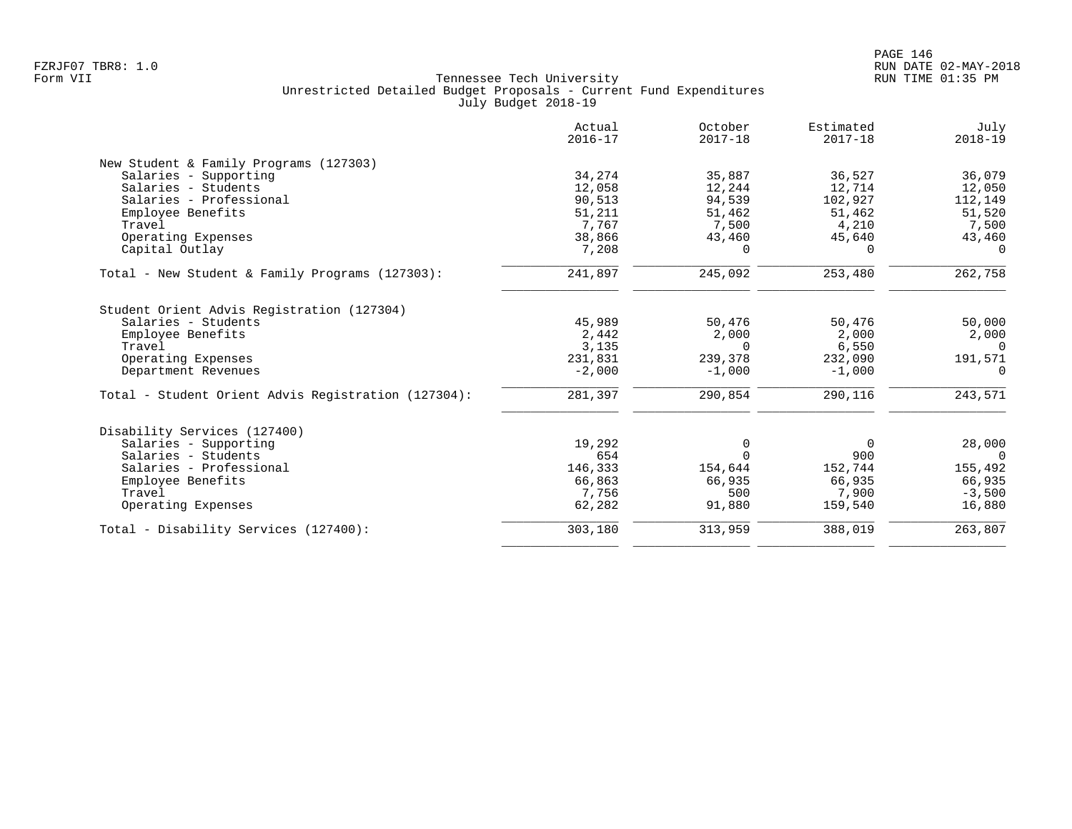Form VII

Tennessee Tech University
Unrestricted Detailed Budget Proposals - Current Fund Expenditures
July Budget 2018-19

| | Actual 2016-17 | October 2017-18 | Estimated 2017-18 | July 2018-19 |
|---|---|---|---|---|
| **New Student & Family Programs (127303)** | | | | |
| Salaries - Supporting | 34,274 | 35,887 | 36,527 | 36,079 |
| Salaries - Students | 12,058 | 12,244 | 12,714 | 12,050 |
| Salaries - Professional | 90,513 | 94,539 | 102,927 | 112,149 |
| Employee Benefits | 51,211 | 51,462 | 51,462 | 51,520 |
| Travel | 7,767 | 7,500 | 4,210 | 7,500 |
| Operating Expenses | 38,866 | 43,460 | 45,640 | 43,460 |
| Capital Outlay | 7,208 | 0 | 0 | 0 |
| Total - New Student & Family Programs (127303): | 241,897 | 245,092 | 253,480 | 262,758 |
| **Student Orient Advis Registration (127304)** | | | | |
| Salaries - Students | 45,989 | 50,476 | 50,476 | 50,000 |
| Employee Benefits | 2,442 | 2,000 | 2,000 | 2,000 |
| Travel | 3,135 | 0 | 6,550 | 0 |
| Operating Expenses | 231,831 | 239,378 | 232,090 | 191,571 |
| Department Revenues | -2,000 | -1,000 | -1,000 | 0 |
| Total - Student Orient Advis Registration (127304): | 281,397 | 290,854 | 290,116 | 243,571 |
| **Disability Services (127400)** | | | | |
| Salaries - Supporting | 19,292 | 0 | 0 | 28,000 |
| Salaries - Students | 654 | 0 | 900 | 0 |
| Salaries - Professional | 146,333 | 154,644 | 152,744 | 155,492 |
| Employee Benefits | 66,863 | 66,935 | 66,935 | 66,935 |
| Travel | 7,756 | 500 | 7,900 | -3,500 |
| Operating Expenses | 62,282 | 91,880 | 159,540 | 16,880 |
| Total - Disability Services (127400): | 303,180 | 313,959 | 388,019 | 263,807 |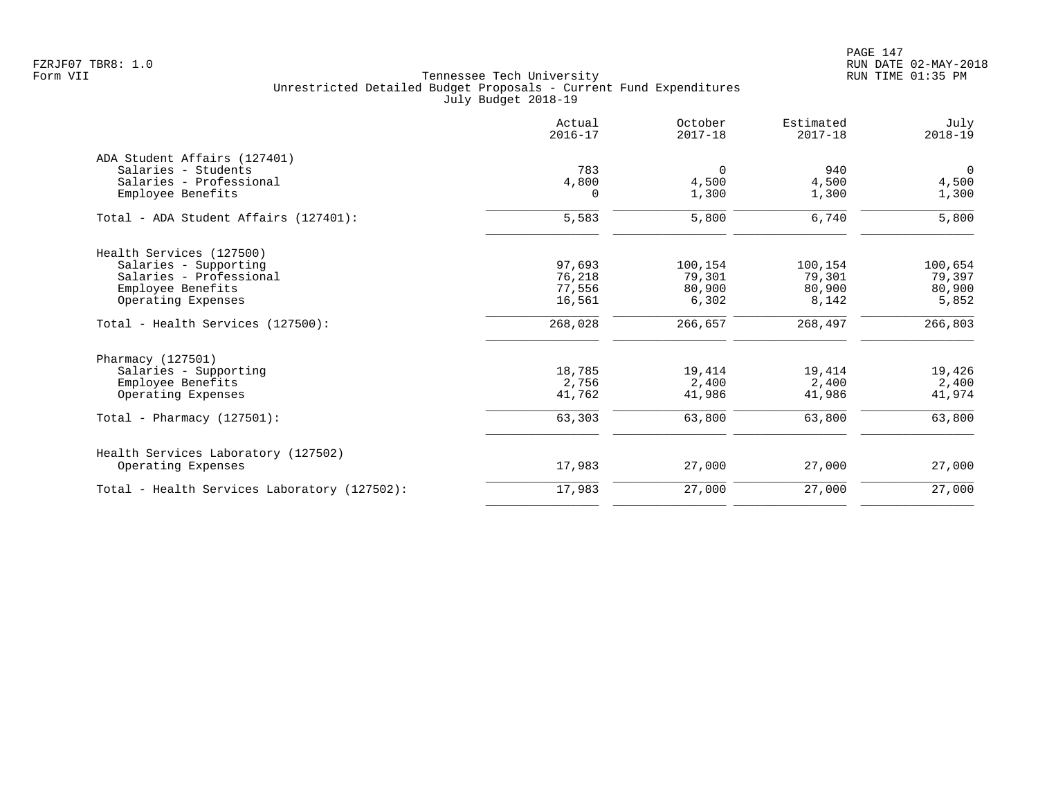Tennessee Tech University
Unrestricted Detailed Budget Proposals - Current Fund Expenditures
July Budget 2018-19

|  | Actual 2016-17 | October 2017-18 | Estimated 2017-18 | July 2018-19 |
|---|---|---|---|---|
| **ADA Student Affairs (127401)** | | | | |
| Salaries - Students | 783 | 0 | 940 | 0 |
| Salaries - Professional | 4,800 | 4,500 | 4,500 | 4,500 |
| Employee Benefits | 0 | 1,300 | 1,300 | 1,300 |
| Total - ADA Student Affairs (127401): | 5,583 | 5,800 | 6,740 | 5,800 |
| **Health Services (127500)** | | | | |
| Salaries - Supporting | 97,693 | 100,154 | 100,154 | 100,654 |
| Salaries - Professional | 76,218 | 79,301 | 79,301 | 79,397 |
| Employee Benefits | 77,556 | 80,900 | 80,900 | 80,900 |
| Operating Expenses | 16,561 | 6,302 | 8,142 | 5,852 |
| Total - Health Services (127500): | 268,028 | 266,657 | 268,497 | 266,803 |
| **Pharmacy (127501)** | | | | |
| Salaries - Supporting | 18,785 | 19,414 | 19,414 | 19,426 |
| Employee Benefits | 2,756 | 2,400 | 2,400 | 2,400 |
| Operating Expenses | 41,762 | 41,986 | 41,986 | 41,974 |
| Total - Pharmacy (127501): | 63,303 | 63,800 | 63,800 | 63,800 |
| **Health Services Laboratory (127502)** | | | | |
| Operating Expenses | 17,983 | 27,000 | 27,000 | 27,000 |
| Total - Health Services Laboratory (127502): | 17,983 | 27,000 | 27,000 | 27,000 |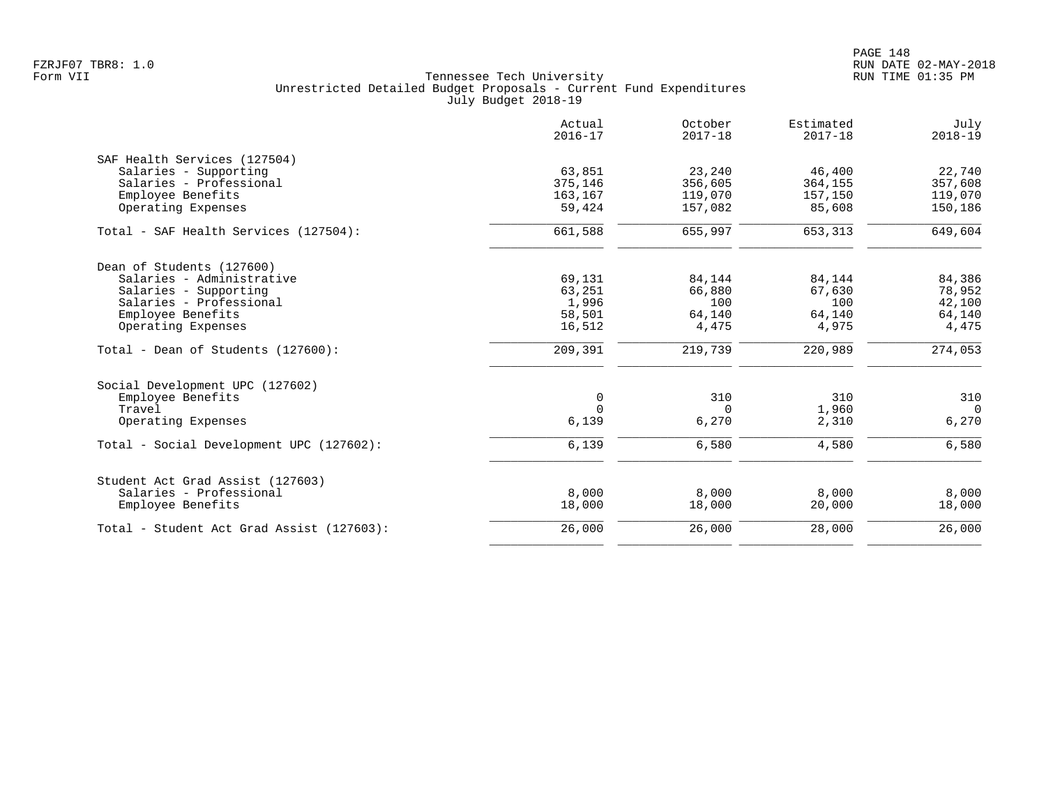Tennessee Tech University
Unrestricted Detailed Budget Proposals - Current Fund Expenditures
July Budget 2018-19

|  | Actual 2016-17 | October 2017-18 | Estimated 2017-18 | July 2018-19 |
|---|---|---|---|---|
| **SAF Health Services (127504)** | | | | |
| Salaries - Supporting | 63,851 | 23,240 | 46,400 | 22,740 |
| Salaries - Professional | 375,146 | 356,605 | 364,155 | 357,608 |
| Employee Benefits | 163,167 | 119,070 | 157,150 | 119,070 |
| Operating Expenses | 59,424 | 157,082 | 85,608 | 150,186 |
| Total - SAF Health Services (127504): | 661,588 | 655,997 | 653,313 | 649,604 |
| **Dean of Students (127600)** | | | | |
| Salaries - Administrative | 69,131 | 84,144 | 84,144 | 84,386 |
| Salaries - Supporting | 63,251 | 66,880 | 67,630 | 78,952 |
| Salaries - Professional | 1,996 | 100 | 100 | 42,100 |
| Employee Benefits | 58,501 | 64,140 | 64,140 | 64,140 |
| Operating Expenses | 16,512 | 4,475 | 4,975 | 4,475 |
| Total - Dean of Students (127600): | 209,391 | 219,739 | 220,989 | 274,053 |
| **Social Development UPC (127602)** | | | | |
| Employee Benefits | 0 | 310 | 310 | 310 |
| Travel | 0 | 0 | 1,960 | 0 |
| Operating Expenses | 6,139 | 6,270 | 2,310 | 6,270 |
| Total - Social Development UPC (127602): | 6,139 | 6,580 | 4,580 | 6,580 |
| **Student Act Grad Assist (127603)** | | | | |
| Salaries - Professional | 8,000 | 8,000 | 8,000 | 8,000 |
| Employee Benefits | 18,000 | 18,000 | 20,000 | 18,000 |
| Total - Student Act Grad Assist (127603): | 26,000 | 26,000 | 28,000 | 26,000 |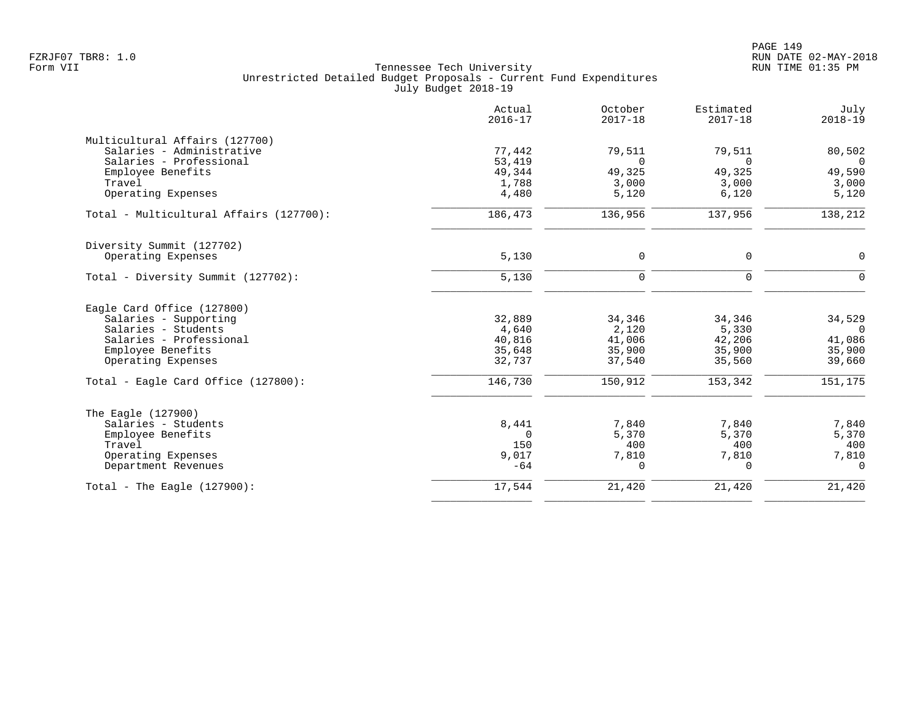Tennessee Tech University
Unrestricted Detailed Budget Proposals - Current Fund Expenditures
July Budget 2018-19

| | Actual 2016-17 | October 2017-18 | Estimated 2017-18 | July 2018-19 |
|---|---|---|---|---|
| **Multicultural Affairs (127700)** | | | | |
| Salaries - Administrative | 77,442 | 79,511 | 79,511 | 80,502 |
| Salaries - Professional | 53,419 | 0 | 0 | 0 |
| Employee Benefits | 49,344 | 49,325 | 49,325 | 49,590 |
| Travel | 1,788 | 3,000 | 3,000 | 3,000 |
| Operating Expenses | 4,480 | 5,120 | 6,120 | 5,120 |
| Total - Multicultural Affairs (127700): | 186,473 | 136,956 | 137,956 | 138,212 |
| **Diversity Summit (127702)** | | | | |
| Operating Expenses | 5,130 | 0 | 0 | 0 |
| Total - Diversity Summit (127702): | 5,130 | 0 | 0 | 0 |
| **Eagle Card Office (127800)** | | | | |
| Salaries - Supporting | 32,889 | 34,346 | 34,346 | 34,529 |
| Salaries - Students | 4,640 | 2,120 | 5,330 | 0 |
| Salaries - Professional | 40,816 | 41,006 | 42,206 | 41,086 |
| Employee Benefits | 35,648 | 35,900 | 35,900 | 35,900 |
| Operating Expenses | 32,737 | 37,540 | 35,560 | 39,660 |
| Total - Eagle Card Office (127800): | 146,730 | 150,912 | 153,342 | 151,175 |
| **The Eagle (127900)** | | | | |
| Salaries - Students | 8,441 | 7,840 | 7,840 | 7,840 |
| Employee Benefits | 0 | 5,370 | 5,370 | 5,370 |
| Travel | 150 | 400 | 400 | 400 |
| Operating Expenses | 9,017 | 7,810 | 7,810 | 7,810 |
| Department Revenues | -64 | 0 | 0 | 0 |
| Total - The Eagle (127900): | 17,544 | 21,420 | 21,420 | 21,420 |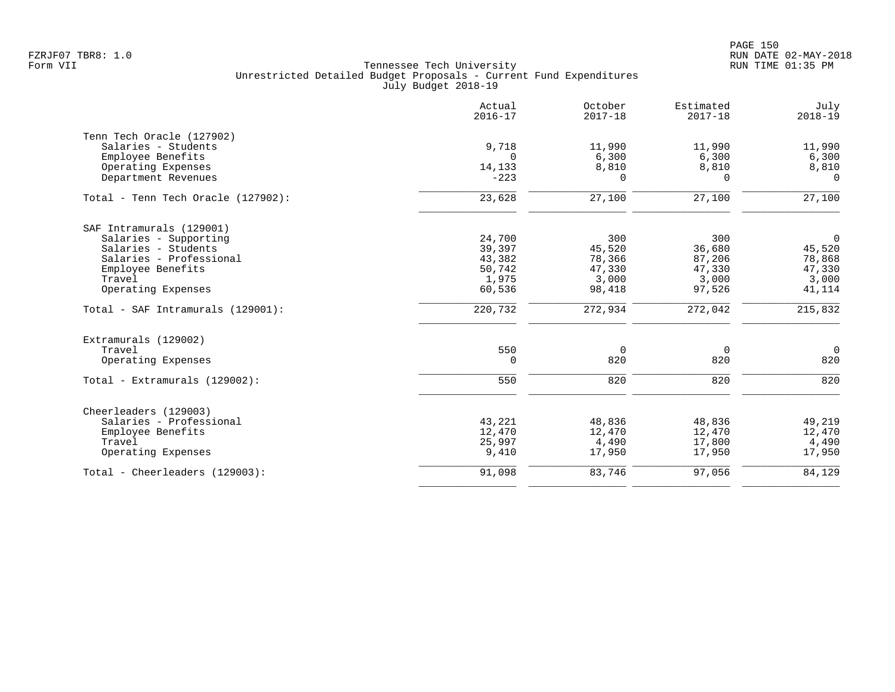Tennessee Tech University
Unrestricted Detailed Budget Proposals - Current Fund Expenditures
July Budget 2018-19

|  | Actual 2016-17 | October 2017-18 | Estimated 2017-18 | July 2018-19 |
|---|---|---|---|---|
| **Tenn Tech Oracle (127902)** | | | | |
| Salaries - Students | 9,718 | 11,990 | 11,990 | 11,990 |
| Employee Benefits | 0 | 6,300 | 6,300 | 6,300 |
| Operating Expenses | 14,133 | 8,810 | 8,810 | 8,810 |
| Department Revenues | -223 | 0 | 0 | 0 |
| Total - Tenn Tech Oracle (127902): | 23,628 | 27,100 | 27,100 | 27,100 |
| **SAF Intramurals (129001)** | | | | |
| Salaries - Supporting | 24,700 | 300 | 300 | 0 |
| Salaries - Students | 39,397 | 45,520 | 36,680 | 45,520 |
| Salaries - Professional | 43,382 | 78,366 | 87,206 | 78,868 |
| Employee Benefits | 50,742 | 47,330 | 47,330 | 47,330 |
| Travel | 1,975 | 3,000 | 3,000 | 3,000 |
| Operating Expenses | 60,536 | 98,418 | 97,526 | 41,114 |
| Total - SAF Intramurals (129001): | 220,732 | 272,934 | 272,042 | 215,832 |
| **Extramurals (129002)** | | | | |
| Travel | 550 | 0 | 0 | 0 |
| Operating Expenses | 0 | 820 | 820 | 820 |
| Total - Extramurals (129002): | 550 | 820 | 820 | 820 |
| **Cheerleaders (129003)** | | | | |
| Salaries - Professional | 43,221 | 48,836 | 48,836 | 49,219 |
| Employee Benefits | 12,470 | 12,470 | 12,470 | 12,470 |
| Travel | 25,997 | 4,490 | 17,800 | 4,490 |
| Operating Expenses | 9,410 | 17,950 | 17,950 | 17,950 |
| Total - Cheerleaders (129003): | 91,098 | 83,746 | 97,056 | 84,129 |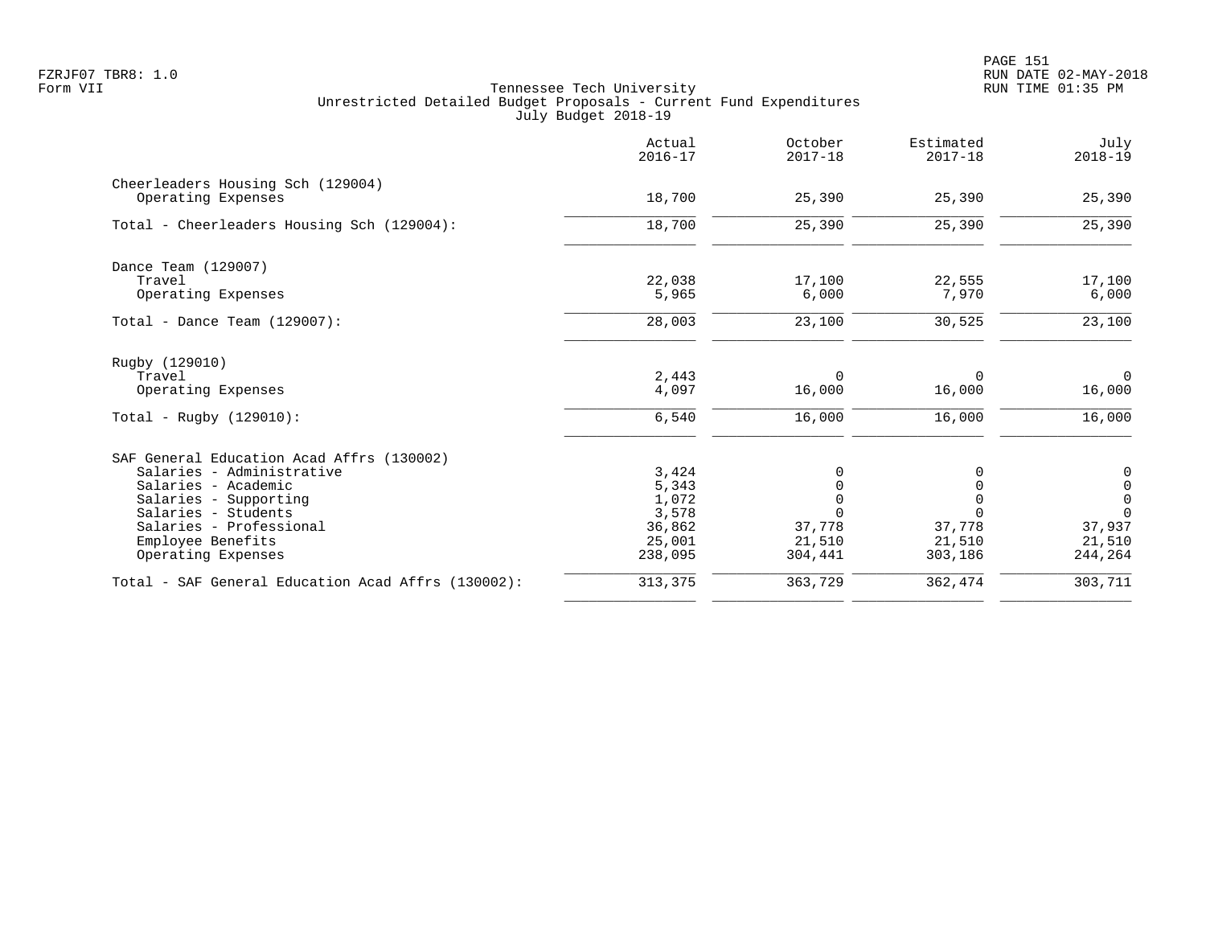Tennessee Tech University
Unrestricted Detailed Budget Proposals - Current Fund Expenditures
July Budget 2018-19

FZRJF07 TBR8: 1.0
Form VII

RUN DATE 02-MAY-2018
RUN TIME 01:35 PM

| | Actual 2016-17 | October 2017-18 | Estimated 2017-18 | July 2018-19 |
|---|---|---|---|---|
| **Cheerleaders Housing Sch (129004)** | | | | |
| Operating Expenses | 18,700 | 25,390 | 25,390 | 25,390 |
| Total - Cheerleaders Housing Sch (129004): | 18,700 | 25,390 | 25,390 | 25,390 |
| **Dance Team (129007)** | | | | |
| Travel | 22,038 | 17,100 | 22,555 | 17,100 |
| Operating Expenses | 5,965 | 6,000 | 7,970 | 6,000 |
| Total - Dance Team (129007): | 28,003 | 23,100 | 30,525 | 23,100 |
| **Rugby (129010)** | | | | |
| Travel | 2,443 | 0 | 0 | 0 |
| Operating Expenses | 4,097 | 16,000 | 16,000 | 16,000 |
| Total - Rugby (129010): | 6,540 | 16,000 | 16,000 | 16,000 |
| **SAF General Education Acad Affrs (130002)** | | | | |
| Salaries - Administrative | 3,424 | 0 | 0 | 0 |
| Salaries - Academic | 5,343 | 0 | 0 | 0 |
| Salaries - Supporting | 1,072 | 0 | 0 | 0 |
| Salaries - Students | 3,578 | 0 | 0 | 0 |
| Salaries - Professional | 36,862 | 37,778 | 37,778 | 37,937 |
| Employee Benefits | 25,001 | 21,510 | 21,510 | 21,510 |
| Operating Expenses | 238,095 | 304,441 | 303,186 | 244,264 |
| Total - SAF General Education Acad Affrs (130002): | 313,375 | 363,729 | 362,474 | 303,711 |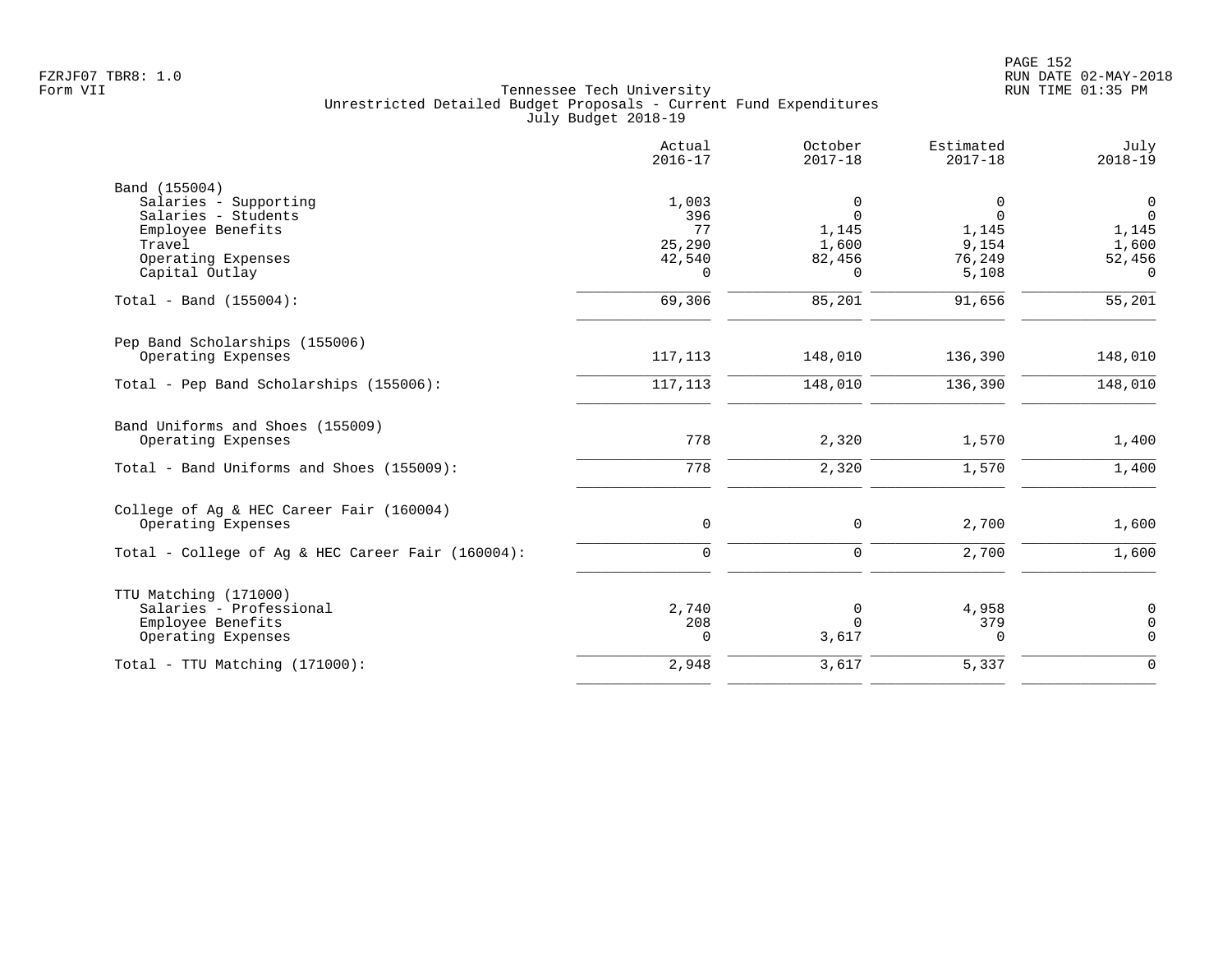Tennessee Tech University
Unrestricted Detailed Budget Proposals - Current Fund Expenditures
July Budget 2018-19

FZRJF07 TBR8: 1.0
Form VII

RUN DATE 02-MAY-2018
RUN TIME 01:35 PM

| | Actual 2016-17 | October 2017-18 | Estimated 2017-18 | July 2018-19 |
|---|---|---|---|---|
| **Band (155004)** | | | | |
| Salaries - Supporting | 1,003 | 0 | 0 | 0 |
| Salaries - Students | 396 | 0 | 0 | 0 |
| Employee Benefits | 77 | 1,145 | 1,145 | 1,145 |
| Travel | 25,290 | 1,600 | 9,154 | 1,600 |
| Operating Expenses | 42,540 | 82,456 | 76,249 | 52,456 |
| Capital Outlay | 0 | 0 | 5,108 | 0 |
| Total - Band (155004): | 69,306 | 85,201 | 91,656 | 55,201 |
| **Pep Band Scholarships (155006)** | | | | |
| Operating Expenses | 117,113 | 148,010 | 136,390 | 148,010 |
| Total - Pep Band Scholarships (155006): | 117,113 | 148,010 | 136,390 | 148,010 |
| **Band Uniforms and Shoes (155009)** | | | | |
| Operating Expenses | 778 | 2,320 | 1,570 | 1,400 |
| Total - Band Uniforms and Shoes (155009): | 778 | 2,320 | 1,570 | 1,400 |
| **College of Ag & HEC Career Fair (160004)** | | | | |
| Operating Expenses | 0 | 0 | 2,700 | 1,600 |
| Total - College of Ag & HEC Career Fair (160004): | 0 | 0 | 2,700 | 1,600 |
| **TTU Matching (171000)** | | | | |
| Salaries - Professional | 2,740 | 0 | 4,958 | 0 |
| Employee Benefits | 208 | 0 | 379 | 0 |
| Operating Expenses | 0 | 3,617 | 0 | 0 |
| Total - TTU Matching (171000): | 2,948 | 3,617 | 5,337 | 0 |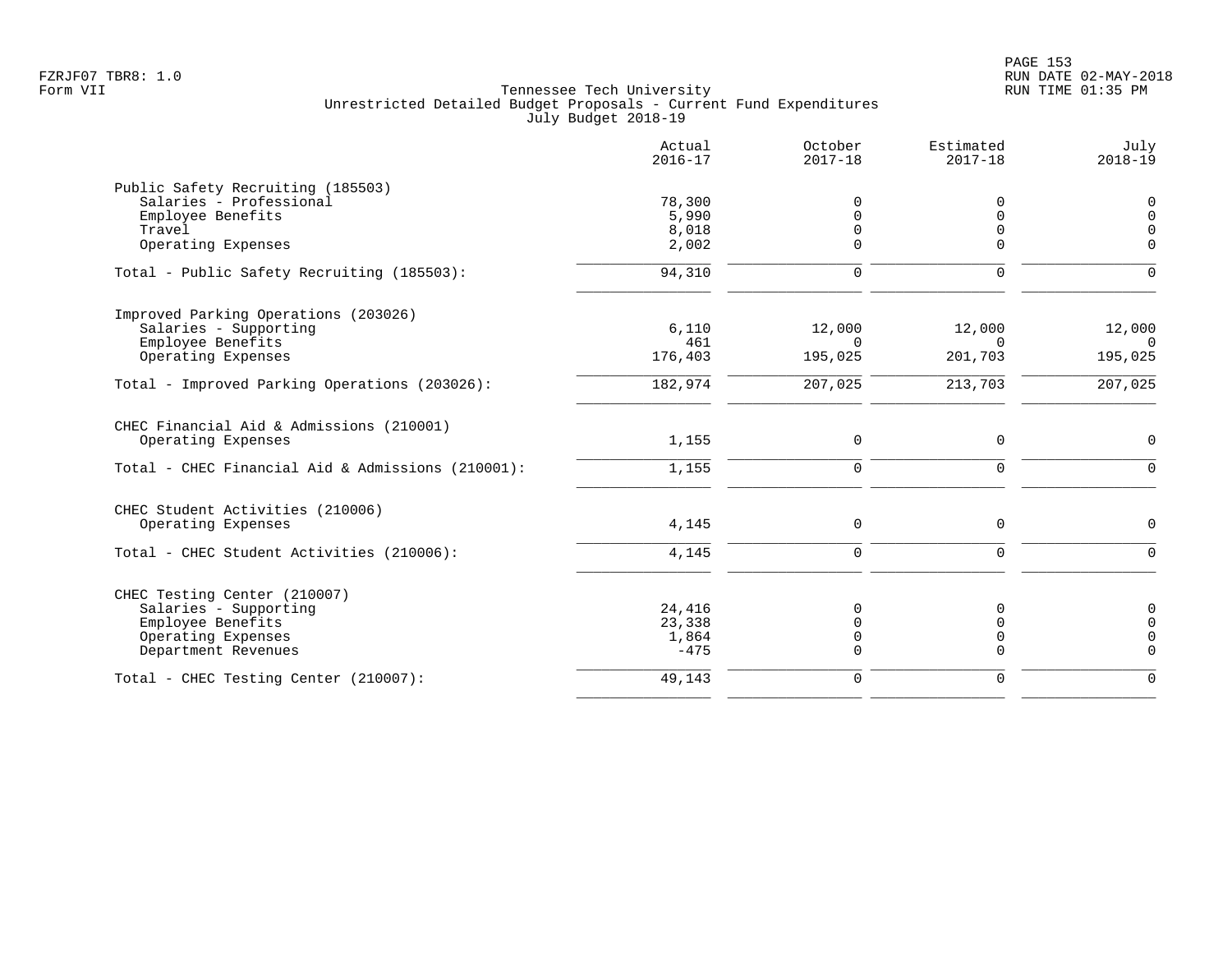Tennessee Tech University
Unrestricted Detailed Budget Proposals - Current Fund Expenditures
July Budget 2018-19

| | Actual 2016-17 | October 2017-18 | Estimated 2017-18 | July 2018-19 |
|---|---|---|---|---|
| **Public Safety Recruiting (185503)** | | | | |
| Salaries - Professional | 78,300 | 0 | 0 | 0 |
| Employee Benefits | 5,990 | 0 | 0 | 0 |
| Travel | 8,018 | 0 | 0 | 0 |
| Operating Expenses | 2,002 | 0 | 0 | 0 |
| Total - Public Safety Recruiting (185503): | 94,310 | 0 | 0 | 0 |
| **Improved Parking Operations (203026)** | | | | |
| Salaries - Supporting | 6,110 | 12,000 | 12,000 | 12,000 |
| Employee Benefits | 461 | 0 | 0 | 0 |
| Operating Expenses | 176,403 | 195,025 | 201,703 | 195,025 |
| Total - Improved Parking Operations (203026): | 182,974 | 207,025 | 213,703 | 207,025 |
| **CHEC Financial Aid & Admissions (210001)** | | | | |
| Operating Expenses | 1,155 | 0 | 0 | 0 |
| Total - CHEC Financial Aid & Admissions (210001): | 1,155 | 0 | 0 | 0 |
| **CHEC Student Activities (210006)** | | | | |
| Operating Expenses | 4,145 | 0 | 0 | 0 |
| Total - CHEC Student Activities (210006): | 4,145 | 0 | 0 | 0 |
| **CHEC Testing Center (210007)** | | | | |
| Salaries - Supporting | 24,416 | 0 | 0 | 0 |
| Employee Benefits | 23,338 | 0 | 0 | 0 |
| Operating Expenses | 1,864 | 0 | 0 | 0 |
| Department Revenues | -475 | 0 | 0 | 0 |
| Total - CHEC Testing Center (210007): | 49,143 | 0 | 0 | 0 |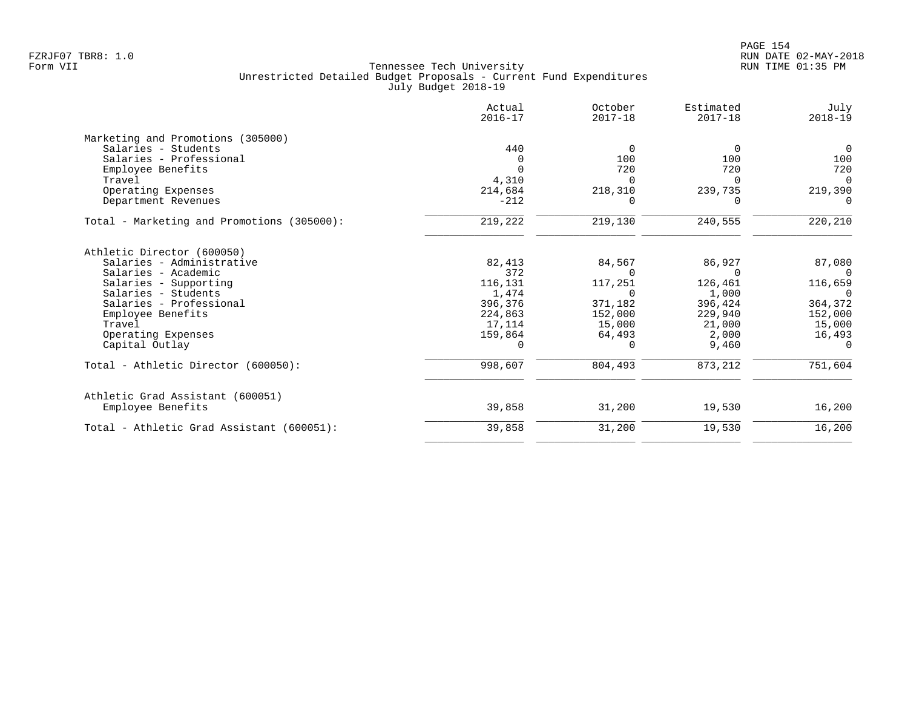Tennessee Tech University
Unrestricted Detailed Budget Proposals - Current Fund Expenditures
July Budget 2018-19

Form VII

| | Actual 2016-17 | October 2017-18 | Estimated 2017-18 | July 2018-19 |
|---|---|---|---|---|
| **Marketing and Promotions (305000)** | | | | |
| Salaries - Students | 440 | 0 | 0 | 0 |
| Salaries - Professional | 0 | 100 | 100 | 100 |
| Employee Benefits | 0 | 720 | 720 | 720 |
| Travel | 4,310 | 0 | 0 | 0 |
| Operating Expenses | 214,684 | 218,310 | 239,735 | 219,390 |
| Department Revenues | -212 | 0 | 0 | 0 |
| Total - Marketing and Promotions (305000): | 219,222 | 219,130 | 240,555 | 220,210 |
| **Athletic Director (600050)** | | | | |
| Salaries - Administrative | 82,413 | 84,567 | 86,927 | 87,080 |
| Salaries - Academic | 372 | 0 | 0 | 0 |
| Salaries - Supporting | 116,131 | 117,251 | 126,461 | 116,659 |
| Salaries - Students | 1,474 | 0 | 1,000 | 0 |
| Salaries - Professional | 396,376 | 371,182 | 396,424 | 364,372 |
| Employee Benefits | 224,863 | 152,000 | 229,940 | 152,000 |
| Travel | 17,114 | 15,000 | 21,000 | 15,000 |
| Operating Expenses | 159,864 | 64,493 | 2,000 | 16,493 |
| Capital Outlay | 0 | 0 | 9,460 | 0 |
| Total - Athletic Director (600050): | 998,607 | 804,493 | 873,212 | 751,604 |
| **Athletic Grad Assistant (600051)** | | | | |
| Employee Benefits | 39,858 | 31,200 | 19,530 | 16,200 |
| Total - Athletic Grad Assistant (600051): | 39,858 | 31,200 | 19,530 | 16,200 |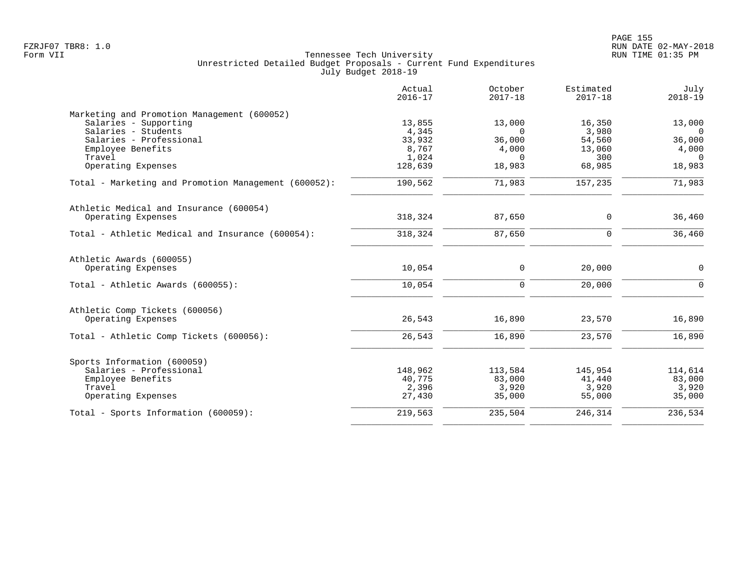Tennessee Tech University
Unrestricted Detailed Budget Proposals - Current Fund Expenditures
July Budget 2018-19

Form VII

| | Actual 2016-17 | October 2017-18 | Estimated 2017-18 | July 2018-19 |
|---|---|---|---|---|
| **Marketing and Promotion Management (600052)** | | | | |
| Salaries - Supporting | 13,855 | 13,000 | 16,350 | 13,000 |
| Salaries - Students | 4,345 | 0 | 3,980 | 0 |
| Salaries - Professional | 33,932 | 36,000 | 54,560 | 36,000 |
| Employee Benefits | 8,767 | 4,000 | 13,060 | 4,000 |
| Travel | 1,024 | 0 | 300 | 0 |
| Operating Expenses | 128,639 | 18,983 | 68,985 | 18,983 |
| Total - Marketing and Promotion Management (600052): | 190,562 | 71,983 | 157,235 | 71,983 |
| **Athletic Medical and Insurance (600054)** | | | | |
| Operating Expenses | 318,324 | 87,650 | 0 | 36,460 |
| Total - Athletic Medical and Insurance (600054): | 318,324 | 87,650 | 0 | 36,460 |
| **Athletic Awards (600055)** | | | | |
| Operating Expenses | 10,054 | 0 | 20,000 | 0 |
| Total - Athletic Awards (600055): | 10,054 | 0 | 20,000 | 0 |
| **Athletic Comp Tickets (600056)** | | | | |
| Operating Expenses | 26,543 | 16,890 | 23,570 | 16,890 |
| Total - Athletic Comp Tickets (600056): | 26,543 | 16,890 | 23,570 | 16,890 |
| **Sports Information (600059)** | | | | |
| Salaries - Professional | 148,962 | 113,584 | 145,954 | 114,614 |
| Employee Benefits | 40,775 | 83,000 | 41,440 | 83,000 |
| Travel | 2,396 | 3,920 | 3,920 | 3,920 |
| Operating Expenses | 27,430 | 35,000 | 55,000 | 35,000 |
| Total - Sports Information (600059): | 219,563 | 235,504 | 246,314 | 236,534 |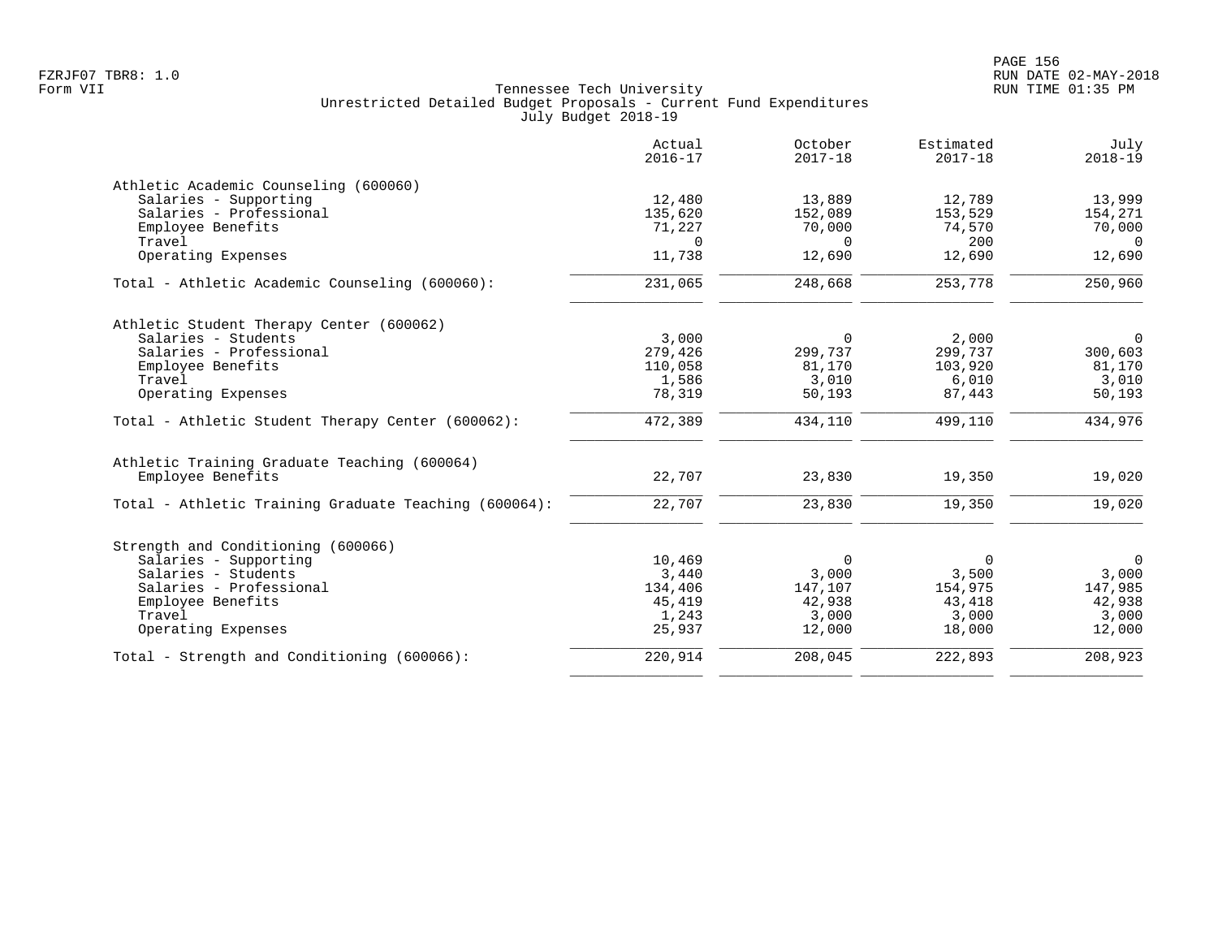Tennessee Tech University
Unrestricted Detailed Budget Proposals - Current Fund Expenditures
July Budget 2018-19

| | Actual 2016-17 | October 2017-18 | Estimated 2017-18 | July 2018-19 |
|---|---|---|---|---|
| **Athletic Academic Counseling (600060)** | | | | |
| Salaries - Supporting | 12,480 | 13,889 | 12,789 | 13,999 |
| Salaries - Professional | 135,620 | 152,089 | 153,529 | 154,271 |
| Employee Benefits | 71,227 | 70,000 | 74,570 | 70,000 |
| Travel | 0 | 0 | 200 | 0 |
| Operating Expenses | 11,738 | 12,690 | 12,690 | 12,690 |
| Total - Athletic Academic Counseling (600060): | 231,065 | 248,668 | 253,778 | 250,960 |
| **Athletic Student Therapy Center (600062)** | | | | |
| Salaries - Students | 3,000 | 0 | 2,000 | 0 |
| Salaries - Professional | 279,426 | 299,737 | 299,737 | 300,603 |
| Employee Benefits | 110,058 | 81,170 | 103,920 | 81,170 |
| Travel | 1,586 | 3,010 | 6,010 | 3,010 |
| Operating Expenses | 78,319 | 50,193 | 87,443 | 50,193 |
| Total - Athletic Student Therapy Center (600062): | 472,389 | 434,110 | 499,110 | 434,976 |
| **Athletic Training Graduate Teaching (600064)** | | | | |
| Employee Benefits | 22,707 | 23,830 | 19,350 | 19,020 |
| Total - Athletic Training Graduate Teaching (600064): | 22,707 | 23,830 | 19,350 | 19,020 |
| **Strength and Conditioning (600066)** | | | | |
| Salaries - Supporting | 10,469 | 0 | 0 | 0 |
| Salaries - Students | 3,440 | 3,000 | 3,500 | 3,000 |
| Salaries - Professional | 134,406 | 147,107 | 154,975 | 147,985 |
| Employee Benefits | 45,419 | 42,938 | 43,418 | 42,938 |
| Travel | 1,243 | 3,000 | 3,000 | 3,000 |
| Operating Expenses | 25,937 | 12,000 | 18,000 | 12,000 |
| Total - Strength and Conditioning (600066): | 220,914 | 208,045 | 222,893 | 208,923 |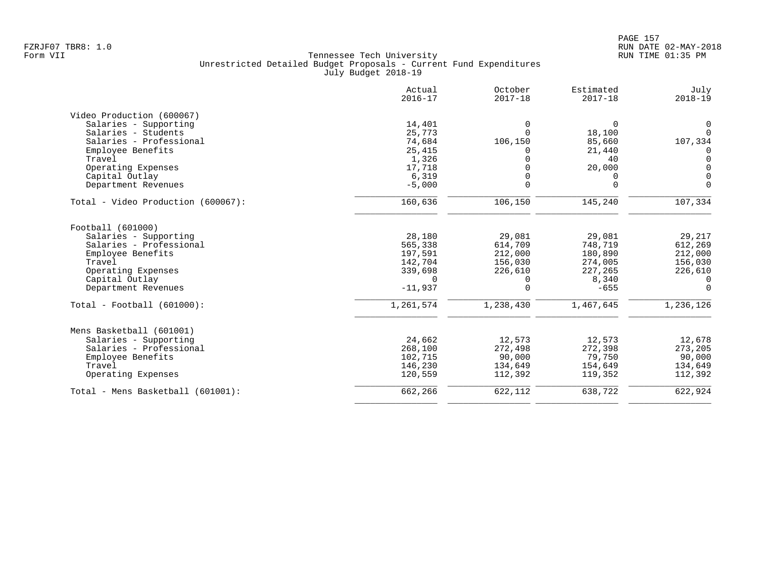FZRJF07 TBR8: 1.0
Form VII

Tennessee Tech University
Unrestricted Detailed Budget Proposals - Current Fund Expenditures
July Budget 2018-19

RUN DATE 02-MAY-2018
RUN TIME 01:35 PM

| | Actual 2016-17 | October 2017-18 | Estimated 2017-18 | July 2018-19 |
|---|---|---|---|---|
| **Video Production (600067)** | | | | |
| Salaries - Supporting | 14,401 | 0 | 0 | 0 |
| Salaries - Students | 25,773 | 0 | 18,100 | 0 |
| Salaries - Professional | 74,684 | 106,150 | 85,660 | 107,334 |
| Employee Benefits | 25,415 | 0 | 21,440 | 0 |
| Travel | 1,326 | 0 | 40 | 0 |
| Operating Expenses | 17,718 | 0 | 20,000 | 0 |
| Capital Outlay | 6,319 | 0 | 0 | 0 |
| Department Revenues | -5,000 | 0 | 0 | 0 |
| Total - Video Production (600067): | 160,636 | 106,150 | 145,240 | 107,334 |
| **Football (601000)** | | | | |
| Salaries - Supporting | 28,180 | 29,081 | 29,081 | 29,217 |
| Salaries - Professional | 565,338 | 614,709 | 748,719 | 612,269 |
| Employee Benefits | 197,591 | 212,000 | 180,890 | 212,000 |
| Travel | 142,704 | 156,030 | 274,005 | 156,030 |
| Operating Expenses | 339,698 | 226,610 | 227,265 | 226,610 |
| Capital Outlay | 0 | 0 | 8,340 | 0 |
| Department Revenues | -11,937 | 0 | -655 | 0 |
| Total - Football (601000): | 1,261,574 | 1,238,430 | 1,467,645 | 1,236,126 |
| **Mens Basketball (601001)** | | | | |
| Salaries - Supporting | 24,662 | 12,573 | 12,573 | 12,678 |
| Salaries - Professional | 268,100 | 272,498 | 272,398 | 273,205 |
| Employee Benefits | 102,715 | 90,000 | 79,750 | 90,000 |
| Travel | 146,230 | 134,649 | 154,649 | 134,649 |
| Operating Expenses | 120,559 | 112,392 | 119,352 | 112,392 |
| Total - Mens Basketball (601001): | 662,266 | 622,112 | 638,722 | 622,924 |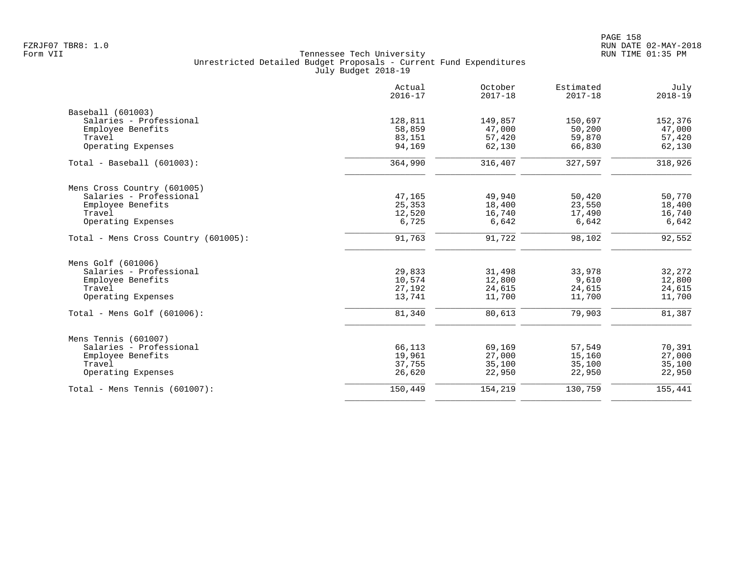Tennessee Tech University
Unrestricted Detailed Budget Proposals - Current Fund Expenditures
July Budget 2018-19

Form VII

| | Actual 2016-17 | October 2017-18 | Estimated 2017-18 | July 2018-19 |
|---|---|---|---|---|
| **Baseball (601003)** | | | | |
| Salaries - Professional | 128,811 | 149,857 | 150,697 | 152,376 |
| Employee Benefits | 58,859 | 47,000 | 50,200 | 47,000 |
| Travel | 83,151 | 57,420 | 59,870 | 57,420 |
| Operating Expenses | 94,169 | 62,130 | 66,830 | 62,130 |
| Total - Baseball (601003): | 364,990 | 316,407 | 327,597 | 318,926 |
| **Mens Cross Country (601005)** | | | | |
| Salaries - Professional | 47,165 | 49,940 | 50,420 | 50,770 |
| Employee Benefits | 25,353 | 18,400 | 23,550 | 18,400 |
| Travel | 12,520 | 16,740 | 17,490 | 16,740 |
| Operating Expenses | 6,725 | 6,642 | 6,642 | 6,642 |
| Total - Mens Cross Country (601005): | 91,763 | 91,722 | 98,102 | 92,552 |
| **Mens Golf (601006)** | | | | |
| Salaries - Professional | 29,833 | 31,498 | 33,978 | 32,272 |
| Employee Benefits | 10,574 | 12,800 | 9,610 | 12,800 |
| Travel | 27,192 | 24,615 | 24,615 | 24,615 |
| Operating Expenses | 13,741 | 11,700 | 11,700 | 11,700 |
| Total - Mens Golf (601006): | 81,340 | 80,613 | 79,903 | 81,387 |
| **Mens Tennis (601007)** | | | | |
| Salaries - Professional | 66,113 | 69,169 | 57,549 | 70,391 |
| Employee Benefits | 19,961 | 27,000 | 15,160 | 27,000 |
| Travel | 37,755 | 35,100 | 35,100 | 35,100 |
| Operating Expenses | 26,620 | 22,950 | 22,950 | 22,950 |
| Total - Mens Tennis (601007): | 150,449 | 154,219 | 130,759 | 155,441 |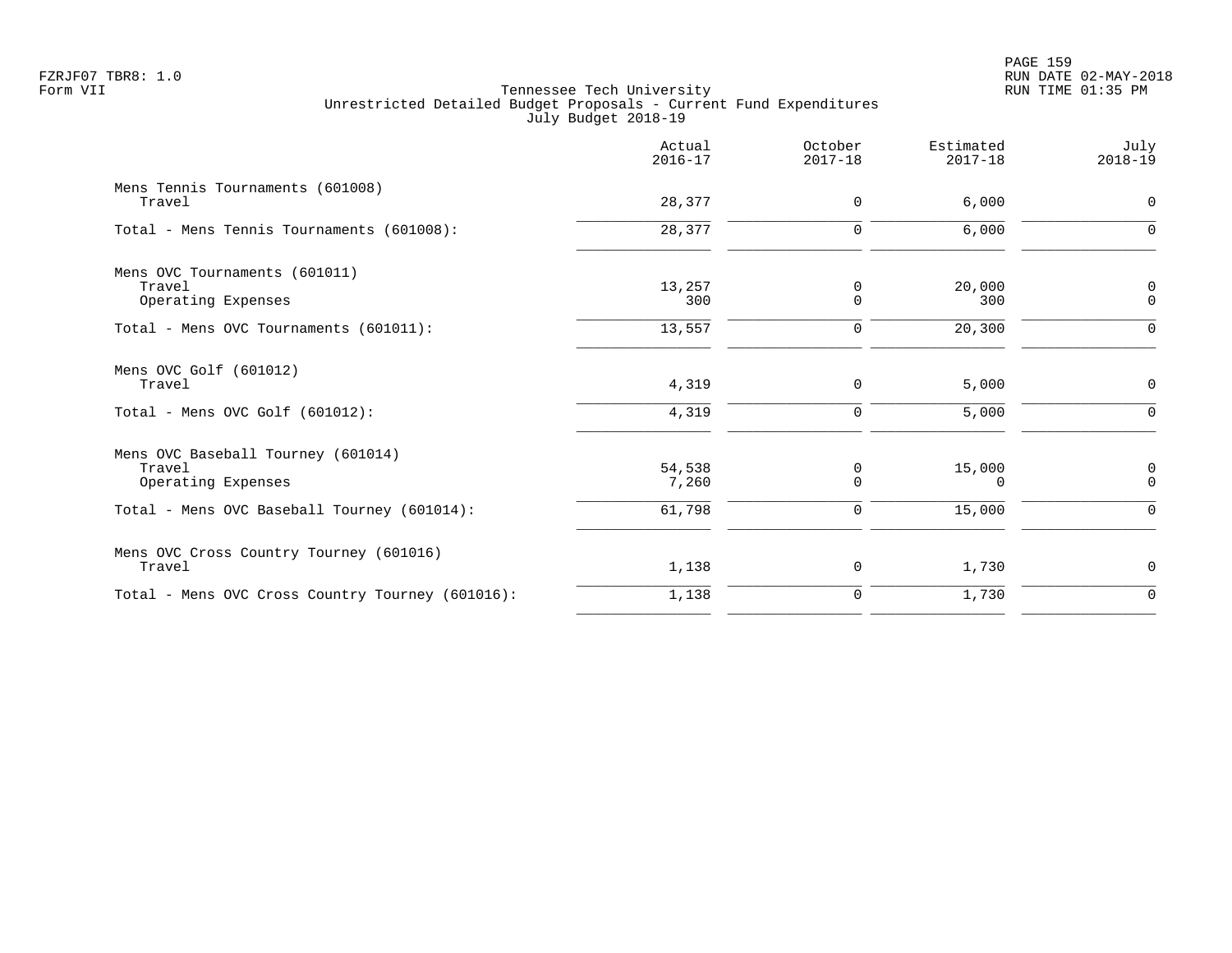Tennessee Tech University
Unrestricted Detailed Budget Proposals - Current Fund Expenditures
July Budget 2018-19

| | Actual 2016-17 | October 2017-18 | Estimated 2017-18 | July 2018-19 |
|---|---|---|---|---|
| Mens Tennis Tournaments (601008) | | | | |
| Travel | 28,377 | 0 | 6,000 | 0 |
| Total - Mens Tennis Tournaments (601008): | 28,377 | 0 | 6,000 | 0 |
| Mens OVC Tournaments (601011) | | | | |
| Travel | 13,257 | 0 | 20,000 | 0 |
| Operating Expenses | 300 | 0 | 300 | 0 |
| Total - Mens OVC Tournaments (601011): | 13,557 | 0 | 20,300 | 0 |
| Mens OVC Golf (601012) | | | | |
| Travel | 4,319 | 0 | 5,000 | 0 |
| Total - Mens OVC Golf (601012): | 4,319 | 0 | 5,000 | 0 |
| Mens OVC Baseball Tourney (601014) | | | | |
| Travel | 54,538 | 0 | 15,000 | 0 |
| Operating Expenses | 7,260 | 0 | 0 | 0 |
| Total - Mens OVC Baseball Tourney (601014): | 61,798 | 0 | 15,000 | 0 |
| Mens OVC Cross Country Tourney (601016) | | | | |
| Travel | 1,138 | 0 | 1,730 | 0 |
| Total - Mens OVC Cross Country Tourney (601016): | 1,138 | 0 | 1,730 | 0 |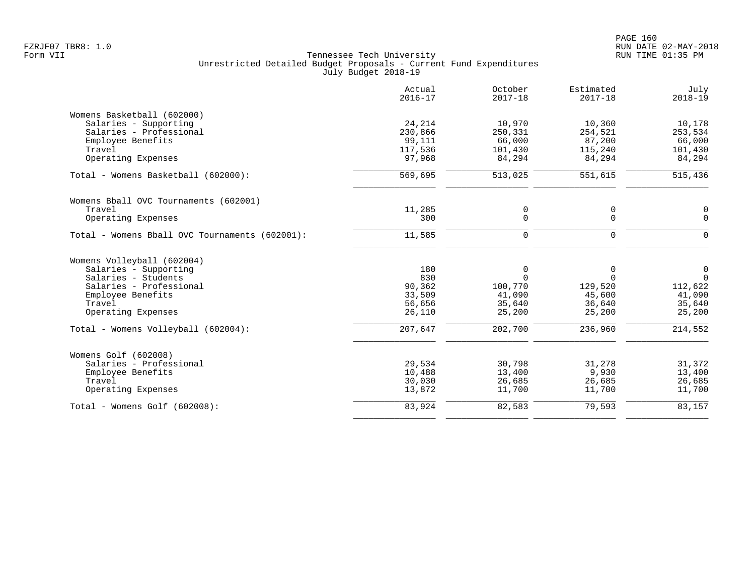Tennessee Tech University
Unrestricted Detailed Budget Proposals - Current Fund Expenditures
July Budget 2018-19

| | Actual 2016-17 | October 2017-18 | Estimated 2017-18 | July 2018-19 |
|---|---|---|---|---|
| **Womens Basketball (602000)** | | | | |
| Salaries - Supporting | 24,214 | 10,970 | 10,360 | 10,178 |
| Salaries - Professional | 230,866 | 250,331 | 254,521 | 253,534 |
| Employee Benefits | 99,111 | 66,000 | 87,200 | 66,000 |
| Travel | 117,536 | 101,430 | 115,240 | 101,430 |
| Operating Expenses | 97,968 | 84,294 | 84,294 | 84,294 |
| Total - Womens Basketball (602000): | 569,695 | 513,025 | 551,615 | 515,436 |
| **Womens Bball OVC Tournaments (602001)** | | | | |
| Travel | 11,285 | 0 | 0 | 0 |
| Operating Expenses | 300 | 0 | 0 | 0 |
| Total - Womens Bball OVC Tournaments (602001): | 11,585 | 0 | 0 | 0 |
| **Womens Volleyball (602004)** | | | | |
| Salaries - Supporting | 180 | 0 | 0 | 0 |
| Salaries - Students | 830 | 0 | 0 | 0 |
| Salaries - Professional | 90,362 | 100,770 | 129,520 | 112,622 |
| Employee Benefits | 33,509 | 41,090 | 45,600 | 41,090 |
| Travel | 56,656 | 35,640 | 36,640 | 35,640 |
| Operating Expenses | 26,110 | 25,200 | 25,200 | 25,200 |
| Total - Womens Volleyball (602004): | 207,647 | 202,700 | 236,960 | 214,552 |
| **Womens Golf (602008)** | | | | |
| Salaries - Professional | 29,534 | 30,798 | 31,278 | 31,372 |
| Employee Benefits | 10,488 | 13,400 | 9,930 | 13,400 |
| Travel | 30,030 | 26,685 | 26,685 | 26,685 |
| Operating Expenses | 13,872 | 11,700 | 11,700 | 11,700 |
| Total - Womens Golf (602008): | 83,924 | 82,583 | 79,593 | 83,157 |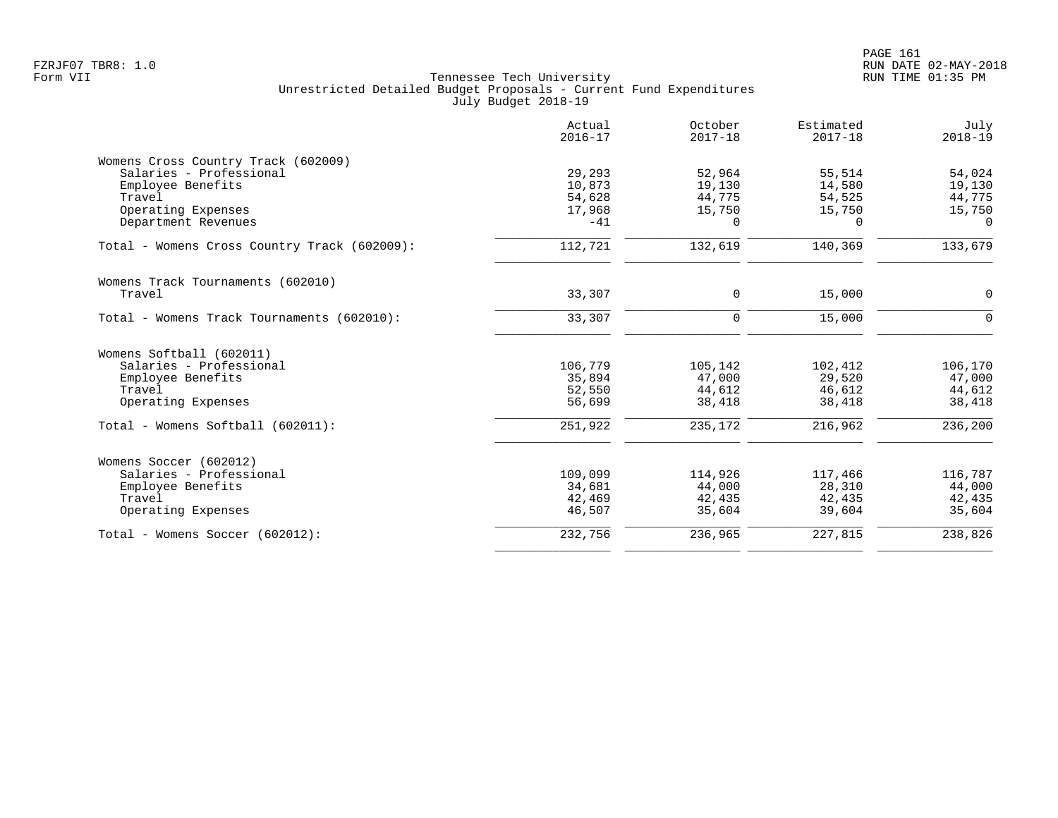Tennessee Tech University
Unrestricted Detailed Budget Proposals - Current Fund Expenditures
July Budget 2018-19

Form VII

| | Actual 2016-17 | October 2017-18 | Estimated 2017-18 | July 2018-19 |
|---|---|---|---|---|
| **Womens Cross Country Track (602009)** | | | | |
| Salaries - Professional | 29,293 | 52,964 | 55,514 | 54,024 |
| Employee Benefits | 10,873 | 19,130 | 14,580 | 19,130 |
| Travel | 54,628 | 44,775 | 54,525 | 44,775 |
| Operating Expenses | 17,968 | 15,750 | 15,750 | 15,750 |
| Department Revenues | -41 | 0 | 0 | 0 |
| Total - Womens Cross Country Track (602009): | 112,721 | 132,619 | 140,369 | 133,679 |
| **Womens Track Tournaments (602010)** | | | | |
| Travel | 33,307 | 0 | 15,000 | 0 |
| Total - Womens Track Tournaments (602010): | 33,307 | 0 | 15,000 | 0 |
| **Womens Softball (602011)** | | | | |
| Salaries - Professional | 106,779 | 105,142 | 102,412 | 106,170 |
| Employee Benefits | 35,894 | 47,000 | 29,520 | 47,000 |
| Travel | 52,550 | 44,612 | 46,612 | 44,612 |
| Operating Expenses | 56,699 | 38,418 | 38,418 | 38,418 |
| Total - Womens Softball (602011): | 251,922 | 235,172 | 216,962 | 236,200 |
| **Womens Soccer (602012)** | | | | |
| Salaries - Professional | 109,099 | 114,926 | 117,466 | 116,787 |
| Employee Benefits | 34,681 | 44,000 | 28,310 | 44,000 |
| Travel | 42,469 | 42,435 | 42,435 | 42,435 |
| Operating Expenses | 46,507 | 35,604 | 39,604 | 35,604 |
| Total - Womens Soccer (602012): | 232,756 | 236,965 | 227,815 | 238,826 |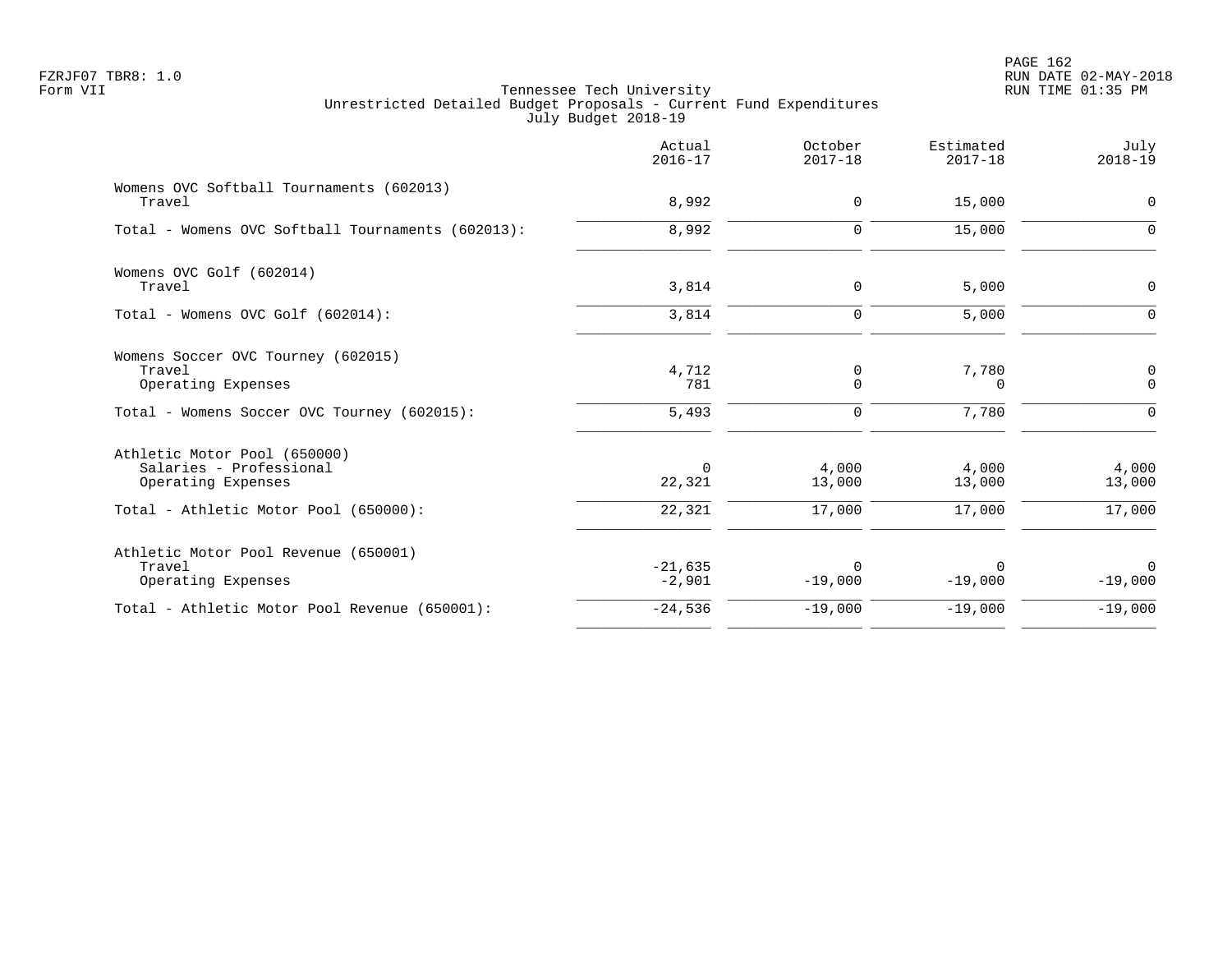Tennessee Tech University
Unrestricted Detailed Budget Proposals - Current Fund Expenditures
July Budget 2018-19

| | Actual 2016-17 | October 2017-18 | Estimated 2017-18 | July 2018-19 |
|---|---|---|---|---|
| **Womens OVC Softball Tournaments (602013)** | | | | |
| Travel | 8,992 | 0 | 15,000 | 0 |
| Total - Womens OVC Softball Tournaments (602013): | 8,992 | 0 | 15,000 | 0 |
| **Womens OVC Golf (602014)** | | | | |
| Travel | 3,814 | 0 | 5,000 | 0 |
| Total - Womens OVC Golf (602014): | 3,814 | 0 | 5,000 | 0 |
| **Womens Soccer OVC Tourney (602015)** | | | | |
| Travel | 4,712 | 0 | 7,780 | 0 |
| Operating Expenses | 781 | 0 | 0 | 0 |
| Total - Womens Soccer OVC Tourney (602015): | 5,493 | 0 | 7,780 | 0 |
| **Athletic Motor Pool (650000)** | | | | |
| Salaries - Professional | 0 | 4,000 | 4,000 | 4,000 |
| Operating Expenses | 22,321 | 13,000 | 13,000 | 13,000 |
| Total - Athletic Motor Pool (650000): | 22,321 | 17,000 | 17,000 | 17,000 |
| **Athletic Motor Pool Revenue (650001)** | | | | |
| Travel | -21,635 | 0 | 0 | 0 |
| Operating Expenses | -2,901 | -19,000 | -19,000 | -19,000 |
| Total - Athletic Motor Pool Revenue (650001): | -24,536 | -19,000 | -19,000 | -19,000 |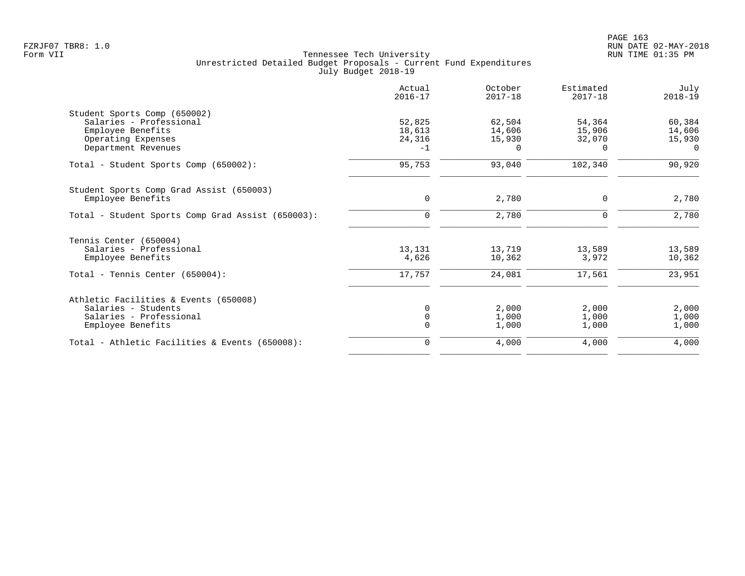FZRJF07 TBR8: 1.0
Form VII

Tennessee Tech University
Unrestricted Detailed Budget Proposals - Current Fund Expenditures
July Budget 2018-19

RUN DATE 02-MAY-2018
RUN TIME 01:35 PM

| | Actual 2016-17 | October 2017-18 | Estimated 2017-18 | July 2018-19 |
|---|---|---|---|---|
| **Student Sports Comp (650002)** | | | | |
| Salaries - Professional | 52,825 | 62,504 | 54,364 | 60,384 |
| Employee Benefits | 18,613 | 14,606 | 15,906 | 14,606 |
| Operating Expenses | 24,316 | 15,930 | 32,070 | 15,930 |
| Department Revenues | -1 | 0 | 0 | 0 |
| Total - Student Sports Comp (650002): | 95,753 | 93,040 | 102,340 | 90,920 |
| **Student Sports Comp Grad Assist (650003)** | | | | |
| Employee Benefits | 0 | 2,780 | 0 | 2,780 |
| Total - Student Sports Comp Grad Assist (650003): | 0 | 2,780 | 0 | 2,780 |
| **Tennis Center (650004)** | | | | |
| Salaries - Professional | 13,131 | 13,719 | 13,589 | 13,589 |
| Employee Benefits | 4,626 | 10,362 | 3,972 | 10,362 |
| Total - Tennis Center (650004): | 17,757 | 24,081 | 17,561 | 23,951 |
| **Athletic Facilities & Events (650008)** | | | | |
| Salaries - Students | 0 | 2,000 | 2,000 | 2,000 |
| Salaries - Professional | 0 | 1,000 | 1,000 | 1,000 |
| Employee Benefits | 0 | 1,000 | 1,000 | 1,000 |
| Total - Athletic Facilities & Events (650008): | 0 | 4,000 | 4,000 | 4,000 |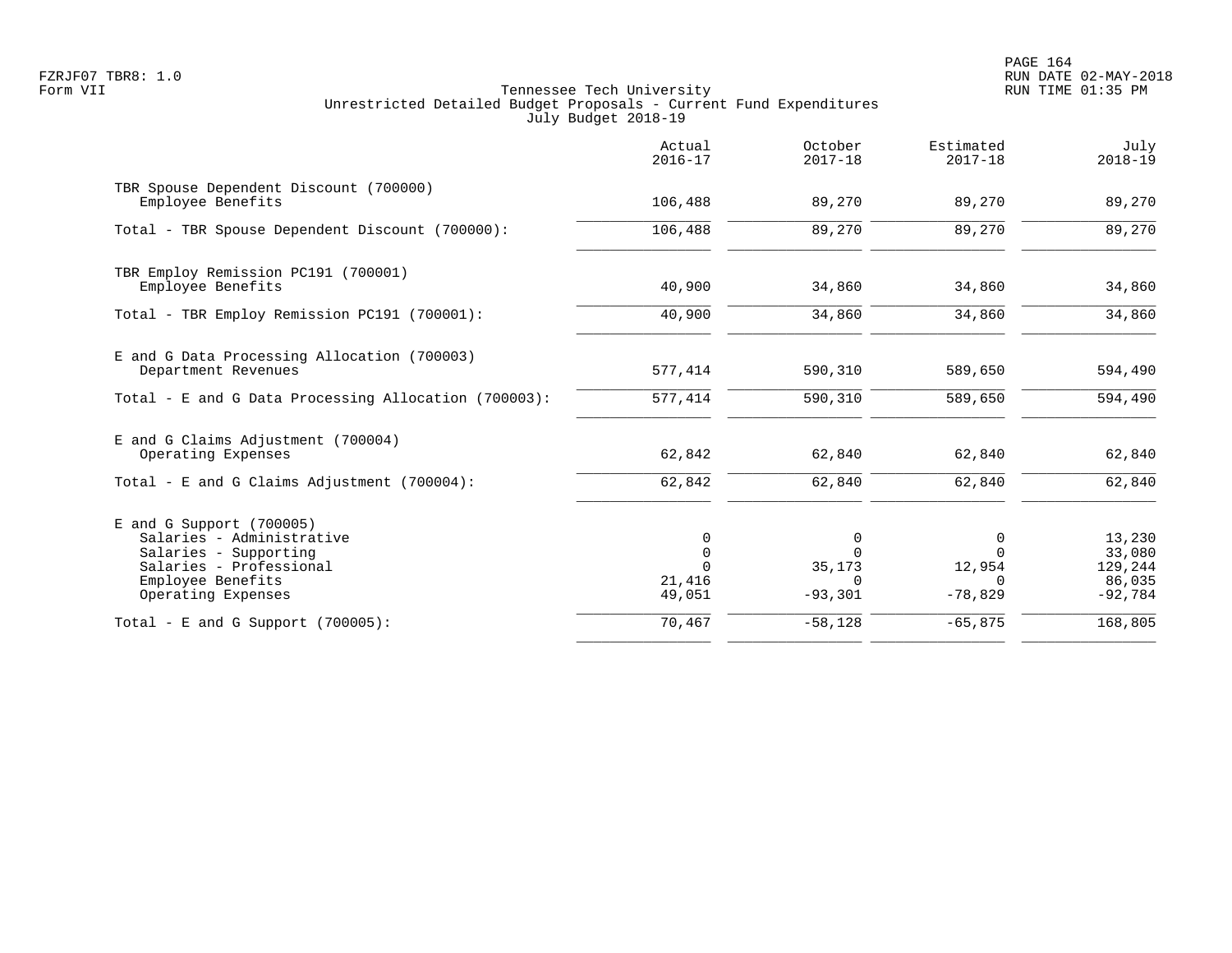Tennessee Tech University
Unrestricted Detailed Budget Proposals - Current Fund Expenditures
July Budget 2018-19

| | Actual 2016-17 | October 2017-18 | Estimated 2017-18 | July 2018-19 |
|---|---|---|---|---|
| TBR Spouse Dependent Discount (700000) | | | | |
| Employee Benefits | 106,488 | 89,270 | 89,270 | 89,270 |
| Total - TBR Spouse Dependent Discount (700000): | 106,488 | 89,270 | 89,270 | 89,270 |
| TBR Employ Remission PC191 (700001) | | | | |
| Employee Benefits | 40,900 | 34,860 | 34,860 | 34,860 |
| Total - TBR Employ Remission PC191 (700001): | 40,900 | 34,860 | 34,860 | 34,860 |
| E and G Data Processing Allocation (700003) | | | | |
| Department Revenues | 577,414 | 590,310 | 589,650 | 594,490 |
| Total - E and G Data Processing Allocation (700003): | 577,414 | 590,310 | 589,650 | 594,490 |
| E and G Claims Adjustment (700004) | | | | |
| Operating Expenses | 62,842 | 62,840 | 62,840 | 62,840 |
| Total - E and G Claims Adjustment (700004): | 62,842 | 62,840 | 62,840 | 62,840 |
| E and G Support (700005) | | | | |
| Salaries - Administrative | 0 | 0 | 0 | 13,230 |
| Salaries - Supporting | 0 | 0 | 0 | 33,080 |
| Salaries - Professional | 0 | 35,173 | 12,954 | 129,244 |
| Employee Benefits | 21,416 | 0 | 0 | 86,035 |
| Operating Expenses | 49,051 | -93,301 | -78,829 | -92,784 |
| Total - E and G Support (700005): | 70,467 | -58,128 | -65,875 | 168,805 |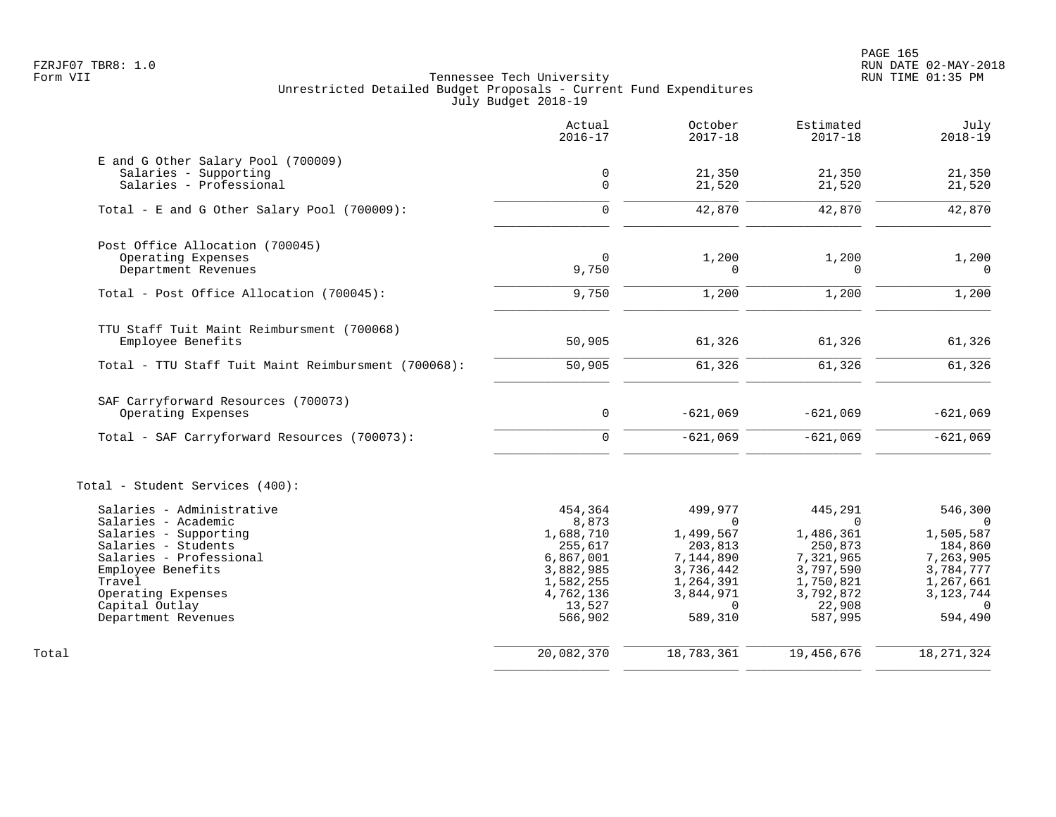Tennessee Tech University
Unrestricted Detailed Budget Proposals - Current Fund Expenditures
July Budget 2018-19

| | Actual 2016-17 | October 2017-18 | Estimated 2017-18 | July 2018-19 |
|---|---|---|---|---|
| **E and G Other Salary Pool (700009)** | | | | |
| Salaries - Supporting | 0 | 21,350 | 21,350 | 21,350 |
| Salaries - Professional | 0 | 21,520 | 21,520 | 21,520 |
| Total - E and G Other Salary Pool (700009): | 0 | 42,870 | 42,870 | 42,870 |
| **Post Office Allocation (700045)** | | | | |
| Operating Expenses | 0 | 1,200 | 1,200 | 1,200 |
| Department Revenues | 9,750 | 0 | 0 | 0 |
| Total - Post Office Allocation (700045): | 9,750 | 1,200 | 1,200 | 1,200 |
| **TTU Staff Tuit Maint Reimbursment (700068)** | | | | |
| Employee Benefits | 50,905 | 61,326 | 61,326 | 61,326 |
| Total - TTU Staff Tuit Maint Reimbursment (700068): | 50,905 | 61,326 | 61,326 | 61,326 |
| **SAF Carryforward Resources (700073)** | | | | |
| Operating Expenses | 0 | -621,069 | -621,069 | -621,069 |
| Total - SAF Carryforward Resources (700073): | 0 | -621,069 | -621,069 | -621,069 |
| **Total - Student Services (400):** | | | | |
| Salaries - Administrative | 454,364 | 499,977 | 445,291 | 546,300 |
| Salaries - Academic | 8,873 | 0 | 0 | 0 |
| Salaries - Supporting | 1,688,710 | 1,499,567 | 1,486,361 | 1,505,587 |
| Salaries - Students | 255,617 | 203,813 | 250,873 | 184,860 |
| Salaries - Professional | 6,867,001 | 7,144,890 | 7,321,965 | 7,263,905 |
| Employee Benefits | 3,882,985 | 3,736,442 | 3,797,590 | 3,784,777 |
| Travel | 1,582,255 | 1,264,391 | 1,750,821 | 1,267,661 |
| Operating Expenses | 4,762,136 | 3,844,971 | 3,792,872 | 3,123,744 |
| Capital Outlay | 13,527 | 0 | 22,908 | 0 |
| Department Revenues | 566,902 | 589,310 | 587,995 | 594,490 |
| Total | 20,082,370 | 18,783,361 | 19,456,676 | 18,271,324 |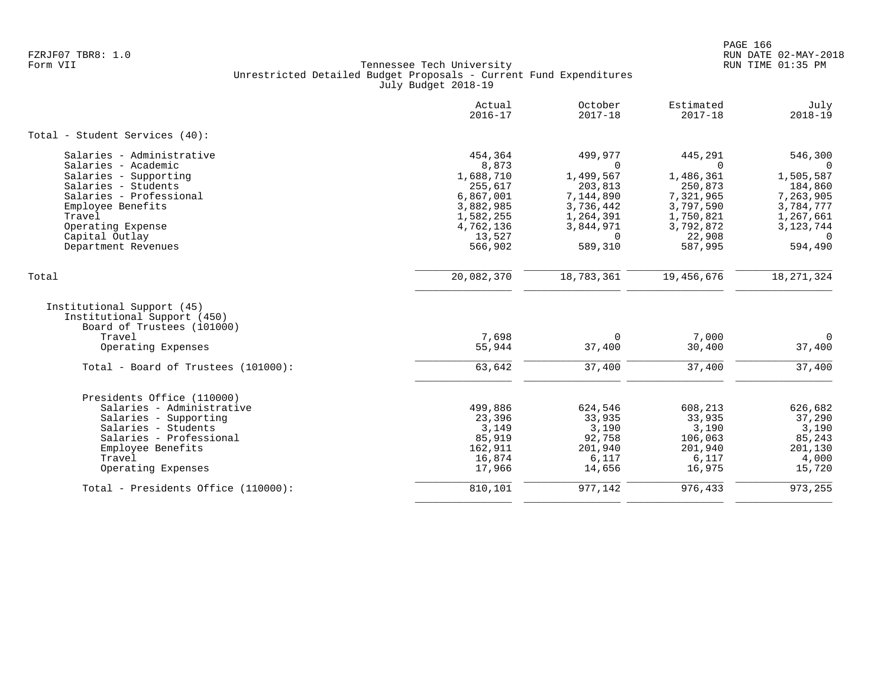FZRJF07 TBR8: 1.0
Form VII

Tennessee Tech University
Unrestricted Detailed Budget Proposals - Current Fund Expenditures
July Budget 2018-19

| | Actual 2016-17 | October 2017-18 | Estimated 2017-18 | July 2018-19 |
|---|---|---|---|---|
| **Total - Student Services (40):** | | | | |
| Salaries - Administrative | 454,364 | 499,977 | 445,291 | 546,300 |
| Salaries - Academic | 8,873 | 0 | 0 | 0 |
| Salaries - Supporting | 1,688,710 | 1,499,567 | 1,486,361 | 1,505,587 |
| Salaries - Students | 255,617 | 203,813 | 250,873 | 184,860 |
| Salaries - Professional | 6,867,001 | 7,144,890 | 7,321,965 | 7,263,905 |
| Employee Benefits | 3,882,985 | 3,736,442 | 3,797,590 | 3,784,777 |
| Travel | 1,582,255 | 1,264,391 | 1,750,821 | 1,267,661 |
| Operating Expense | 4,762,136 | 3,844,971 | 3,792,872 | 3,123,744 |
| Capital Outlay | 13,527 | 0 | 22,908 | 0 |
| Department Revenues | 566,902 | 589,310 | 587,995 | 594,490 |
| Total | 20,082,370 | 18,783,361 | 19,456,676 | 18,271,324 |
| Institutional Support (45) | | | | |
| Institutional Support (450) | | | | |
| Board of Trustees (101000) | | | | |
| Travel | 7,698 | 0 | 7,000 | 0 |
| Operating Expenses | 55,944 | 37,400 | 30,400 | 37,400 |
| Total - Board of Trustees (101000): | 63,642 | 37,400 | 37,400 | 37,400 |
| Presidents Office (110000) | | | | |
| Salaries - Administrative | 499,886 | 624,546 | 608,213 | 626,682 |
| Salaries - Supporting | 23,396 | 33,935 | 33,935 | 37,290 |
| Salaries - Students | 3,149 | 3,190 | 3,190 | 3,190 |
| Salaries - Professional | 85,919 | 92,758 | 106,063 | 85,243 |
| Employee Benefits | 162,911 | 201,940 | 201,940 | 201,130 |
| Travel | 16,874 | 6,117 | 6,117 | 4,000 |
| Operating Expenses | 17,966 | 14,656 | 16,975 | 15,720 |
| Total - Presidents Office (110000): | 810,101 | 977,142 | 976,433 | 973,255 |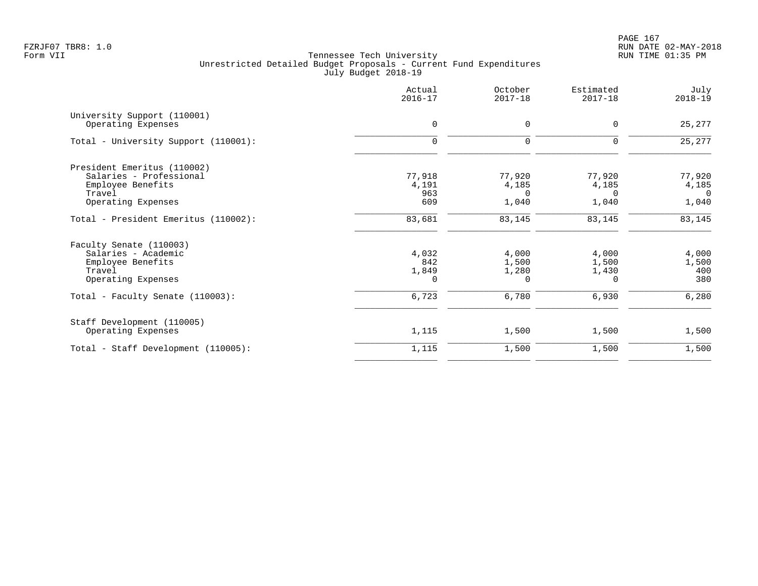Tennessee Tech University
Unrestricted Detailed Budget Proposals - Current Fund Expenditures
July Budget 2018-19

| | Actual 2016-17 | October 2017-18 | Estimated 2017-18 | July 2018-19 |
|---|---|---|---|---|
| University Support (110001) | | | | |
| Operating Expenses | 0 | 0 | 0 | 25,277 |
| Total - University Support (110001): | 0 | 0 | 0 | 25,277 |
| President Emeritus (110002) | | | | |
| Salaries - Professional | 77,918 | 77,920 | 77,920 | 77,920 |
| Employee Benefits | 4,191 | 4,185 | 4,185 | 4,185 |
| Travel | 963 | 0 | 0 | 0 |
| Operating Expenses | 609 | 1,040 | 1,040 | 1,040 |
| Total - President Emeritus (110002): | 83,681 | 83,145 | 83,145 | 83,145 |
| Faculty Senate (110003) | | | | |
| Salaries - Academic | 4,032 | 4,000 | 4,000 | 4,000 |
| Employee Benefits | 842 | 1,500 | 1,500 | 1,500 |
| Travel | 1,849 | 1,280 | 1,430 | 400 |
| Operating Expenses | 0 | 0 | 0 | 380 |
| Total - Faculty Senate (110003): | 6,723 | 6,780 | 6,930 | 6,280 |
| Staff Development (110005) | | | | |
| Operating Expenses | 1,115 | 1,500 | 1,500 | 1,500 |
| Total - Staff Development (110005): | 1,115 | 1,500 | 1,500 | 1,500 |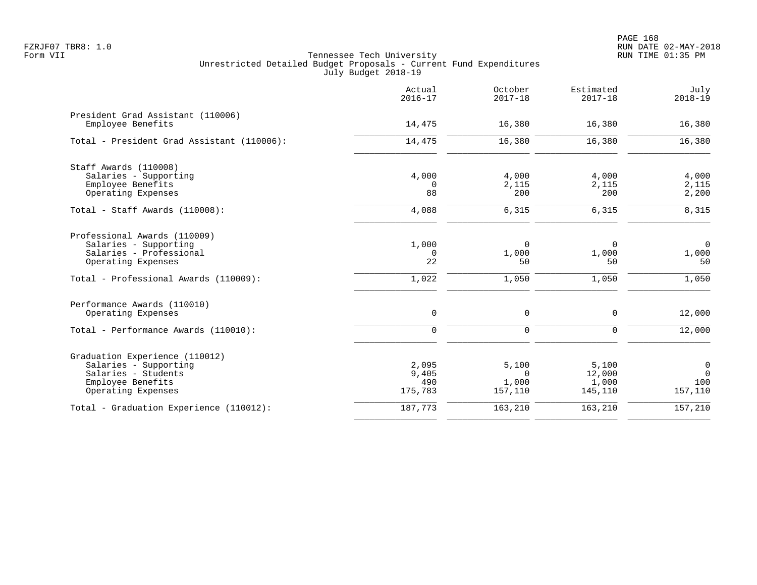FZRJF07 TBR8: 1.0
Form VII

Tennessee Tech University
Unrestricted Detailed Budget Proposals - Current Fund Expenditures
July Budget 2018-19

RUN DATE 02-MAY-2018
RUN TIME 01:35 PM

| | Actual 2016-17 | October 2017-18 | Estimated 2017-18 | July 2018-19 |
|---|---:|---:|---:|---:|
| **President Grad Assistant (110006)** | | | | |
| Employee Benefits | 14,475 | 16,380 | 16,380 | 16,380 |
| Total - President Grad Assistant (110006): | 14,475 | 16,380 | 16,380 | 16,380 |
| **Staff Awards (110008)** | | | | |
| Salaries - Supporting | 4,000 | 4,000 | 4,000 | 4,000 |
| Employee Benefits | 0 | 2,115 | 2,115 | 2,115 |
| Operating Expenses | 88 | 200 | 200 | 2,200 |
| Total - Staff Awards (110008): | 4,088 | 6,315 | 6,315 | 8,315 |
| **Professional Awards (110009)** | | | | |
| Salaries - Supporting | 1,000 | 0 | 0 | 0 |
| Salaries - Professional | 0 | 1,000 | 1,000 | 1,000 |
| Operating Expenses | 22 | 50 | 50 | 50 |
| Total - Professional Awards (110009): | 1,022 | 1,050 | 1,050 | 1,050 |
| **Performance Awards (110010)** | | | | |
| Operating Expenses | 0 | 0 | 0 | 12,000 |
| Total - Performance Awards (110010): | 0 | 0 | 0 | 12,000 |
| **Graduation Experience (110012)** | | | | |
| Salaries - Supporting | 2,095 | 5,100 | 5,100 | 0 |
| Salaries - Students | 9,405 | 0 | 12,000 | 0 |
| Employee Benefits | 490 | 1,000 | 1,000 | 100 |
| Operating Expenses | 175,783 | 157,110 | 145,110 | 157,110 |
| Total - Graduation Experience (110012): | 187,773 | 163,210 | 163,210 | 157,210 |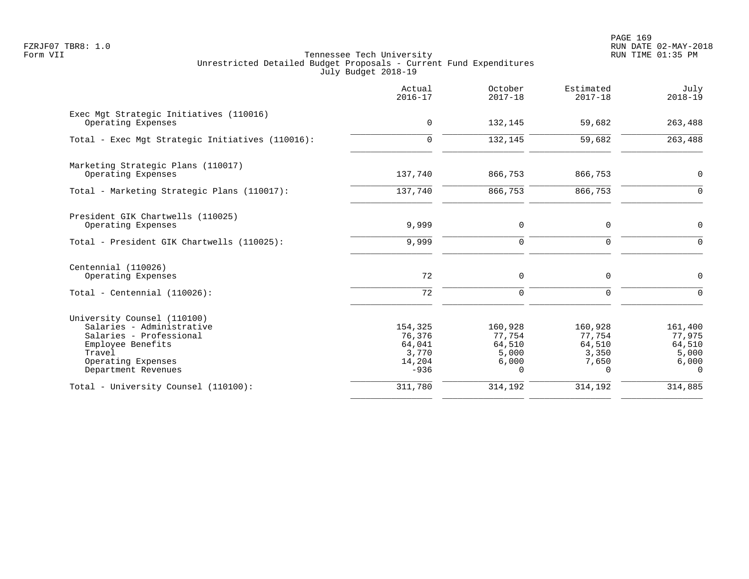FZRJF07 TBR8: 1.0
Form VII

# Tennessee Tech University
## Unrestricted Detailed Budget Proposals - Current Fund Expenditures
### July Budget 2018-19

| | Actual 2016-17 | October 2017-18 | Estimated 2017-18 | July 2018-19 |
|---|---|---|---|---|
| **Exec Mgt Strategic Initiatives (110016)** | | | | |
| Operating Expenses | 0 | 132,145 | 59,682 | 263,488 |
| Total - Exec Mgt Strategic Initiatives (110016): | 0 | 132,145 | 59,682 | 263,488 |
| **Marketing Strategic Plans (110017)** | | | | |
| Operating Expenses | 137,740 | 866,753 | 866,753 | 0 |
| Total - Marketing Strategic Plans (110017): | 137,740 | 866,753 | 866,753 | 0 |
| **President GIK Chartwells (110025)** | | | | |
| Operating Expenses | 9,999 | 0 | 0 | 0 |
| Total - President GIK Chartwells (110025): | 9,999 | 0 | 0 | 0 |
| **Centennial (110026)** | | | | |
| Operating Expenses | 72 | 0 | 0 | 0 |
| Total - Centennial (110026): | 72 | 0 | 0 | 0 |
| **University Counsel (110100)** | | | | |
| Salaries - Administrative | 154,325 | 160,928 | 160,928 | 161,400 |
| Salaries - Professional | 76,376 | 77,754 | 77,754 | 77,975 |
| Employee Benefits | 64,041 | 64,510 | 64,510 | 64,510 |
| Travel | 3,770 | 5,000 | 3,350 | 5,000 |
| Operating Expenses | 14,204 | 6,000 | 7,650 | 6,000 |
| Department Revenues | -936 | 0 | 0 | 0 |
| Total - University Counsel (110100): | 311,780 | 314,192 | 314,192 | 314,885 |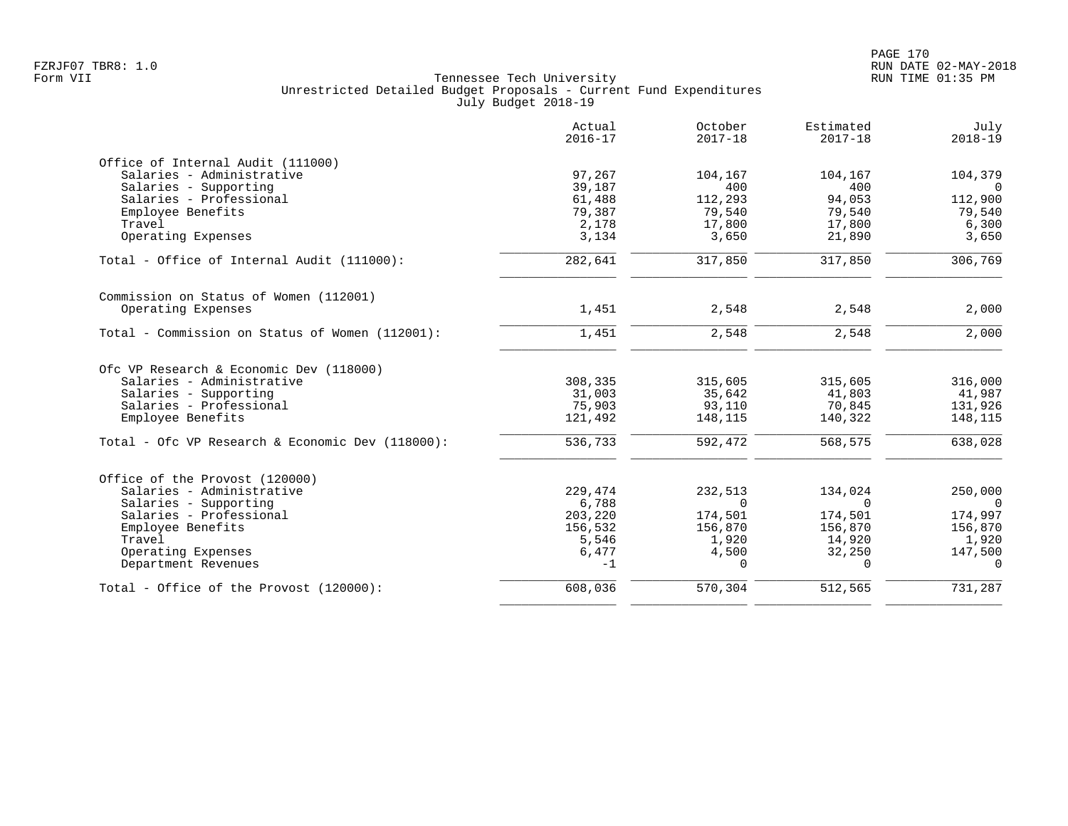Tennessee Tech University
Unrestricted Detailed Budget Proposals - Current Fund Expenditures
July Budget 2018-19

FZRJF07 TBR8: 1.0
Form VII

RUN DATE 02-MAY-2018
RUN TIME 01:35 PM

| | Actual 2016-17 | October 2017-18 | Estimated 2017-18 | July 2018-19 |
|---|---|---|---|---|
| **Office of Internal Audit (111000)** | | | | |
| Salaries - Administrative | 97,267 | 104,167 | 104,167 | 104,379 |
| Salaries - Supporting | 39,187 | 400 | 400 | 0 |
| Salaries - Professional | 61,488 | 112,293 | 94,053 | 112,900 |
| Employee Benefits | 79,387 | 79,540 | 79,540 | 79,540 |
| Travel | 2,178 | 17,800 | 17,800 | 6,300 |
| Operating Expenses | 3,134 | 3,650 | 21,890 | 3,650 |
| Total - Office of Internal Audit (111000): | 282,641 | 317,850 | 317,850 | 306,769 |
| **Commission on Status of Women (112001)** | | | | |
| Operating Expenses | 1,451 | 2,548 | 2,548 | 2,000 |
| Total - Commission on Status of Women (112001): | 1,451 | 2,548 | 2,548 | 2,000 |
| **Ofc VP Research & Economic Dev (118000)** | | | | |
| Salaries - Administrative | 308,335 | 315,605 | 315,605 | 316,000 |
| Salaries - Supporting | 31,003 | 35,642 | 41,803 | 41,987 |
| Salaries - Professional | 75,903 | 93,110 | 70,845 | 131,926 |
| Employee Benefits | 121,492 | 148,115 | 140,322 | 148,115 |
| Total - Ofc VP Research & Economic Dev (118000): | 536,733 | 592,472 | 568,575 | 638,028 |
| **Office of the Provost (120000)** | | | | |
| Salaries - Administrative | 229,474 | 232,513 | 134,024 | 250,000 |
| Salaries - Supporting | 6,788 | 0 | 0 | 0 |
| Salaries - Professional | 203,220 | 174,501 | 174,501 | 174,997 |
| Employee Benefits | 156,532 | 156,870 | 156,870 | 156,870 |
| Travel | 5,546 | 1,920 | 14,920 | 1,920 |
| Operating Expenses | 6,477 | 4,500 | 32,250 | 147,500 |
| Department Revenues | -1 | 0 | 0 | 0 |
| Total - Office of the Provost (120000): | 608,036 | 570,304 | 512,565 | 731,287 |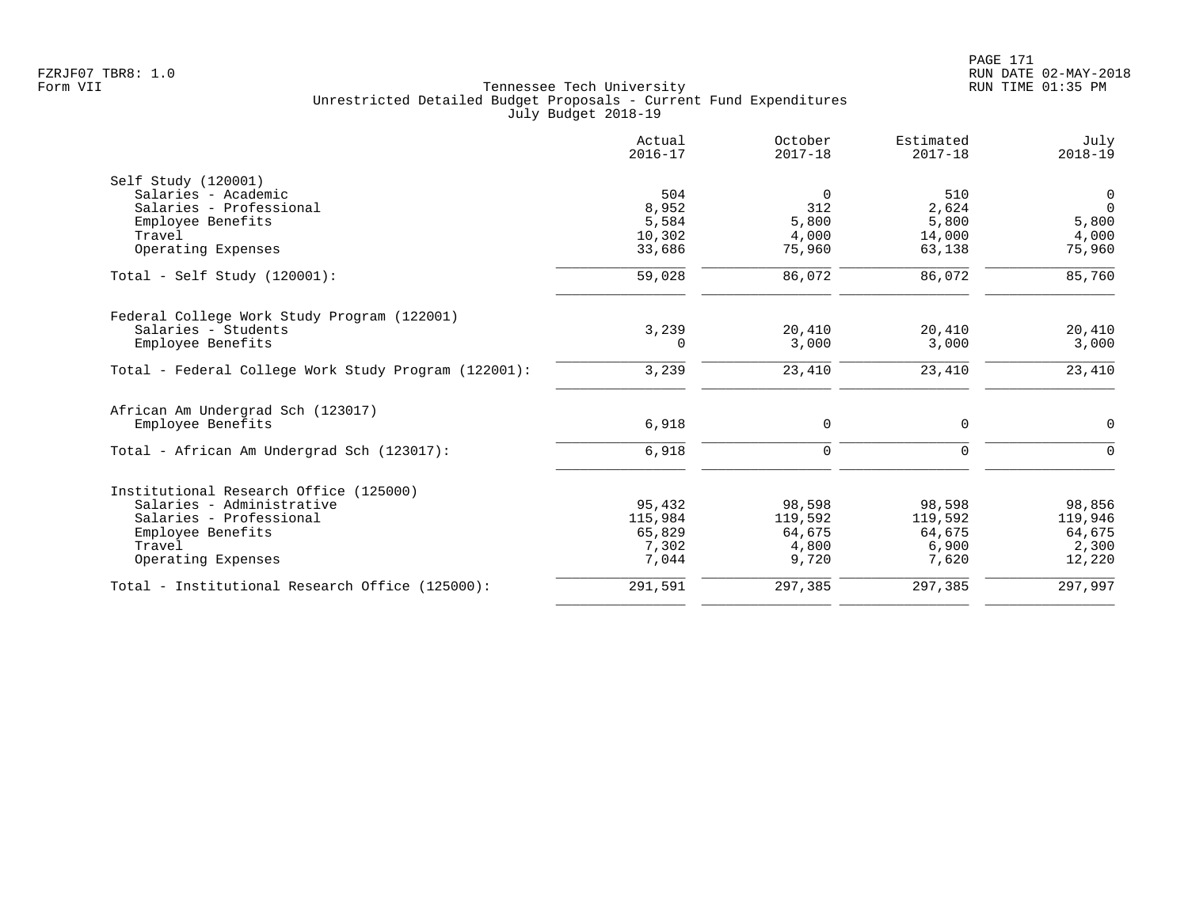Tennessee Tech University
Unrestricted Detailed Budget Proposals - Current Fund Expenditures
July Budget 2018-19

| | Actual 2016-17 | October 2017-18 | Estimated 2017-18 | July 2018-19 |
|---|---|---|---|---|
| **Self Study (120001)** | | | | |
| Salaries - Academic | 504 | 0 | 510 | 0 |
| Salaries - Professional | 8,952 | 312 | 2,624 | 0 |
| Employee Benefits | 5,584 | 5,800 | 5,800 | 5,800 |
| Travel | 10,302 | 4,000 | 14,000 | 4,000 |
| Operating Expenses | 33,686 | 75,960 | 63,138 | 75,960 |
| Total - Self Study (120001): | 59,028 | 86,072 | 86,072 | 85,760 |
| **Federal College Work Study Program (122001)** | | | | |
| Salaries - Students | 3,239 | 20,410 | 20,410 | 20,410 |
| Employee Benefits | 0 | 3,000 | 3,000 | 3,000 |
| Total - Federal College Work Study Program (122001): | 3,239 | 23,410 | 23,410 | 23,410 |
| **African Am Undergrad Sch (123017)** | | | | |
| Employee Benefits | 6,918 | 0 | 0 | 0 |
| Total - African Am Undergrad Sch (123017): | 6,918 | 0 | 0 | 0 |
| **Institutional Research Office (125000)** | | | | |
| Salaries - Administrative | 95,432 | 98,598 | 98,598 | 98,856 |
| Salaries - Professional | 115,984 | 119,592 | 119,592 | 119,946 |
| Employee Benefits | 65,829 | 64,675 | 64,675 | 64,675 |
| Travel | 7,302 | 4,800 | 6,900 | 2,300 |
| Operating Expenses | 7,044 | 9,720 | 7,620 | 12,220 |
| Total - Institutional Research Office (125000): | 291,591 | 297,385 | 297,385 | 297,997 |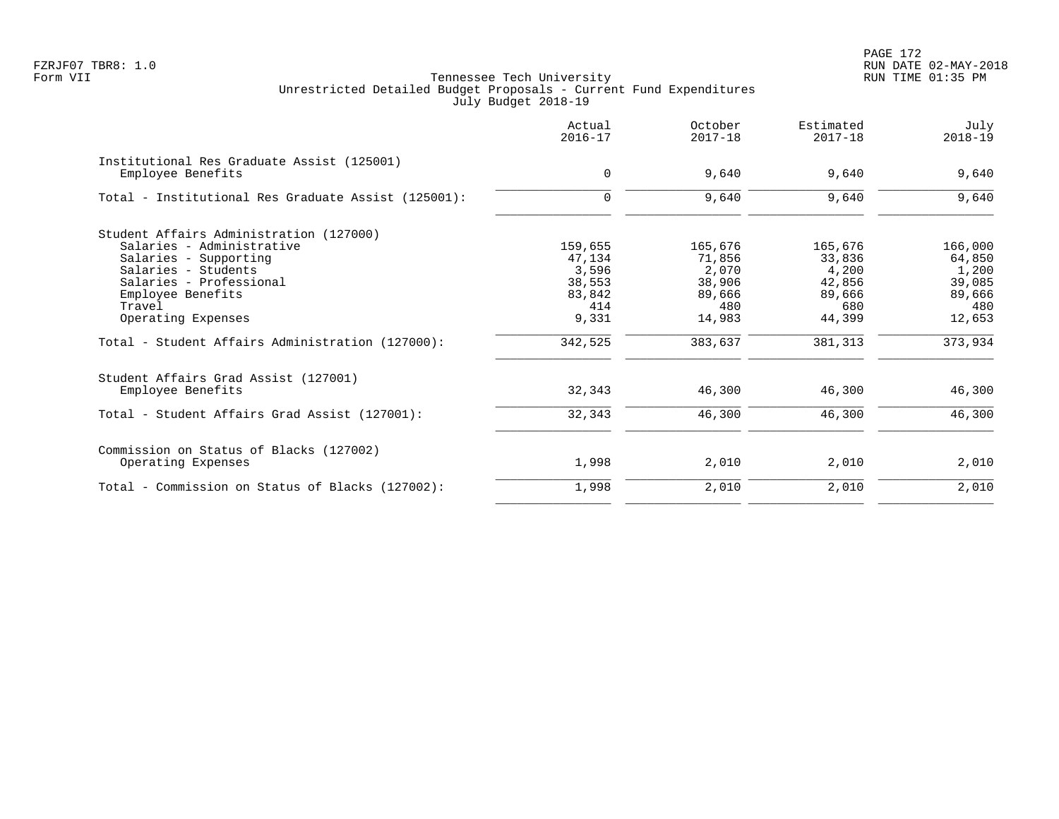FZRJF07 TBR8: 1.0
Form VII

Tennessee Tech University
Unrestricted Detailed Budget Proposals - Current Fund Expenditures
July Budget 2018-19

RUN DATE 02-MAY-2018
RUN TIME 01:35 PM

| | Actual 2016-17 | October 2017-18 | Estimated 2017-18 | July 2018-19 |
|---|---|---|---|---|
| **Institutional Res Graduate Assist (125001)** | | | | |
| Employee Benefits | 0 | 9,640 | 9,640 | 9,640 |
| Total - Institutional Res Graduate Assist (125001): | 0 | 9,640 | 9,640 | 9,640 |
| **Student Affairs Administration (127000)** | | | | |
| Salaries - Administrative | 159,655 | 165,676 | 165,676 | 166,000 |
| Salaries - Supporting | 47,134 | 71,856 | 33,836 | 64,850 |
| Salaries - Students | 3,596 | 2,070 | 4,200 | 1,200 |
| Salaries - Professional | 38,553 | 38,906 | 42,856 | 39,085 |
| Employee Benefits | 83,842 | 89,666 | 89,666 | 89,666 |
| Travel | 414 | 480 | 680 | 480 |
| Operating Expenses | 9,331 | 14,983 | 44,399 | 12,653 |
| Total - Student Affairs Administration (127000): | 342,525 | 383,637 | 381,313 | 373,934 |
| **Student Affairs Grad Assist (127001)** | | | | |
| Employee Benefits | 32,343 | 46,300 | 46,300 | 46,300 |
| Total - Student Affairs Grad Assist (127001): | 32,343 | 46,300 | 46,300 | 46,300 |
| **Commission on Status of Blacks (127002)** | | | | |
| Operating Expenses | 1,998 | 2,010 | 2,010 | 2,010 |
| Total - Commission on Status of Blacks (127002): | 1,998 | 2,010 | 2,010 | 2,010 |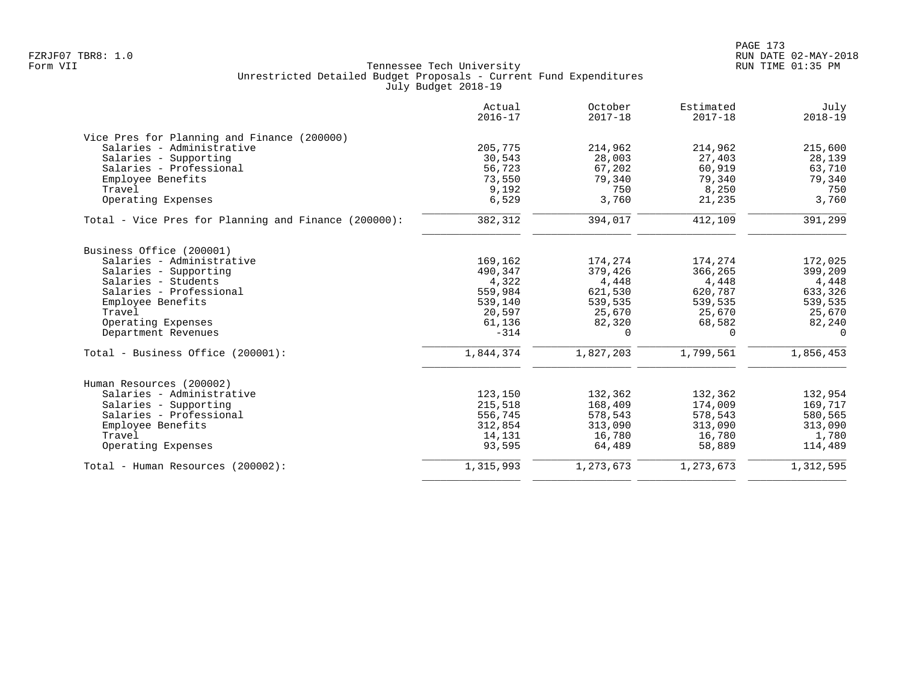Tennessee Tech University
Unrestricted Detailed Budget Proposals - Current Fund Expenditures
July Budget 2018-19

| | Actual 2016-17 | October 2017-18 | Estimated 2017-18 | July 2018-19 |
|---|---|---|---|---|
| **Vice Pres for Planning and Finance (200000)** | | | | |
| Salaries - Administrative | 205,775 | 214,962 | 214,962 | 215,600 |
| Salaries - Supporting | 30,543 | 28,003 | 27,403 | 28,139 |
| Salaries - Professional | 56,723 | 67,202 | 60,919 | 63,710 |
| Employee Benefits | 73,550 | 79,340 | 79,340 | 79,340 |
| Travel | 9,192 | 750 | 8,250 | 750 |
| Operating Expenses | 6,529 | 3,760 | 21,235 | 3,760 |
| Total - Vice Pres for Planning and Finance (200000): | 382,312 | 394,017 | 412,109 | 391,299 |
| **Business Office (200001)** | | | | |
| Salaries - Administrative | 169,162 | 174,274 | 174,274 | 172,025 |
| Salaries - Supporting | 490,347 | 379,426 | 366,265 | 399,209 |
| Salaries - Students | 4,322 | 4,448 | 4,448 | 4,448 |
| Salaries - Professional | 559,984 | 621,530 | 620,787 | 633,326 |
| Employee Benefits | 539,140 | 539,535 | 539,535 | 539,535 |
| Travel | 20,597 | 25,670 | 25,670 | 25,670 |
| Operating Expenses | 61,136 | 82,320 | 68,582 | 82,240 |
| Department Revenues | -314 | 0 | 0 | 0 |
| Total - Business Office (200001): | 1,844,374 | 1,827,203 | 1,799,561 | 1,856,453 |
| **Human Resources (200002)** | | | | |
| Salaries - Administrative | 123,150 | 132,362 | 132,362 | 132,954 |
| Salaries - Supporting | 215,518 | 168,409 | 174,009 | 169,717 |
| Salaries - Professional | 556,745 | 578,543 | 578,543 | 580,565 |
| Employee Benefits | 312,854 | 313,090 | 313,090 | 313,090 |
| Travel | 14,131 | 16,780 | 16,780 | 1,780 |
| Operating Expenses | 93,595 | 64,489 | 58,889 | 114,489 |
| Total - Human Resources (200002): | 1,315,993 | 1,273,673 | 1,273,673 | 1,312,595 |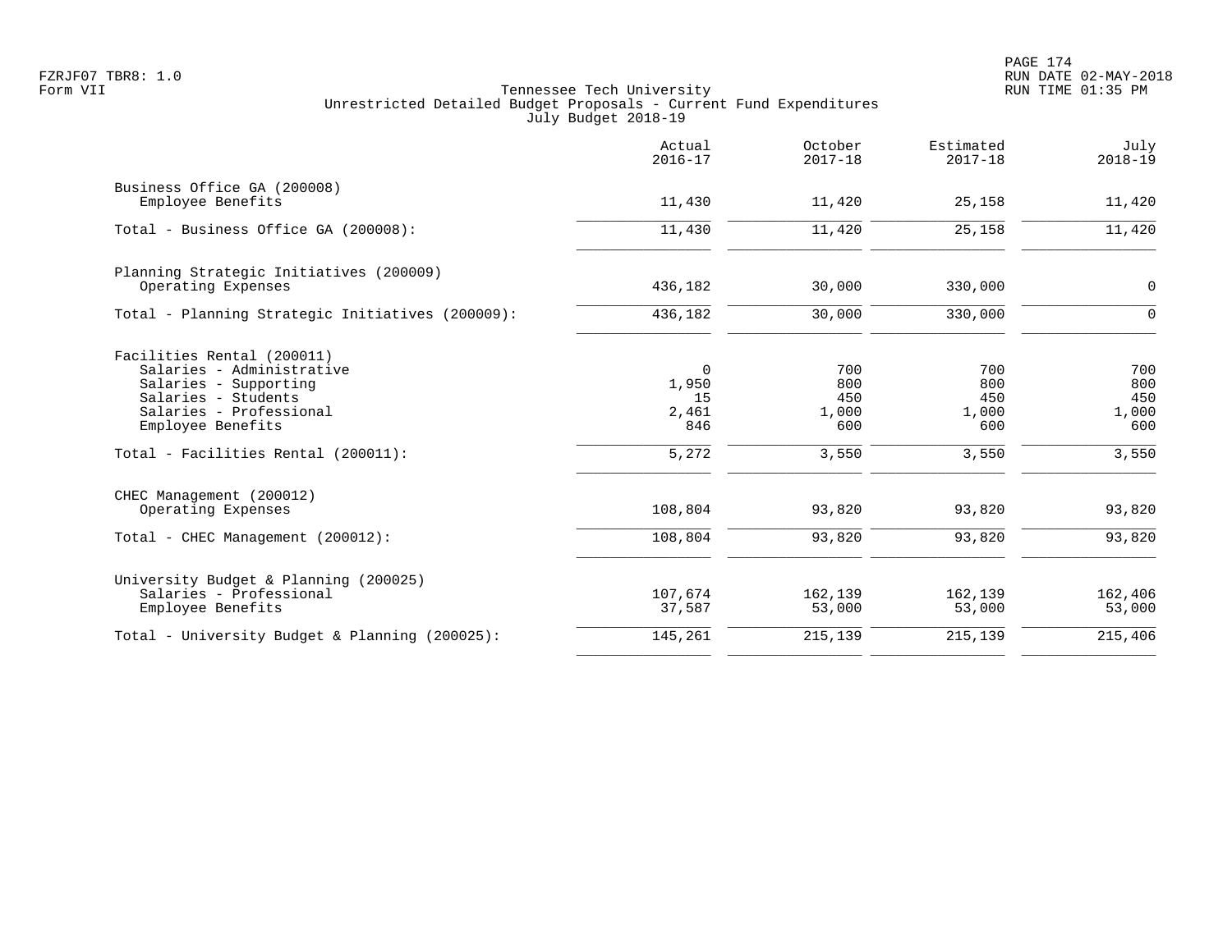Tennessee Tech University
Unrestricted Detailed Budget Proposals - Current Fund Expenditures
July Budget 2018-19

|  | Actual 2016-17 | October 2017-18 | Estimated 2017-18 | July 2018-19 |
|---|---|---|---|---|
| Business Office GA (200008) | | | | |
| Employee Benefits | 11,430 | 11,420 | 25,158 | 11,420 |
| Total - Business Office GA (200008): | 11,430 | 11,420 | 25,158 | 11,420 |
| Planning Strategic Initiatives (200009) | | | | |
| Operating Expenses | 436,182 | 30,000 | 330,000 | 0 |
| Total - Planning Strategic Initiatives (200009): | 436,182 | 30,000 | 330,000 | 0 |
| Facilities Rental (200011) | | | | |
| Salaries - Administrative | 0 | 700 | 700 | 700 |
| Salaries - Supporting | 1,950 | 800 | 800 | 800 |
| Salaries - Students | 15 | 450 | 450 | 450 |
| Salaries - Professional | 2,461 | 1,000 | 1,000 | 1,000 |
| Employee Benefits | 846 | 600 | 600 | 600 |
| Total - Facilities Rental (200011): | 5,272 | 3,550 | 3,550 | 3,550 |
| CHEC Management (200012) | | | | |
| Operating Expenses | 108,804 | 93,820 | 93,820 | 93,820 |
| Total - CHEC Management (200012): | 108,804 | 93,820 | 93,820 | 93,820 |
| University Budget & Planning (200025) | | | | |
| Salaries - Professional | 107,674 | 162,139 | 162,139 | 162,406 |
| Employee Benefits | 37,587 | 53,000 | 53,000 | 53,000 |
| Total - University Budget & Planning (200025): | 145,261 | 215,139 | 215,139 | 215,406 |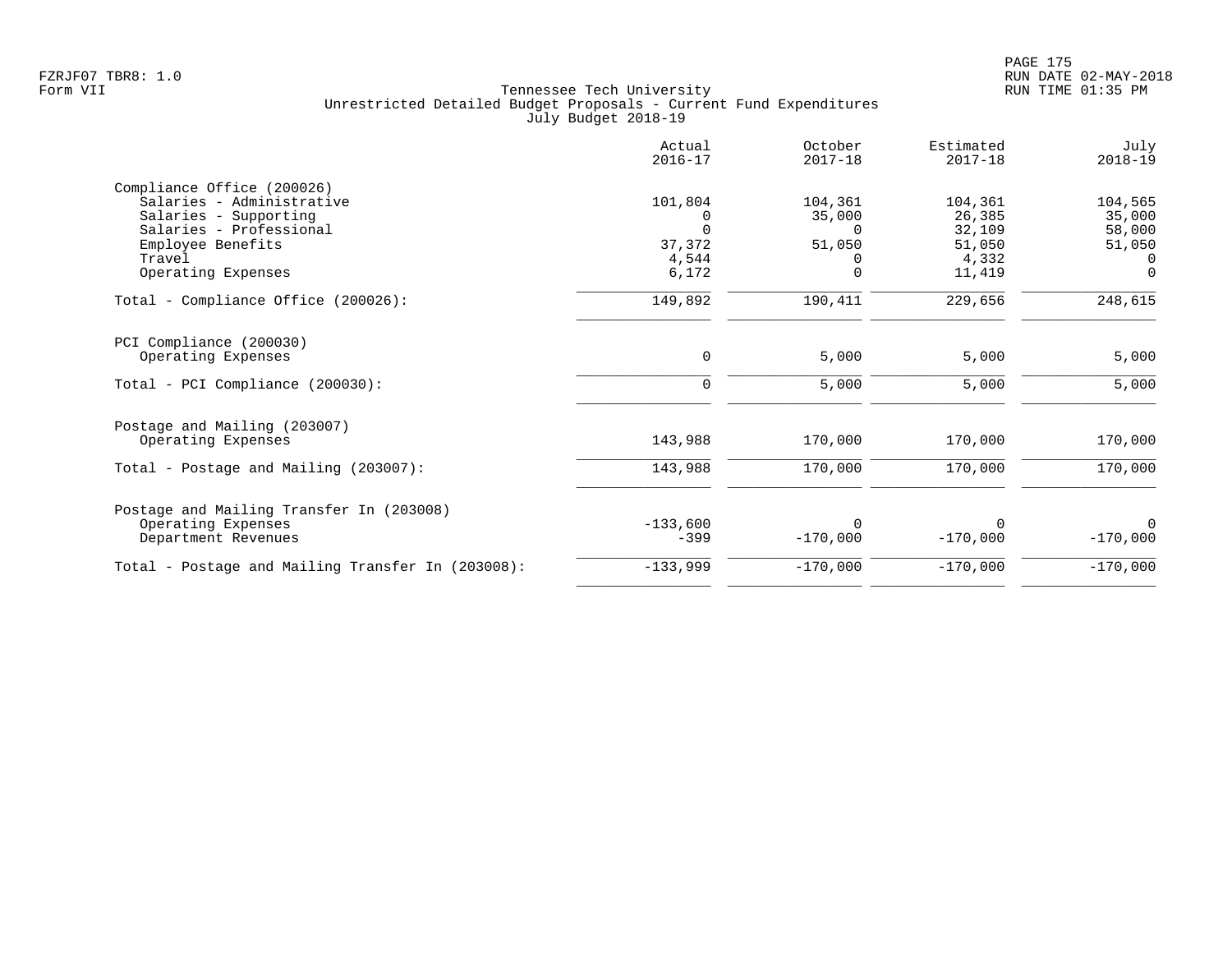FZRJF07 TBR8: 1.0
Form VII

Tennessee Tech University
Unrestricted Detailed Budget Proposals - Current Fund Expenditures
July Budget 2018-19

| | Actual 2016-17 | October 2017-18 | Estimated 2017-18 | July 2018-19 |
|---|---|---|---|---|
| **Compliance Office (200026)** | | | | |
| Salaries - Administrative | 101,804 | 104,361 | 104,361 | 104,565 |
| Salaries - Supporting | 0 | 35,000 | 26,385 | 35,000 |
| Salaries - Professional | 0 | 0 | 32,109 | 58,000 |
| Employee Benefits | 37,372 | 51,050 | 51,050 | 51,050 |
| Travel | 4,544 | 0 | 4,332 | 0 |
| Operating Expenses | 6,172 | 0 | 11,419 | 0 |
| Total - Compliance Office (200026): | 149,892 | 190,411 | 229,656 | 248,615 |
| **PCI Compliance (200030)** | | | | |
| Operating Expenses | 0 | 5,000 | 5,000 | 5,000 |
| Total - PCI Compliance (200030): | 0 | 5,000 | 5,000 | 5,000 |
| **Postage and Mailing (203007)** | | | | |
| Operating Expenses | 143,988 | 170,000 | 170,000 | 170,000 |
| Total - Postage and Mailing (203007): | 143,988 | 170,000 | 170,000 | 170,000 |
| **Postage and Mailing Transfer In (203008)** | | | | |
| Operating Expenses | -133,600 | 0 | 0 | 0 |
| Department Revenues | -399 | -170,000 | -170,000 | -170,000 |
| Total - Postage and Mailing Transfer In (203008): | -133,999 | -170,000 | -170,000 | -170,000 |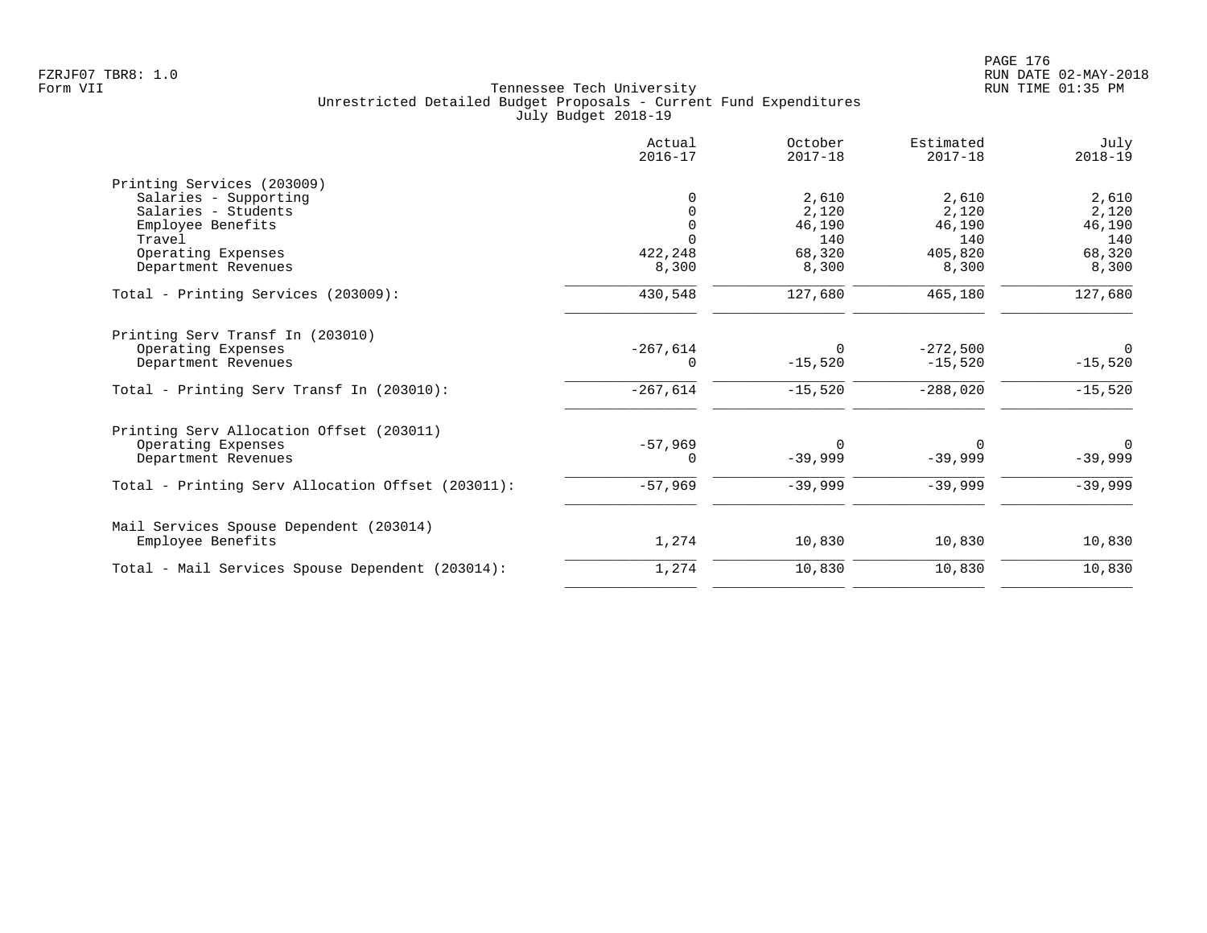Tennessee Tech University
Unrestricted Detailed Budget Proposals - Current Fund Expenditures
July Budget 2018-19

FZRJF07 TBR8: 1.0
Form VII

RUN DATE 02-MAY-2018
RUN TIME 01:35 PM

| | Actual 2016-17 | October 2017-18 | Estimated 2017-18 | July 2018-19 |
|---|---|---|---|---|
| **Printing Services (203009)** | | | | |
| Salaries - Supporting | 0 | 2,610 | 2,610 | 2,610 |
| Salaries - Students | 0 | 2,120 | 2,120 | 2,120 |
| Employee Benefits | 0 | 46,190 | 46,190 | 46,190 |
| Travel | 0 | 140 | 140 | 140 |
| Operating Expenses | 422,248 | 68,320 | 405,820 | 68,320 |
| Department Revenues | 8,300 | 8,300 | 8,300 | 8,300 |
| Total - Printing Services (203009): | 430,548 | 127,680 | 465,180 | 127,680 |
| **Printing Serv Transf In (203010)** | | | | |
| Operating Expenses | -267,614 | 0 | -272,500 | 0 |
| Department Revenues | 0 | -15,520 | -15,520 | -15,520 |
| Total - Printing Serv Transf In (203010): | -267,614 | -15,520 | -288,020 | -15,520 |
| **Printing Serv Allocation Offset (203011)** | | | | |
| Operating Expenses | -57,969 | 0 | 0 | 0 |
| Department Revenues | 0 | -39,999 | -39,999 | -39,999 |
| Total - Printing Serv Allocation Offset (203011): | -57,969 | -39,999 | -39,999 | -39,999 |
| **Mail Services Spouse Dependent (203014)** | | | | |
| Employee Benefits | 1,274 | 10,830 | 10,830 | 10,830 |
| Total - Mail Services Spouse Dependent (203014): | 1,274 | 10,830 | 10,830 | 10,830 |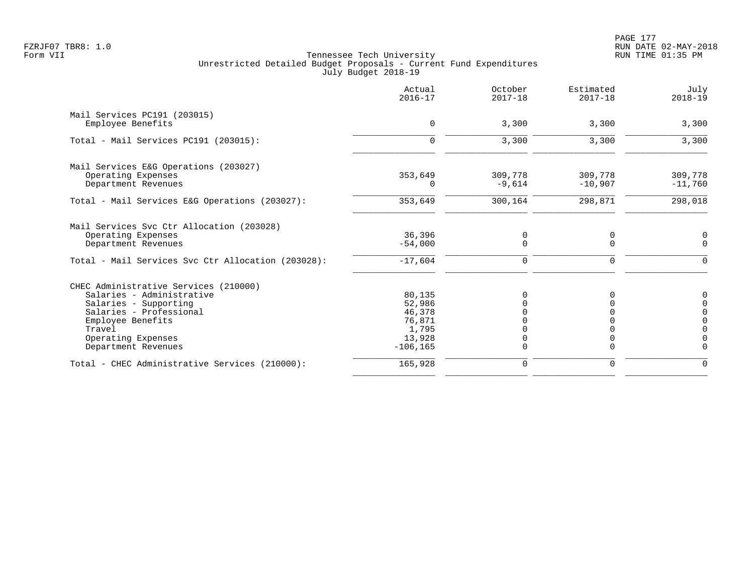Tennessee Tech University
Unrestricted Detailed Budget Proposals - Current Fund Expenditures
July Budget 2018-19

| | Actual 2016-17 | October 2017-18 | Estimated 2017-18 | July 2018-19 |
|---|---|---|---|---|
| Mail Services PC191 (203015) | | | | |
| Employee Benefits | 0 | 3,300 | 3,300 | 3,300 |
| Total - Mail Services PC191 (203015): | 0 | 3,300 | 3,300 | 3,300 |
| Mail Services E&G Operations (203027) | | | | |
| Operating Expenses | 353,649 | 309,778 | 309,778 | 309,778 |
| Department Revenues | 0 | -9,614 | -10,907 | -11,760 |
| Total - Mail Services E&G Operations (203027): | 353,649 | 300,164 | 298,871 | 298,018 |
| Mail Services Svc Ctr Allocation (203028) | | | | |
| Operating Expenses | 36,396 | 0 | 0 | 0 |
| Department Revenues | -54,000 | 0 | 0 | 0 |
| Total - Mail Services Svc Ctr Allocation (203028): | -17,604 | 0 | 0 | 0 |
| CHEC Administrative Services (210000) | | | | |
| Salaries - Administrative | 80,135 | 0 | 0 | 0 |
| Salaries - Supporting | 52,986 | 0 | 0 | 0 |
| Salaries - Professional | 46,378 | 0 | 0 | 0 |
| Employee Benefits | 76,871 | 0 | 0 | 0 |
| Travel | 1,795 | 0 | 0 | 0 |
| Operating Expenses | 13,928 | 0 | 0 | 0 |
| Department Revenues | -106,165 | 0 | 0 | 0 |
| Total - CHEC Administrative Services (210000): | 165,928 | 0 | 0 | 0 |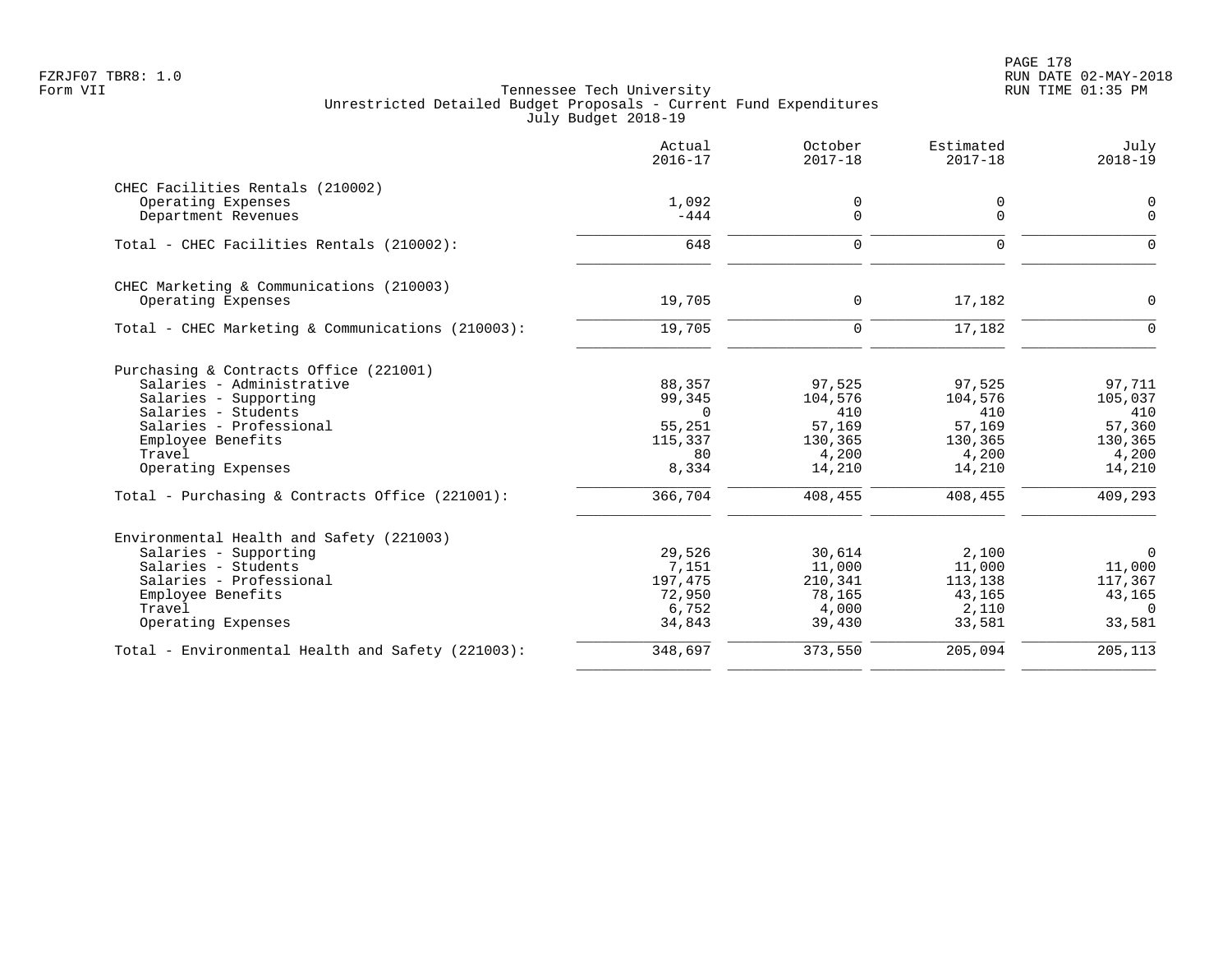Tennessee Tech University
Unrestricted Detailed Budget Proposals - Current Fund Expenditures
July Budget 2018-19

| | Actual 2016-17 | October 2017-18 | Estimated 2017-18 | July 2018-19 |
|---|---|---|---|---|
| **CHEC Facilities Rentals (210002)** | | | | |
| Operating Expenses | 1,092 | 0 | 0 | 0 |
| Department Revenues | -444 | 0 | 0 | 0 |
| Total - CHEC Facilities Rentals (210002): | 648 | 0 | 0 | 0 |
| **CHEC Marketing & Communications (210003)** | | | | |
| Operating Expenses | 19,705 | 0 | 17,182 | 0 |
| Total - CHEC Marketing & Communications (210003): | 19,705 | 0 | 17,182 | 0 |
| **Purchasing & Contracts Office (221001)** | | | | |
| Salaries - Administrative | 88,357 | 97,525 | 97,525 | 97,711 |
| Salaries - Supporting | 99,345 | 104,576 | 104,576 | 105,037 |
| Salaries - Students | 0 | 410 | 410 | 410 |
| Salaries - Professional | 55,251 | 57,169 | 57,169 | 57,360 |
| Employee Benefits | 115,337 | 130,365 | 130,365 | 130,365 |
| Travel | 80 | 4,200 | 4,200 | 4,200 |
| Operating Expenses | 8,334 | 14,210 | 14,210 | 14,210 |
| Total - Purchasing & Contracts Office (221001): | 366,704 | 408,455 | 408,455 | 409,293 |
| **Environmental Health and Safety (221003)** | | | | |
| Salaries - Supporting | 29,526 | 30,614 | 2,100 | 0 |
| Salaries - Students | 7,151 | 11,000 | 11,000 | 11,000 |
| Salaries - Professional | 197,475 | 210,341 | 113,138 | 117,367 |
| Employee Benefits | 72,950 | 78,165 | 43,165 | 43,165 |
| Travel | 6,752 | 4,000 | 2,110 | 0 |
| Operating Expenses | 34,843 | 39,430 | 33,581 | 33,581 |
| Total - Environmental Health and Safety (221003): | 348,697 | 373,550 | 205,094 | 205,113 |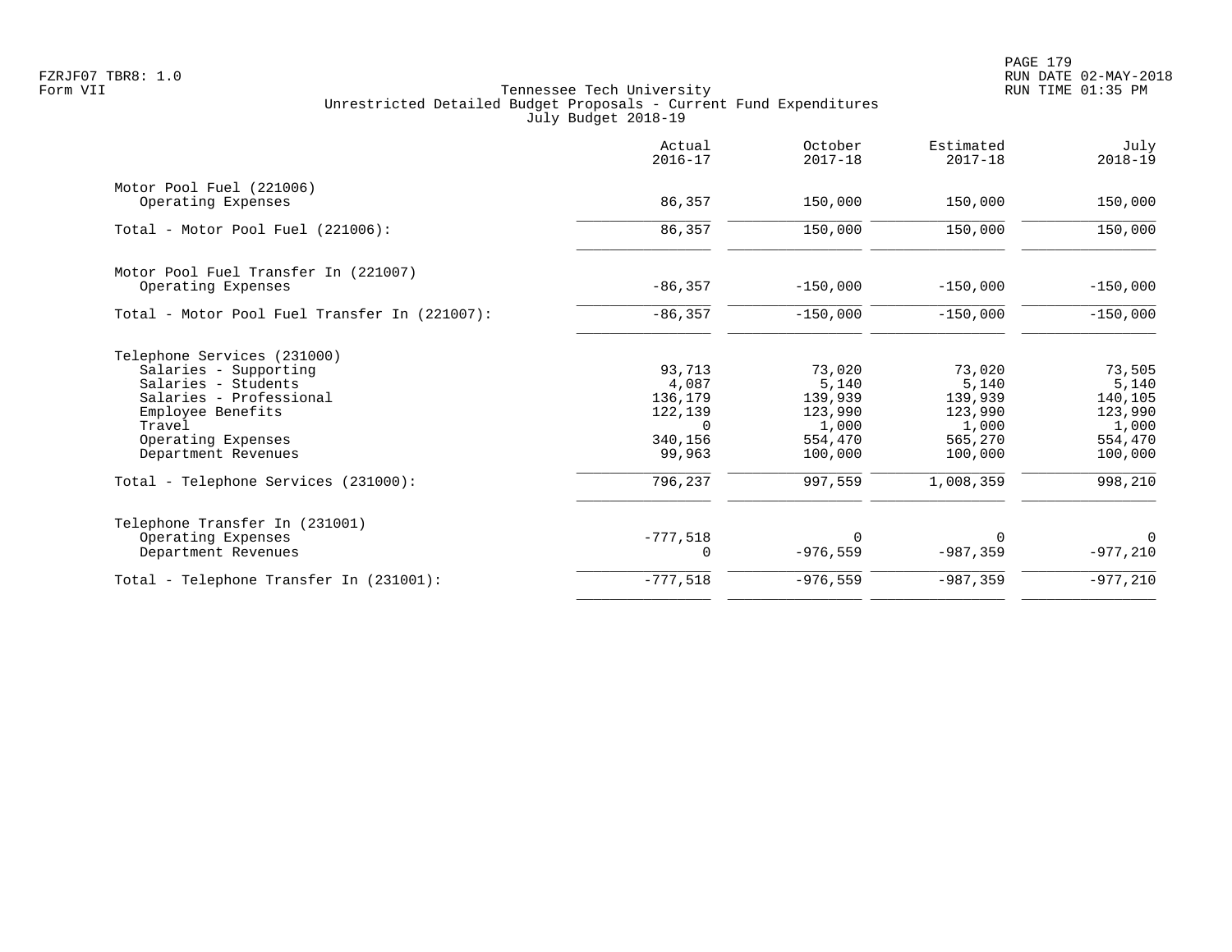Tennessee Tech University
Unrestricted Detailed Budget Proposals - Current Fund Expenditures
July Budget 2018-19

| | Actual 2016-17 | October 2017-18 | Estimated 2017-18 | July 2018-19 |
|---|---|---|---|---|
| Motor Pool Fuel (221006) | | | | |
| Operating Expenses | 86,357 | 150,000 | 150,000 | 150,000 |
| Total - Motor Pool Fuel (221006): | 86,357 | 150,000 | 150,000 | 150,000 |
| Motor Pool Fuel Transfer In (221007) | | | | |
| Operating Expenses | -86,357 | -150,000 | -150,000 | -150,000 |
| Total - Motor Pool Fuel Transfer In (221007): | -86,357 | -150,000 | -150,000 | -150,000 |
| Telephone Services (231000) | | | | |
| Salaries - Supporting | 93,713 | 73,020 | 73,020 | 73,505 |
| Salaries - Students | 4,087 | 5,140 | 5,140 | 5,140 |
| Salaries - Professional | 136,179 | 139,939 | 139,939 | 140,105 |
| Employee Benefits | 122,139 | 123,990 | 123,990 | 123,990 |
| Travel | 0 | 1,000 | 1,000 | 1,000 |
| Operating Expenses | 340,156 | 554,470 | 565,270 | 554,470 |
| Department Revenues | 99,963 | 100,000 | 100,000 | 100,000 |
| Total - Telephone Services (231000): | 796,237 | 997,559 | 1,008,359 | 998,210 |
| Telephone Transfer In (231001) | | | | |
| Operating Expenses | -777,518 | 0 | 0 | 0 |
| Department Revenues | 0 | -976,559 | -987,359 | -977,210 |
| Total - Telephone Transfer In (231001): | -777,518 | -976,559 | -987,359 | -977,210 |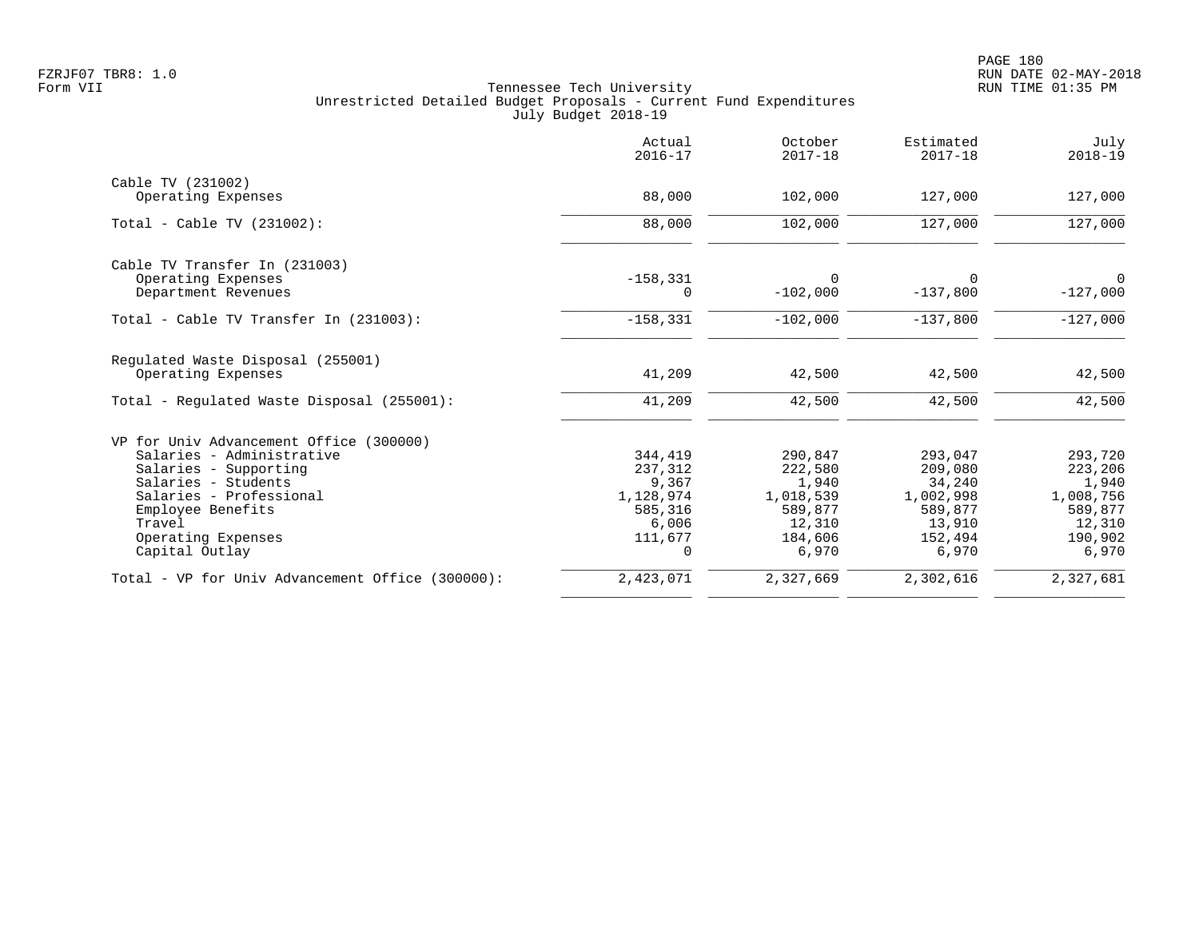Tennessee Tech University
Unrestricted Detailed Budget Proposals - Current Fund Expenditures
July Budget 2018-19

| | Actual 2016-17 | October 2017-18 | Estimated 2017-18 | July 2018-19 |
|---|---|---|---|---|
| **Cable TV (231002)** | | | | |
| Operating Expenses | 88,000 | 102,000 | 127,000 | 127,000 |
| Total - Cable TV (231002): | 88,000 | 102,000 | 127,000 | 127,000 |
| **Cable TV Transfer In (231003)** | | | | |
| Operating Expenses | -158,331 | 0 | 0 | 0 |
| Department Revenues | 0 | -102,000 | -137,800 | -127,000 |
| Total - Cable TV Transfer In (231003): | -158,331 | -102,000 | -137,800 | -127,000 |
| **Regulated Waste Disposal (255001)** | | | | |
| Operating Expenses | 41,209 | 42,500 | 42,500 | 42,500 |
| Total - Regulated Waste Disposal (255001): | 41,209 | 42,500 | 42,500 | 42,500 |
| **VP for Univ Advancement Office (300000)** | | | | |
| Salaries - Administrative | 344,419 | 290,847 | 293,047 | 293,720 |
| Salaries - Supporting | 237,312 | 222,580 | 209,080 | 223,206 |
| Salaries - Students | 9,367 | 1,940 | 34,240 | 1,940 |
| Salaries - Professional | 1,128,974 | 1,018,539 | 1,002,998 | 1,008,756 |
| Employee Benefits | 585,316 | 589,877 | 589,877 | 589,877 |
| Travel | 6,006 | 12,310 | 13,910 | 12,310 |
| Operating Expenses | 111,677 | 184,606 | 152,494 | 190,902 |
| Capital Outlay | 0 | 6,970 | 6,970 | 6,970 |
| Total - VP for Univ Advancement Office (300000): | 2,423,071 | 2,327,669 | 2,302,616 | 2,327,681 |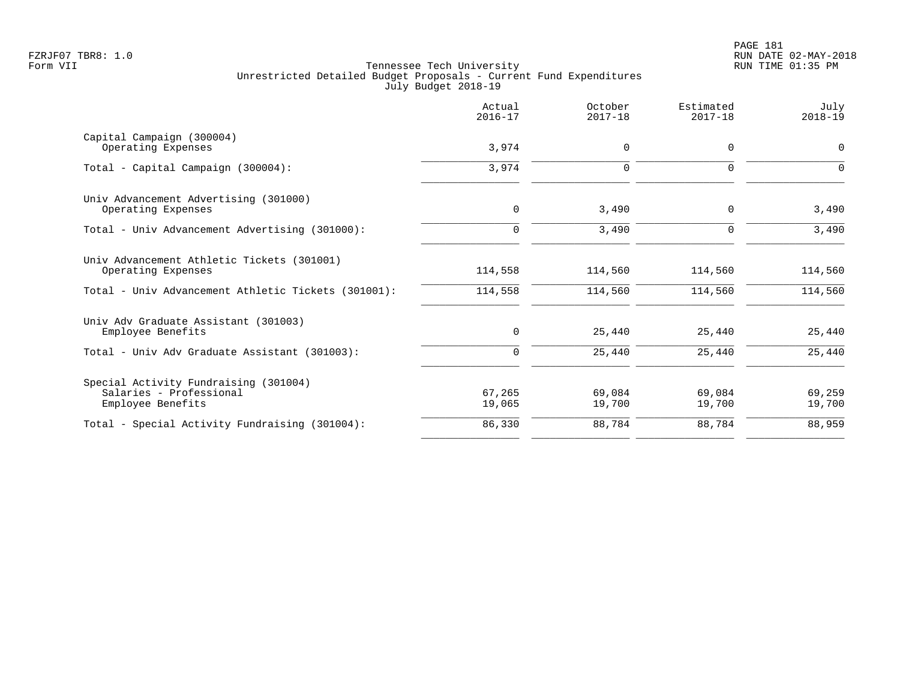Tennessee Tech University
Unrestricted Detailed Budget Proposals - Current Fund Expenditures
July Budget 2018-19

| | Actual 2016-17 | October 2017-18 | Estimated 2017-18 | July 2018-19 |
|---|---:|---:|---:|---:|
| Capital Campaign (300004) | | | | |
| Operating Expenses | 3,974 | 0 | 0 | 0 |
| Total - Capital Campaign (300004): | 3,974 | 0 | 0 | 0 |
| Univ Advancement Advertising (301000) | | | | |
| Operating Expenses | 0 | 3,490 | 0 | 3,490 |
| Total - Univ Advancement Advertising (301000): | 0 | 3,490 | 0 | 3,490 |
| Univ Advancement Athletic Tickets (301001) | | | | |
| Operating Expenses | 114,558 | 114,560 | 114,560 | 114,560 |
| Total - Univ Advancement Athletic Tickets (301001): | 114,558 | 114,560 | 114,560 | 114,560 |
| Univ Adv Graduate Assistant (301003) | | | | |
| Employee Benefits | 0 | 25,440 | 25,440 | 25,440 |
| Total - Univ Adv Graduate Assistant (301003): | 0 | 25,440 | 25,440 | 25,440 |
| Special Activity Fundraising (301004) | | | | |
| Salaries - Professional | 67,265 | 69,084 | 69,084 | 69,259 |
| Employee Benefits | 19,065 | 19,700 | 19,700 | 19,700 |
| Total - Special Activity Fundraising (301004): | 86,330 | 88,784 | 88,784 | 88,959 |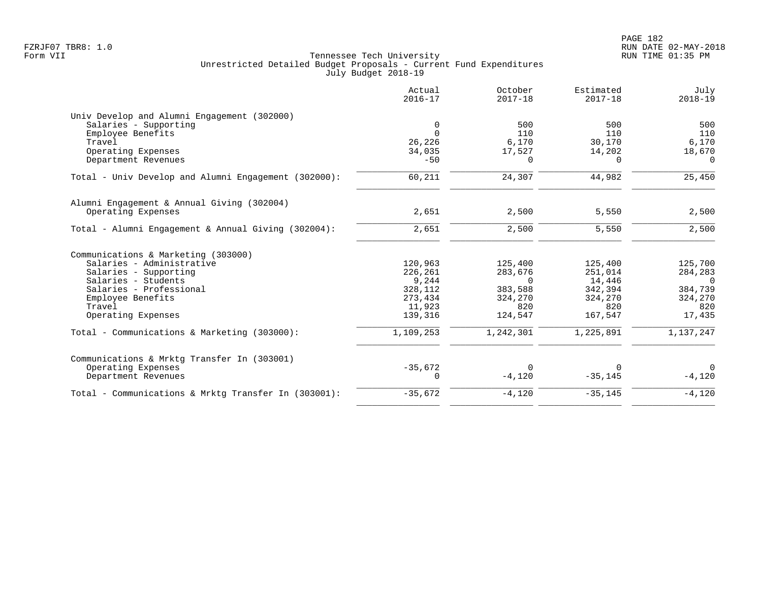FZRJF07 TBR8: 1.0
Form VII

Tennessee Tech University
Unrestricted Detailed Budget Proposals - Current Fund Expenditures
July Budget 2018-19

RUN DATE 02-MAY-2018
RUN TIME 01:35 PM

| | Actual 2016-17 | October 2017-18 | Estimated 2017-18 | July 2018-19 |
|---|---|---|---|---|
| **Univ Develop and Alumni Engagement (302000)** | | | | |
| Salaries - Supporting | 0 | 500 | 500 | 500 |
| Employee Benefits | 0 | 110 | 110 | 110 |
| Travel | 26,226 | 6,170 | 30,170 | 6,170 |
| Operating Expenses | 34,035 | 17,527 | 14,202 | 18,670 |
| Department Revenues | -50 | 0 | 0 | 0 |
| Total - Univ Develop and Alumni Engagement (302000): | 60,211 | 24,307 | 44,982 | 25,450 |
| **Alumni Engagement & Annual Giving (302004)** | | | | |
| Operating Expenses | 2,651 | 2,500 | 5,550 | 2,500 |
| Total - Alumni Engagement & Annual Giving (302004): | 2,651 | 2,500 | 5,550 | 2,500 |
| **Communications & Marketing (303000)** | | | | |
| Salaries - Administrative | 120,963 | 125,400 | 125,400 | 125,700 |
| Salaries - Supporting | 226,261 | 283,676 | 251,014 | 284,283 |
| Salaries - Students | 9,244 | 0 | 14,446 | 0 |
| Salaries - Professional | 328,112 | 383,588 | 342,394 | 384,739 |
| Employee Benefits | 273,434 | 324,270 | 324,270 | 324,270 |
| Travel | 11,923 | 820 | 820 | 820 |
| Operating Expenses | 139,316 | 124,547 | 167,547 | 17,435 |
| Total - Communications & Marketing (303000): | 1,109,253 | 1,242,301 | 1,225,891 | 1,137,247 |
| **Communications & Mrktg Transfer In (303001)** | | | | |
| Operating Expenses | -35,672 | 0 | 0 | 0 |
| Department Revenues | 0 | -4,120 | -35,145 | -4,120 |
| Total - Communications & Mrktg Transfer In (303001): | -35,672 | -4,120 | -35,145 | -4,120 |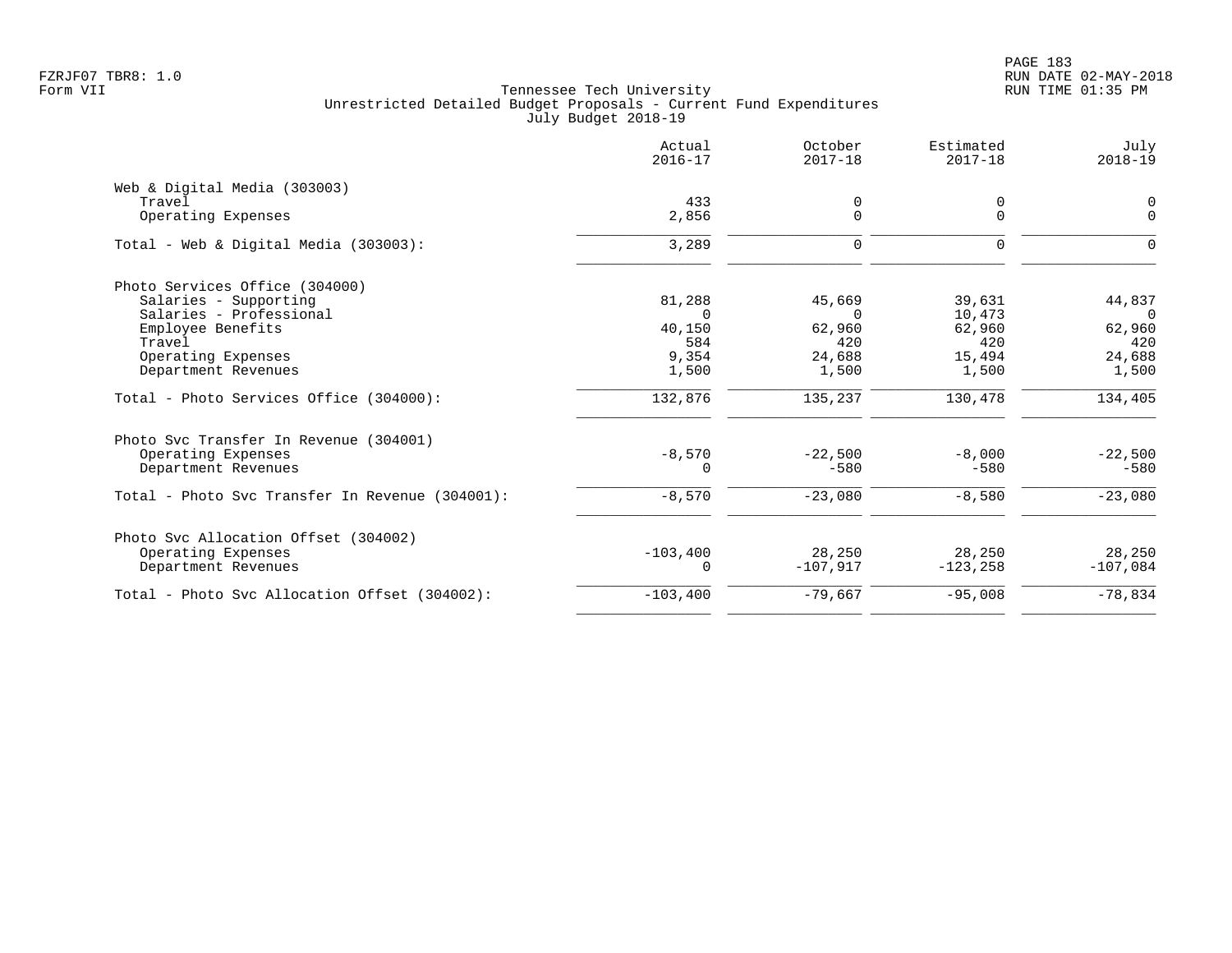Tennessee Tech University
Unrestricted Detailed Budget Proposals - Current Fund Expenditures
July Budget 2018-19

FZRJF07 TBR8: 1.0
Form VII

| | Actual 2016-17 | October 2017-18 | Estimated 2017-18 | July 2018-19 |
|---|---|---|---|---|
| **Web & Digital Media (303003)** | | | | |
| Travel | 433 | 0 | 0 | 0 |
| Operating Expenses | 2,856 | 0 | 0 | 0 |
| Total - Web & Digital Media (303003): | 3,289 | 0 | 0 | 0 |
| **Photo Services Office (304000)** | | | | |
| Salaries - Supporting | 81,288 | 45,669 | 39,631 | 44,837 |
| Salaries - Professional | 0 | 0 | 10,473 | 0 |
| Employee Benefits | 40,150 | 62,960 | 62,960 | 62,960 |
| Travel | 584 | 420 | 420 | 420 |
| Operating Expenses | 9,354 | 24,688 | 15,494 | 24,688 |
| Department Revenues | 1,500 | 1,500 | 1,500 | 1,500 |
| Total - Photo Services Office (304000): | 132,876 | 135,237 | 130,478 | 134,405 |
| **Photo Svc Transfer In Revenue (304001)** | | | | |
| Operating Expenses | -8,570 | -22,500 | -8,000 | -22,500 |
| Department Revenues | 0 | -580 | -580 | -580 |
| Total - Photo Svc Transfer In Revenue (304001): | -8,570 | -23,080 | -8,580 | -23,080 |
| **Photo Svc Allocation Offset (304002)** | | | | |
| Operating Expenses | -103,400 | 28,250 | 28,250 | 28,250 |
| Department Revenues | 0 | -107,917 | -123,258 | -107,084 |
| Total - Photo Svc Allocation Offset (304002): | -103,400 | -79,667 | -95,008 | -78,834 |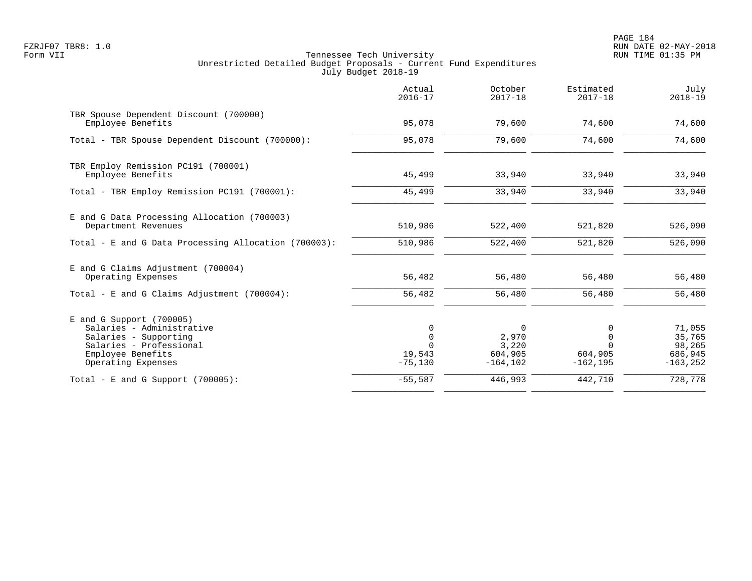FZRJF07 TBR8: 1.0
Form VII

Tennessee Tech University
Unrestricted Detailed Budget Proposals - Current Fund Expenditures
July Budget 2018-19

RUN DATE 02-MAY-2018
RUN TIME 01:35 PM

| | Actual 2016-17 | October 2017-18 | Estimated 2017-18 | July 2018-19 |
|---|---|---|---|---|
| TBR Spouse Dependent Discount (700000) | | | | |
| Employee Benefits | 95,078 | 79,600 | 74,600 | 74,600 |
| Total - TBR Spouse Dependent Discount (700000): | 95,078 | 79,600 | 74,600 | 74,600 |
| TBR Employ Remission PC191 (700001) | | | | |
| Employee Benefits | 45,499 | 33,940 | 33,940 | 33,940 |
| Total - TBR Employ Remission PC191 (700001): | 45,499 | 33,940 | 33,940 | 33,940 |
| E and G Data Processing Allocation (700003) | | | | |
| Department Revenues | 510,986 | 522,400 | 521,820 | 526,090 |
| Total - E and G Data Processing Allocation (700003): | 510,986 | 522,400 | 521,820 | 526,090 |
| E and G Claims Adjustment (700004) | | | | |
| Operating Expenses | 56,482 | 56,480 | 56,480 | 56,480 |
| Total - E and G Claims Adjustment (700004): | 56,482 | 56,480 | 56,480 | 56,480 |
| E and G Support (700005) | | | | |
| Salaries - Administrative | 0 | 0 | 0 | 71,055 |
| Salaries - Supporting | 0 | 2,970 | 0 | 35,765 |
| Salaries - Professional | 0 | 3,220 | 0 | 98,265 |
| Employee Benefits | 19,543 | 604,905 | 604,905 | 686,945 |
| Operating Expenses | -75,130 | -164,102 | -162,195 | -163,252 |
| Total - E and G Support (700005): | -55,587 | 446,993 | 442,710 | 728,778 |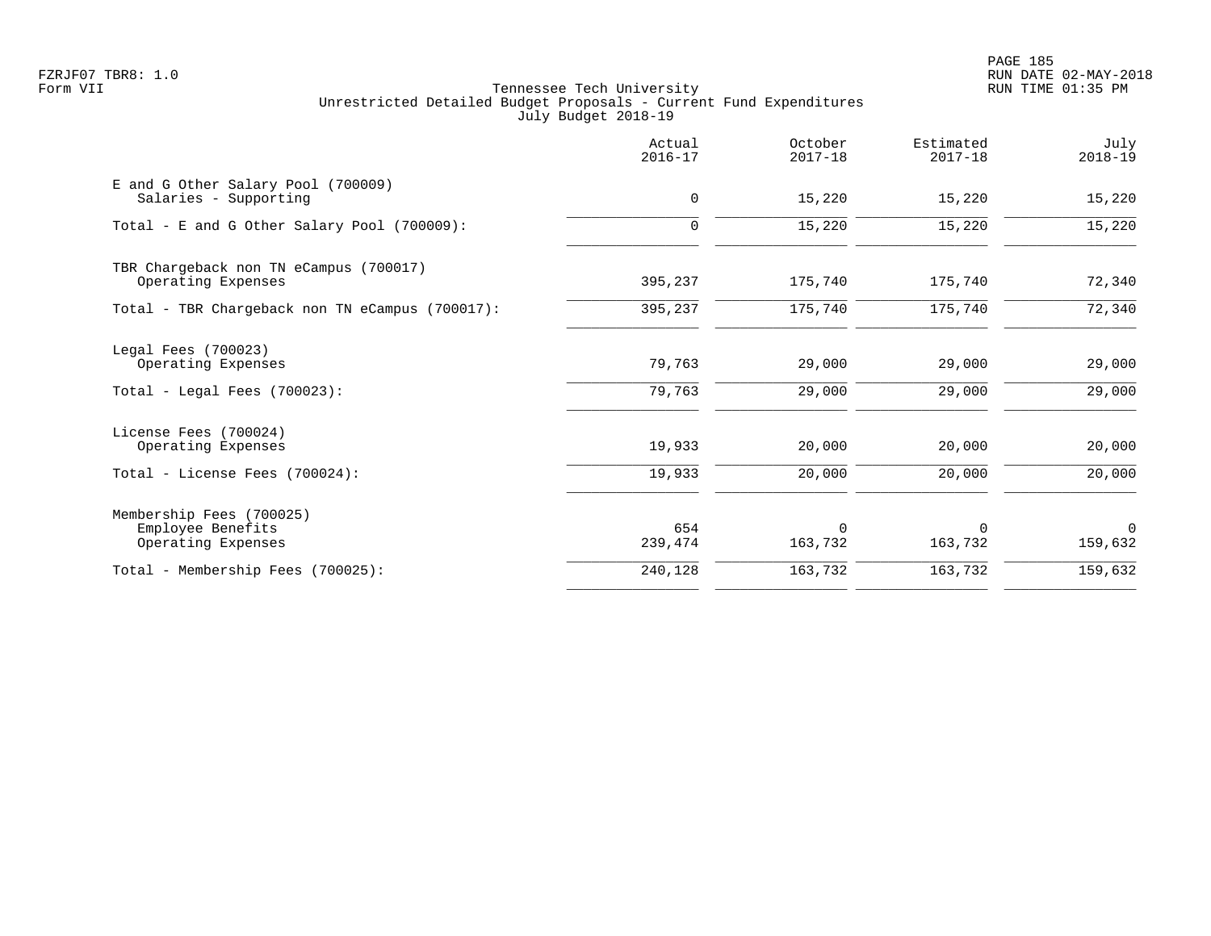Tennessee Tech University
Unrestricted Detailed Budget Proposals - Current Fund Expenditures
July Budget 2018-19

FZRJF07 TBR8: 1.0
Form VII

RUN DATE 02-MAY-2018
RUN TIME 01:35 PM

| | Actual 2016-17 | October 2017-18 | Estimated 2017-18 | July 2018-19 |
|---|---|---|---|---|
| E and G Other Salary Pool (700009) | | | | |
| Salaries - Supporting | 0 | 15,220 | 15,220 | 15,220 |
| Total - E and G Other Salary Pool (700009): | 0 | 15,220 | 15,220 | 15,220 |
| TBR Chargeback non TN eCampus (700017) | | | | |
| Operating Expenses | 395,237 | 175,740 | 175,740 | 72,340 |
| Total - TBR Chargeback non TN eCampus (700017): | 395,237 | 175,740 | 175,740 | 72,340 |
| Legal Fees (700023) | | | | |
| Operating Expenses | 79,763 | 29,000 | 29,000 | 29,000 |
| Total - Legal Fees (700023): | 79,763 | 29,000 | 29,000 | 29,000 |
| License Fees (700024) | | | | |
| Operating Expenses | 19,933 | 20,000 | 20,000 | 20,000 |
| Total - License Fees (700024): | 19,933 | 20,000 | 20,000 | 20,000 |
| Membership Fees (700025) | | | | |
| Employee Benefits | 654 | 0 | 0 | 0 |
| Operating Expenses | 239,474 | 163,732 | 163,732 | 159,632 |
| Total - Membership Fees (700025): | 240,128 | 163,732 | 163,732 | 159,632 |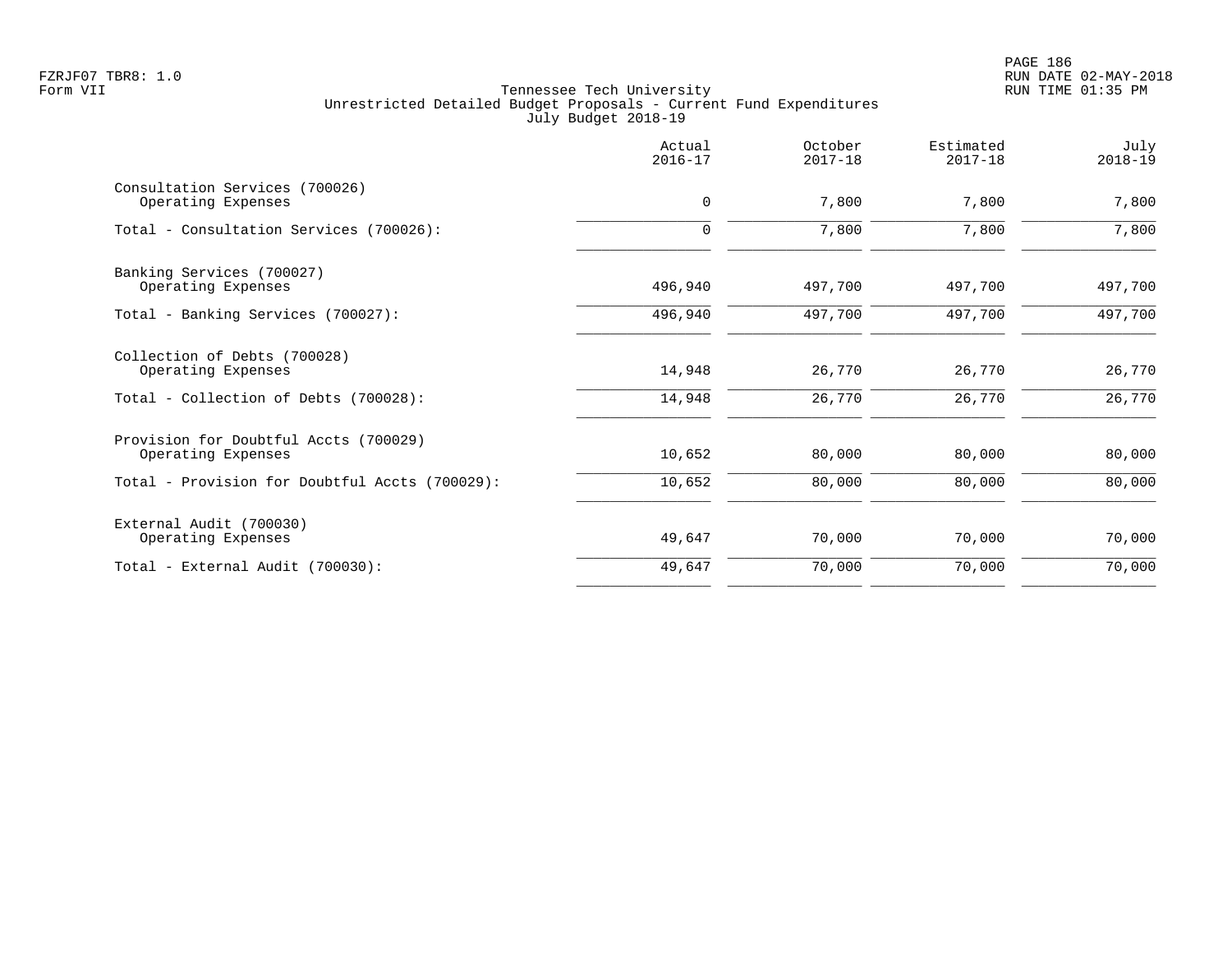Tennessee Tech University
Unrestricted Detailed Budget Proposals - Current Fund Expenditures
July Budget 2018-19

Form VII

| | Actual 2016-17 | October 2017-18 | Estimated 2017-18 | July 2018-19 |
|---|---|---|---|---|
| Consultation Services (700026) | | | | |
| Operating Expenses | 0 | 7,800 | 7,800 | 7,800 |
| Total - Consultation Services (700026): | 0 | 7,800 | 7,800 | 7,800 |
| Banking Services (700027) | | | | |
| Operating Expenses | 496,940 | 497,700 | 497,700 | 497,700 |
| Total - Banking Services (700027): | 496,940 | 497,700 | 497,700 | 497,700 |
| Collection of Debts (700028) | | | | |
| Operating Expenses | 14,948 | 26,770 | 26,770 | 26,770 |
| Total - Collection of Debts (700028): | 14,948 | 26,770 | 26,770 | 26,770 |
| Provision for Doubtful Accts (700029) | | | | |
| Operating Expenses | 10,652 | 80,000 | 80,000 | 80,000 |
| Total - Provision for Doubtful Accts (700029): | 10,652 | 80,000 | 80,000 | 80,000 |
| External Audit (700030) | | | | |
| Operating Expenses | 49,647 | 70,000 | 70,000 | 70,000 |
| Total - External Audit (700030): | 49,647 | 70,000 | 70,000 | 70,000 |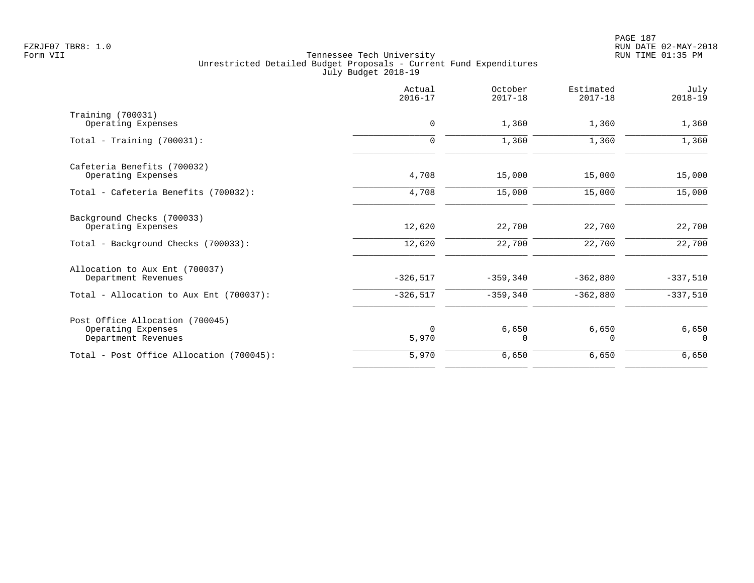Tennessee Tech University
Unrestricted Detailed Budget Proposals - Current Fund Expenditures
July Budget 2018-19

| | Actual 2016-17 | October 2017-18 | Estimated 2017-18 | July 2018-19 |
|---|---|---|---|---|
| Training (700031) | | | | |
| Operating Expenses | 0 | 1,360 | 1,360 | 1,360 |
| Total - Training (700031): | 0 | 1,360 | 1,360 | 1,360 |
| Cafeteria Benefits (700032) | | | | |
| Operating Expenses | 4,708 | 15,000 | 15,000 | 15,000 |
| Total - Cafeteria Benefits (700032): | 4,708 | 15,000 | 15,000 | 15,000 |
| Background Checks (700033) | | | | |
| Operating Expenses | 12,620 | 22,700 | 22,700 | 22,700 |
| Total - Background Checks (700033): | 12,620 | 22,700 | 22,700 | 22,700 |
| Allocation to Aux Ent (700037) | | | | |
| Department Revenues | -326,517 | -359,340 | -362,880 | -337,510 |
| Total - Allocation to Aux Ent (700037): | -326,517 | -359,340 | -362,880 | -337,510 |
| Post Office Allocation (700045) | | | | |
| Operating Expenses | 0 | 6,650 | 6,650 | 6,650 |
| Department Revenues | 5,970 | 0 | 0 | 0 |
| Total - Post Office Allocation (700045): | 5,970 | 6,650 | 6,650 | 6,650 |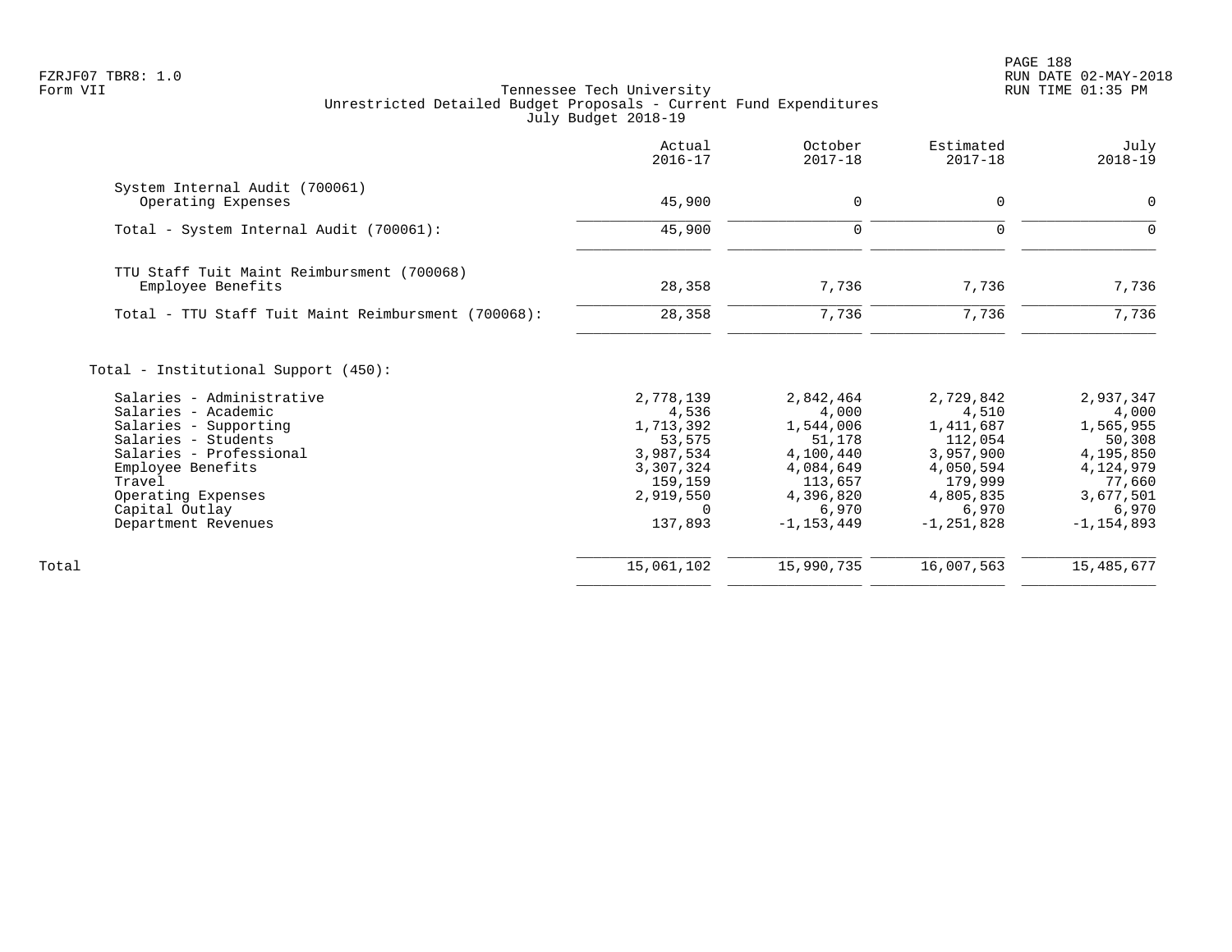FZRJF07 TBR8: 1.0
Form VII

Tennessee Tech University
Unrestricted Detailed Budget Proposals - Current Fund Expenditures
July Budget 2018-19

RUN DATE 02-MAY-2018
RUN TIME 01:35 PM

| | Actual 2016-17 | October 2017-18 | Estimated 2017-18 | July 2018-19 |
|---|---|---|---|---|
| System Internal Audit (700061) | | | | |
| Operating Expenses | 45,900 | 0 | 0 | 0 |
| Total - System Internal Audit (700061): | 45,900 | 0 | 0 | 0 |
| TTU Staff Tuit Maint Reimbursment (700068) | | | | |
| Employee Benefits | 28,358 | 7,736 | 7,736 | 7,736 |
| Total - TTU Staff Tuit Maint Reimbursment (700068): | 28,358 | 7,736 | 7,736 | 7,736 |
| Total - Institutional Support (450): | | | | |
| Salaries - Administrative | 2,778,139 | 2,842,464 | 2,729,842 | 2,937,347 |
| Salaries - Academic | 4,536 | 4,000 | 4,510 | 4,000 |
| Salaries - Supporting | 1,713,392 | 1,544,006 | 1,411,687 | 1,565,955 |
| Salaries - Students | 53,575 | 51,178 | 112,054 | 50,308 |
| Salaries - Professional | 3,987,534 | 4,100,440 | 3,957,900 | 4,195,850 |
| Employee Benefits | 3,307,324 | 4,084,649 | 4,050,594 | 4,124,979 |
| Travel | 159,159 | 113,657 | 179,999 | 77,660 |
| Operating Expenses | 2,919,550 | 4,396,820 | 4,805,835 | 3,677,501 |
| Capital Outlay | 0 | 6,970 | 6,970 | 6,970 |
| Department Revenues | 137,893 | -1,153,449 | -1,251,828 | -1,154,893 |
| Total | 15,061,102 | 15,990,735 | 16,007,563 | 15,485,677 |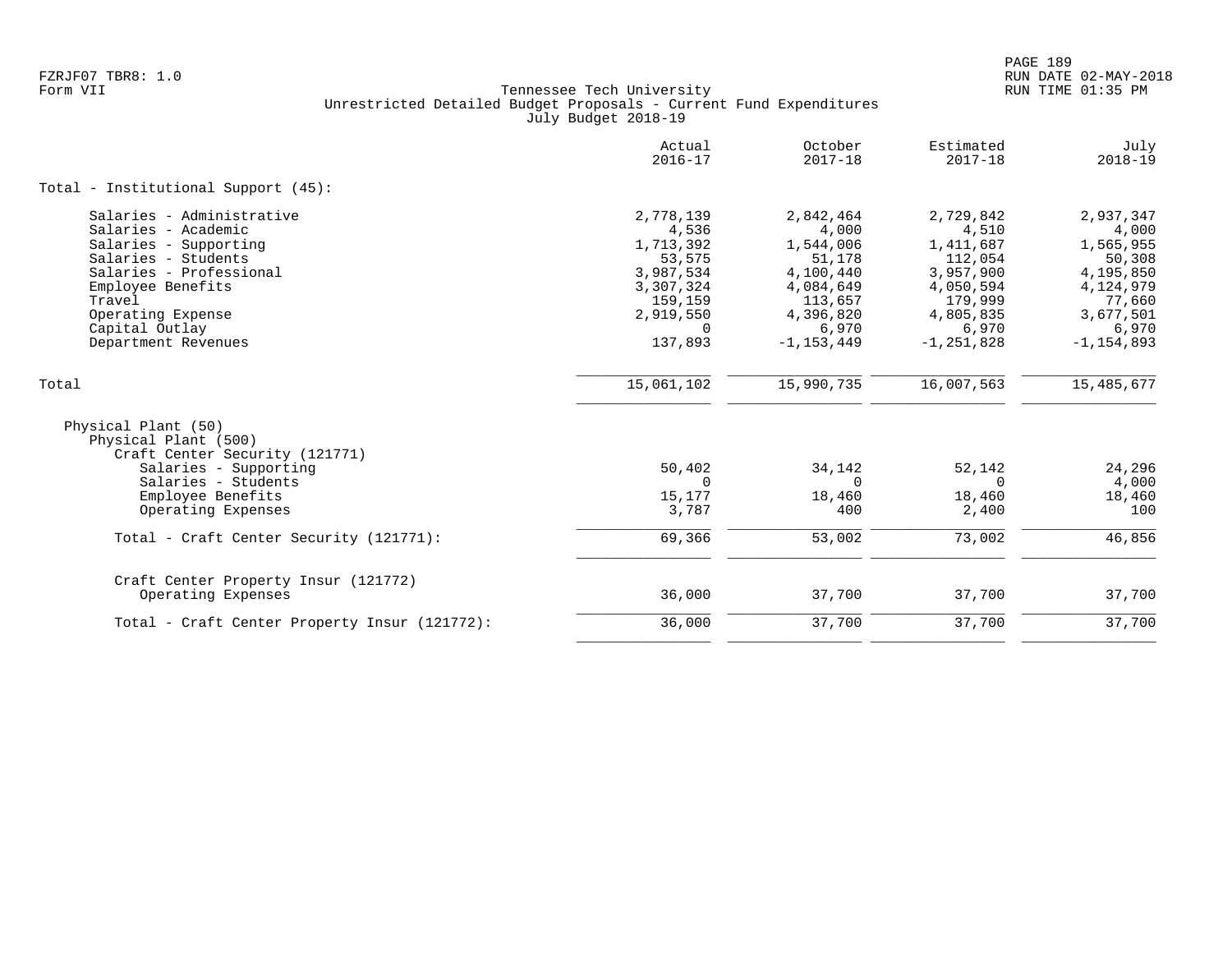Tennessee Tech University
Unrestricted Detailed Budget Proposals - Current Fund Expenditures
July Budget 2018-19

| | Actual 2016-17 | October 2017-18 | Estimated 2017-18 | July 2018-19 |
|---|---|---|---|---|
| **Total - Institutional Support (45):** | | | | |
| Salaries - Administrative | 2,778,139 | 2,842,464 | 2,729,842 | 2,937,347 |
| Salaries - Academic | 4,536 | 4,000 | 4,510 | 4,000 |
| Salaries - Supporting | 1,713,392 | 1,544,006 | 1,411,687 | 1,565,955 |
| Salaries - Students | 53,575 | 51,178 | 112,054 | 50,308 |
| Salaries - Professional | 3,987,534 | 4,100,440 | 3,957,900 | 4,195,850 |
| Employee Benefits | 3,307,324 | 4,084,649 | 4,050,594 | 4,124,979 |
| Travel | 159,159 | 113,657 | 179,999 | 77,660 |
| Operating Expense | 2,919,550 | 4,396,820 | 4,805,835 | 3,677,501 |
| Capital Outlay | 0 | 6,970 | 6,970 | 6,970 |
| Department Revenues | 137,893 | -1,153,449 | -1,251,828 | -1,154,893 |
| **Total** | 15,061,102 | 15,990,735 | 16,007,563 | 15,485,677 |
| Physical Plant (50) | | | | |
| Physical Plant (500) | | | | |
| Craft Center Security (121771) | | | | |
| Salaries - Supporting | 50,402 | 34,142 | 52,142 | 24,296 |
| Salaries - Students | 0 | 0 | 0 | 4,000 |
| Employee Benefits | 15,177 | 18,460 | 18,460 | 18,460 |
| Operating Expenses | 3,787 | 400 | 2,400 | 100 |
| **Total - Craft Center Security (121771):** | 69,366 | 53,002 | 73,002 | 46,856 |
| Craft Center Property Insur (121772) | | | | |
| Operating Expenses | 36,000 | 37,700 | 37,700 | 37,700 |
| **Total - Craft Center Property Insur (121772):** | 36,000 | 37,700 | 37,700 | 37,700 |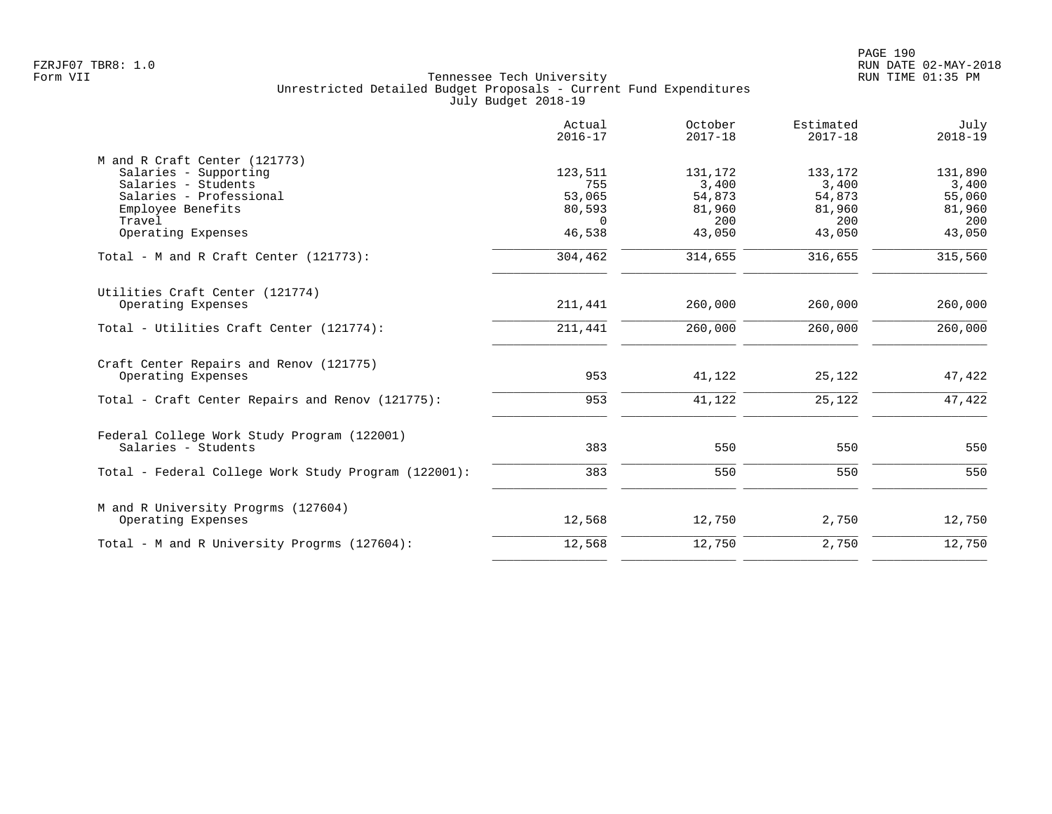Tennessee Tech University
Unrestricted Detailed Budget Proposals - Current Fund Expenditures
July Budget 2018-19

| | Actual 2016-17 | October 2017-18 | Estimated 2017-18 | July 2018-19 |
|---|---|---|---|---|
| **M and R Craft Center (121773)** | | | | |
| Salaries - Supporting | 123,511 | 131,172 | 133,172 | 131,890 |
| Salaries - Students | 755 | 3,400 | 3,400 | 3,400 |
| Salaries - Professional | 53,065 | 54,873 | 54,873 | 55,060 |
| Employee Benefits | 80,593 | 81,960 | 81,960 | 81,960 |
| Travel | 0 | 200 | 200 | 200 |
| Operating Expenses | 46,538 | 43,050 | 43,050 | 43,050 |
| Total - M and R Craft Center (121773): | 304,462 | 314,655 | 316,655 | 315,560 |
| **Utilities Craft Center (121774)** | | | | |
| Operating Expenses | 211,441 | 260,000 | 260,000 | 260,000 |
| Total - Utilities Craft Center (121774): | 211,441 | 260,000 | 260,000 | 260,000 |
| **Craft Center Repairs and Renov (121775)** | | | | |
| Operating Expenses | 953 | 41,122 | 25,122 | 47,422 |
| Total - Craft Center Repairs and Renov (121775): | 953 | 41,122 | 25,122 | 47,422 |
| **Federal College Work Study Program (122001)** | | | | |
| Salaries - Students | 383 | 550 | 550 | 550 |
| Total - Federal College Work Study Program (122001): | 383 | 550 | 550 | 550 |
| **M and R University Progrms (127604)** | | | | |
| Operating Expenses | 12,568 | 12,750 | 2,750 | 12,750 |
| Total - M and R University Progrms (127604): | 12,568 | 12,750 | 2,750 | 12,750 |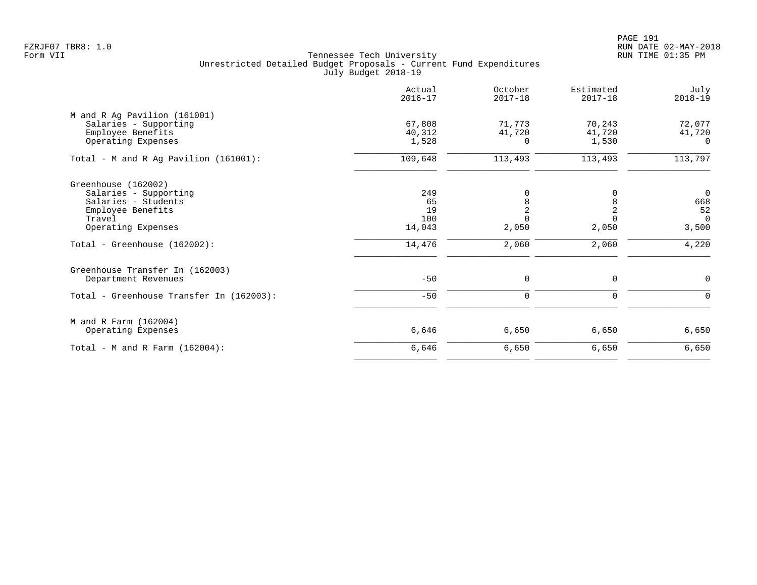Tennessee Tech University
Unrestricted Detailed Budget Proposals - Current Fund Expenditures
July Budget 2018-19

| | Actual 2016-17 | October 2017-18 | Estimated 2017-18 | July 2018-19 |
|---|---|---|---|---|
| **M and R Ag Pavilion (161001)** | | | | |
| Salaries - Supporting | 67,808 | 71,773 | 70,243 | 72,077 |
| Employee Benefits | 40,312 | 41,720 | 41,720 | 41,720 |
| Operating Expenses | 1,528 | 0 | 1,530 | 0 |
| Total - M and R Ag Pavilion (161001): | 109,648 | 113,493 | 113,493 | 113,797 |
| **Greenhouse (162002)** | | | | |
| Salaries - Supporting | 249 | 0 | 0 | 0 |
| Salaries - Students | 65 | 8 | 8 | 668 |
| Employee Benefits | 19 | 2 | 2 | 52 |
| Travel | 100 | 0 | 0 | 0 |
| Operating Expenses | 14,043 | 2,050 | 2,050 | 3,500 |
| Total - Greenhouse (162002): | 14,476 | 2,060 | 2,060 | 4,220 |
| **Greenhouse Transfer In (162003)** | | | | |
| Department Revenues | -50 | 0 | 0 | 0 |
| Total - Greenhouse Transfer In (162003): | -50 | 0 | 0 | 0 |
| **M and R Farm (162004)** | | | | |
| Operating Expenses | 6,646 | 6,650 | 6,650 | 6,650 |
| Total - M and R Farm (162004): | 6,646 | 6,650 | 6,650 | 6,650 |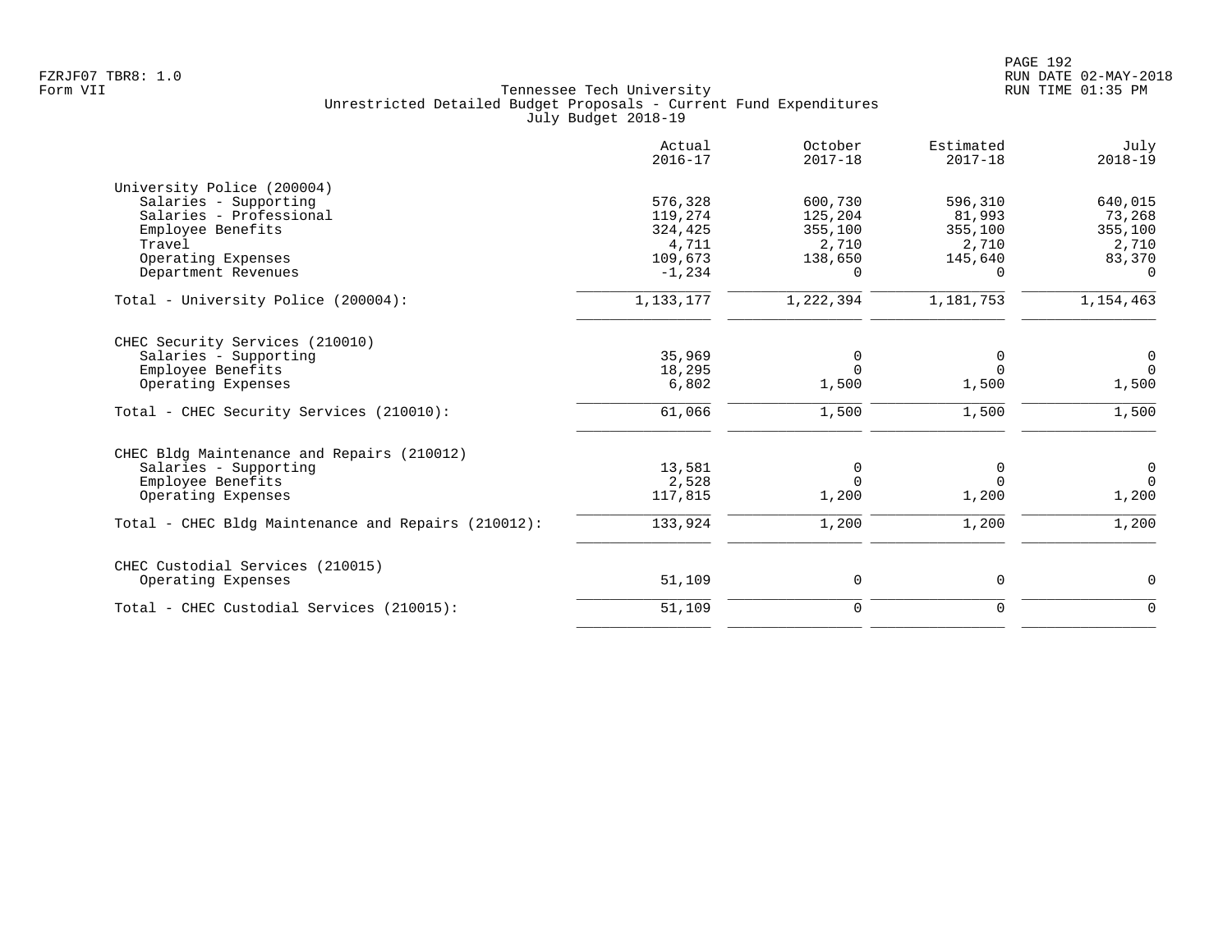Tennessee Tech University
Unrestricted Detailed Budget Proposals - Current Fund Expenditures
July Budget 2018-19

| | Actual 2016-17 | October 2017-18 | Estimated 2017-18 | July 2018-19 |
|---|---|---|---|---|
| **University Police (200004)** | | | | |
| Salaries - Supporting | 576,328 | 600,730 | 596,310 | 640,015 |
| Salaries - Professional | 119,274 | 125,204 | 81,993 | 73,268 |
| Employee Benefits | 324,425 | 355,100 | 355,100 | 355,100 |
| Travel | 4,711 | 2,710 | 2,710 | 2,710 |
| Operating Expenses | 109,673 | 138,650 | 145,640 | 83,370 |
| Department Revenues | -1,234 | 0 | 0 | 0 |
| Total - University Police (200004): | 1,133,177 | 1,222,394 | 1,181,753 | 1,154,463 |
| **CHEC Security Services (210010)** | | | | |
| Salaries - Supporting | 35,969 | 0 | 0 | 0 |
| Employee Benefits | 18,295 | 0 | 0 | 0 |
| Operating Expenses | 6,802 | 1,500 | 1,500 | 1,500 |
| Total - CHEC Security Services (210010): | 61,066 | 1,500 | 1,500 | 1,500 |
| **CHEC Bldg Maintenance and Repairs (210012)** | | | | |
| Salaries - Supporting | 13,581 | 0 | 0 | 0 |
| Employee Benefits | 2,528 | 0 | 0 | 0 |
| Operating Expenses | 117,815 | 1,200 | 1,200 | 1,200 |
| Total - CHEC Bldg Maintenance and Repairs (210012): | 133,924 | 1,200 | 1,200 | 1,200 |
| **CHEC Custodial Services (210015)** | | | | |
| Operating Expenses | 51,109 | 0 | 0 | 0 |
| Total - CHEC Custodial Services (210015): | 51,109 | 0 | 0 | 0 |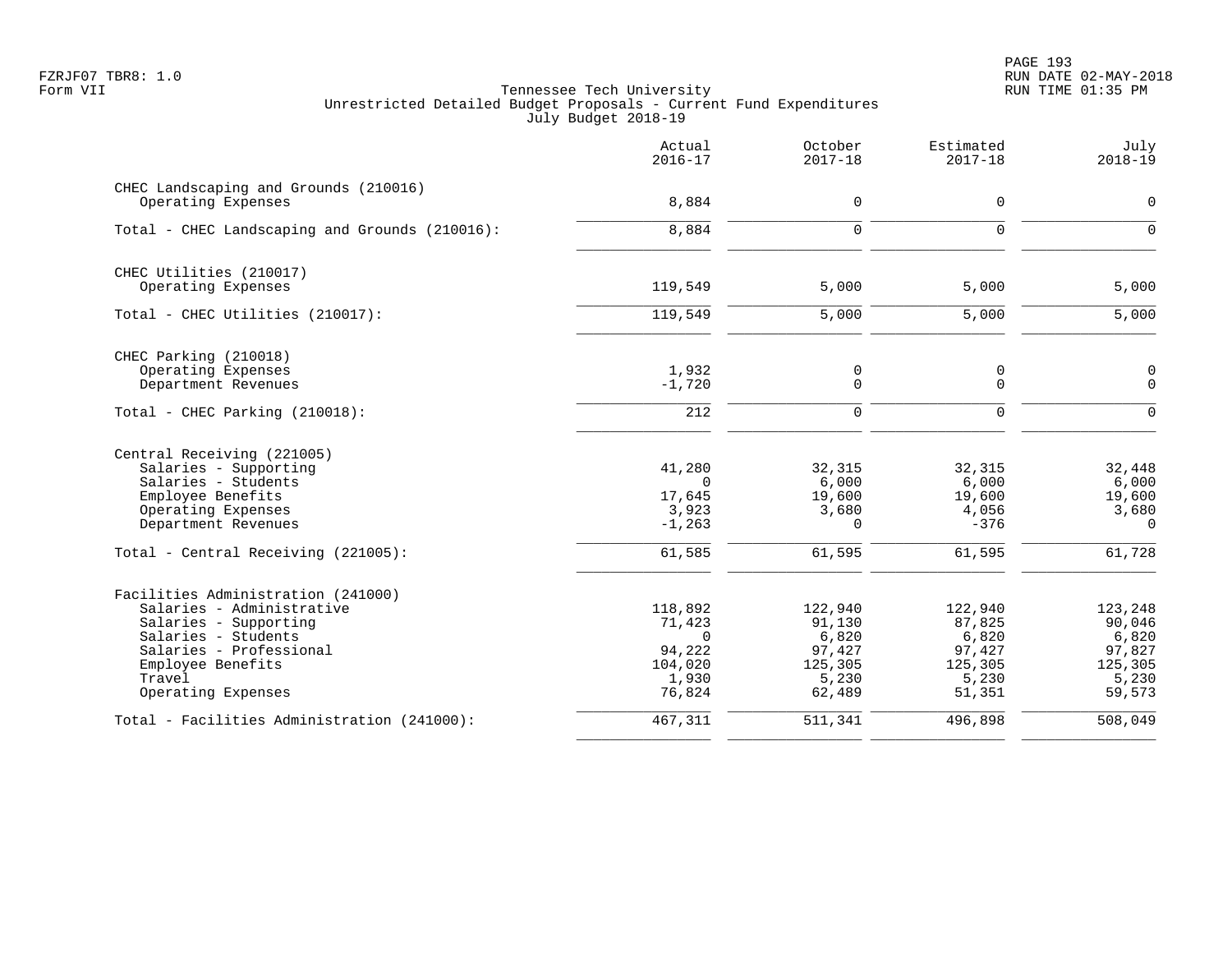Tennessee Tech University
Unrestricted Detailed Budget Proposals - Current Fund Expenditures
July Budget 2018-19

| | Actual 2016-17 | October 2017-18 | Estimated 2017-18 | July 2018-19 |
|---|---|---|---|---|
| CHEC Landscaping and Grounds (210016) | | | | |
| Operating Expenses | 8,884 | 0 | 0 | 0 |
| Total - CHEC Landscaping and Grounds (210016): | 8,884 | 0 | 0 | 0 |
| CHEC Utilities (210017) | | | | |
| Operating Expenses | 119,549 | 5,000 | 5,000 | 5,000 |
| Total - CHEC Utilities (210017): | 119,549 | 5,000 | 5,000 | 5,000 |
| CHEC Parking (210018) | | | | |
| Operating Expenses | 1,932 | 0 | 0 | 0 |
| Department Revenues | -1,720 | 0 | 0 | 0 |
| Total - CHEC Parking (210018): | 212 | 0 | 0 | 0 |
| Central Receiving (221005) | | | | |
| Salaries - Supporting | 41,280 | 32,315 | 32,315 | 32,448 |
| Salaries - Students | 0 | 6,000 | 6,000 | 6,000 |
| Employee Benefits | 17,645 | 19,600 | 19,600 | 19,600 |
| Operating Expenses | 3,923 | 3,680 | 4,056 | 3,680 |
| Department Revenues | -1,263 | 0 | -376 | 0 |
| Total - Central Receiving (221005): | 61,585 | 61,595 | 61,595 | 61,728 |
| Facilities Administration (241000) | | | | |
| Salaries - Administrative | 118,892 | 122,940 | 122,940 | 123,248 |
| Salaries - Supporting | 71,423 | 91,130 | 87,825 | 90,046 |
| Salaries - Students | 0 | 6,820 | 6,820 | 6,820 |
| Salaries - Professional | 94,222 | 97,427 | 97,427 | 97,827 |
| Employee Benefits | 104,020 | 125,305 | 125,305 | 125,305 |
| Travel | 1,930 | 5,230 | 5,230 | 5,230 |
| Operating Expenses | 76,824 | 62,489 | 51,351 | 59,573 |
| Total - Facilities Administration (241000): | 467,311 | 511,341 | 496,898 | 508,049 |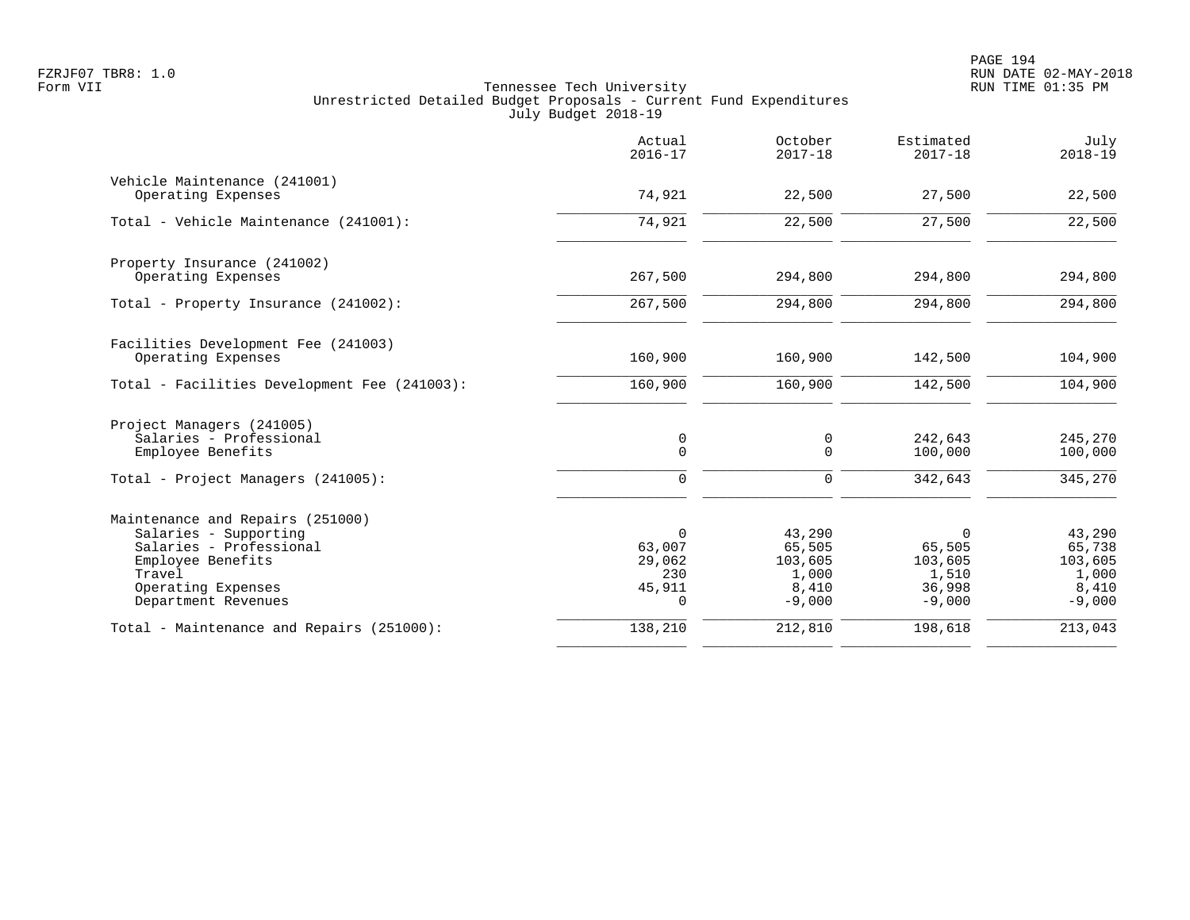FZRJF07 TBR8: 1.0
Form VII

Tennessee Tech University
Unrestricted Detailed Budget Proposals - Current Fund Expenditures
July Budget 2018-19

RUN DATE 02-MAY-2018
RUN TIME 01:35 PM

| | Actual 2016-17 | October 2017-18 | Estimated 2017-18 | July 2018-19 |
|---|---|---|---|---|
| **Vehicle Maintenance (241001)** | | | | |
| Operating Expenses | 74,921 | 22,500 | 27,500 | 22,500 |
| Total - Vehicle Maintenance (241001): | 74,921 | 22,500 | 27,500 | 22,500 |
| **Property Insurance (241002)** | | | | |
| Operating Expenses | 267,500 | 294,800 | 294,800 | 294,800 |
| Total - Property Insurance (241002): | 267,500 | 294,800 | 294,800 | 294,800 |
| **Facilities Development Fee (241003)** | | | | |
| Operating Expenses | 160,900 | 160,900 | 142,500 | 104,900 |
| Total - Facilities Development Fee (241003): | 160,900 | 160,900 | 142,500 | 104,900 |
| **Project Managers (241005)** | | | | |
| Salaries - Professional | 0 | 0 | 242,643 | 245,270 |
| Employee Benefits | 0 | 0 | 100,000 | 100,000 |
| Total - Project Managers (241005): | 0 | 0 | 342,643 | 345,270 |
| **Maintenance and Repairs (251000)** | | | | |
| Salaries - Supporting | 0 | 43,290 | 0 | 43,290 |
| Salaries - Professional | 63,007 | 65,505 | 65,505 | 65,738 |
| Employee Benefits | 29,062 | 103,605 | 103,605 | 103,605 |
| Travel | 230 | 1,000 | 1,510 | 1,000 |
| Operating Expenses | 45,911 | 8,410 | 36,998 | 8,410 |
| Department Revenues | 0 | -9,000 | -9,000 | -9,000 |
| Total - Maintenance and Repairs (251000): | 138,210 | 212,810 | 198,618 | 213,043 |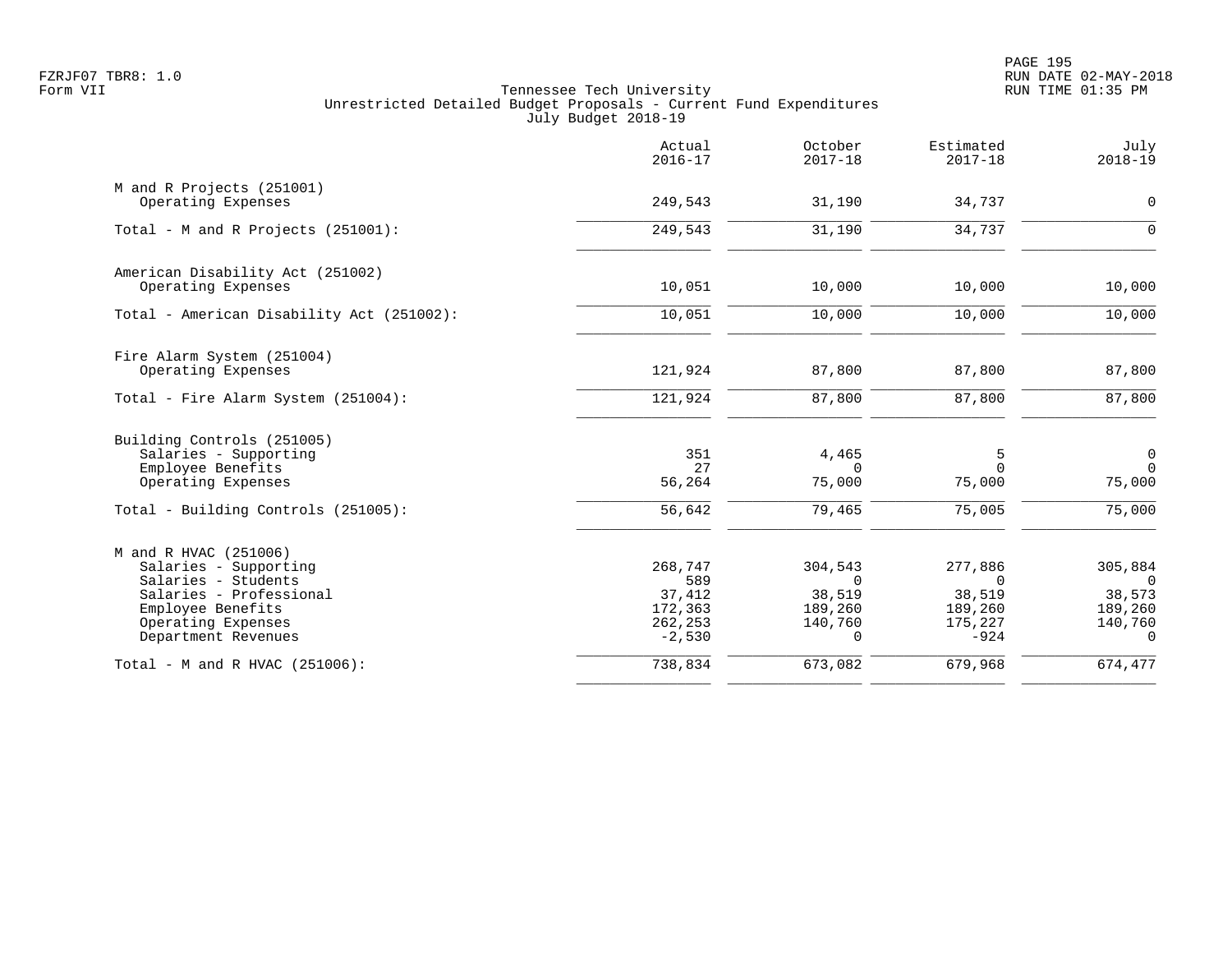Tennessee Tech University
Unrestricted Detailed Budget Proposals - Current Fund Expenditures
July Budget 2018-19

| | Actual 2016-17 | October 2017-18 | Estimated 2017-18 | July 2018-19 |
|---|---|---|---|---|
| **M and R Projects (251001)** | | | | |
| Operating Expenses | 249,543 | 31,190 | 34,737 | 0 |
| Total - M and R Projects (251001): | 249,543 | 31,190 | 34,737 | 0 |
| **American Disability Act (251002)** | | | | |
| Operating Expenses | 10,051 | 10,000 | 10,000 | 10,000 |
| Total - American Disability Act (251002): | 10,051 | 10,000 | 10,000 | 10,000 |
| **Fire Alarm System (251004)** | | | | |
| Operating Expenses | 121,924 | 87,800 | 87,800 | 87,800 |
| Total - Fire Alarm System (251004): | 121,924 | 87,800 | 87,800 | 87,800 |
| **Building Controls (251005)** | | | | |
| Salaries - Supporting | 351 | 4,465 | 5 | 0 |
| Employee Benefits | 27 | 0 | 0 | 0 |
| Operating Expenses | 56,264 | 75,000 | 75,000 | 75,000 |
| Total - Building Controls (251005): | 56,642 | 79,465 | 75,005 | 75,000 |
| **M and R HVAC (251006)** | | | | |
| Salaries - Supporting | 268,747 | 304,543 | 277,886 | 305,884 |
| Salaries - Students | 589 | 0 | 0 | 0 |
| Salaries - Professional | 37,412 | 38,519 | 38,519 | 38,573 |
| Employee Benefits | 172,363 | 189,260 | 189,260 | 189,260 |
| Operating Expenses | 262,253 | 140,760 | 175,227 | 140,760 |
| Department Revenues | -2,530 | 0 | -924 | 0 |
| Total - M and R HVAC (251006): | 738,834 | 673,082 | 679,968 | 674,477 |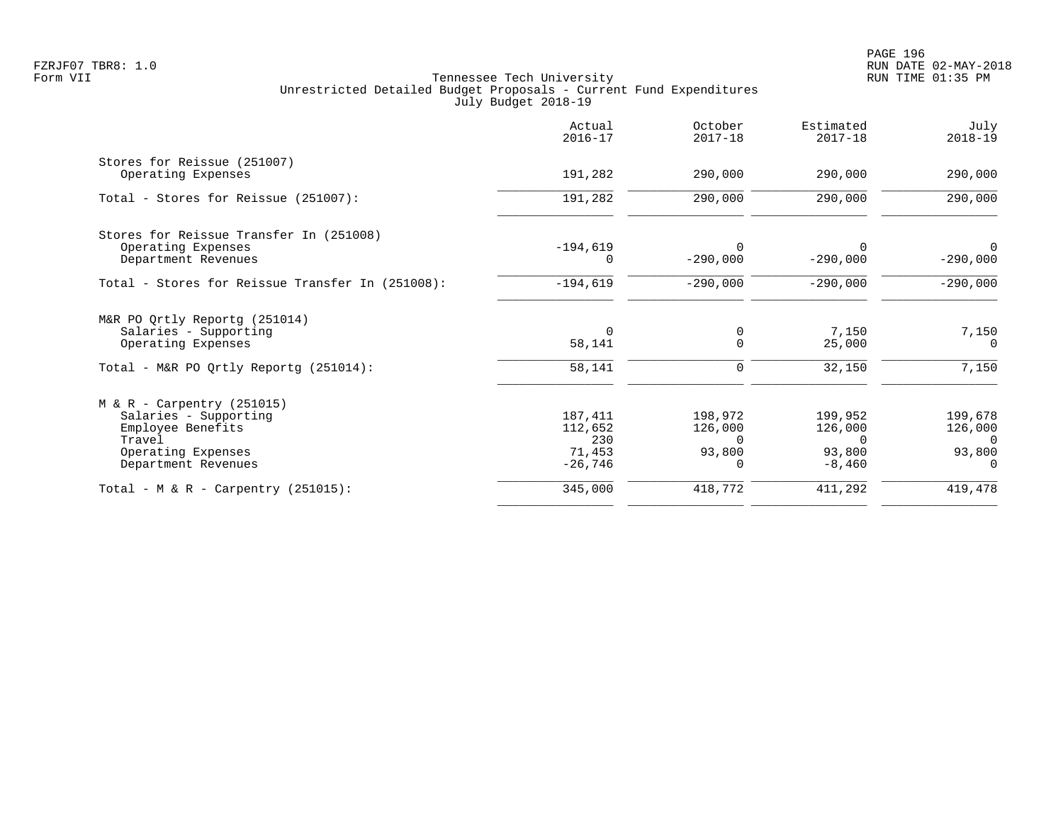Tennessee Tech University
Unrestricted Detailed Budget Proposals - Current Fund Expenditures
July Budget 2018-19

| | Actual 2016-17 | October 2017-18 | Estimated 2017-18 | July 2018-19 |
|---|---|---|---|---|
| **Stores for Reissue (251007)** | | | | |
| Operating Expenses | 191,282 | 290,000 | 290,000 | 290,000 |
| Total - Stores for Reissue (251007): | 191,282 | 290,000 | 290,000 | 290,000 |
| **Stores for Reissue Transfer In (251008)** | | | | |
| Operating Expenses | -194,619 | 0 | 0 | 0 |
| Department Revenues | 0 | -290,000 | -290,000 | -290,000 |
| Total - Stores for Reissue Transfer In (251008): | -194,619 | -290,000 | -290,000 | -290,000 |
| **M&R PO Qrtly Reportg (251014)** | | | | |
| Salaries - Supporting | 0 | 0 | 7,150 | 7,150 |
| Operating Expenses | 58,141 | 0 | 25,000 | 0 |
| Total - M&R PO Qrtly Reportg (251014): | 58,141 | 0 | 32,150 | 7,150 |
| **M & R - Carpentry (251015)** | | | | |
| Salaries - Supporting | 187,411 | 198,972 | 199,952 | 199,678 |
| Employee Benefits | 112,652 | 126,000 | 126,000 | 126,000 |
| Travel | 230 | 0 | 0 | 0 |
| Operating Expenses | 71,453 | 93,800 | 93,800 | 93,800 |
| Department Revenues | -26,746 | 0 | -8,460 | 0 |
| Total - M & R - Carpentry (251015): | 345,000 | 418,772 | 411,292 | 419,478 |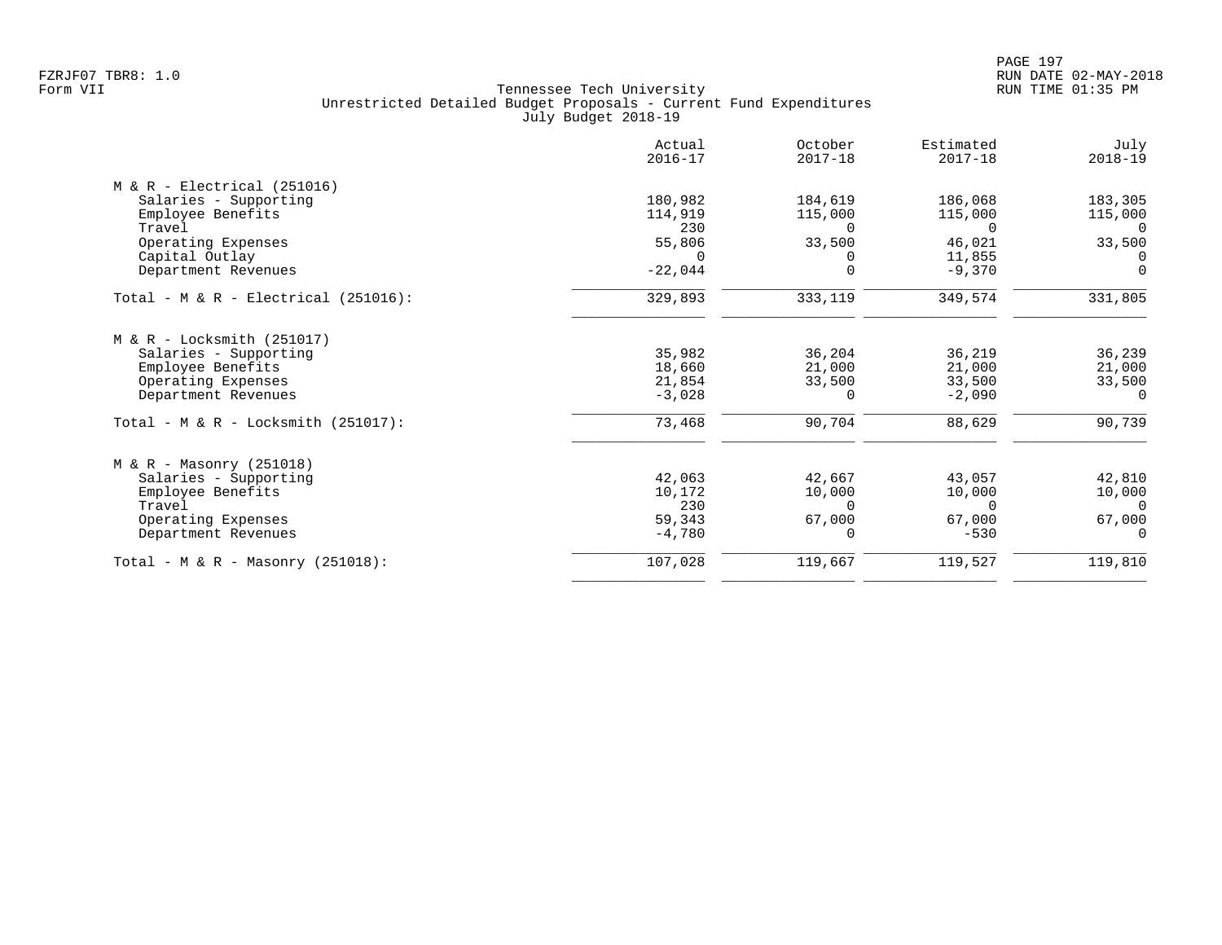Tennessee Tech University
Unrestricted Detailed Budget Proposals - Current Fund Expenditures
July Budget 2018-19

Form VII

| | Actual 2016-17 | October 2017-18 | Estimated 2017-18 | July 2018-19 |
|---|---|---|---|---|
| **M & R - Electrical (251016)** | | | | |
| Salaries - Supporting | 180,982 | 184,619 | 186,068 | 183,305 |
| Employee Benefits | 114,919 | 115,000 | 115,000 | 115,000 |
| Travel | 230 | 0 | 0 | 0 |
| Operating Expenses | 55,806 | 33,500 | 46,021 | 33,500 |
| Capital Outlay | 0 | 0 | 11,855 | 0 |
| Department Revenues | -22,044 | 0 | -9,370 | 0 |
| Total - M & R - Electrical (251016): | 329,893 | 333,119 | 349,574 | 331,805 |
| **M & R - Locksmith (251017)** | | | | |
| Salaries - Supporting | 35,982 | 36,204 | 36,219 | 36,239 |
| Employee Benefits | 18,660 | 21,000 | 21,000 | 21,000 |
| Operating Expenses | 21,854 | 33,500 | 33,500 | 33,500 |
| Department Revenues | -3,028 | 0 | -2,090 | 0 |
| Total - M & R - Locksmith (251017): | 73,468 | 90,704 | 88,629 | 90,739 |
| **M & R - Masonry (251018)** | | | | |
| Salaries - Supporting | 42,063 | 42,667 | 43,057 | 42,810 |
| Employee Benefits | 10,172 | 10,000 | 10,000 | 10,000 |
| Travel | 230 | 0 | 0 | 0 |
| Operating Expenses | 59,343 | 67,000 | 67,000 | 67,000 |
| Department Revenues | -4,780 | 0 | -530 | 0 |
| Total - M & R - Masonry (251018): | 107,028 | 119,667 | 119,527 | 119,810 |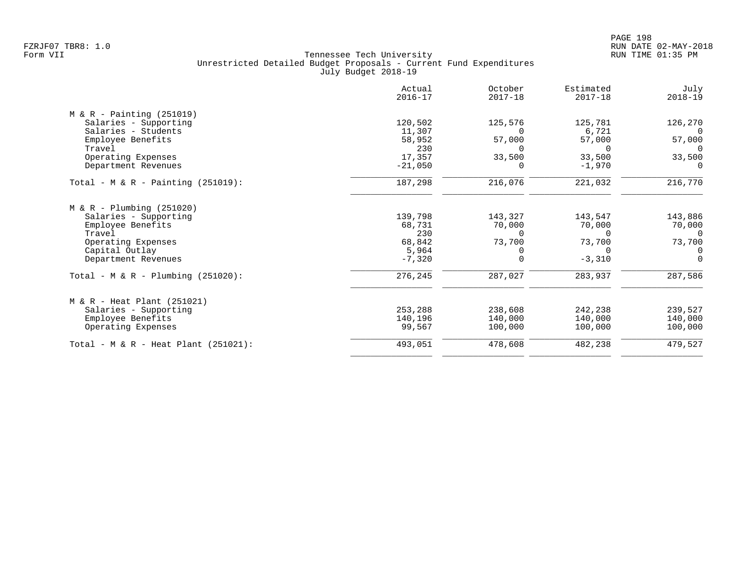FZRJF07 TBR8: 1.0
Form VII

Tennessee Tech University
Unrestricted Detailed Budget Proposals - Current Fund Expenditures
July Budget 2018-19

RUN DATE 02-MAY-2018
RUN TIME 01:35 PM

| | Actual 2016-17 | October 2017-18 | Estimated 2017-18 | July 2018-19 |
|---|---|---|---|---|
| M & R - Painting (251019) | | | | |
| Salaries - Supporting | 120,502 | 125,576 | 125,781 | 126,270 |
| Salaries - Students | 11,307 | 0 | 6,721 | 0 |
| Employee Benefits | 58,952 | 57,000 | 57,000 | 57,000 |
| Travel | 230 | 0 | 0 | 0 |
| Operating Expenses | 17,357 | 33,500 | 33,500 | 33,500 |
| Department Revenues | -21,050 | 0 | -1,970 | 0 |
| Total - M & R - Painting (251019): | 187,298 | 216,076 | 221,032 | 216,770 |
| M & R - Plumbing (251020) | | | | |
| Salaries - Supporting | 139,798 | 143,327 | 143,547 | 143,886 |
| Employee Benefits | 68,731 | 70,000 | 70,000 | 70,000 |
| Travel | 230 | 0 | 0 | 0 |
| Operating Expenses | 68,842 | 73,700 | 73,700 | 73,700 |
| Capital Outlay | 5,964 | 0 | 0 | 0 |
| Department Revenues | -7,320 | 0 | -3,310 | 0 |
| Total - M & R - Plumbing (251020): | 276,245 | 287,027 | 283,937 | 287,586 |
| M & R - Heat Plant (251021) | | | | |
| Salaries - Supporting | 253,288 | 238,608 | 242,238 | 239,527 |
| Employee Benefits | 140,196 | 140,000 | 140,000 | 140,000 |
| Operating Expenses | 99,567 | 100,000 | 100,000 | 100,000 |
| Total - M & R - Heat Plant (251021): | 493,051 | 478,608 | 482,238 | 479,527 |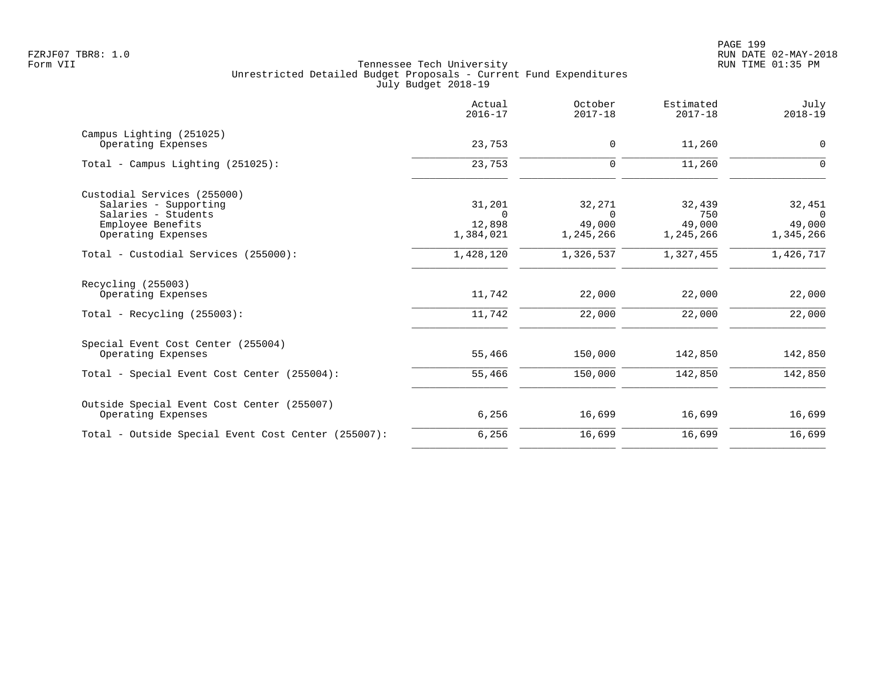Tennessee Tech University
Unrestricted Detailed Budget Proposals - Current Fund Expenditures
July Budget 2018-19

| | Actual 2016-17 | October 2017-18 | Estimated 2017-18 | July 2018-19 |
|---|---|---|---|---|
| **Campus Lighting (251025)** | | | | |
| Operating Expenses | 23,753 | 0 | 11,260 | 0 |
| Total - Campus Lighting (251025): | 23,753 | 0 | 11,260 | 0 |
| **Custodial Services (255000)** | | | | |
| Salaries - Supporting | 31,201 | 32,271 | 32,439 | 32,451 |
| Salaries - Students | 0 | 0 | 750 | 0 |
| Employee Benefits | 12,898 | 49,000 | 49,000 | 49,000 |
| Operating Expenses | 1,384,021 | 1,245,266 | 1,245,266 | 1,345,266 |
| Total - Custodial Services (255000): | 1,428,120 | 1,326,537 | 1,327,455 | 1,426,717 |
| **Recycling (255003)** | | | | |
| Operating Expenses | 11,742 | 22,000 | 22,000 | 22,000 |
| Total - Recycling (255003): | 11,742 | 22,000 | 22,000 | 22,000 |
| **Special Event Cost Center (255004)** | | | | |
| Operating Expenses | 55,466 | 150,000 | 142,850 | 142,850 |
| Total - Special Event Cost Center (255004): | 55,466 | 150,000 | 142,850 | 142,850 |
| **Outside Special Event Cost Center (255007)** | | | | |
| Operating Expenses | 6,256 | 16,699 | 16,699 | 16,699 |
| Total - Outside Special Event Cost Center (255007): | 6,256 | 16,699 | 16,699 | 16,699 |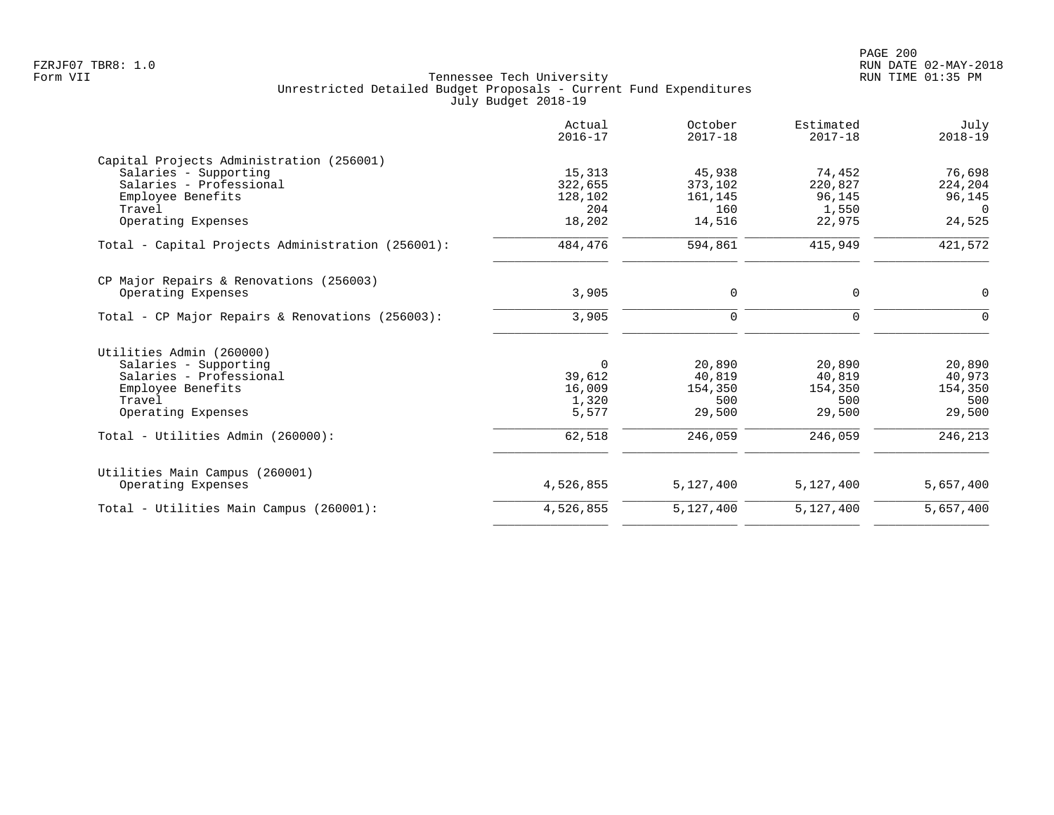FZRJF07 TBR8: 1.0
Form VII

Tennessee Tech University
Unrestricted Detailed Budget Proposals - Current Fund Expenditures
July Budget 2018-19

RUN DATE 02-MAY-2018
RUN TIME 01:35 PM

| | Actual 2016-17 | October 2017-18 | Estimated 2017-18 | July 2018-19 |
|---|---|---|---|---|
| **Capital Projects Administration (256001)** | | | | |
| Salaries - Supporting | 15,313 | 45,938 | 74,452 | 76,698 |
| Salaries - Professional | 322,655 | 373,102 | 220,827 | 224,204 |
| Employee Benefits | 128,102 | 161,145 | 96,145 | 96,145 |
| Travel | 204 | 160 | 1,550 | 0 |
| Operating Expenses | 18,202 | 14,516 | 22,975 | 24,525 |
| Total - Capital Projects Administration (256001): | 484,476 | 594,861 | 415,949 | 421,572 |
| **CP Major Repairs & Renovations (256003)** | | | | |
| Operating Expenses | 3,905 | 0 | 0 | 0 |
| Total - CP Major Repairs & Renovations (256003): | 3,905 | 0 | 0 | 0 |
| **Utilities Admin (260000)** | | | | |
| Salaries - Supporting | 0 | 20,890 | 20,890 | 20,890 |
| Salaries - Professional | 39,612 | 40,819 | 40,819 | 40,973 |
| Employee Benefits | 16,009 | 154,350 | 154,350 | 154,350 |
| Travel | 1,320 | 500 | 500 | 500 |
| Operating Expenses | 5,577 | 29,500 | 29,500 | 29,500 |
| Total - Utilities Admin (260000): | 62,518 | 246,059 | 246,059 | 246,213 |
| **Utilities Main Campus (260001)** | | | | |
| Operating Expenses | 4,526,855 | 5,127,400 | 5,127,400 | 5,657,400 |
| Total - Utilities Main Campus (260001): | 4,526,855 | 5,127,400 | 5,127,400 | 5,657,400 |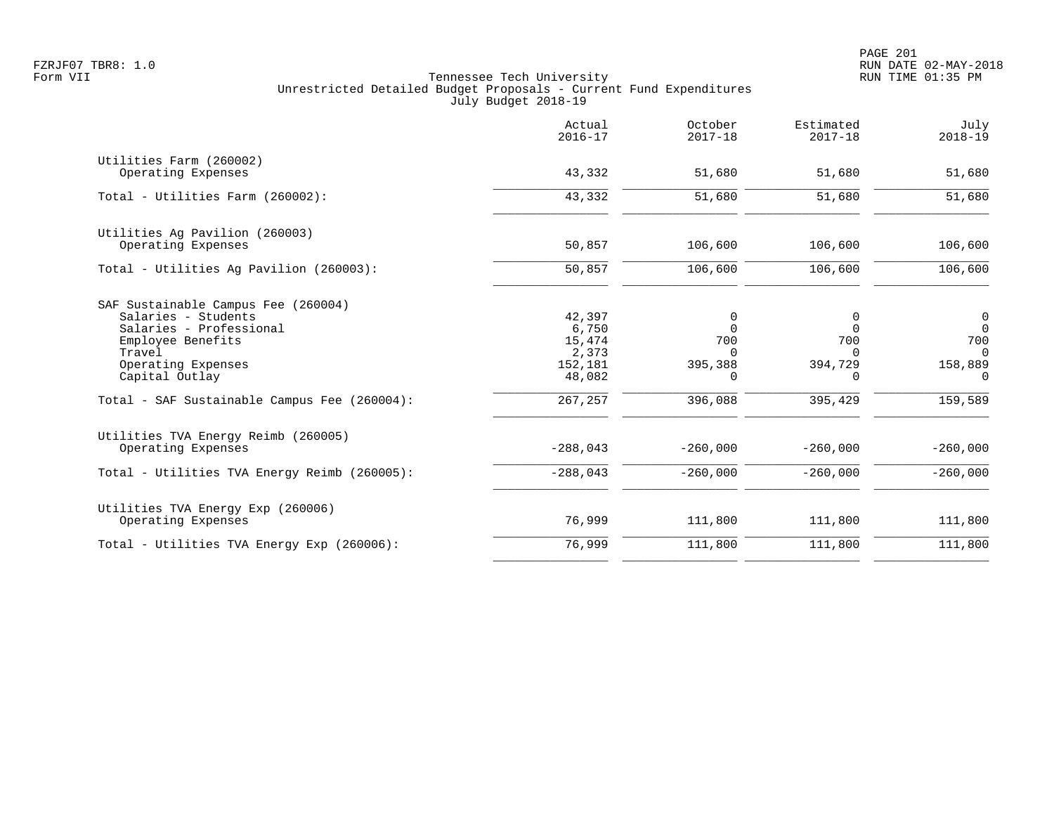Tennessee Tech University
Unrestricted Detailed Budget Proposals - Current Fund Expenditures
July Budget 2018-19

FZRJF07 TBR8: 1.0
Form VII

RUN DATE 02-MAY-2018
RUN TIME 01:35 PM

| | Actual 2016-17 | October 2017-18 | Estimated 2017-18 | July 2018-19 |
|---|---|---|---|---|
| **Utilities Farm (260002)** | | | | |
| Operating Expenses | 43,332 | 51,680 | 51,680 | 51,680 |
| Total - Utilities Farm (260002): | 43,332 | 51,680 | 51,680 | 51,680 |
| **Utilities Ag Pavilion (260003)** | | | | |
| Operating Expenses | 50,857 | 106,600 | 106,600 | 106,600 |
| Total - Utilities Ag Pavilion (260003): | 50,857 | 106,600 | 106,600 | 106,600 |
| **SAF Sustainable Campus Fee (260004)** | | | | |
| Salaries - Students | 42,397 | 0 | 0 | 0 |
| Salaries - Professional | 6,750 | 0 | 0 | 0 |
| Employee Benefits | 15,474 | 700 | 700 | 700 |
| Travel | 2,373 | 0 | 0 | 0 |
| Operating Expenses | 152,181 | 395,388 | 394,729 | 158,889 |
| Capital Outlay | 48,082 | 0 | 0 | 0 |
| Total - SAF Sustainable Campus Fee (260004): | 267,257 | 396,088 | 395,429 | 159,589 |
| **Utilities TVA Energy Reimb (260005)** | | | | |
| Operating Expenses | -288,043 | -260,000 | -260,000 | -260,000 |
| Total - Utilities TVA Energy Reimb (260005): | -288,043 | -260,000 | -260,000 | -260,000 |
| **Utilities TVA Energy Exp (260006)** | | | | |
| Operating Expenses | 76,999 | 111,800 | 111,800 | 111,800 |
| Total - Utilities TVA Energy Exp (260006): | 76,999 | 111,800 | 111,800 | 111,800 |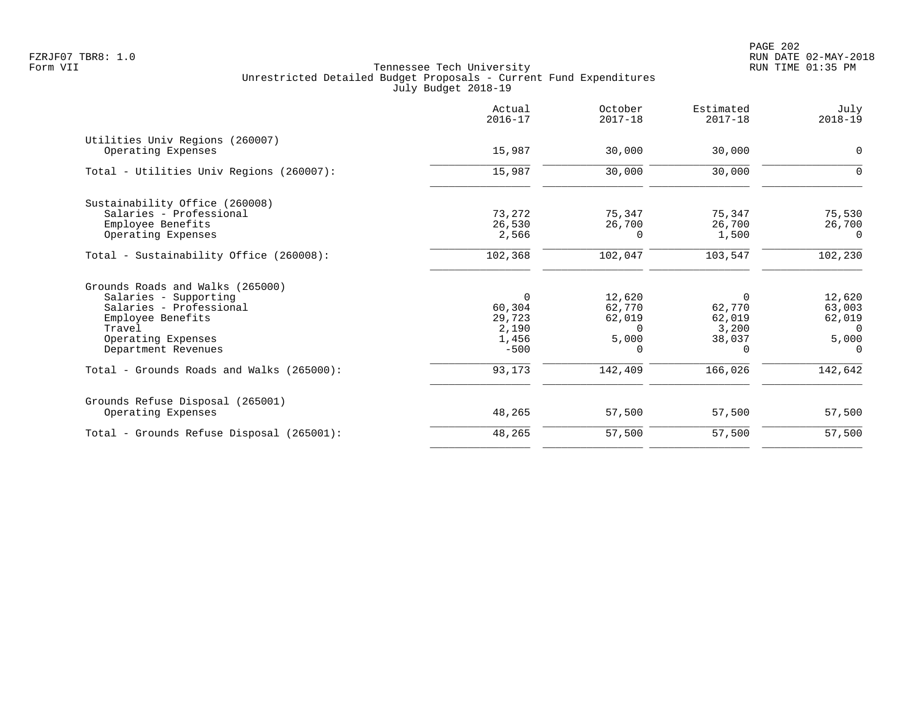Tennessee Tech University
Unrestricted Detailed Budget Proposals - Current Fund Expenditures
July Budget 2018-19

| | Actual 2016-17 | October 2017-18 | Estimated 2017-18 | July 2018-19 |
|---|---|---|---|---|
| **Utilities Univ Regions (260007)** | | | | |
| Operating Expenses | 15,987 | 30,000 | 30,000 | 0 |
| Total - Utilities Univ Regions (260007): | 15,987 | 30,000 | 30,000 | 0 |
| **Sustainability Office (260008)** | | | | |
| Salaries - Professional | 73,272 | 75,347 | 75,347 | 75,530 |
| Employee Benefits | 26,530 | 26,700 | 26,700 | 26,700 |
| Operating Expenses | 2,566 | 0 | 1,500 | 0 |
| Total - Sustainability Office (260008): | 102,368 | 102,047 | 103,547 | 102,230 |
| **Grounds Roads and Walks (265000)** | | | | |
| Salaries - Supporting | 0 | 12,620 | 0 | 12,620 |
| Salaries - Professional | 60,304 | 62,770 | 62,770 | 63,003 |
| Employee Benefits | 29,723 | 62,019 | 62,019 | 62,019 |
| Travel | 2,190 | 0 | 3,200 | 0 |
| Operating Expenses | 1,456 | 5,000 | 38,037 | 5,000 |
| Department Revenues | -500 | 0 | 0 | 0 |
| Total - Grounds Roads and Walks (265000): | 93,173 | 142,409 | 166,026 | 142,642 |
| **Grounds Refuse Disposal (265001)** | | | | |
| Operating Expenses | 48,265 | 57,500 | 57,500 | 57,500 |
| Total - Grounds Refuse Disposal (265001): | 48,265 | 57,500 | 57,500 | 57,500 |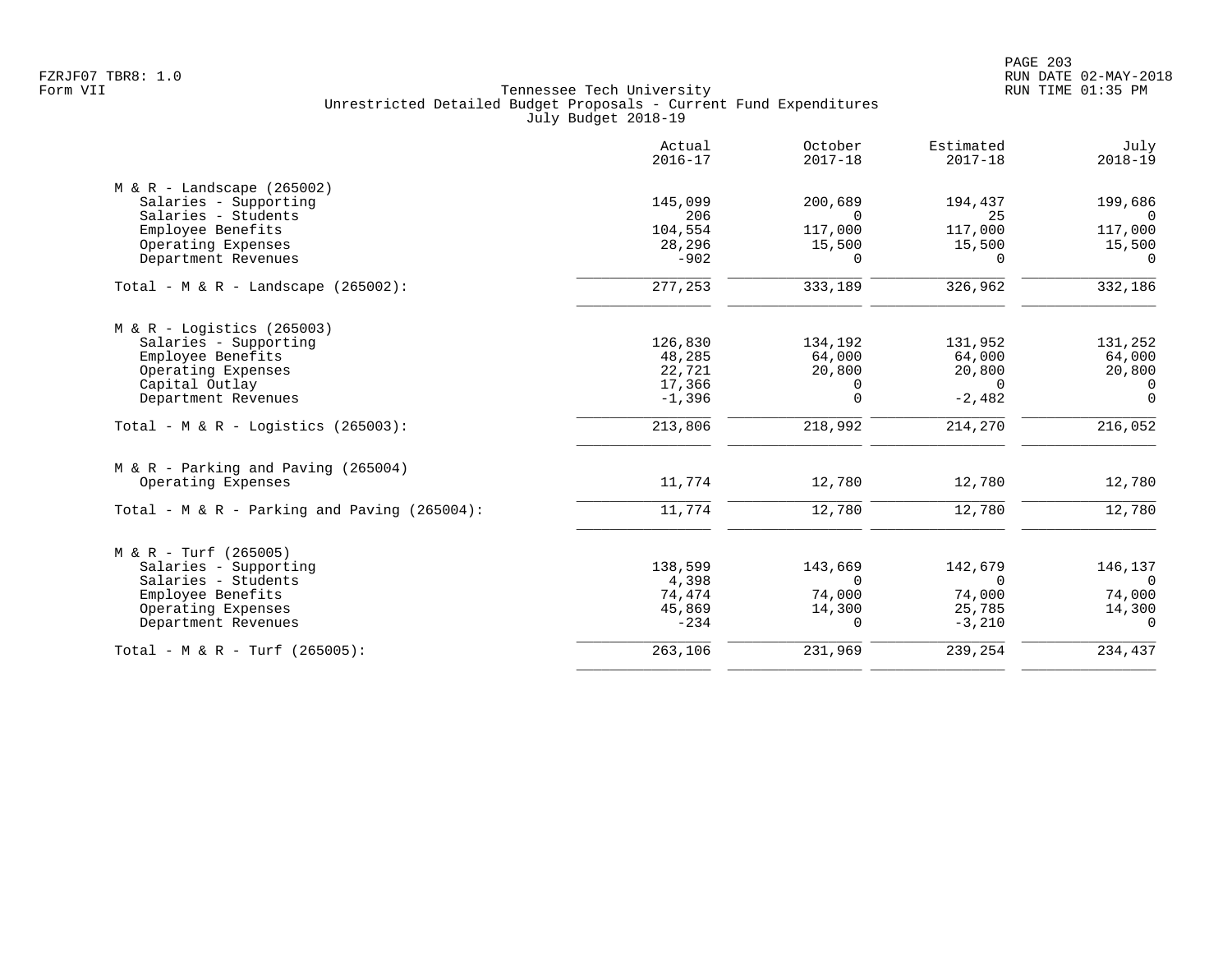FZRJF07 TBR8: 1.0
Form VII

Tennessee Tech University
Unrestricted Detailed Budget Proposals - Current Fund Expenditures
July Budget 2018-19

RUN DATE 02-MAY-2018
RUN TIME 01:35 PM

| | Actual 2016-17 | October 2017-18 | Estimated 2017-18 | July 2018-19 |
|---|---|---|---|---|
| **M & R - Landscape (265002)** | | | | |
| Salaries - Supporting | 145,099 | 200,689 | 194,437 | 199,686 |
| Salaries - Students | 206 | 0 | 25 | 0 |
| Employee Benefits | 104,554 | 117,000 | 117,000 | 117,000 |
| Operating Expenses | 28,296 | 15,500 | 15,500 | 15,500 |
| Department Revenues | -902 | 0 | 0 | 0 |
| Total - M & R - Landscape (265002): | 277,253 | 333,189 | 326,962 | 332,186 |
| **M & R - Logistics (265003)** | | | | |
| Salaries - Supporting | 126,830 | 134,192 | 131,952 | 131,252 |
| Employee Benefits | 48,285 | 64,000 | 64,000 | 64,000 |
| Operating Expenses | 22,721 | 20,800 | 20,800 | 20,800 |
| Capital Outlay | 17,366 | 0 | 0 | 0 |
| Department Revenues | -1,396 | 0 | -2,482 | 0 |
| Total - M & R - Logistics (265003): | 213,806 | 218,992 | 214,270 | 216,052 |
| **M & R - Parking and Paving (265004)** | | | | |
| Operating Expenses | 11,774 | 12,780 | 12,780 | 12,780 |
| Total - M & R - Parking and Paving (265004): | 11,774 | 12,780 | 12,780 | 12,780 |
| **M & R - Turf (265005)** | | | | |
| Salaries - Supporting | 138,599 | 143,669 | 142,679 | 146,137 |
| Salaries - Students | 4,398 | 0 | 0 | 0 |
| Employee Benefits | 74,474 | 74,000 | 74,000 | 74,000 |
| Operating Expenses | 45,869 | 14,300 | 25,785 | 14,300 |
| Department Revenues | -234 | 0 | -3,210 | 0 |
| Total - M & R - Turf (265005): | 263,106 | 231,969 | 239,254 | 234,437 |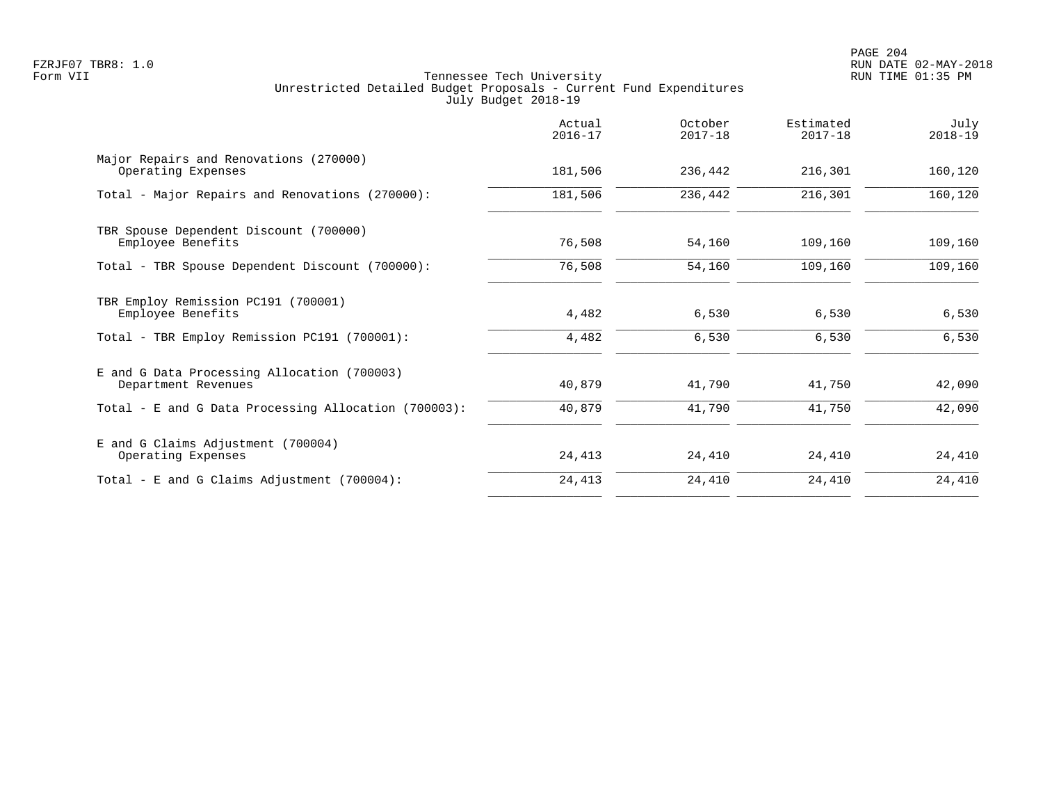Tennessee Tech University
Unrestricted Detailed Budget Proposals - Current Fund Expenditures
July Budget 2018-19

| | Actual 2016-17 | October 2017-18 | Estimated 2017-18 | July 2018-19 |
|---|---|---|---|---|
| Major Repairs and Renovations (270000) | | | | |
| Operating Expenses | 181,506 | 236,442 | 216,301 | 160,120 |
| Total - Major Repairs and Renovations (270000): | 181,506 | 236,442 | 216,301 | 160,120 |
| TBR Spouse Dependent Discount (700000) | | | | |
| Employee Benefits | 76,508 | 54,160 | 109,160 | 109,160 |
| Total - TBR Spouse Dependent Discount (700000): | 76,508 | 54,160 | 109,160 | 109,160 |
| TBR Employ Remission PC191 (700001) | | | | |
| Employee Benefits | 4,482 | 6,530 | 6,530 | 6,530 |
| Total - TBR Employ Remission PC191 (700001): | 4,482 | 6,530 | 6,530 | 6,530 |
| E and G Data Processing Allocation (700003) | | | | |
| Department Revenues | 40,879 | 41,790 | 41,750 | 42,090 |
| Total - E and G Data Processing Allocation (700003): | 40,879 | 41,790 | 41,750 | 42,090 |
| E and G Claims Adjustment (700004) | | | | |
| Operating Expenses | 24,413 | 24,410 | 24,410 | 24,410 |
| Total - E and G Claims Adjustment (700004): | 24,413 | 24,410 | 24,410 | 24,410 |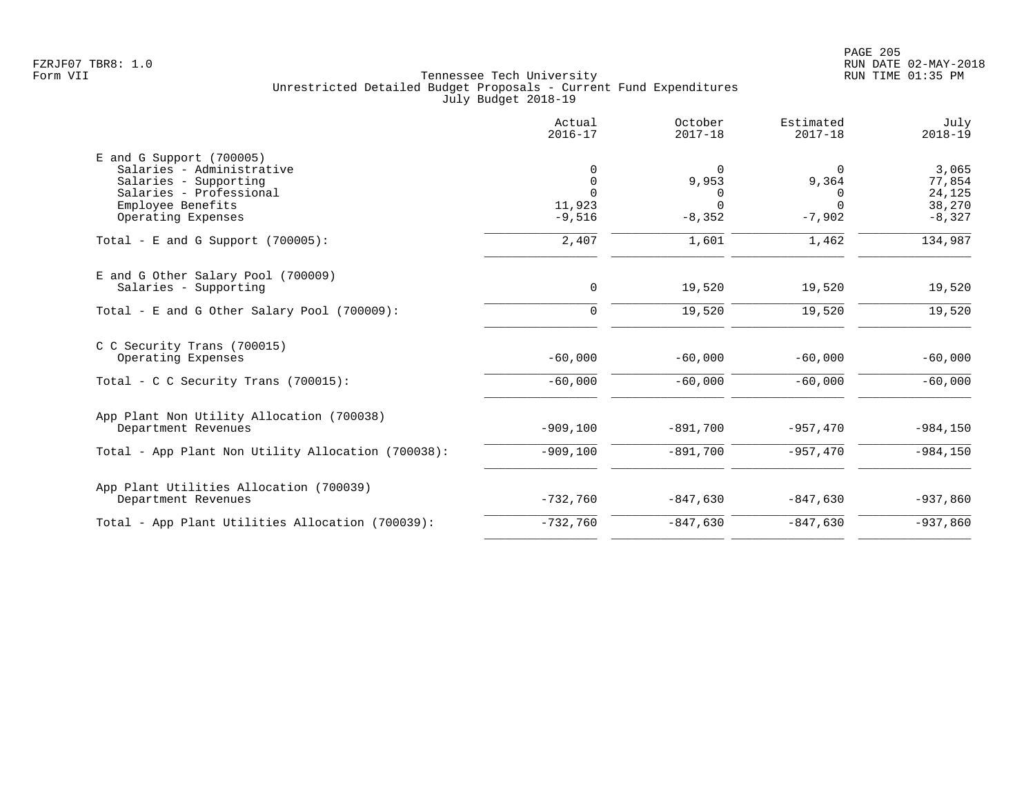Tennessee Tech University
Unrestricted Detailed Budget Proposals - Current Fund Expenditures
July Budget 2018-19

FZRJF07 TBR8: 1.0
Form VII

RUN DATE 02-MAY-2018
RUN TIME 01:35 PM

| | Actual 2016-17 | October 2017-18 | Estimated 2017-18 | July 2018-19 |
|---|---|---|---|---|
| **E and G Support (700005)** | | | | |
| Salaries - Administrative | 0 | 0 | 0 | 3,065 |
| Salaries - Supporting | 0 | 9,953 | 9,364 | 77,854 |
| Salaries - Professional | 0 | 0 | 0 | 24,125 |
| Employee Benefits | 11,923 | 0 | 0 | 38,270 |
| Operating Expenses | -9,516 | -8,352 | -7,902 | -8,327 |
| Total - E and G Support (700005): | 2,407 | 1,601 | 1,462 | 134,987 |
| **E and G Other Salary Pool (700009)** | | | | |
| Salaries - Supporting | 0 | 19,520 | 19,520 | 19,520 |
| Total - E and G Other Salary Pool (700009): | 0 | 19,520 | 19,520 | 19,520 |
| **C C Security Trans (700015)** | | | | |
| Operating Expenses | -60,000 | -60,000 | -60,000 | -60,000 |
| Total - C C Security Trans (700015): | -60,000 | -60,000 | -60,000 | -60,000 |
| **App Plant Non Utility Allocation (700038)** | | | | |
| Department Revenues | -909,100 | -891,700 | -957,470 | -984,150 |
| Total - App Plant Non Utility Allocation (700038): | -909,100 | -891,700 | -957,470 | -984,150 |
| **App Plant Utilities Allocation (700039)** | | | | |
| Department Revenues | -732,760 | -847,630 | -847,630 | -937,860 |
| Total - App Plant Utilities Allocation (700039): | -732,760 | -847,630 | -847,630 | -937,860 |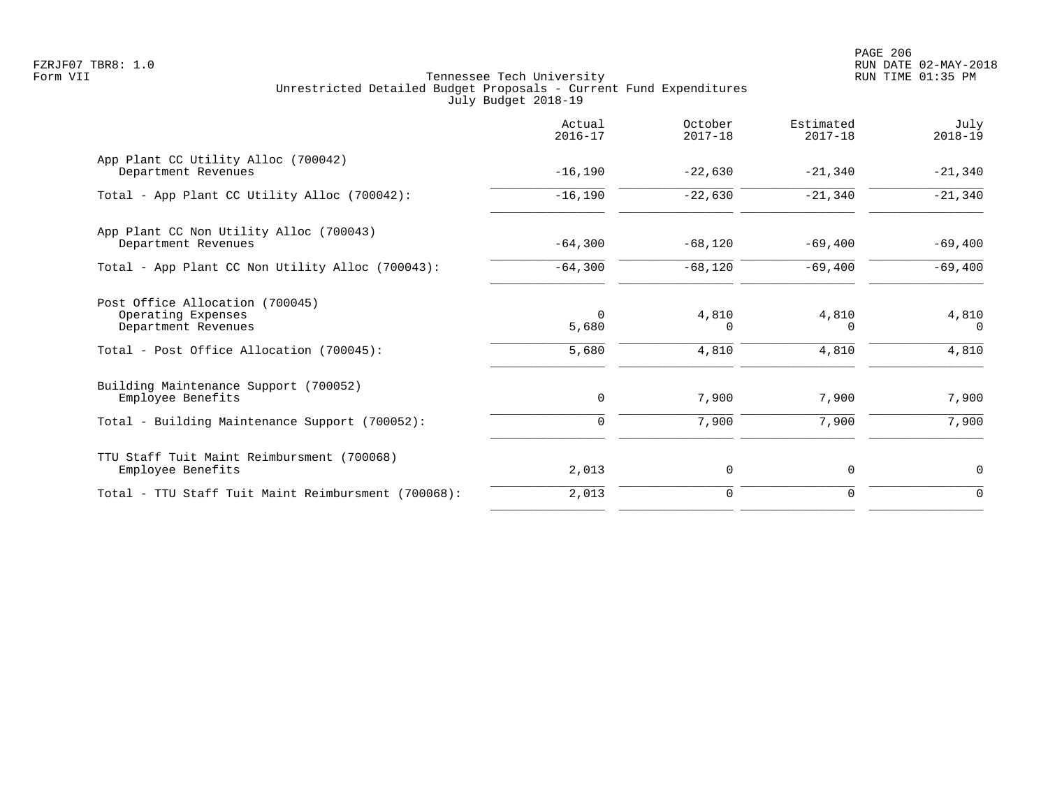Tennessee Tech University
Unrestricted Detailed Budget Proposals - Current Fund Expenditures
July Budget 2018-19

FZRJF07 TBR8: 1.0
Form VII

RUN DATE 02-MAY-2018
RUN TIME 01:35 PM

| | Actual 2016-17 | October 2017-18 | Estimated 2017-18 | July 2018-19 |
|---|---|---|---|---|
| **App Plant CC Utility Alloc (700042)** | | | | |
| Department Revenues | -16,190 | -22,630 | -21,340 | -21,340 |
| Total - App Plant CC Utility Alloc (700042): | -16,190 | -22,630 | -21,340 | -21,340 |
| **App Plant CC Non Utility Alloc (700043)** | | | | |
| Department Revenues | -64,300 | -68,120 | -69,400 | -69,400 |
| Total - App Plant CC Non Utility Alloc (700043): | -64,300 | -68,120 | -69,400 | -69,400 |
| **Post Office Allocation (700045)** | | | | |
| Operating Expenses | 0 | 4,810 | 4,810 | 4,810 |
| Department Revenues | 5,680 | 0 | 0 | 0 |
| Total - Post Office Allocation (700045): | 5,680 | 4,810 | 4,810 | 4,810 |
| **Building Maintenance Support (700052)** | | | | |
| Employee Benefits | 0 | 7,900 | 7,900 | 7,900 |
| Total - Building Maintenance Support (700052): | 0 | 7,900 | 7,900 | 7,900 |
| **TTU Staff Tuit Maint Reimbursment (700068)** | | | | |
| Employee Benefits | 2,013 | 0 | 0 | 0 |
| Total - TTU Staff Tuit Maint Reimbursment (700068): | 2,013 | 0 | 0 | 0 |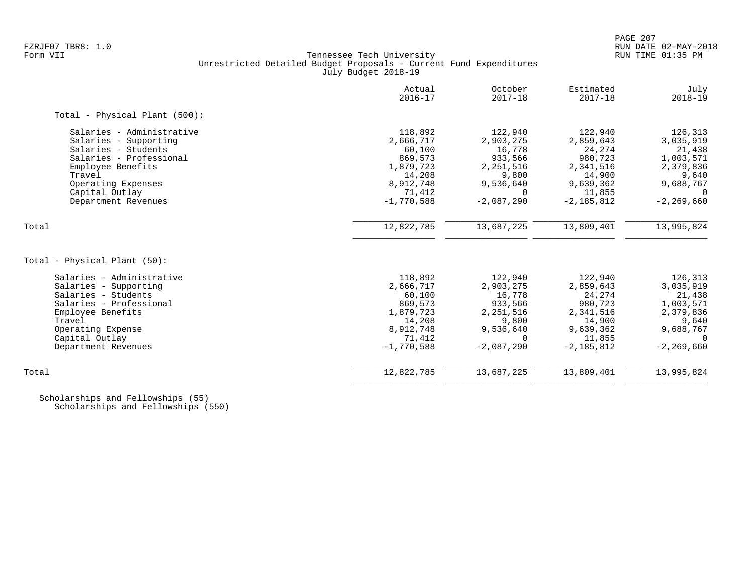Tennessee Tech University
Unrestricted Detailed Budget Proposals - Current Fund Expenditures
July Budget 2018-19

| | Actual 2016-17 | October 2017-18 | Estimated 2017-18 | July 2018-19 |
|---|---|---|---|---|
| **Total - Physical Plant (500):** | | | | |
| Salaries - Administrative | 118,892 | 122,940 | 122,940 | 126,313 |
| Salaries - Supporting | 2,666,717 | 2,903,275 | 2,859,643 | 3,035,919 |
| Salaries - Students | 60,100 | 16,778 | 24,274 | 21,438 |
| Salaries - Professional | 869,573 | 933,566 | 980,723 | 1,003,571 |
| Employee Benefits | 1,879,723 | 2,251,516 | 2,341,516 | 2,379,836 |
| Travel | 14,208 | 9,800 | 14,900 | 9,640 |
| Operating Expenses | 8,912,748 | 9,536,640 | 9,639,362 | 9,688,767 |
| Capital Outlay | 71,412 | 0 | 11,855 | 0 |
| Department Revenues | -1,770,588 | -2,087,290 | -2,185,812 | -2,269,660 |
| Total | 12,822,785 | 13,687,225 | 13,809,401 | 13,995,824 |
| **Total - Physical Plant (50):** | | | | |
| Salaries - Administrative | 118,892 | 122,940 | 122,940 | 126,313 |
| Salaries - Supporting | 2,666,717 | 2,903,275 | 2,859,643 | 3,035,919 |
| Salaries - Students | 60,100 | 16,778 | 24,274 | 21,438 |
| Salaries - Professional | 869,573 | 933,566 | 980,723 | 1,003,571 |
| Employee Benefits | 1,879,723 | 2,251,516 | 2,341,516 | 2,379,836 |
| Travel | 14,208 | 9,800 | 14,900 | 9,640 |
| Operating Expense | 8,912,748 | 9,536,640 | 9,639,362 | 9,688,767 |
| Capital Outlay | 71,412 | 0 | 11,855 | 0 |
| Department Revenues | -1,770,588 | -2,087,290 | -2,185,812 | -2,269,660 |
| Total | 12,822,785 | 13,687,225 | 13,809,401 | 13,995,824 |

Scholarships and Fellowships (55)
Scholarships and Fellowships (550)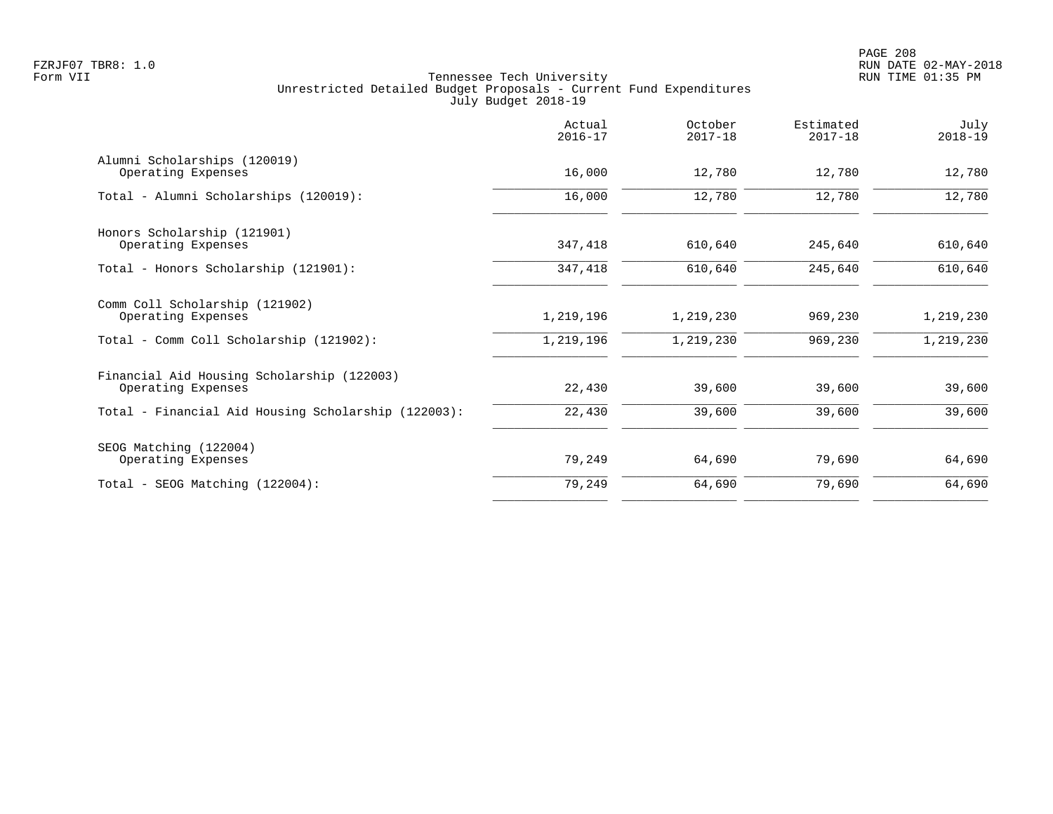Tennessee Tech University
Unrestricted Detailed Budget Proposals - Current Fund Expenditures
July Budget 2018-19

| | Actual 2016-17 | October 2017-18 | Estimated 2017-18 | July 2018-19 |
|---|---|---|---|---|
| Alumni Scholarships (120019) | | | | |
| Operating Expenses | 16,000 | 12,780 | 12,780 | 12,780 |
| Total - Alumni Scholarships (120019): | 16,000 | 12,780 | 12,780 | 12,780 |
| Honors Scholarship (121901) | | | | |
| Operating Expenses | 347,418 | 610,640 | 245,640 | 610,640 |
| Total - Honors Scholarship (121901): | 347,418 | 610,640 | 245,640 | 610,640 |
| Comm Coll Scholarship (121902) | | | | |
| Operating Expenses | 1,219,196 | 1,219,230 | 969,230 | 1,219,230 |
| Total - Comm Coll Scholarship (121902): | 1,219,196 | 1,219,230 | 969,230 | 1,219,230 |
| Financial Aid Housing Scholarship (122003) | | | | |
| Operating Expenses | 22,430 | 39,600 | 39,600 | 39,600 |
| Total - Financial Aid Housing Scholarship (122003): | 22,430 | 39,600 | 39,600 | 39,600 |
| SEOG Matching (122004) | | | | |
| Operating Expenses | 79,249 | 64,690 | 79,690 | 64,690 |
| Total - SEOG Matching (122004): | 79,249 | 64,690 | 79,690 | 64,690 |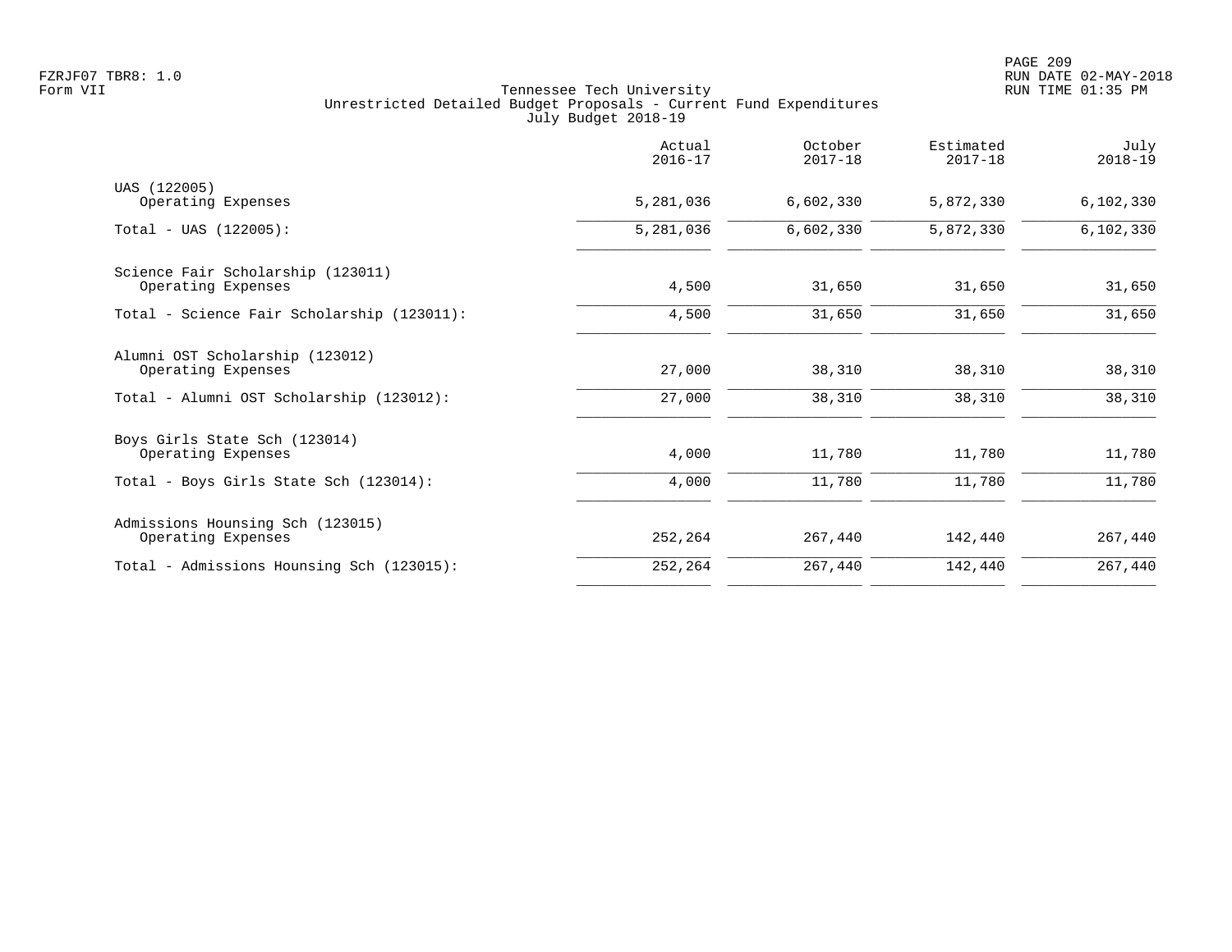FZRJF07 TBR8: 1.0
Form VII

Tennessee Tech University
Unrestricted Detailed Budget Proposals - Current Fund Expenditures
July Budget 2018-19

| | Actual 2016-17 | October 2017-18 | Estimated 2017-18 | July 2018-19 |
|---|---|---|---|---|
| UAS (122005) | | | | |
| Operating Expenses | 5,281,036 | 6,602,330 | 5,872,330 | 6,102,330 |
| Total - UAS (122005): | 5,281,036 | 6,602,330 | 5,872,330 | 6,102,330 |
| Science Fair Scholarship (123011) | | | | |
| Operating Expenses | 4,500 | 31,650 | 31,650 | 31,650 |
| Total - Science Fair Scholarship (123011): | 4,500 | 31,650 | 31,650 | 31,650 |
| Alumni OST Scholarship (123012) | | | | |
| Operating Expenses | 27,000 | 38,310 | 38,310 | 38,310 |
| Total - Alumni OST Scholarship (123012): | 27,000 | 38,310 | 38,310 | 38,310 |
| Boys Girls State Sch (123014) | | | | |
| Operating Expenses | 4,000 | 11,780 | 11,780 | 11,780 |
| Total - Boys Girls State Sch (123014): | 4,000 | 11,780 | 11,780 | 11,780 |
| Admissions Hounsing Sch (123015) | | | | |
| Operating Expenses | 252,264 | 267,440 | 142,440 | 267,440 |
| Total - Admissions Hounsing Sch (123015): | 252,264 | 267,440 | 142,440 | 267,440 |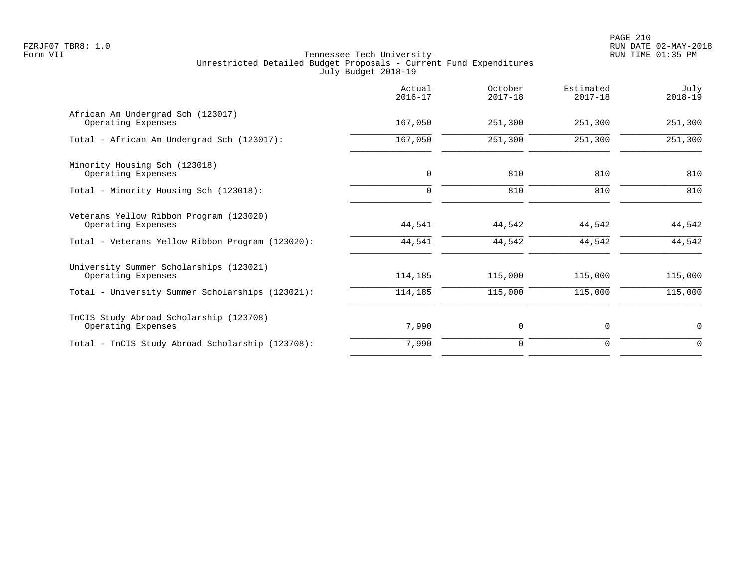Tennessee Tech University
Unrestricted Detailed Budget Proposals - Current Fund Expenditures
July Budget 2018-19

| | Actual 2016-17 | October 2017-18 | Estimated 2017-18 | July 2018-19 |
|---|---|---|---|---|
| African Am Undergrad Sch (123017) | | | | |
| Operating Expenses | 167,050 | 251,300 | 251,300 | 251,300 |
| Total - African Am Undergrad Sch (123017): | 167,050 | 251,300 | 251,300 | 251,300 |
| Minority Housing Sch (123018) | | | | |
| Operating Expenses | 0 | 810 | 810 | 810 |
| Total - Minority Housing Sch (123018): | 0 | 810 | 810 | 810 |
| Veterans Yellow Ribbon Program (123020) | | | | |
| Operating Expenses | 44,541 | 44,542 | 44,542 | 44,542 |
| Total - Veterans Yellow Ribbon Program (123020): | 44,541 | 44,542 | 44,542 | 44,542 |
| University Summer Scholarships (123021) | | | | |
| Operating Expenses | 114,185 | 115,000 | 115,000 | 115,000 |
| Total - University Summer Scholarships (123021): | 114,185 | 115,000 | 115,000 | 115,000 |
| TnCIS Study Abroad Scholarship (123708) | | | | |
| Operating Expenses | 7,990 | 0 | 0 | 0 |
| Total - TnCIS Study Abroad Scholarship (123708): | 7,990 | 0 | 0 | 0 |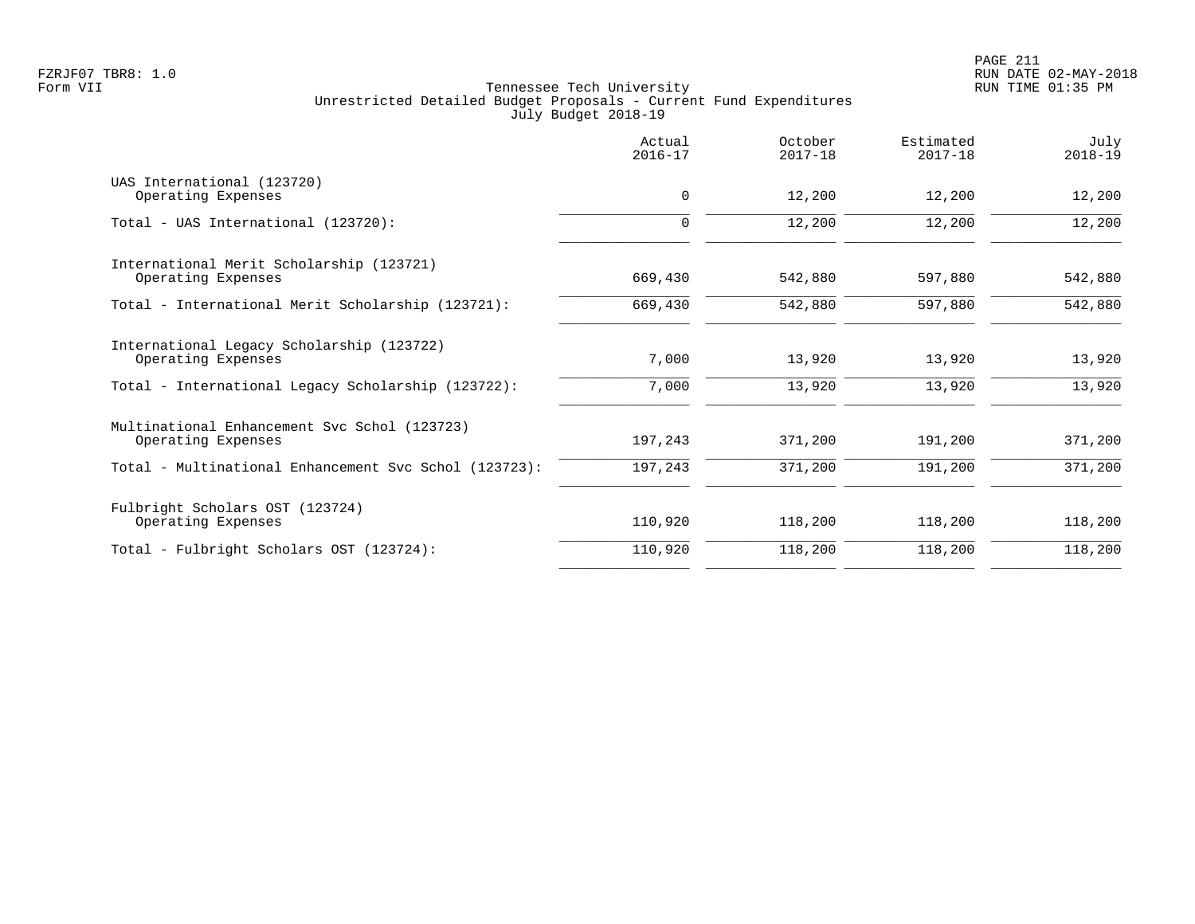Tennessee Tech University
Unrestricted Detailed Budget Proposals - Current Fund Expenditures
July Budget 2018-19

| | Actual 2016-17 | October 2017-18 | Estimated 2017-18 | July 2018-19 |
|---|---|---|---|---|
| UAS International (123720) | | | | |
| Operating Expenses | 0 | 12,200 | 12,200 | 12,200 |
| Total - UAS International (123720): | 0 | 12,200 | 12,200 | 12,200 |
| International Merit Scholarship (123721) | | | | |
| Operating Expenses | 669,430 | 542,880 | 597,880 | 542,880 |
| Total - International Merit Scholarship (123721): | 669,430 | 542,880 | 597,880 | 542,880 |
| International Legacy Scholarship (123722) | | | | |
| Operating Expenses | 7,000 | 13,920 | 13,920 | 13,920 |
| Total - International Legacy Scholarship (123722): | 7,000 | 13,920 | 13,920 | 13,920 |
| Multinational Enhancement Svc Schol (123723) | | | | |
| Operating Expenses | 197,243 | 371,200 | 191,200 | 371,200 |
| Total - Multinational Enhancement Svc Schol (123723): | 197,243 | 371,200 | 191,200 | 371,200 |
| Fulbright Scholars OST (123724) | | | | |
| Operating Expenses | 110,920 | 118,200 | 118,200 | 118,200 |
| Total - Fulbright Scholars OST (123724): | 110,920 | 118,200 | 118,200 | 118,200 |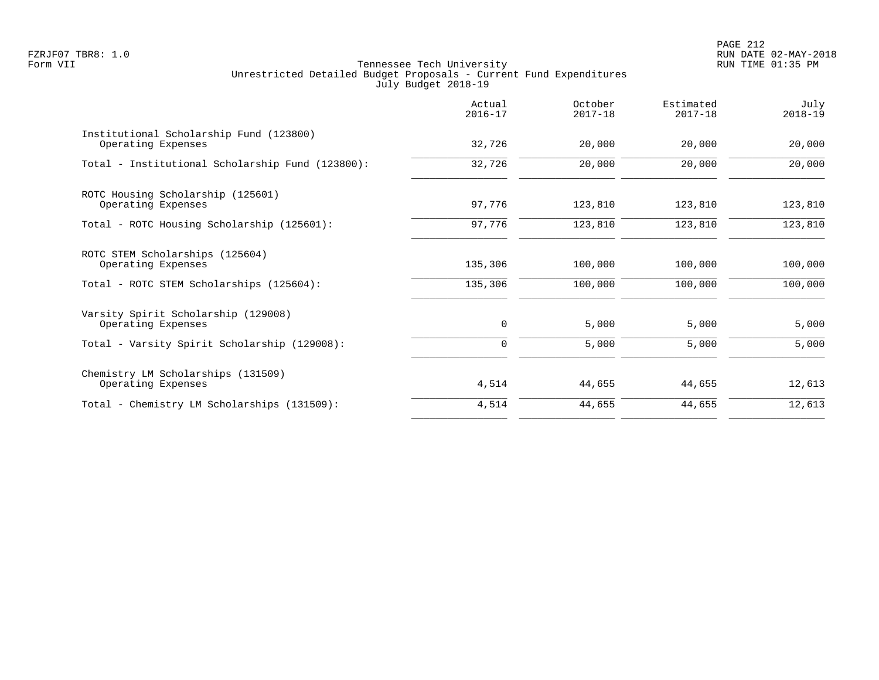Tennessee Tech University
Unrestricted Detailed Budget Proposals - Current Fund Expenditures
July Budget 2018-19

| | Actual 2016-17 | October 2017-18 | Estimated 2017-18 | July 2018-19 |
|---|---|---|---|---|
| Institutional Scholarship Fund (123800) | | | | |
| Operating Expenses | 32,726 | 20,000 | 20,000 | 20,000 |
| Total - Institutional Scholarship Fund (123800): | 32,726 | 20,000 | 20,000 | 20,000 |
| ROTC Housing Scholarship (125601) | | | | |
| Operating Expenses | 97,776 | 123,810 | 123,810 | 123,810 |
| Total - ROTC Housing Scholarship (125601): | 97,776 | 123,810 | 123,810 | 123,810 |
| ROTC STEM Scholarships (125604) | | | | |
| Operating Expenses | 135,306 | 100,000 | 100,000 | 100,000 |
| Total - ROTC STEM Scholarships (125604): | 135,306 | 100,000 | 100,000 | 100,000 |
| Varsity Spirit Scholarship (129008) | | | | |
| Operating Expenses | 0 | 5,000 | 5,000 | 5,000 |
| Total - Varsity Spirit Scholarship (129008): | 0 | 5,000 | 5,000 | 5,000 |
| Chemistry LM Scholarships (131509) | | | | |
| Operating Expenses | 4,514 | 44,655 | 44,655 | 12,613 |
| Total - Chemistry LM Scholarships (131509): | 4,514 | 44,655 | 44,655 | 12,613 |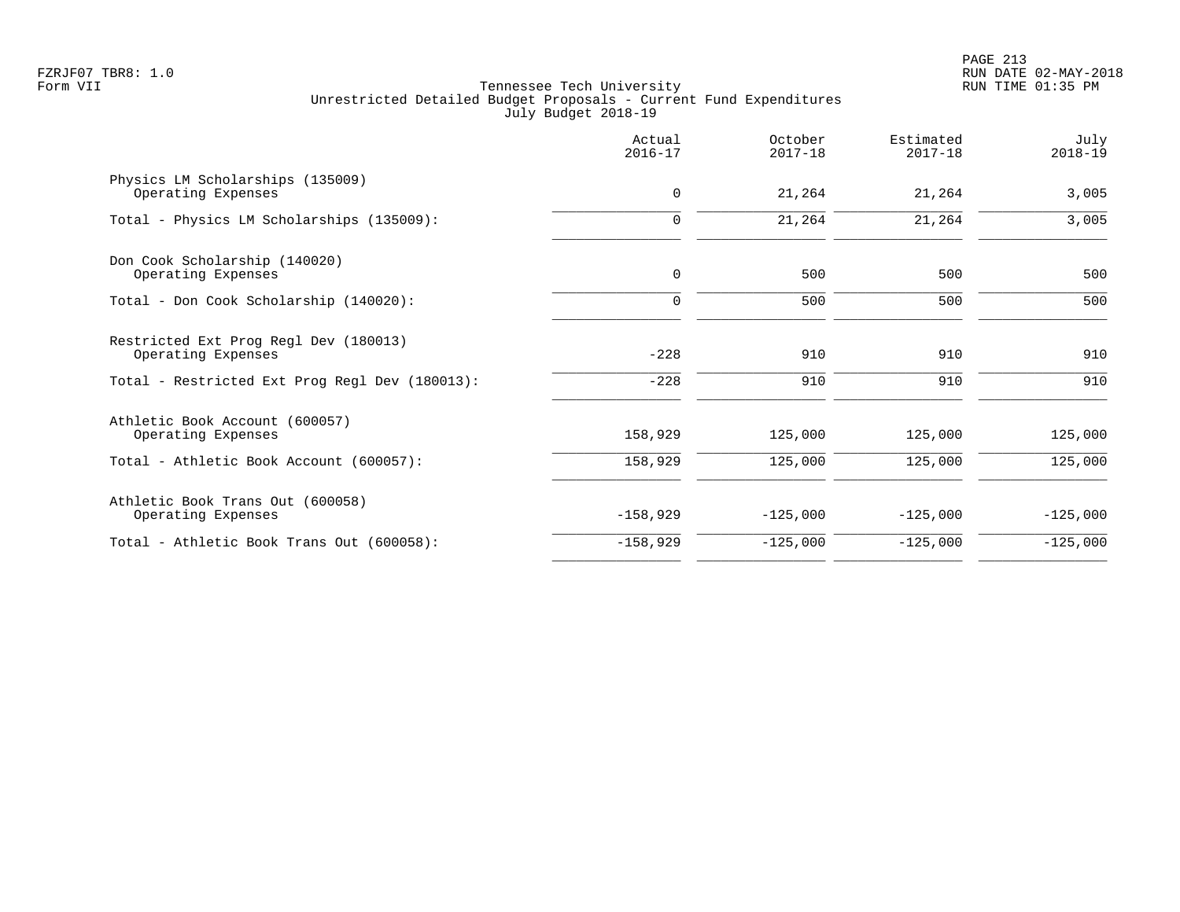Tennessee Tech University
Unrestricted Detailed Budget Proposals - Current Fund Expenditures
July Budget 2018-19

| | Actual 2016-17 | October 2017-18 | Estimated 2017-18 | July 2018-19 |
|---|---|---|---|---|
| Physics LM Scholarships (135009) | | | | |
| Operating Expenses | 0 | 21,264 | 21,264 | 3,005 |
| Total - Physics LM Scholarships (135009): | 0 | 21,264 | 21,264 | 3,005 |
| Don Cook Scholarship (140020) | | | | |
| Operating Expenses | 0 | 500 | 500 | 500 |
| Total - Don Cook Scholarship (140020): | 0 | 500 | 500 | 500 |
| Restricted Ext Prog Regl Dev (180013) | | | | |
| Operating Expenses | -228 | 910 | 910 | 910 |
| Total - Restricted Ext Prog Regl Dev (180013): | -228 | 910 | 910 | 910 |
| Athletic Book Account (600057) | | | | |
| Operating Expenses | 158,929 | 125,000 | 125,000 | 125,000 |
| Total - Athletic Book Account (600057): | 158,929 | 125,000 | 125,000 | 125,000 |
| Athletic Book Trans Out (600058) | | | | |
| Operating Expenses | -158,929 | -125,000 | -125,000 | -125,000 |
| Total - Athletic Book Trans Out (600058): | -158,929 | -125,000 | -125,000 | -125,000 |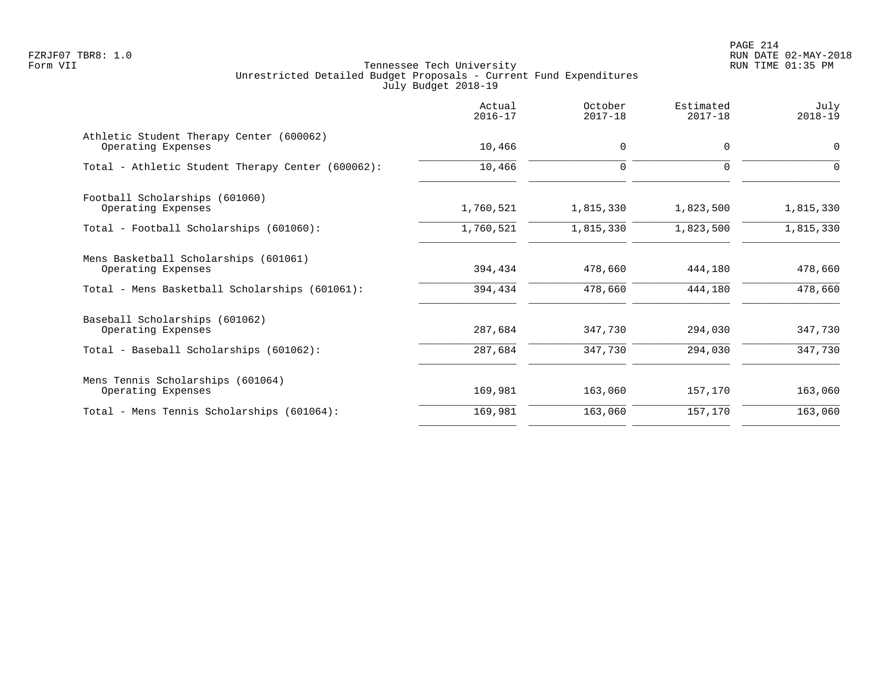Tennessee Tech University
Unrestricted Detailed Budget Proposals - Current Fund Expenditures
July Budget 2018-19

| | Actual 2016-17 | October 2017-18 | Estimated 2017-18 | July 2018-19 |
|---|---|---|---|---|
| Athletic Student Therapy Center (600062) | | | | |
| Operating Expenses | 10,466 | 0 | 0 | 0 |
| Total - Athletic Student Therapy Center (600062): | 10,466 | 0 | 0 | 0 |
| Football Scholarships (601060) | | | | |
| Operating Expenses | 1,760,521 | 1,815,330 | 1,823,500 | 1,815,330 |
| Total - Football Scholarships (601060): | 1,760,521 | 1,815,330 | 1,823,500 | 1,815,330 |
| Mens Basketball Scholarships (601061) | | | | |
| Operating Expenses | 394,434 | 478,660 | 444,180 | 478,660 |
| Total - Mens Basketball Scholarships (601061): | 394,434 | 478,660 | 444,180 | 478,660 |
| Baseball Scholarships (601062) | | | | |
| Operating Expenses | 287,684 | 347,730 | 294,030 | 347,730 |
| Total - Baseball Scholarships (601062): | 287,684 | 347,730 | 294,030 | 347,730 |
| Mens Tennis Scholarships (601064) | | | | |
| Operating Expenses | 169,981 | 163,060 | 157,170 | 163,060 |
| Total - Mens Tennis Scholarships (601064): | 169,981 | 163,060 | 157,170 | 163,060 |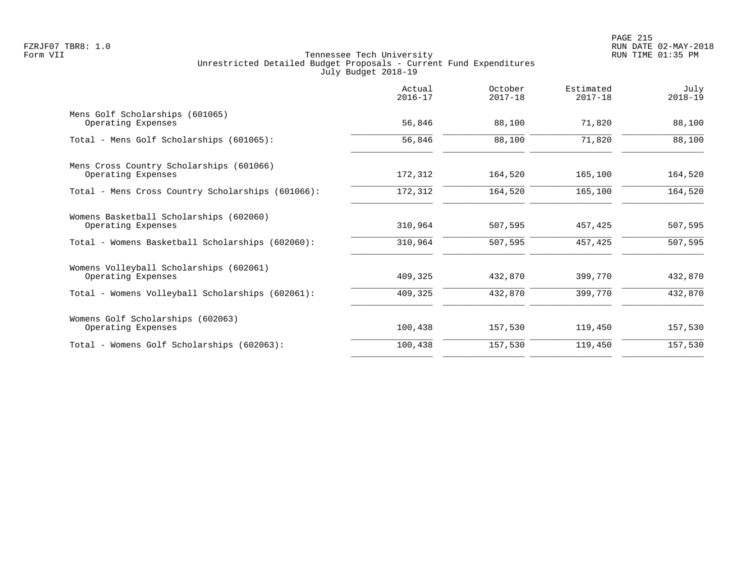Tennessee Tech University
Unrestricted Detailed Budget Proposals - Current Fund Expenditures
July Budget 2018-19

| | Actual 2016-17 | October 2017-18 | Estimated 2017-18 | July 2018-19 |
|---|---|---|---|---|
| Mens Golf Scholarships (601065) | | | | |
| Operating Expenses | 56,846 | 88,100 | 71,820 | 88,100 |
| Total - Mens Golf Scholarships (601065): | 56,846 | 88,100 | 71,820 | 88,100 |
| Mens Cross Country Scholarships (601066) | | | | |
| Operating Expenses | 172,312 | 164,520 | 165,100 | 164,520 |
| Total - Mens Cross Country Scholarships (601066): | 172,312 | 164,520 | 165,100 | 164,520 |
| Womens Basketball Scholarships (602060) | | | | |
| Operating Expenses | 310,964 | 507,595 | 457,425 | 507,595 |
| Total - Womens Basketball Scholarships (602060): | 310,964 | 507,595 | 457,425 | 507,595 |
| Womens Volleyball Scholarships (602061) | | | | |
| Operating Expenses | 409,325 | 432,870 | 399,770 | 432,870 |
| Total - Womens Volleyball Scholarships (602061): | 409,325 | 432,870 | 399,770 | 432,870 |
| Womens Golf Scholarships (602063) | | | | |
| Operating Expenses | 100,438 | 157,530 | 119,450 | 157,530 |
| Total - Womens Golf Scholarships (602063): | 100,438 | 157,530 | 119,450 | 157,530 |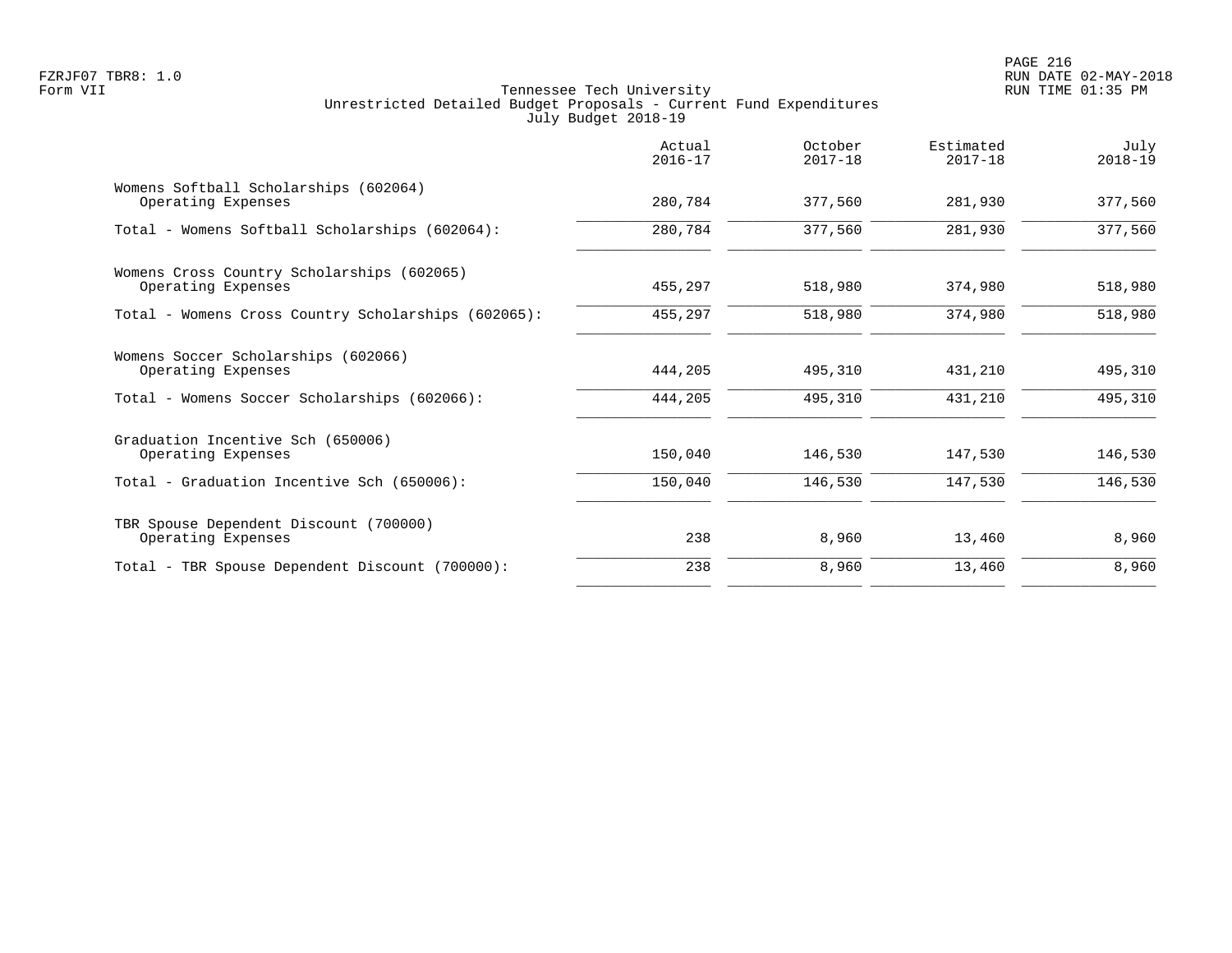Tennessee Tech University
Unrestricted Detailed Budget Proposals - Current Fund Expenditures
July Budget 2018-19

| | Actual 2016-17 | October 2017-18 | Estimated 2017-18 | July 2018-19 |
|---|---|---|---|---|
| Womens Softball Scholarships (602064) | | | | |
| Operating Expenses | 280,784 | 377,560 | 281,930 | 377,560 |
| Total - Womens Softball Scholarships (602064): | 280,784 | 377,560 | 281,930 | 377,560 |
| Womens Cross Country Scholarships (602065) | | | | |
| Operating Expenses | 455,297 | 518,980 | 374,980 | 518,980 |
| Total - Womens Cross Country Scholarships (602065): | 455,297 | 518,980 | 374,980 | 518,980 |
| Womens Soccer Scholarships (602066) | | | | |
| Operating Expenses | 444,205 | 495,310 | 431,210 | 495,310 |
| Total - Womens Soccer Scholarships (602066): | 444,205 | 495,310 | 431,210 | 495,310 |
| Graduation Incentive Sch (650006) | | | | |
| Operating Expenses | 150,040 | 146,530 | 147,530 | 146,530 |
| Total - Graduation Incentive Sch (650006): | 150,040 | 146,530 | 147,530 | 146,530 |
| TBR Spouse Dependent Discount (700000) | | | | |
| Operating Expenses | 238 | 8,960 | 13,460 | 8,960 |
| Total - TBR Spouse Dependent Discount (700000): | 238 | 8,960 | 13,460 | 8,960 |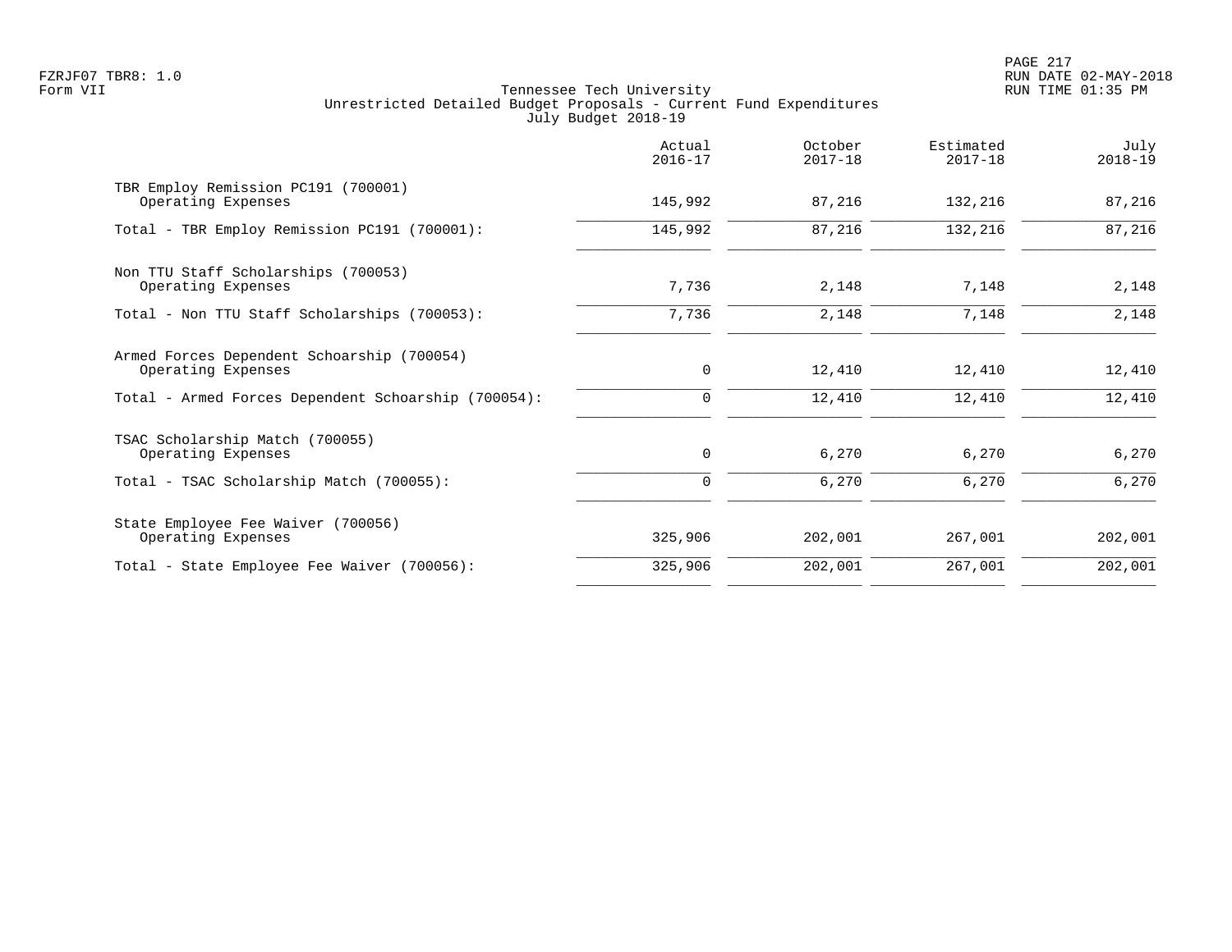FZRJF07 TBR8: 1.0
Form VII

# Tennessee Tech University
## Unrestricted Detailed Budget Proposals - Current Fund Expenditures
### July Budget 2018-19

RUN DATE 02-MAY-2018
RUN TIME 01:35 PM

| | Actual 2016-17 | October 2017-18 | Estimated 2017-18 | July 2018-19 |
|---|---|---|---|---|
| TBR Employ Remission PC191 (700001) | | | | |
| Operating Expenses | 145,992 | 87,216 | 132,216 | 87,216 |
| Total - TBR Employ Remission PC191 (700001): | 145,992 | 87,216 | 132,216 | 87,216 |
| Non TTU Staff Scholarships (700053) | | | | |
| Operating Expenses | 7,736 | 2,148 | 7,148 | 2,148 |
| Total - Non TTU Staff Scholarships (700053): | 7,736 | 2,148 | 7,148 | 2,148 |
| Armed Forces Dependent Schoarship (700054) | | | | |
| Operating Expenses | 0 | 12,410 | 12,410 | 12,410 |
| Total - Armed Forces Dependent Schoarship (700054): | 0 | 12,410 | 12,410 | 12,410 |
| TSAC Scholarship Match (700055) | | | | |
| Operating Expenses | 0 | 6,270 | 6,270 | 6,270 |
| Total - TSAC Scholarship Match (700055): | 0 | 6,270 | 6,270 | 6,270 |
| State Employee Fee Waiver (700056) | | | | |
| Operating Expenses | 325,906 | 202,001 | 267,001 | 202,001 |
| Total - State Employee Fee Waiver (700056): | 325,906 | 202,001 | 267,001 | 202,001 |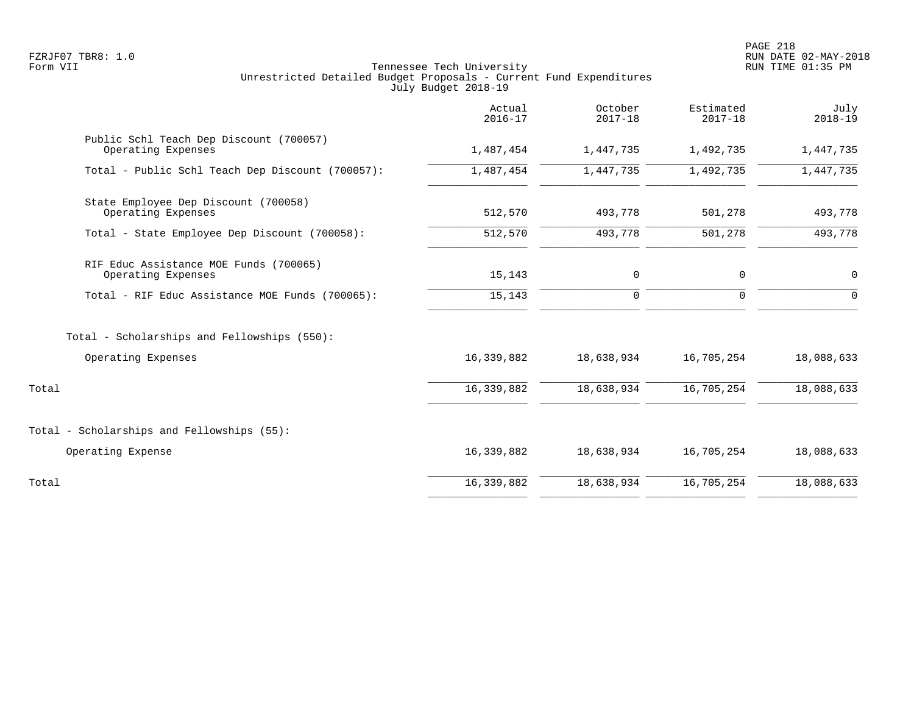Tennessee Tech University
Unrestricted Detailed Budget Proposals - Current Fund Expenditures
July Budget 2018-19

| | Actual 2016-17 | October 2017-18 | Estimated 2017-18 | July 2018-19 |
|---|---|---|---|---|
| Public Schl Teach Dep Discount (700057) | | | | |
| Operating Expenses | 1,487,454 | 1,447,735 | 1,492,735 | 1,447,735 |
| Total - Public Schl Teach Dep Discount (700057): | 1,487,454 | 1,447,735 | 1,492,735 | 1,447,735 |
| State Employee Dep Discount (700058) | | | | |
| Operating Expenses | 512,570 | 493,778 | 501,278 | 493,778 |
| Total - State Employee Dep Discount (700058): | 512,570 | 493,778 | 501,278 | 493,778 |
| RIF Educ Assistance MOE Funds (700065) | | | | |
| Operating Expenses | 15,143 | 0 | 0 | 0 |
| Total - RIF Educ Assistance MOE Funds (700065): | 15,143 | 0 | 0 | 0 |
| Total - Scholarships and Fellowships (550): | | | | |
| Operating Expenses | 16,339,882 | 18,638,934 | 16,705,254 | 18,088,633 |
| Total | 16,339,882 | 18,638,934 | 16,705,254 | 18,088,633 |
| Total - Scholarships and Fellowships (55): | | | | |
| Operating Expense | 16,339,882 | 18,638,934 | 16,705,254 | 18,088,633 |
| Total | 16,339,882 | 18,638,934 | 16,705,254 | 18,088,633 |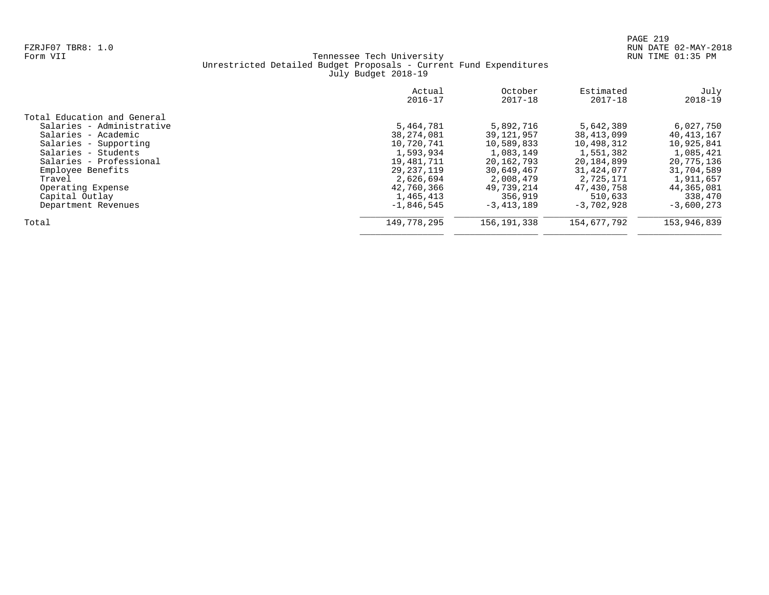FZRJF07 TBR8: 1.0
Form VII

RUN DATE 02-MAY-2018
RUN TIME 01:35 PM

Tennessee Tech University
Unrestricted Detailed Budget Proposals - Current Fund Expenditures
July Budget 2018-19

| | Actual 2016-17 | October 2017-18 | Estimated 2017-18 | July 2018-19 |
|---|---:|---:|---:|---:|
| Total Education and General | | | | |
| Salaries - Administrative | 5,464,781 | 5,892,716 | 5,642,389 | 6,027,750 |
| Salaries - Academic | 38,274,081 | 39,121,957 | 38,413,099 | 40,413,167 |
| Salaries - Supporting | 10,720,741 | 10,589,833 | 10,498,312 | 10,925,841 |
| Salaries - Students | 1,593,934 | 1,083,149 | 1,551,382 | 1,085,421 |
| Salaries - Professional | 19,481,711 | 20,162,793 | 20,184,899 | 20,775,136 |
| Employee Benefits | 29,237,119 | 30,649,467 | 31,424,077 | 31,704,589 |
| Travel | 2,626,694 | 2,008,479 | 2,725,171 | 1,911,657 |
| Operating Expense | 42,760,366 | 49,739,214 | 47,430,758 | 44,365,081 |
| Capital Outlay | 1,465,413 | 356,919 | 510,633 | 338,470 |
| Department Revenues | -1,846,545 | -3,413,189 | -3,702,928 | -3,600,273 |
| Total | 149,778,295 | 156,191,338 | 154,677,792 | 153,946,839 |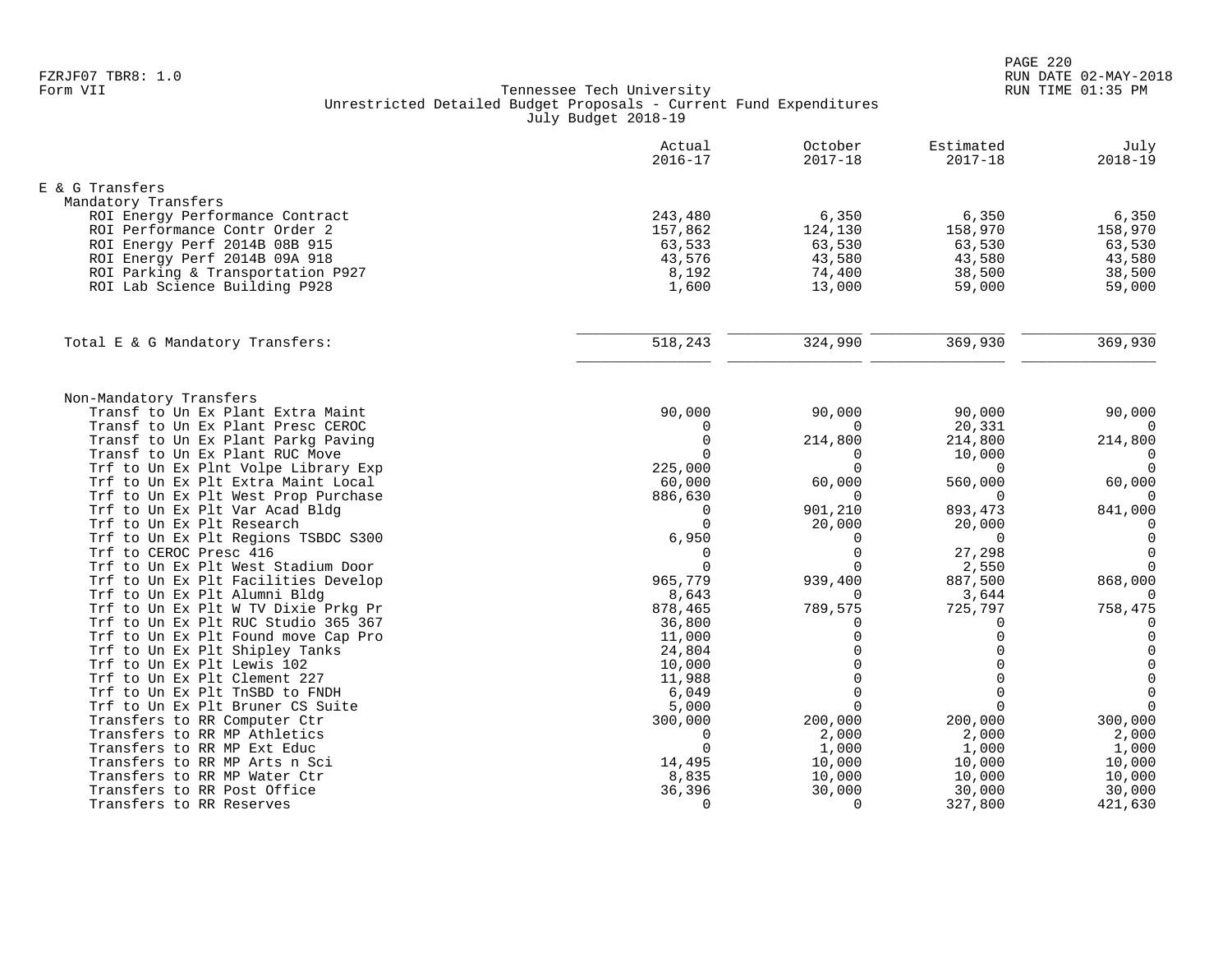FZRJF07 TBR8: 1.0
Form VII

Tennessee Tech University
Unrestricted Detailed Budget Proposals - Current Fund Expenditures
July Budget 2018-19

RUN DATE 02-MAY-2018
RUN TIME 01:35 PM

| | Actual 2016-17 | October 2017-18 | Estimated 2017-18 | July 2018-19 |
|---|---|---|---|---|
| **E & G Transfers** | | | | |
| Mandatory Transfers | | | | |
| ROI Energy Performance Contract | 243,480 | 6,350 | 6,350 | 6,350 |
| ROI Performance Contr Order 2 | 157,862 | 124,130 | 158,970 | 158,970 |
| ROI Energy Perf 2014B 08B 915 | 63,533 | 63,530 | 63,530 | 63,530 |
| ROI Energy Perf 2014B 09A 918 | 43,576 | 43,580 | 43,580 | 43,580 |
| ROI Parking & Transportation P927 | 8,192 | 74,400 | 38,500 | 38,500 |
| ROI Lab Science Building P928 | 1,600 | 13,000 | 59,000 | 59,000 |
| Total E & G Mandatory Transfers: | 518,243 | 324,990 | 369,930 | 369,930 |
| Non-Mandatory Transfers | | | | |
| Transf to Un Ex Plant Extra Maint | 90,000 | 90,000 | 90,000 | 90,000 |
| Transf to Un Ex Plant Presc CEROC | 0 | 0 | 20,331 | 0 |
| Transf to Un Ex Plant Parkg Paving | 0 | 214,800 | 214,800 | 214,800 |
| Transf to Un Ex Plant RUC Move | 0 | 0 | 10,000 | 0 |
| Trf to Un Ex Plnt Volpe Library Exp | 225,000 | 0 | 0 | 0 |
| Trf to Un Ex Plt Extra Maint Local | 60,000 | 60,000 | 560,000 | 60,000 |
| Trf to Un Ex Plt West Prop Purchase | 886,630 | 0 | 0 | 0 |
| Trf to Un Ex Plt Var Acad Bldg | 0 | 901,210 | 893,473 | 841,000 |
| Trf to Un Ex Plt Research | 0 | 20,000 | 20,000 | 0 |
| Trf to Un Ex Plt Regions TSBDC S300 | 6,950 | 0 | 0 | 0 |
| Trf to CEROC Presc 416 | 0 | 0 | 27,298 | 0 |
| Trf to Un Ex Plt West Stadium Door | 0 | 0 | 2,550 | 0 |
| Trf to Un Ex Plt Facilities Develop | 965,779 | 939,400 | 887,500 | 868,000 |
| Trf to Un Ex Plt Alumni Bldg | 8,643 | 0 | 3,644 | 0 |
| Trf to Un Ex Plt W TV Dixie Prkg Pr | 878,465 | 789,575 | 725,797 | 758,475 |
| Trf to Un Ex Plt RUC Studio 365 367 | 36,800 | 0 | 0 | 0 |
| Trf to Un Ex Plt Found move Cap Pro | 11,000 | 0 | 0 | 0 |
| Trf to Un Ex Plt Shipley Tanks | 24,804 | 0 | 0 | 0 |
| Trf to Un Ex Plt Lewis 102 | 10,000 | 0 | 0 | 0 |
| Trf to Un Ex Plt Clement 227 | 11,988 | 0 | 0 | 0 |
| Trf to Un Ex Plt TnSBD to FNDH | 6,049 | 0 | 0 | 0 |
| Trf to Un Ex Plt Bruner CS Suite | 5,000 | 0 | 0 | 0 |
| Transfers to RR Computer Ctr | 300,000 | 200,000 | 200,000 | 300,000 |
| Transfers to RR MP Athletics | 0 | 2,000 | 2,000 | 2,000 |
| Transfers to RR MP Ext Educ | 0 | 1,000 | 1,000 | 1,000 |
| Transfers to RR MP Arts n Sci | 14,495 | 10,000 | 10,000 | 10,000 |
| Transfers to RR MP Water Ctr | 8,835 | 10,000 | 10,000 | 10,000 |
| Transfers to RR Post Office | 36,396 | 30,000 | 30,000 | 30,000 |
| Transfers to RR Reserves | 0 | 0 | 327,800 | 421,630 |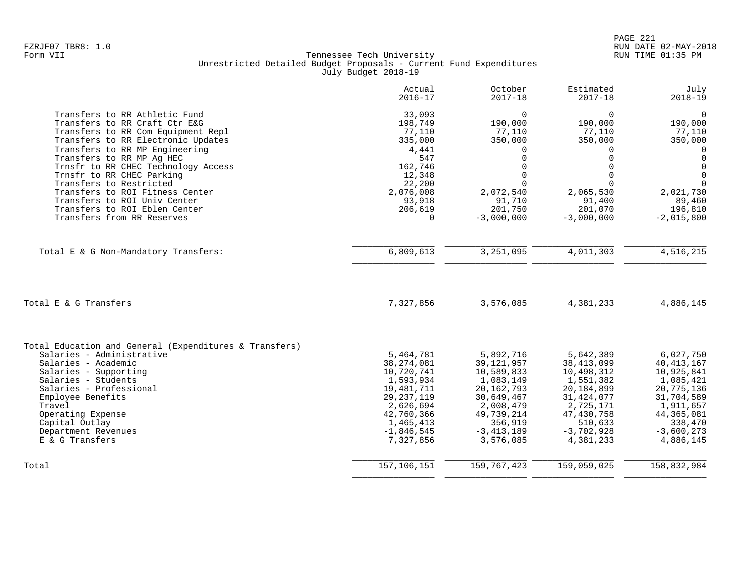Tennessee Tech University
Unrestricted Detailed Budget Proposals - Current Fund Expenditures
July Budget 2018-19

| | Actual 2016-17 | October 2017-18 | Estimated 2017-18 | July 2018-19 |
|---|---|---|---|---|
| Transfers to RR Athletic Fund | 33,093 | 0 | 0 | 0 |
| Transfers to RR Craft Ctr E&G | 198,749 | 190,000 | 190,000 | 190,000 |
| Transfers to RR Com Equipment Repl | 77,110 | 77,110 | 77,110 | 77,110 |
| Transfers to RR Electronic Updates | 335,000 | 350,000 | 350,000 | 350,000 |
| Transfers to RR MP Engineering | 4,441 | 0 | 0 | 0 |
| Transfers to RR MP Ag HEC | 547 | 0 | 0 | 0 |
| Trnsfr to RR CHEC Technology Access | 162,746 | 0 | 0 | 0 |
| Trnsfr to RR CHEC Parking | 12,348 | 0 | 0 | 0 |
| Transfers to Restricted | 22,200 | 0 | 0 | 0 |
| Transfers to ROI Fitness Center | 2,076,008 | 2,072,540 | 2,065,530 | 2,021,730 |
| Transfers to ROI Univ Center | 93,918 | 91,710 | 91,400 | 89,460 |
| Transfers to ROI Eblen Center | 206,619 | 201,750 | 201,070 | 196,810 |
| Transfers from RR Reserves | 0 | -3,000,000 | -3,000,000 | -2,015,800 |
| Total E & G Non-Mandatory Transfers: | 6,809,613 | 3,251,095 | 4,011,303 | 4,516,215 |
| Total E & G Transfers | 7,327,856 | 3,576,085 | 4,381,233 | 4,886,145 |
| Total Education and General (Expenditures & Transfers) | | | | |
| Salaries - Administrative | 5,464,781 | 5,892,716 | 5,642,389 | 6,027,750 |
| Salaries - Academic | 38,274,081 | 39,121,957 | 38,413,099 | 40,413,167 |
| Salaries - Supporting | 10,720,741 | 10,589,833 | 10,498,312 | 10,925,841 |
| Salaries - Students | 1,593,934 | 1,083,149 | 1,551,382 | 1,085,421 |
| Salaries - Professional | 19,481,711 | 20,162,793 | 20,184,899 | 20,775,136 |
| Employee Benefits | 29,237,119 | 30,649,467 | 31,424,077 | 31,704,589 |
| Travel | 2,626,694 | 2,008,479 | 2,725,171 | 1,911,657 |
| Operating Expense | 42,760,366 | 49,739,214 | 47,430,758 | 44,365,081 |
| Capital Outlay | 1,465,413 | 356,919 | 510,633 | 338,470 |
| Department Revenues | -1,846,545 | -3,413,189 | -3,702,928 | -3,600,273 |
| E & G Transfers | 7,327,856 | 3,576,085 | 4,381,233 | 4,886,145 |
| Total | 157,106,151 | 159,767,423 | 159,059,025 | 158,832,984 |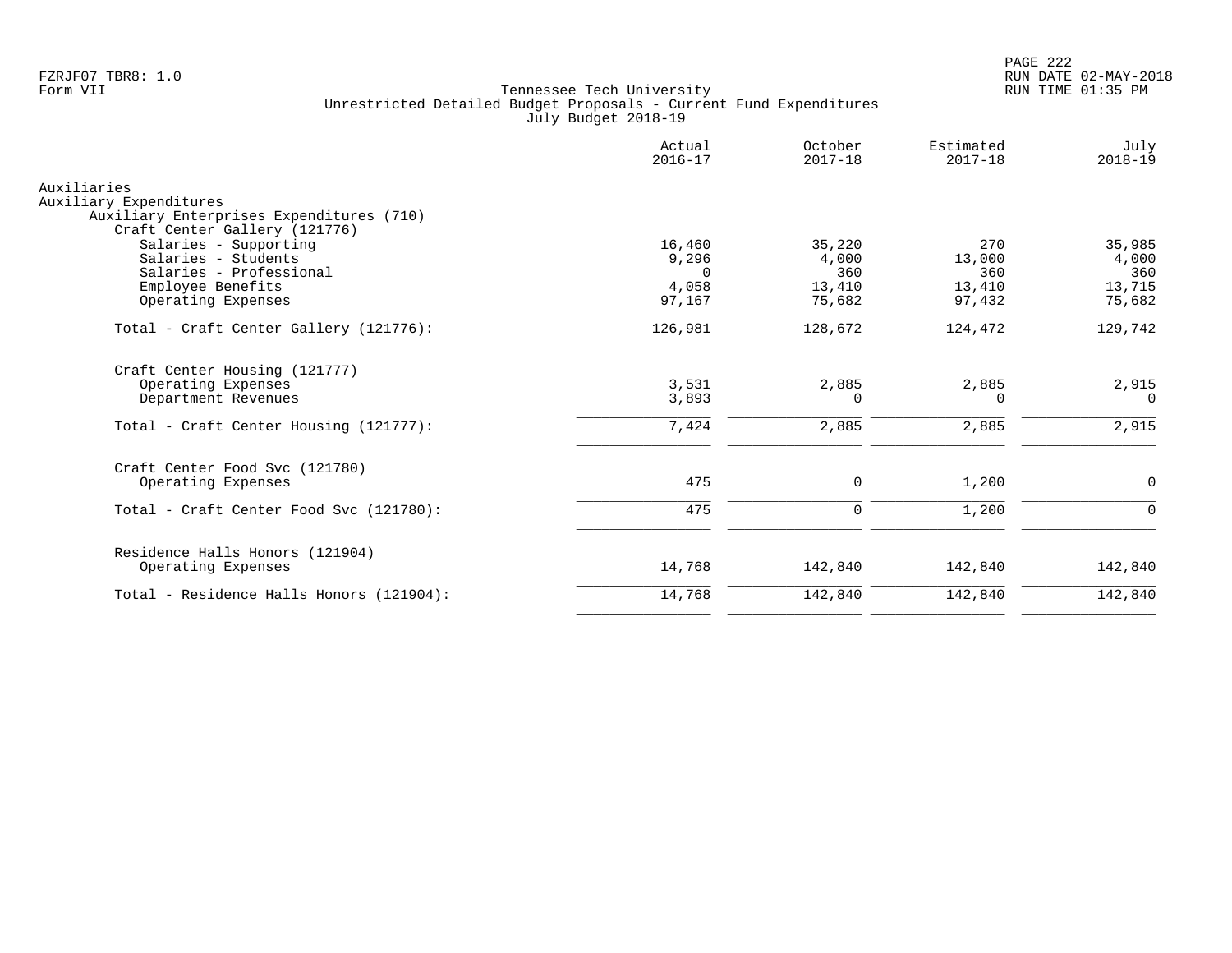Tennessee Tech University
Unrestricted Detailed Budget Proposals - Current Fund Expenditures
July Budget 2018-19

| | Actual 2016-17 | October 2017-18 | Estimated 2017-18 | July 2018-19 |
|---|---|---|---|---|
| Auxiliaries | | | | |
| Auxiliary Expenditures | | | | |
| Auxiliary Enterprises Expenditures (710) | | | | |
| Craft Center Gallery (121776) | | | | |
| Salaries - Supporting | 16,460 | 35,220 | 270 | 35,985 |
| Salaries - Students | 9,296 | 4,000 | 13,000 | 4,000 |
| Salaries - Professional | 0 | 360 | 360 | 360 |
| Employee Benefits | 4,058 | 13,410 | 13,410 | 13,715 |
| Operating Expenses | 97,167 | 75,682 | 97,432 | 75,682 |
| Total - Craft Center Gallery (121776): | 126,981 | 128,672 | 124,472 | 129,742 |
| Craft Center Housing (121777) | | | | |
| Operating Expenses | 3,531 | 2,885 | 2,885 | 2,915 |
| Department Revenues | 3,893 | 0 | 0 | 0 |
| Total - Craft Center Housing (121777): | 7,424 | 2,885 | 2,885 | 2,915 |
| Craft Center Food Svc (121780) | | | | |
| Operating Expenses | 475 | 0 | 1,200 | 0 |
| Total - Craft Center Food Svc (121780): | 475 | 0 | 1,200 | 0 |
| Residence Halls Honors (121904) | | | | |
| Operating Expenses | 14,768 | 142,840 | 142,840 | 142,840 |
| Total - Residence Halls Honors (121904): | 14,768 | 142,840 | 142,840 | 142,840 |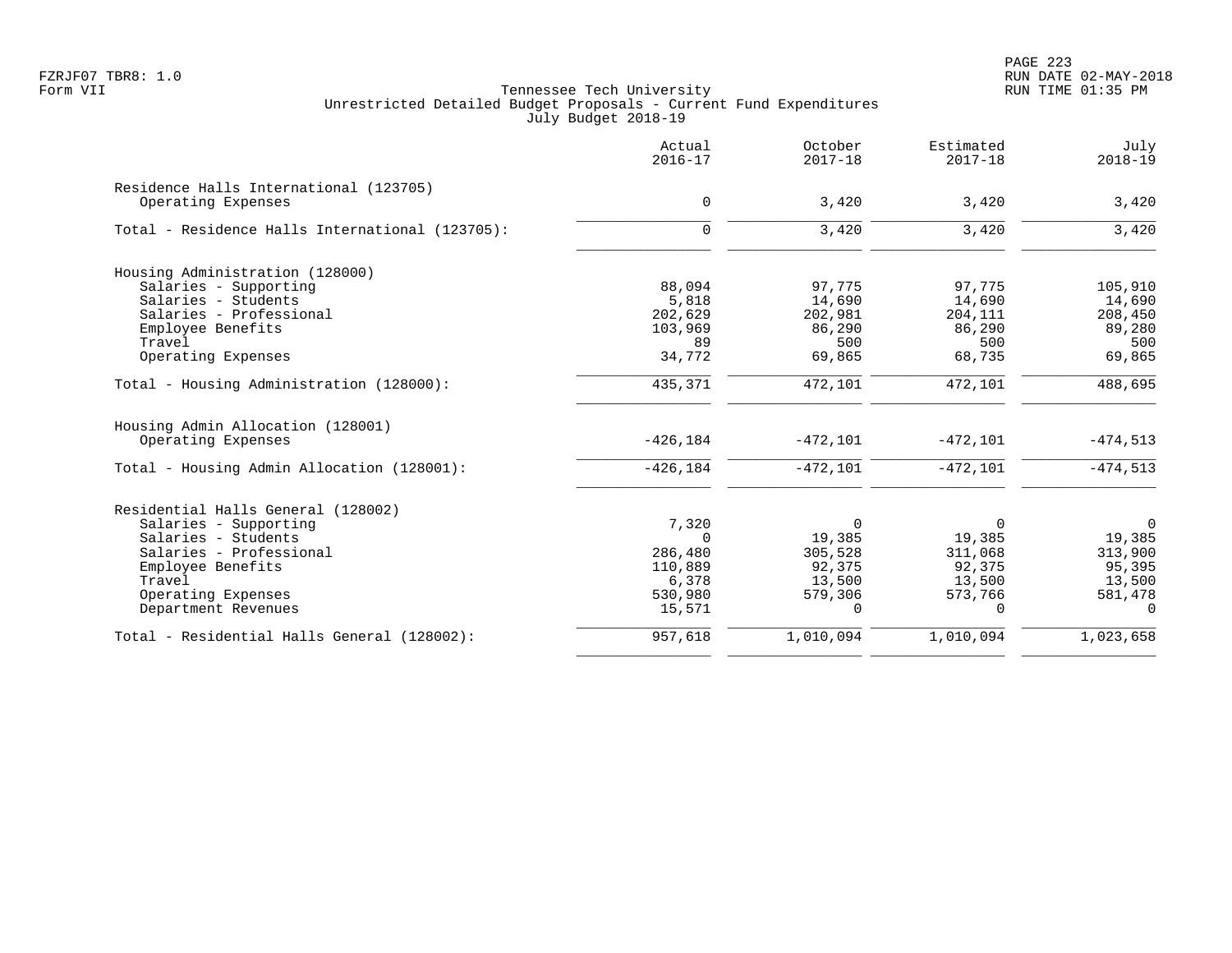Tennessee Tech University
Unrestricted Detailed Budget Proposals - Current Fund Expenditures
July Budget 2018-19

Form VII

| | Actual 2016-17 | October 2017-18 | Estimated 2017-18 | July 2018-19 |
|---|---|---|---|---|
| **Residence Halls International (123705)** | | | | |
| Operating Expenses | 0 | 3,420 | 3,420 | 3,420 |
| Total - Residence Halls International (123705): | 0 | 3,420 | 3,420 | 3,420 |
| **Housing Administration (128000)** | | | | |
| Salaries - Supporting | 88,094 | 97,775 | 97,775 | 105,910 |
| Salaries - Students | 5,818 | 14,690 | 14,690 | 14,690 |
| Salaries - Professional | 202,629 | 202,981 | 204,111 | 208,450 |
| Employee Benefits | 103,969 | 86,290 | 86,290 | 89,280 |
| Travel | 89 | 500 | 500 | 500 |
| Operating Expenses | 34,772 | 69,865 | 68,735 | 69,865 |
| Total - Housing Administration (128000): | 435,371 | 472,101 | 472,101 | 488,695 |
| **Housing Admin Allocation (128001)** | | | | |
| Operating Expenses | -426,184 | -472,101 | -472,101 | -474,513 |
| Total - Housing Admin Allocation (128001): | -426,184 | -472,101 | -472,101 | -474,513 |
| **Residential Halls General (128002)** | | | | |
| Salaries - Supporting | 7,320 | 0 | 0 | 0 |
| Salaries - Students | 0 | 19,385 | 19,385 | 19,385 |
| Salaries - Professional | 286,480 | 305,528 | 311,068 | 313,900 |
| Employee Benefits | 110,889 | 92,375 | 92,375 | 95,395 |
| Travel | 6,378 | 13,500 | 13,500 | 13,500 |
| Operating Expenses | 530,980 | 579,306 | 573,766 | 581,478 |
| Department Revenues | 15,571 | 0 | 0 | 0 |
| Total - Residential Halls General (128002): | 957,618 | 1,010,094 | 1,010,094 | 1,023,658 |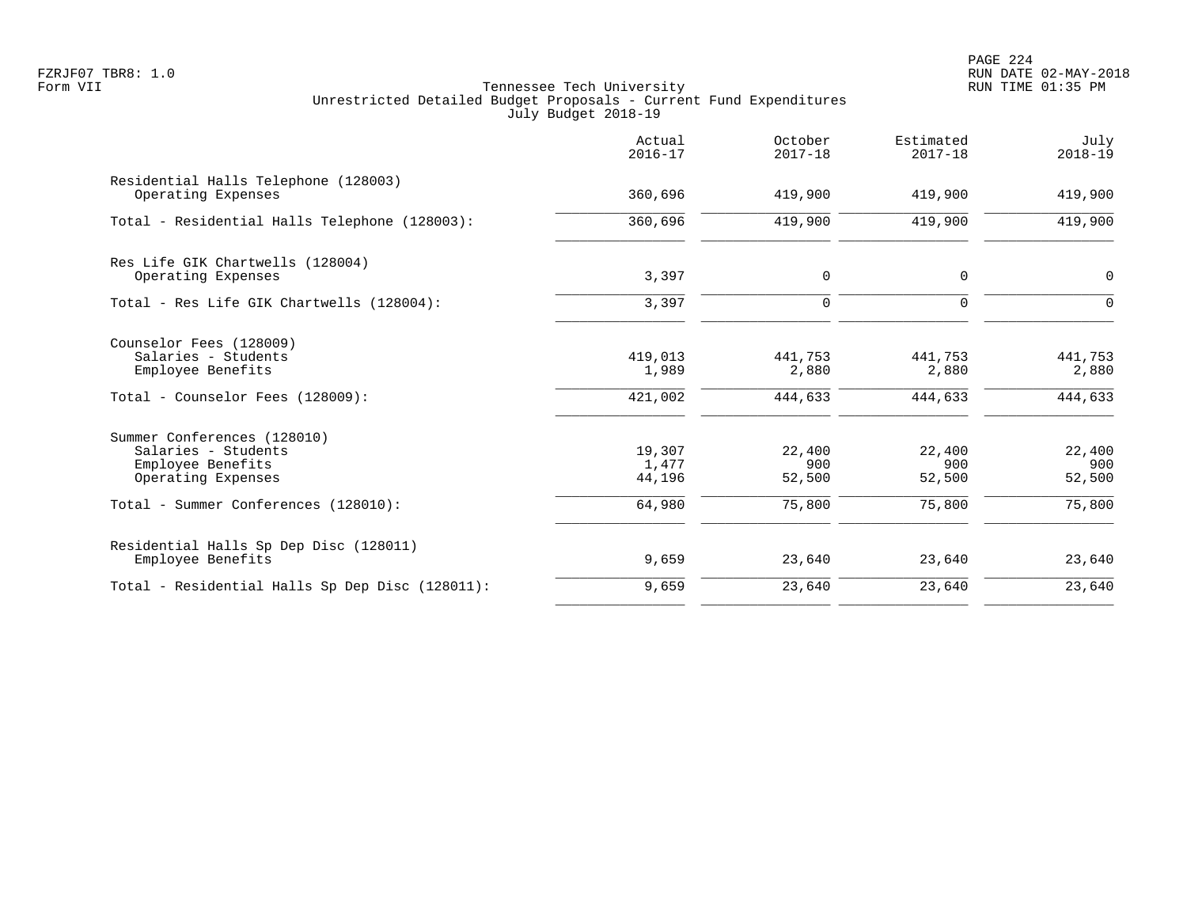Tennessee Tech University
Unrestricted Detailed Budget Proposals - Current Fund Expenditures
July Budget 2018-19

| | Actual 2016-17 | October 2017-18 | Estimated 2017-18 | July 2018-19 |
|---|---|---|---|---|
| Residential Halls Telephone (128003) | | | | |
| Operating Expenses | 360,696 | 419,900 | 419,900 | 419,900 |
| Total - Residential Halls Telephone (128003): | 360,696 | 419,900 | 419,900 | 419,900 |
| Res Life GIK Chartwells (128004) | | | | |
| Operating Expenses | 3,397 | 0 | 0 | 0 |
| Total - Res Life GIK Chartwells (128004): | 3,397 | 0 | 0 | 0 |
| Counselor Fees (128009) | | | | |
| Salaries - Students | 419,013 | 441,753 | 441,753 | 441,753 |
| Employee Benefits | 1,989 | 2,880 | 2,880 | 2,880 |
| Total - Counselor Fees (128009): | 421,002 | 444,633 | 444,633 | 444,633 |
| Summer Conferences (128010) | | | | |
| Salaries - Students | 19,307 | 22,400 | 22,400 | 22,400 |
| Employee Benefits | 1,477 | 900 | 900 | 900 |
| Operating Expenses | 44,196 | 52,500 | 52,500 | 52,500 |
| Total - Summer Conferences (128010): | 64,980 | 75,800 | 75,800 | 75,800 |
| Residential Halls Sp Dep Disc (128011) | | | | |
| Employee Benefits | 9,659 | 23,640 | 23,640 | 23,640 |
| Total - Residential Halls Sp Dep Disc (128011): | 9,659 | 23,640 | 23,640 | 23,640 |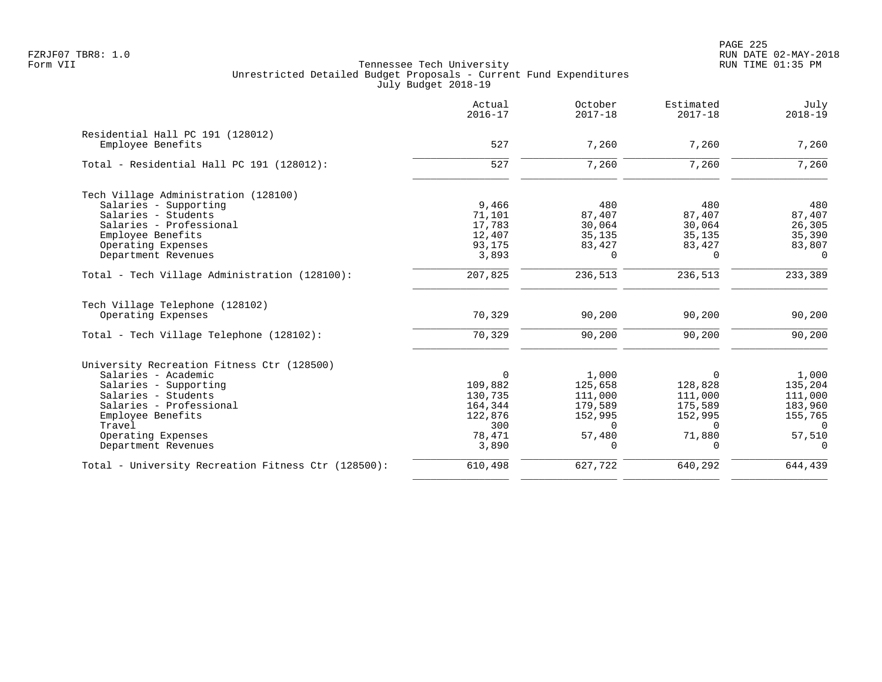FZRJF07 TBR8: 1.0
Form VII

Tennessee Tech University
Unrestricted Detailed Budget Proposals - Current Fund Expenditures
July Budget 2018-19

RUN DATE 02-MAY-2018
RUN TIME 01:35 PM

| | Actual 2016-17 | October 2017-18 | Estimated 2017-18 | July 2018-19 |
|---|---|---|---|---|
| Residential Hall PC 191 (128012) | | | | |
| Employee Benefits | 527 | 7,260 | 7,260 | 7,260 |
| Total - Residential Hall PC 191 (128012): | 527 | 7,260 | 7,260 | 7,260 |
| Tech Village Administration (128100) | | | | |
| Salaries - Supporting | 9,466 | 480 | 480 | 480 |
| Salaries - Students | 71,101 | 87,407 | 87,407 | 87,407 |
| Salaries - Professional | 17,783 | 30,064 | 30,064 | 26,305 |
| Employee Benefits | 12,407 | 35,135 | 35,135 | 35,390 |
| Operating Expenses | 93,175 | 83,427 | 83,427 | 83,807 |
| Department Revenues | 3,893 | 0 | 0 | 0 |
| Total - Tech Village Administration (128100): | 207,825 | 236,513 | 236,513 | 233,389 |
| Tech Village Telephone (128102) | | | | |
| Operating Expenses | 70,329 | 90,200 | 90,200 | 90,200 |
| Total - Tech Village Telephone (128102): | 70,329 | 90,200 | 90,200 | 90,200 |
| University Recreation Fitness Ctr (128500) | | | | |
| Salaries - Academic | 0 | 1,000 | 0 | 1,000 |
| Salaries - Supporting | 109,882 | 125,658 | 128,828 | 135,204 |
| Salaries - Students | 130,735 | 111,000 | 111,000 | 111,000 |
| Salaries - Professional | 164,344 | 179,589 | 175,589 | 183,960 |
| Employee Benefits | 122,876 | 152,995 | 152,995 | 155,765 |
| Travel | 300 | 0 | 0 | 0 |
| Operating Expenses | 78,471 | 57,480 | 71,880 | 57,510 |
| Department Revenues | 3,890 | 0 | 0 | 0 |
| Total - University Recreation Fitness Ctr (128500): | 610,498 | 627,722 | 640,292 | 644,439 |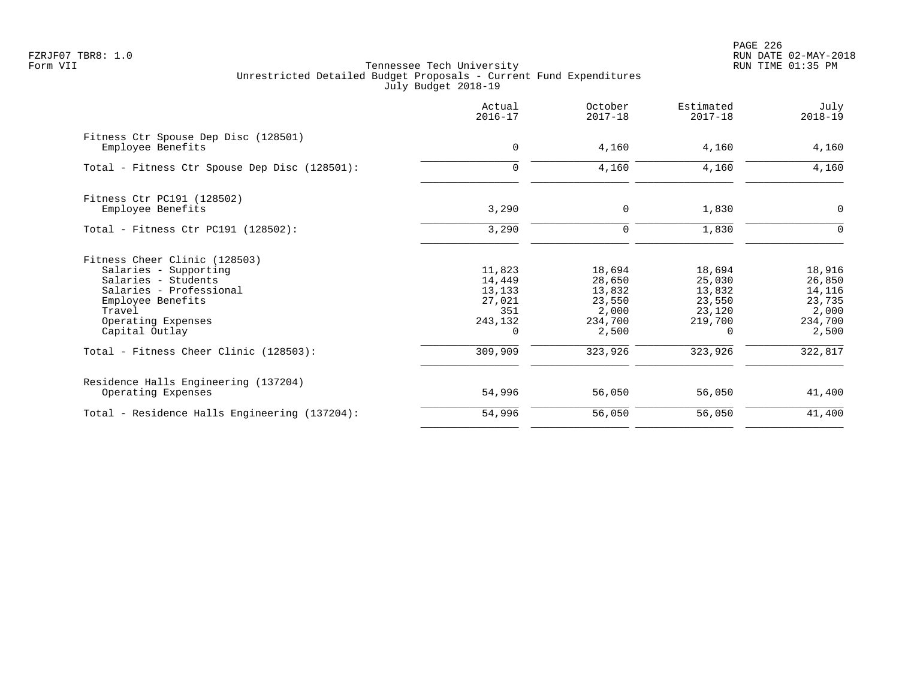Tennessee Tech University
Unrestricted Detailed Budget Proposals - Current Fund Expenditures
July Budget 2018-19

| | Actual 2016-17 | October 2017-18 | Estimated 2017-18 | July 2018-19 |
|---|---|---|---|---|
| **Fitness Ctr Spouse Dep Disc (128501)** | | | | |
| Employee Benefits | 0 | 4,160 | 4,160 | 4,160 |
| Total - Fitness Ctr Spouse Dep Disc (128501): | 0 | 4,160 | 4,160 | 4,160 |
| **Fitness Ctr PC191 (128502)** | | | | |
| Employee Benefits | 3,290 | 0 | 1,830 | 0 |
| Total - Fitness Ctr PC191 (128502): | 3,290 | 0 | 1,830 | 0 |
| **Fitness Cheer Clinic (128503)** | | | | |
| Salaries - Supporting | 11,823 | 18,694 | 18,694 | 18,916 |
| Salaries - Students | 14,449 | 28,650 | 25,030 | 26,850 |
| Salaries - Professional | 13,133 | 13,832 | 13,832 | 14,116 |
| Employee Benefits | 27,021 | 23,550 | 23,550 | 23,735 |
| Travel | 351 | 2,000 | 23,120 | 2,000 |
| Operating Expenses | 243,132 | 234,700 | 219,700 | 234,700 |
| Capital Outlay | 0 | 2,500 | 0 | 2,500 |
| Total - Fitness Cheer Clinic (128503): | 309,909 | 323,926 | 323,926 | 322,817 |
| **Residence Halls Engineering (137204)** | | | | |
| Operating Expenses | 54,996 | 56,050 | 56,050 | 41,400 |
| Total - Residence Halls Engineering (137204): | 54,996 | 56,050 | 56,050 | 41,400 |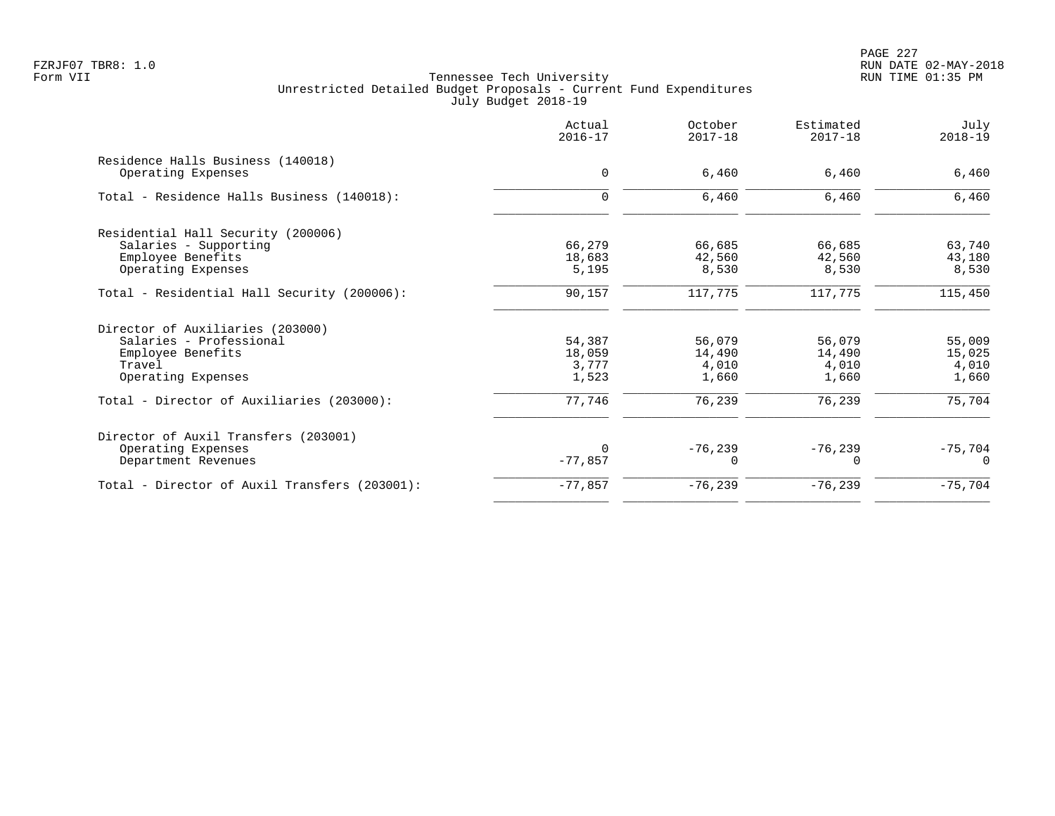Tennessee Tech University
Unrestricted Detailed Budget Proposals - Current Fund Expenditures
July Budget 2018-19

| | Actual 2016-17 | October 2017-18 | Estimated 2017-18 | July 2018-19 |
|---|---|---|---|---|
| **Residence Halls Business (140018)** | | | | |
| Operating Expenses | 0 | 6,460 | 6,460 | 6,460 |
| Total - Residence Halls Business (140018): | 0 | 6,460 | 6,460 | 6,460 |
| **Residential Hall Security (200006)** | | | | |
| Salaries - Supporting | 66,279 | 66,685 | 66,685 | 63,740 |
| Employee Benefits | 18,683 | 42,560 | 42,560 | 43,180 |
| Operating Expenses | 5,195 | 8,530 | 8,530 | 8,530 |
| Total - Residential Hall Security (200006): | 90,157 | 117,775 | 117,775 | 115,450 |
| **Director of Auxiliaries (203000)** | | | | |
| Salaries - Professional | 54,387 | 56,079 | 56,079 | 55,009 |
| Employee Benefits | 18,059 | 14,490 | 14,490 | 15,025 |
| Travel | 3,777 | 4,010 | 4,010 | 4,010 |
| Operating Expenses | 1,523 | 1,660 | 1,660 | 1,660 |
| Total - Director of Auxiliaries (203000): | 77,746 | 76,239 | 76,239 | 75,704 |
| **Director of Auxil Transfers (203001)** | | | | |
| Operating Expenses | 0 | -76,239 | -76,239 | -75,704 |
| Department Revenues | -77,857 | 0 | 0 | 0 |
| Total - Director of Auxil Transfers (203001): | -77,857 | -76,239 | -76,239 | -75,704 |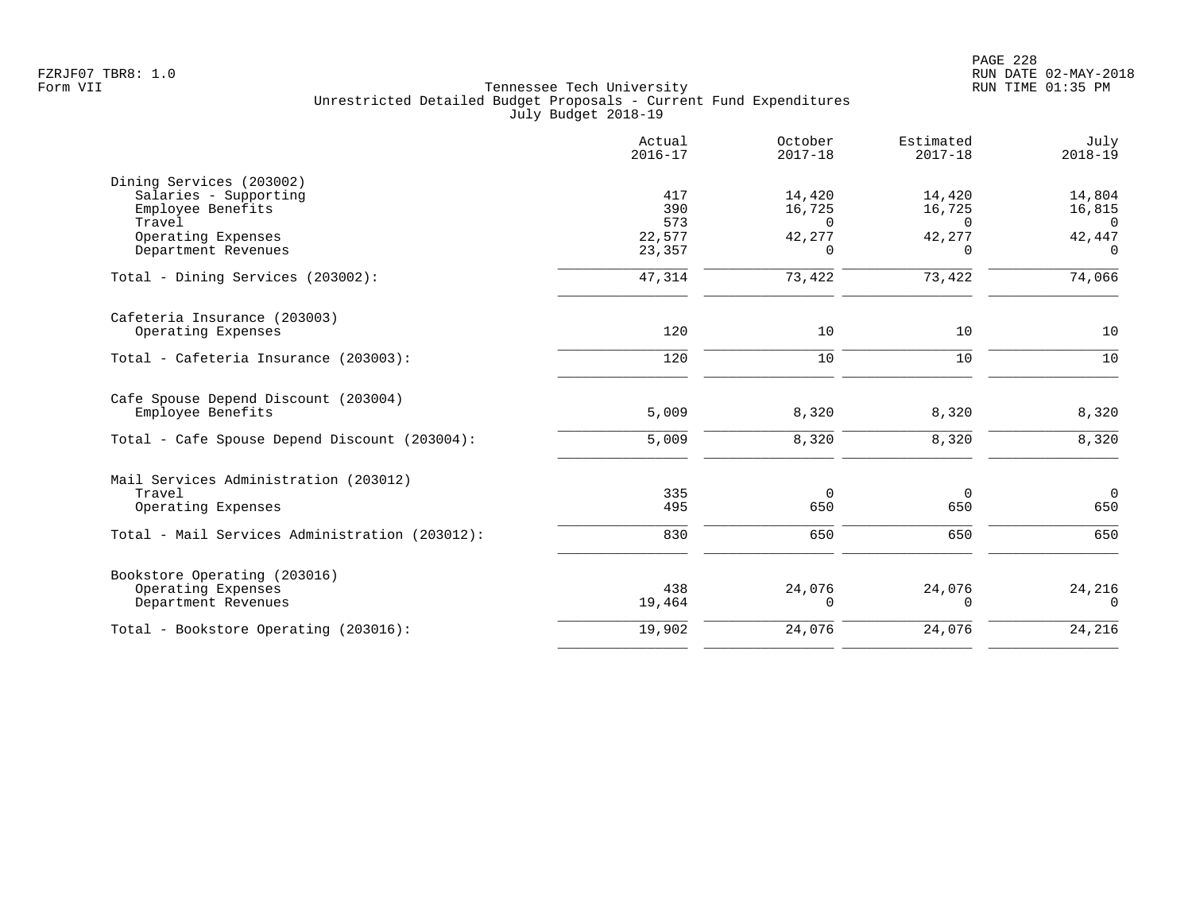Tennessee Tech University
Unrestricted Detailed Budget Proposals - Current Fund Expenditures
July Budget 2018-19

Form VII

| | Actual 2016-17 | October 2017-18 | Estimated 2017-18 | July 2018-19 |
|---|---|---|---|---|
| Dining Services (203002) | | | | |
| Salaries - Supporting | 417 | 14,420 | 14,420 | 14,804 |
| Employee Benefits | 390 | 16,725 | 16,725 | 16,815 |
| Travel | 573 | 0 | 0 | 0 |
| Operating Expenses | 22,577 | 42,277 | 42,277 | 42,447 |
| Department Revenues | 23,357 | 0 | 0 | 0 |
| Total - Dining Services (203002): | 47,314 | 73,422 | 73,422 | 74,066 |
| Cafeteria Insurance (203003) | | | | |
| Operating Expenses | 120 | 10 | 10 | 10 |
| Total - Cafeteria Insurance (203003): | 120 | 10 | 10 | 10 |
| Cafe Spouse Depend Discount (203004) | | | | |
| Employee Benefits | 5,009 | 8,320 | 8,320 | 8,320 |
| Total - Cafe Spouse Depend Discount (203004): | 5,009 | 8,320 | 8,320 | 8,320 |
| Mail Services Administration (203012) | | | | |
| Travel | 335 | 0 | 0 | 0 |
| Operating Expenses | 495 | 650 | 650 | 650 |
| Total - Mail Services Administration (203012): | 830 | 650 | 650 | 650 |
| Bookstore Operating (203016) | | | | |
| Operating Expenses | 438 | 24,076 | 24,076 | 24,216 |
| Department Revenues | 19,464 | 0 | 0 | 0 |
| Total - Bookstore Operating (203016): | 19,902 | 24,076 | 24,076 | 24,216 |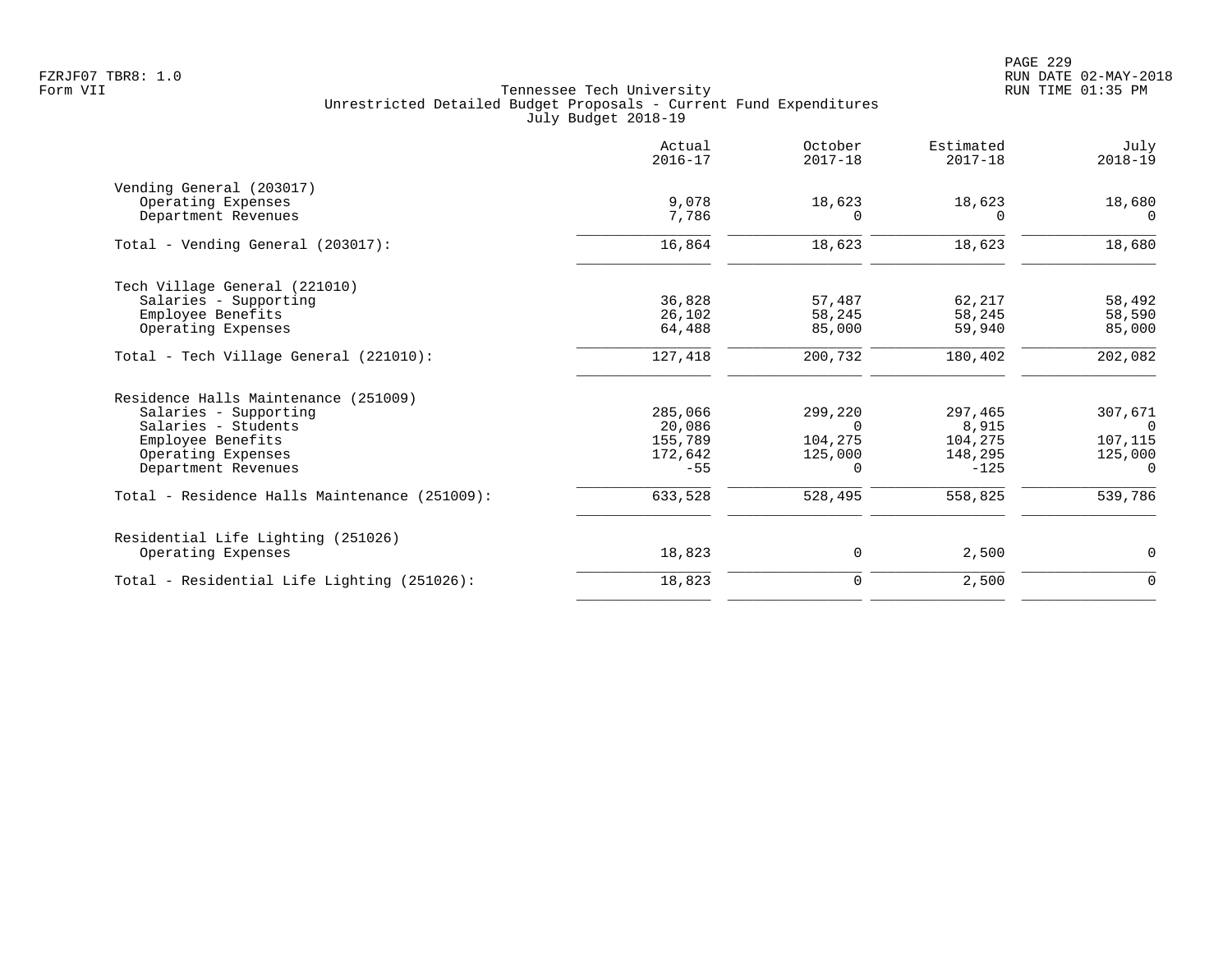Tennessee Tech University
Unrestricted Detailed Budget Proposals - Current Fund Expenditures
July Budget 2018-19

Form VII

| | Actual 2016-17 | October 2017-18 | Estimated 2017-18 | July 2018-19 |
|---|---|---|---|---|
| **Vending General (203017)** | | | | |
| Operating Expenses | 9,078 | 18,623 | 18,623 | 18,680 |
| Department Revenues | 7,786 | 0 | 0 | 0 |
| Total - Vending General (203017): | 16,864 | 18,623 | 18,623 | 18,680 |
| **Tech Village General (221010)** | | | | |
| Salaries - Supporting | 36,828 | 57,487 | 62,217 | 58,492 |
| Employee Benefits | 26,102 | 58,245 | 58,245 | 58,590 |
| Operating Expenses | 64,488 | 85,000 | 59,940 | 85,000 |
| Total - Tech Village General (221010): | 127,418 | 200,732 | 180,402 | 202,082 |
| **Residence Halls Maintenance (251009)** | | | | |
| Salaries - Supporting | 285,066 | 299,220 | 297,465 | 307,671 |
| Salaries - Students | 20,086 | 0 | 8,915 | 0 |
| Employee Benefits | 155,789 | 104,275 | 104,275 | 107,115 |
| Operating Expenses | 172,642 | 125,000 | 148,295 | 125,000 |
| Department Revenues | -55 | 0 | -125 | 0 |
| Total - Residence Halls Maintenance (251009): | 633,528 | 528,495 | 558,825 | 539,786 |
| **Residential Life Lighting (251026)** | | | | |
| Operating Expenses | 18,823 | 0 | 2,500 | 0 |
| Total - Residential Life Lighting (251026): | 18,823 | 0 | 2,500 | 0 |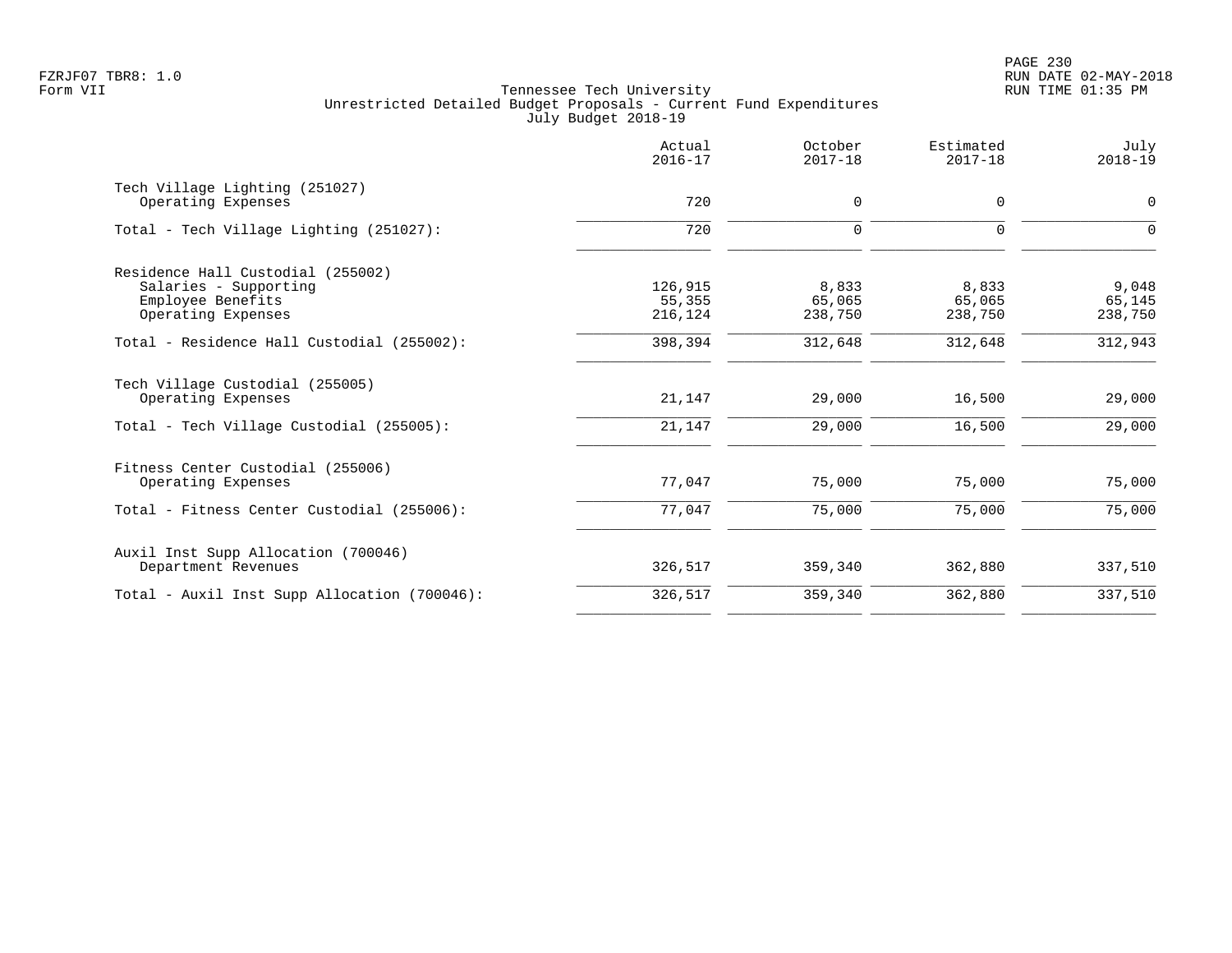Tennessee Tech University
Unrestricted Detailed Budget Proposals - Current Fund Expenditures
July Budget 2018-19

| | Actual 2016-17 | October 2017-18 | Estimated 2017-18 | July 2018-19 |
|---|---|---|---|---|
| **Tech Village Lighting (251027)** | | | | |
| Operating Expenses | 720 | 0 | 0 | 0 |
| Total - Tech Village Lighting (251027): | 720 | 0 | 0 | 0 |
| **Residence Hall Custodial (255002)** | | | | |
| Salaries - Supporting | 126,915 | 8,833 | 8,833 | 9,048 |
| Employee Benefits | 55,355 | 65,065 | 65,065 | 65,145 |
| Operating Expenses | 216,124 | 238,750 | 238,750 | 238,750 |
| Total - Residence Hall Custodial (255002): | 398,394 | 312,648 | 312,648 | 312,943 |
| **Tech Village Custodial (255005)** | | | | |
| Operating Expenses | 21,147 | 29,000 | 16,500 | 29,000 |
| Total - Tech Village Custodial (255005): | 21,147 | 29,000 | 16,500 | 29,000 |
| **Fitness Center Custodial (255006)** | | | | |
| Operating Expenses | 77,047 | 75,000 | 75,000 | 75,000 |
| Total - Fitness Center Custodial (255006): | 77,047 | 75,000 | 75,000 | 75,000 |
| **Auxil Inst Supp Allocation (700046)** | | | | |
| Department Revenues | 326,517 | 359,340 | 362,880 | 337,510 |
| Total - Auxil Inst Supp Allocation (700046): | 326,517 | 359,340 | 362,880 | 337,510 |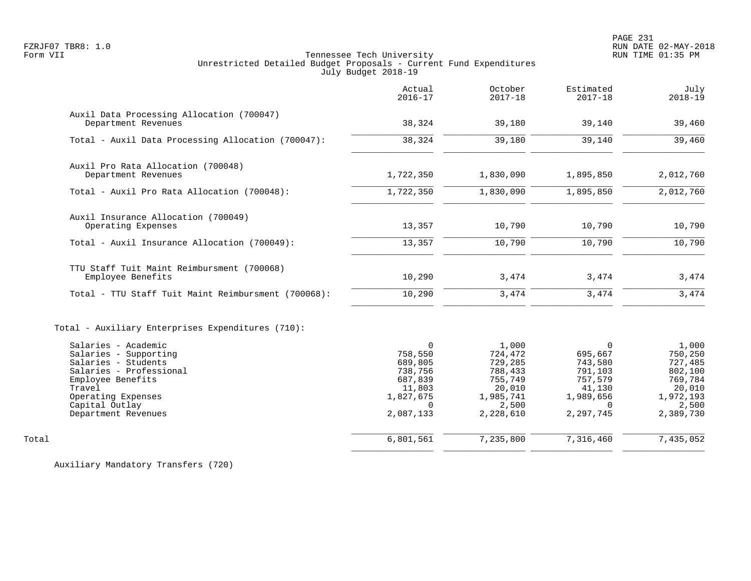Tennessee Tech University
Unrestricted Detailed Budget Proposals - Current Fund Expenditures
July Budget 2018-19

| | Actual 2016-17 | October 2017-18 | Estimated 2017-18 | July 2018-19 |
|---|---|---|---|---|
| Auxil Data Processing Allocation (700047) | | | | |
| Department Revenues | 38,324 | 39,180 | 39,140 | 39,460 |
| Total - Auxil Data Processing Allocation (700047): | 38,324 | 39,180 | 39,140 | 39,460 |
| Auxil Pro Rata Allocation (700048) | | | | |
| Department Revenues | 1,722,350 | 1,830,090 | 1,895,850 | 2,012,760 |
| Total - Auxil Pro Rata Allocation (700048): | 1,722,350 | 1,830,090 | 1,895,850 | 2,012,760 |
| Auxil Insurance Allocation (700049) | | | | |
| Operating Expenses | 13,357 | 10,790 | 10,790 | 10,790 |
| Total - Auxil Insurance Allocation (700049): | 13,357 | 10,790 | 10,790 | 10,790 |
| TTU Staff Tuit Maint Reimbursment (700068) | | | | |
| Employee Benefits | 10,290 | 3,474 | 3,474 | 3,474 |
| Total - TTU Staff Tuit Maint Reimbursment (700068): | 10,290 | 3,474 | 3,474 | 3,474 |
| Total - Auxiliary Enterprises Expenditures (710): | | | | |
| Salaries - Academic | 0 | 1,000 | 0 | 1,000 |
| Salaries - Supporting | 758,550 | 724,472 | 695,667 | 750,250 |
| Salaries - Students | 689,805 | 729,285 | 743,580 | 727,485 |
| Salaries - Professional | 738,756 | 788,433 | 791,103 | 802,100 |
| Employee Benefits | 687,839 | 755,749 | 757,579 | 769,784 |
| Travel | 11,803 | 20,010 | 41,130 | 20,010 |
| Operating Expenses | 1,827,675 | 1,985,741 | 1,989,656 | 1,972,193 |
| Capital Outlay | 0 | 2,500 | 0 | 2,500 |
| Department Revenues | 2,087,133 | 2,228,610 | 2,297,745 | 2,389,730 |
| Total | 6,801,561 | 7,235,800 | 7,316,460 | 7,435,052 |

Auxiliary Mandatory Transfers (720)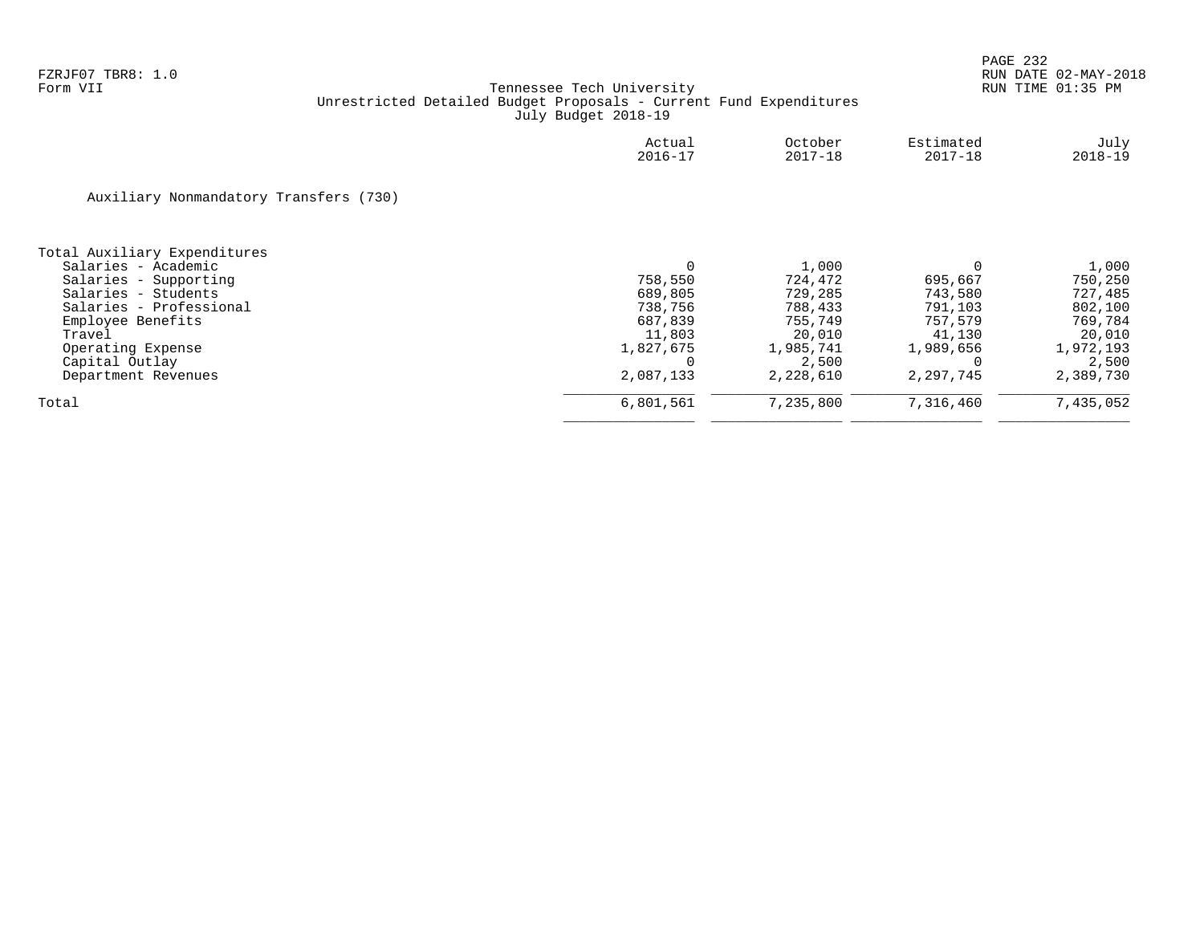Tennessee Tech University
Unrestricted Detailed Budget Proposals - Current Fund Expenditures
July Budget 2018-19

Form VII

Auxiliary Nonmandatory Transfers (730)

| | Actual 2016-17 | October 2017-18 | Estimated 2017-18 | July 2018-19 |
|---|---|---|---|---|
| **Total Auxiliary Expenditures** | | | | |
| Salaries - Academic | 0 | 1,000 | 0 | 1,000 |
| Salaries - Supporting | 758,550 | 724,472 | 695,667 | 750,250 |
| Salaries - Students | 689,805 | 729,285 | 743,580 | 727,485 |
| Salaries - Professional | 738,756 | 788,433 | 791,103 | 802,100 |
| Employee Benefits | 687,839 | 755,749 | 757,579 | 769,784 |
| Travel | 11,803 | 20,010 | 41,130 | 20,010 |
| Operating Expense | 1,827,675 | 1,985,741 | 1,989,656 | 1,972,193 |
| Capital Outlay | 0 | 2,500 | 0 | 2,500 |
| Department Revenues | 2,087,133 | 2,228,610 | 2,297,745 | 2,389,730 |
| Total | 6,801,561 | 7,235,800 | 7,316,460 | 7,435,052 |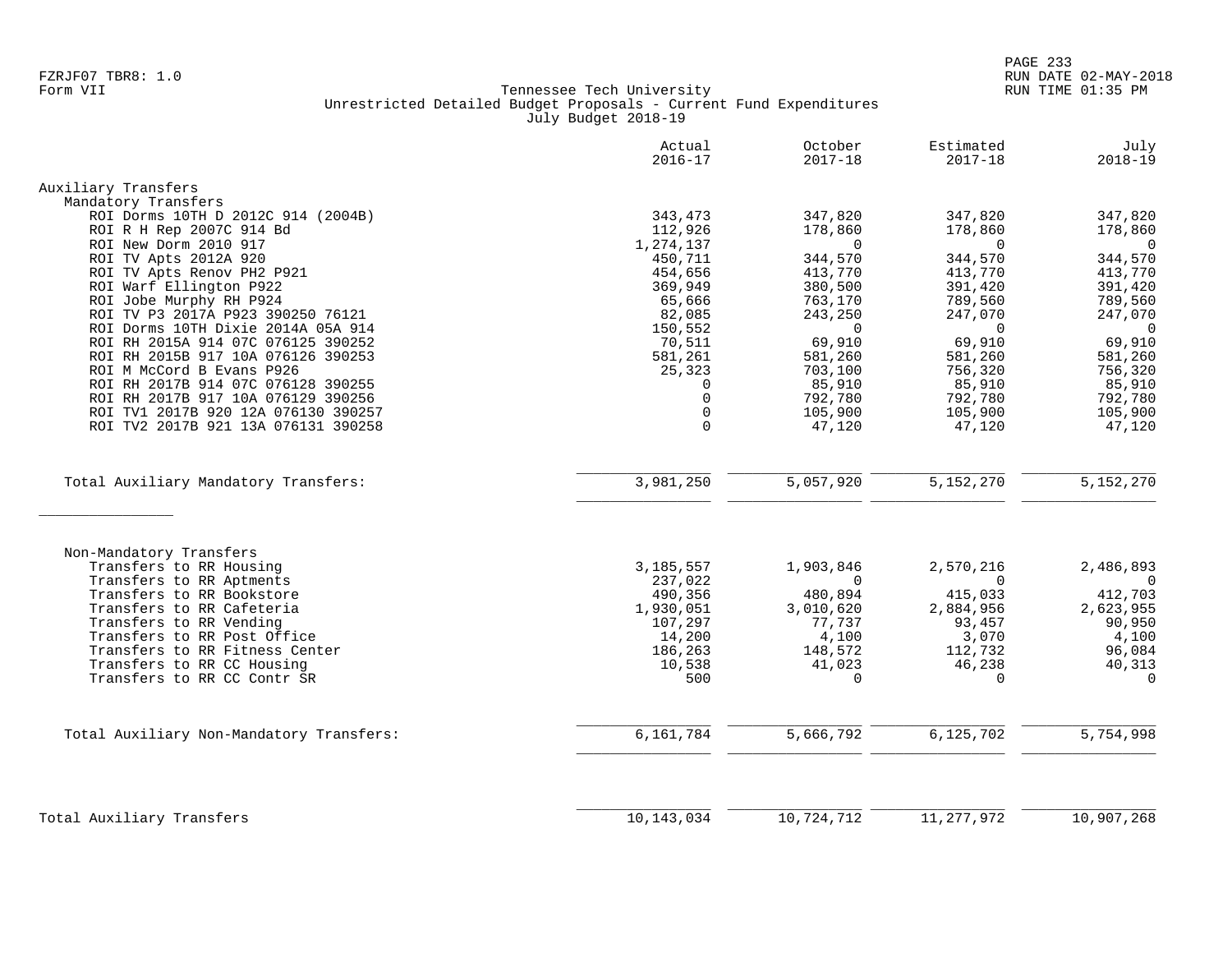FZRJF07 TBR8: 1.0
Form VII

Tennessee Tech University
Unrestricted Detailed Budget Proposals - Current Fund Expenditures
July Budget 2018-19

RUN DATE 02-MAY-2018
RUN TIME 01:35 PM

| | Actual 2016-17 | October 2017-18 | Estimated 2017-18 | July 2018-19 |
|---|---|---|---|---|
| **Auxiliary Transfers** | | | | |
| Mandatory Transfers | | | | |
| ROI Dorms 10TH D 2012C 914 (2004B) | 343,473 | 347,820 | 347,820 | 347,820 |
| ROI R H Rep 2007C 914 Bd | 112,926 | 178,860 | 178,860 | 178,860 |
| ROI New Dorm 2010 917 | 1,274,137 | 0 | 0 | 0 |
| ROI TV Apts 2012A 920 | 450,711 | 344,570 | 344,570 | 344,570 |
| ROI TV Apts Renov PH2 P921 | 454,656 | 413,770 | 413,770 | 413,770 |
| ROI Warf Ellington P922 | 369,949 | 380,500 | 391,420 | 391,420 |
| ROI Jobe Murphy RH P924 | 65,666 | 763,170 | 789,560 | 789,560 |
| ROI TV P3 2017A P923 390250 76121 | 82,085 | 243,250 | 247,070 | 247,070 |
| ROI Dorms 10TH Dixie 2014A 05A 914 | 150,552 | 0 | 0 | 0 |
| ROI RH 2015A 914 07C 076125 390252 | 70,511 | 69,910 | 69,910 | 69,910 |
| ROI RH 2015B 917 10A 076126 390253 | 581,261 | 581,260 | 581,260 | 581,260 |
| ROI M McCord B Evans P926 | 25,323 | 703,100 | 756,320 | 756,320 |
| ROI RH 2017B 914 07C 076128 390255 | 0 | 85,910 | 85,910 | 85,910 |
| ROI RH 2017B 917 10A 076129 390256 | 0 | 792,780 | 792,780 | 792,780 |
| ROI TV1 2017B 920 12A 076130 390257 | 0 | 105,900 | 105,900 | 105,900 |
| ROI TV2 2017B 921 13A 076131 390258 | 0 | 47,120 | 47,120 | 47,120 |
| Total Auxiliary Mandatory Transfers: | 3,981,250 | 5,057,920 | 5,152,270 | 5,152,270 |
| Non-Mandatory Transfers | | | | |
| Transfers to RR Housing | 3,185,557 | 1,903,846 | 2,570,216 | 2,486,893 |
| Transfers to RR Aptments | 237,022 | 0 | 0 | 0 |
| Transfers to RR Bookstore | 490,356 | 480,894 | 415,033 | 412,703 |
| Transfers to RR Cafeteria | 1,930,051 | 3,010,620 | 2,884,956 | 2,623,955 |
| Transfers to RR Vending | 107,297 | 77,737 | 93,457 | 90,950 |
| Transfers to RR Post Office | 14,200 | 4,100 | 3,070 | 4,100 |
| Transfers to RR Fitness Center | 186,263 | 148,572 | 112,732 | 96,084 |
| Transfers to RR CC Housing | 10,538 | 41,023 | 46,238 | 40,313 |
| Transfers to RR CC Contr SR | 500 | 0 | 0 | 0 |
| Total Auxiliary Non-Mandatory Transfers: | 6,161,784 | 5,666,792 | 6,125,702 | 5,754,998 |
| **Total Auxiliary Transfers** | 10,143,034 | 10,724,712 | 11,277,972 | 10,907,268 |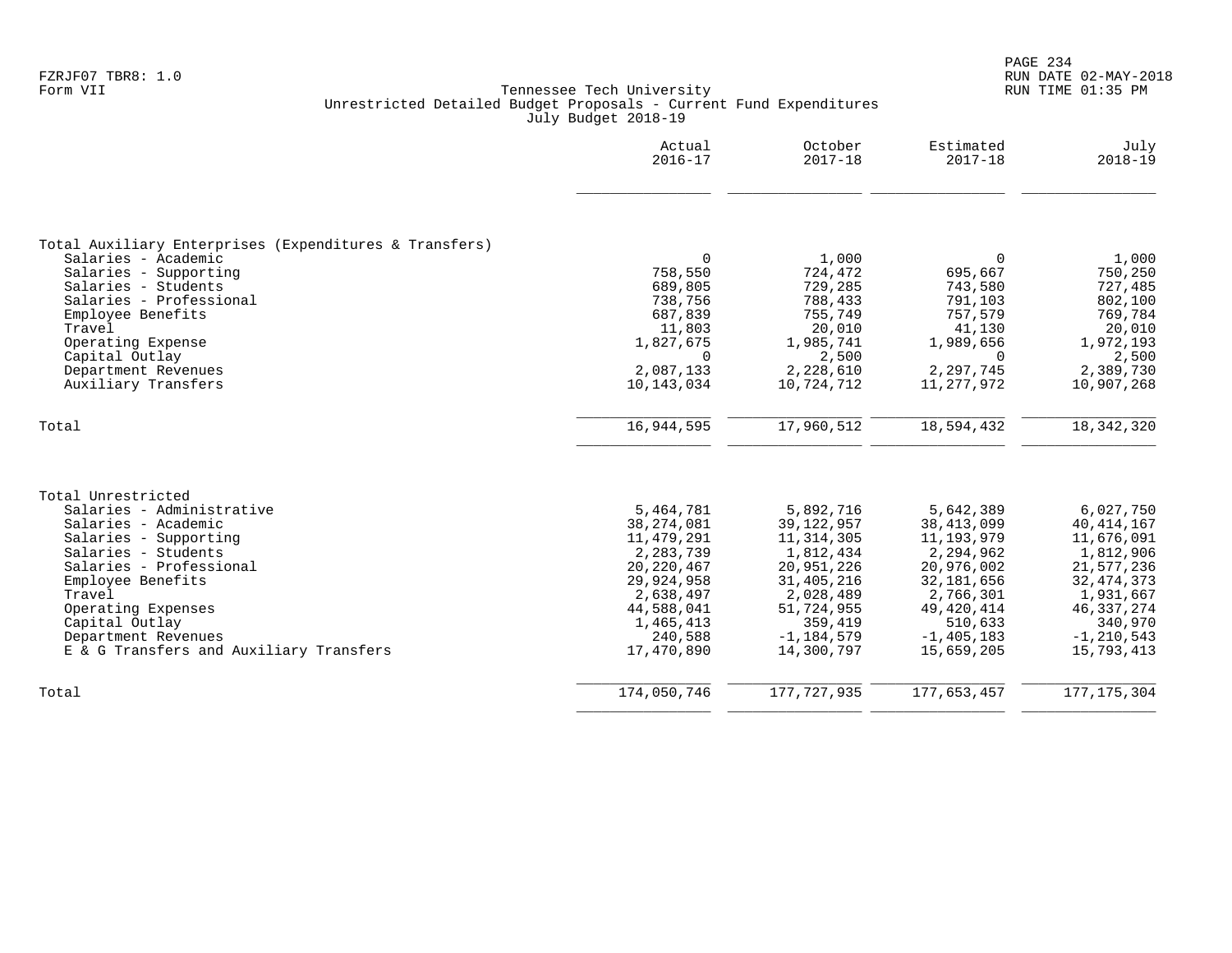FZRJF07 TBR8: 1.0
Form VII

Tennessee Tech University
Unrestricted Detailed Budget Proposals - Current Fund Expenditures
July Budget 2018-19

RUN DATE 02-MAY-2018
RUN TIME 01:35 PM

| | Actual 2016-17 | October 2017-18 | Estimated 2017-18 | July 2018-19 |
|---|---|---|---|---|
| **Total Auxiliary Enterprises (Expenditures & Transfers)** | | | | |
| Salaries - Academic | 0 | 1,000 | 0 | 1,000 |
| Salaries - Supporting | 758,550 | 724,472 | 695,667 | 750,250 |
| Salaries - Students | 689,805 | 729,285 | 743,580 | 727,485 |
| Salaries - Professional | 738,756 | 788,433 | 791,103 | 802,100 |
| Employee Benefits | 687,839 | 755,749 | 757,579 | 769,784 |
| Travel | 11,803 | 20,010 | 41,130 | 20,010 |
| Operating Expense | 1,827,675 | 1,985,741 | 1,989,656 | 1,972,193 |
| Capital Outlay | 0 | 2,500 | 0 | 2,500 |
| Department Revenues | 2,087,133 | 2,228,610 | 2,297,745 | 2,389,730 |
| Auxiliary Transfers | 10,143,034 | 10,724,712 | 11,277,972 | 10,907,268 |
| Total | 16,944,595 | 17,960,512 | 18,594,432 | 18,342,320 |
| **Total Unrestricted** | | | | |
| Salaries - Administrative | 5,464,781 | 5,892,716 | 5,642,389 | 6,027,750 |
| Salaries - Academic | 38,274,081 | 39,122,957 | 38,413,099 | 40,414,167 |
| Salaries - Supporting | 11,479,291 | 11,314,305 | 11,193,979 | 11,676,091 |
| Salaries - Students | 2,283,739 | 1,812,434 | 2,294,962 | 1,812,906 |
| Salaries - Professional | 20,220,467 | 20,951,226 | 20,976,002 | 21,577,236 |
| Employee Benefits | 29,924,958 | 31,405,216 | 32,181,656 | 32,474,373 |
| Travel | 2,638,497 | 2,028,489 | 2,766,301 | 1,931,667 |
| Operating Expenses | 44,588,041 | 51,724,955 | 49,420,414 | 46,337,274 |
| Capital Outlay | 1,465,413 | 359,419 | 510,633 | 340,970 |
| Department Revenues | 240,588 | -1,184,579 | -1,405,183 | -1,210,543 |
| E & G Transfers and Auxiliary Transfers | 17,470,890 | 14,300,797 | 15,659,205 | 15,793,413 |
| Total | 174,050,746 | 177,727,935 | 177,653,457 | 177,175,304 |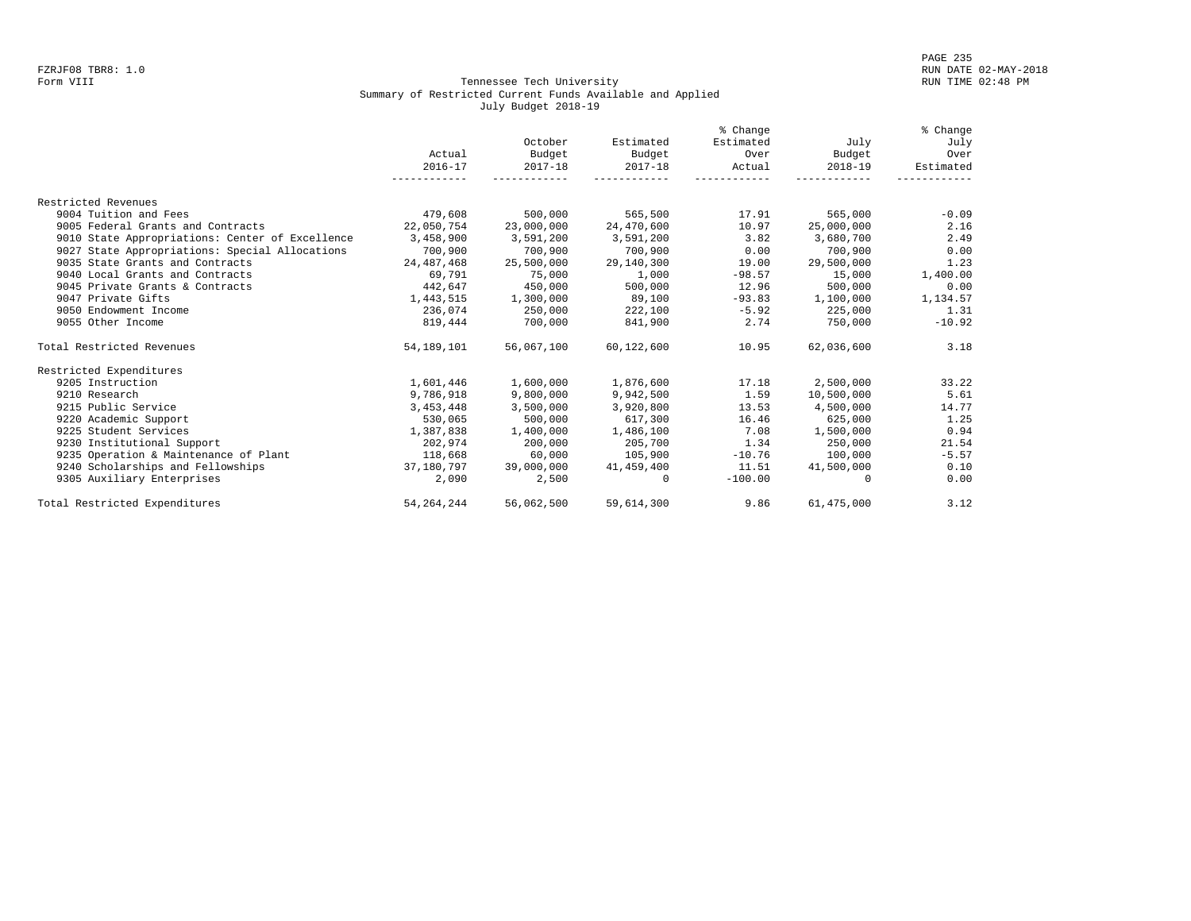Form VIII

# Tennessee Tech University
## Summary of Restricted Current Funds Available and Applied
### July Budget 2018-19

| | Actual 2016-17 | October Budget 2017-18 | Estimated Budget 2017-18 | % Change Estimated Over Actual | July Budget 2018-19 | % Change July Over Estimated |
|---|---|---|---|---|---|---|
| **Restricted Revenues** | | | | | | |
| 9004 Tuition and Fees | 479,608 | 500,000 | 565,500 | 17.91 | 565,000 | -0.09 |
| 9005 Federal Grants and Contracts | 22,050,754 | 23,000,000 | 24,470,600 | 10.97 | 25,000,000 | 2.16 |
| 9010 State Appropriations: Center of Excellence | 3,458,900 | 3,591,200 | 3,591,200 | 3.82 | 3,680,700 | 2.49 |
| 9027 State Appropriations: Special Allocations | 700,900 | 700,900 | 700,900 | 0.00 | 700,900 | 0.00 |
| 9035 State Grants and Contracts | 24,487,468 | 25,500,000 | 29,140,300 | 19.00 | 29,500,000 | 1.23 |
| 9040 Local Grants and Contracts | 69,791 | 75,000 | 1,000 | -98.57 | 15,000 | 1,400.00 |
| 9045 Private Grants & Contracts | 442,647 | 450,000 | 500,000 | 12.96 | 500,000 | 0.00 |
| 9047 Private Gifts | 1,443,515 | 1,300,000 | 89,100 | -93.83 | 1,100,000 | 1,134.57 |
| 9050 Endowment Income | 236,074 | 250,000 | 222,100 | -5.92 | 225,000 | 1.31 |
| 9055 Other Income | 819,444 | 700,000 | 841,900 | 2.74 | 750,000 | -10.92 |
| **Total Restricted Revenues** | 54,189,101 | 56,067,100 | 60,122,600 | 10.95 | 62,036,600 | 3.18 |
| **Restricted Expenditures** | | | | | | |
| 9205 Instruction | 1,601,446 | 1,600,000 | 1,876,600 | 17.18 | 2,500,000 | 33.22 |
| 9210 Research | 9,786,918 | 9,800,000 | 9,942,500 | 1.59 | 10,500,000 | 5.61 |
| 9215 Public Service | 3,453,448 | 3,500,000 | 3,920,800 | 13.53 | 4,500,000 | 14.77 |
| 9220 Academic Support | 530,065 | 500,000 | 617,300 | 16.46 | 625,000 | 1.25 |
| 9225 Student Services | 1,387,838 | 1,400,000 | 1,486,100 | 7.08 | 1,500,000 | 0.94 |
| 9230 Institutional Support | 202,974 | 200,000 | 205,700 | 1.34 | 250,000 | 21.54 |
| 9235 Operation & Maintenance of Plant | 118,668 | 60,000 | 105,900 | -10.76 | 100,000 | -5.57 |
| 9240 Scholarships and Fellowships | 37,180,797 | 39,000,000 | 41,459,400 | 11.51 | 41,500,000 | 0.10 |
| 9305 Auxiliary Enterprises | 2,090 | 2,500 | 0 | -100.00 | 0 | 0.00 |
| **Total Restricted Expenditures** | 54,264,244 | 56,062,500 | 59,614,300 | 9.86 | 61,475,000 | 3.12 |